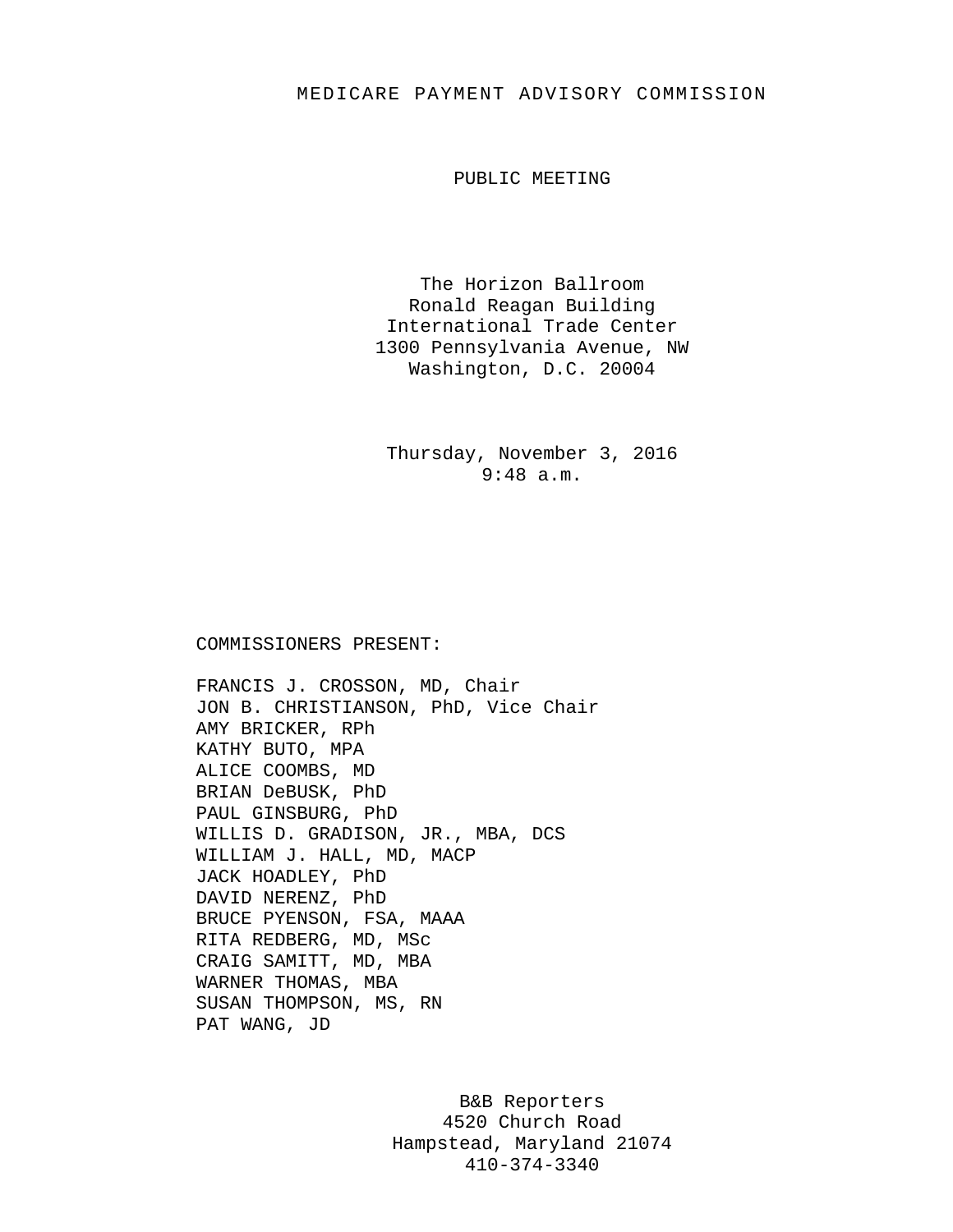# MEDICARE PAYMENT ADVISORY COMMISSION

## PUBLIC MEETING

The Horizon Ballroom
Ronald Reagan Building
International Trade Center
1300 Pennsylvania Avenue, NW
Washington, D.C. 20004

Thursday, November 3, 2016
9:48 a.m.

COMMISSIONERS PRESENT:

FRANCIS J. CROSSON, MD, Chair
JON B. CHRISTIANSON, PhD, Vice Chair
AMY BRICKER, RPh
KATHY BUTO, MPA
ALICE COOMBS, MD
BRIAN DeBUSK, PhD
PAUL GINSBURG, PhD
WILLIS D. GRADISON, JR., MBA, DCS
WILLIAM J. HALL, MD, MACP
JACK HOADLEY, PhD
DAVID NERENZ, PhD
BRUCE PYENSON, FSA, MAAA
RITA REDBERG, MD, MSc
CRAIG SAMITT, MD, MBA
WARNER THOMAS, MBA
SUSAN THOMPSON, MS, RN
PAT WANG, JD

B&B Reporters
4520 Church Road
Hampstead, Maryland 21074
410-374-3340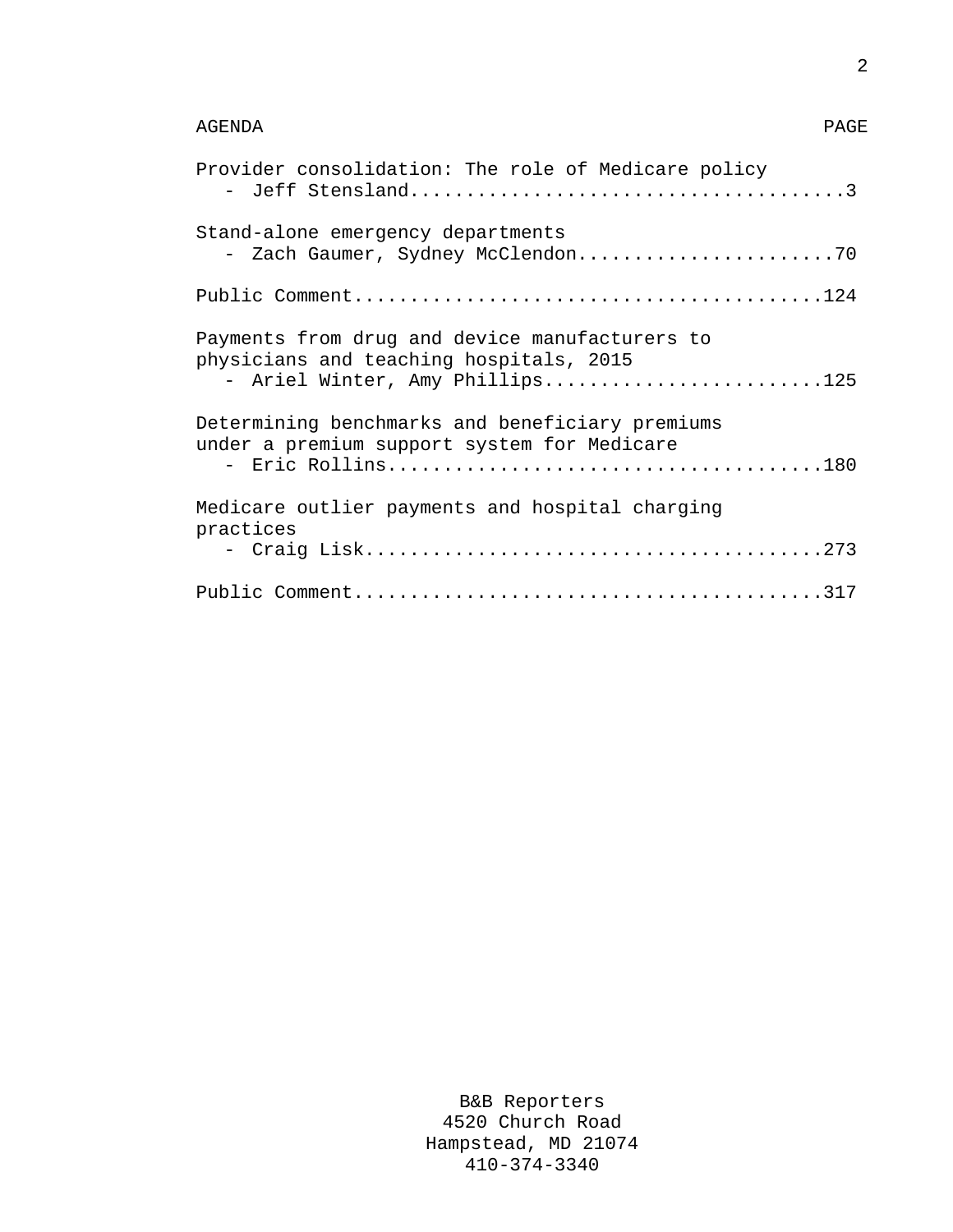| AGENDA | PAGE |
|---|---|
| Provider consolidation: The role of Medicare policy - Jeff Stensland | 3 |
| Stand-alone emergency departments - Zach Gaumer, Sydney McClendon | 70 |
| Public Comment | 124 |
| Payments from drug and device manufacturers to physicians and teaching hospitals, 2015 - Ariel Winter, Amy Phillips | 125 |
| Determining benchmarks and beneficiary premiums under a premium support system for Medicare - Eric Rollins | 180 |
| Medicare outlier payments and hospital charging practices - Craig Lisk | 273 |
| Public Comment | 317 |

B&B Reporters
4520 Church Road
Hampstead, MD 21074
410-374-3340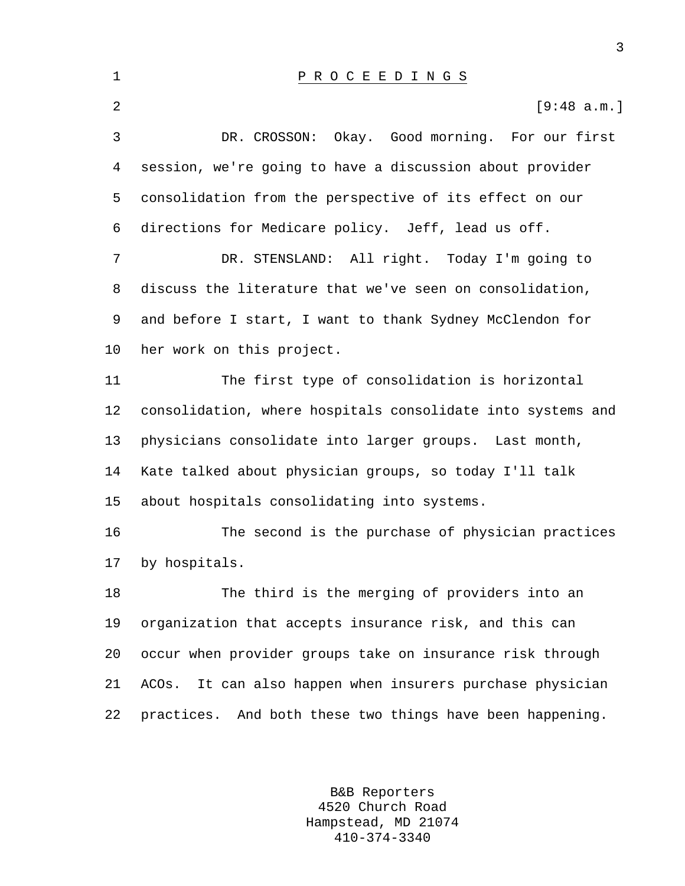P R O C E E D I N G S

[9:48 a.m.]

DR. CROSSON: Okay. Good morning. For our first session, we're going to have a discussion about provider consolidation from the perspective of its effect on our directions for Medicare policy. Jeff, lead us off.

DR. STENSLAND: All right. Today I'm going to discuss the literature that we've seen on consolidation, and before I start, I want to thank Sydney McClendon for her work on this project.

The first type of consolidation is horizontal consolidation, where hospitals consolidate into systems and physicians consolidate into larger groups. Last month, Kate talked about physician groups, so today I'll talk about hospitals consolidating into systems.

The second is the purchase of physician practices by hospitals.

The third is the merging of providers into an organization that accepts insurance risk, and this can occur when provider groups take on insurance risk through ACOs. It can also happen when insurers purchase physician practices. And both these two things have been happening.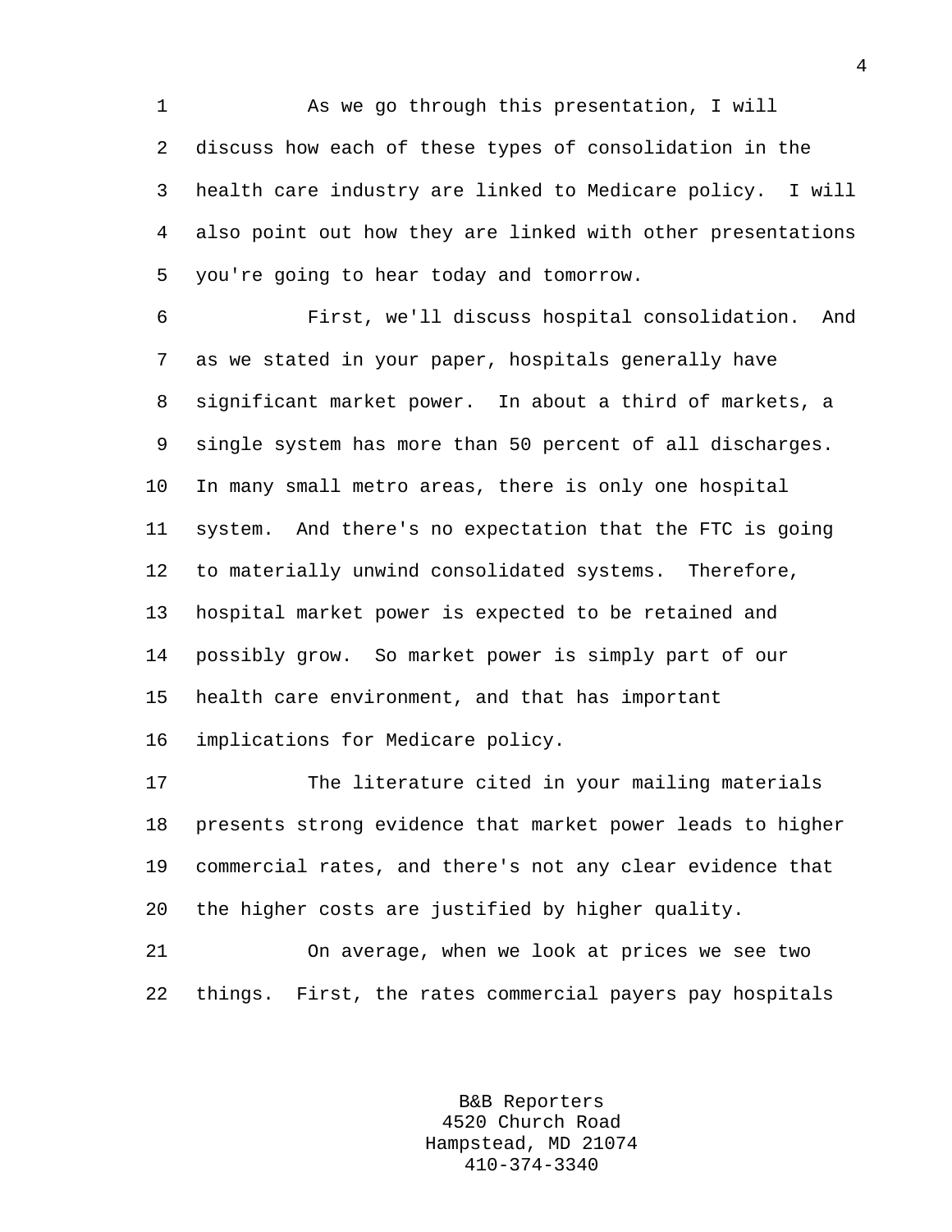As we go through this presentation, I will discuss how each of these types of consolidation in the health care industry are linked to Medicare policy. I will also point out how they are linked with other presentations you're going to hear today and tomorrow.

First, we'll discuss hospital consolidation. And as we stated in your paper, hospitals generally have significant market power. In about a third of markets, a single system has more than 50 percent of all discharges. In many small metro areas, there is only one hospital system. And there's no expectation that the FTC is going to materially unwind consolidated systems. Therefore, hospital market power is expected to be retained and possibly grow. So market power is simply part of our health care environment, and that has important implications for Medicare policy.

The literature cited in your mailing materials presents strong evidence that market power leads to higher commercial rates, and there's not any clear evidence that the higher costs are justified by higher quality.

On average, when we look at prices we see two things. First, the rates commercial payers pay hospitals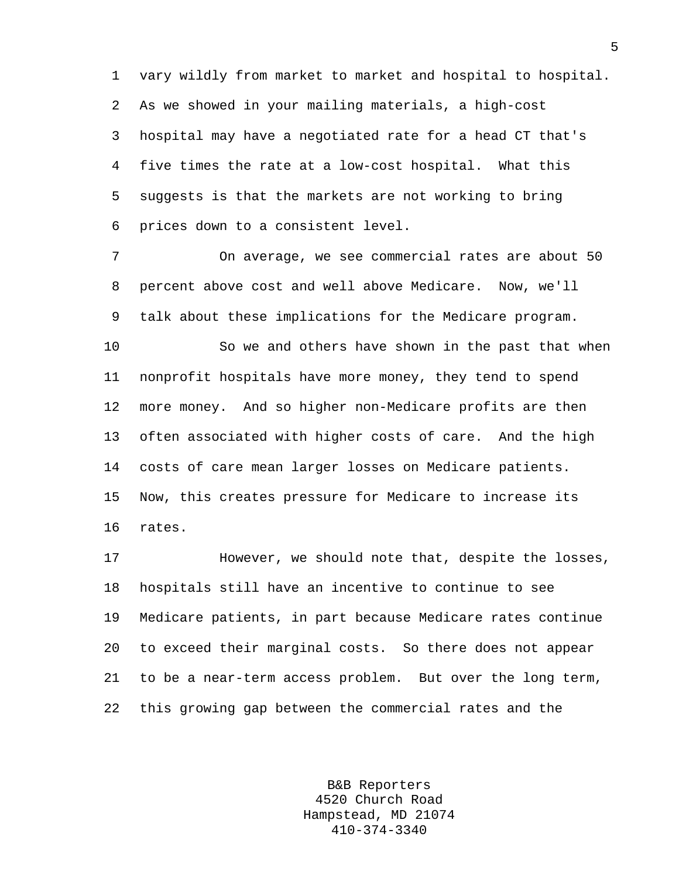vary wildly from market to market and hospital to hospital. As we showed in your mailing materials, a high-cost hospital may have a negotiated rate for a head CT that's five times the rate at a low-cost hospital. What this suggests is that the markets are not working to bring prices down to a consistent level.

On average, we see commercial rates are about 50 percent above cost and well above Medicare. Now, we'll talk about these implications for the Medicare program.

So we and others have shown in the past that when nonprofit hospitals have more money, they tend to spend more money. And so higher non-Medicare profits are then often associated with higher costs of care. And the high costs of care mean larger losses on Medicare patients. Now, this creates pressure for Medicare to increase its rates.

However, we should note that, despite the losses, hospitals still have an incentive to continue to see Medicare patients, in part because Medicare rates continue to exceed their marginal costs. So there does not appear to be a near-term access problem. But over the long term, this growing gap between the commercial rates and the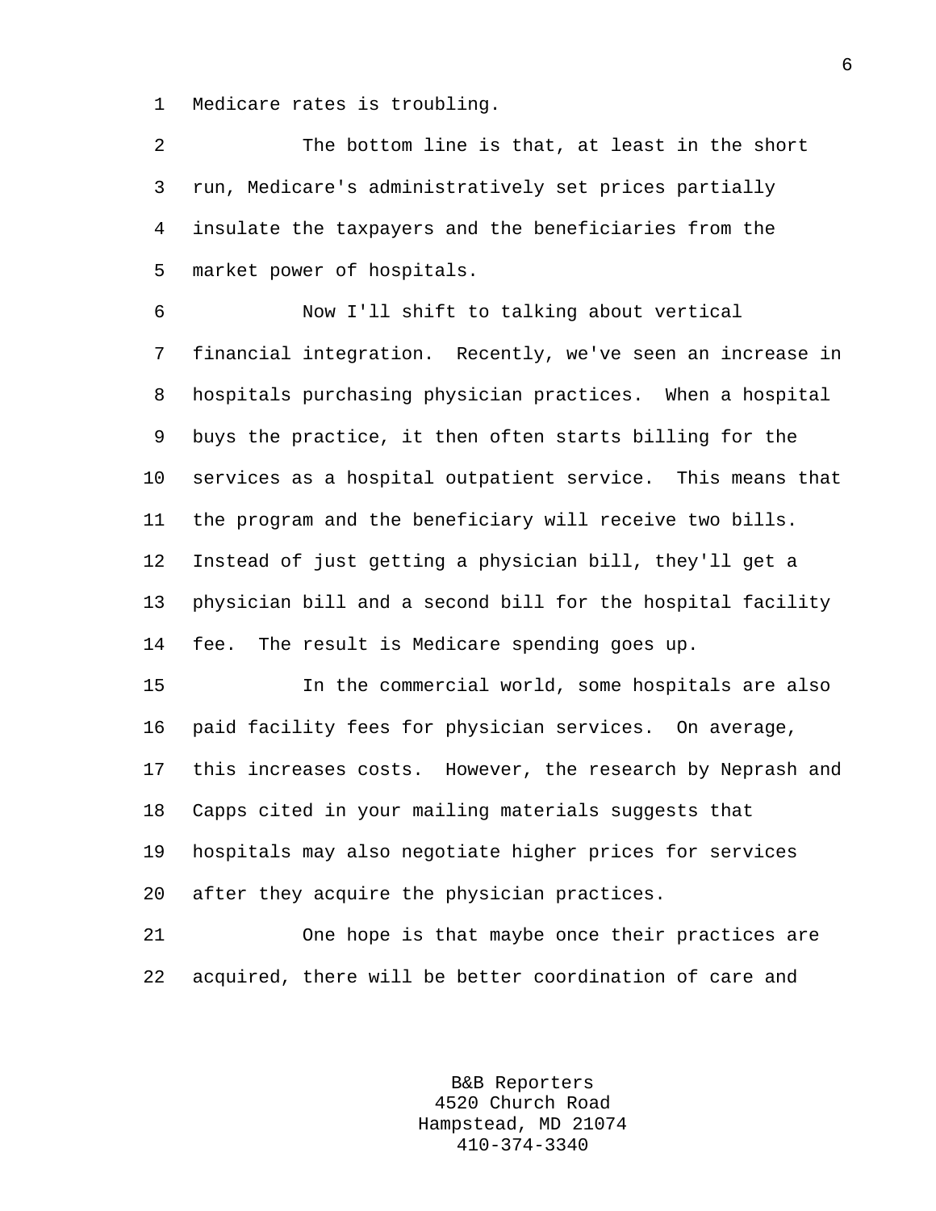Medicare rates is troubling.

The bottom line is that, at least in the short run, Medicare's administratively set prices partially insulate the taxpayers and the beneficiaries from the market power of hospitals.

Now I'll shift to talking about vertical financial integration. Recently, we've seen an increase in hospitals purchasing physician practices. When a hospital buys the practice, it then often starts billing for the services as a hospital outpatient service. This means that the program and the beneficiary will receive two bills. Instead of just getting a physician bill, they'll get a physician bill and a second bill for the hospital facility fee. The result is Medicare spending goes up.

In the commercial world, some hospitals are also paid facility fees for physician services. On average, this increases costs. However, the research by Neprash and Capps cited in your mailing materials suggests that hospitals may also negotiate higher prices for services after they acquire the physician practices.

One hope is that maybe once their practices are acquired, there will be better coordination of care and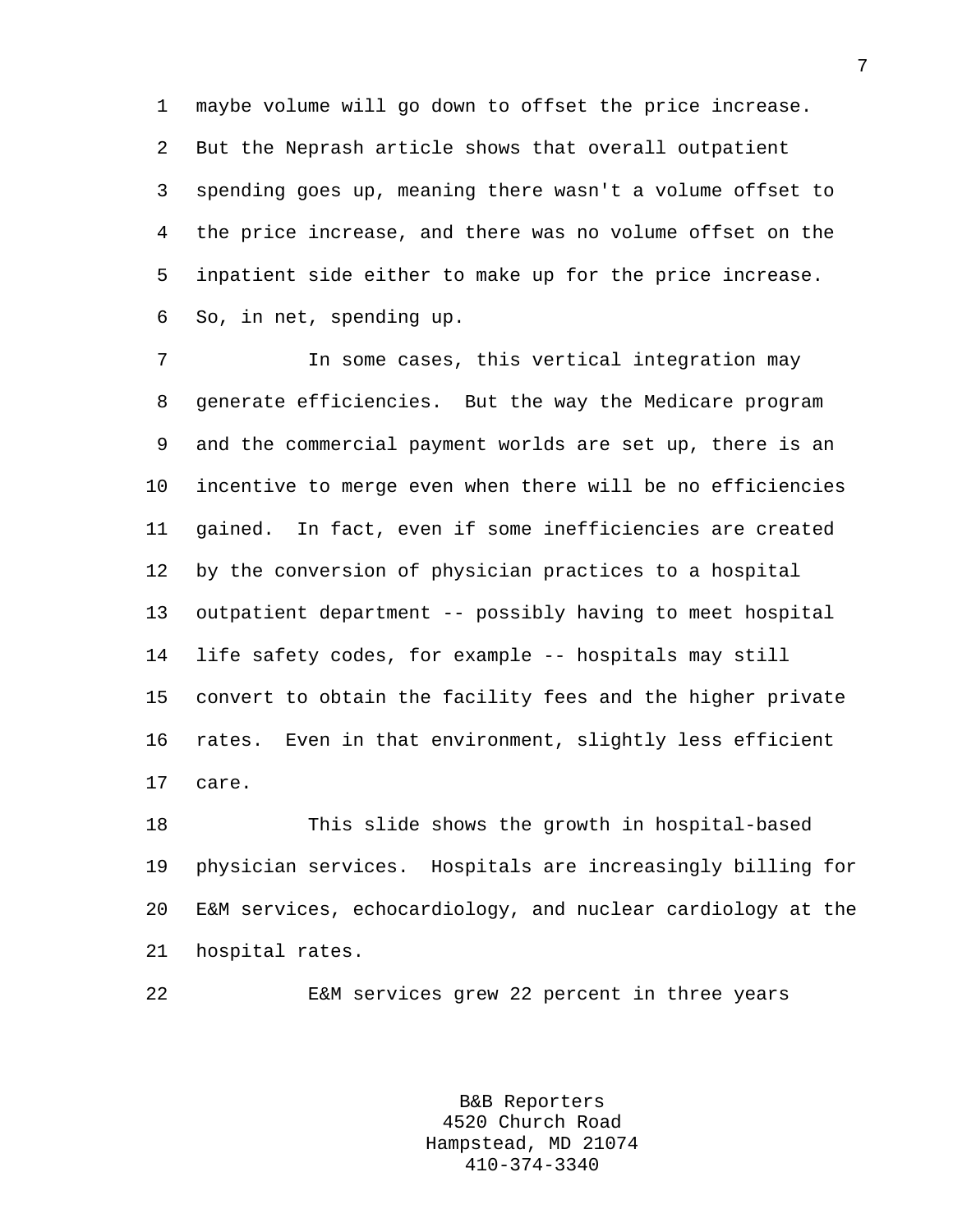maybe volume will go down to offset the price increase. But the Neprash article shows that overall outpatient spending goes up, meaning there wasn't a volume offset to the price increase, and there was no volume offset on the inpatient side either to make up for the price increase. So, in net, spending up.

In some cases, this vertical integration may generate efficiencies. But the way the Medicare program and the commercial payment worlds are set up, there is an incentive to merge even when there will be no efficiencies gained. In fact, even if some inefficiencies are created by the conversion of physician practices to a hospital outpatient department -- possibly having to meet hospital life safety codes, for example -- hospitals may still convert to obtain the facility fees and the higher private rates. Even in that environment, slightly less efficient care.

This slide shows the growth in hospital-based physician services. Hospitals are increasingly billing for E&M services, echocardiology, and nuclear cardiology at the hospital rates.

E&M services grew 22 percent in three years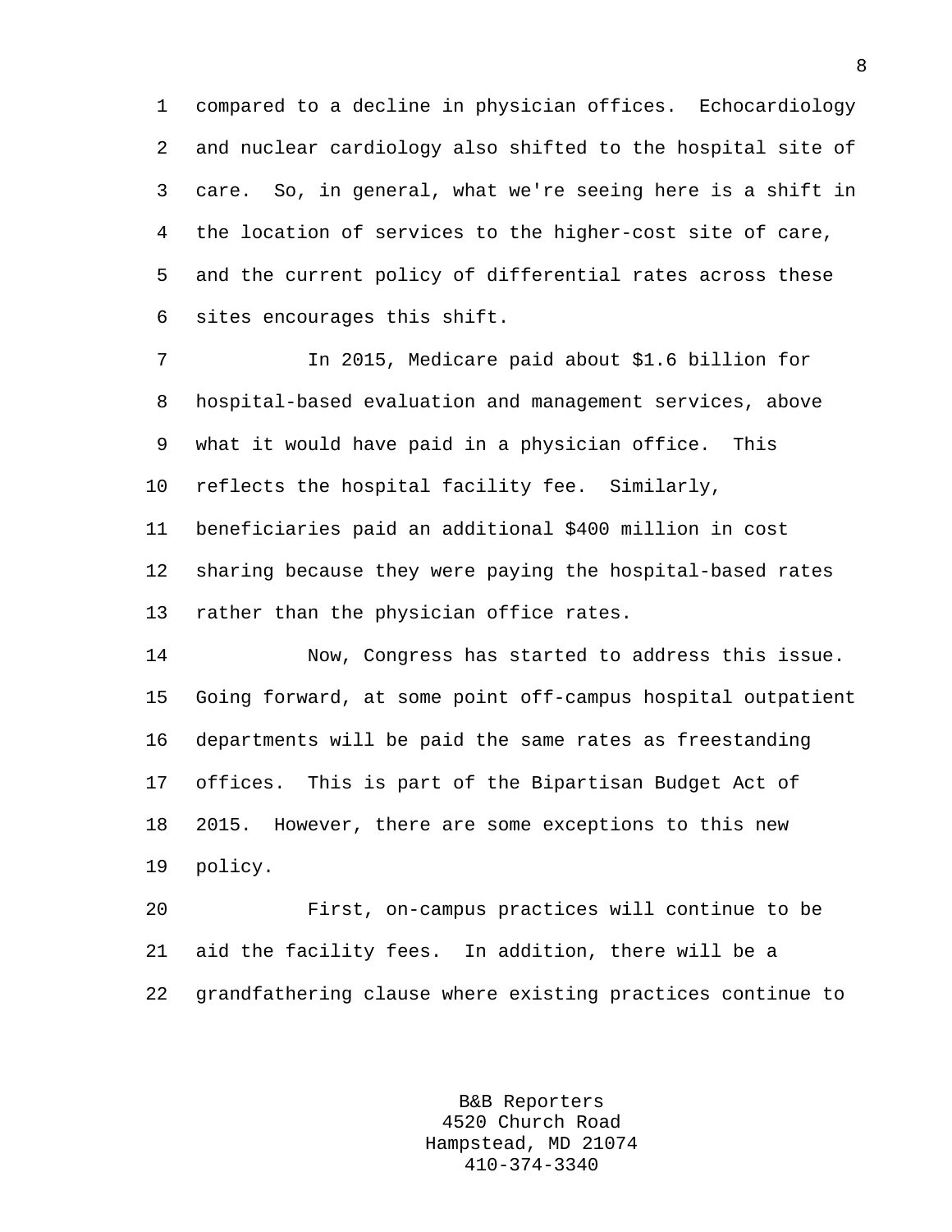compared to a decline in physician offices. Echocardiology and nuclear cardiology also shifted to the hospital site of care. So, in general, what we're seeing here is a shift in the location of services to the higher-cost site of care, and the current policy of differential rates across these sites encourages this shift.

In 2015, Medicare paid about $1.6 billion for hospital-based evaluation and management services, above what it would have paid in a physician office. This reflects the hospital facility fee. Similarly, beneficiaries paid an additional $400 million in cost sharing because they were paying the hospital-based rates rather than the physician office rates.

Now, Congress has started to address this issue. Going forward, at some point off-campus hospital outpatient departments will be paid the same rates as freestanding offices. This is part of the Bipartisan Budget Act of 2015. However, there are some exceptions to this new policy.

First, on-campus practices will continue to be aid the facility fees. In addition, there will be a grandfathering clause where existing practices continue to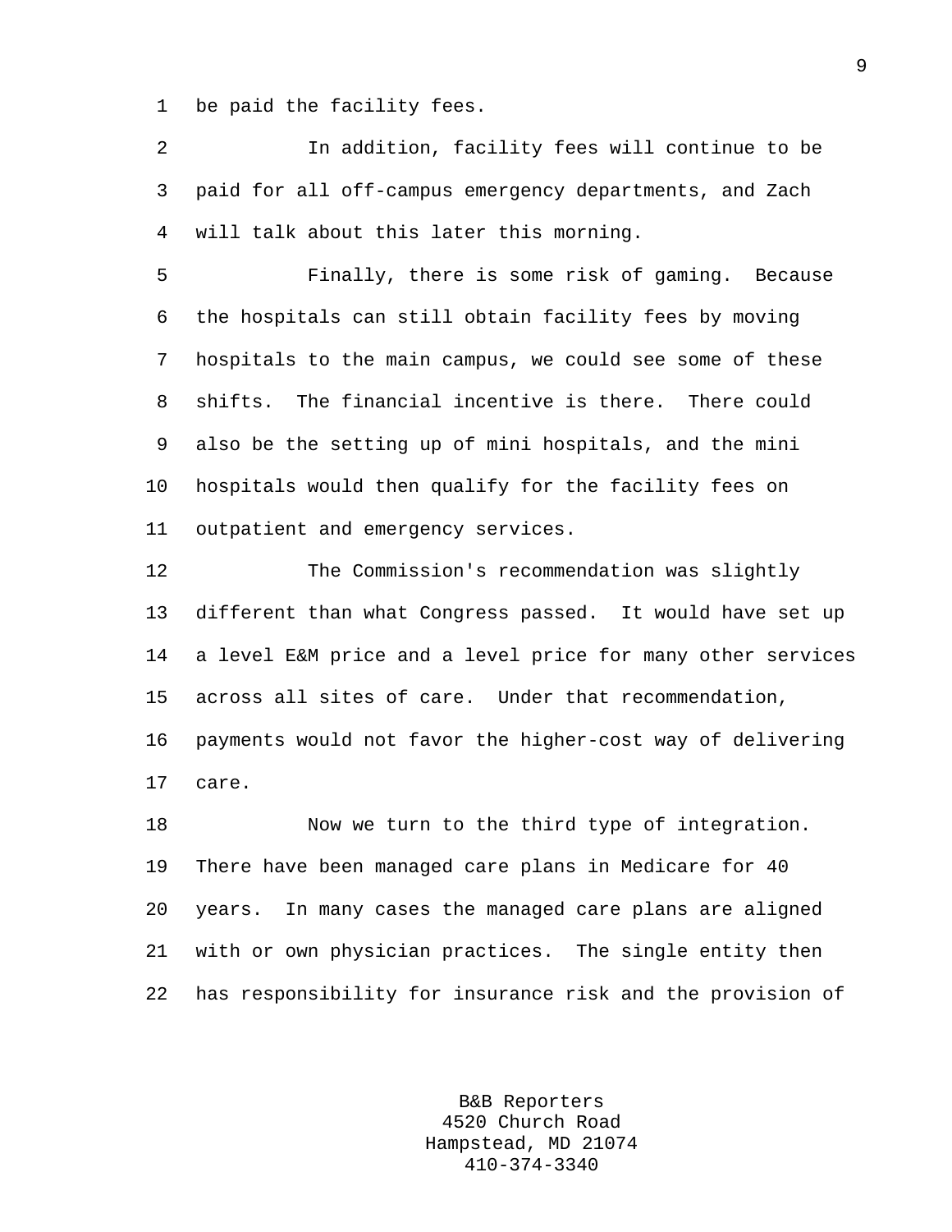be paid the facility fees.

In addition, facility fees will continue to be paid for all off-campus emergency departments, and Zach will talk about this later this morning.

Finally, there is some risk of gaming. Because the hospitals can still obtain facility fees by moving hospitals to the main campus, we could see some of these shifts. The financial incentive is there. There could also be the setting up of mini hospitals, and the mini hospitals would then qualify for the facility fees on outpatient and emergency services.

The Commission's recommendation was slightly different than what Congress passed. It would have set up a level E&M price and a level price for many other services across all sites of care. Under that recommendation, payments would not favor the higher-cost way of delivering care.

Now we turn to the third type of integration. There have been managed care plans in Medicare for 40 years. In many cases the managed care plans are aligned with or own physician practices. The single entity then has responsibility for insurance risk and the provision of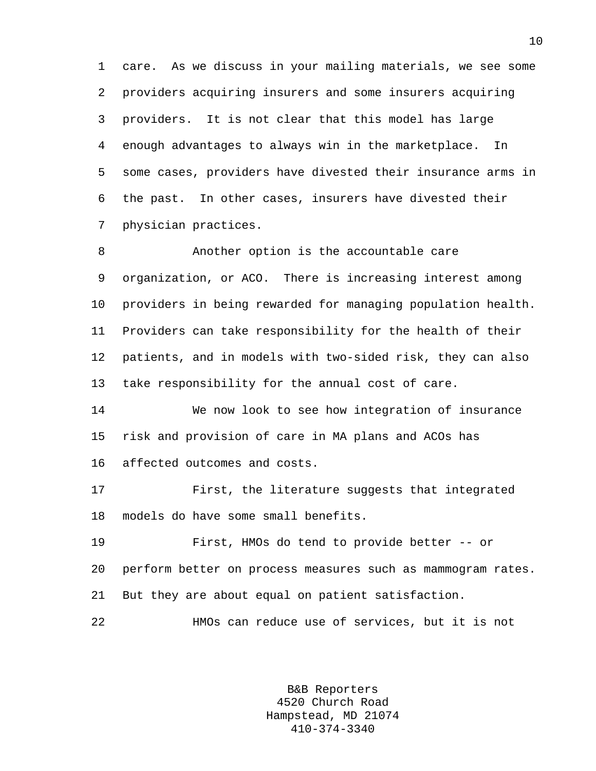care. As we discuss in your mailing materials, we see some providers acquiring insurers and some insurers acquiring providers. It is not clear that this model has large enough advantages to always win in the marketplace. In some cases, providers have divested their insurance arms in the past. In other cases, insurers have divested their physician practices.

Another option is the accountable care organization, or ACO. There is increasing interest among providers in being rewarded for managing population health. Providers can take responsibility for the health of their patients, and in models with two-sided risk, they can also take responsibility for the annual cost of care.

We now look to see how integration of insurance risk and provision of care in MA plans and ACOs has affected outcomes and costs.

First, the literature suggests that integrated models do have some small benefits.

First, HMOs do tend to provide better -- or perform better on process measures such as mammogram rates. But they are about equal on patient satisfaction.

HMOs can reduce use of services, but it is not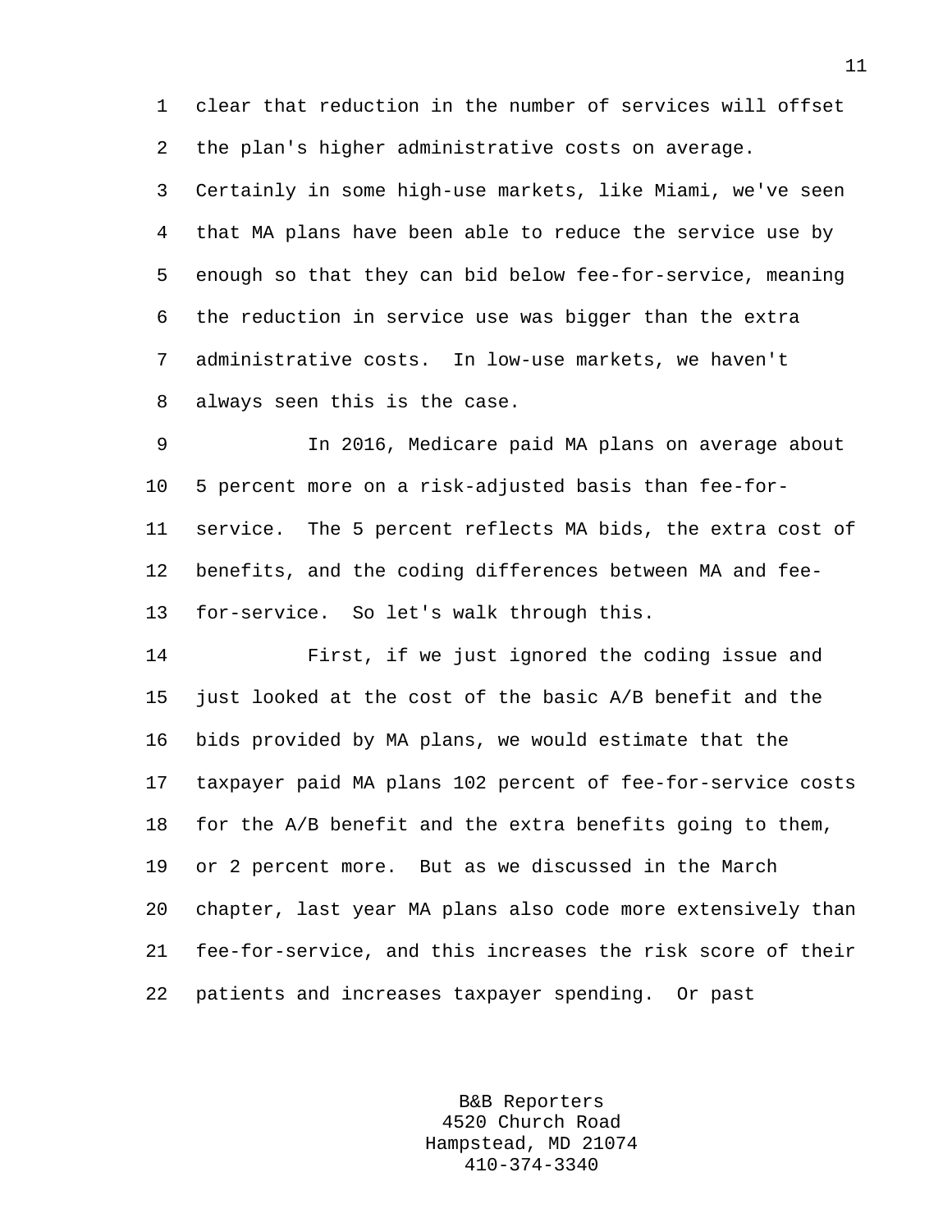clear that reduction in the number of services will offset the plan's higher administrative costs on average. Certainly in some high-use markets, like Miami, we've seen that MA plans have been able to reduce the service use by enough so that they can bid below fee-for-service, meaning the reduction in service use was bigger than the extra administrative costs. In low-use markets, we haven't always seen this is the case.

In 2016, Medicare paid MA plans on average about 5 percent more on a risk-adjusted basis than fee-for-service. The 5 percent reflects MA bids, the extra cost of benefits, and the coding differences between MA and fee-for-service. So let's walk through this.

First, if we just ignored the coding issue and just looked at the cost of the basic A/B benefit and the bids provided by MA plans, we would estimate that the taxpayer paid MA plans 102 percent of fee-for-service costs for the A/B benefit and the extra benefits going to them, or 2 percent more. But as we discussed in the March chapter, last year MA plans also code more extensively than fee-for-service, and this increases the risk score of their patients and increases taxpayer spending. Or past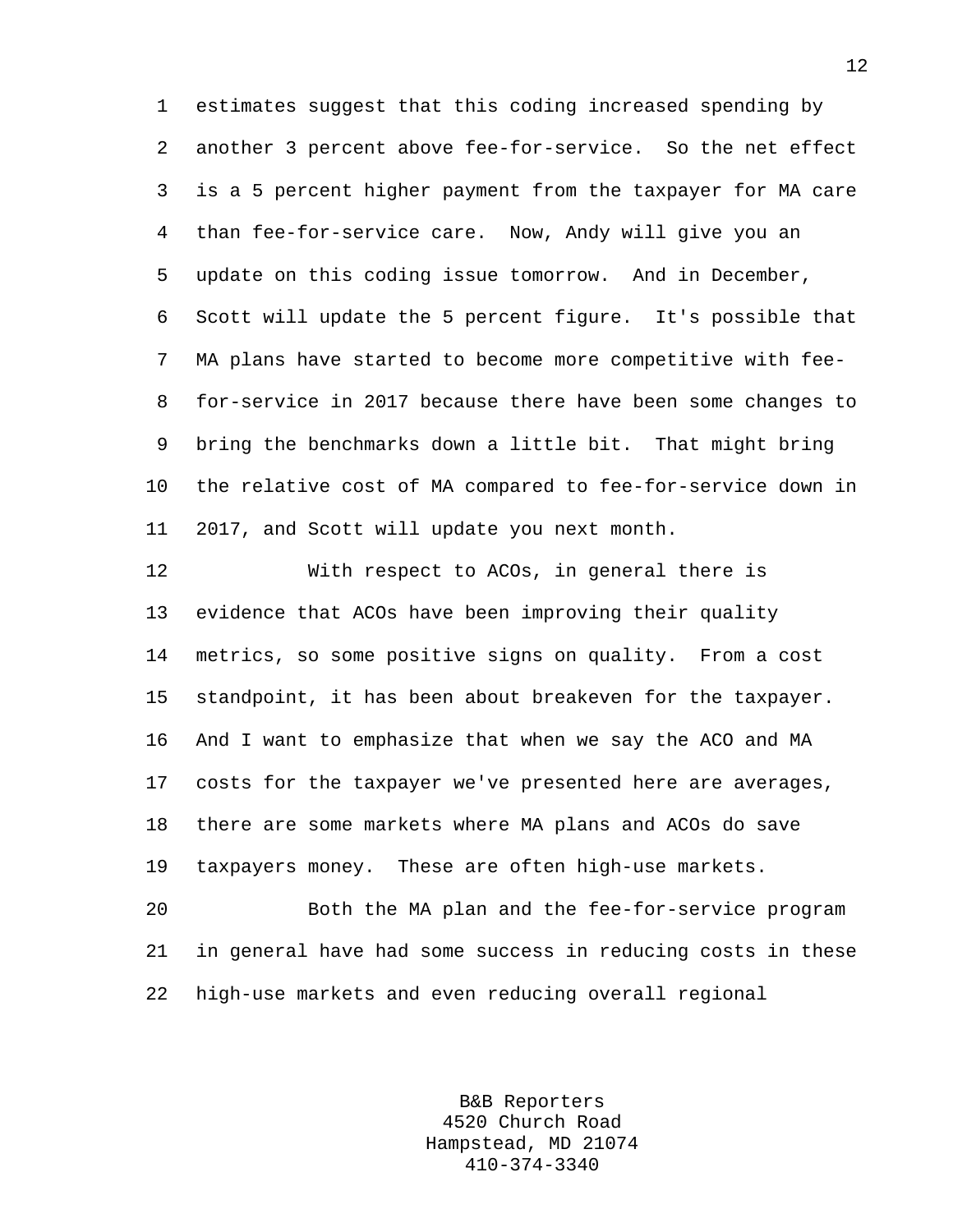estimates suggest that this coding increased spending by another 3 percent above fee-for-service. So the net effect is a 5 percent higher payment from the taxpayer for MA care than fee-for-service care. Now, Andy will give you an update on this coding issue tomorrow. And in December, Scott will update the 5 percent figure. It's possible that MA plans have started to become more competitive with fee-for-service in 2017 because there have been some changes to bring the benchmarks down a little bit. That might bring the relative cost of MA compared to fee-for-service down in 2017, and Scott will update you next month.

With respect to ACOs, in general there is evidence that ACOs have been improving their quality metrics, so some positive signs on quality. From a cost standpoint, it has been about breakeven for the taxpayer. And I want to emphasize that when we say the ACO and MA costs for the taxpayer we've presented here are averages, there are some markets where MA plans and ACOs do save taxpayers money. These are often high-use markets.

Both the MA plan and the fee-for-service program in general have had some success in reducing costs in these high-use markets and even reducing overall regional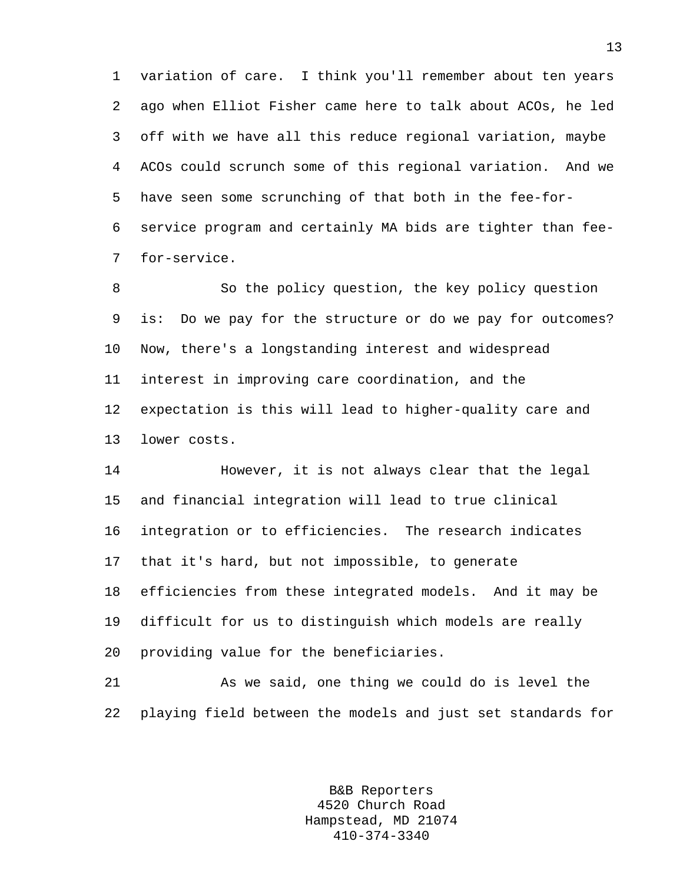variation of care. I think you'll remember about ten years ago when Elliot Fisher came here to talk about ACOs, he led off with we have all this reduce regional variation, maybe ACOs could scrunch some of this regional variation. And we have seen some scrunching of that both in the fee-for-service program and certainly MA bids are tighter than fee-for-service.

So the policy question, the key policy question is: Do we pay for the structure or do we pay for outcomes? Now, there's a longstanding interest and widespread interest in improving care coordination, and the expectation is this will lead to higher-quality care and lower costs.

However, it is not always clear that the legal and financial integration will lead to true clinical integration or to efficiencies. The research indicates that it's hard, but not impossible, to generate efficiencies from these integrated models. And it may be difficult for us to distinguish which models are really providing value for the beneficiaries.

As we said, one thing we could do is level the playing field between the models and just set standards for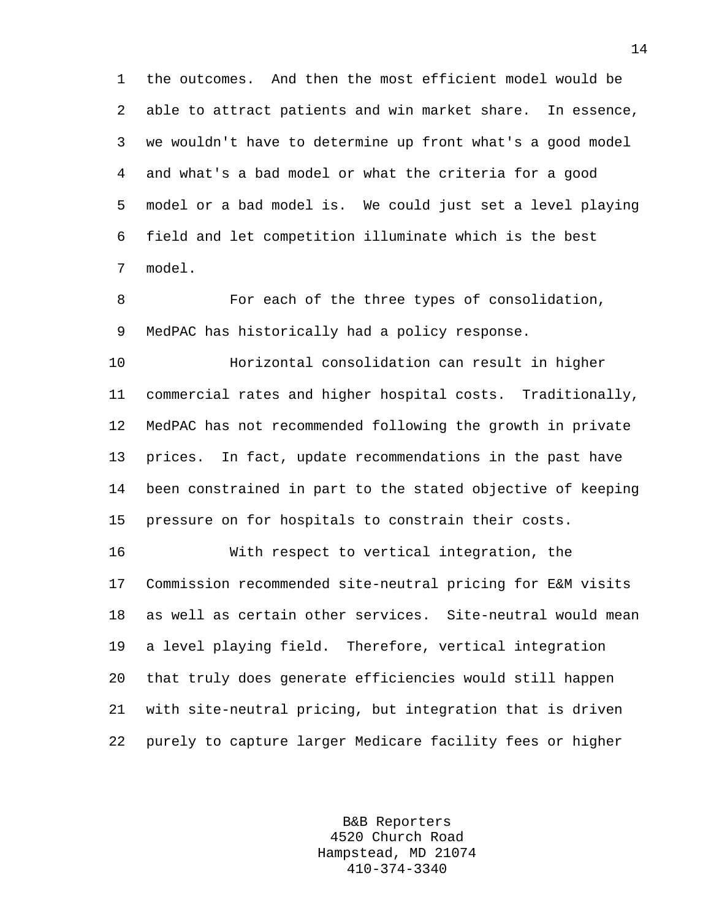the outcomes. And then the most efficient model would be able to attract patients and win market share. In essence, we wouldn't have to determine up front what's a good model and what's a bad model or what the criteria for a good model or a bad model is. We could just set a level playing field and let competition illuminate which is the best model.

For each of the three types of consolidation, MedPAC has historically had a policy response.

Horizontal consolidation can result in higher commercial rates and higher hospital costs. Traditionally, MedPAC has not recommended following the growth in private prices. In fact, update recommendations in the past have been constrained in part to the stated objective of keeping pressure on for hospitals to constrain their costs.

With respect to vertical integration, the Commission recommended site-neutral pricing for E&M visits as well as certain other services. Site-neutral would mean a level playing field. Therefore, vertical integration that truly does generate efficiencies would still happen with site-neutral pricing, but integration that is driven purely to capture larger Medicare facility fees or higher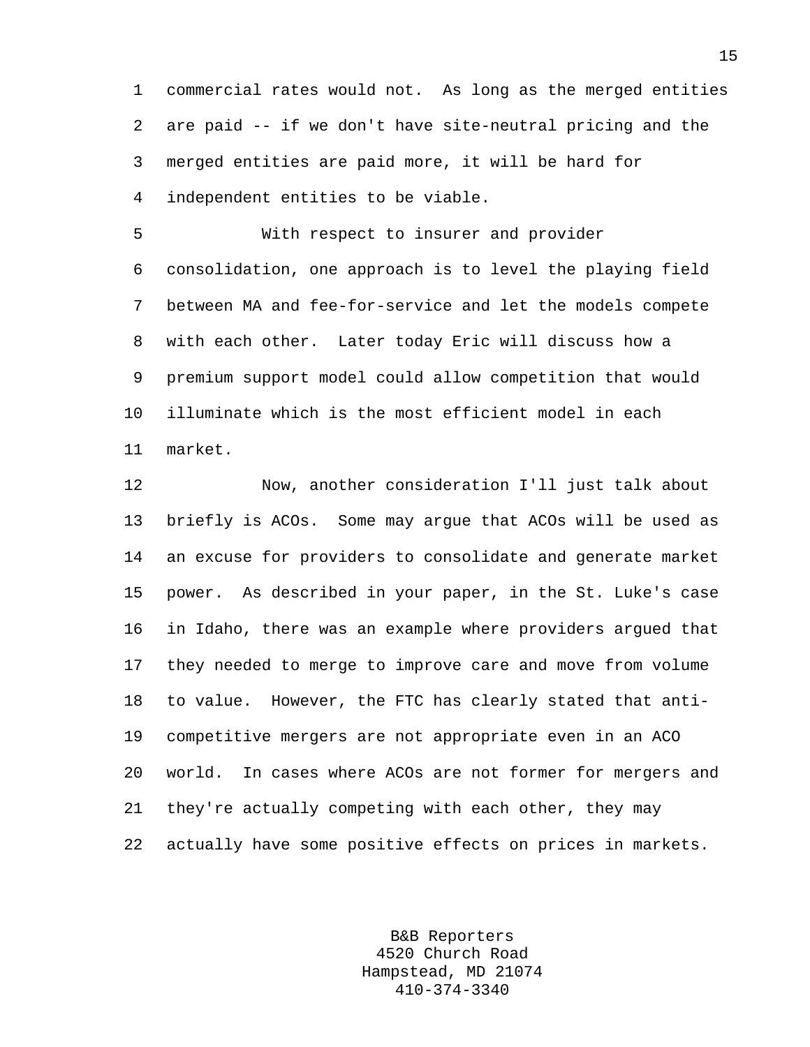commercial rates would not. As long as the merged entities are paid -- if we don't have site-neutral pricing and the merged entities are paid more, it will be hard for independent entities to be viable.

With respect to insurer and provider consolidation, one approach is to level the playing field between MA and fee-for-service and let the models compete with each other. Later today Eric will discuss how a premium support model could allow competition that would illuminate which is the most efficient model in each market.

Now, another consideration I'll just talk about briefly is ACOs. Some may argue that ACOs will be used as an excuse for providers to consolidate and generate market power. As described in your paper, in the St. Luke's case in Idaho, there was an example where providers argued that they needed to merge to improve care and move from volume to value. However, the FTC has clearly stated that anti-competitive mergers are not appropriate even in an ACO world. In cases where ACOs are not former for mergers and they're actually competing with each other, they may actually have some positive effects on prices in markets.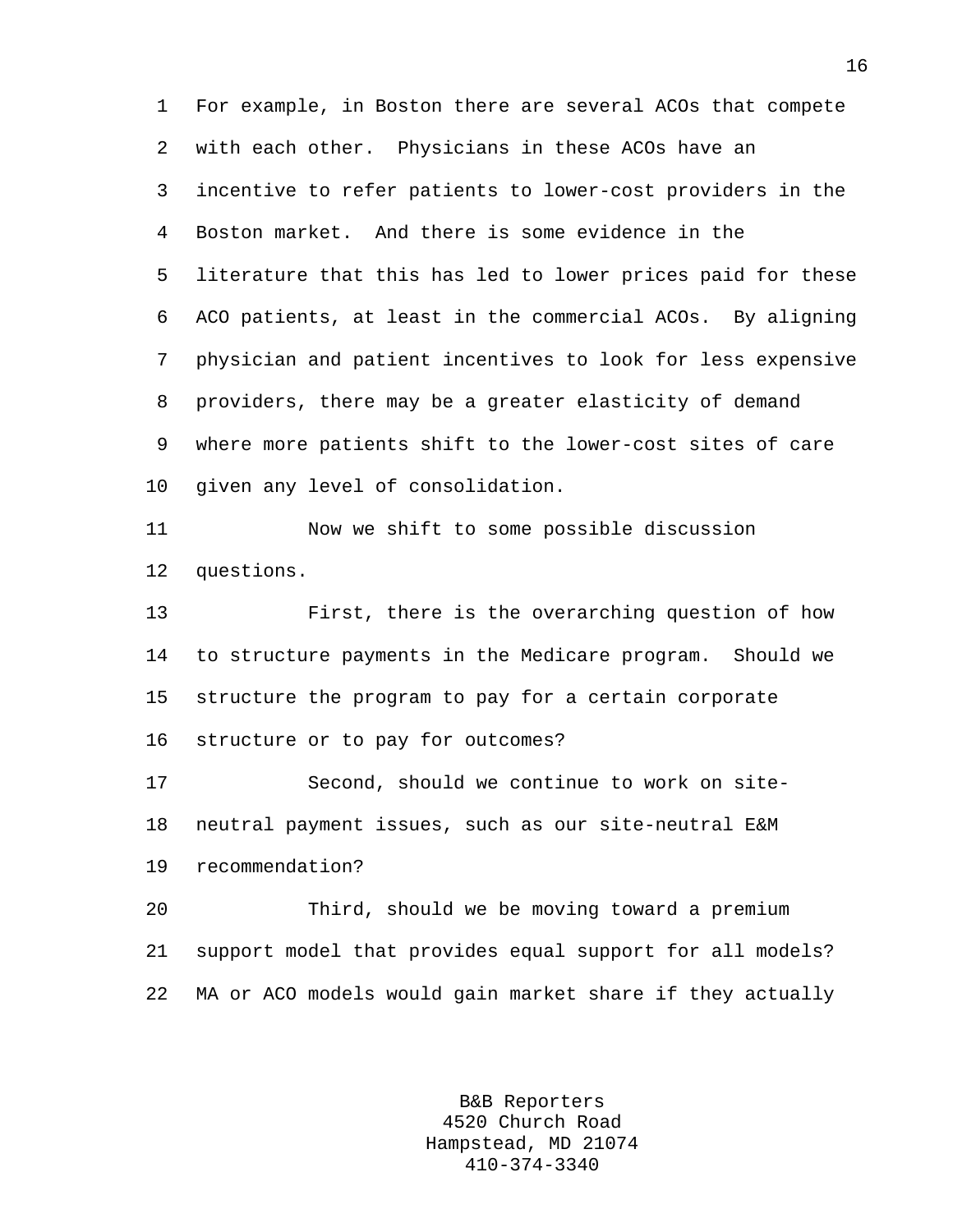For example, in Boston there are several ACOs that compete with each other. Physicians in these ACOs have an incentive to refer patients to lower-cost providers in the Boston market. And there is some evidence in the literature that this has led to lower prices paid for these ACO patients, at least in the commercial ACOs. By aligning physician and patient incentives to look for less expensive providers, there may be a greater elasticity of demand where more patients shift to the lower-cost sites of care given any level of consolidation.

Now we shift to some possible discussion questions.

First, there is the overarching question of how to structure payments in the Medicare program. Should we structure the program to pay for a certain corporate structure or to pay for outcomes?

Second, should we continue to work on site-neutral payment issues, such as our site-neutral E&M recommendation?

Third, should we be moving toward a premium support model that provides equal support for all models? MA or ACO models would gain market share if they actually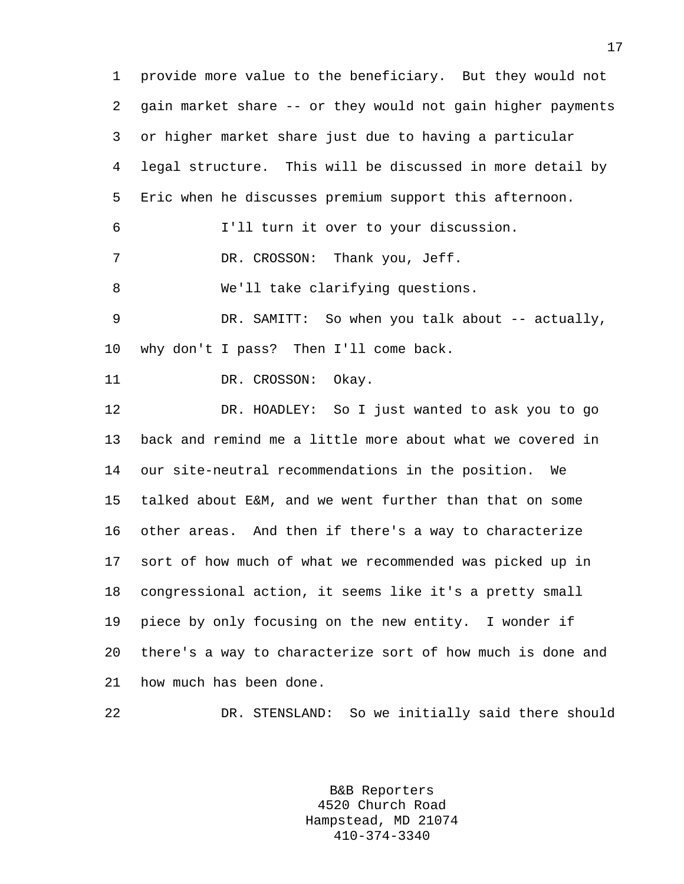provide more value to the beneficiary. But they would not gain market share -- or they would not gain higher payments or higher market share just due to having a particular legal structure. This will be discussed in more detail by Eric when he discusses premium support this afternoon.

I'll turn it over to your discussion.

DR. CROSSON: Thank you, Jeff.

We'll take clarifying questions.

DR. SAMITT: So when you talk about -- actually, why don't I pass? Then I'll come back.

DR. CROSSON: Okay.

DR. HOADLEY: So I just wanted to ask you to go back and remind me a little more about what we covered in our site-neutral recommendations in the position. We talked about E&M, and we went further than that on some other areas. And then if there's a way to characterize sort of how much of what we recommended was picked up in congressional action, it seems like it's a pretty small piece by only focusing on the new entity. I wonder if there's a way to characterize sort of how much is done and how much has been done.

DR. STENSLAND: So we initially said there should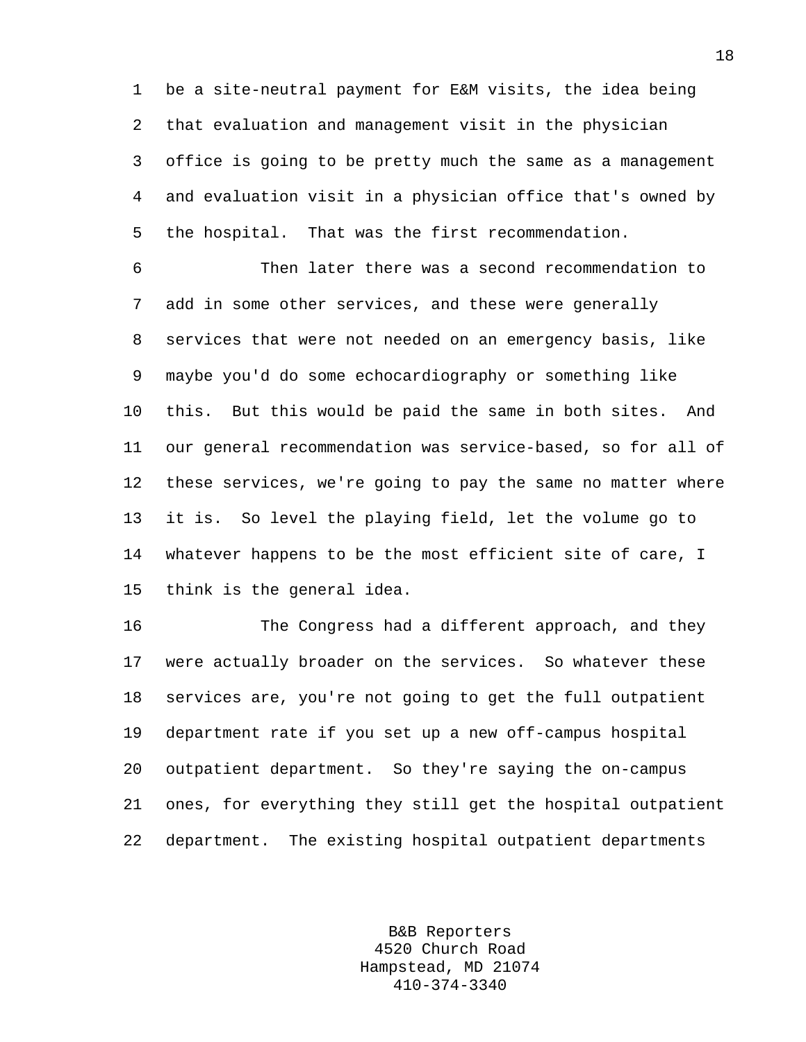be a site-neutral payment for E&M visits, the idea being that evaluation and management visit in the physician office is going to be pretty much the same as a management and evaluation visit in a physician office that's owned by the hospital. That was the first recommendation.

Then later there was a second recommendation to add in some other services, and these were generally services that were not needed on an emergency basis, like maybe you'd do some echocardiography or something like this. But this would be paid the same in both sites. And our general recommendation was service-based, so for all of these services, we're going to pay the same no matter where it is. So level the playing field, let the volume go to whatever happens to be the most efficient site of care, I think is the general idea.

The Congress had a different approach, and they were actually broader on the services. So whatever these services are, you're not going to get the full outpatient department rate if you set up a new off-campus hospital outpatient department. So they're saying the on-campus ones, for everything they still get the hospital outpatient department. The existing hospital outpatient departments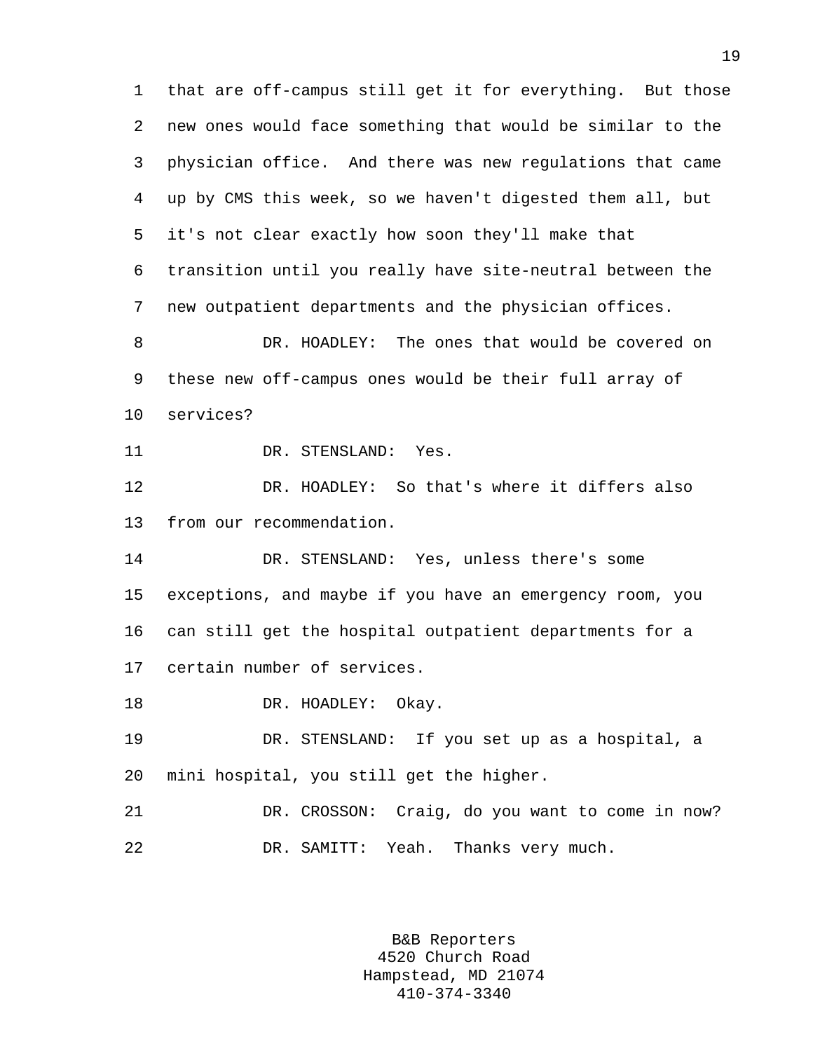that are off-campus still get it for everything. But those new ones would face something that would be similar to the physician office. And there was new regulations that came up by CMS this week, so we haven't digested them all, but it's not clear exactly how soon they'll make that transition until you really have site-neutral between the new outpatient departments and the physician offices.

DR. HOADLEY: The ones that would be covered on these new off-campus ones would be their full array of services?

DR. STENSLAND: Yes.

DR. HOADLEY: So that's where it differs also from our recommendation.

DR. STENSLAND: Yes, unless there's some exceptions, and maybe if you have an emergency room, you can still get the hospital outpatient departments for a certain number of services.

DR. HOADLEY: Okay.

DR. STENSLAND: If you set up as a hospital, a mini hospital, you still get the higher.

DR. CROSSON: Craig, do you want to come in now?

DR. SAMITT: Yeah. Thanks very much.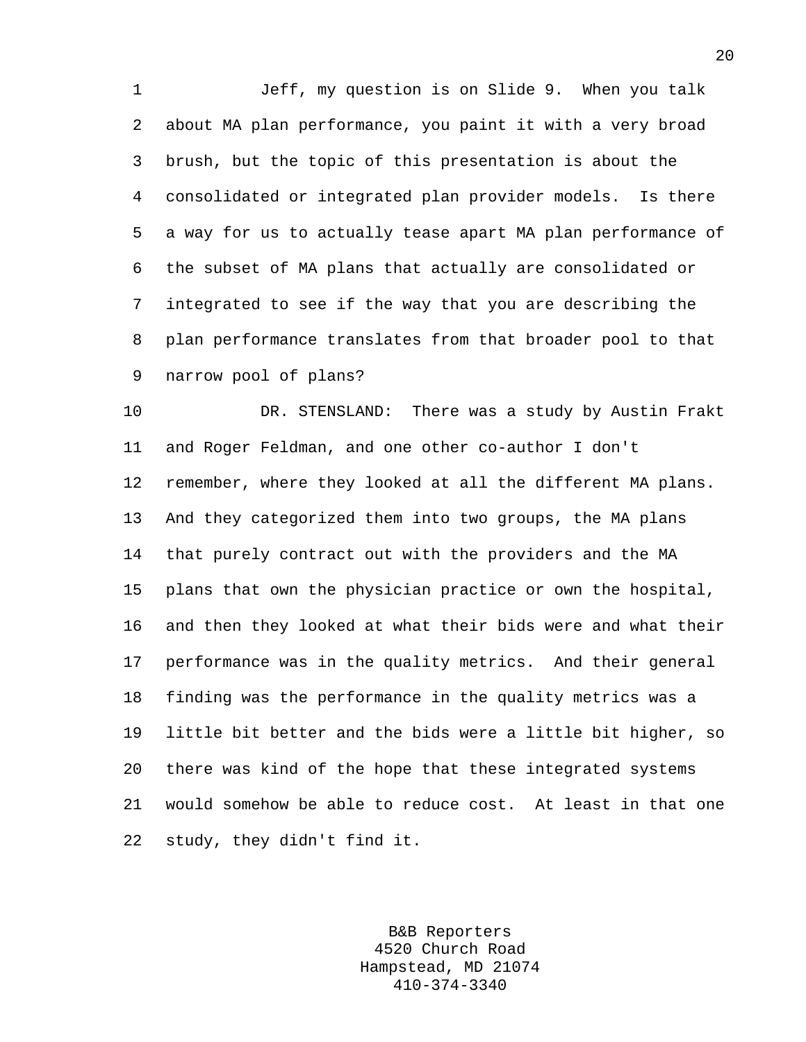Jeff, my question is on Slide 9. When you talk about MA plan performance, you paint it with a very broad brush, but the topic of this presentation is about the consolidated or integrated plan provider models. Is there a way for us to actually tease apart MA plan performance of the subset of MA plans that actually are consolidated or integrated to see if the way that you are describing the plan performance translates from that broader pool to that narrow pool of plans?

DR. STENSLAND: There was a study by Austin Frakt and Roger Feldman, and one other co-author I don't remember, where they looked at all the different MA plans. And they categorized them into two groups, the MA plans that purely contract out with the providers and the MA plans that own the physician practice or own the hospital, and then they looked at what their bids were and what their performance was in the quality metrics. And their general finding was the performance in the quality metrics was a little bit better and the bids were a little bit higher, so there was kind of the hope that these integrated systems would somehow be able to reduce cost. At least in that one study, they didn't find it.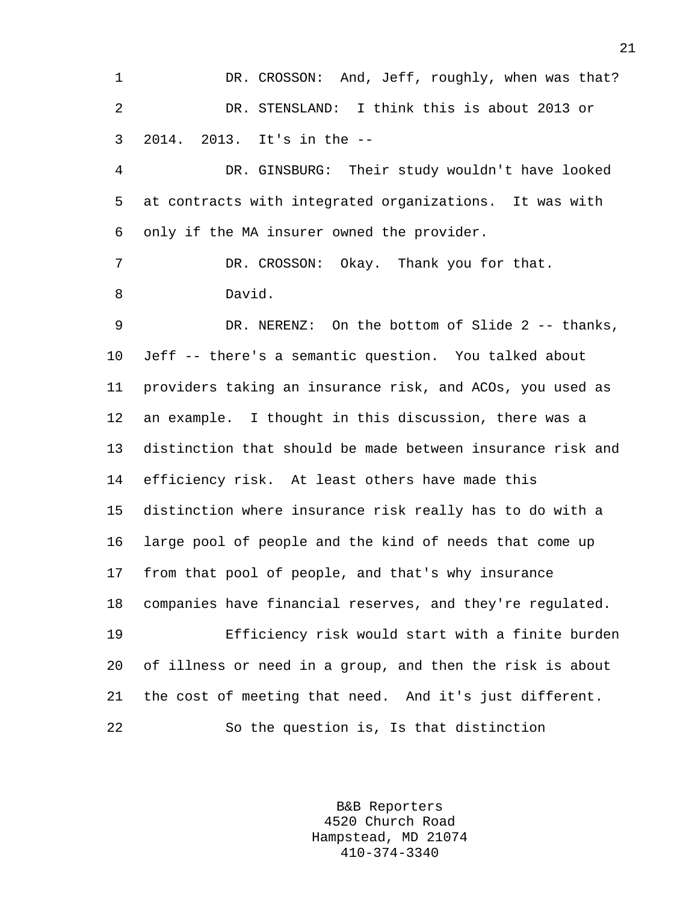DR. CROSSON: And, Jeff, roughly, when was that?

DR. STENSLAND: I think this is about 2013 or 2014. 2013. It's in the --

DR. GINSBURG: Their study wouldn't have looked at contracts with integrated organizations. It was with only if the MA insurer owned the provider.

DR. CROSSON: Okay. Thank you for that.

David.

DR. NERENZ: On the bottom of Slide 2 -- thanks, Jeff -- there's a semantic question. You talked about providers taking an insurance risk, and ACOs, you used as an example. I thought in this discussion, there was a distinction that should be made between insurance risk and efficiency risk. At least others have made this distinction where insurance risk really has to do with a large pool of people and the kind of needs that come up from that pool of people, and that's why insurance companies have financial reserves, and they're regulated.

Efficiency risk would start with a finite burden of illness or need in a group, and then the risk is about the cost of meeting that need. And it's just different.

So the question is, Is that distinction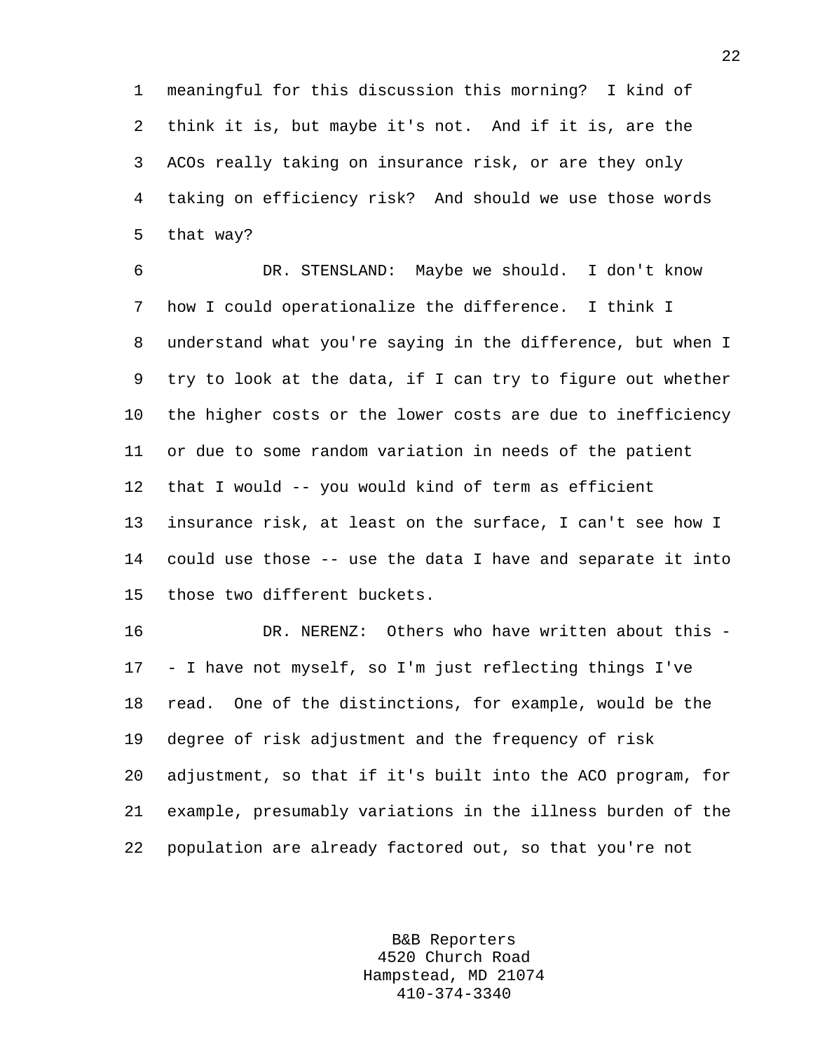meaningful for this discussion this morning? I kind of think it is, but maybe it's not. And if it is, are the ACOs really taking on insurance risk, or are they only taking on efficiency risk? And should we use those words that way?

DR. STENSLAND: Maybe we should. I don't know how I could operationalize the difference. I think I understand what you're saying in the difference, but when I try to look at the data, if I can try to figure out whether the higher costs or the lower costs are due to inefficiency or due to some random variation in needs of the patient that I would -- you would kind of term as efficient insurance risk, at least on the surface, I can't see how I could use those -- use the data I have and separate it into those two different buckets.

DR. NERENZ: Others who have written about this -- I have not myself, so I'm just reflecting things I've read. One of the distinctions, for example, would be the degree of risk adjustment and the frequency of risk adjustment, so that if it's built into the ACO program, for example, presumably variations in the illness burden of the population are already factored out, so that you're not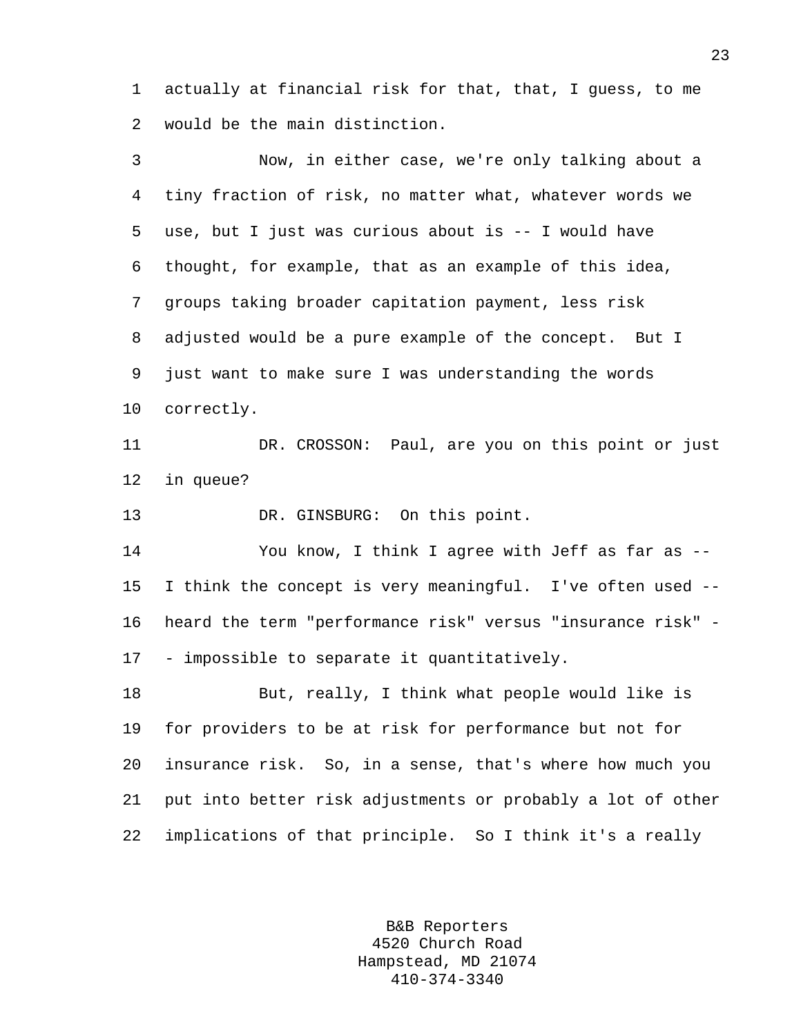actually at financial risk for that, that, I guess, to me would be the main distinction.

Now, in either case, we're only talking about a tiny fraction of risk, no matter what, whatever words we use, but I just was curious about is -- I would have thought, for example, that as an example of this idea, groups taking broader capitation payment, less risk adjusted would be a pure example of the concept. But I just want to make sure I was understanding the words correctly.

DR. CROSSON: Paul, are you on this point or just in queue?

DR. GINSBURG: On this point.

You know, I think I agree with Jeff as far as -- I think the concept is very meaningful. I've often used -- heard the term "performance risk" versus "insurance risk" -- impossible to separate it quantitatively.

But, really, I think what people would like is for providers to be at risk for performance but not for insurance risk. So, in a sense, that's where how much you put into better risk adjustments or probably a lot of other implications of that principle. So I think it's a really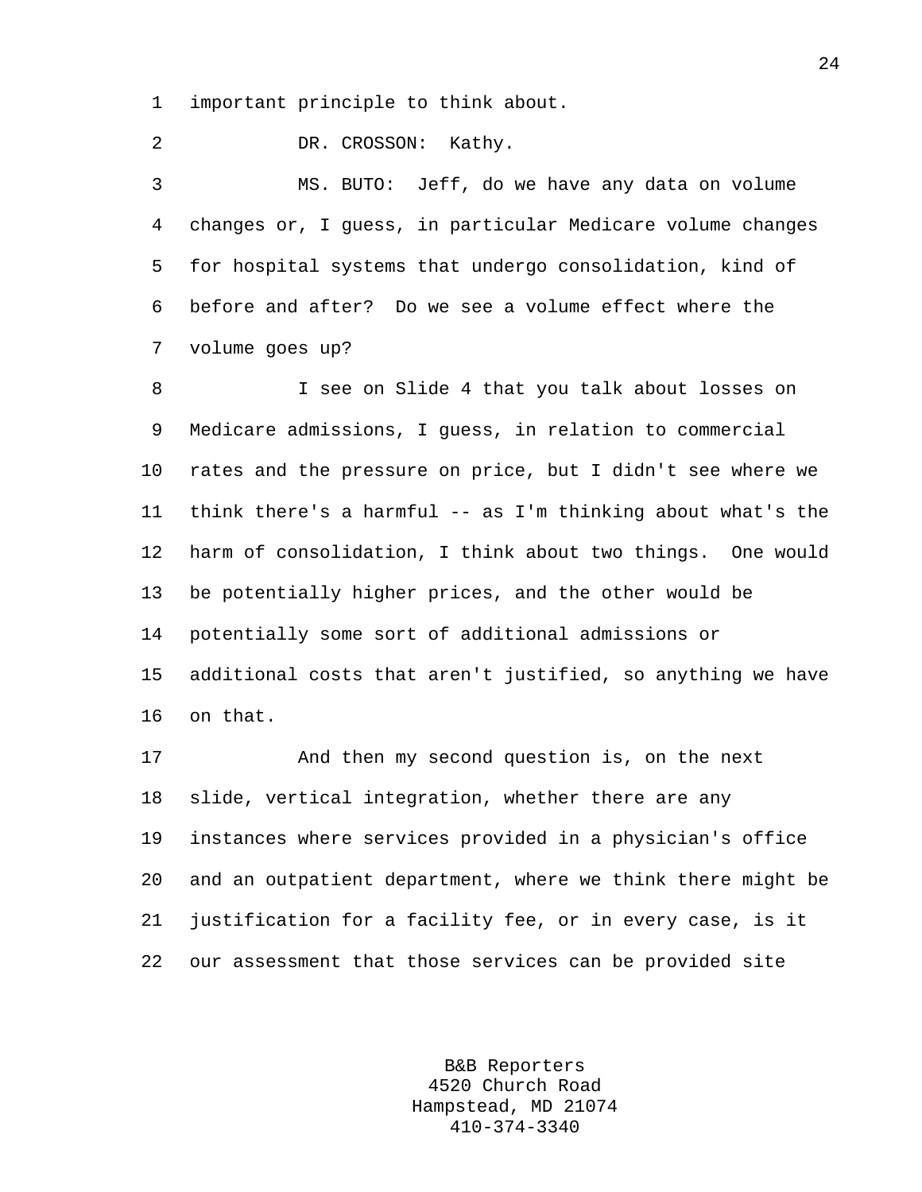important principle to think about.

DR. CROSSON: Kathy.

MS. BUTO: Jeff, do we have any data on volume changes or, I guess, in particular Medicare volume changes for hospital systems that undergo consolidation, kind of before and after? Do we see a volume effect where the volume goes up?

I see on Slide 4 that you talk about losses on Medicare admissions, I guess, in relation to commercial rates and the pressure on price, but I didn't see where we think there's a harmful -- as I'm thinking about what's the harm of consolidation, I think about two things. One would be potentially higher prices, and the other would be potentially some sort of additional admissions or additional costs that aren't justified, so anything we have on that.

And then my second question is, on the next slide, vertical integration, whether there are any instances where services provided in a physician's office and an outpatient department, where we think there might be justification for a facility fee, or in every case, is it our assessment that those services can be provided site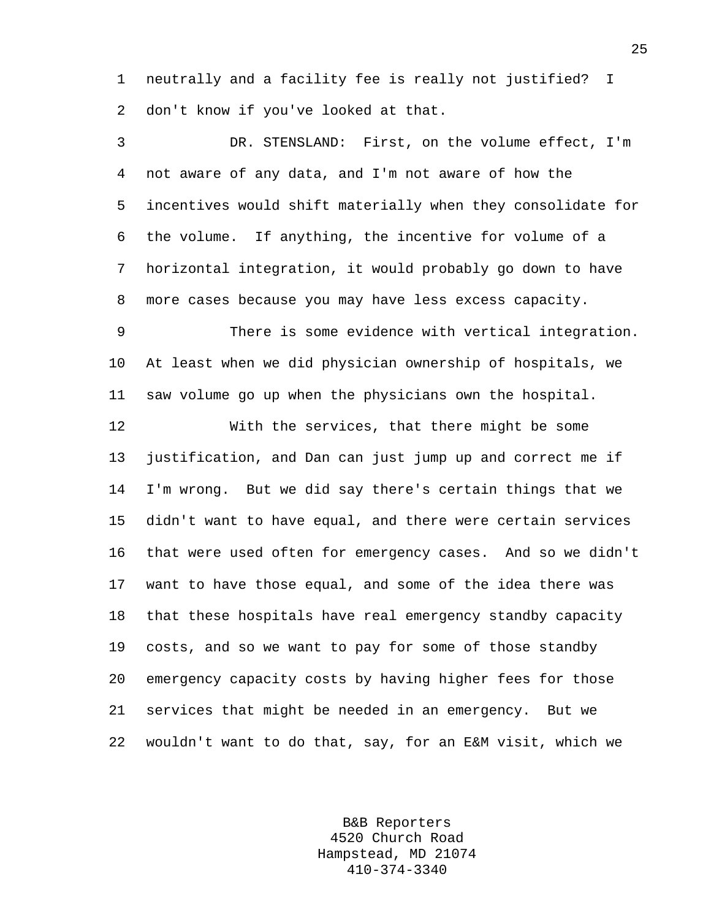neutrally and a facility fee is really not justified? I don't know if you've looked at that.

DR. STENSLAND: First, on the volume effect, I'm not aware of any data, and I'm not aware of how the incentives would shift materially when they consolidate for the volume. If anything, the incentive for volume of a horizontal integration, it would probably go down to have more cases because you may have less excess capacity.

There is some evidence with vertical integration. At least when we did physician ownership of hospitals, we saw volume go up when the physicians own the hospital.

With the services, that there might be some justification, and Dan can just jump up and correct me if I'm wrong. But we did say there's certain things that we didn't want to have equal, and there were certain services that were used often for emergency cases. And so we didn't want to have those equal, and some of the idea there was that these hospitals have real emergency standby capacity costs, and so we want to pay for some of those standby emergency capacity costs by having higher fees for those services that might be needed in an emergency. But we wouldn't want to do that, say, for an E&M visit, which we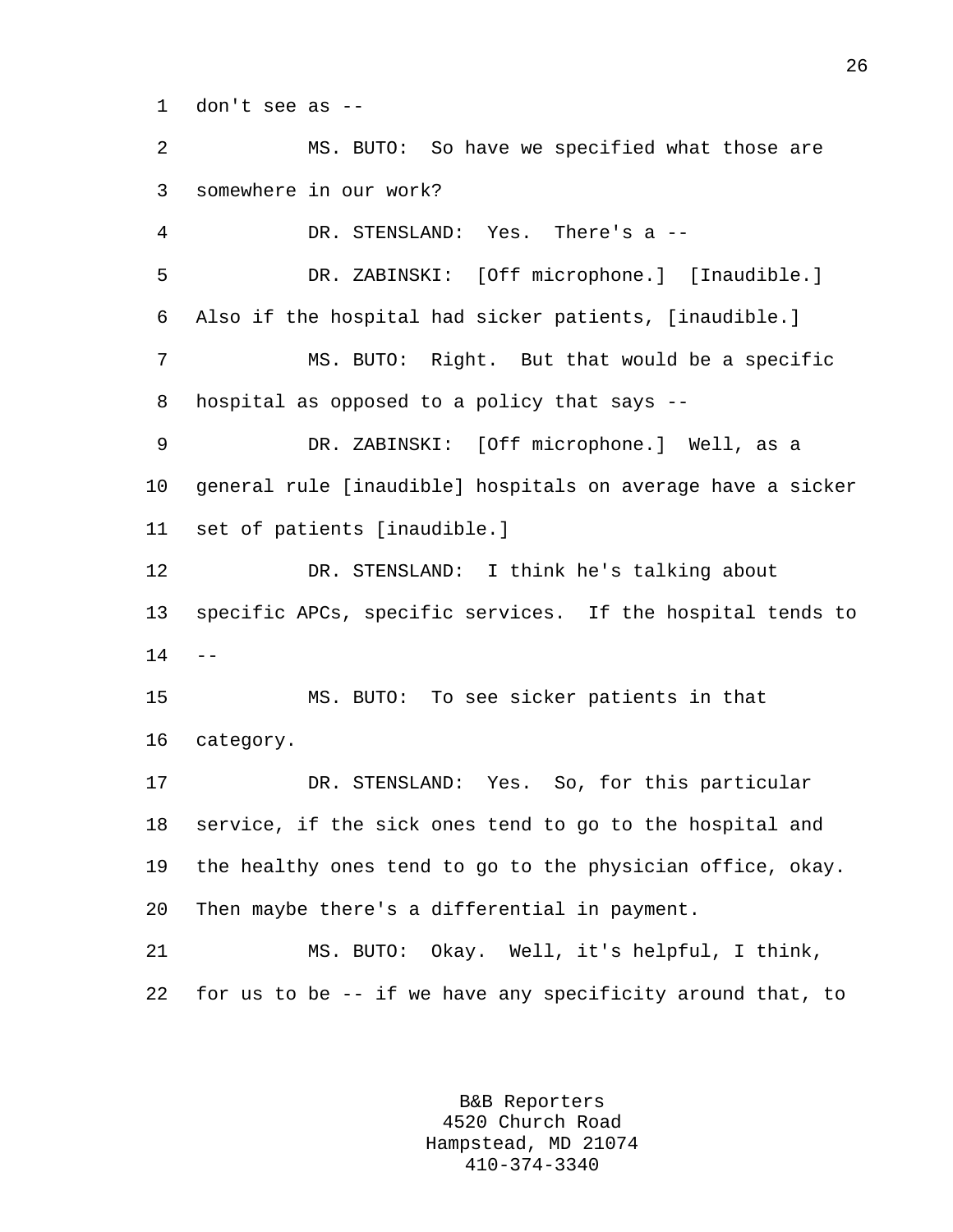don't see as --

MS. BUTO: So have we specified what those are somewhere in our work?

DR. STENSLAND: Yes. There's a --

DR. ZABINSKI: [Off microphone.] [Inaudible.] Also if the hospital had sicker patients, [inaudible.]

MS. BUTO: Right. But that would be a specific hospital as opposed to a policy that says --

DR. ZABINSKI: [Off microphone.] Well, as a general rule [inaudible] hospitals on average have a sicker set of patients [inaudible.]

DR. STENSLAND: I think he's talking about specific APCs, specific services. If the hospital tends to --

MS. BUTO: To see sicker patients in that category.

DR. STENSLAND: Yes. So, for this particular service, if the sick ones tend to go to the hospital and the healthy ones tend to go to the physician office, okay. Then maybe there's a differential in payment.

MS. BUTO: Okay. Well, it's helpful, I think, for us to be -- if we have any specificity around that, to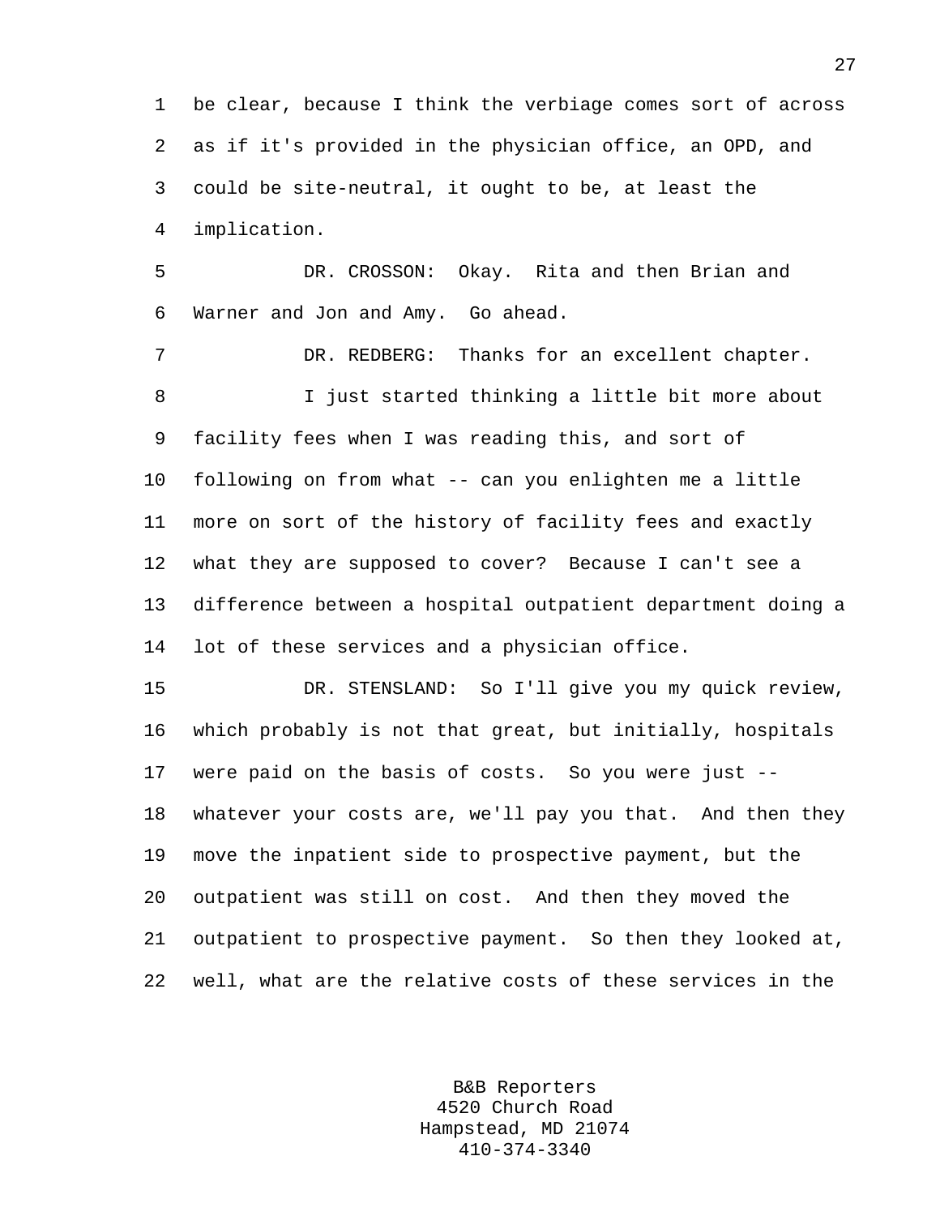be clear, because I think the verbiage comes sort of across as if it's provided in the physician office, an OPD, and could be site-neutral, it ought to be, at least the implication.

DR. CROSSON: Okay. Rita and then Brian and Warner and Jon and Amy. Go ahead.

DR. REDBERG: Thanks for an excellent chapter.

I just started thinking a little bit more about facility fees when I was reading this, and sort of following on from what -- can you enlighten me a little more on sort of the history of facility fees and exactly what they are supposed to cover? Because I can't see a difference between a hospital outpatient department doing a lot of these services and a physician office.

DR. STENSLAND: So I'll give you my quick review, which probably is not that great, but initially, hospitals were paid on the basis of costs. So you were just -- whatever your costs are, we'll pay you that. And then they move the inpatient side to prospective payment, but the outpatient was still on cost. And then they moved the outpatient to prospective payment. So then they looked at, well, what are the relative costs of these services in the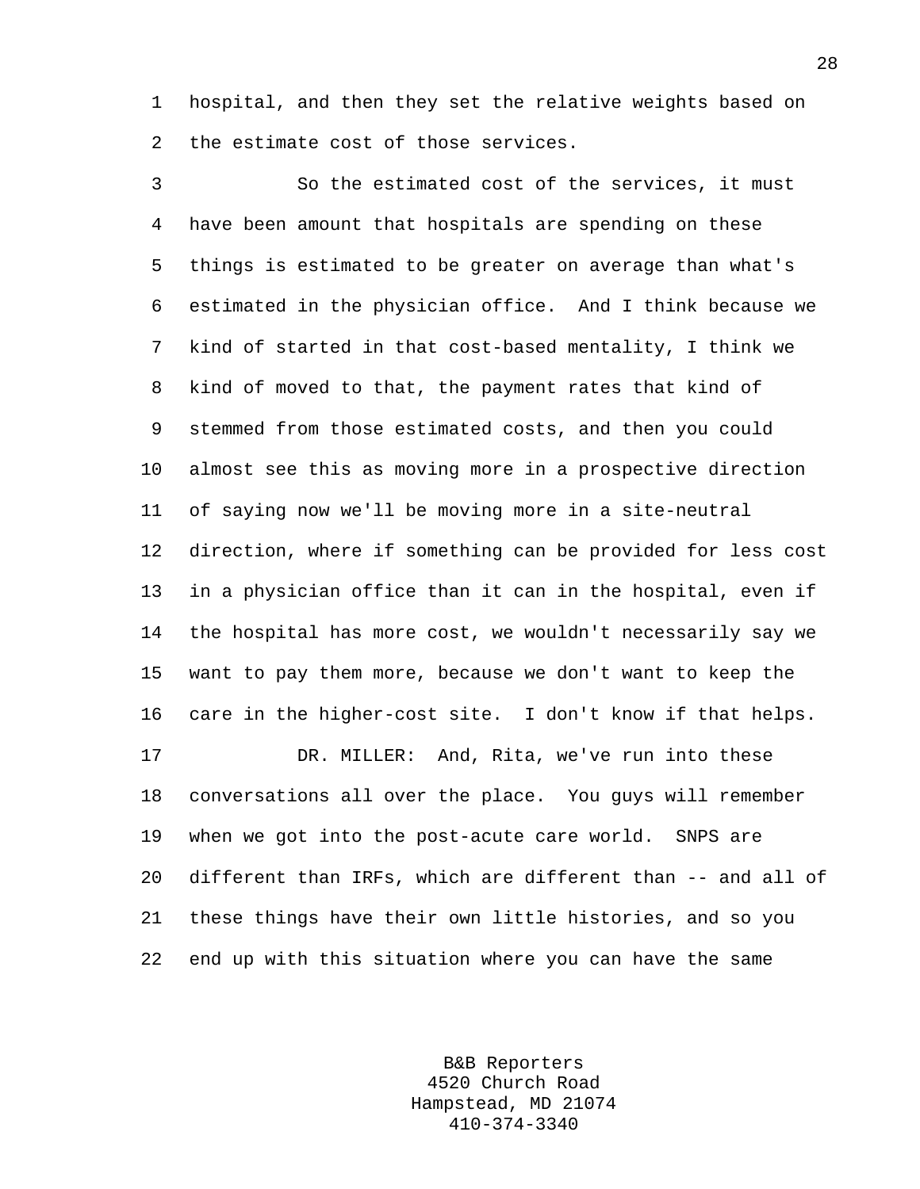hospital, and then they set the relative weights based on the estimate cost of those services.

So the estimated cost of the services, it must have been amount that hospitals are spending on these things is estimated to be greater on average than what's estimated in the physician office. And I think because we kind of started in that cost-based mentality, I think we kind of moved to that, the payment rates that kind of stemmed from those estimated costs, and then you could almost see this as moving more in a prospective direction of saying now we'll be moving more in a site-neutral direction, where if something can be provided for less cost in a physician office than it can in the hospital, even if the hospital has more cost, we wouldn't necessarily say we want to pay them more, because we don't want to keep the care in the higher-cost site. I don't know if that helps.

DR. MILLER: And, Rita, we've run into these conversations all over the place. You guys will remember when we got into the post-acute care world. SNPS are different than IRFs, which are different than -- and all of these things have their own little histories, and so you end up with this situation where you can have the same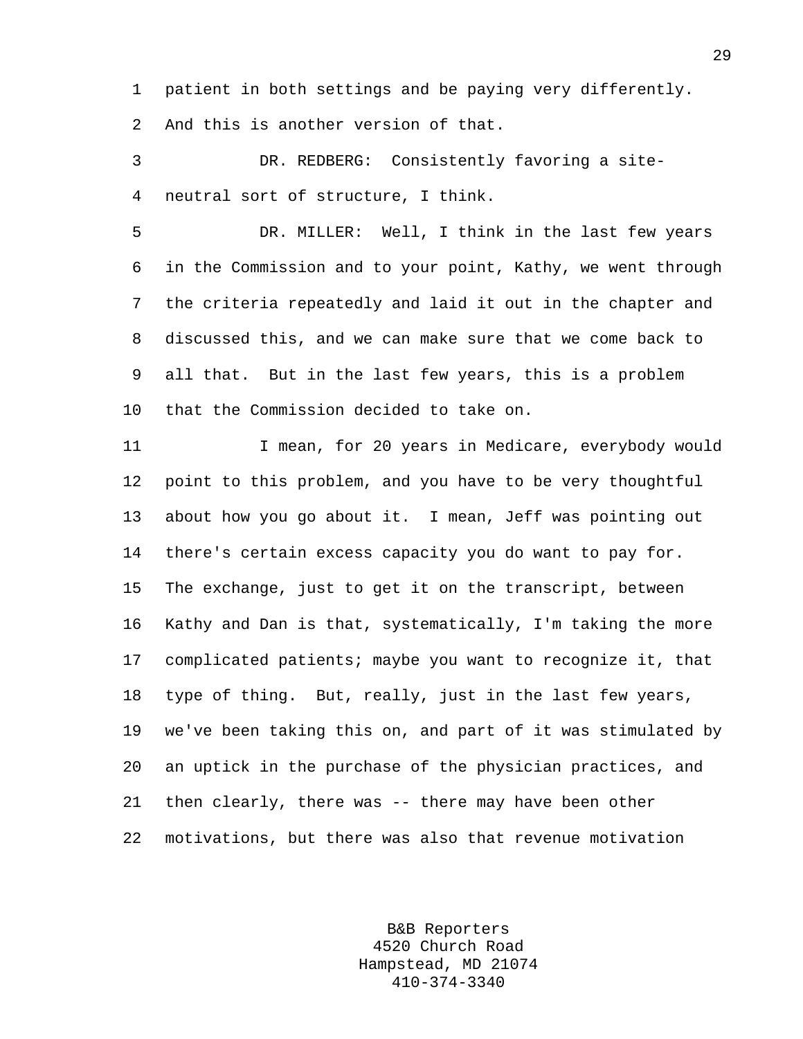patient in both settings and be paying very differently. And this is another version of that.

DR. REDBERG: Consistently favoring a site-neutral sort of structure, I think.

DR. MILLER: Well, I think in the last few years in the Commission and to your point, Kathy, we went through the criteria repeatedly and laid it out in the chapter and discussed this, and we can make sure that we come back to all that. But in the last few years, this is a problem that the Commission decided to take on.

I mean, for 20 years in Medicare, everybody would point to this problem, and you have to be very thoughtful about how you go about it. I mean, Jeff was pointing out there's certain excess capacity you do want to pay for. The exchange, just to get it on the transcript, between Kathy and Dan is that, systematically, I'm taking the more complicated patients; maybe you want to recognize it, that type of thing. But, really, just in the last few years, we've been taking this on, and part of it was stimulated by an uptick in the purchase of the physician practices, and then clearly, there was -- there may have been other motivations, but there was also that revenue motivation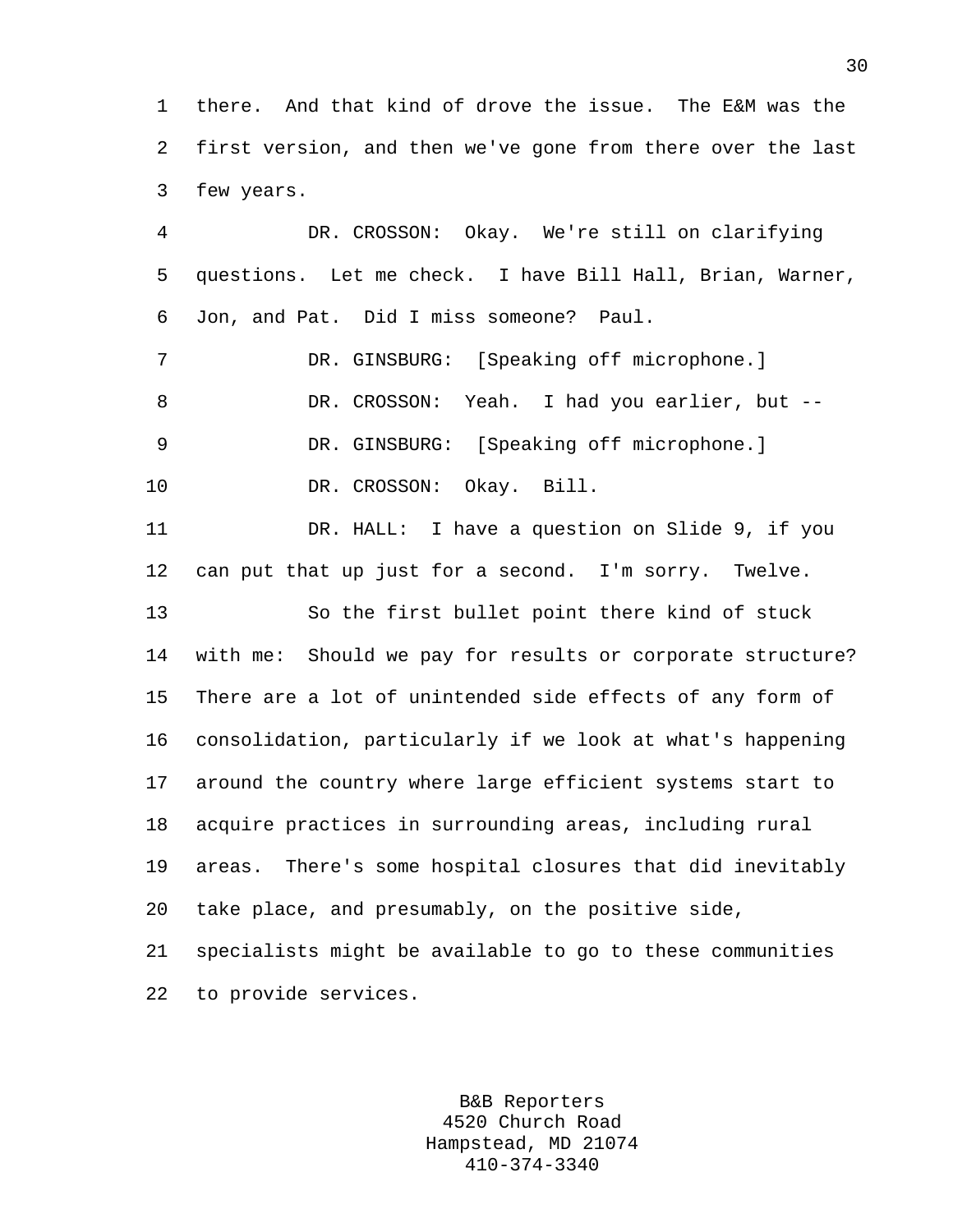there. And that kind of drove the issue. The E&M was the first version, and then we've gone from there over the last few years.

DR. CROSSON: Okay. We're still on clarifying questions. Let me check. I have Bill Hall, Brian, Warner, Jon, and Pat. Did I miss someone? Paul.

DR. GINSBURG: [Speaking off microphone.]

DR. CROSSON: Yeah. I had you earlier, but --

DR. GINSBURG: [Speaking off microphone.]

DR. CROSSON: Okay. Bill.

DR. HALL: I have a question on Slide 9, if you can put that up just for a second. I'm sorry. Twelve.

So the first bullet point there kind of stuck with me: Should we pay for results or corporate structure? There are a lot of unintended side effects of any form of consolidation, particularly if we look at what's happening around the country where large efficient systems start to acquire practices in surrounding areas, including rural areas. There's some hospital closures that did inevitably take place, and presumably, on the positive side, specialists might be available to go to these communities to provide services.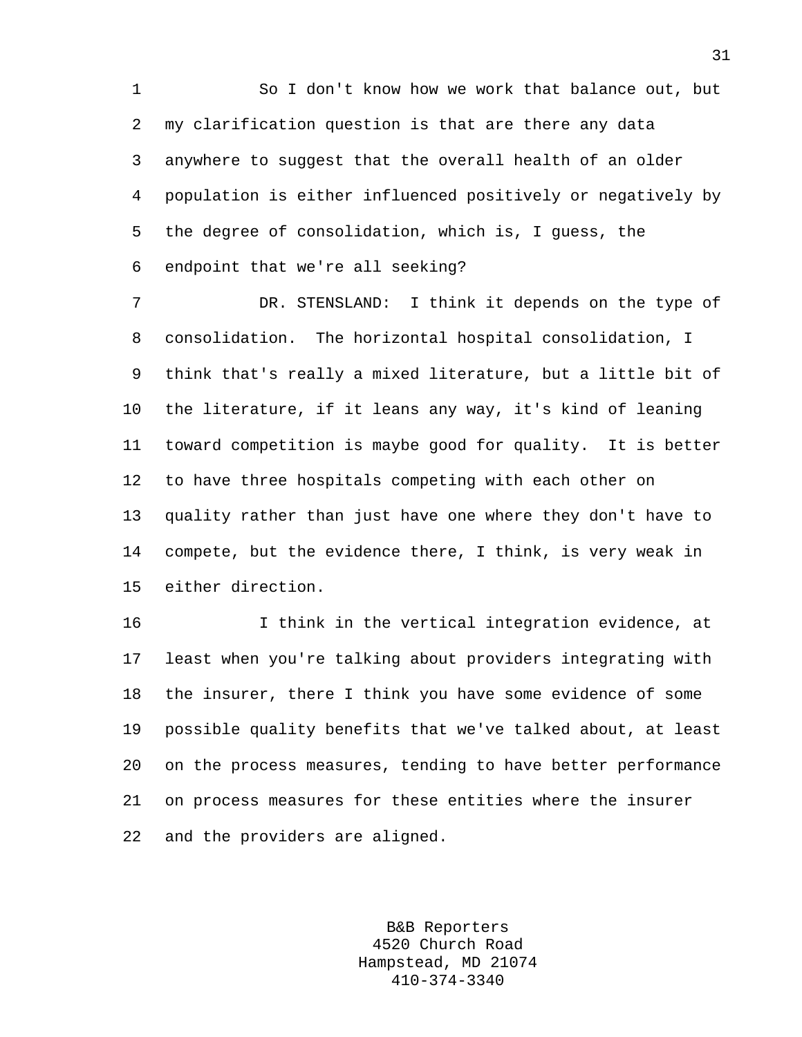So I don't know how we work that balance out, but my clarification question is that are there any data anywhere to suggest that the overall health of an older population is either influenced positively or negatively by the degree of consolidation, which is, I guess, the endpoint that we're all seeking?

DR. STENSLAND: I think it depends on the type of consolidation. The horizontal hospital consolidation, I think that's really a mixed literature, but a little bit of the literature, if it leans any way, it's kind of leaning toward competition is maybe good for quality. It is better to have three hospitals competing with each other on quality rather than just have one where they don't have to compete, but the evidence there, I think, is very weak in either direction.

I think in the vertical integration evidence, at least when you're talking about providers integrating with the insurer, there I think you have some evidence of some possible quality benefits that we've talked about, at least on the process measures, tending to have better performance on process measures for these entities where the insurer and the providers are aligned.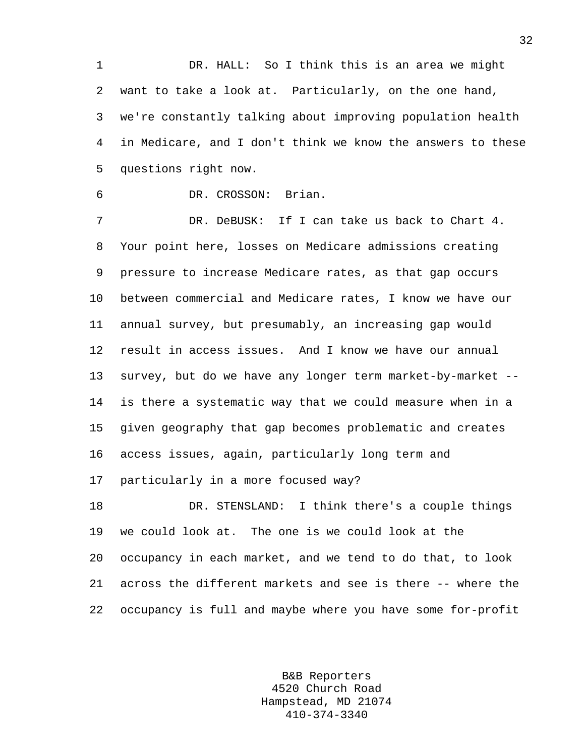DR. HALL: So I think this is an area we might want to take a look at. Particularly, on the one hand, we're constantly talking about improving population health in Medicare, and I don't think we know the answers to these questions right now.

DR. CROSSON: Brian.

DR. DeBUSK: If I can take us back to Chart 4. Your point here, losses on Medicare admissions creating pressure to increase Medicare rates, as that gap occurs between commercial and Medicare rates, I know we have our annual survey, but presumably, an increasing gap would result in access issues. And I know we have our annual survey, but do we have any longer term market-by-market -- is there a systematic way that we could measure when in a given geography that gap becomes problematic and creates access issues, again, particularly long term and particularly in a more focused way?

DR. STENSLAND: I think there's a couple things we could look at. The one is we could look at the occupancy in each market, and we tend to do that, to look across the different markets and see is there -- where the occupancy is full and maybe where you have some for-profit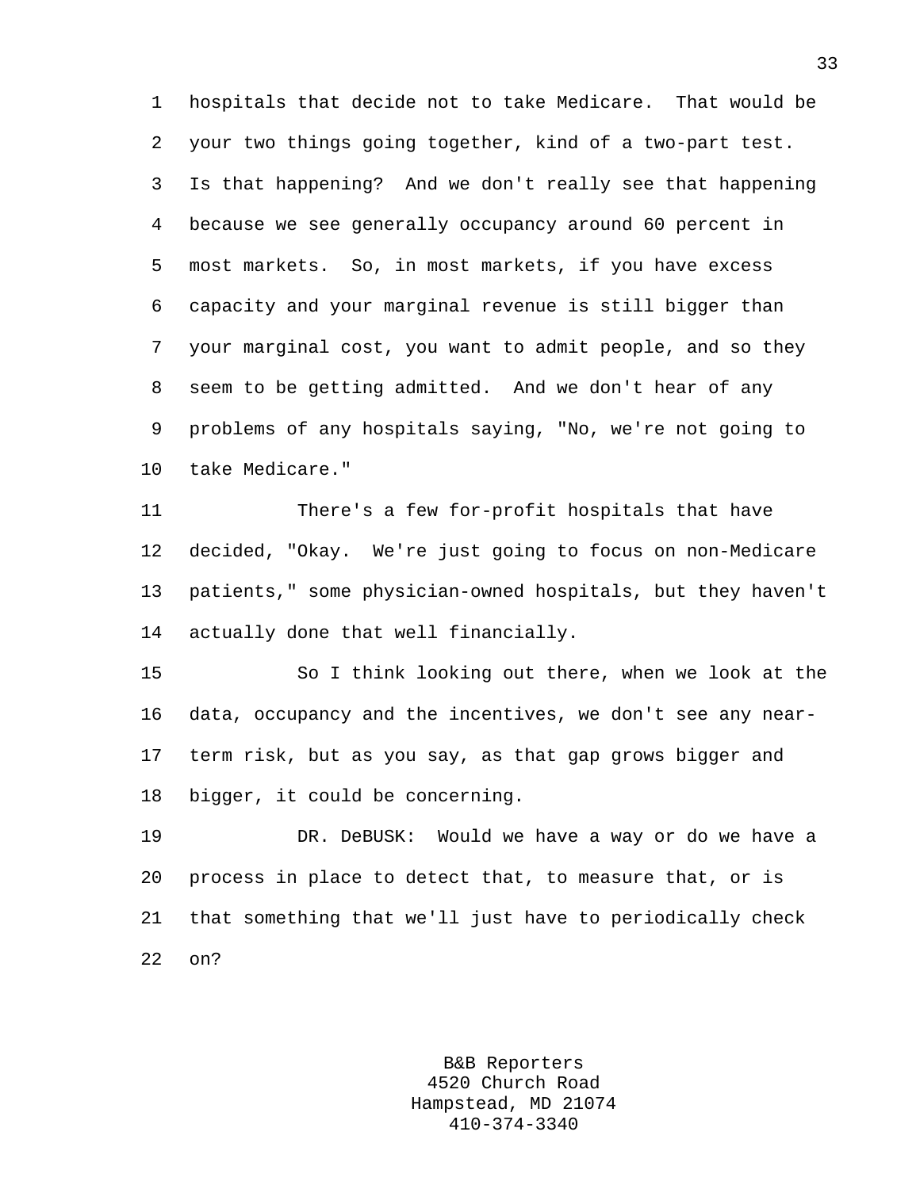hospitals that decide not to take Medicare. That would be your two things going together, kind of a two-part test. Is that happening? And we don't really see that happening because we see generally occupancy around 60 percent in most markets. So, in most markets, if you have excess capacity and your marginal revenue is still bigger than your marginal cost, you want to admit people, and so they seem to be getting admitted. And we don't hear of any problems of any hospitals saying, "No, we're not going to take Medicare."

There's a few for-profit hospitals that have decided, "Okay. We're just going to focus on non-Medicare patients," some physician-owned hospitals, but they haven't actually done that well financially.

So I think looking out there, when we look at the data, occupancy and the incentives, we don't see any near-term risk, but as you say, as that gap grows bigger and bigger, it could be concerning.

DR. DeBUSK: Would we have a way or do we have a process in place to detect that, to measure that, or is that something that we'll just have to periodically check on?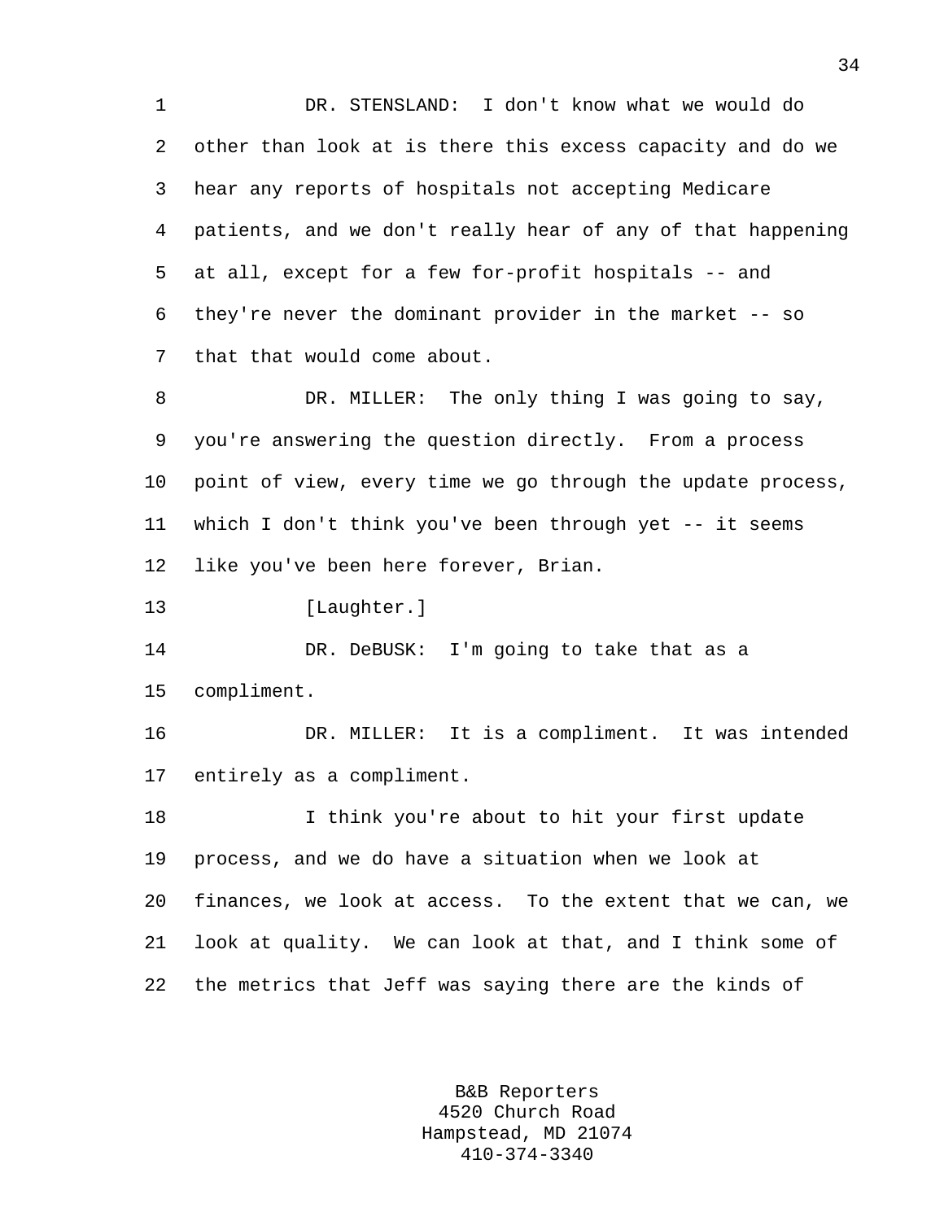DR. STENSLAND: I don't know what we would do other than look at is there this excess capacity and do we hear any reports of hospitals not accepting Medicare patients, and we don't really hear of any of that happening at all, except for a few for-profit hospitals -- and they're never the dominant provider in the market -- so that that would come about.

DR. MILLER: The only thing I was going to say, you're answering the question directly. From a process point of view, every time we go through the update process, which I don't think you've been through yet -- it seems like you've been here forever, Brian.

[Laughter.]

DR. DeBUSK: I'm going to take that as a compliment.

DR. MILLER: It is a compliment. It was intended entirely as a compliment.

I think you're about to hit your first update process, and we do have a situation when we look at finances, we look at access. To the extent that we can, we look at quality. We can look at that, and I think some of the metrics that Jeff was saying there are the kinds of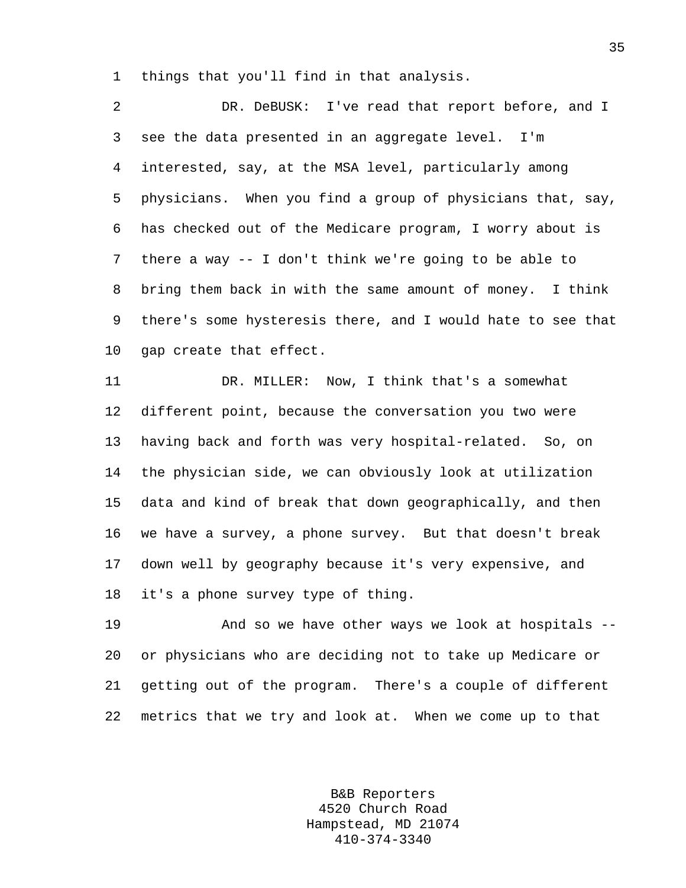things that you'll find in that analysis.

DR. DeBUSK: I've read that report before, and I see the data presented in an aggregate level. I'm interested, say, at the MSA level, particularly among physicians. When you find a group of physicians that, say, has checked out of the Medicare program, I worry about is there a way -- I don't think we're going to be able to bring them back in with the same amount of money. I think there's some hysteresis there, and I would hate to see that gap create that effect.

DR. MILLER: Now, I think that's a somewhat different point, because the conversation you two were having back and forth was very hospital-related. So, on the physician side, we can obviously look at utilization data and kind of break that down geographically, and then we have a survey, a phone survey. But that doesn't break down well by geography because it's very expensive, and it's a phone survey type of thing.

And so we have other ways we look at hospitals -- or physicians who are deciding not to take up Medicare or getting out of the program. There's a couple of different metrics that we try and look at. When we come up to that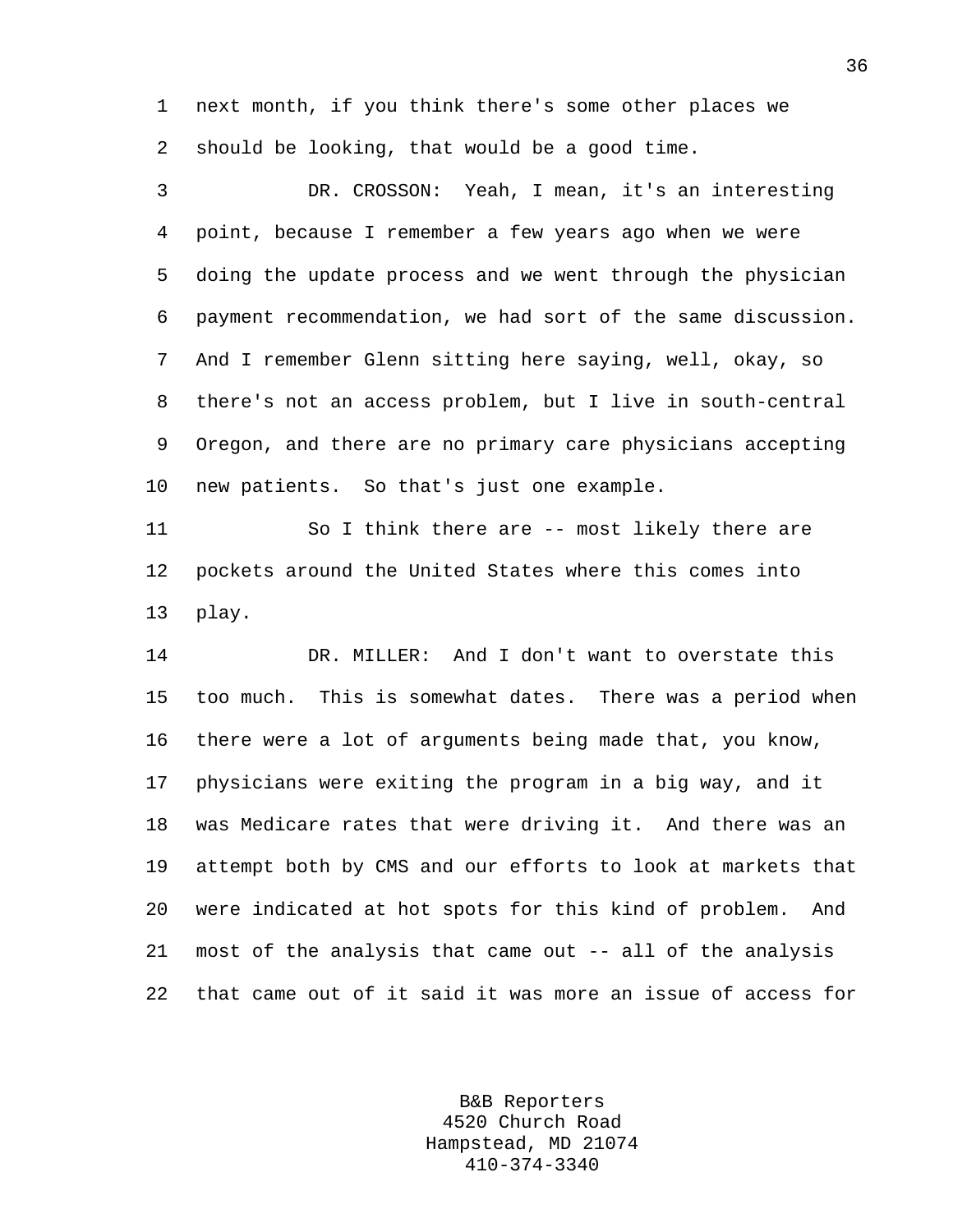next month, if you think there's some other places we should be looking, that would be a good time.

DR. CROSSON: Yeah, I mean, it's an interesting point, because I remember a few years ago when we were doing the update process and we went through the physician payment recommendation, we had sort of the same discussion. And I remember Glenn sitting here saying, well, okay, so there's not an access problem, but I live in south-central Oregon, and there are no primary care physicians accepting new patients. So that's just one example.

So I think there are -- most likely there are pockets around the United States where this comes into play.

DR. MILLER: And I don't want to overstate this too much. This is somewhat dates. There was a period when there were a lot of arguments being made that, you know, physicians were exiting the program in a big way, and it was Medicare rates that were driving it. And there was an attempt both by CMS and our efforts to look at markets that were indicated at hot spots for this kind of problem. And most of the analysis that came out -- all of the analysis that came out of it said it was more an issue of access for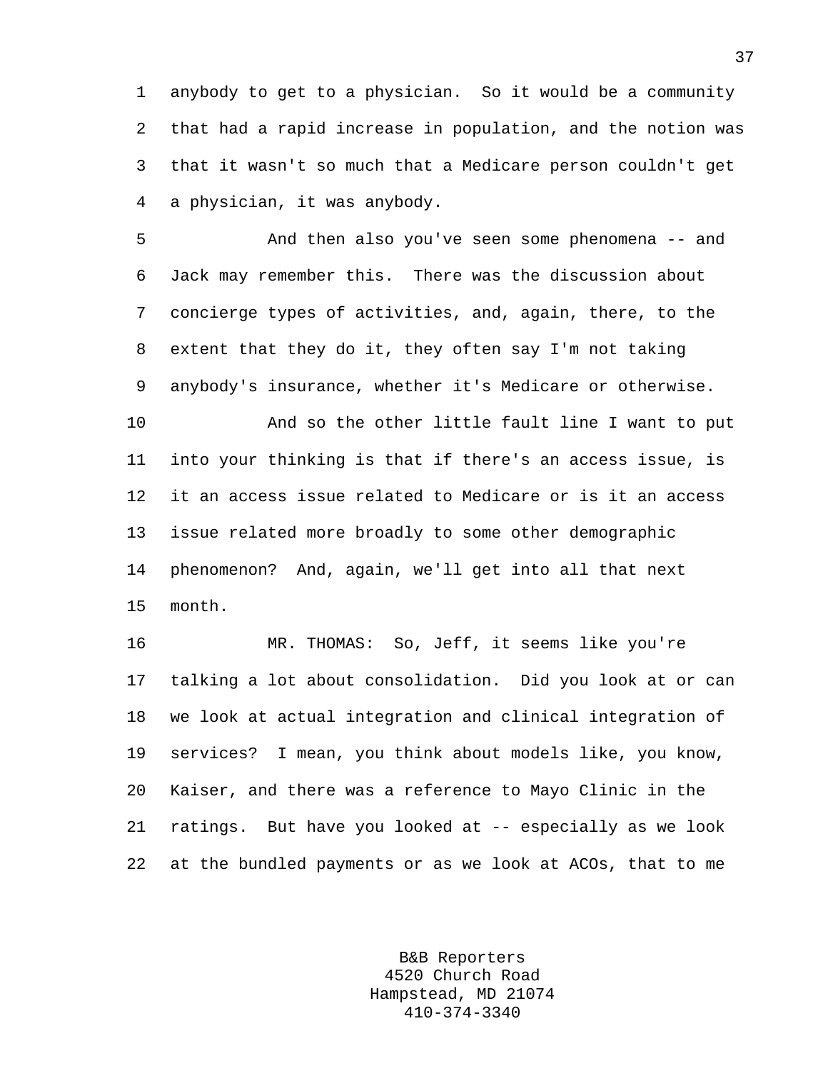anybody to get to a physician. So it would be a community that had a rapid increase in population, and the notion was that it wasn't so much that a Medicare person couldn't get a physician, it was anybody.

And then also you've seen some phenomena -- and Jack may remember this. There was the discussion about concierge types of activities, and, again, there, to the extent that they do it, they often say I'm not taking anybody's insurance, whether it's Medicare or otherwise.

And so the other little fault line I want to put into your thinking is that if there's an access issue, is it an access issue related to Medicare or is it an access issue related more broadly to some other demographic phenomenon? And, again, we'll get into all that next month.

MR. THOMAS: So, Jeff, it seems like you're talking a lot about consolidation. Did you look at or can we look at actual integration and clinical integration of services? I mean, you think about models like, you know, Kaiser, and there was a reference to Mayo Clinic in the ratings. But have you looked at -- especially as we look at the bundled payments or as we look at ACOs, that to me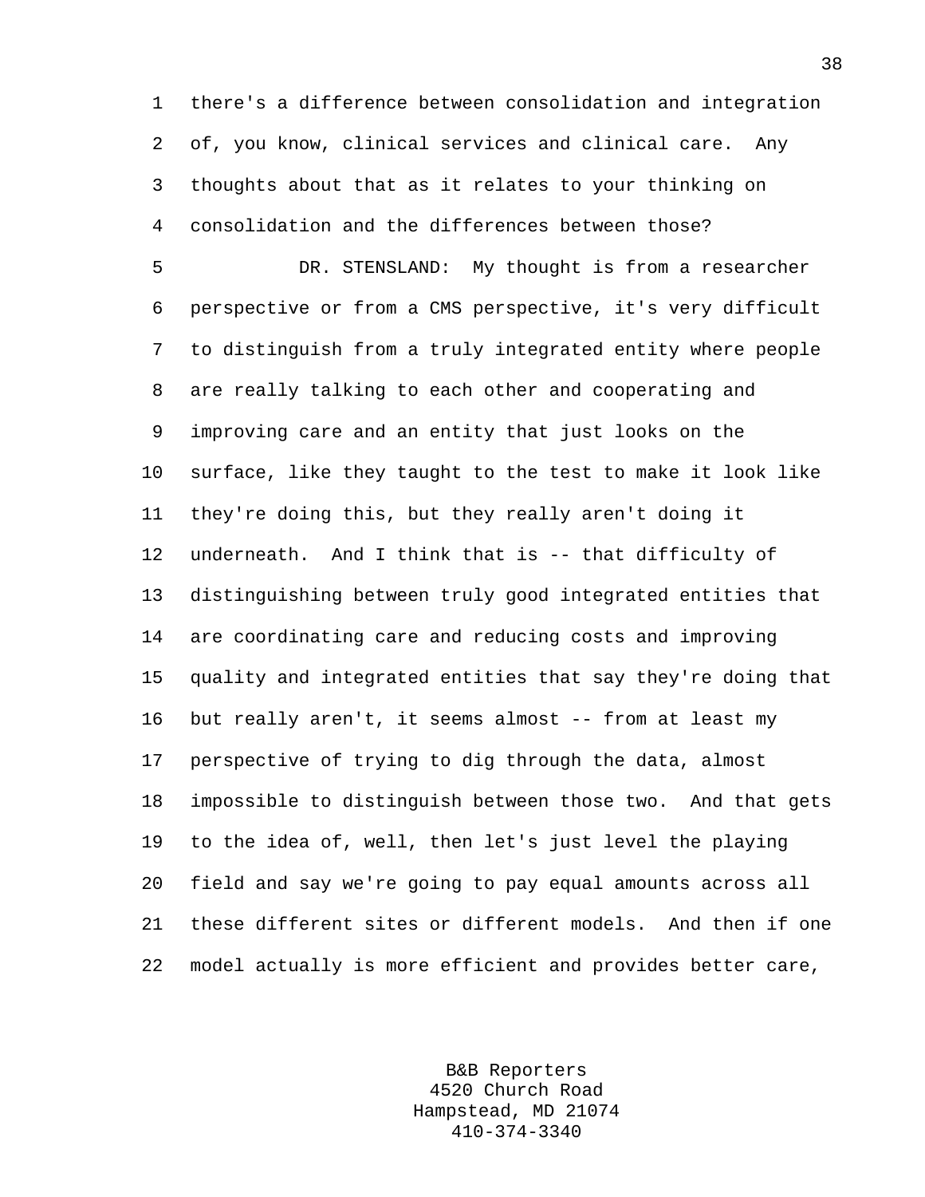there's a difference between consolidation and integration of, you know, clinical services and clinical care. Any thoughts about that as it relates to your thinking on consolidation and the differences between those?

DR. STENSLAND: My thought is from a researcher perspective or from a CMS perspective, it's very difficult to distinguish from a truly integrated entity where people are really talking to each other and cooperating and improving care and an entity that just looks on the surface, like they taught to the test to make it look like they're doing this, but they really aren't doing it underneath. And I think that is -- that difficulty of distinguishing between truly good integrated entities that are coordinating care and reducing costs and improving quality and integrated entities that say they're doing that but really aren't, it seems almost -- from at least my perspective of trying to dig through the data, almost impossible to distinguish between those two. And that gets to the idea of, well, then let's just level the playing field and say we're going to pay equal amounts across all these different sites or different models. And then if one model actually is more efficient and provides better care,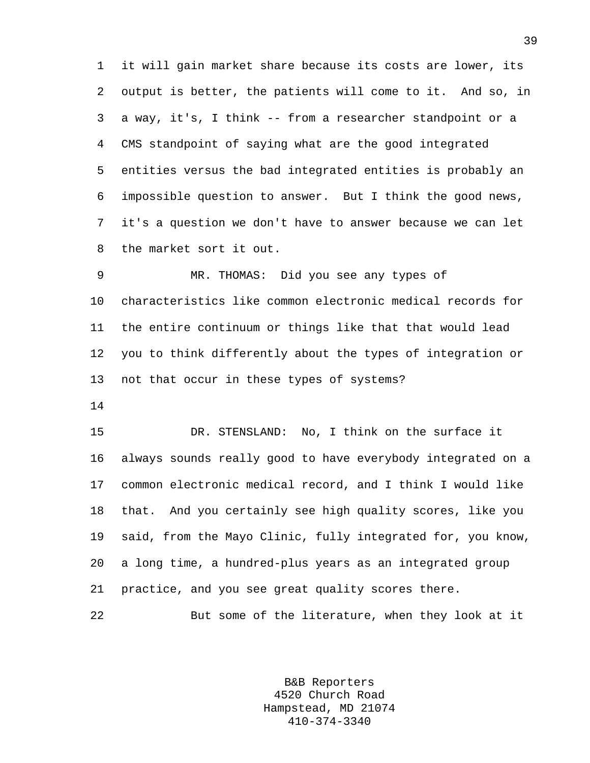it will gain market share because its costs are lower, its output is better, the patients will come to it. And so, in a way, it's, I think -- from a researcher standpoint or a CMS standpoint of saying what are the good integrated entities versus the bad integrated entities is probably an impossible question to answer. But I think the good news, it's a question we don't have to answer because we can let the market sort it out.

MR. THOMAS: Did you see any types of characteristics like common electronic medical records for the entire continuum or things like that that would lead you to think differently about the types of integration or not that occur in these types of systems?

DR. STENSLAND: No, I think on the surface it always sounds really good to have everybody integrated on a common electronic medical record, and I think I would like that. And you certainly see high quality scores, like you said, from the Mayo Clinic, fully integrated for, you know, a long time, a hundred-plus years as an integrated group practice, and you see great quality scores there.

But some of the literature, when they look at it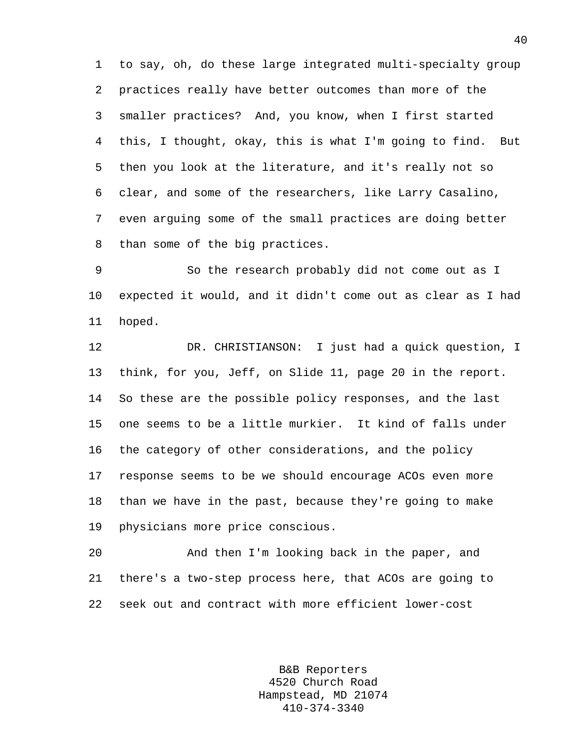to say, oh, do these large integrated multi-specialty group practices really have better outcomes than more of the smaller practices? And, you know, when I first started this, I thought, okay, this is what I'm going to find. But then you look at the literature, and it's really not so clear, and some of the researchers, like Larry Casalino, even arguing some of the small practices are doing better than some of the big practices.

So the research probably did not come out as I expected it would, and it didn't come out as clear as I had hoped.

DR. CHRISTIANSON: I just had a quick question, I think, for you, Jeff, on Slide 11, page 20 in the report. So these are the possible policy responses, and the last one seems to be a little murkier. It kind of falls under the category of other considerations, and the policy response seems to be we should encourage ACOs even more than we have in the past, because they're going to make physicians more price conscious.

And then I'm looking back in the paper, and there's a two-step process here, that ACOs are going to seek out and contract with more efficient lower-cost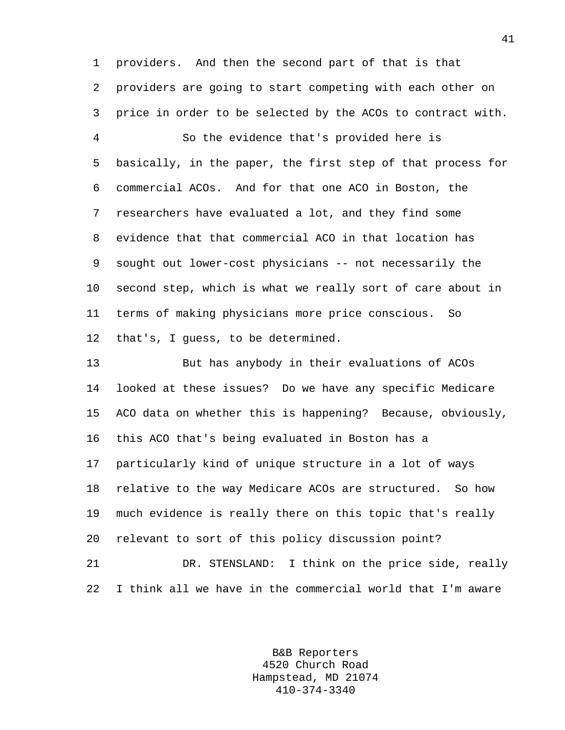providers. And then the second part of that is that providers are going to start competing with each other on price in order to be selected by the ACOs to contract with.

So the evidence that's provided here is basically, in the paper, the first step of that process for commercial ACOs. And for that one ACO in Boston, the researchers have evaluated a lot, and they find some evidence that that commercial ACO in that location has sought out lower-cost physicians -- not necessarily the second step, which is what we really sort of care about in terms of making physicians more price conscious. So that's, I guess, to be determined.

But has anybody in their evaluations of ACOs looked at these issues? Do we have any specific Medicare ACO data on whether this is happening? Because, obviously, this ACO that's being evaluated in Boston has a particularly kind of unique structure in a lot of ways relative to the way Medicare ACOs are structured. So how much evidence is really there on this topic that's really relevant to sort of this policy discussion point?

DR. STENSLAND: I think on the price side, really I think all we have in the commercial world that I'm aware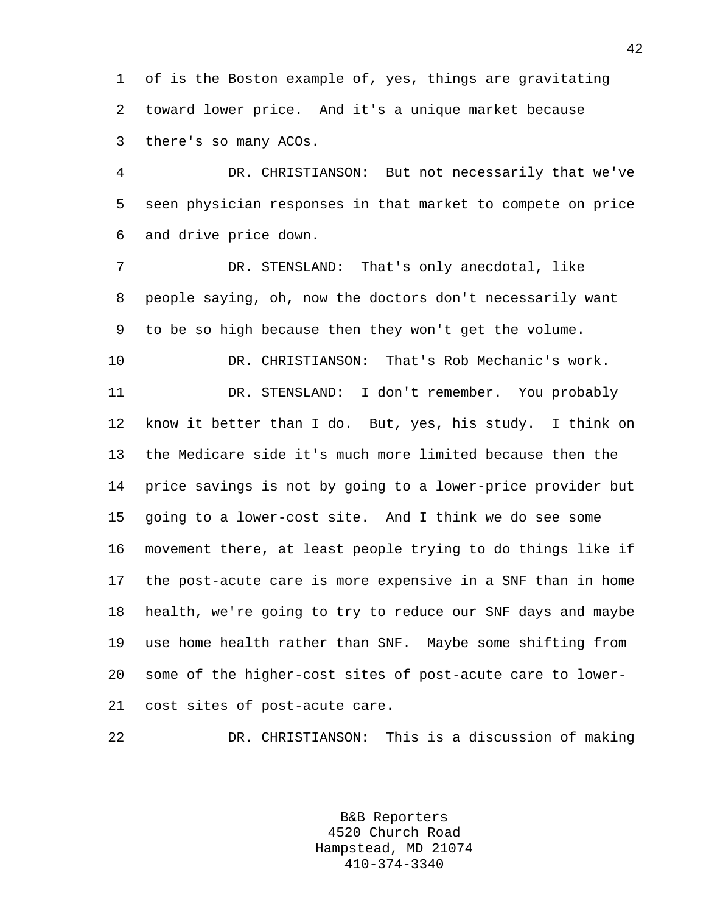of is the Boston example of, yes, things are gravitating toward lower price. And it's a unique market because there's so many ACOs.

DR. CHRISTIANSON: But not necessarily that we've seen physician responses in that market to compete on price and drive price down.

DR. STENSLAND: That's only anecdotal, like people saying, oh, now the doctors don't necessarily want to be so high because then they won't get the volume.

DR. CHRISTIANSON: That's Rob Mechanic's work.

DR. STENSLAND: I don't remember. You probably know it better than I do. But, yes, his study. I think on the Medicare side it's much more limited because then the price savings is not by going to a lower-price provider but going to a lower-cost site. And I think we do see some movement there, at least people trying to do things like if the post-acute care is more expensive in a SNF than in home health, we're going to try to reduce our SNF days and maybe use home health rather than SNF. Maybe some shifting from some of the higher-cost sites of post-acute care to lower-cost sites of post-acute care.

DR. CHRISTIANSON: This is a discussion of making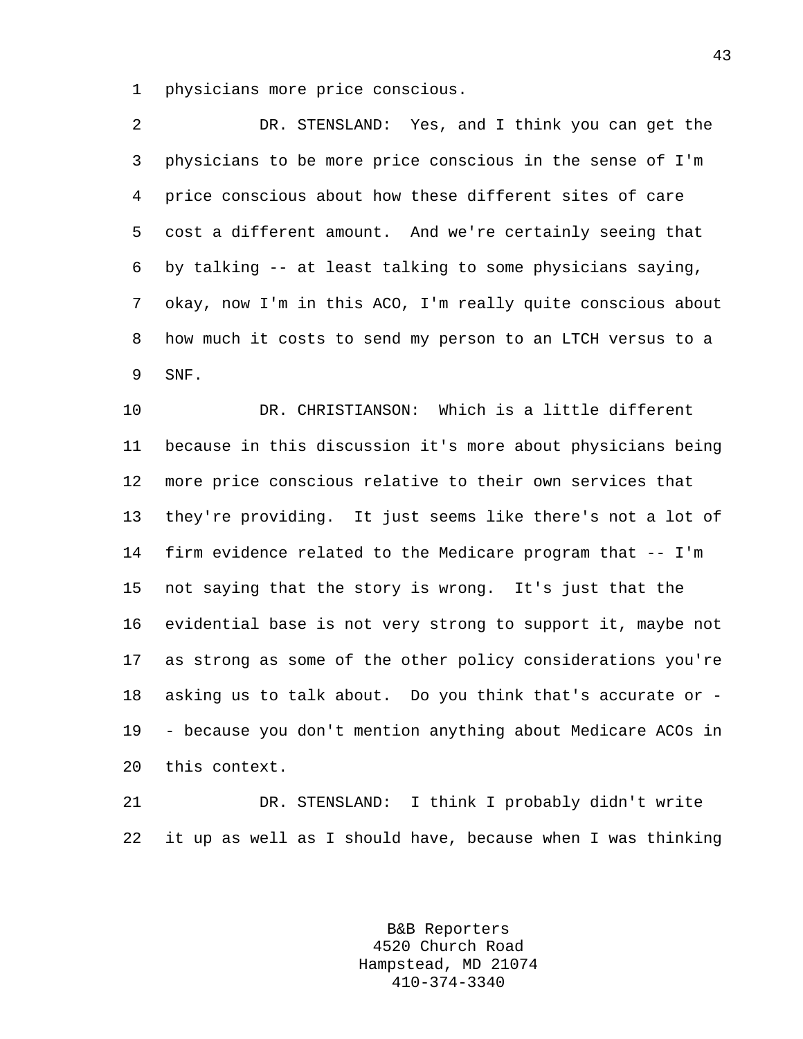physicians more price conscious.

DR. STENSLAND: Yes, and I think you can get the physicians to be more price conscious in the sense of I'm price conscious about how these different sites of care cost a different amount. And we're certainly seeing that by talking -- at least talking to some physicians saying, okay, now I'm in this ACO, I'm really quite conscious about how much it costs to send my person to an LTCH versus to a SNF.

DR. CHRISTIANSON: Which is a little different because in this discussion it's more about physicians being more price conscious relative to their own services that they're providing. It just seems like there's not a lot of firm evidence related to the Medicare program that -- I'm not saying that the story is wrong. It's just that the evidential base is not very strong to support it, maybe not as strong as some of the other policy considerations you're asking us to talk about. Do you think that's accurate or -- because you don't mention anything about Medicare ACOs in this context.

DR. STENSLAND: I think I probably didn't write it up as well as I should have, because when I was thinking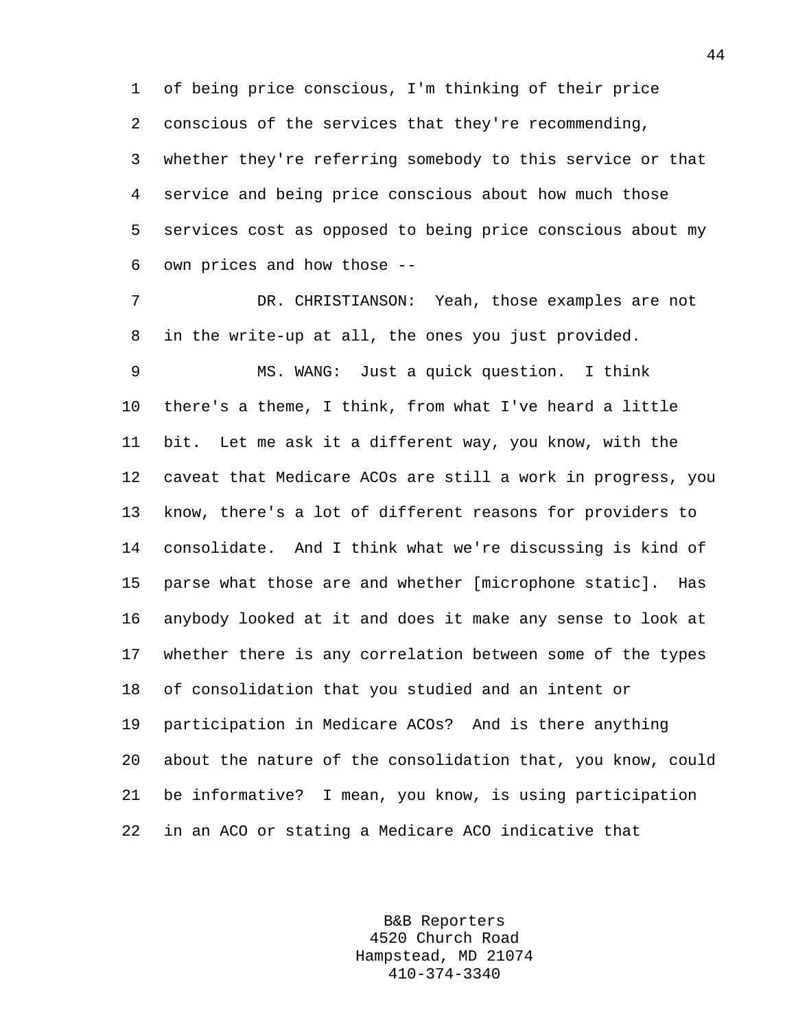of being price conscious, I'm thinking of their price conscious of the services that they're recommending, whether they're referring somebody to this service or that service and being price conscious about how much those services cost as opposed to being price conscious about my own prices and how those --

DR. CHRISTIANSON: Yeah, those examples are not in the write-up at all, the ones you just provided.

MS. WANG: Just a quick question. I think there's a theme, I think, from what I've heard a little bit. Let me ask it a different way, you know, with the caveat that Medicare ACOs are still a work in progress, you know, there's a lot of different reasons for providers to consolidate. And I think what we're discussing is kind of parse what those are and whether [microphone static]. Has anybody looked at it and does it make any sense to look at whether there is any correlation between some of the types of consolidation that you studied and an intent or participation in Medicare ACOs? And is there anything about the nature of the consolidation that, you know, could be informative? I mean, you know, is using participation in an ACO or stating a Medicare ACO indicative that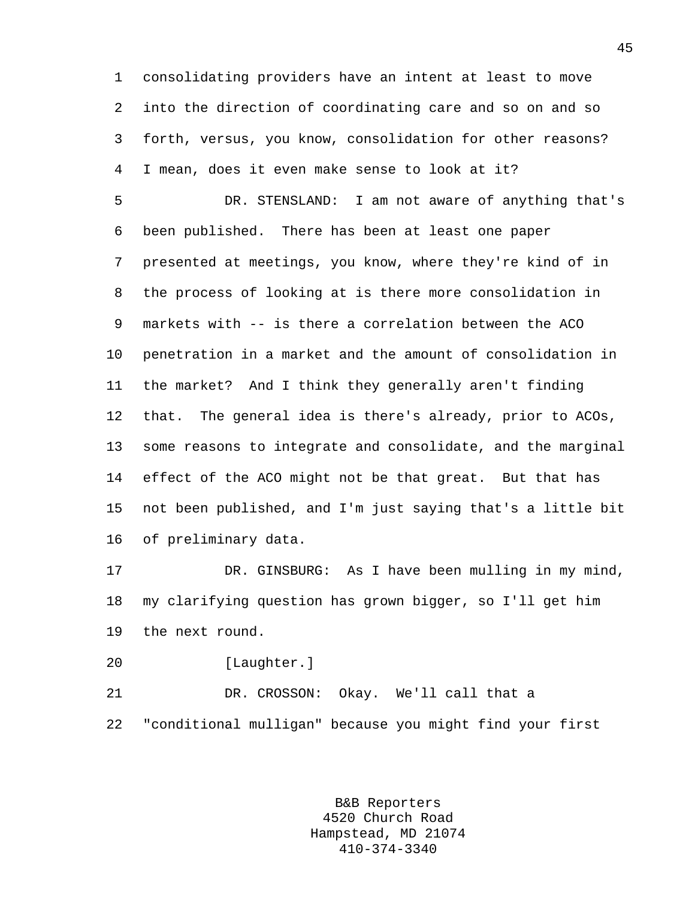consolidating providers have an intent at least to move into the direction of coordinating care and so on and so forth, versus, you know, consolidation for other reasons? I mean, does it even make sense to look at it?

DR. STENSLAND: I am not aware of anything that's been published. There has been at least one paper presented at meetings, you know, where they're kind of in the process of looking at is there more consolidation in markets with -- is there a correlation between the ACO penetration in a market and the amount of consolidation in the market? And I think they generally aren't finding that. The general idea is there's already, prior to ACOs, some reasons to integrate and consolidate, and the marginal effect of the ACO might not be that great. But that has not been published, and I'm just saying that's a little bit of preliminary data.

DR. GINSBURG: As I have been mulling in my mind, my clarifying question has grown bigger, so I'll get him the next round.

[Laughter.]

DR. CROSSON: Okay. We'll call that a "conditional mulligan" because you might find your first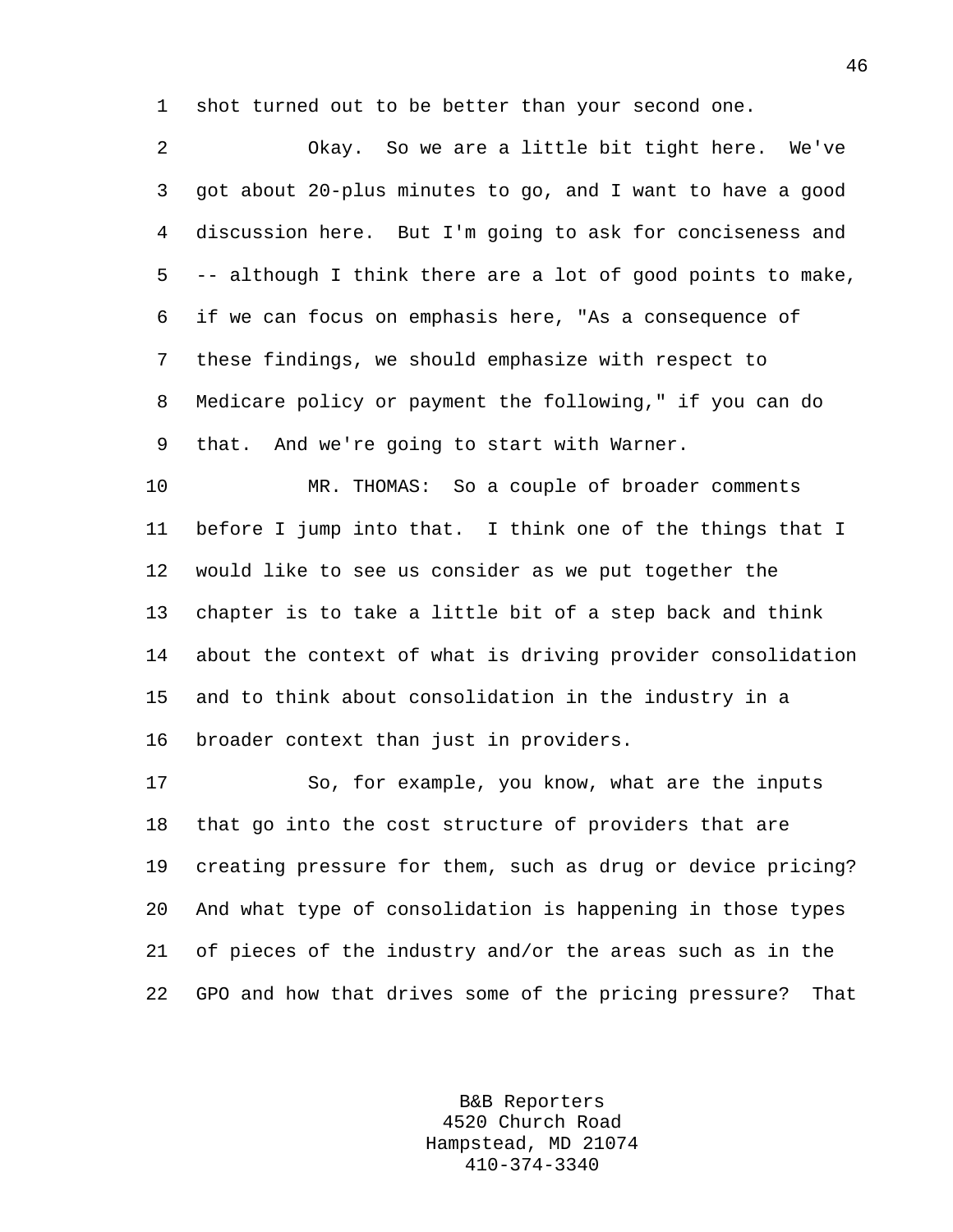shot turned out to be better than your second one.

Okay. So we are a little bit tight here. We've got about 20-plus minutes to go, and I want to have a good discussion here. But I'm going to ask for conciseness and -- although I think there are a lot of good points to make, if we can focus on emphasis here, "As a consequence of these findings, we should emphasize with respect to Medicare policy or payment the following," if you can do that. And we're going to start with Warner.

MR. THOMAS: So a couple of broader comments before I jump into that. I think one of the things that I would like to see us consider as we put together the chapter is to take a little bit of a step back and think about the context of what is driving provider consolidation and to think about consolidation in the industry in a broader context than just in providers.

So, for example, you know, what are the inputs that go into the cost structure of providers that are creating pressure for them, such as drug or device pricing? And what type of consolidation is happening in those types of pieces of the industry and/or the areas such as in the GPO and how that drives some of the pricing pressure? That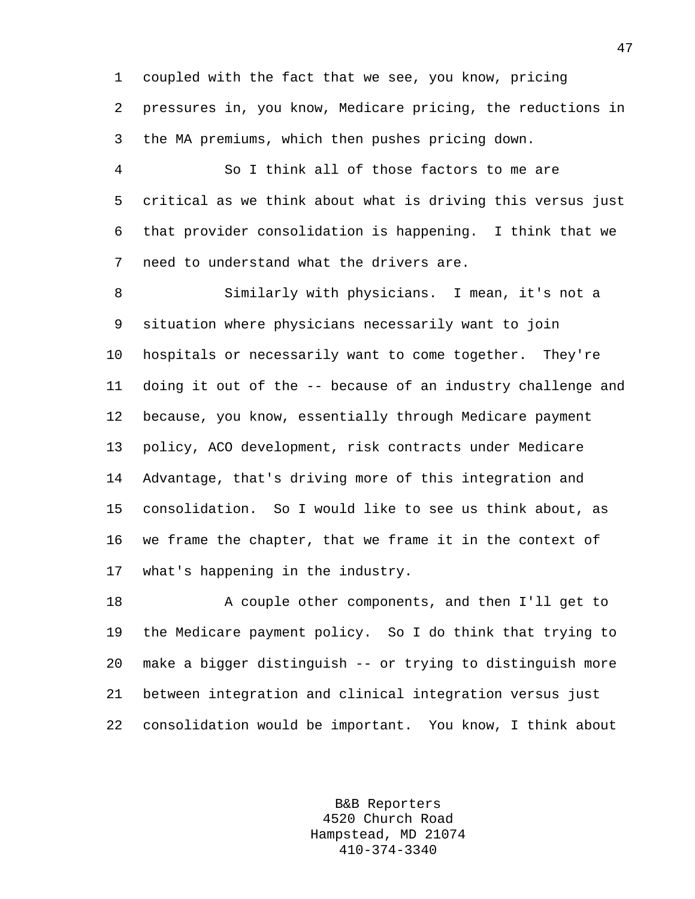coupled with the fact that we see, you know, pricing pressures in, you know, Medicare pricing, the reductions in the MA premiums, which then pushes pricing down.

So I think all of those factors to me are critical as we think about what is driving this versus just that provider consolidation is happening. I think that we need to understand what the drivers are.

Similarly with physicians. I mean, it's not a situation where physicians necessarily want to join hospitals or necessarily want to come together. They're doing it out of the -- because of an industry challenge and because, you know, essentially through Medicare payment policy, ACO development, risk contracts under Medicare Advantage, that's driving more of this integration and consolidation. So I would like to see us think about, as we frame the chapter, that we frame it in the context of what's happening in the industry.

A couple other components, and then I'll get to the Medicare payment policy. So I do think that trying to make a bigger distinguish -- or trying to distinguish more between integration and clinical integration versus just consolidation would be important. You know, I think about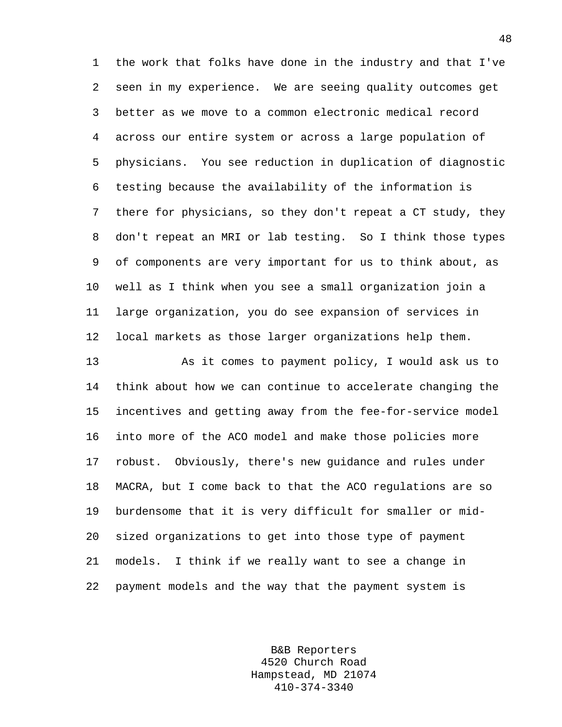the work that folks have done in the industry and that I've seen in my experience. We are seeing quality outcomes get better as we move to a common electronic medical record across our entire system or across a large population of physicians. You see reduction in duplication of diagnostic testing because the availability of the information is there for physicians, so they don't repeat a CT study, they don't repeat an MRI or lab testing. So I think those types of components are very important for us to think about, as well as I think when you see a small organization join a large organization, you do see expansion of services in local markets as those larger organizations help them.

As it comes to payment policy, I would ask us to think about how we can continue to accelerate changing the incentives and getting away from the fee-for-service model into more of the ACO model and make those policies more robust. Obviously, there's new guidance and rules under MACRA, but I come back to that the ACO regulations are so burdensome that it is very difficult for smaller or mid-sized organizations to get into those type of payment models. I think if we really want to see a change in payment models and the way that the payment system is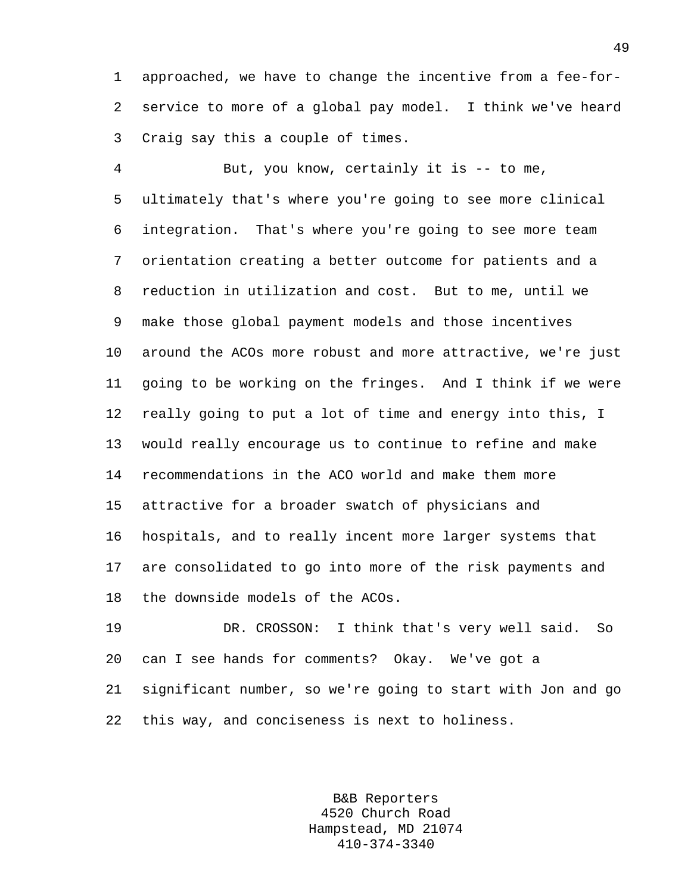approached, we have to change the incentive from a fee-for-service to more of a global pay model. I think we've heard Craig say this a couple of times.

But, you know, certainly it is -- to me, ultimately that's where you're going to see more clinical integration. That's where you're going to see more team orientation creating a better outcome for patients and a reduction in utilization and cost. But to me, until we make those global payment models and those incentives around the ACOs more robust and more attractive, we're just going to be working on the fringes. And I think if we were really going to put a lot of time and energy into this, I would really encourage us to continue to refine and make recommendations in the ACO world and make them more attractive for a broader swatch of physicians and hospitals, and to really incent more larger systems that are consolidated to go into more of the risk payments and the downside models of the ACOs.

DR. CROSSON: I think that's very well said. So can I see hands for comments? Okay. We've got a significant number, so we're going to start with Jon and go this way, and conciseness is next to holiness.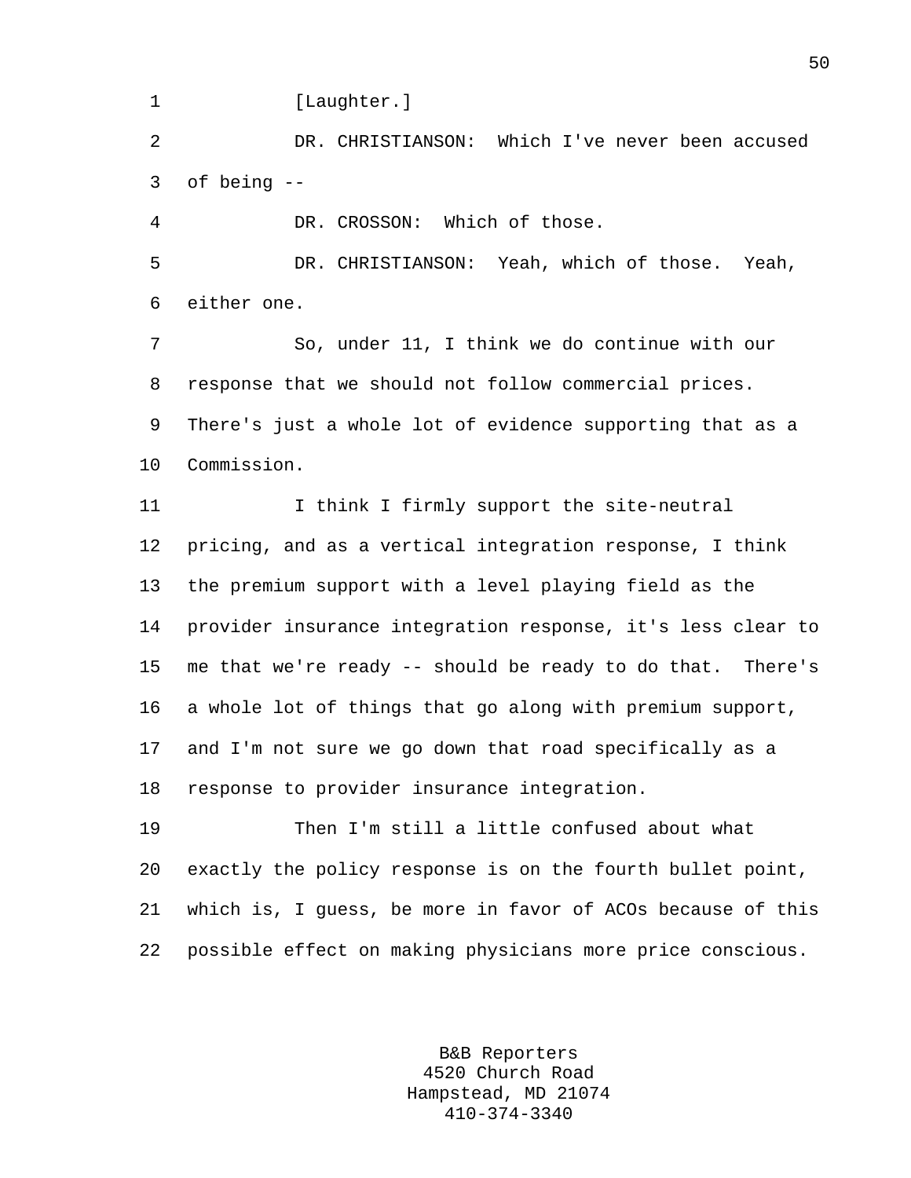[Laughter.]

DR. CHRISTIANSON: Which I've never been accused of being --

DR. CROSSON: Which of those.

DR. CHRISTIANSON: Yeah, which of those. Yeah, either one.

So, under 11, I think we do continue with our response that we should not follow commercial prices. There's just a whole lot of evidence supporting that as a Commission.

I think I firmly support the site-neutral pricing, and as a vertical integration response, I think the premium support with a level playing field as the provider insurance integration response, it's less clear to me that we're ready -- should be ready to do that. There's a whole lot of things that go along with premium support, and I'm not sure we go down that road specifically as a response to provider insurance integration.

Then I'm still a little confused about what exactly the policy response is on the fourth bullet point, which is, I guess, be more in favor of ACOs because of this possible effect on making physicians more price conscious.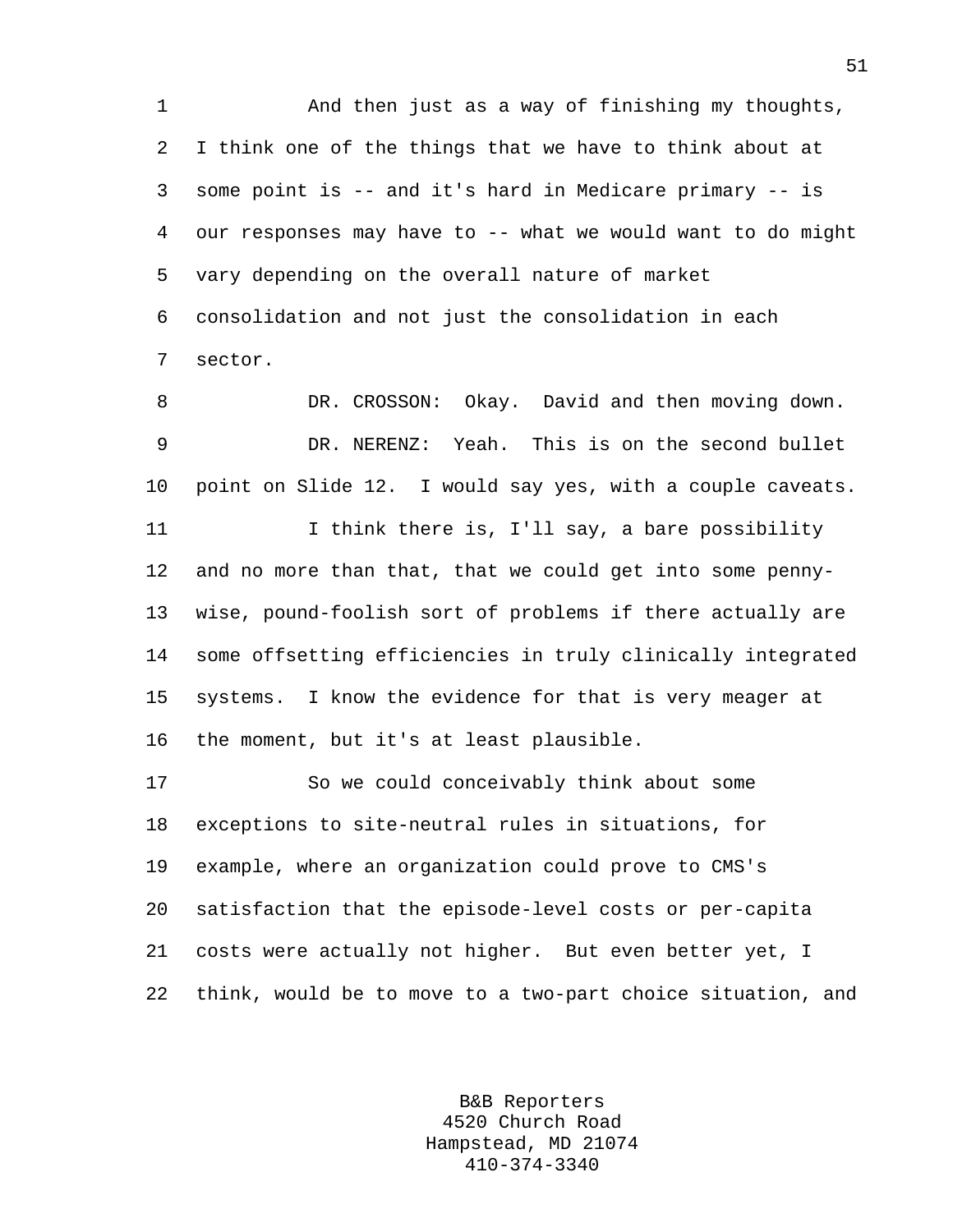And then just as a way of finishing my thoughts, I think one of the things that we have to think about at some point is -- and it's hard in Medicare primary -- is our responses may have to -- what we would want to do might vary depending on the overall nature of market consolidation and not just the consolidation in each sector.

DR. CROSSON: Okay. David and then moving down.

DR. NERENZ: Yeah. This is on the second bullet point on Slide 12. I would say yes, with a couple caveats.

I think there is, I'll say, a bare possibility and no more than that, that we could get into some penny-wise, pound-foolish sort of problems if there actually are some offsetting efficiencies in truly clinically integrated systems. I know the evidence for that is very meager at the moment, but it's at least plausible.

So we could conceivably think about some exceptions to site-neutral rules in situations, for example, where an organization could prove to CMS's satisfaction that the episode-level costs or per-capita costs were actually not higher. But even better yet, I think, would be to move to a two-part choice situation, and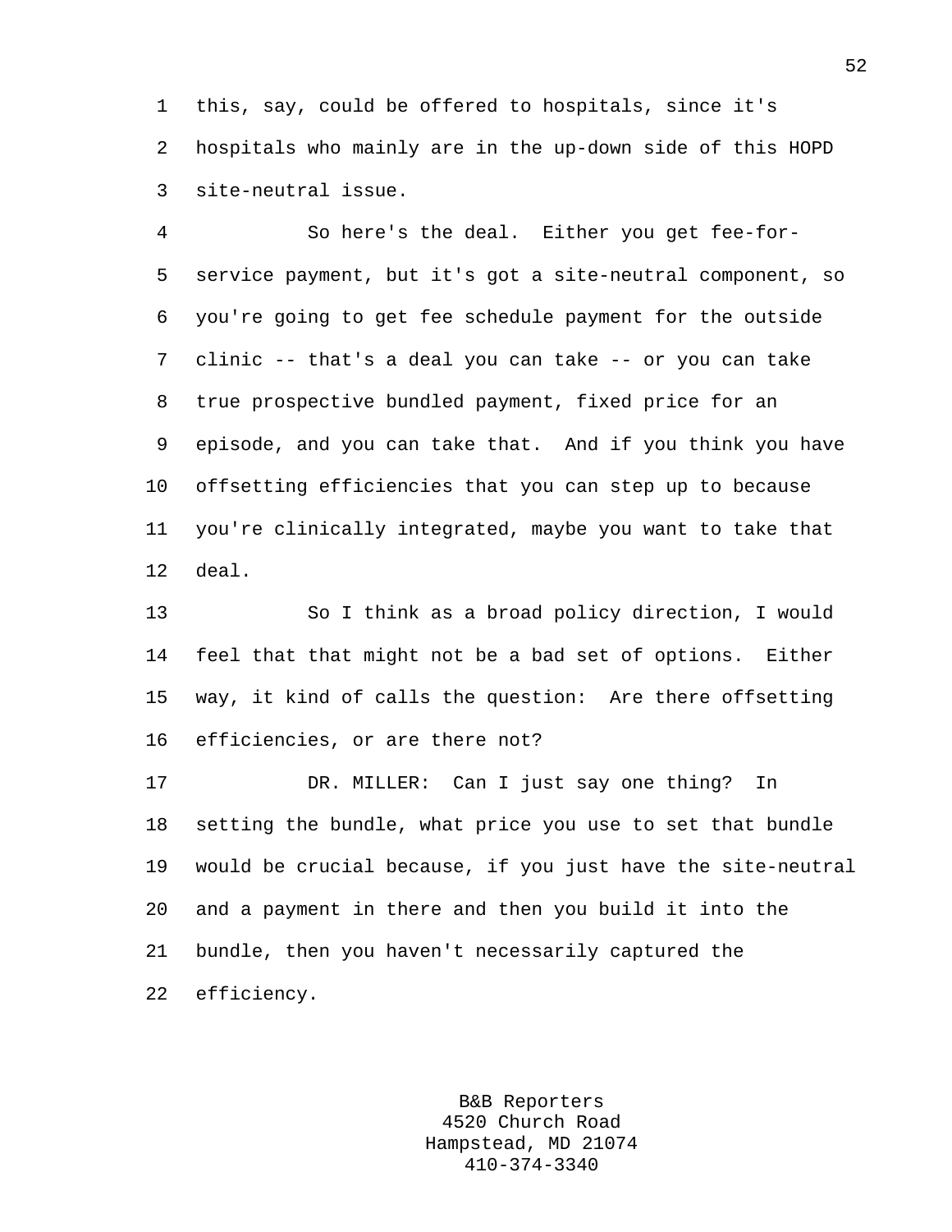this, say, could be offered to hospitals, since it's hospitals who mainly are in the up-down side of this HOPD site-neutral issue.

So here's the deal. Either you get fee-for-service payment, but it's got a site-neutral component, so you're going to get fee schedule payment for the outside clinic -- that's a deal you can take -- or you can take true prospective bundled payment, fixed price for an episode, and you can take that. And if you think you have offsetting efficiencies that you can step up to because you're clinically integrated, maybe you want to take that deal.

So I think as a broad policy direction, I would feel that that might not be a bad set of options. Either way, it kind of calls the question: Are there offsetting efficiencies, or are there not?

DR. MILLER: Can I just say one thing? In setting the bundle, what price you use to set that bundle would be crucial because, if you just have the site-neutral and a payment in there and then you build it into the bundle, then you haven't necessarily captured the efficiency.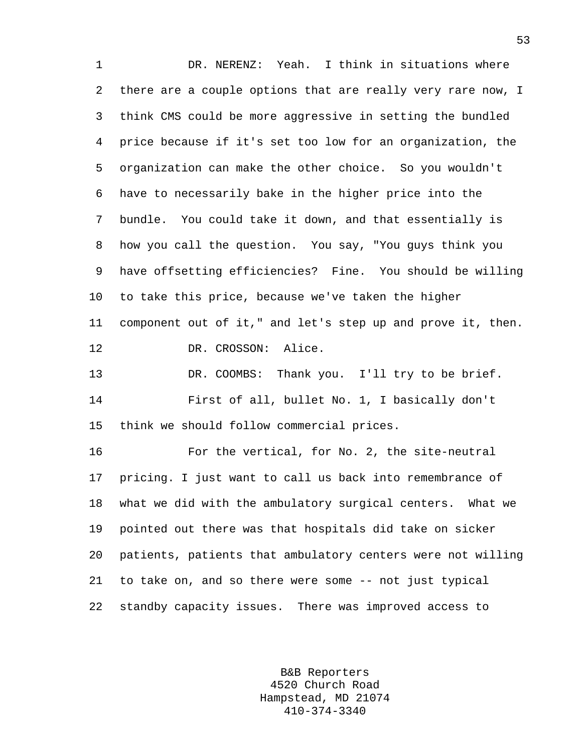DR. NERENZ: Yeah. I think in situations where there are a couple options that are really very rare now, I think CMS could be more aggressive in setting the bundled price because if it's set too low for an organization, the organization can make the other choice. So you wouldn't have to necessarily bake in the higher price into the bundle. You could take it down, and that essentially is how you call the question. You say, "You guys think you have offsetting efficiencies? Fine. You should be willing to take this price, because we've taken the higher component out of it," and let's step up and prove it, then.

DR. CROSSON: Alice.

DR. COOMBS: Thank you. I'll try to be brief.

First of all, bullet No. 1, I basically don't think we should follow commercial prices.

For the vertical, for No. 2, the site-neutral pricing. I just want to call us back into remembrance of what we did with the ambulatory surgical centers. What we pointed out there was that hospitals did take on sicker patients, patients that ambulatory centers were not willing to take on, and so there were some -- not just typical standby capacity issues. There was improved access to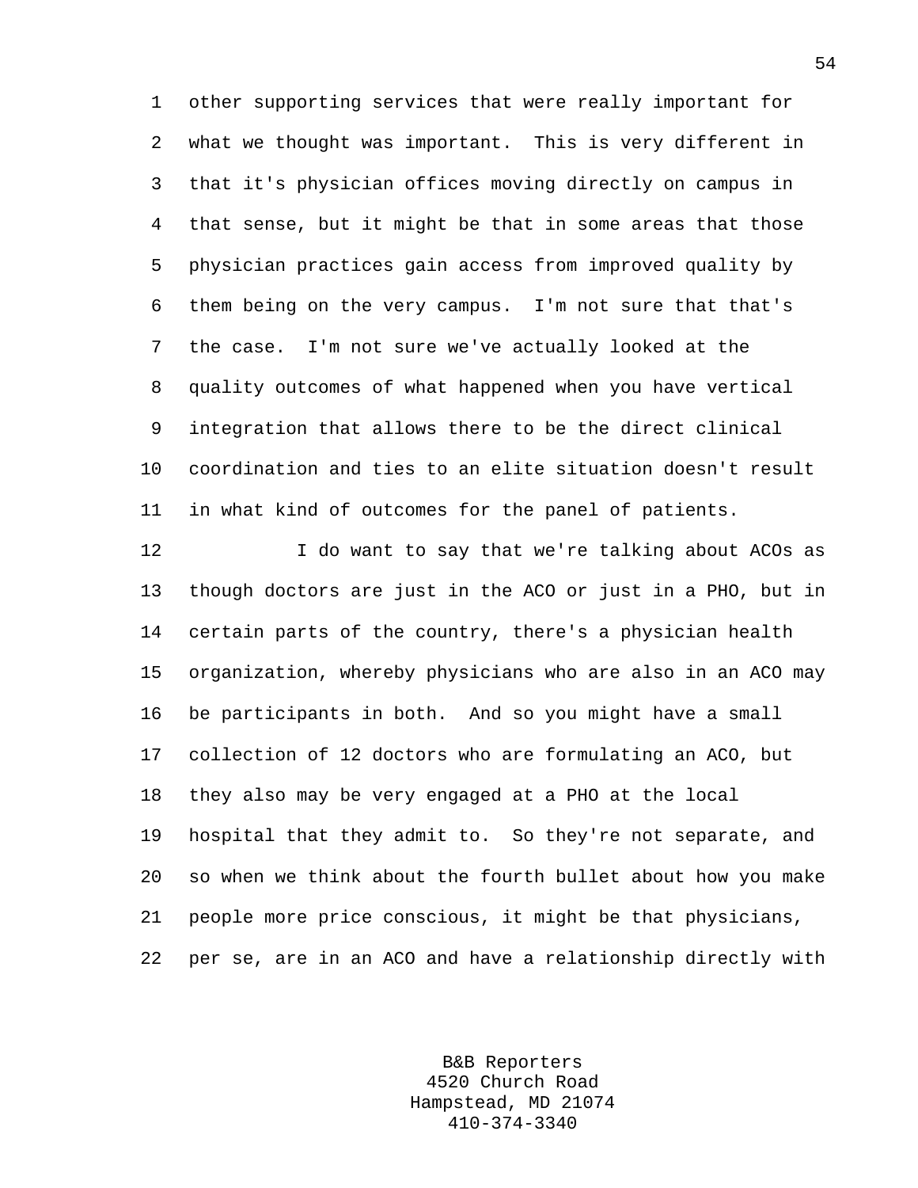other supporting services that were really important for what we thought was important. This is very different in that it's physician offices moving directly on campus in that sense, but it might be that in some areas that those physician practices gain access from improved quality by them being on the very campus. I'm not sure that that's the case. I'm not sure we've actually looked at the quality outcomes of what happened when you have vertical integration that allows there to be the direct clinical coordination and ties to an elite situation doesn't result in what kind of outcomes for the panel of patients.

I do want to say that we're talking about ACOs as though doctors are just in the ACO or just in a PHO, but in certain parts of the country, there's a physician health organization, whereby physicians who are also in an ACO may be participants in both. And so you might have a small collection of 12 doctors who are formulating an ACO, but they also may be very engaged at a PHO at the local hospital that they admit to. So they're not separate, and so when we think about the fourth bullet about how you make people more price conscious, it might be that physicians, per se, are in an ACO and have a relationship directly with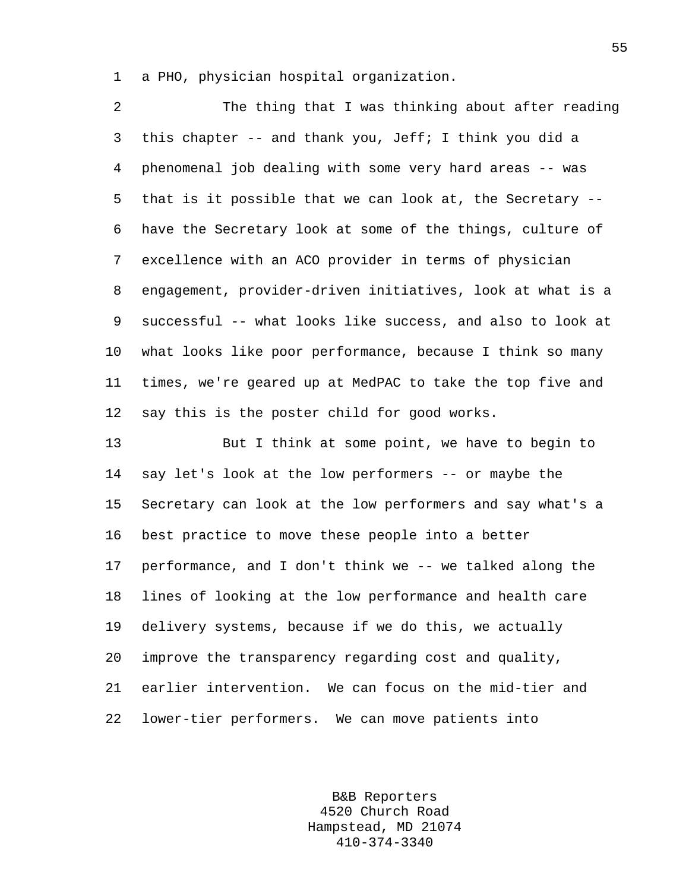a PHO, physician hospital organization.

The thing that I was thinking about after reading this chapter -- and thank you, Jeff; I think you did a phenomenal job dealing with some very hard areas -- was that is it possible that we can look at, the Secretary -- have the Secretary look at some of the things, culture of excellence with an ACO provider in terms of physician engagement, provider-driven initiatives, look at what is a successful -- what looks like success, and also to look at what looks like poor performance, because I think so many times, we're geared up at MedPAC to take the top five and say this is the poster child for good works.

But I think at some point, we have to begin to say let's look at the low performers -- or maybe the Secretary can look at the low performers and say what's a best practice to move these people into a better performance, and I don't think we -- we talked along the lines of looking at the low performance and health care delivery systems, because if we do this, we actually improve the transparency regarding cost and quality, earlier intervention. We can focus on the mid-tier and lower-tier performers. We can move patients into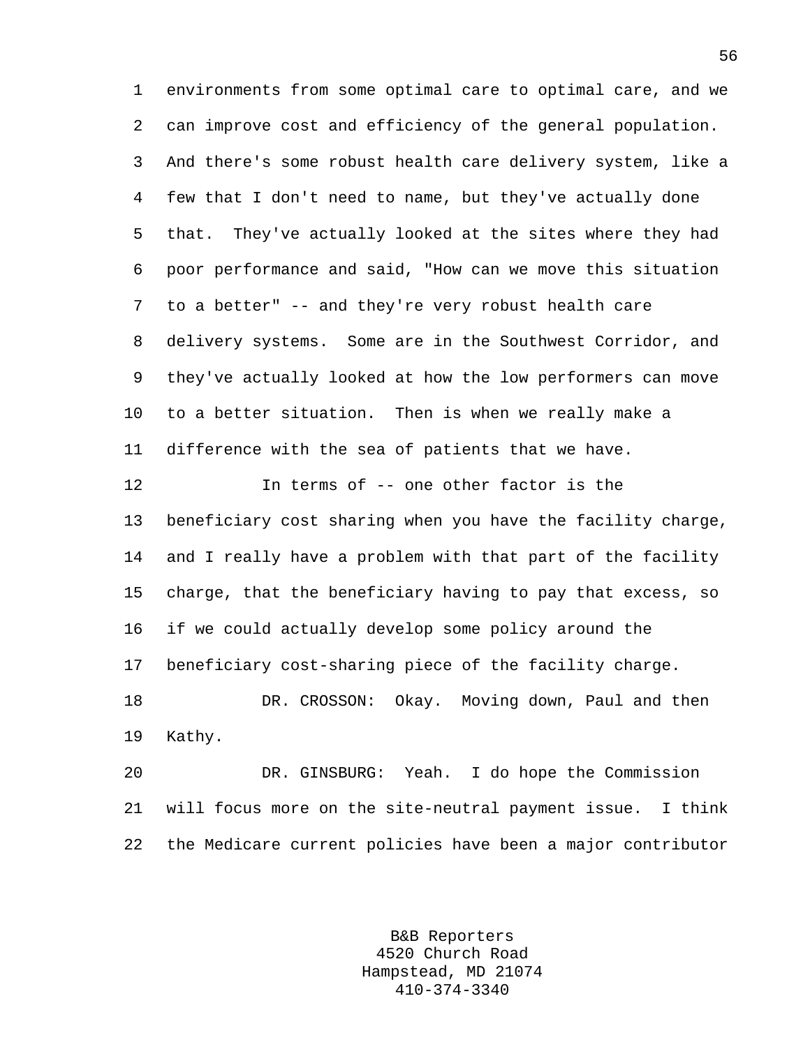environments from some optimal care to optimal care, and we can improve cost and efficiency of the general population. And there's some robust health care delivery system, like a few that I don't need to name, but they've actually done that. They've actually looked at the sites where they had poor performance and said, "How can we move this situation to a better" -- and they're very robust health care delivery systems. Some are in the Southwest Corridor, and they've actually looked at how the low performers can move to a better situation. Then is when we really make a difference with the sea of patients that we have.

In terms of -- one other factor is the beneficiary cost sharing when you have the facility charge, and I really have a problem with that part of the facility charge, that the beneficiary having to pay that excess, so if we could actually develop some policy around the beneficiary cost-sharing piece of the facility charge.

DR. CROSSON: Okay. Moving down, Paul and then Kathy.

DR. GINSBURG: Yeah. I do hope the Commission will focus more on the site-neutral payment issue. I think the Medicare current policies have been a major contributor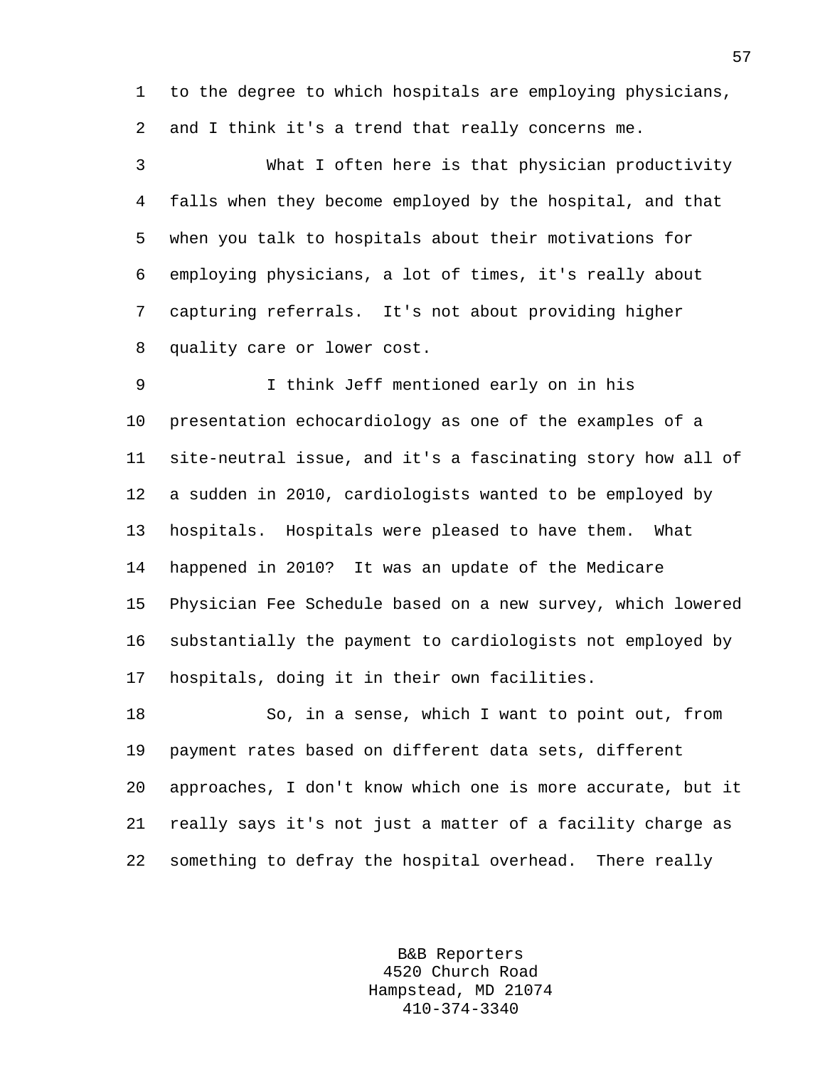to the degree to which hospitals are employing physicians, and I think it's a trend that really concerns me.

What I often here is that physician productivity falls when they become employed by the hospital, and that when you talk to hospitals about their motivations for employing physicians, a lot of times, it's really about capturing referrals. It's not about providing higher quality care or lower cost.

I think Jeff mentioned early on in his presentation echocardiology as one of the examples of a site-neutral issue, and it's a fascinating story how all of a sudden in 2010, cardiologists wanted to be employed by hospitals. Hospitals were pleased to have them. What happened in 2010? It was an update of the Medicare Physician Fee Schedule based on a new survey, which lowered substantially the payment to cardiologists not employed by hospitals, doing it in their own facilities.

So, in a sense, which I want to point out, from payment rates based on different data sets, different approaches, I don't know which one is more accurate, but it really says it's not just a matter of a facility charge as something to defray the hospital overhead. There really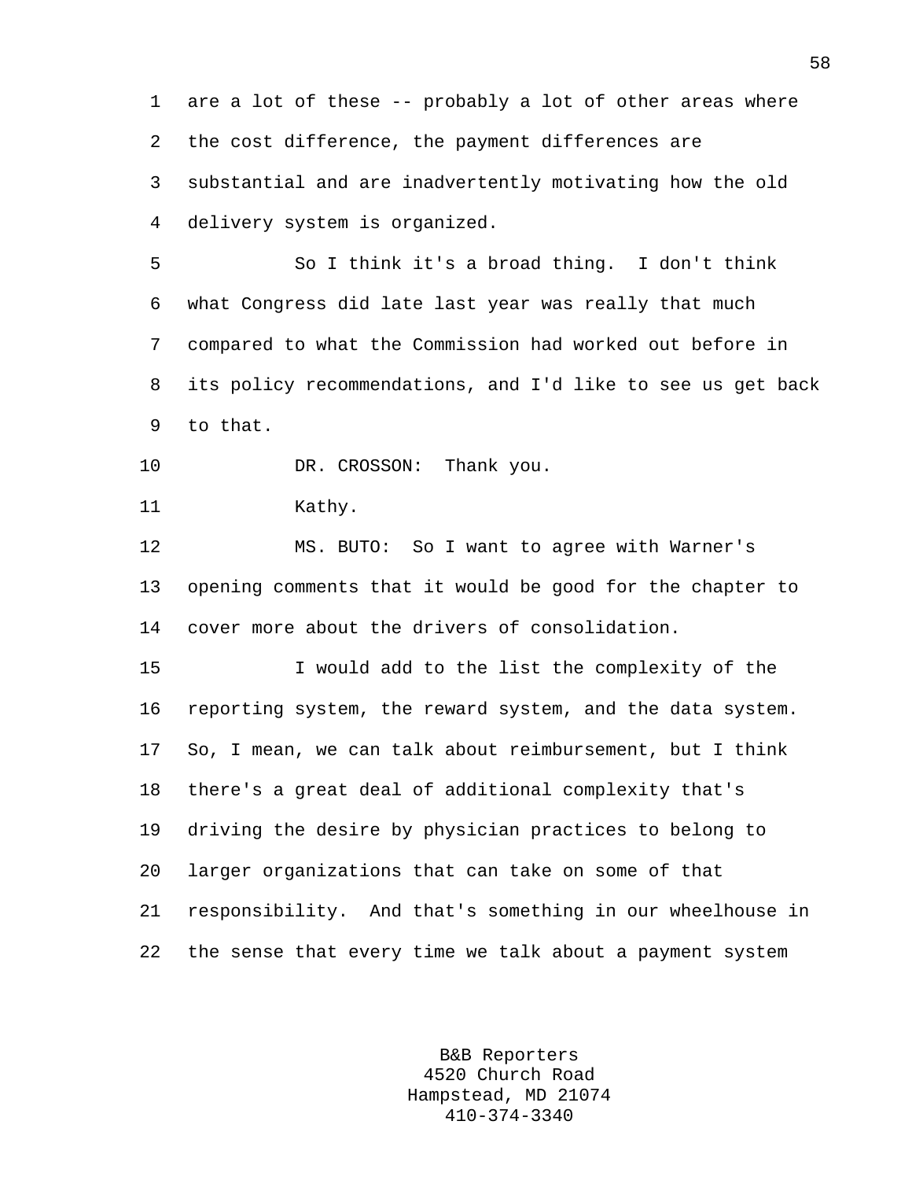are a lot of these -- probably a lot of other areas where the cost difference, the payment differences are substantial and are inadvertently motivating how the old delivery system is organized.

So I think it's a broad thing. I don't think what Congress did late last year was really that much compared to what the Commission had worked out before in its policy recommendations, and I'd like to see us get back to that.

DR. CROSSON: Thank you.

Kathy.

MS. BUTO: So I want to agree with Warner's opening comments that it would be good for the chapter to cover more about the drivers of consolidation.

I would add to the list the complexity of the reporting system, the reward system, and the data system. So, I mean, we can talk about reimbursement, but I think there's a great deal of additional complexity that's driving the desire by physician practices to belong to larger organizations that can take on some of that responsibility. And that's something in our wheelhouse in the sense that every time we talk about a payment system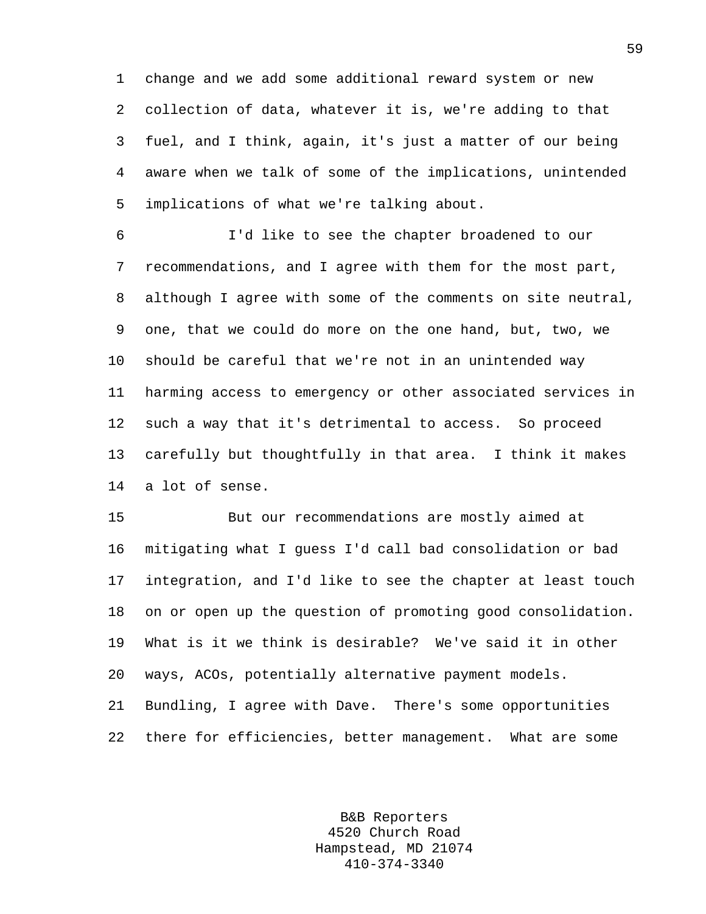change and we add some additional reward system or new collection of data, whatever it is, we're adding to that fuel, and I think, again, it's just a matter of our being aware when we talk of some of the implications, unintended implications of what we're talking about.

I'd like to see the chapter broadened to our recommendations, and I agree with them for the most part, although I agree with some of the comments on site neutral, one, that we could do more on the one hand, but, two, we should be careful that we're not in an unintended way harming access to emergency or other associated services in such a way that it's detrimental to access. So proceed carefully but thoughtfully in that area. I think it makes a lot of sense.

But our recommendations are mostly aimed at mitigating what I guess I'd call bad consolidation or bad integration, and I'd like to see the chapter at least touch on or open up the question of promoting good consolidation. What is it we think is desirable? We've said it in other ways, ACOs, potentially alternative payment models. Bundling, I agree with Dave. There's some opportunities there for efficiencies, better management. What are some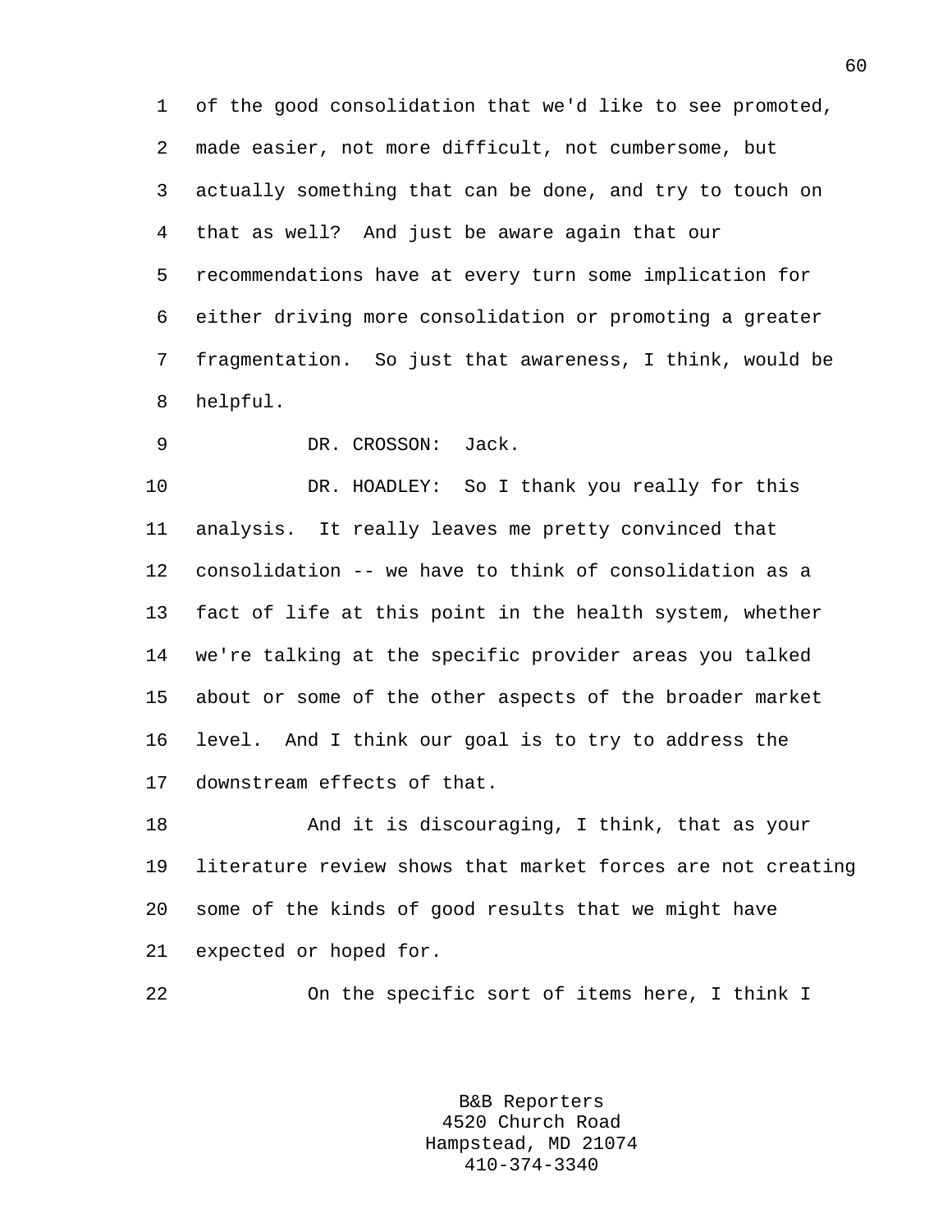of the good consolidation that we'd like to see promoted, made easier, not more difficult, not cumbersome, but actually something that can be done, and try to touch on that as well? And just be aware again that our recommendations have at every turn some implication for either driving more consolidation or promoting a greater fragmentation. So just that awareness, I think, would be helpful.

DR. CROSSON: Jack.

DR. HOADLEY: So I thank you really for this analysis. It really leaves me pretty convinced that consolidation -- we have to think of consolidation as a fact of life at this point in the health system, whether we're talking at the specific provider areas you talked about or some of the other aspects of the broader market level. And I think our goal is to try to address the downstream effects of that.

And it is discouraging, I think, that as your literature review shows that market forces are not creating some of the kinds of good results that we might have expected or hoped for.

On the specific sort of items here, I think I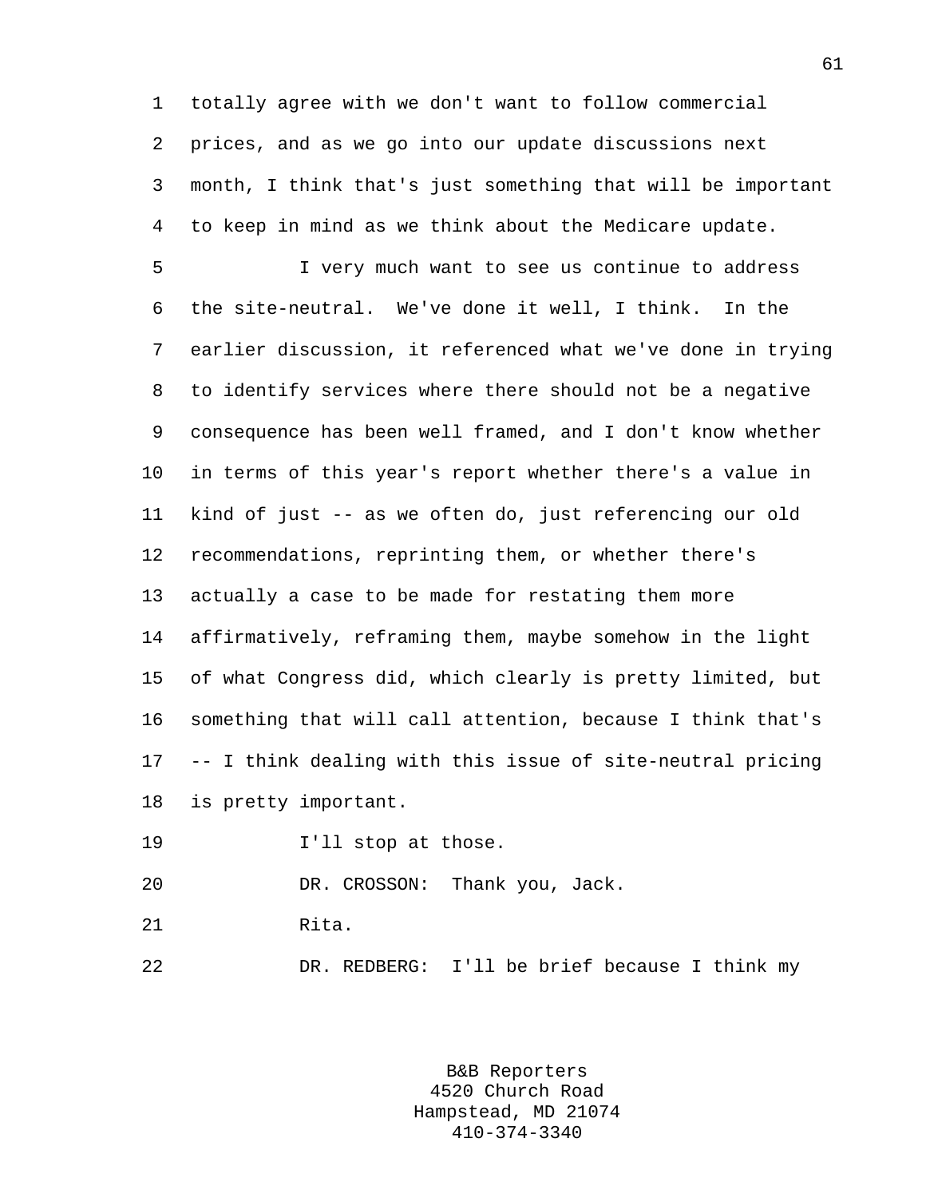totally agree with we don't want to follow commercial prices, and as we go into our update discussions next month, I think that's just something that will be important to keep in mind as we think about the Medicare update.

I very much want to see us continue to address the site-neutral. We've done it well, I think. In the earlier discussion, it referenced what we've done in trying to identify services where there should not be a negative consequence has been well framed, and I don't know whether in terms of this year's report whether there's a value in kind of just -- as we often do, just referencing our old recommendations, reprinting them, or whether there's actually a case to be made for restating them more affirmatively, reframing them, maybe somehow in the light of what Congress did, which clearly is pretty limited, but something that will call attention, because I think that's -- I think dealing with this issue of site-neutral pricing is pretty important.

I'll stop at those.

DR. CROSSON: Thank you, Jack.

Rita.

DR. REDBERG: I'll be brief because I think my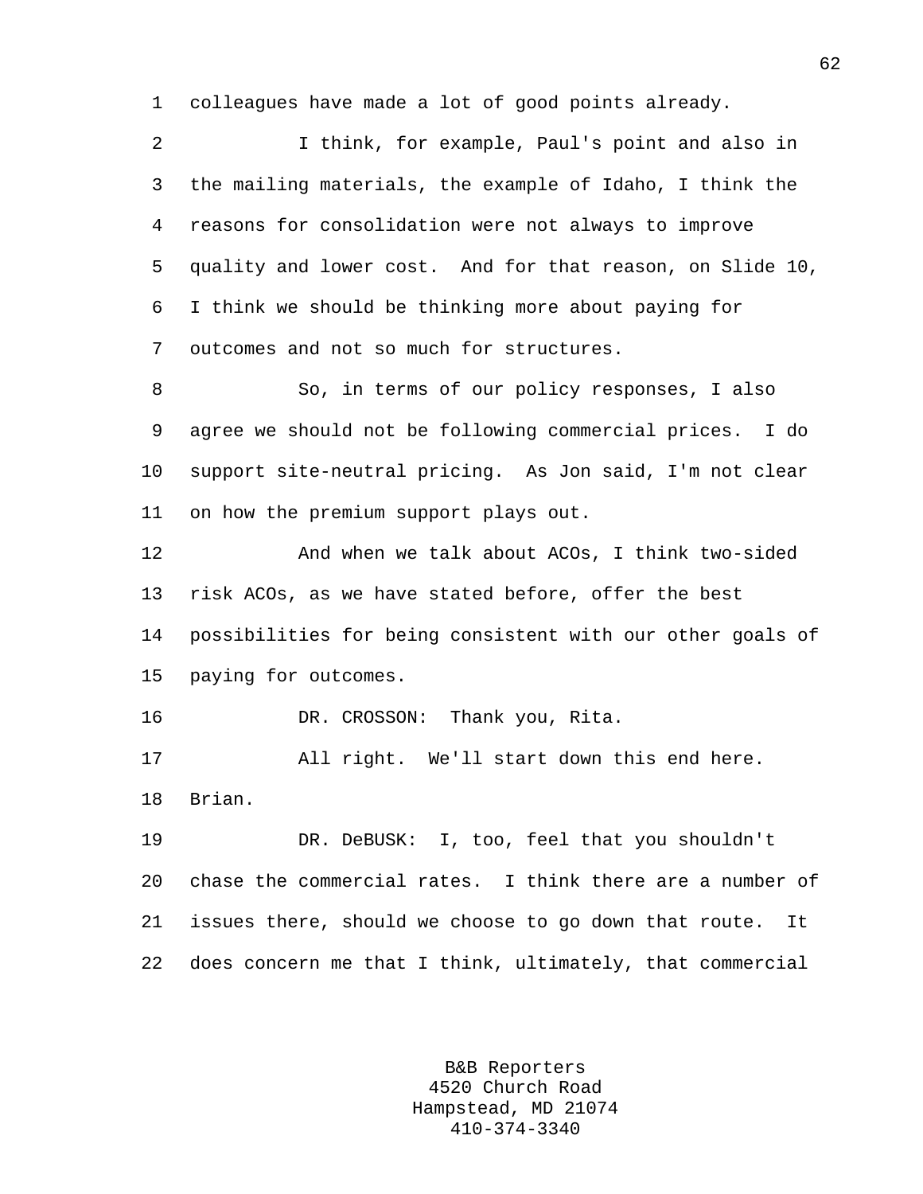colleagues have made a lot of good points already.

I think, for example, Paul's point and also in the mailing materials, the example of Idaho, I think the reasons for consolidation were not always to improve quality and lower cost. And for that reason, on Slide 10, I think we should be thinking more about paying for outcomes and not so much for structures.

So, in terms of our policy responses, I also agree we should not be following commercial prices. I do support site-neutral pricing. As Jon said, I'm not clear on how the premium support plays out.

And when we talk about ACOs, I think two-sided risk ACOs, as we have stated before, offer the best possibilities for being consistent with our other goals of paying for outcomes.

DR. CROSSON: Thank you, Rita.

All right. We'll start down this end here. Brian.

DR. DeBUSK: I, too, feel that you shouldn't chase the commercial rates. I think there are a number of issues there, should we choose to go down that route. It does concern me that I think, ultimately, that commercial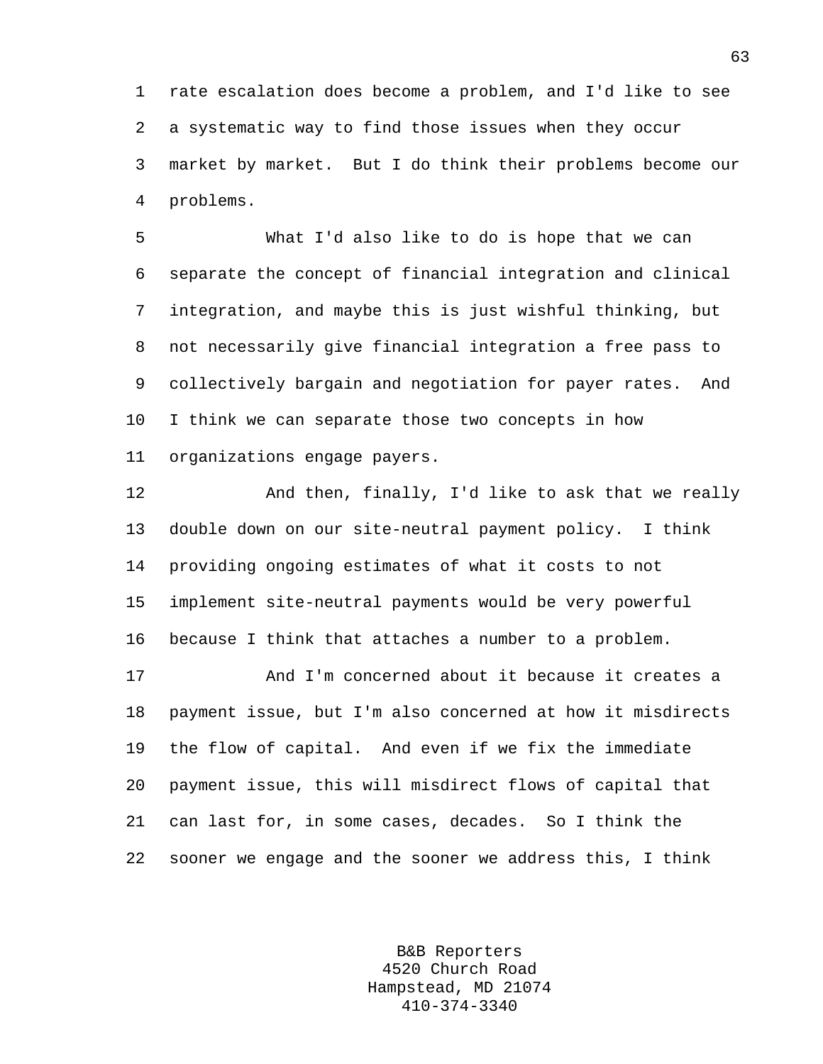rate escalation does become a problem, and I'd like to see a systematic way to find those issues when they occur market by market. But I do think their problems become our problems.

What I'd also like to do is hope that we can separate the concept of financial integration and clinical integration, and maybe this is just wishful thinking, but not necessarily give financial integration a free pass to collectively bargain and negotiation for payer rates. And I think we can separate those two concepts in how organizations engage payers.

And then, finally, I'd like to ask that we really double down on our site-neutral payment policy. I think providing ongoing estimates of what it costs to not implement site-neutral payments would be very powerful because I think that attaches a number to a problem.

And I'm concerned about it because it creates a payment issue, but I'm also concerned at how it misdirects the flow of capital. And even if we fix the immediate payment issue, this will misdirect flows of capital that can last for, in some cases, decades. So I think the sooner we engage and the sooner we address this, I think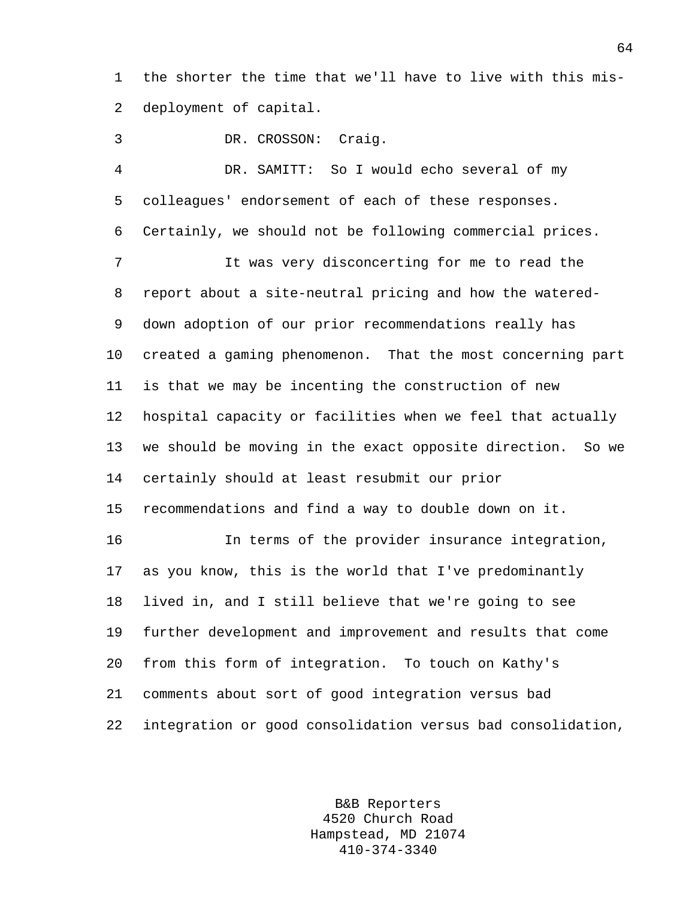the shorter the time that we'll have to live with this mis-deployment of capital.

DR. CROSSON: Craig.

DR. SAMITT: So I would echo several of my colleagues' endorsement of each of these responses. Certainly, we should not be following commercial prices.

It was very disconcerting for me to read the report about a site-neutral pricing and how the watered-down adoption of our prior recommendations really has created a gaming phenomenon. That the most concerning part is that we may be incenting the construction of new hospital capacity or facilities when we feel that actually we should be moving in the exact opposite direction. So we certainly should at least resubmit our prior recommendations and find a way to double down on it.

In terms of the provider insurance integration, as you know, this is the world that I've predominantly lived in, and I still believe that we're going to see further development and improvement and results that come from this form of integration. To touch on Kathy's comments about sort of good integration versus bad integration or good consolidation versus bad consolidation,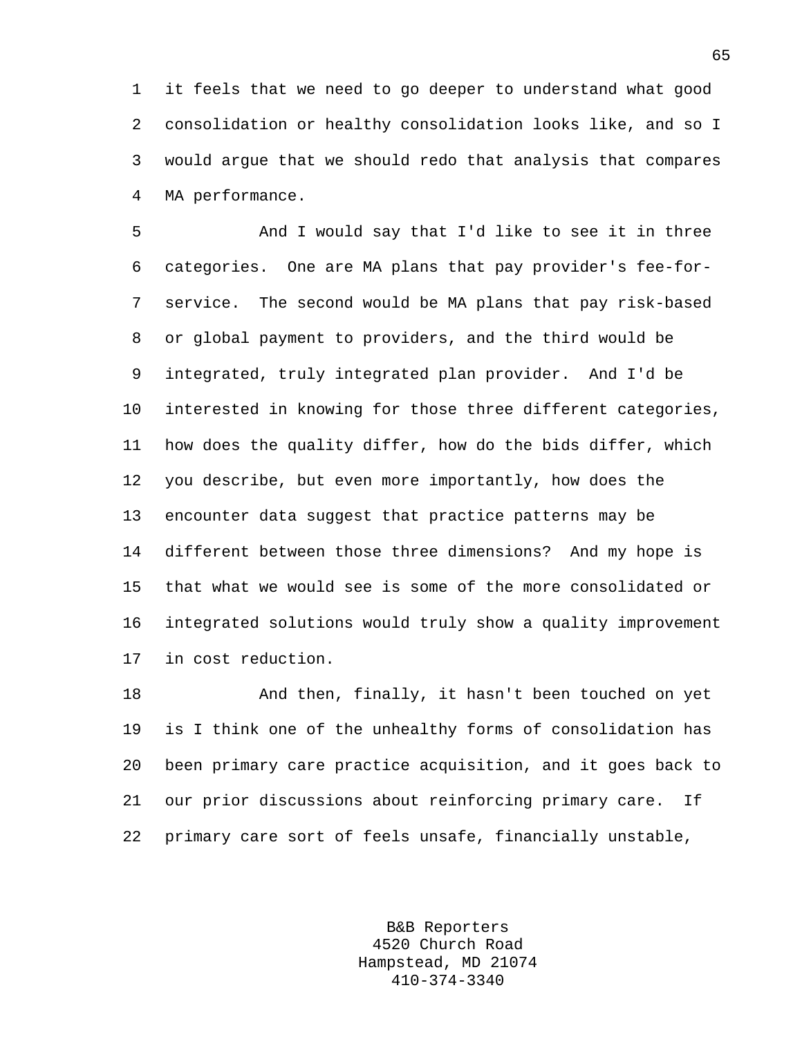it feels that we need to go deeper to understand what good consolidation or healthy consolidation looks like, and so I would argue that we should redo that analysis that compares MA performance.

And I would say that I'd like to see it in three categories. One are MA plans that pay provider's fee-for-service. The second would be MA plans that pay risk-based or global payment to providers, and the third would be integrated, truly integrated plan provider. And I'd be interested in knowing for those three different categories, how does the quality differ, how do the bids differ, which you describe, but even more importantly, how does the encounter data suggest that practice patterns may be different between those three dimensions? And my hope is that what we would see is some of the more consolidated or integrated solutions would truly show a quality improvement in cost reduction.

And then, finally, it hasn't been touched on yet is I think one of the unhealthy forms of consolidation has been primary care practice acquisition, and it goes back to our prior discussions about reinforcing primary care. If primary care sort of feels unsafe, financially unstable,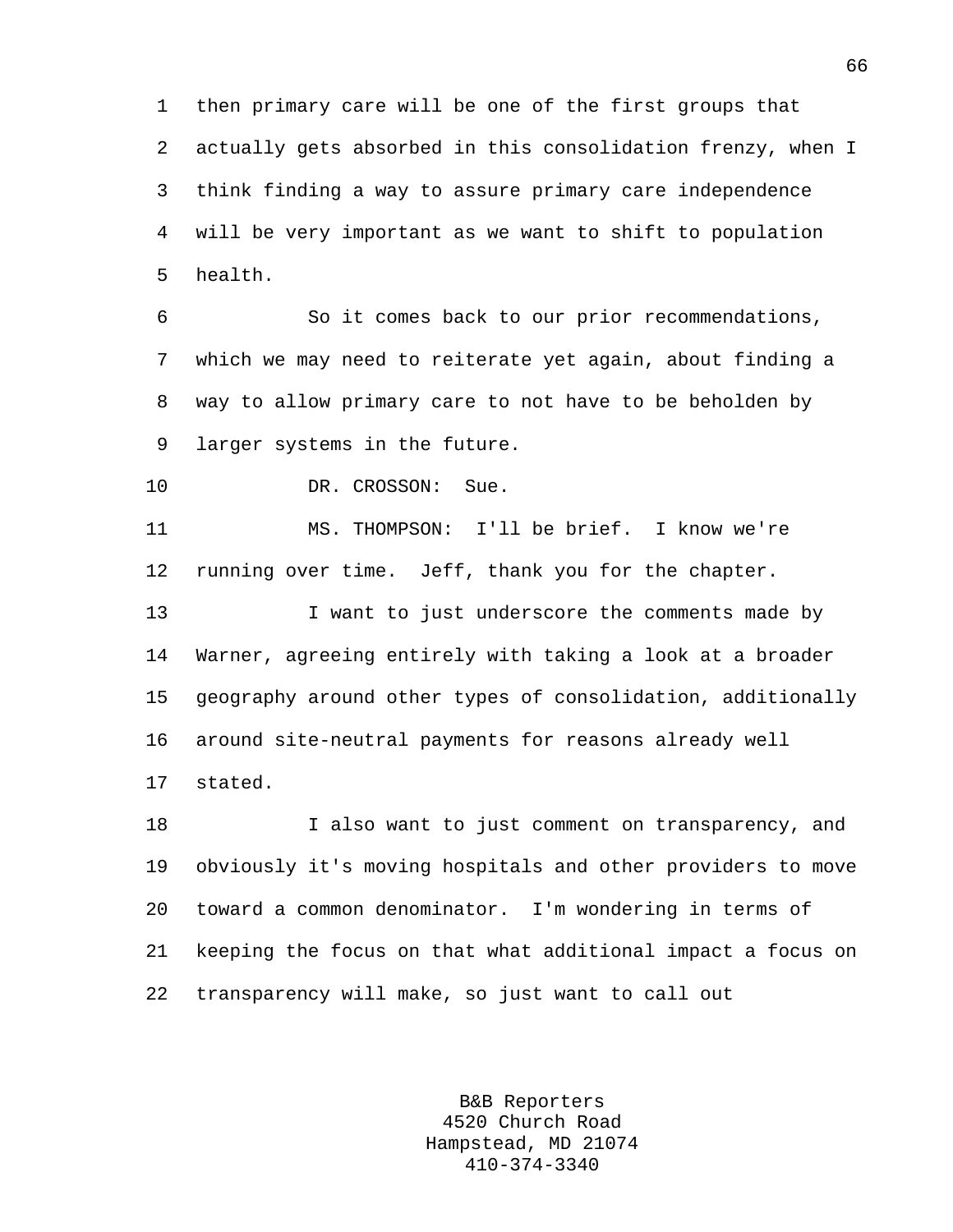then primary care will be one of the first groups that actually gets absorbed in this consolidation frenzy, when I think finding a way to assure primary care independence will be very important as we want to shift to population health.

So it comes back to our prior recommendations, which we may need to reiterate yet again, about finding a way to allow primary care to not have to be beholden by larger systems in the future.

DR. CROSSON: Sue.

MS. THOMPSON: I'll be brief. I know we're running over time. Jeff, thank you for the chapter.

I want to just underscore the comments made by Warner, agreeing entirely with taking a look at a broader geography around other types of consolidation, additionally around site-neutral payments for reasons already well stated.

I also want to just comment on transparency, and obviously it's moving hospitals and other providers to move toward a common denominator. I'm wondering in terms of keeping the focus on that what additional impact a focus on transparency will make, so just want to call out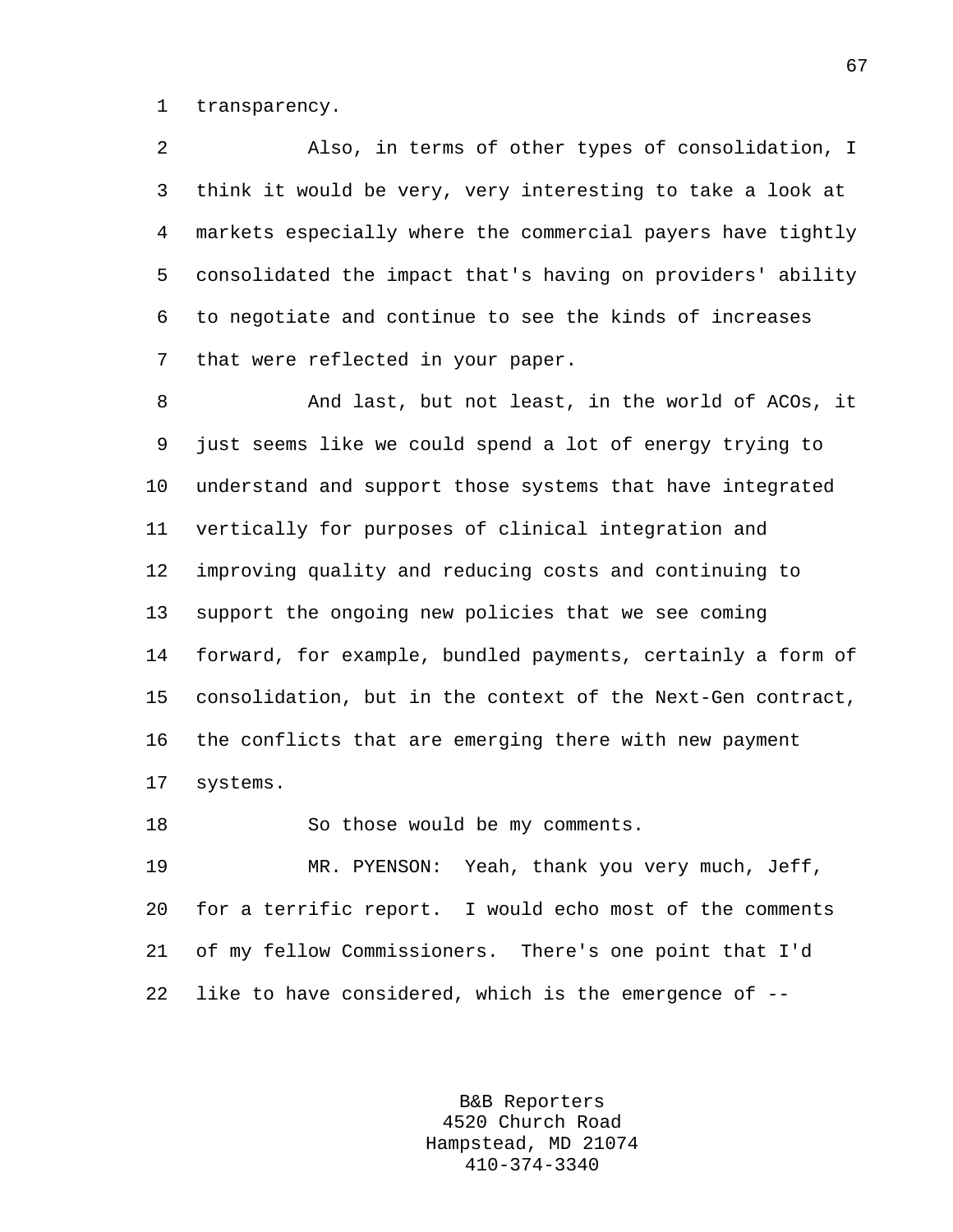transparency.

Also, in terms of other types of consolidation, I think it would be very, very interesting to take a look at markets especially where the commercial payers have tightly consolidated the impact that's having on providers' ability to negotiate and continue to see the kinds of increases that were reflected in your paper.

And last, but not least, in the world of ACOs, it just seems like we could spend a lot of energy trying to understand and support those systems that have integrated vertically for purposes of clinical integration and improving quality and reducing costs and continuing to support the ongoing new policies that we see coming forward, for example, bundled payments, certainly a form of consolidation, but in the context of the Next-Gen contract, the conflicts that are emerging there with new payment systems.

So those would be my comments.

MR. PYENSON: Yeah, thank you very much, Jeff, for a terrific report. I would echo most of the comments of my fellow Commissioners. There's one point that I'd like to have considered, which is the emergence of --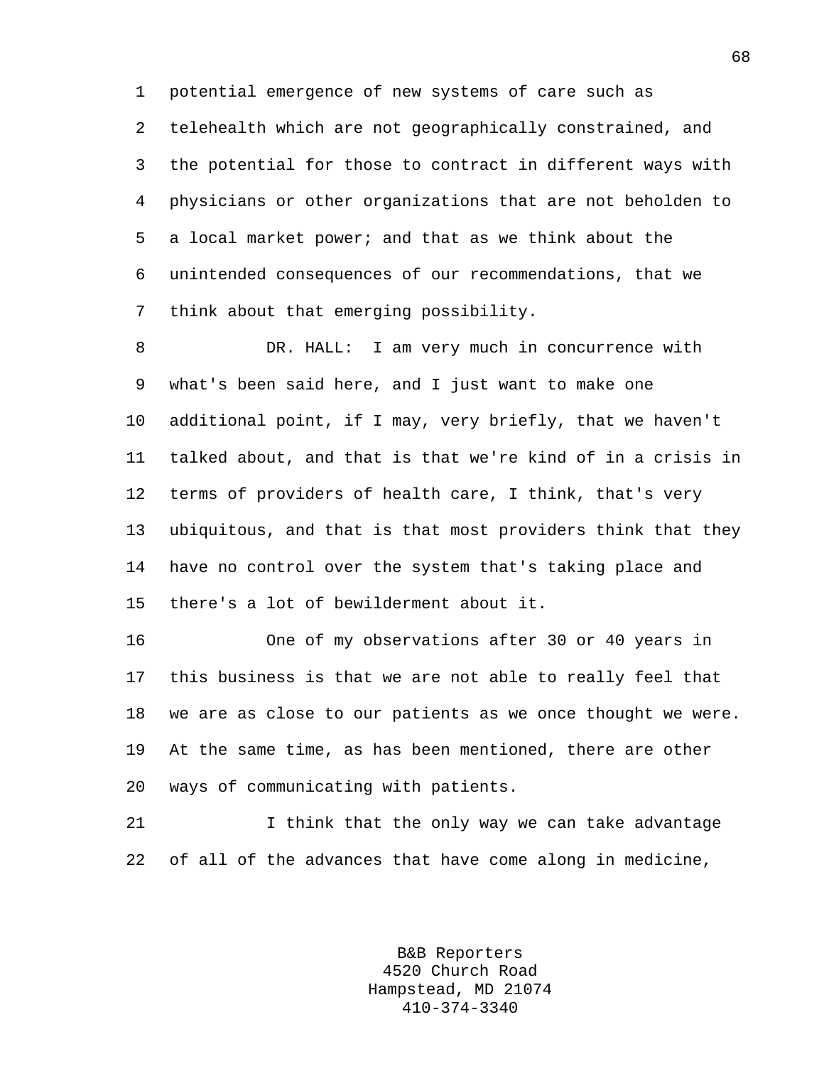potential emergence of new systems of care such as telehealth which are not geographically constrained, and the potential for those to contract in different ways with physicians or other organizations that are not beholden to a local market power; and that as we think about the unintended consequences of our recommendations, that we think about that emerging possibility.

DR. HALL: I am very much in concurrence with what's been said here, and I just want to make one additional point, if I may, very briefly, that we haven't talked about, and that is that we're kind of in a crisis in terms of providers of health care, I think, that's very ubiquitous, and that is that most providers think that they have no control over the system that's taking place and there's a lot of bewilderment about it.

One of my observations after 30 or 40 years in this business is that we are not able to really feel that we are as close to our patients as we once thought we were. At the same time, as has been mentioned, there are other ways of communicating with patients.

I think that the only way we can take advantage of all of the advances that have come along in medicine,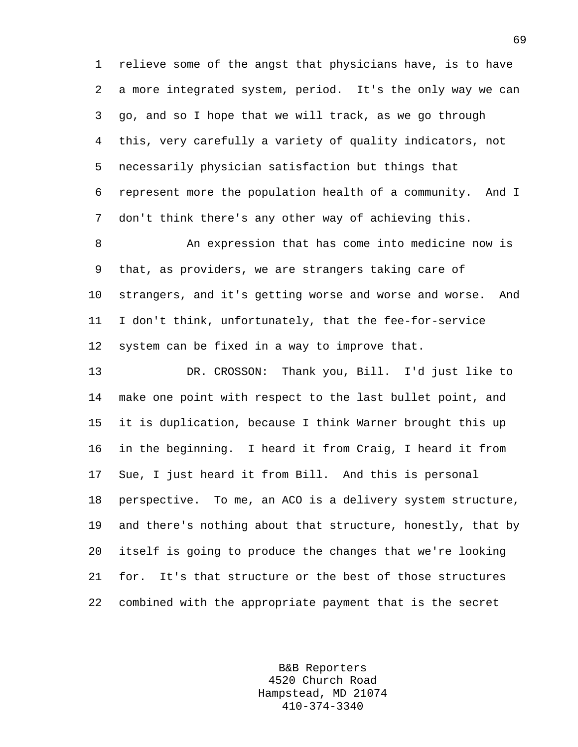relieve some of the angst that physicians have, is to have a more integrated system, period. It's the only way we can go, and so I hope that we will track, as we go through this, very carefully a variety of quality indicators, not necessarily physician satisfaction but things that represent more the population health of a community. And I don't think there's any other way of achieving this.

An expression that has come into medicine now is that, as providers, we are strangers taking care of strangers, and it's getting worse and worse and worse. And I don't think, unfortunately, that the fee-for-service system can be fixed in a way to improve that.

DR. CROSSON: Thank you, Bill. I'd just like to make one point with respect to the last bullet point, and it is duplication, because I think Warner brought this up in the beginning. I heard it from Craig, I heard it from Sue, I just heard it from Bill. And this is personal perspective. To me, an ACO is a delivery system structure, and there's nothing about that structure, honestly, that by itself is going to produce the changes that we're looking for. It's that structure or the best of those structures combined with the appropriate payment that is the secret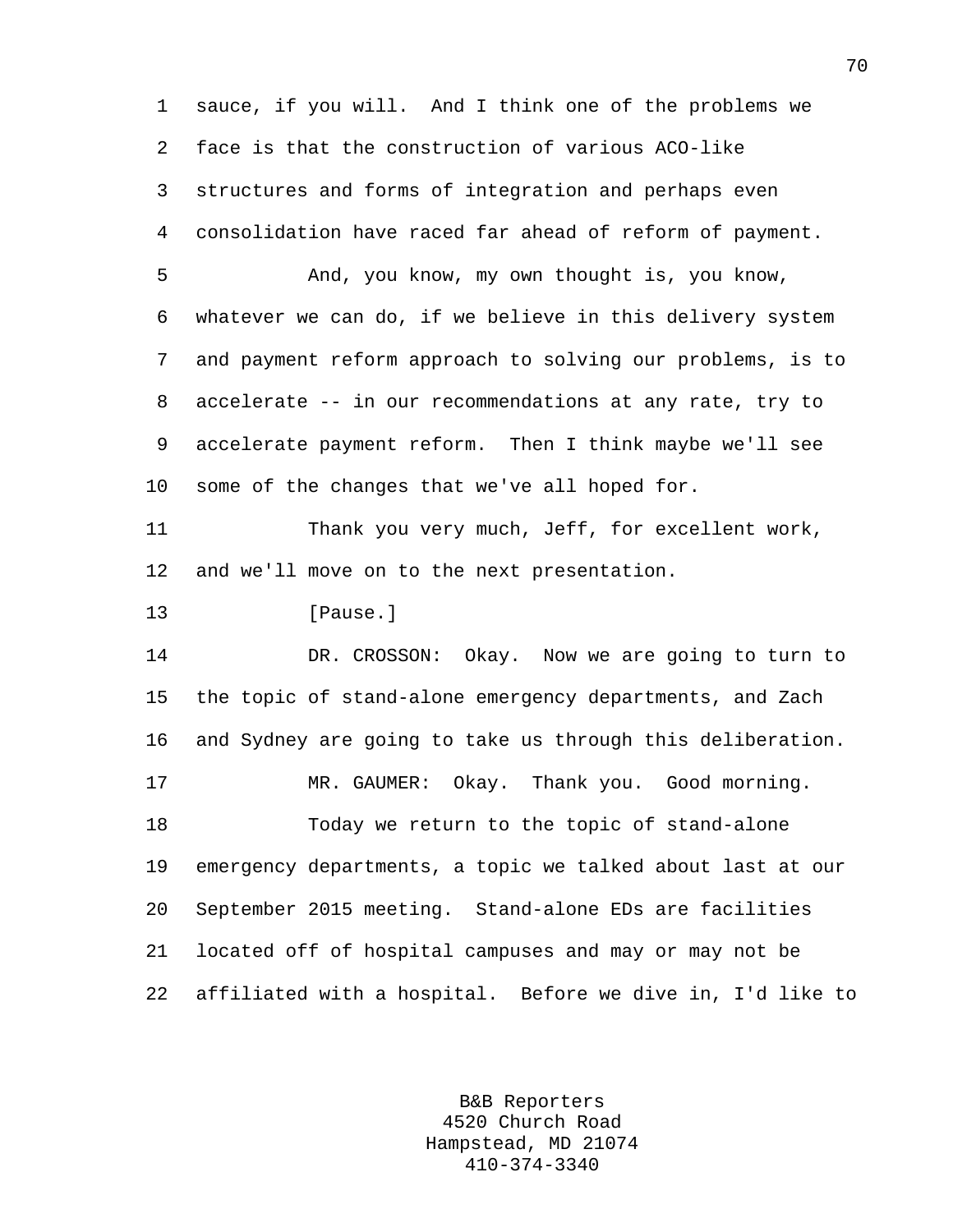sauce, if you will. And I think one of the problems we face is that the construction of various ACO-like structures and forms of integration and perhaps even consolidation have raced far ahead of reform of payment.

And, you know, my own thought is, you know, whatever we can do, if we believe in this delivery system and payment reform approach to solving our problems, is to accelerate -- in our recommendations at any rate, try to accelerate payment reform. Then I think maybe we'll see some of the changes that we've all hoped for.

Thank you very much, Jeff, for excellent work, and we'll move on to the next presentation.

[Pause.]

DR. CROSSON: Okay. Now we are going to turn to the topic of stand-alone emergency departments, and Zach and Sydney are going to take us through this deliberation.

MR. GAUMER: Okay. Thank you. Good morning.

Today we return to the topic of stand-alone emergency departments, a topic we talked about last at our September 2015 meeting. Stand-alone EDs are facilities located off of hospital campuses and may or may not be affiliated with a hospital. Before we dive in, I'd like to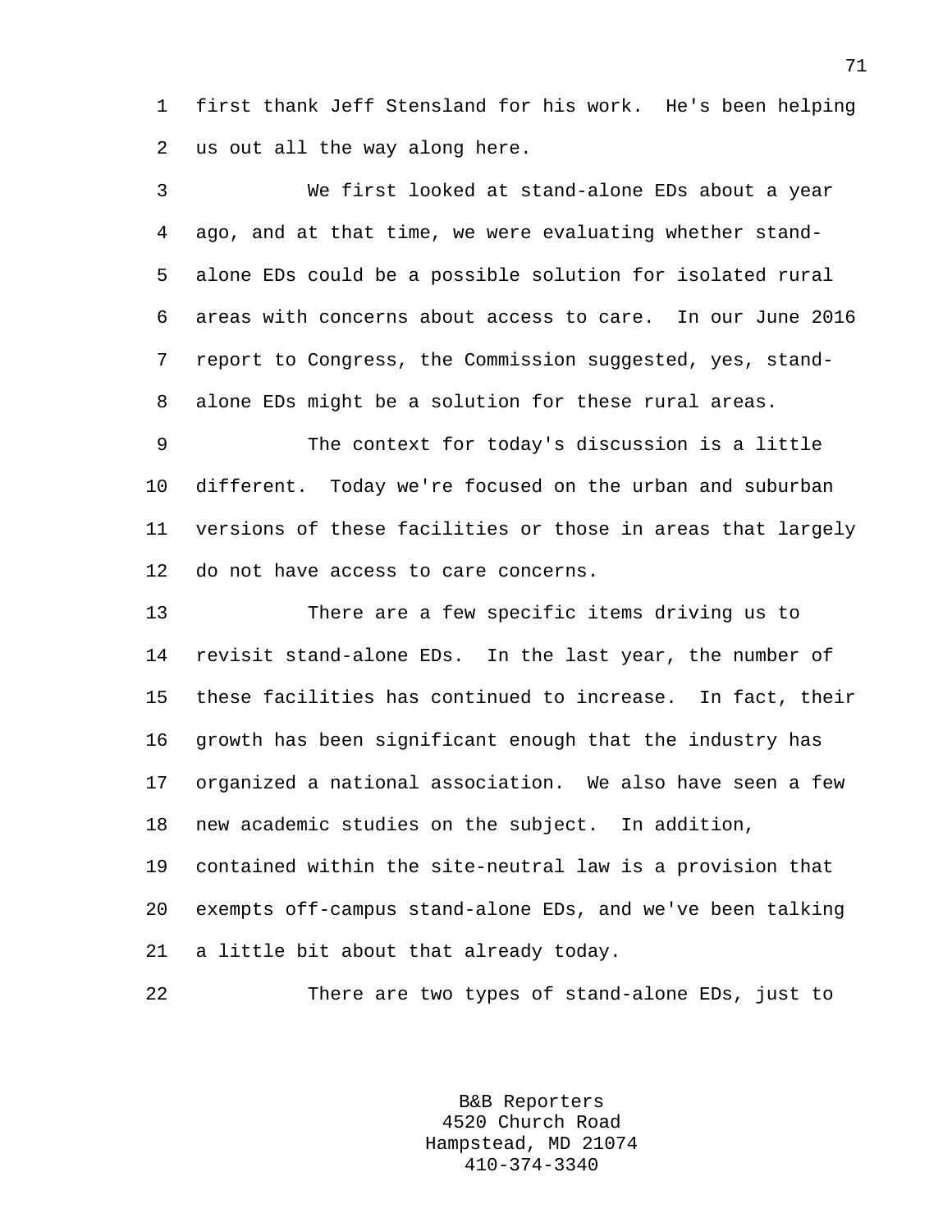first thank Jeff Stensland for his work. He's been helping us out all the way along here.

We first looked at stand-alone EDs about a year ago, and at that time, we were evaluating whether stand-alone EDs could be a possible solution for isolated rural areas with concerns about access to care. In our June 2016 report to Congress, the Commission suggested, yes, stand-alone EDs might be a solution for these rural areas.

The context for today's discussion is a little different. Today we're focused on the urban and suburban versions of these facilities or those in areas that largely do not have access to care concerns.

There are a few specific items driving us to revisit stand-alone EDs. In the last year, the number of these facilities has continued to increase. In fact, their growth has been significant enough that the industry has organized a national association. We also have seen a few new academic studies on the subject. In addition, contained within the site-neutral law is a provision that exempts off-campus stand-alone EDs, and we've been talking a little bit about that already today.

There are two types of stand-alone EDs, just to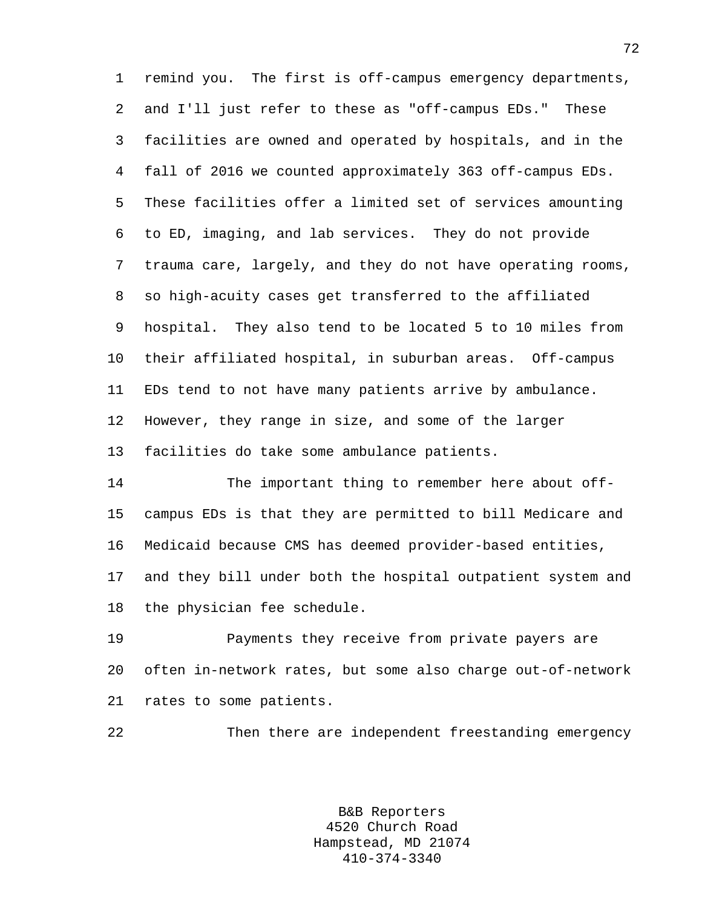remind you. The first is off-campus emergency departments, and I'll just refer to these as "off-campus EDs." These facilities are owned and operated by hospitals, and in the fall of 2016 we counted approximately 363 off-campus EDs. These facilities offer a limited set of services amounting to ED, imaging, and lab services. They do not provide trauma care, largely, and they do not have operating rooms, so high-acuity cases get transferred to the affiliated hospital. They also tend to be located 5 to 10 miles from their affiliated hospital, in suburban areas. Off-campus EDs tend to not have many patients arrive by ambulance. However, they range in size, and some of the larger facilities do take some ambulance patients.

The important thing to remember here about off-campus EDs is that they are permitted to bill Medicare and Medicaid because CMS has deemed provider-based entities, and they bill under both the hospital outpatient system and the physician fee schedule.

Payments they receive from private payers are often in-network rates, but some also charge out-of-network rates to some patients.

Then there are independent freestanding emergency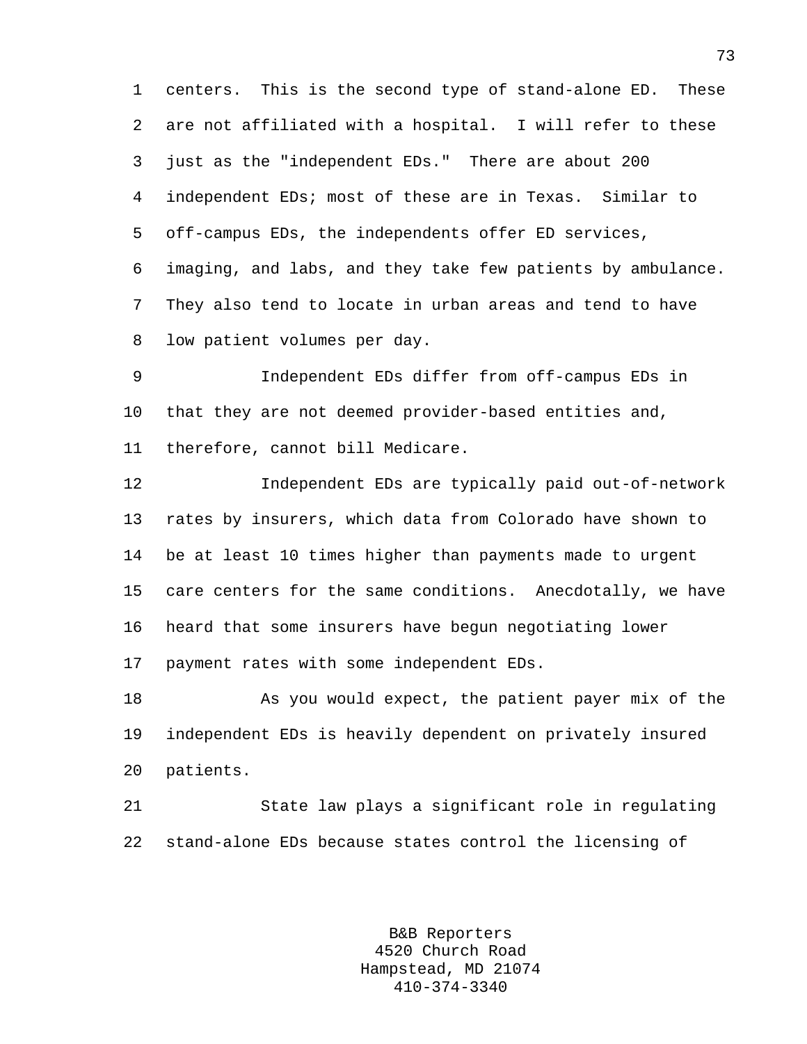centers. This is the second type of stand-alone ED. These are not affiliated with a hospital. I will refer to these just as the "independent EDs." There are about 200 independent EDs; most of these are in Texas. Similar to off-campus EDs, the independents offer ED services, imaging, and labs, and they take few patients by ambulance. They also tend to locate in urban areas and tend to have low patient volumes per day.

Independent EDs differ from off-campus EDs in that they are not deemed provider-based entities and, therefore, cannot bill Medicare.

Independent EDs are typically paid out-of-network rates by insurers, which data from Colorado have shown to be at least 10 times higher than payments made to urgent care centers for the same conditions. Anecdotally, we have heard that some insurers have begun negotiating lower payment rates with some independent EDs.

As you would expect, the patient payer mix of the independent EDs is heavily dependent on privately insured patients.

State law plays a significant role in regulating stand-alone EDs because states control the licensing of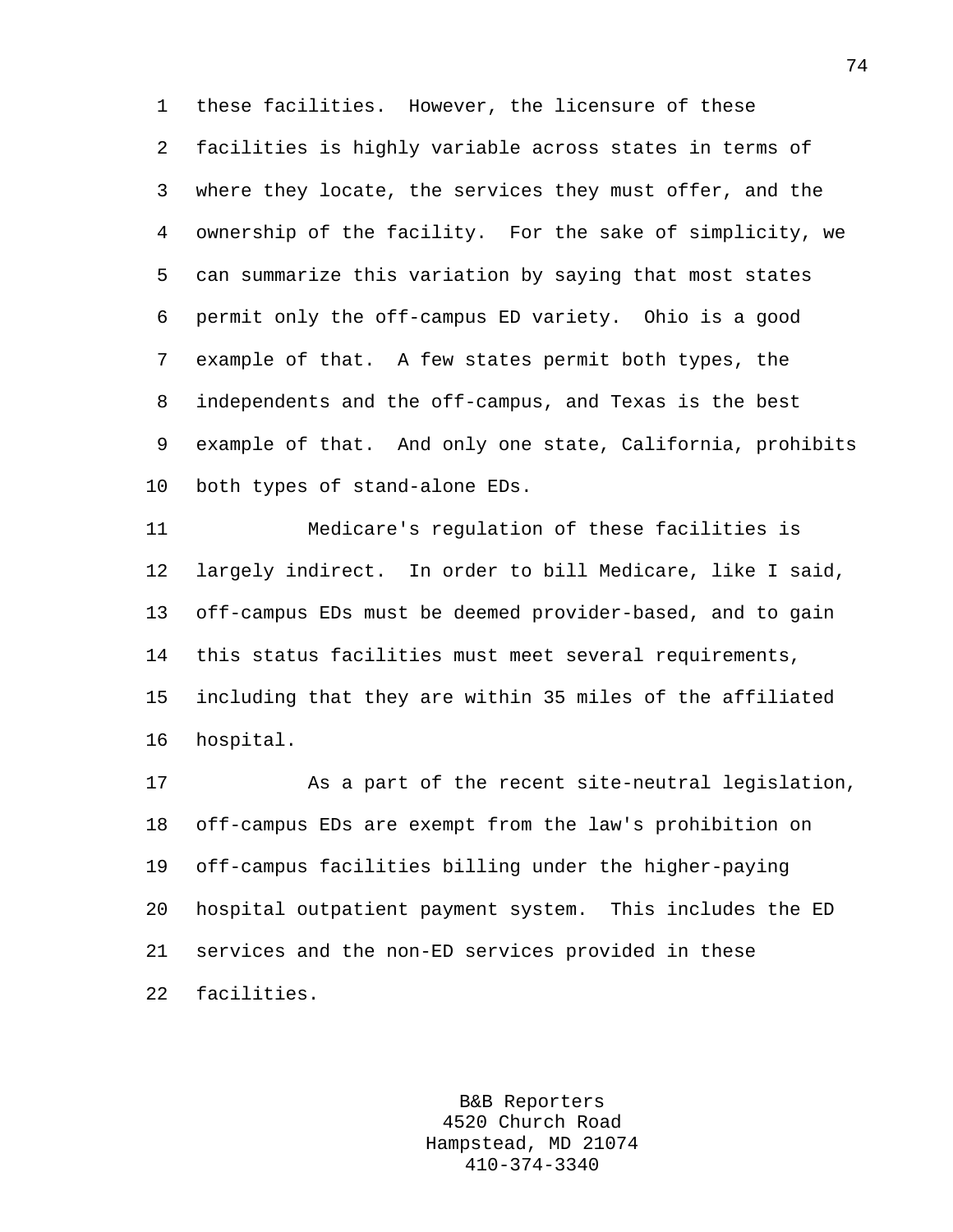these facilities. However, the licensure of these facilities is highly variable across states in terms of where they locate, the services they must offer, and the ownership of the facility. For the sake of simplicity, we can summarize this variation by saying that most states permit only the off-campus ED variety. Ohio is a good example of that. A few states permit both types, the independents and the off-campus, and Texas is the best example of that. And only one state, California, prohibits both types of stand-alone EDs.

Medicare's regulation of these facilities is largely indirect. In order to bill Medicare, like I said, off-campus EDs must be deemed provider-based, and to gain this status facilities must meet several requirements, including that they are within 35 miles of the affiliated hospital.

As a part of the recent site-neutral legislation, off-campus EDs are exempt from the law's prohibition on off-campus facilities billing under the higher-paying hospital outpatient payment system. This includes the ED services and the non-ED services provided in these facilities.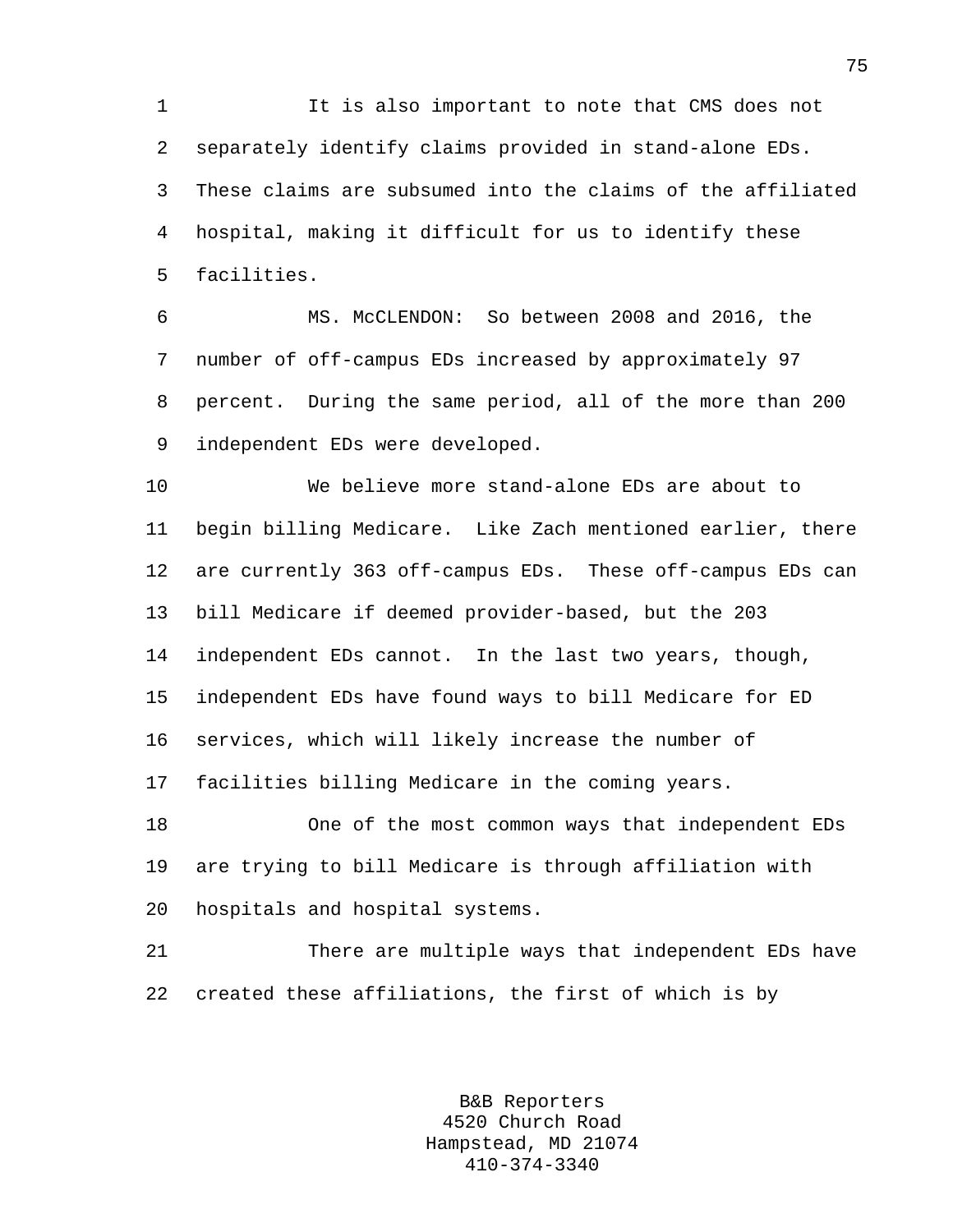It is also important to note that CMS does not separately identify claims provided in stand-alone EDs. These claims are subsumed into the claims of the affiliated hospital, making it difficult for us to identify these facilities.

MS. McCLENDON: So between 2008 and 2016, the number of off-campus EDs increased by approximately 97 percent. During the same period, all of the more than 200 independent EDs were developed.

We believe more stand-alone EDs are about to begin billing Medicare. Like Zach mentioned earlier, there are currently 363 off-campus EDs. These off-campus EDs can bill Medicare if deemed provider-based, but the 203 independent EDs cannot. In the last two years, though, independent EDs have found ways to bill Medicare for ED services, which will likely increase the number of facilities billing Medicare in the coming years.

One of the most common ways that independent EDs are trying to bill Medicare is through affiliation with hospitals and hospital systems.

There are multiple ways that independent EDs have created these affiliations, the first of which is by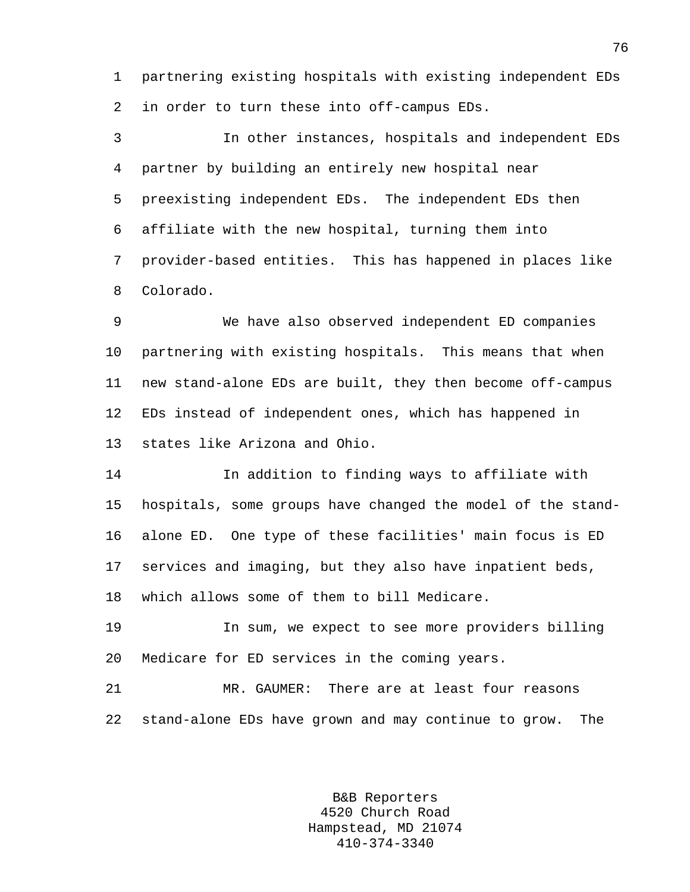partnering existing hospitals with existing independent EDs in order to turn these into off-campus EDs.

In other instances, hospitals and independent EDs partner by building an entirely new hospital near preexisting independent EDs. The independent EDs then affiliate with the new hospital, turning them into provider-based entities. This has happened in places like Colorado.

We have also observed independent ED companies partnering with existing hospitals. This means that when new stand-alone EDs are built, they then become off-campus EDs instead of independent ones, which has happened in states like Arizona and Ohio.

In addition to finding ways to affiliate with hospitals, some groups have changed the model of the stand-alone ED. One type of these facilities' main focus is ED services and imaging, but they also have inpatient beds, which allows some of them to bill Medicare.

In sum, we expect to see more providers billing Medicare for ED services in the coming years.

MR. GAUMER: There are at least four reasons stand-alone EDs have grown and may continue to grow. The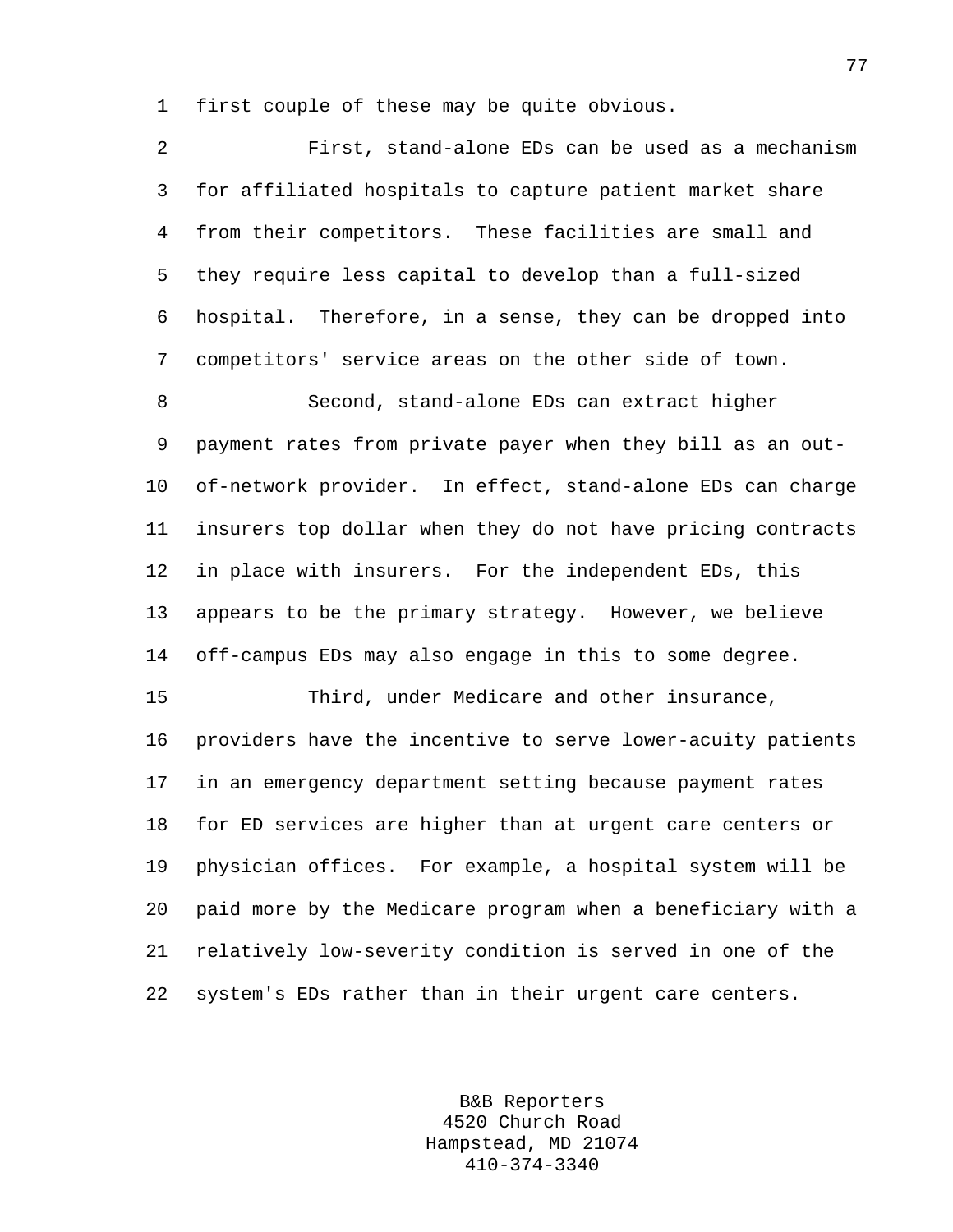first couple of these may be quite obvious.

First, stand-alone EDs can be used as a mechanism for affiliated hospitals to capture patient market share from their competitors. These facilities are small and they require less capital to develop than a full-sized hospital. Therefore, in a sense, they can be dropped into competitors' service areas on the other side of town.

Second, stand-alone EDs can extract higher payment rates from private payer when they bill as an out-of-network provider. In effect, stand-alone EDs can charge insurers top dollar when they do not have pricing contracts in place with insurers. For the independent EDs, this appears to be the primary strategy. However, we believe off-campus EDs may also engage in this to some degree.

Third, under Medicare and other insurance, providers have the incentive to serve lower-acuity patients in an emergency department setting because payment rates for ED services are higher than at urgent care centers or physician offices. For example, a hospital system will be paid more by the Medicare program when a beneficiary with a relatively low-severity condition is served in one of the system's EDs rather than in their urgent care centers.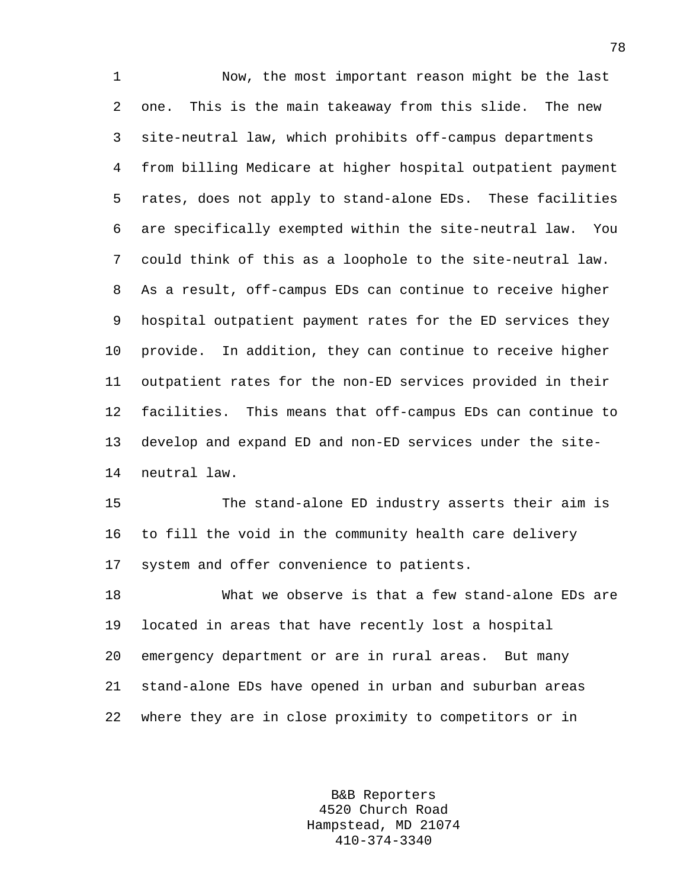Now, the most important reason might be the last one. This is the main takeaway from this slide. The new site-neutral law, which prohibits off-campus departments from billing Medicare at higher hospital outpatient payment rates, does not apply to stand-alone EDs. These facilities are specifically exempted within the site-neutral law. You could think of this as a loophole to the site-neutral law. As a result, off-campus EDs can continue to receive higher hospital outpatient payment rates for the ED services they provide. In addition, they can continue to receive higher outpatient rates for the non-ED services provided in their facilities. This means that off-campus EDs can continue to develop and expand ED and non-ED services under the site-neutral law.

The stand-alone ED industry asserts their aim is to fill the void in the community health care delivery system and offer convenience to patients.

What we observe is that a few stand-alone EDs are located in areas that have recently lost a hospital emergency department or are in rural areas. But many stand-alone EDs have opened in urban and suburban areas where they are in close proximity to competitors or in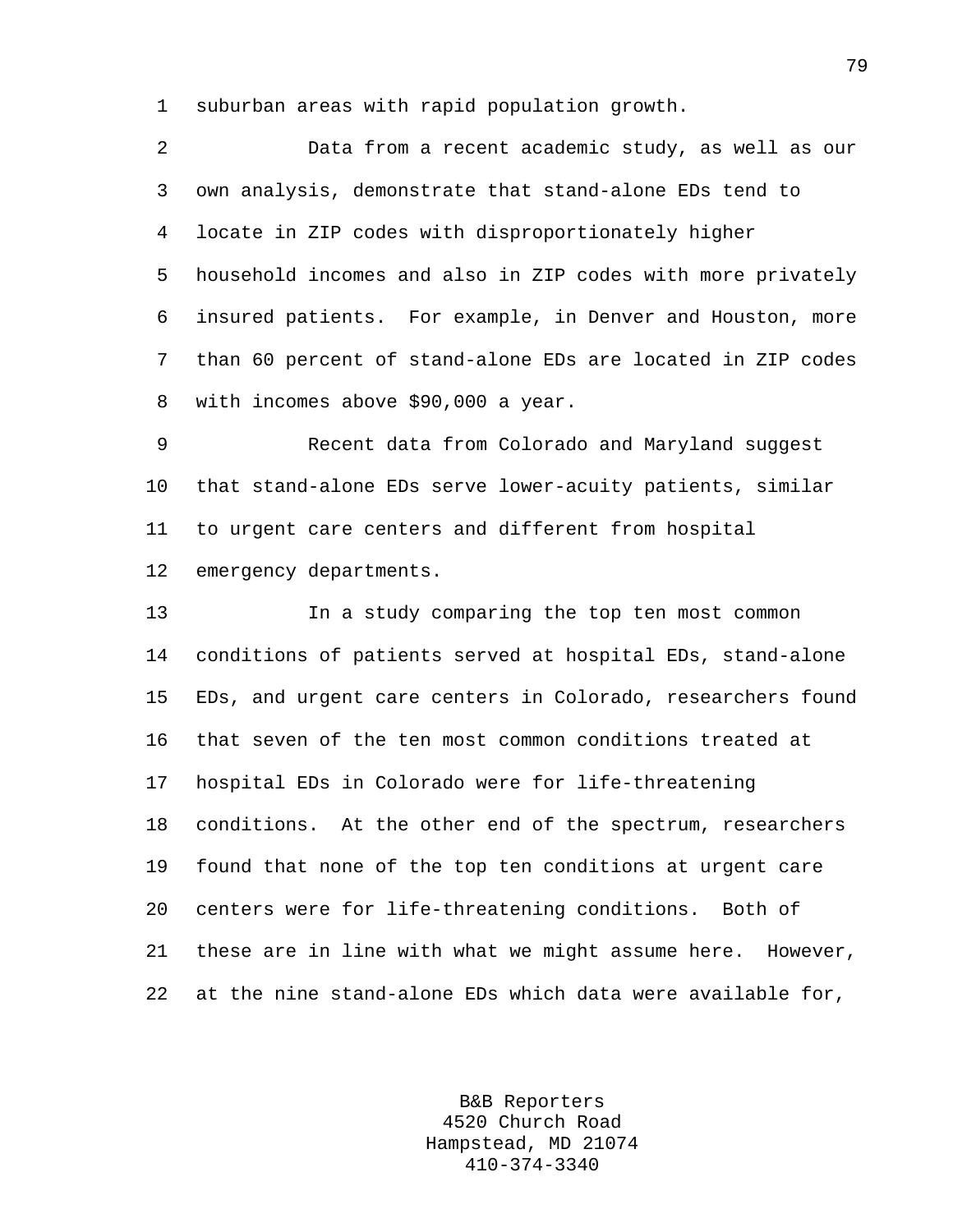suburban areas with rapid population growth.

Data from a recent academic study, as well as our own analysis, demonstrate that stand-alone EDs tend to locate in ZIP codes with disproportionately higher household incomes and also in ZIP codes with more privately insured patients. For example, in Denver and Houston, more than 60 percent of stand-alone EDs are located in ZIP codes with incomes above $90,000 a year.

Recent data from Colorado and Maryland suggest that stand-alone EDs serve lower-acuity patients, similar to urgent care centers and different from hospital emergency departments.

In a study comparing the top ten most common conditions of patients served at hospital EDs, stand-alone EDs, and urgent care centers in Colorado, researchers found that seven of the ten most common conditions treated at hospital EDs in Colorado were for life-threatening conditions. At the other end of the spectrum, researchers found that none of the top ten conditions at urgent care centers were for life-threatening conditions. Both of these are in line with what we might assume here. However, at the nine stand-alone EDs which data were available for,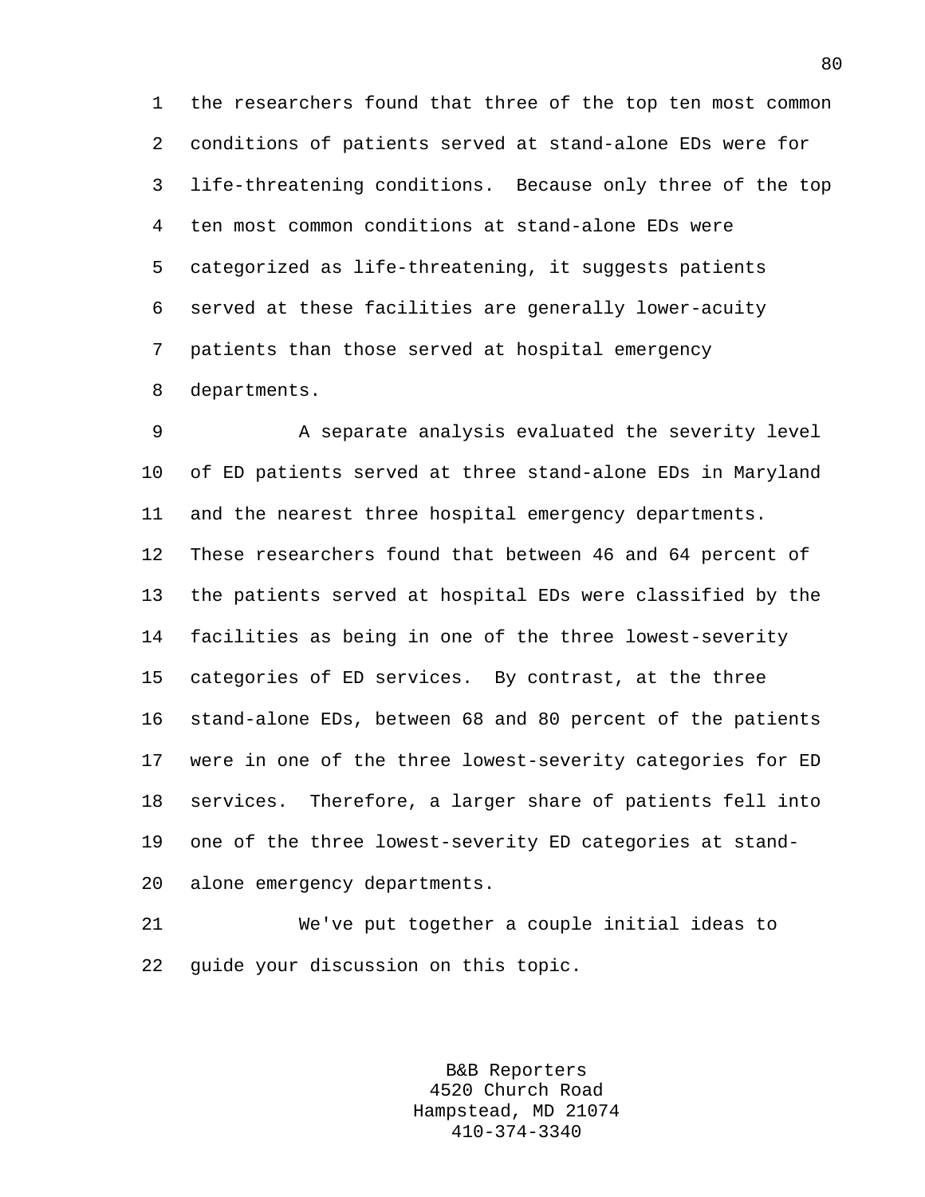the researchers found that three of the top ten most common conditions of patients served at stand-alone EDs were for life-threatening conditions. Because only three of the top ten most common conditions at stand-alone EDs were categorized as life-threatening, it suggests patients served at these facilities are generally lower-acuity patients than those served at hospital emergency departments.

A separate analysis evaluated the severity level of ED patients served at three stand-alone EDs in Maryland and the nearest three hospital emergency departments. These researchers found that between 46 and 64 percent of the patients served at hospital EDs were classified by the facilities as being in one of the three lowest-severity categories of ED services. By contrast, at the three stand-alone EDs, between 68 and 80 percent of the patients were in one of the three lowest-severity categories for ED services. Therefore, a larger share of patients fell into one of the three lowest-severity ED categories at stand-alone emergency departments.

We've put together a couple initial ideas to guide your discussion on this topic.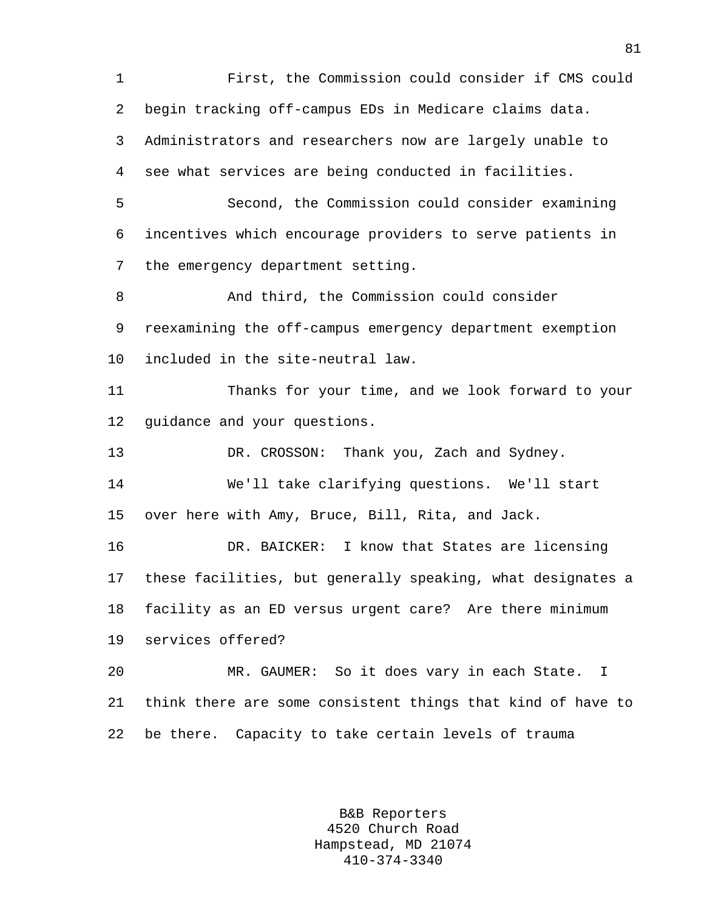First, the Commission could consider if CMS could begin tracking off-campus EDs in Medicare claims data. Administrators and researchers now are largely unable to see what services are being conducted in facilities.

Second, the Commission could consider examining incentives which encourage providers to serve patients in the emergency department setting.

And third, the Commission could consider reexamining the off-campus emergency department exemption included in the site-neutral law.

Thanks for your time, and we look forward to your guidance and your questions.

DR. CROSSON: Thank you, Zach and Sydney.

We'll take clarifying questions. We'll start over here with Amy, Bruce, Bill, Rita, and Jack.

DR. BAICKER: I know that States are licensing these facilities, but generally speaking, what designates a facility as an ED versus urgent care? Are there minimum services offered?

MR. GAUMER: So it does vary in each State. I think there are some consistent things that kind of have to be there. Capacity to take certain levels of trauma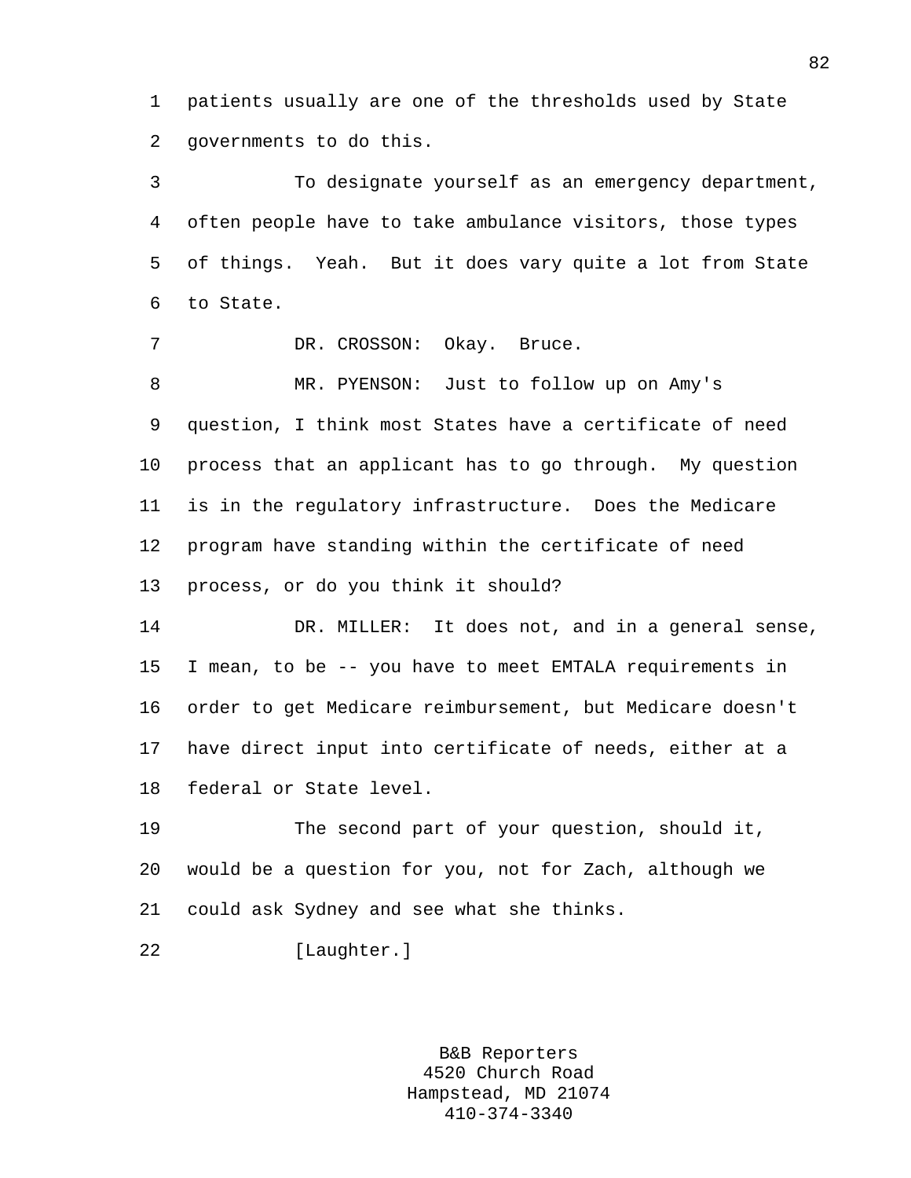patients usually are one of the thresholds used by State governments to do this.

To designate yourself as an emergency department, often people have to take ambulance visitors, those types of things. Yeah. But it does vary quite a lot from State to State.

DR. CROSSON: Okay. Bruce.

MR. PYENSON: Just to follow up on Amy's question, I think most States have a certificate of need process that an applicant has to go through. My question is in the regulatory infrastructure. Does the Medicare program have standing within the certificate of need process, or do you think it should?

DR. MILLER: It does not, and in a general sense, I mean, to be -- you have to meet EMTALA requirements in order to get Medicare reimbursement, but Medicare doesn't have direct input into certificate of needs, either at a federal or State level.

The second part of your question, should it, would be a question for you, not for Zach, although we could ask Sydney and see what she thinks.

[Laughter.]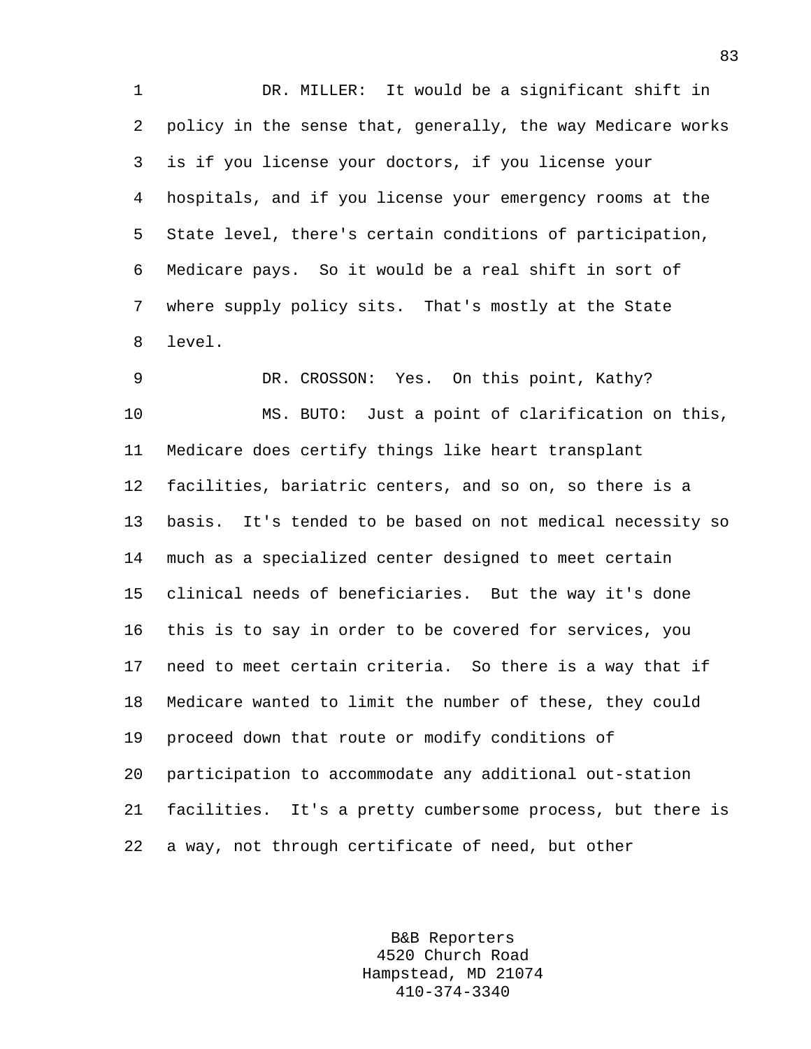DR. MILLER: It would be a significant shift in policy in the sense that, generally, the way Medicare works is if you license your doctors, if you license your hospitals, and if you license your emergency rooms at the State level, there's certain conditions of participation, Medicare pays. So it would be a real shift in sort of where supply policy sits. That's mostly at the State level.

DR. CROSSON: Yes. On this point, Kathy?

MS. BUTO: Just a point of clarification on this, Medicare does certify things like heart transplant facilities, bariatric centers, and so on, so there is a basis. It's tended to be based on not medical necessity so much as a specialized center designed to meet certain clinical needs of beneficiaries. But the way it's done this is to say in order to be covered for services, you need to meet certain criteria. So there is a way that if Medicare wanted to limit the number of these, they could proceed down that route or modify conditions of participation to accommodate any additional out-station facilities. It's a pretty cumbersome process, but there is a way, not through certificate of need, but other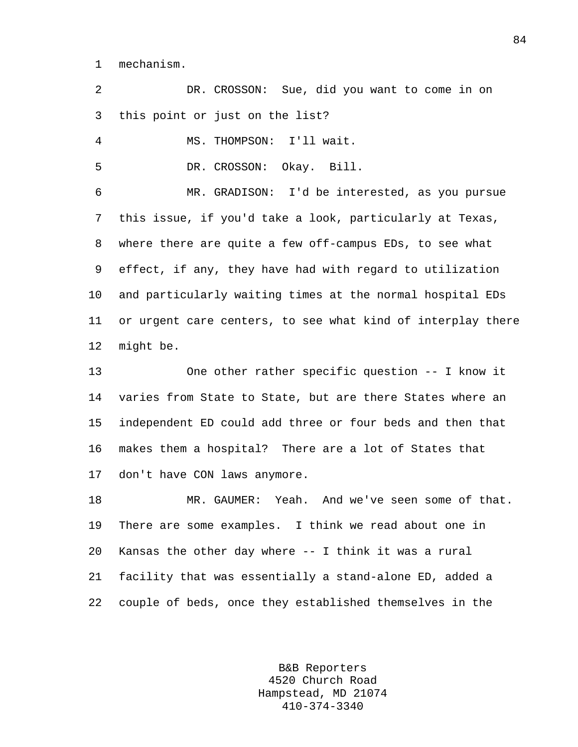mechanism.

DR. CROSSON: Sue, did you want to come in on this point or just on the list?

MS. THOMPSON: I'll wait.

DR. CROSSON: Okay. Bill.

MR. GRADISON: I'd be interested, as you pursue this issue, if you'd take a look, particularly at Texas, where there are quite a few off-campus EDs, to see what effect, if any, they have had with regard to utilization and particularly waiting times at the normal hospital EDs or urgent care centers, to see what kind of interplay there might be.

One other rather specific question -- I know it varies from State to State, but are there States where an independent ED could add three or four beds and then that makes them a hospital? There are a lot of States that don't have CON laws anymore.

MR. GAUMER: Yeah. And we've seen some of that. There are some examples. I think we read about one in Kansas the other day where -- I think it was a rural facility that was essentially a stand-alone ED, added a couple of beds, once they established themselves in the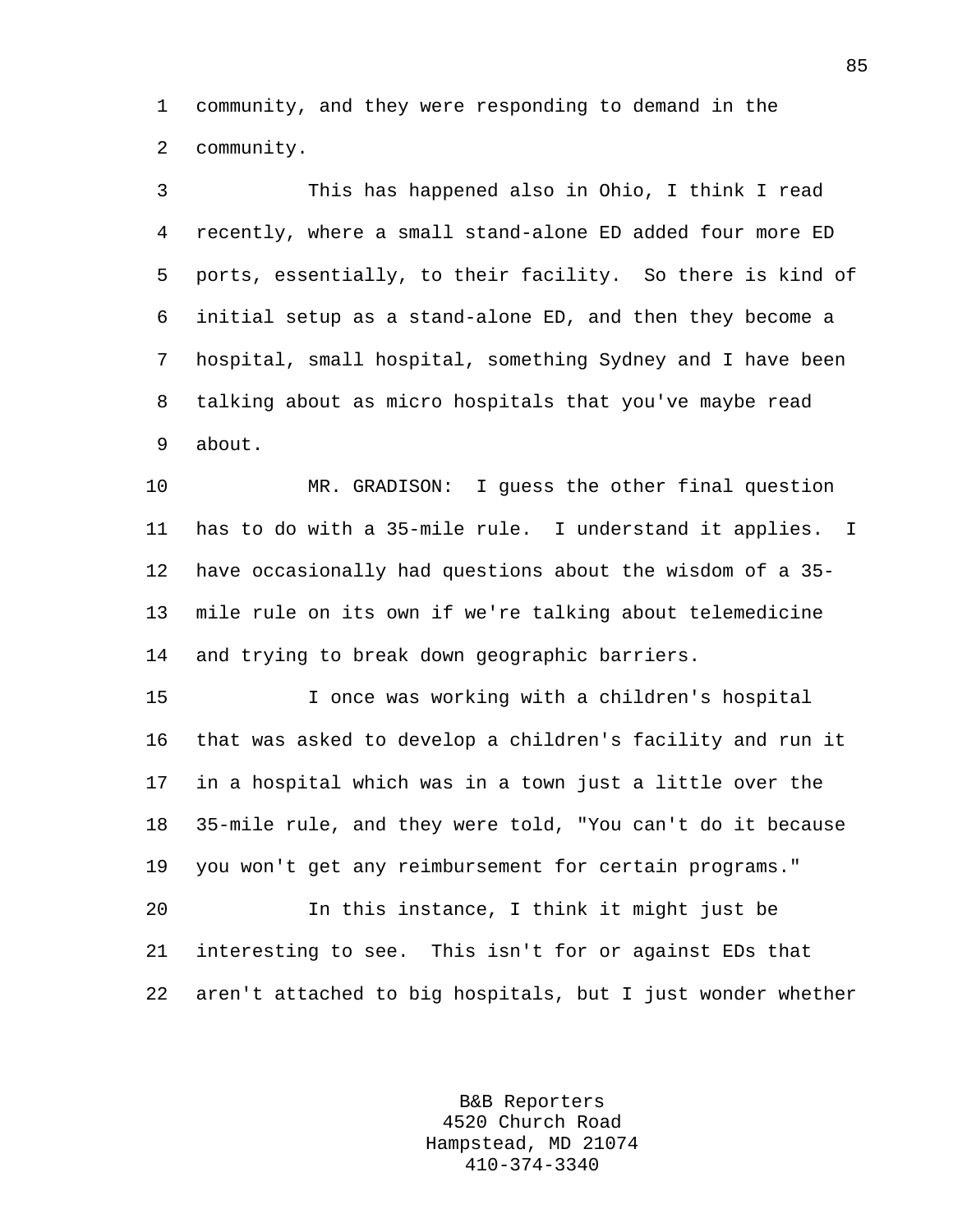community, and they were responding to demand in the community.

This has happened also in Ohio, I think I read recently, where a small stand-alone ED added four more ED ports, essentially, to their facility. So there is kind of initial setup as a stand-alone ED, and then they become a hospital, small hospital, something Sydney and I have been talking about as micro hospitals that you've maybe read about.

MR. GRADISON: I guess the other final question has to do with a 35-mile rule. I understand it applies. I have occasionally had questions about the wisdom of a 35-mile rule on its own if we're talking about telemedicine and trying to break down geographic barriers.

I once was working with a children's hospital that was asked to develop a children's facility and run it in a hospital which was in a town just a little over the 35-mile rule, and they were told, "You can't do it because you won't get any reimbursement for certain programs."

In this instance, I think it might just be interesting to see. This isn't for or against EDs that aren't attached to big hospitals, but I just wonder whether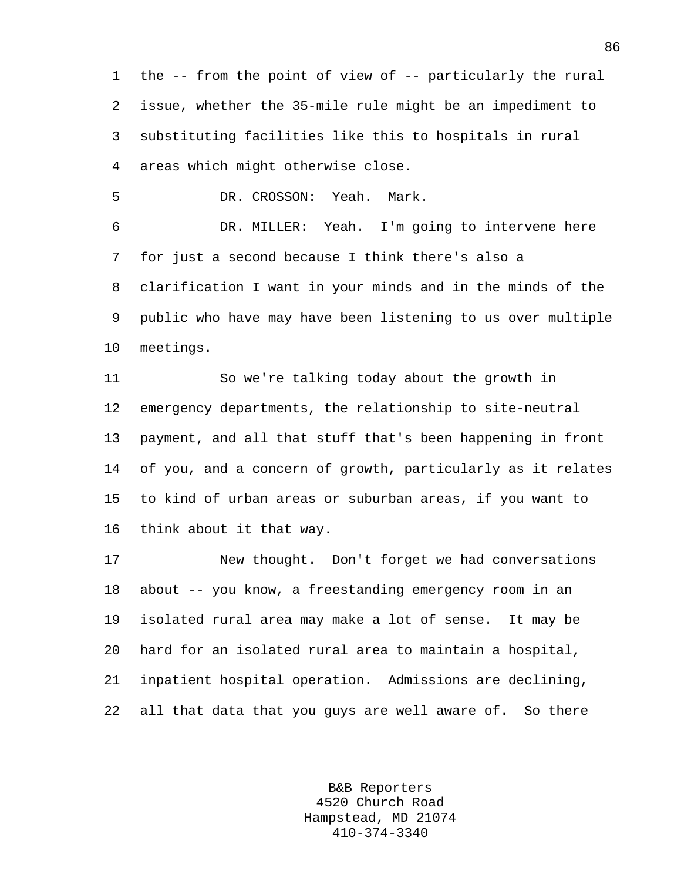the -- from the point of view of -- particularly the rural issue, whether the 35-mile rule might be an impediment to substituting facilities like this to hospitals in rural areas which might otherwise close.

DR. CROSSON: Yeah. Mark.

DR. MILLER: Yeah. I'm going to intervene here for just a second because I think there's also a clarification I want in your minds and in the minds of the public who have may have been listening to us over multiple meetings.

So we're talking today about the growth in emergency departments, the relationship to site-neutral payment, and all that stuff that's been happening in front of you, and a concern of growth, particularly as it relates to kind of urban areas or suburban areas, if you want to think about it that way.

New thought. Don't forget we had conversations about -- you know, a freestanding emergency room in an isolated rural area may make a lot of sense. It may be hard for an isolated rural area to maintain a hospital, inpatient hospital operation. Admissions are declining, all that data that you guys are well aware of. So there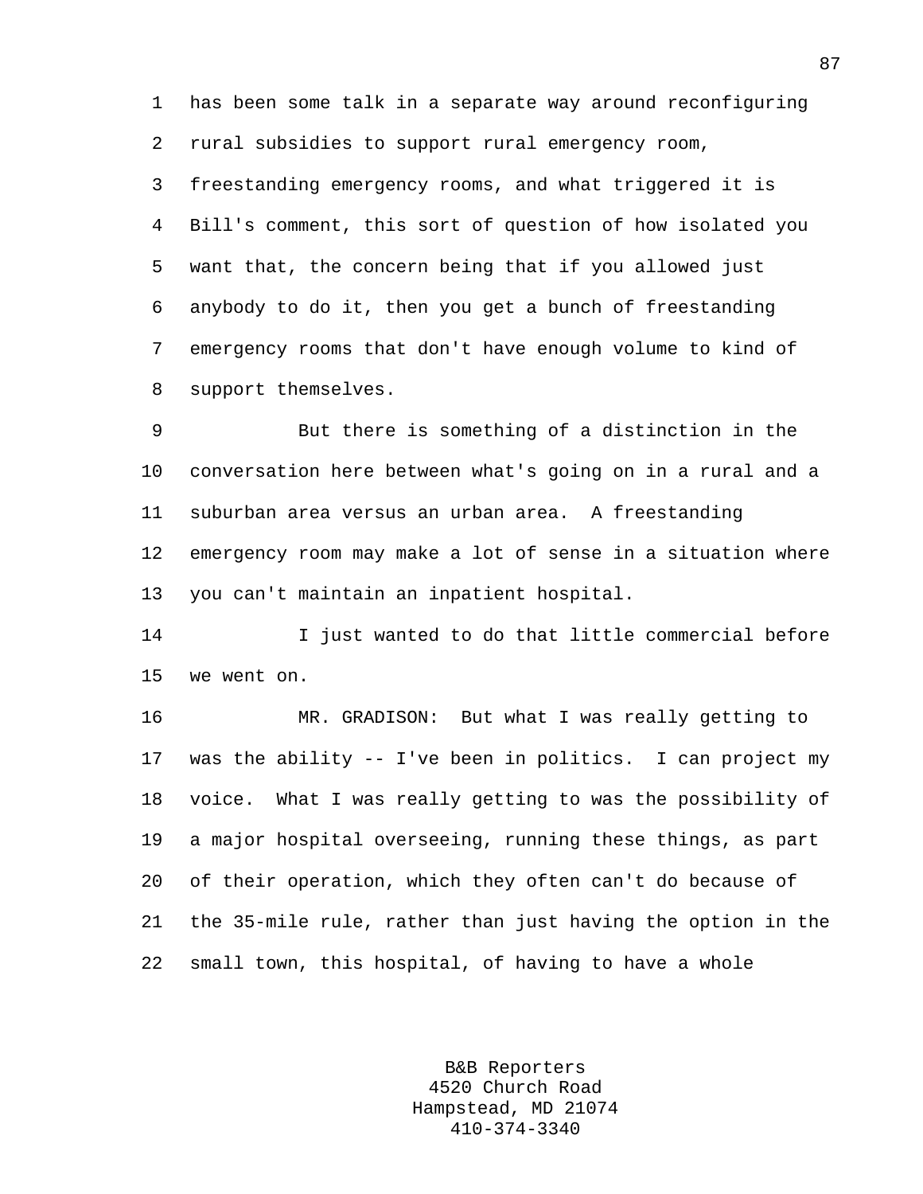has been some talk in a separate way around reconfiguring rural subsidies to support rural emergency room, freestanding emergency rooms, and what triggered it is Bill's comment, this sort of question of how isolated you want that, the concern being that if you allowed just anybody to do it, then you get a bunch of freestanding emergency rooms that don't have enough volume to kind of support themselves.

But there is something of a distinction in the conversation here between what's going on in a rural and a suburban area versus an urban area. A freestanding emergency room may make a lot of sense in a situation where you can't maintain an inpatient hospital.

I just wanted to do that little commercial before we went on.

MR. GRADISON: But what I was really getting to was the ability -- I've been in politics. I can project my voice. What I was really getting to was the possibility of a major hospital overseeing, running these things, as part of their operation, which they often can't do because of the 35-mile rule, rather than just having the option in the small town, this hospital, of having to have a whole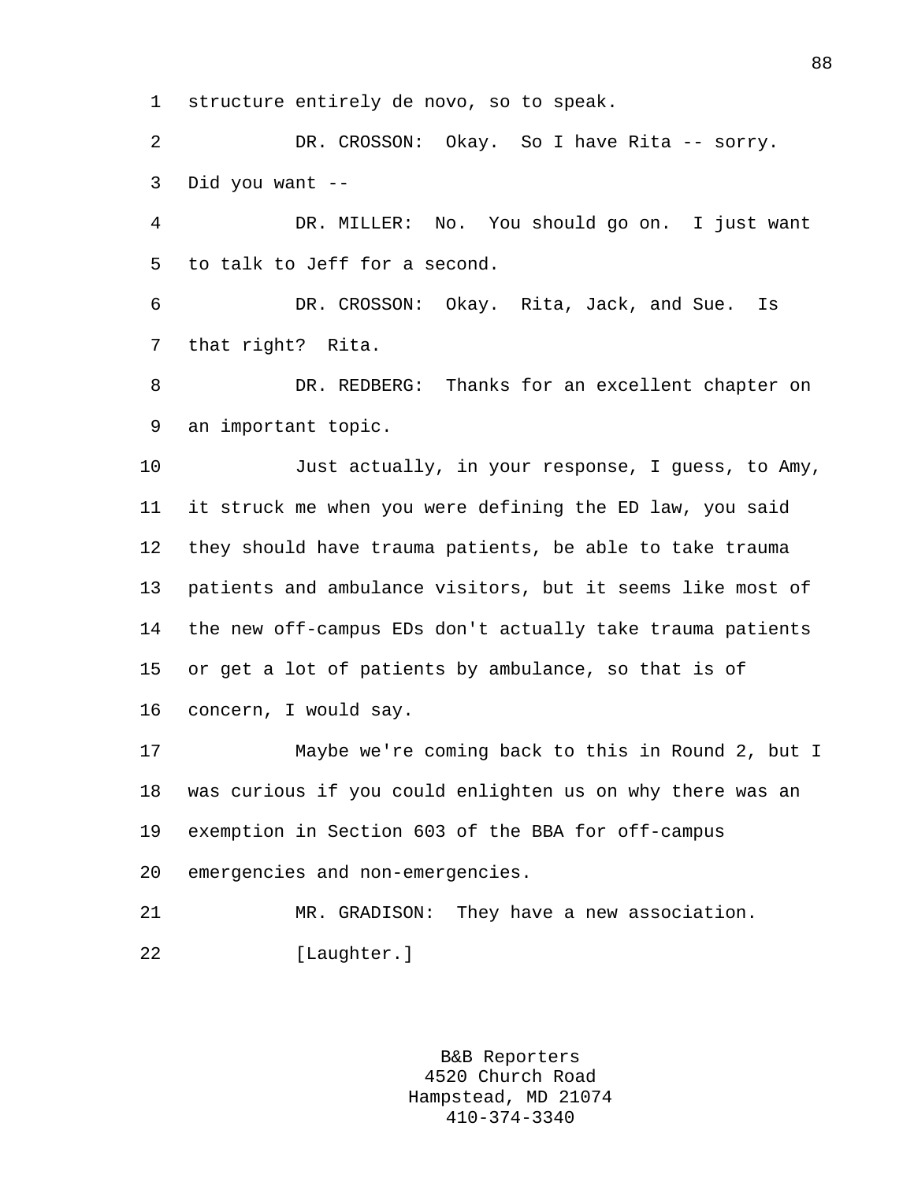structure entirely de novo, so to speak.

DR. CROSSON: Okay. So I have Rita -- sorry. Did you want --

DR. MILLER: No. You should go on. I just want to talk to Jeff for a second.

DR. CROSSON: Okay. Rita, Jack, and Sue. Is that right? Rita.

DR. REDBERG: Thanks for an excellent chapter on an important topic.

Just actually, in your response, I guess, to Amy, it struck me when you were defining the ED law, you said they should have trauma patients, be able to take trauma patients and ambulance visitors, but it seems like most of the new off-campus EDs don't actually take trauma patients or get a lot of patients by ambulance, so that is of concern, I would say.

Maybe we're coming back to this in Round 2, but I was curious if you could enlighten us on why there was an exemption in Section 603 of the BBA for off-campus emergencies and non-emergencies.

MR. GRADISON: They have a new association.

[Laughter.]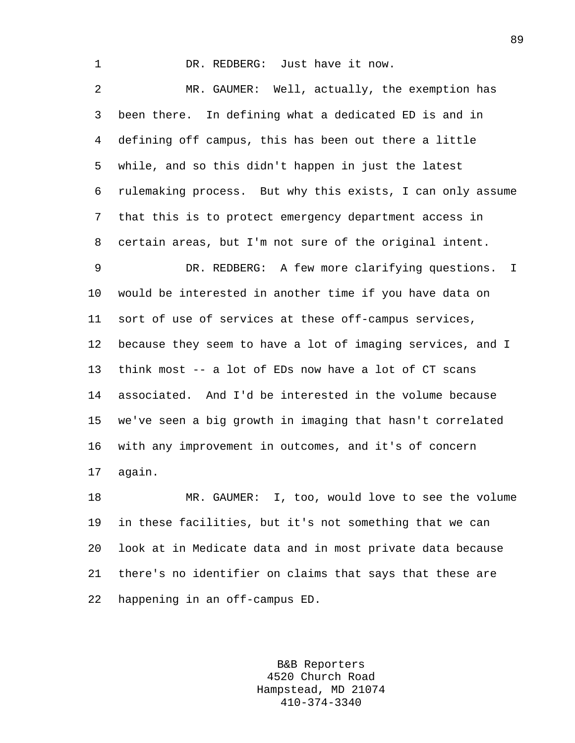DR. REDBERG: Just have it now.

MR. GAUMER: Well, actually, the exemption has been there. In defining what a dedicated ED is and in defining off campus, this has been out there a little while, and so this didn't happen in just the latest rulemaking process. But why this exists, I can only assume that this is to protect emergency department access in certain areas, but I'm not sure of the original intent.

DR. REDBERG: A few more clarifying questions. I would be interested in another time if you have data on sort of use of services at these off-campus services, because they seem to have a lot of imaging services, and I think most -- a lot of EDs now have a lot of CT scans associated. And I'd be interested in the volume because we've seen a big growth in imaging that hasn't correlated with any improvement in outcomes, and it's of concern again.

MR. GAUMER: I, too, would love to see the volume in these facilities, but it's not something that we can look at in Medicate data and in most private data because there's no identifier on claims that says that these are happening in an off-campus ED.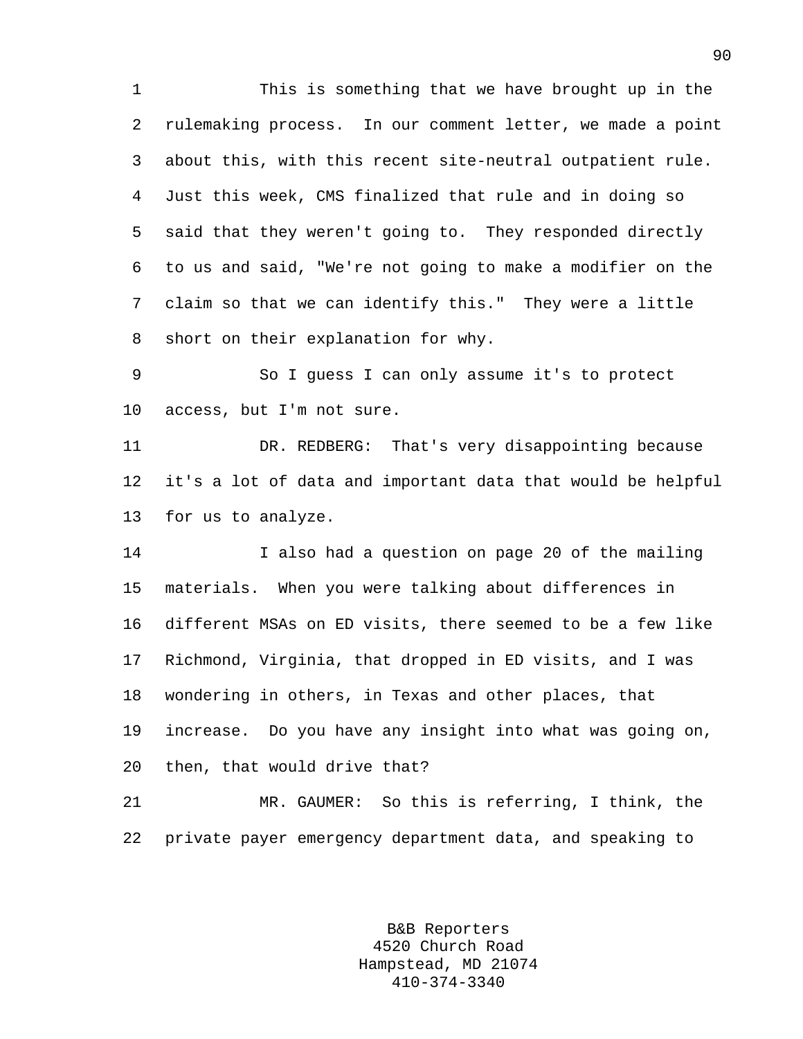This is something that we have brought up in the rulemaking process. In our comment letter, we made a point about this, with this recent site-neutral outpatient rule. Just this week, CMS finalized that rule and in doing so said that they weren't going to. They responded directly to us and said, "We're not going to make a modifier on the claim so that we can identify this." They were a little short on their explanation for why.

So I guess I can only assume it's to protect access, but I'm not sure.

DR. REDBERG: That's very disappointing because it's a lot of data and important data that would be helpful for us to analyze.

I also had a question on page 20 of the mailing materials. When you were talking about differences in different MSAs on ED visits, there seemed to be a few like Richmond, Virginia, that dropped in ED visits, and I was wondering in others, in Texas and other places, that increase. Do you have any insight into what was going on, then, that would drive that?

MR. GAUMER: So this is referring, I think, the private payer emergency department data, and speaking to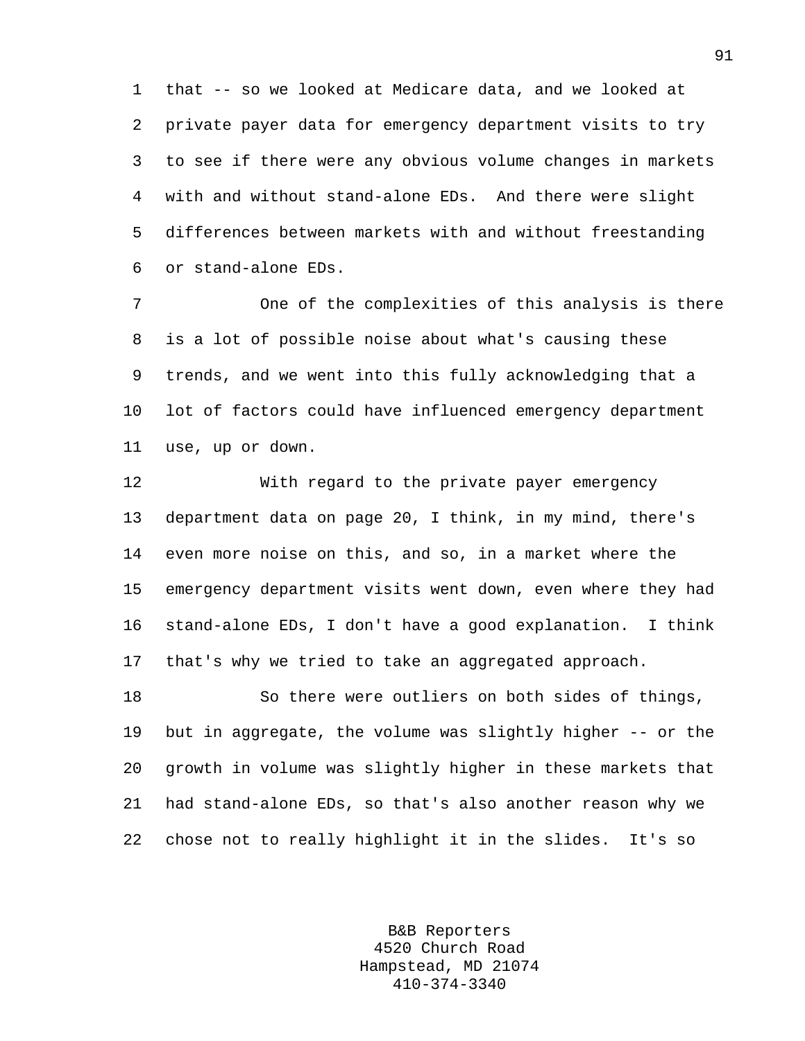that -- so we looked at Medicare data, and we looked at private payer data for emergency department visits to try to see if there were any obvious volume changes in markets with and without stand-alone EDs. And there were slight differences between markets with and without freestanding or stand-alone EDs.

One of the complexities of this analysis is there is a lot of possible noise about what's causing these trends, and we went into this fully acknowledging that a lot of factors could have influenced emergency department use, up or down.

With regard to the private payer emergency department data on page 20, I think, in my mind, there's even more noise on this, and so, in a market where the emergency department visits went down, even where they had stand-alone EDs, I don't have a good explanation. I think that's why we tried to take an aggregated approach.

So there were outliers on both sides of things, but in aggregate, the volume was slightly higher -- or the growth in volume was slightly higher in these markets that had stand-alone EDs, so that's also another reason why we chose not to really highlight it in the slides. It's so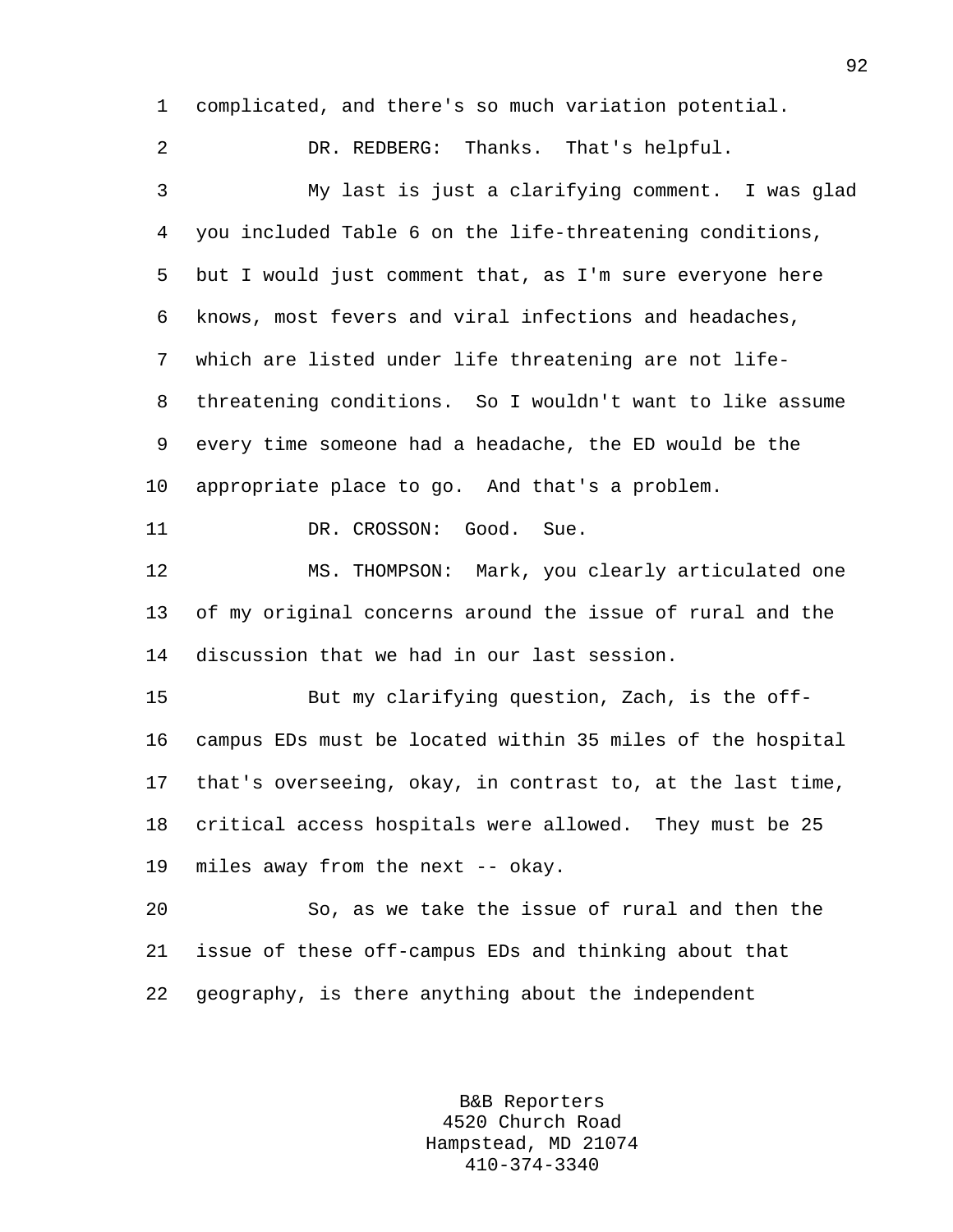complicated, and there's so much variation potential.

DR. REDBERG: Thanks. That's helpful.

My last is just a clarifying comment. I was glad you included Table 6 on the life-threatening conditions, but I would just comment that, as I'm sure everyone here knows, most fevers and viral infections and headaches, which are listed under life threatening are not life-threatening conditions. So I wouldn't want to like assume every time someone had a headache, the ED would be the appropriate place to go. And that's a problem.

DR. CROSSON: Good. Sue.

MS. THOMPSON: Mark, you clearly articulated one of my original concerns around the issue of rural and the discussion that we had in our last session.

But my clarifying question, Zach, is the off-campus EDs must be located within 35 miles of the hospital that's overseeing, okay, in contrast to, at the last time, critical access hospitals were allowed. They must be 25 miles away from the next -- okay.

So, as we take the issue of rural and then the issue of these off-campus EDs and thinking about that geography, is there anything about the independent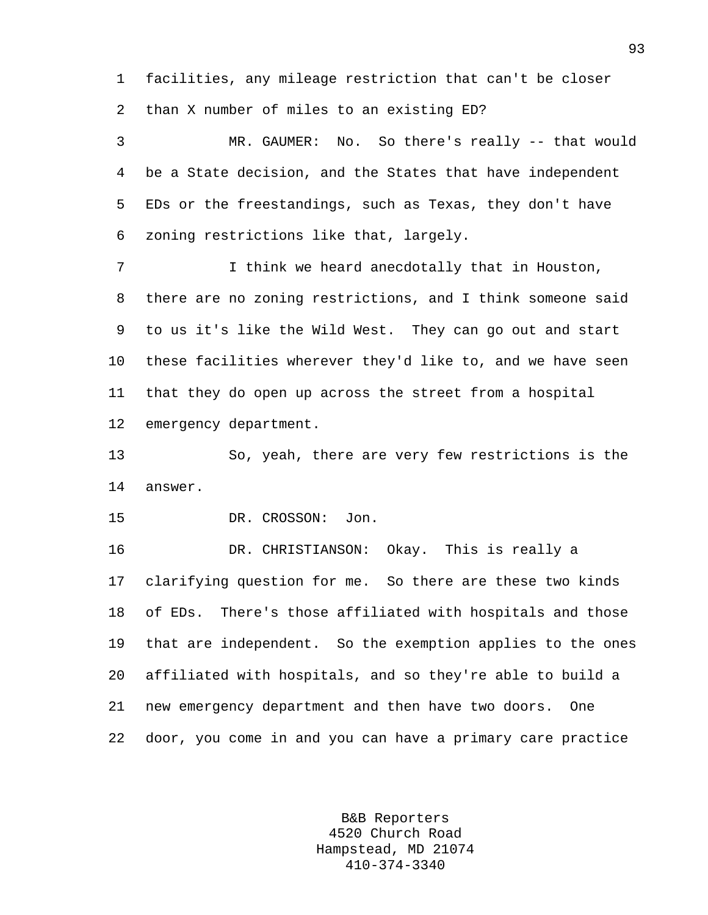facilities, any mileage restriction that can't be closer than X number of miles to an existing ED?

MR. GAUMER: No. So there's really -- that would be a State decision, and the States that have independent EDs or the freestandings, such as Texas, they don't have zoning restrictions like that, largely.

I think we heard anecdotally that in Houston, there are no zoning restrictions, and I think someone said to us it's like the Wild West. They can go out and start these facilities wherever they'd like to, and we have seen that they do open up across the street from a hospital emergency department.

So, yeah, there are very few restrictions is the answer.

DR. CROSSON: Jon.

DR. CHRISTIANSON: Okay. This is really a clarifying question for me. So there are these two kinds of EDs. There's those affiliated with hospitals and those that are independent. So the exemption applies to the ones affiliated with hospitals, and so they're able to build a new emergency department and then have two doors. One door, you come in and you can have a primary care practice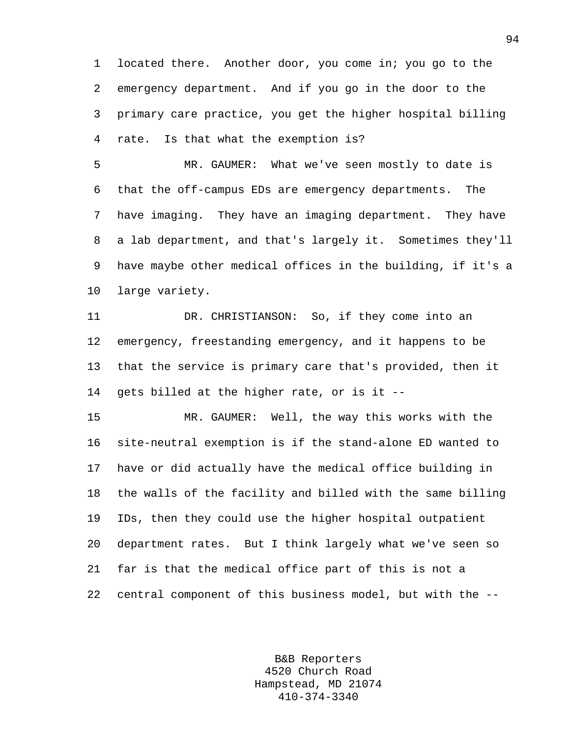located there. Another door, you come in; you go to the emergency department. And if you go in the door to the primary care practice, you get the higher hospital billing rate. Is that what the exemption is?

MR. GAUMER: What we've seen mostly to date is that the off-campus EDs are emergency departments. The have imaging. They have an imaging department. They have a lab department, and that's largely it. Sometimes they'll have maybe other medical offices in the building, if it's a large variety.

DR. CHRISTIANSON: So, if they come into an emergency, freestanding emergency, and it happens to be that the service is primary care that's provided, then it gets billed at the higher rate, or is it --

MR. GAUMER: Well, the way this works with the site-neutral exemption is if the stand-alone ED wanted to have or did actually have the medical office building in the walls of the facility and billed with the same billing IDs, then they could use the higher hospital outpatient department rates. But I think largely what we've seen so far is that the medical office part of this is not a central component of this business model, but with the --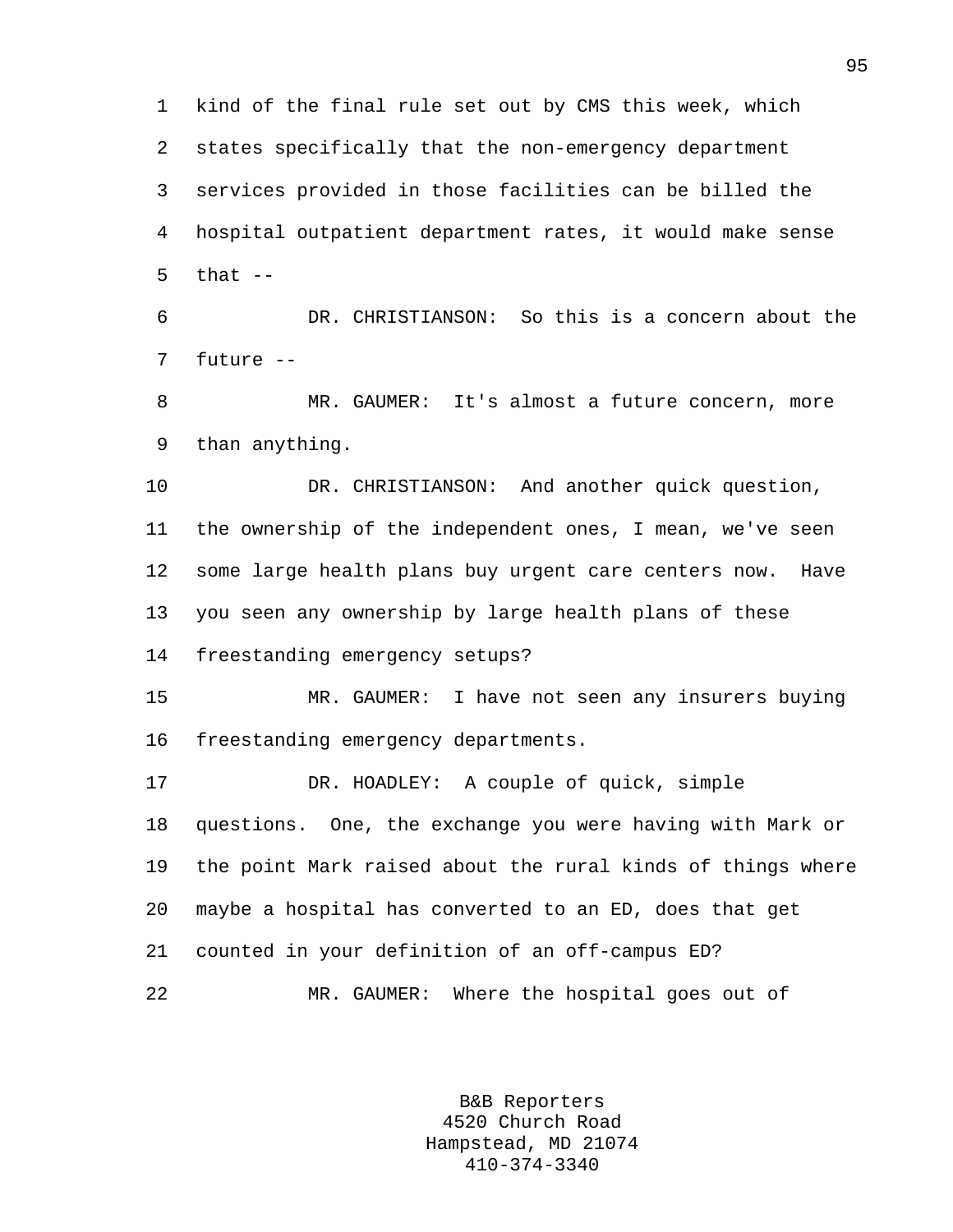kind of the final rule set out by CMS this week, which states specifically that the non-emergency department services provided in those facilities can be billed the hospital outpatient department rates, it would make sense that --

DR. CHRISTIANSON: So this is a concern about the future --

MR. GAUMER: It's almost a future concern, more than anything.

DR. CHRISTIANSON: And another quick question, the ownership of the independent ones, I mean, we've seen some large health plans buy urgent care centers now. Have you seen any ownership by large health plans of these freestanding emergency setups?

MR. GAUMER: I have not seen any insurers buying freestanding emergency departments.

DR. HOADLEY: A couple of quick, simple questions. One, the exchange you were having with Mark or the point Mark raised about the rural kinds of things where maybe a hospital has converted to an ED, does that get counted in your definition of an off-campus ED?

MR. GAUMER: Where the hospital goes out of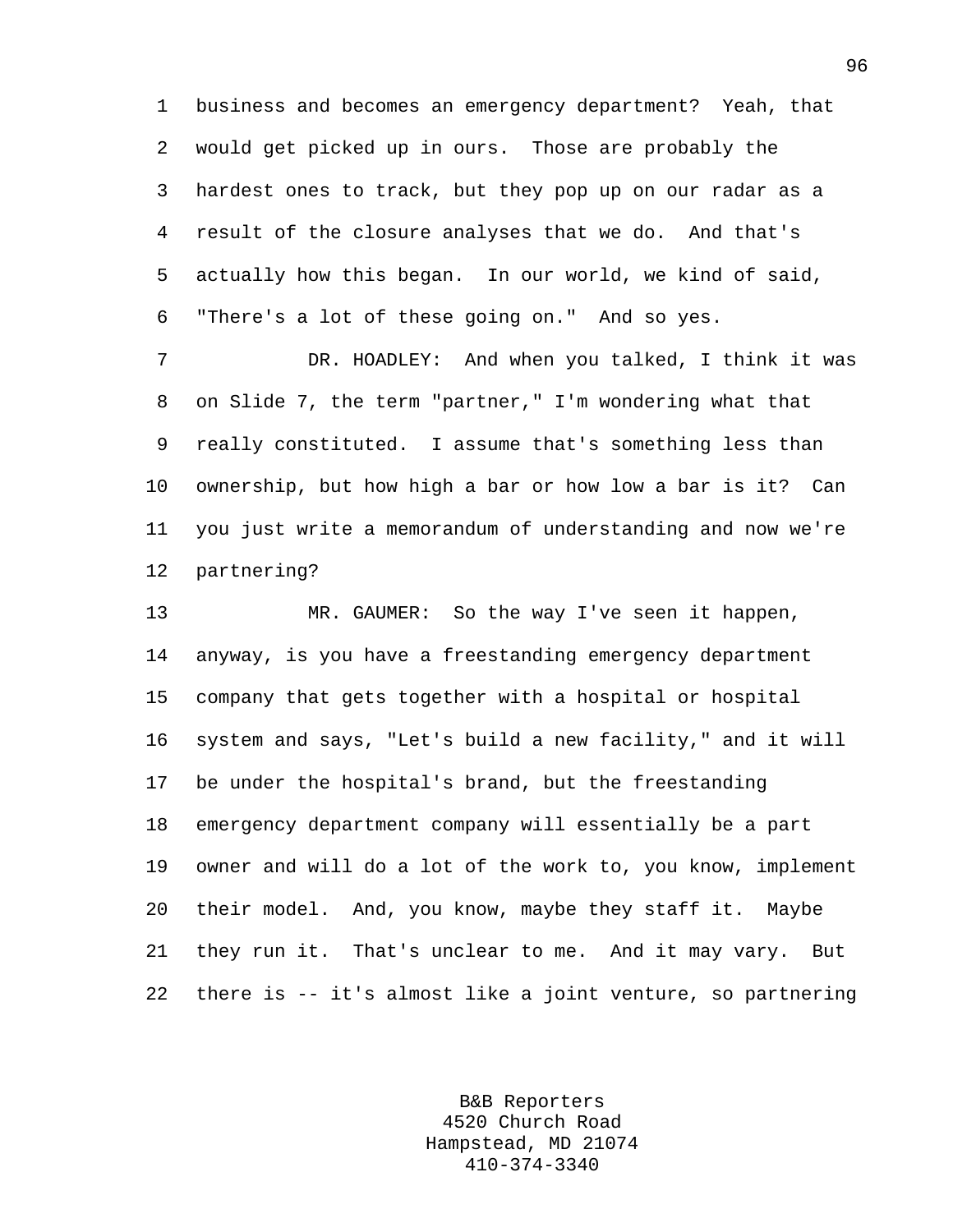business and becomes an emergency department? Yeah, that would get picked up in ours. Those are probably the hardest ones to track, but they pop up on our radar as a result of the closure analyses that we do. And that's actually how this began. In our world, we kind of said, "There's a lot of these going on." And so yes.

DR. HOADLEY: And when you talked, I think it was on Slide 7, the term "partner," I'm wondering what that really constituted. I assume that's something less than ownership, but how high a bar or how low a bar is it? Can you just write a memorandum of understanding and now we're partnering?

MR. GAUMER: So the way I've seen it happen, anyway, is you have a freestanding emergency department company that gets together with a hospital or hospital system and says, "Let's build a new facility," and it will be under the hospital's brand, but the freestanding emergency department company will essentially be a part owner and will do a lot of the work to, you know, implement their model. And, you know, maybe they staff it. Maybe they run it. That's unclear to me. And it may vary. But there is -- it's almost like a joint venture, so partnering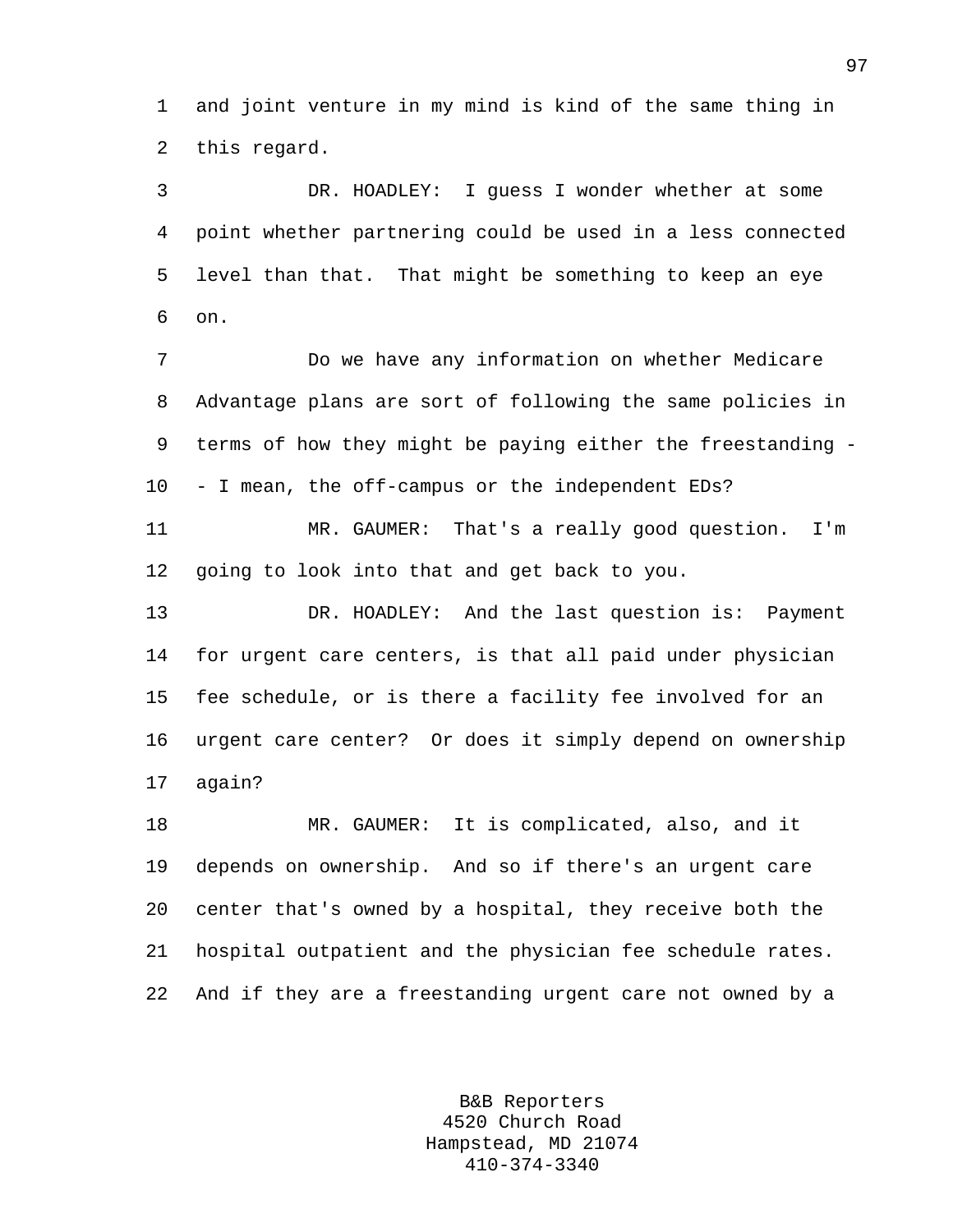and joint venture in my mind is kind of the same thing in this regard.

DR. HOADLEY: I guess I wonder whether at some point whether partnering could be used in a less connected level than that. That might be something to keep an eye on.

Do we have any information on whether Medicare Advantage plans are sort of following the same policies in terms of how they might be paying either the freestanding -- I mean, the off-campus or the independent EDs?

MR. GAUMER: That's a really good question. I'm going to look into that and get back to you.

DR. HOADLEY: And the last question is: Payment for urgent care centers, is that all paid under physician fee schedule, or is there a facility fee involved for an urgent care center? Or does it simply depend on ownership again?

MR. GAUMER: It is complicated, also, and it depends on ownership. And so if there's an urgent care center that's owned by a hospital, they receive both the hospital outpatient and the physician fee schedule rates. And if they are a freestanding urgent care not owned by a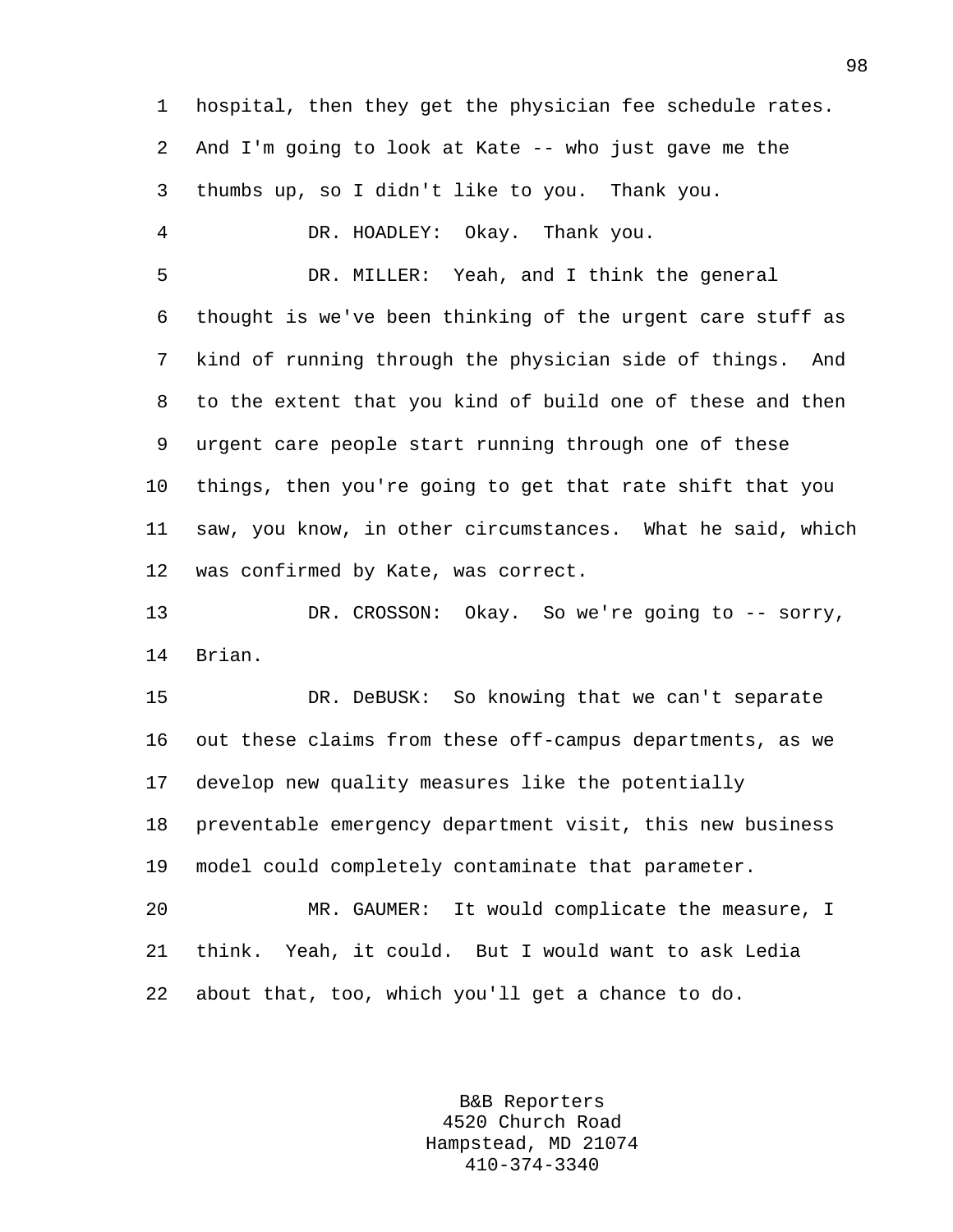hospital, then they get the physician fee schedule rates. And I'm going to look at Kate -- who just gave me the thumbs up, so I didn't like to you. Thank you.

DR. HOADLEY: Okay. Thank you.

DR. MILLER: Yeah, and I think the general thought is we've been thinking of the urgent care stuff as kind of running through the physician side of things. And to the extent that you kind of build one of these and then urgent care people start running through one of these things, then you're going to get that rate shift that you saw, you know, in other circumstances. What he said, which was confirmed by Kate, was correct.

DR. CROSSON: Okay. So we're going to -- sorry, Brian.

DR. DeBUSK: So knowing that we can't separate out these claims from these off-campus departments, as we develop new quality measures like the potentially preventable emergency department visit, this new business model could completely contaminate that parameter.

MR. GAUMER: It would complicate the measure, I think. Yeah, it could. But I would want to ask Ledia about that, too, which you'll get a chance to do.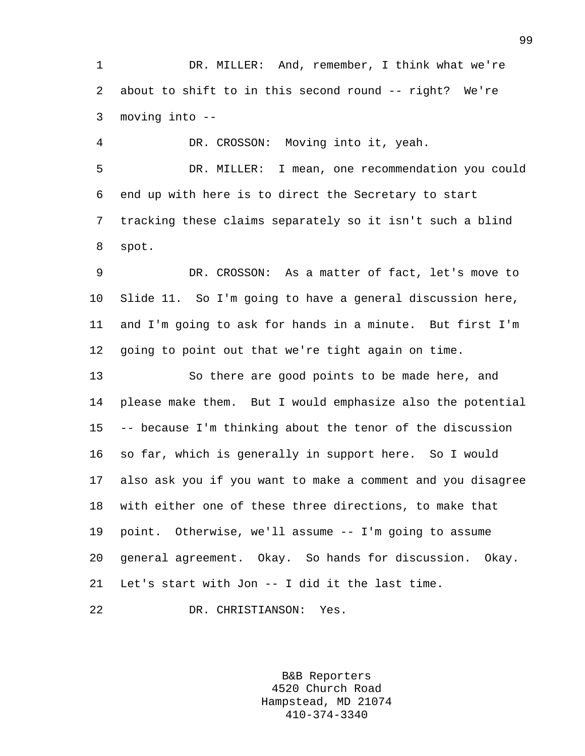DR. MILLER: And, remember, I think what we're about to shift to in this second round -- right? We're moving into --

DR. CROSSON: Moving into it, yeah.

DR. MILLER: I mean, one recommendation you could end up with here is to direct the Secretary to start tracking these claims separately so it isn't such a blind spot.

DR. CROSSON: As a matter of fact, let's move to Slide 11. So I'm going to have a general discussion here, and I'm going to ask for hands in a minute. But first I'm going to point out that we're tight again on time.

So there are good points to be made here, and please make them. But I would emphasize also the potential -- because I'm thinking about the tenor of the discussion so far, which is generally in support here. So I would also ask you if you want to make a comment and you disagree with either one of these three directions, to make that point. Otherwise, we'll assume -- I'm going to assume general agreement. Okay. So hands for discussion. Okay. Let's start with Jon -- I did it the last time.

DR. CHRISTIANSON: Yes.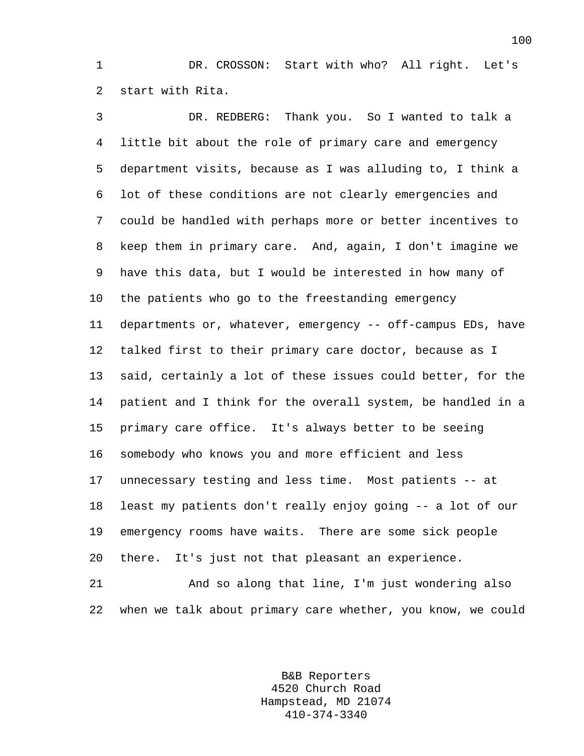DR. CROSSON: Start with who? All right. Let's start with Rita.

DR. REDBERG: Thank you. So I wanted to talk a little bit about the role of primary care and emergency department visits, because as I was alluding to, I think a lot of these conditions are not clearly emergencies and could be handled with perhaps more or better incentives to keep them in primary care. And, again, I don't imagine we have this data, but I would be interested in how many of the patients who go to the freestanding emergency departments or, whatever, emergency -- off-campus EDs, have talked first to their primary care doctor, because as I said, certainly a lot of these issues could better, for the patient and I think for the overall system, be handled in a primary care office. It's always better to be seeing somebody who knows you and more efficient and less unnecessary testing and less time. Most patients -- at least my patients don't really enjoy going -- a lot of our emergency rooms have waits. There are some sick people there. It's just not that pleasant an experience.

And so along that line, I'm just wondering also when we talk about primary care whether, you know, we could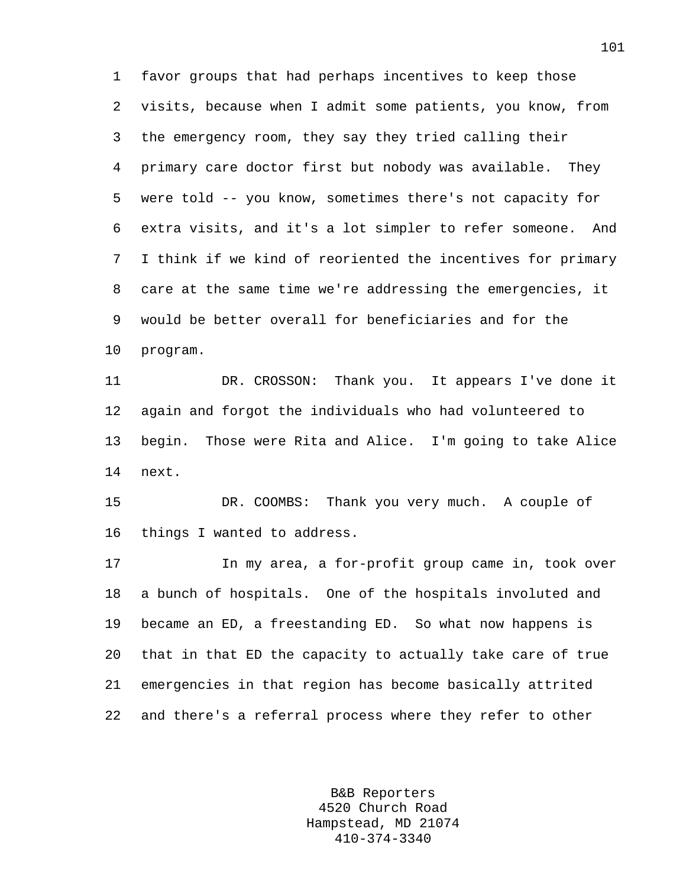favor groups that had perhaps incentives to keep those visits, because when I admit some patients, you know, from the emergency room, they say they tried calling their primary care doctor first but nobody was available. They were told -- you know, sometimes there's not capacity for extra visits, and it's a lot simpler to refer someone. And I think if we kind of reoriented the incentives for primary care at the same time we're addressing the emergencies, it would be better overall for beneficiaries and for the program.

DR. CROSSON: Thank you. It appears I've done it again and forgot the individuals who had volunteered to begin. Those were Rita and Alice. I'm going to take Alice next.

DR. COOMBS: Thank you very much. A couple of things I wanted to address.

In my area, a for-profit group came in, took over a bunch of hospitals. One of the hospitals involuted and became an ED, a freestanding ED. So what now happens is that in that ED the capacity to actually take care of true emergencies in that region has become basically attrited and there's a referral process where they refer to other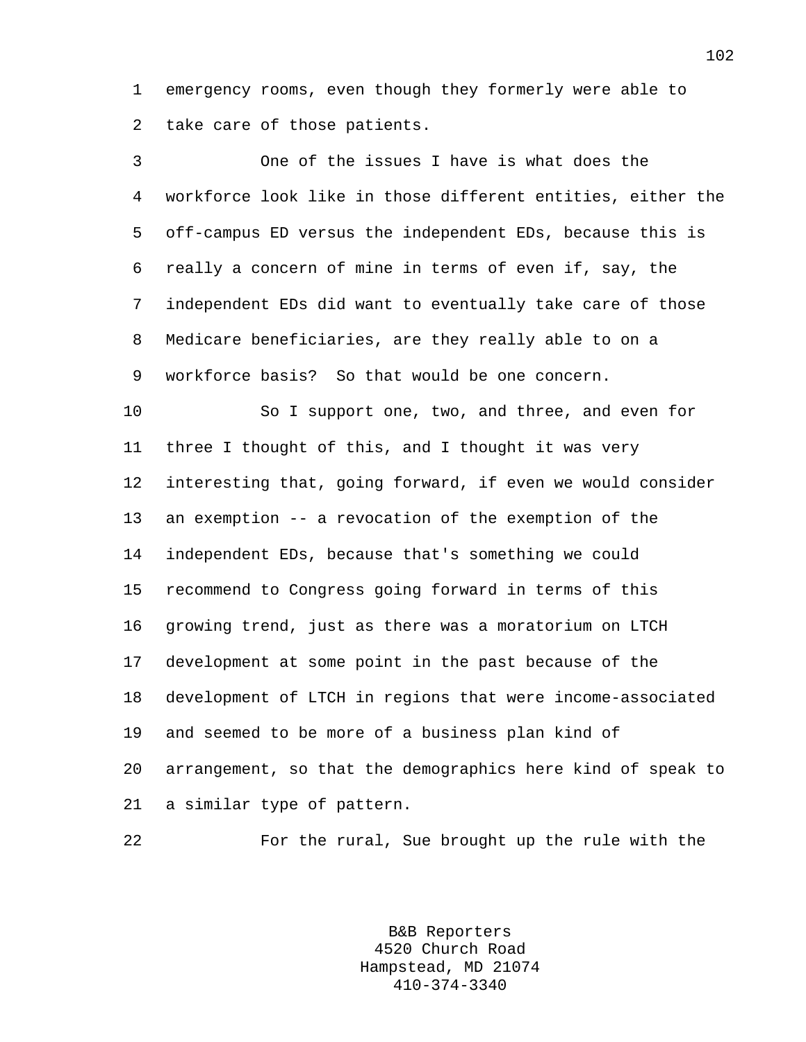emergency rooms, even though they formerly were able to take care of those patients.

One of the issues I have is what does the workforce look like in those different entities, either the off-campus ED versus the independent EDs, because this is really a concern of mine in terms of even if, say, the independent EDs did want to eventually take care of those Medicare beneficiaries, are they really able to on a workforce basis? So that would be one concern.

So I support one, two, and three, and even for three I thought of this, and I thought it was very interesting that, going forward, if even we would consider an exemption -- a revocation of the exemption of the independent EDs, because that's something we could recommend to Congress going forward in terms of this growing trend, just as there was a moratorium on LTCH development at some point in the past because of the development of LTCH in regions that were income-associated and seemed to be more of a business plan kind of arrangement, so that the demographics here kind of speak to a similar type of pattern.

For the rural, Sue brought up the rule with the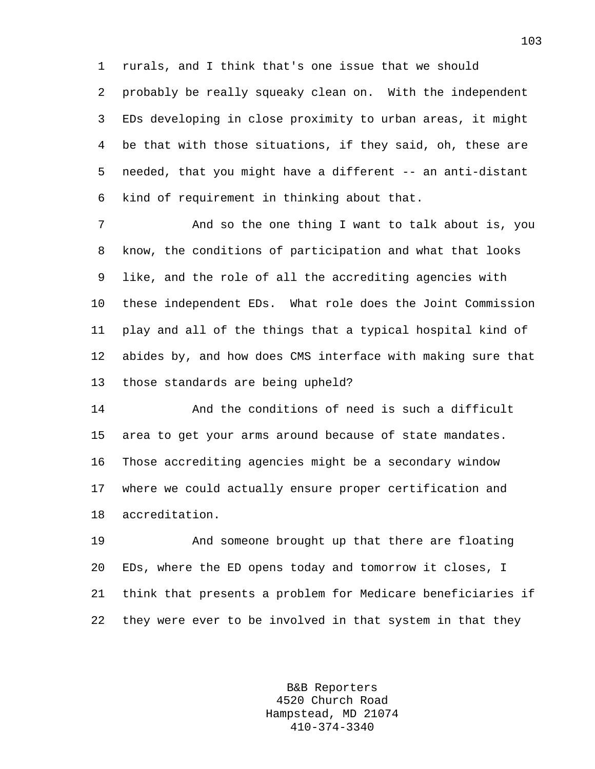rurals, and I think that's one issue that we should probably be really squeaky clean on. With the independent EDs developing in close proximity to urban areas, it might be that with those situations, if they said, oh, these are needed, that you might have a different -- an anti-distant kind of requirement in thinking about that.

And so the one thing I want to talk about is, you know, the conditions of participation and what that looks like, and the role of all the accrediting agencies with these independent EDs. What role does the Joint Commission play and all of the things that a typical hospital kind of abides by, and how does CMS interface with making sure that those standards are being upheld?

And the conditions of need is such a difficult area to get your arms around because of state mandates. Those accrediting agencies might be a secondary window where we could actually ensure proper certification and accreditation.

And someone brought up that there are floating EDs, where the ED opens today and tomorrow it closes, I think that presents a problem for Medicare beneficiaries if they were ever to be involved in that system in that they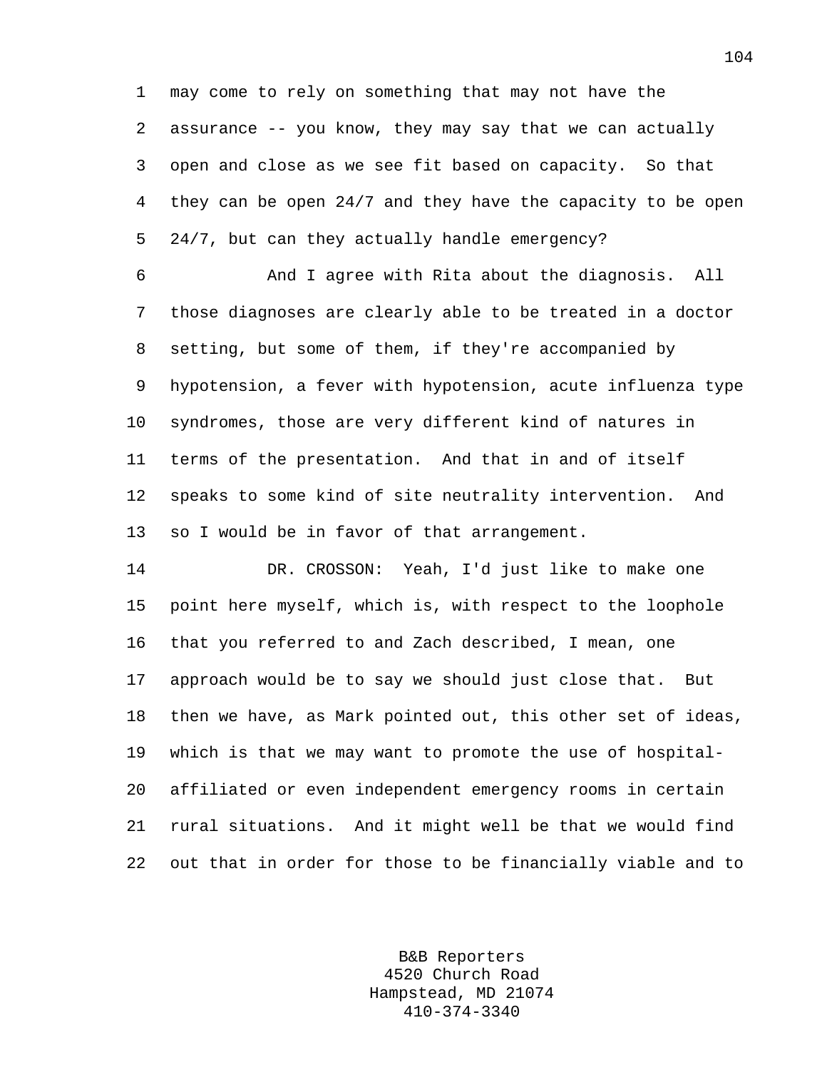may come to rely on something that may not have the assurance -- you know, they may say that we can actually open and close as we see fit based on capacity. So that they can be open 24/7 and they have the capacity to be open 24/7, but can they actually handle emergency?

And I agree with Rita about the diagnosis. All those diagnoses are clearly able to be treated in a doctor setting, but some of them, if they're accompanied by hypotension, a fever with hypotension, acute influenza type syndromes, those are very different kind of natures in terms of the presentation. And that in and of itself speaks to some kind of site neutrality intervention. And so I would be in favor of that arrangement.

DR. CROSSON: Yeah, I'd just like to make one point here myself, which is, with respect to the loophole that you referred to and Zach described, I mean, one approach would be to say we should just close that. But then we have, as Mark pointed out, this other set of ideas, which is that we may want to promote the use of hospital-affiliated or even independent emergency rooms in certain rural situations. And it might well be that we would find out that in order for those to be financially viable and to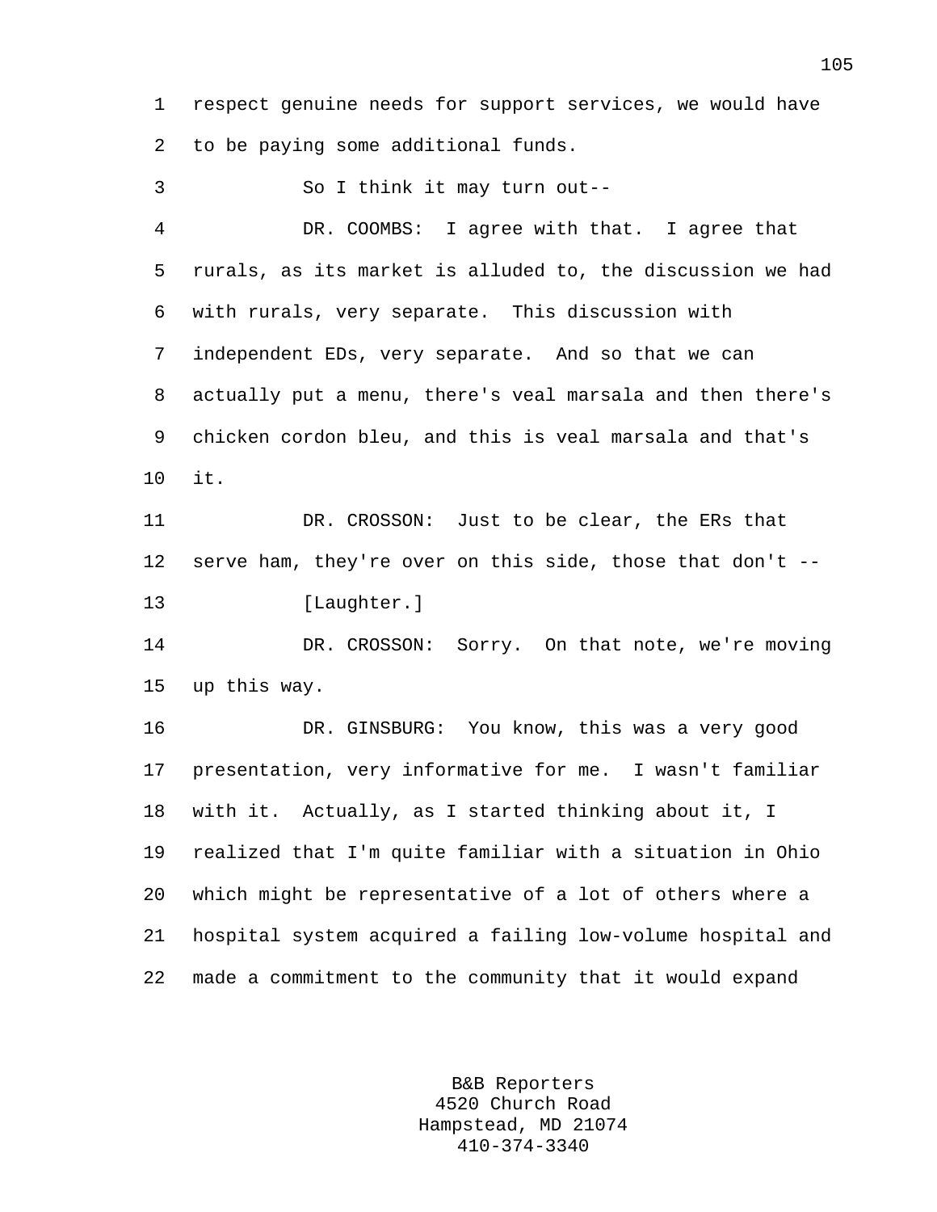respect genuine needs for support services, we would have to be paying some additional funds.

So I think it may turn out--

DR. COOMBS: I agree with that. I agree that rurals, as its market is alluded to, the discussion we had with rurals, very separate. This discussion with independent EDs, very separate. And so that we can actually put a menu, there's veal marsala and then there's chicken cordon bleu, and this is veal marsala and that's it.

DR. CROSSON: Just to be clear, the ERs that serve ham, they're over on this side, those that don't --

[Laughter.]

DR. CROSSON: Sorry. On that note, we're moving up this way.

DR. GINSBURG: You know, this was a very good presentation, very informative for me. I wasn't familiar with it. Actually, as I started thinking about it, I realized that I'm quite familiar with a situation in Ohio which might be representative of a lot of others where a hospital system acquired a failing low-volume hospital and made a commitment to the community that it would expand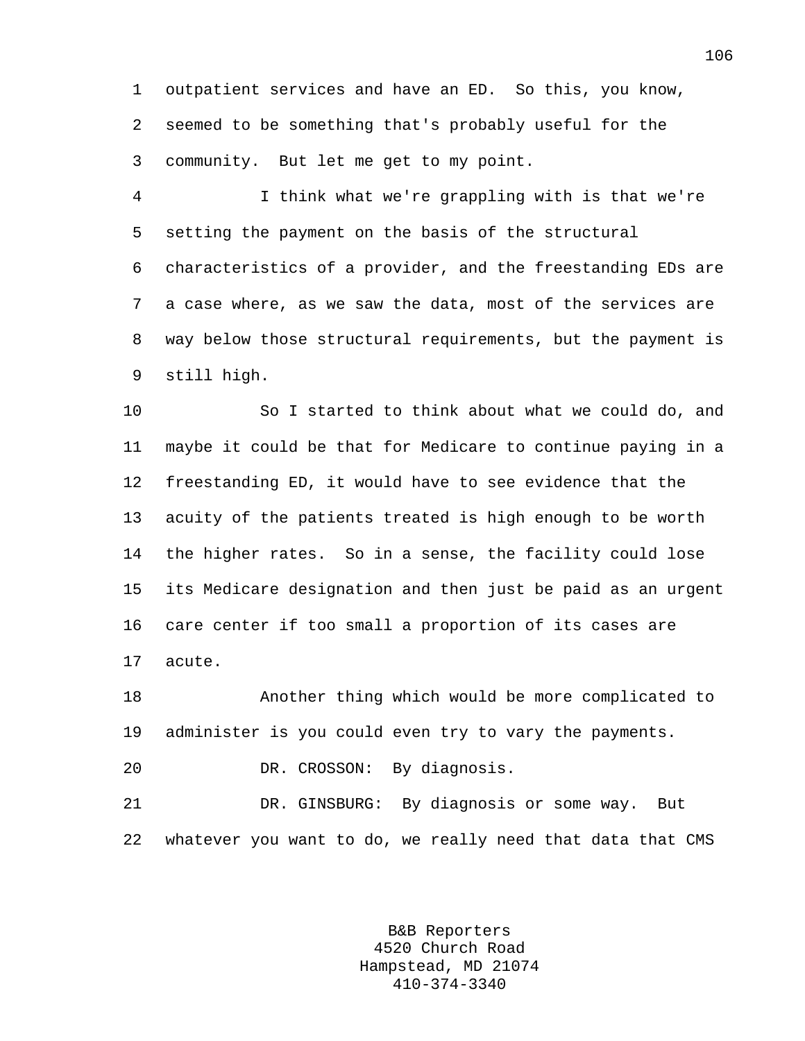outpatient services and have an ED. So this, you know, seemed to be something that's probably useful for the community. But let me get to my point.

I think what we're grappling with is that we're setting the payment on the basis of the structural characteristics of a provider, and the freestanding EDs are a case where, as we saw the data, most of the services are way below those structural requirements, but the payment is still high.

So I started to think about what we could do, and maybe it could be that for Medicare to continue paying in a freestanding ED, it would have to see evidence that the acuity of the patients treated is high enough to be worth the higher rates. So in a sense, the facility could lose its Medicare designation and then just be paid as an urgent care center if too small a proportion of its cases are acute.

Another thing which would be more complicated to administer is you could even try to vary the payments.

DR. CROSSON: By diagnosis.

DR. GINSBURG: By diagnosis or some way. But whatever you want to do, we really need that data that CMS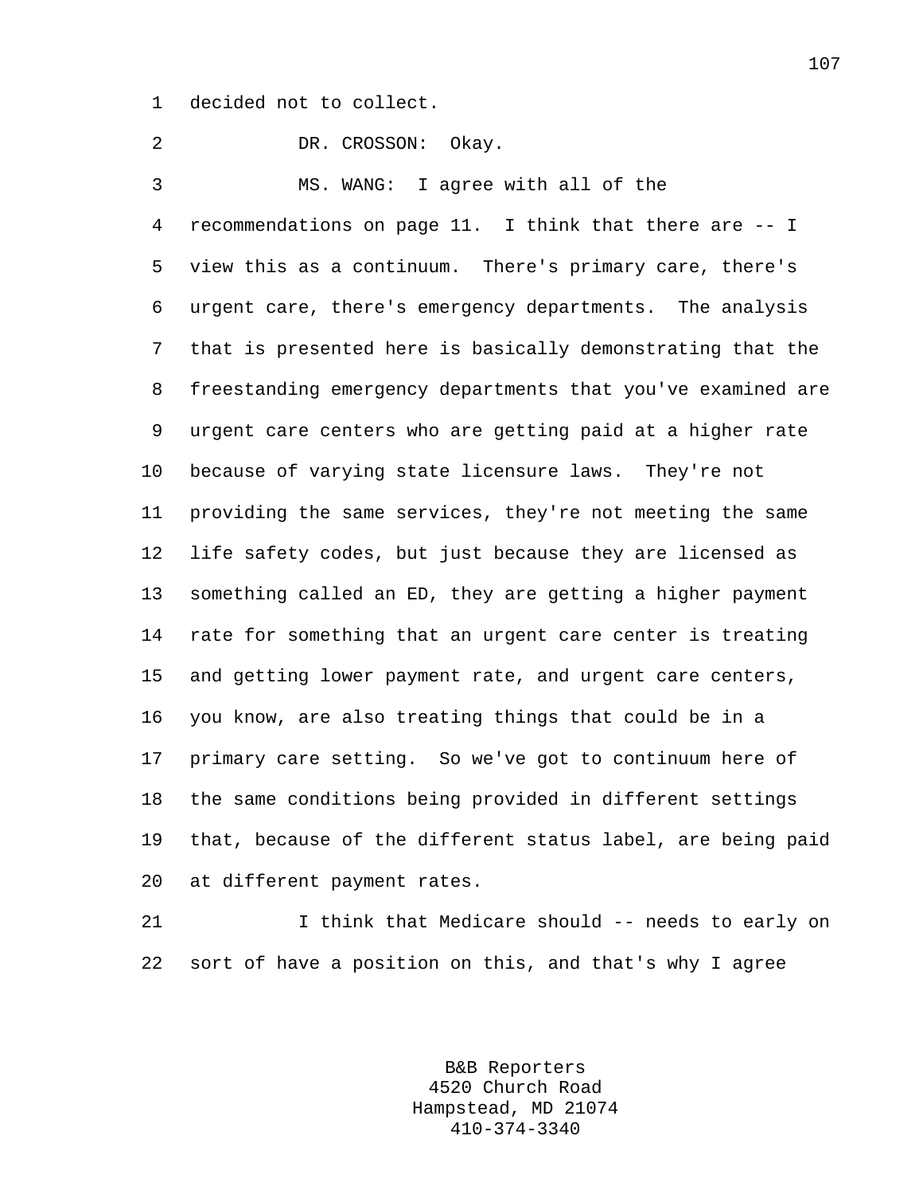decided not to collect.

DR. CROSSON: Okay.

MS. WANG: I agree with all of the recommendations on page 11. I think that there are -- I view this as a continuum. There's primary care, there's urgent care, there's emergency departments. The analysis that is presented here is basically demonstrating that the freestanding emergency departments that you've examined are urgent care centers who are getting paid at a higher rate because of varying state licensure laws. They're not providing the same services, they're not meeting the same life safety codes, but just because they are licensed as something called an ED, they are getting a higher payment rate for something that an urgent care center is treating and getting lower payment rate, and urgent care centers, you know, are also treating things that could be in a primary care setting. So we've got to continuum here of the same conditions being provided in different settings that, because of the different status label, are being paid at different payment rates.

I think that Medicare should -- needs to early on sort of have a position on this, and that's why I agree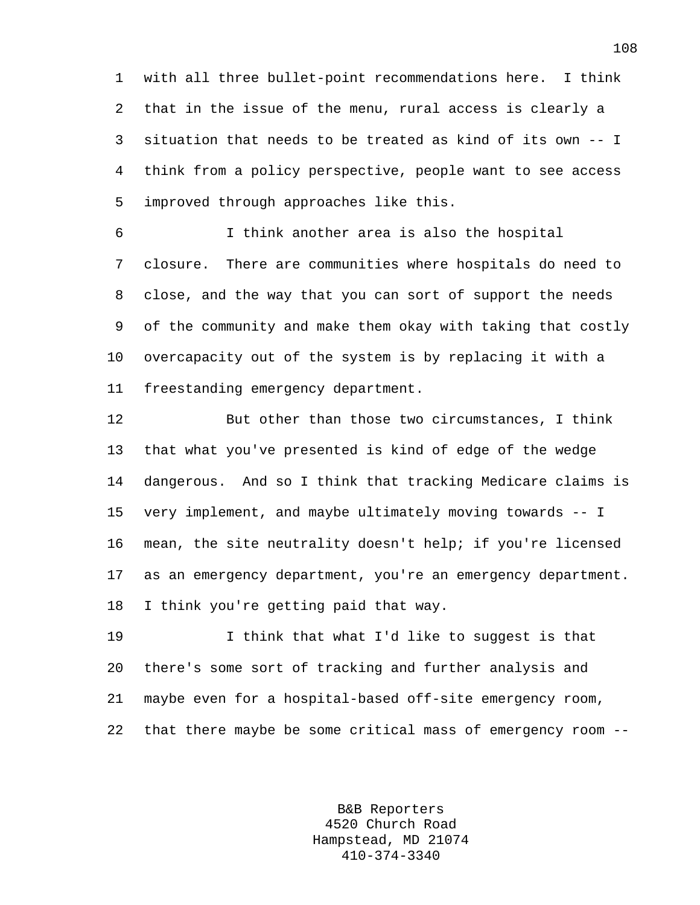with all three bullet-point recommendations here. I think that in the issue of the menu, rural access is clearly a situation that needs to be treated as kind of its own -- I think from a policy perspective, people want to see access improved through approaches like this.

I think another area is also the hospital closure. There are communities where hospitals do need to close, and the way that you can sort of support the needs of the community and make them okay with taking that costly overcapacity out of the system is by replacing it with a freestanding emergency department.

But other than those two circumstances, I think that what you've presented is kind of edge of the wedge dangerous. And so I think that tracking Medicare claims is very implement, and maybe ultimately moving towards -- I mean, the site neutrality doesn't help; if you're licensed as an emergency department, you're an emergency department. I think you're getting paid that way.

I think that what I'd like to suggest is that there's some sort of tracking and further analysis and maybe even for a hospital-based off-site emergency room, that there maybe be some critical mass of emergency room --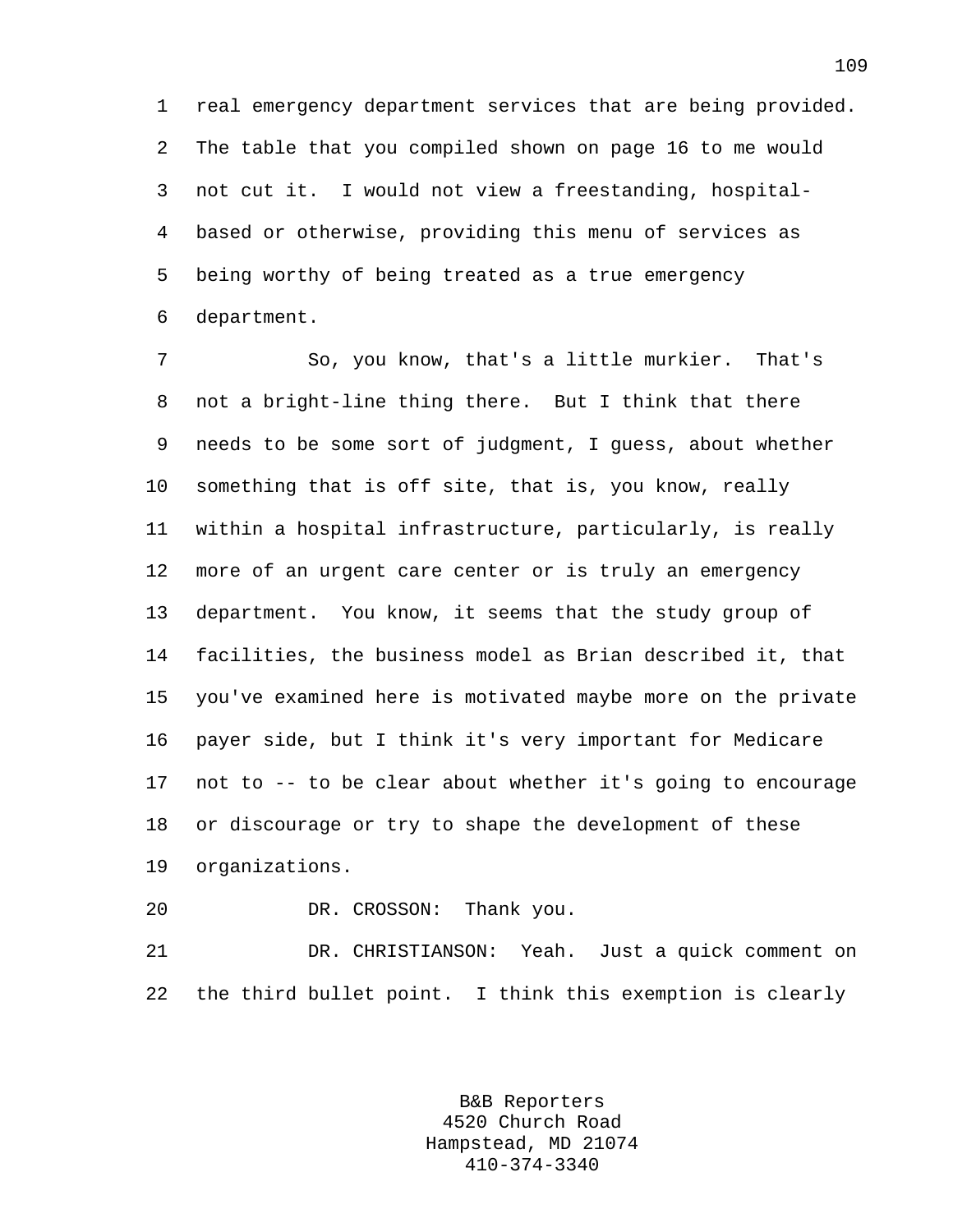real emergency department services that are being provided. The table that you compiled shown on page 16 to me would not cut it. I would not view a freestanding, hospital-based or otherwise, providing this menu of services as being worthy of being treated as a true emergency department.

So, you know, that's a little murkier. That's not a bright-line thing there. But I think that there needs to be some sort of judgment, I guess, about whether something that is off site, that is, you know, really within a hospital infrastructure, particularly, is really more of an urgent care center or is truly an emergency department. You know, it seems that the study group of facilities, the business model as Brian described it, that you've examined here is motivated maybe more on the private payer side, but I think it's very important for Medicare not to -- to be clear about whether it's going to encourage or discourage or try to shape the development of these organizations.

DR. CROSSON: Thank you.

DR. CHRISTIANSON: Yeah. Just a quick comment on the third bullet point. I think this exemption is clearly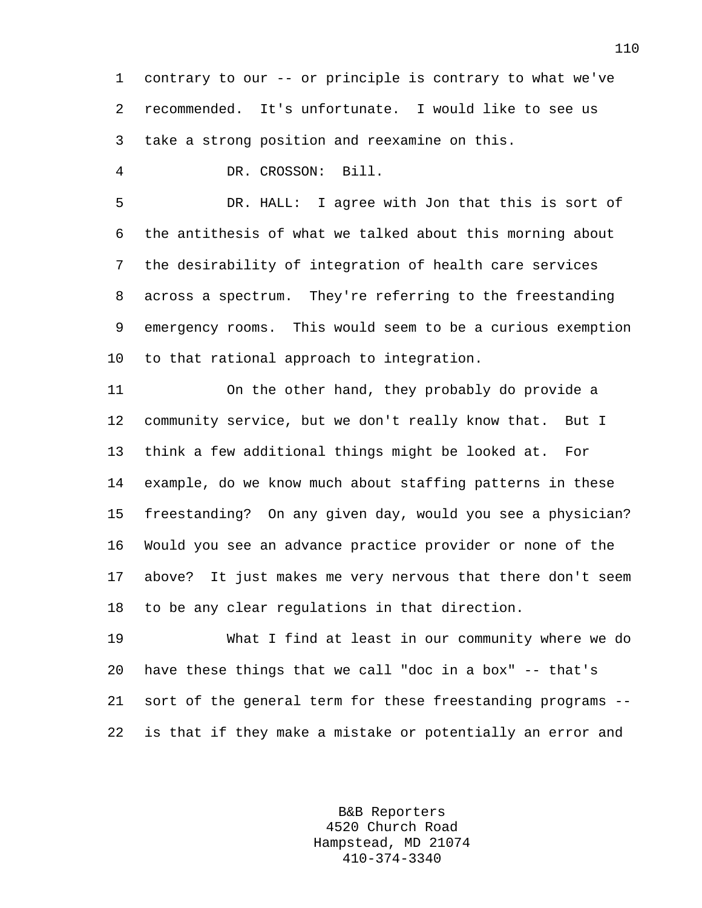contrary to our -- or principle is contrary to what we've recommended. It's unfortunate. I would like to see us take a strong position and reexamine on this.

DR. CROSSON: Bill.

DR. HALL: I agree with Jon that this is sort of the antithesis of what we talked about this morning about the desirability of integration of health care services across a spectrum. They're referring to the freestanding emergency rooms. This would seem to be a curious exemption to that rational approach to integration.

On the other hand, they probably do provide a community service, but we don't really know that. But I think a few additional things might be looked at. For example, do we know much about staffing patterns in these freestanding? On any given day, would you see a physician? Would you see an advance practice provider or none of the above? It just makes me very nervous that there don't seem to be any clear regulations in that direction.

What I find at least in our community where we do have these things that we call "doc in a box" -- that's sort of the general term for these freestanding programs -- is that if they make a mistake or potentially an error and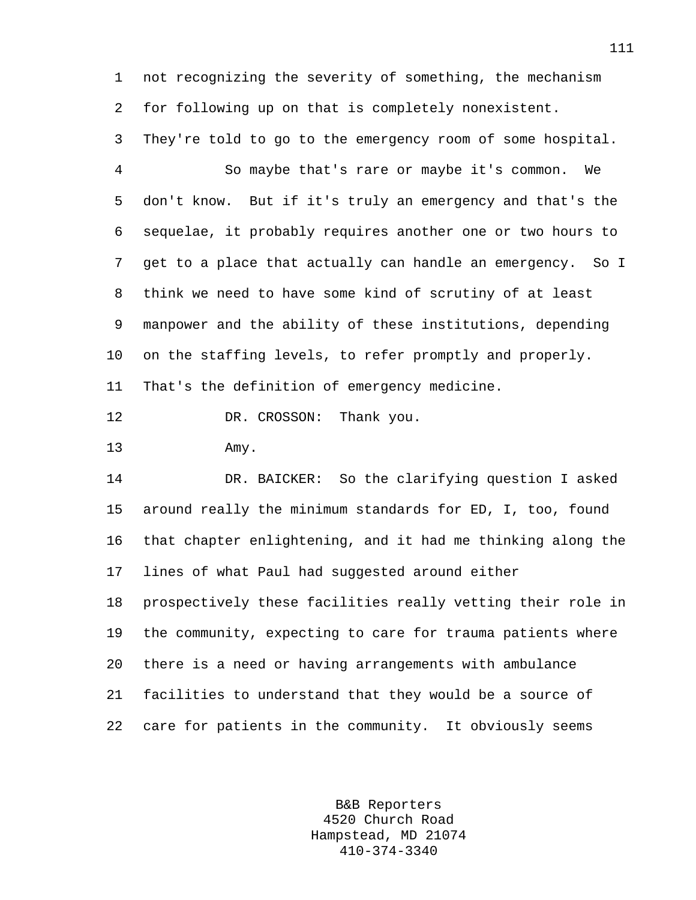not recognizing the severity of something, the mechanism for following up on that is completely nonexistent. They're told to go to the emergency room of some hospital.

So maybe that's rare or maybe it's common. We don't know. But if it's truly an emergency and that's the sequelae, it probably requires another one or two hours to get to a place that actually can handle an emergency. So I think we need to have some kind of scrutiny of at least manpower and the ability of these institutions, depending on the staffing levels, to refer promptly and properly. That's the definition of emergency medicine.

DR. CROSSON: Thank you.

Amy.

DR. BAICKER: So the clarifying question I asked around really the minimum standards for ED, I, too, found that chapter enlightening, and it had me thinking along the lines of what Paul had suggested around either prospectively these facilities really vetting their role in the community, expecting to care for trauma patients where there is a need or having arrangements with ambulance facilities to understand that they would be a source of care for patients in the community. It obviously seems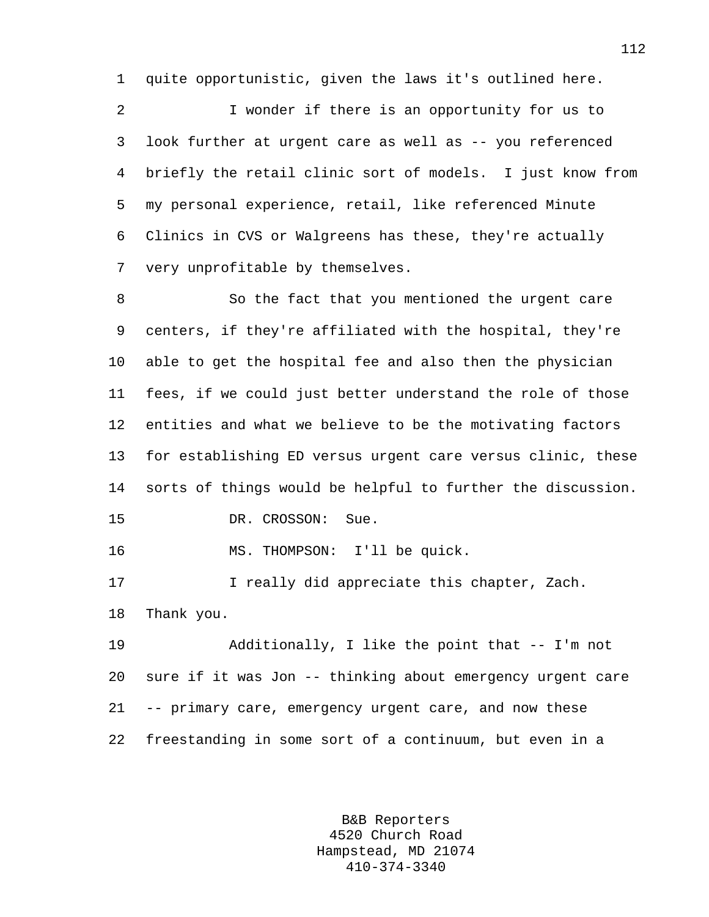quite opportunistic, given the laws it's outlined here.

I wonder if there is an opportunity for us to look further at urgent care as well as -- you referenced briefly the retail clinic sort of models. I just know from my personal experience, retail, like referenced Minute Clinics in CVS or Walgreens has these, they're actually very unprofitable by themselves.

So the fact that you mentioned the urgent care centers, if they're affiliated with the hospital, they're able to get the hospital fee and also then the physician fees, if we could just better understand the role of those entities and what we believe to be the motivating factors for establishing ED versus urgent care versus clinic, these sorts of things would be helpful to further the discussion.

DR. CROSSON: Sue.

MS. THOMPSON: I'll be quick.

I really did appreciate this chapter, Zach. Thank you.

Additionally, I like the point that -- I'm not sure if it was Jon -- thinking about emergency urgent care -- primary care, emergency urgent care, and now these freestanding in some sort of a continuum, but even in a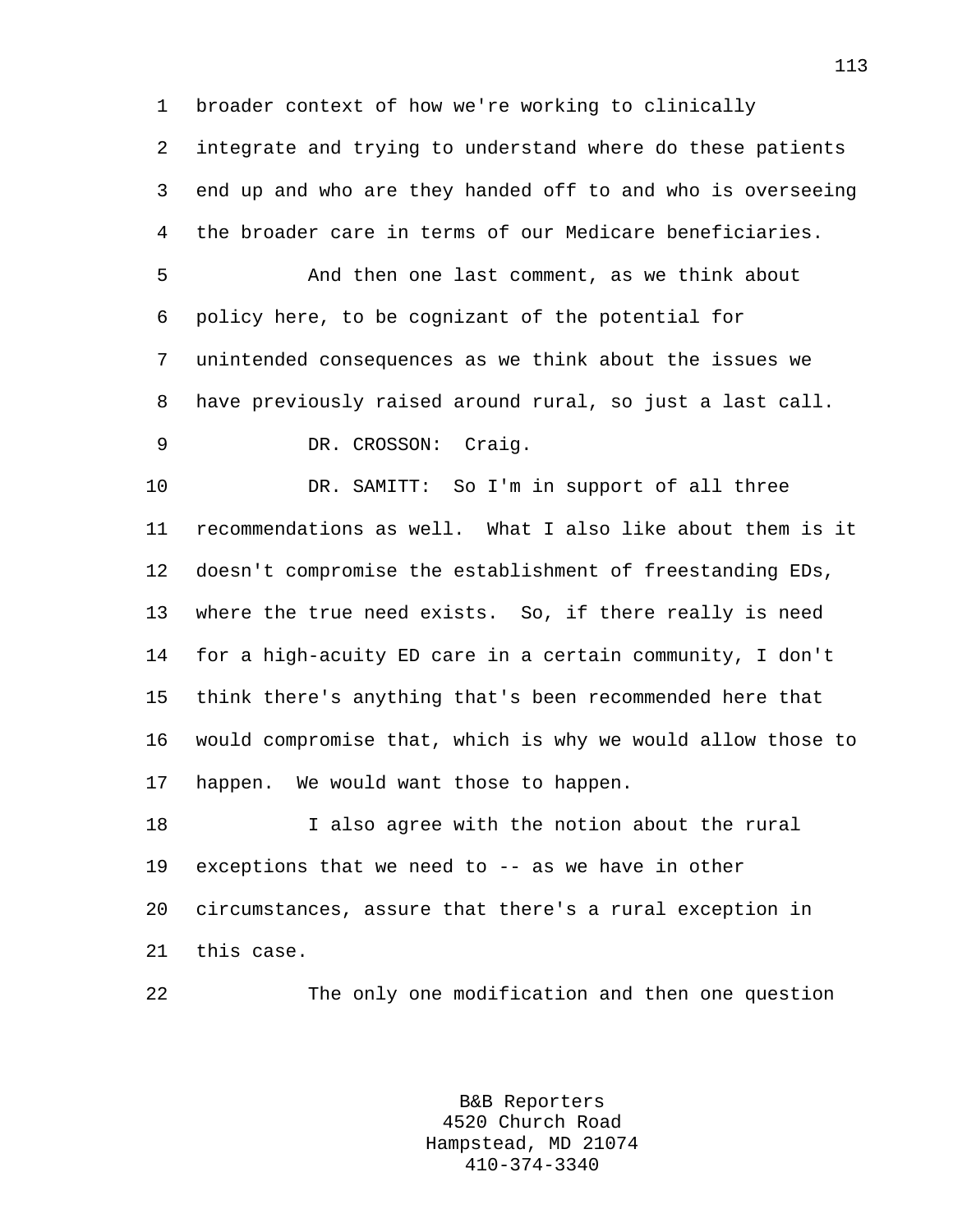broader context of how we're working to clinically integrate and trying to understand where do these patients end up and who are they handed off to and who is overseeing the broader care in terms of our Medicare beneficiaries.

And then one last comment, as we think about policy here, to be cognizant of the potential for unintended consequences as we think about the issues we have previously raised around rural, so just a last call.

DR. CROSSON: Craig.

DR. SAMITT: So I'm in support of all three recommendations as well. What I also like about them is it doesn't compromise the establishment of freestanding EDs, where the true need exists. So, if there really is need for a high-acuity ED care in a certain community, I don't think there's anything that's been recommended here that would compromise that, which is why we would allow those to happen. We would want those to happen.

I also agree with the notion about the rural exceptions that we need to -- as we have in other circumstances, assure that there's a rural exception in this case.

The only one modification and then one question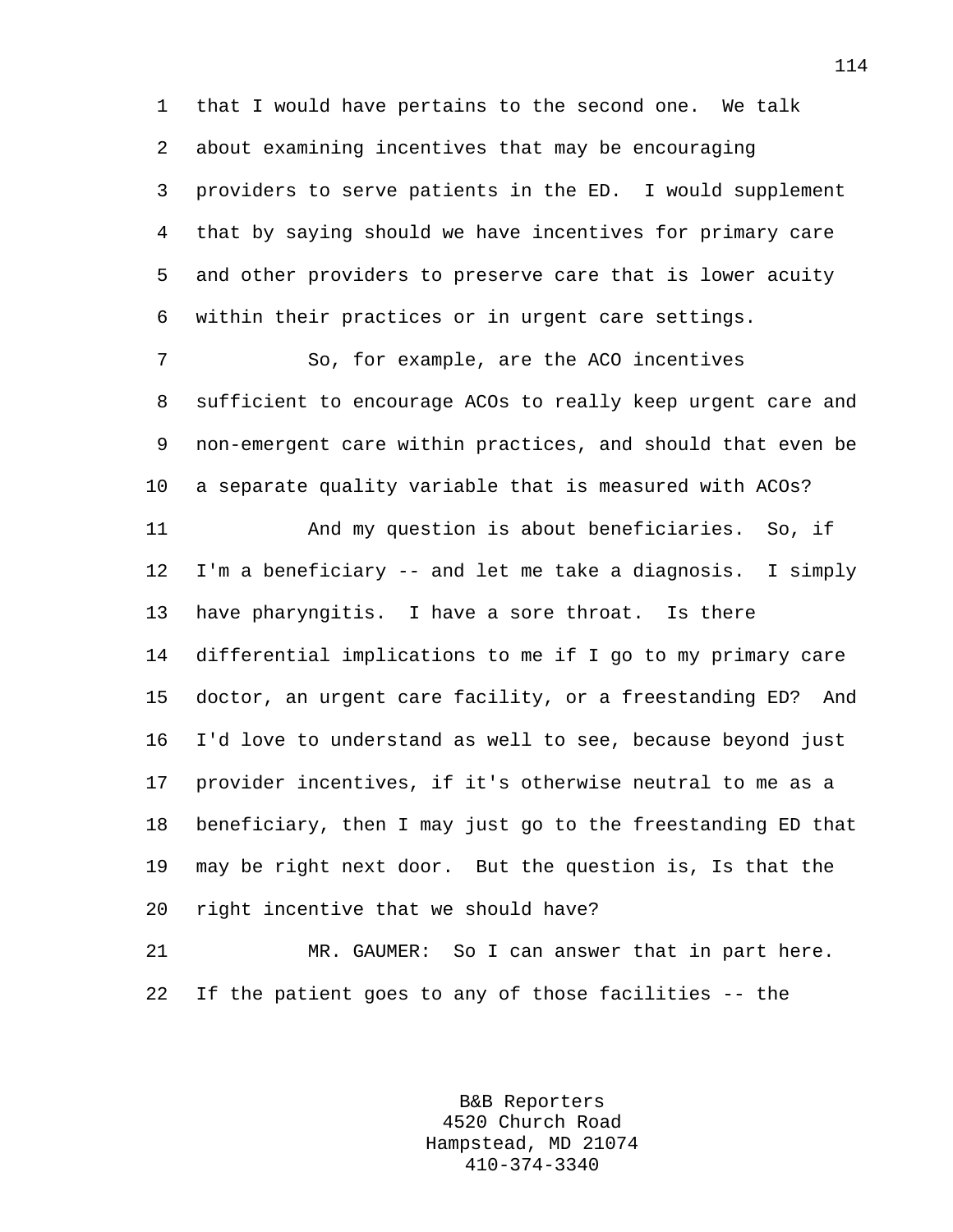that I would have pertains to the second one. We talk about examining incentives that may be encouraging providers to serve patients in the ED. I would supplement that by saying should we have incentives for primary care and other providers to preserve care that is lower acuity within their practices or in urgent care settings.

So, for example, are the ACO incentives sufficient to encourage ACOs to really keep urgent care and non-emergent care within practices, and should that even be a separate quality variable that is measured with ACOs?

And my question is about beneficiaries. So, if I'm a beneficiary -- and let me take a diagnosis. I simply have pharyngitis. I have a sore throat. Is there differential implications to me if I go to my primary care doctor, an urgent care facility, or a freestanding ED? And I'd love to understand as well to see, because beyond just provider incentives, if it's otherwise neutral to me as a beneficiary, then I may just go to the freestanding ED that may be right next door. But the question is, Is that the right incentive that we should have?

MR. GAUMER: So I can answer that in part here. If the patient goes to any of those facilities -- the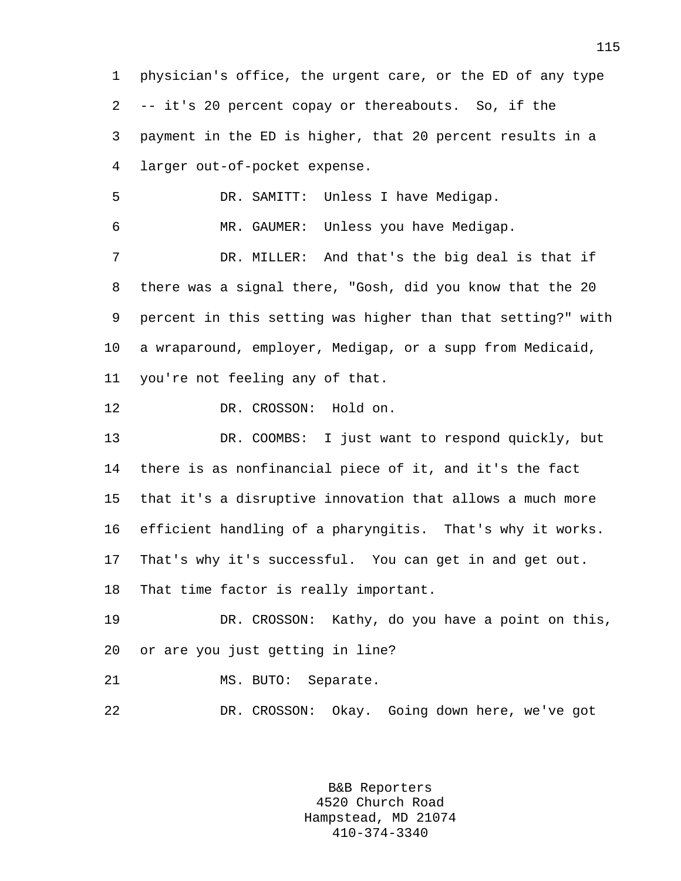physician's office, the urgent care, or the ED of any type -- it's 20 percent copay or thereabouts. So, if the payment in the ED is higher, that 20 percent results in a larger out-of-pocket expense.

DR. SAMITT: Unless I have Medigap.

MR. GAUMER: Unless you have Medigap.

DR. MILLER: And that's the big deal is that if there was a signal there, "Gosh, did you know that the 20 percent in this setting was higher than that setting?" with a wraparound, employer, Medigap, or a supp from Medicaid, you're not feeling any of that.

DR. CROSSON: Hold on.

DR. COOMBS: I just want to respond quickly, but there is as nonfinancial piece of it, and it's the fact that it's a disruptive innovation that allows a much more efficient handling of a pharyngitis. That's why it works. That's why it's successful. You can get in and get out. That time factor is really important.

DR. CROSSON: Kathy, do you have a point on this, or are you just getting in line?

MS. BUTO: Separate.

DR. CROSSON: Okay. Going down here, we've got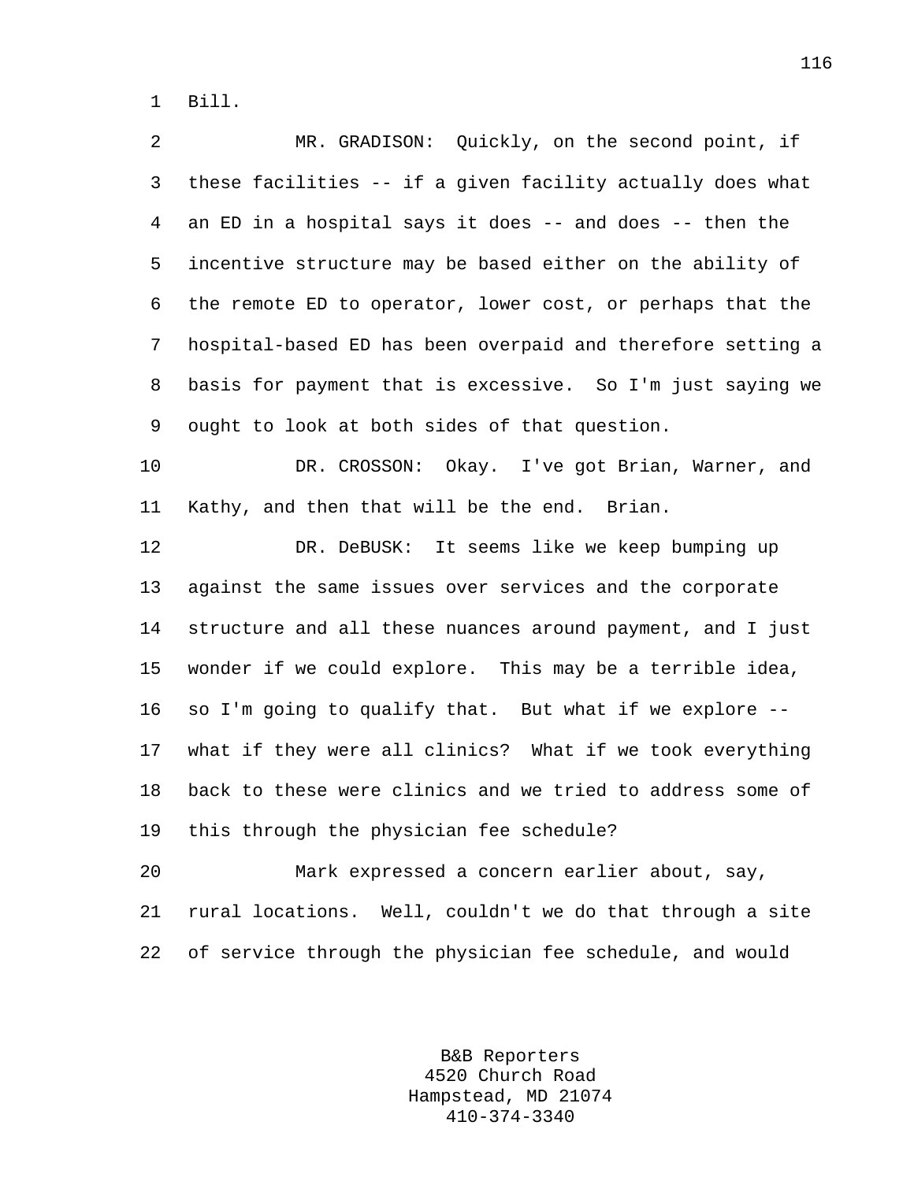Bill.

MR. GRADISON: Quickly, on the second point, if these facilities -- if a given facility actually does what an ED in a hospital says it does -- and does -- then the incentive structure may be based either on the ability of the remote ED to operator, lower cost, or perhaps that the hospital-based ED has been overpaid and therefore setting a basis for payment that is excessive. So I'm just saying we ought to look at both sides of that question.

DR. CROSSON: Okay. I've got Brian, Warner, and Kathy, and then that will be the end. Brian.

DR. DeBUSK: It seems like we keep bumping up against the same issues over services and the corporate structure and all these nuances around payment, and I just wonder if we could explore. This may be a terrible idea, so I'm going to qualify that. But what if we explore -- what if they were all clinics? What if we took everything back to these were clinics and we tried to address some of this through the physician fee schedule?

Mark expressed a concern earlier about, say, rural locations. Well, couldn't we do that through a site of service through the physician fee schedule, and would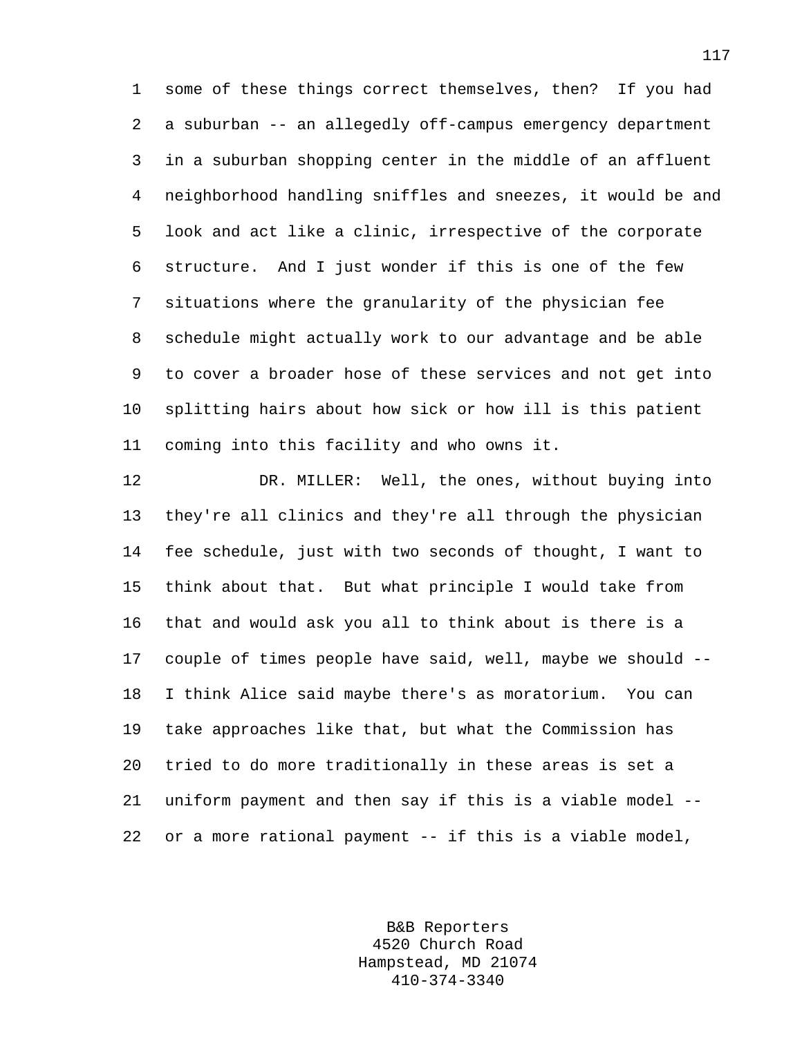some of these things correct themselves, then? If you had a suburban -- an allegedly off-campus emergency department in a suburban shopping center in the middle of an affluent neighborhood handling sniffles and sneezes, it would be and look and act like a clinic, irrespective of the corporate structure. And I just wonder if this is one of the few situations where the granularity of the physician fee schedule might actually work to our advantage and be able to cover a broader hose of these services and not get into splitting hairs about how sick or how ill is this patient coming into this facility and who owns it.

DR. MILLER: Well, the ones, without buying into they're all clinics and they're all through the physician fee schedule, just with two seconds of thought, I want to think about that. But what principle I would take from that and would ask you all to think about is there is a couple of times people have said, well, maybe we should -- I think Alice said maybe there's as moratorium. You can take approaches like that, but what the Commission has tried to do more traditionally in these areas is set a uniform payment and then say if this is a viable model -- or a more rational payment -- if this is a viable model,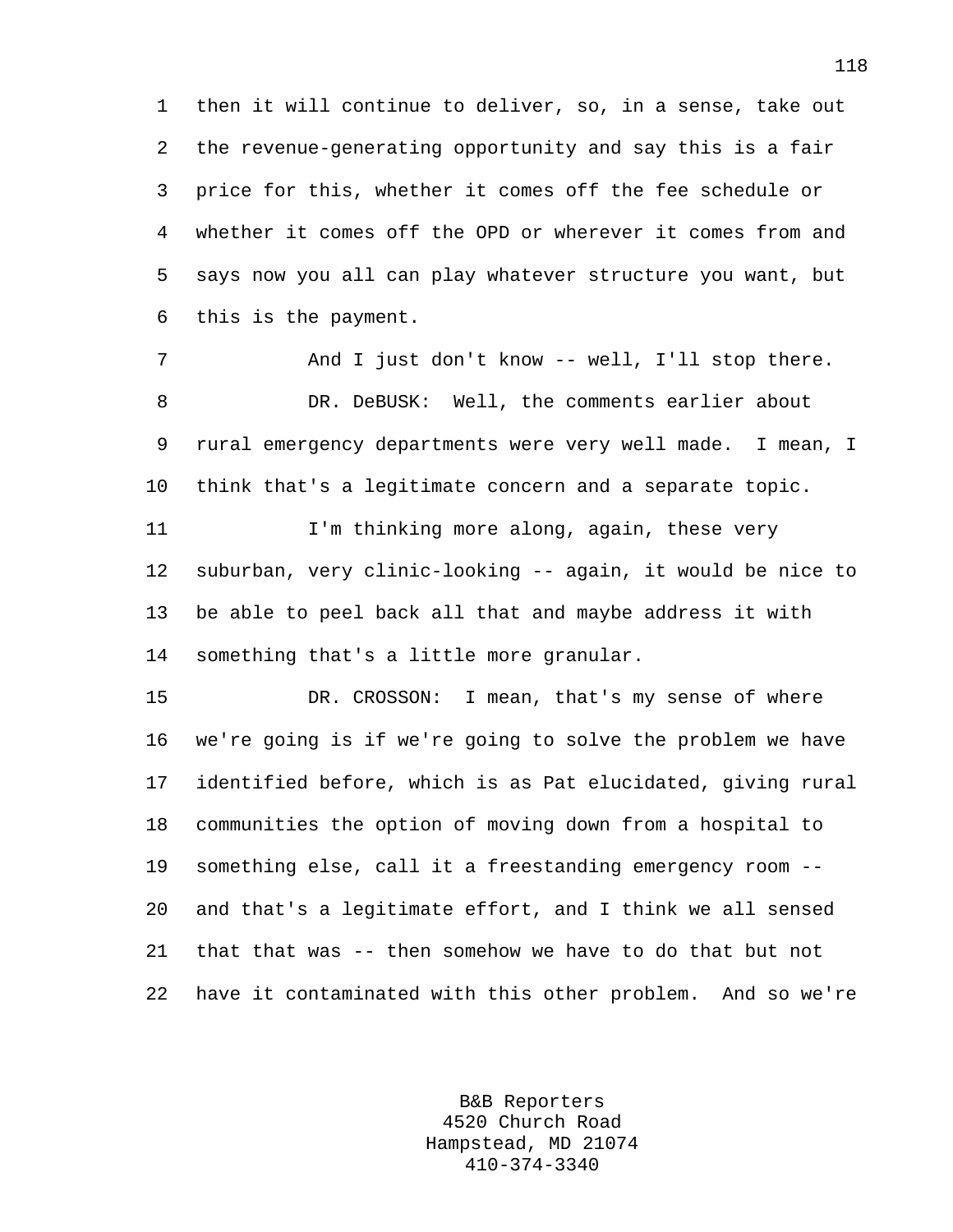then it will continue to deliver, so, in a sense, take out the revenue-generating opportunity and say this is a fair price for this, whether it comes off the fee schedule or whether it comes off the OPD or wherever it comes from and says now you all can play whatever structure you want, but this is the payment.

And I just don't know -- well, I'll stop there.

DR. DeBUSK: Well, the comments earlier about rural emergency departments were very well made. I mean, I think that's a legitimate concern and a separate topic.

I'm thinking more along, again, these very suburban, very clinic-looking -- again, it would be nice to be able to peel back all that and maybe address it with something that's a little more granular.

DR. CROSSON: I mean, that's my sense of where we're going is if we're going to solve the problem we have identified before, which is as Pat elucidated, giving rural communities the option of moving down from a hospital to something else, call it a freestanding emergency room -- and that's a legitimate effort, and I think we all sensed that that was -- then somehow we have to do that but not have it contaminated with this other problem. And so we're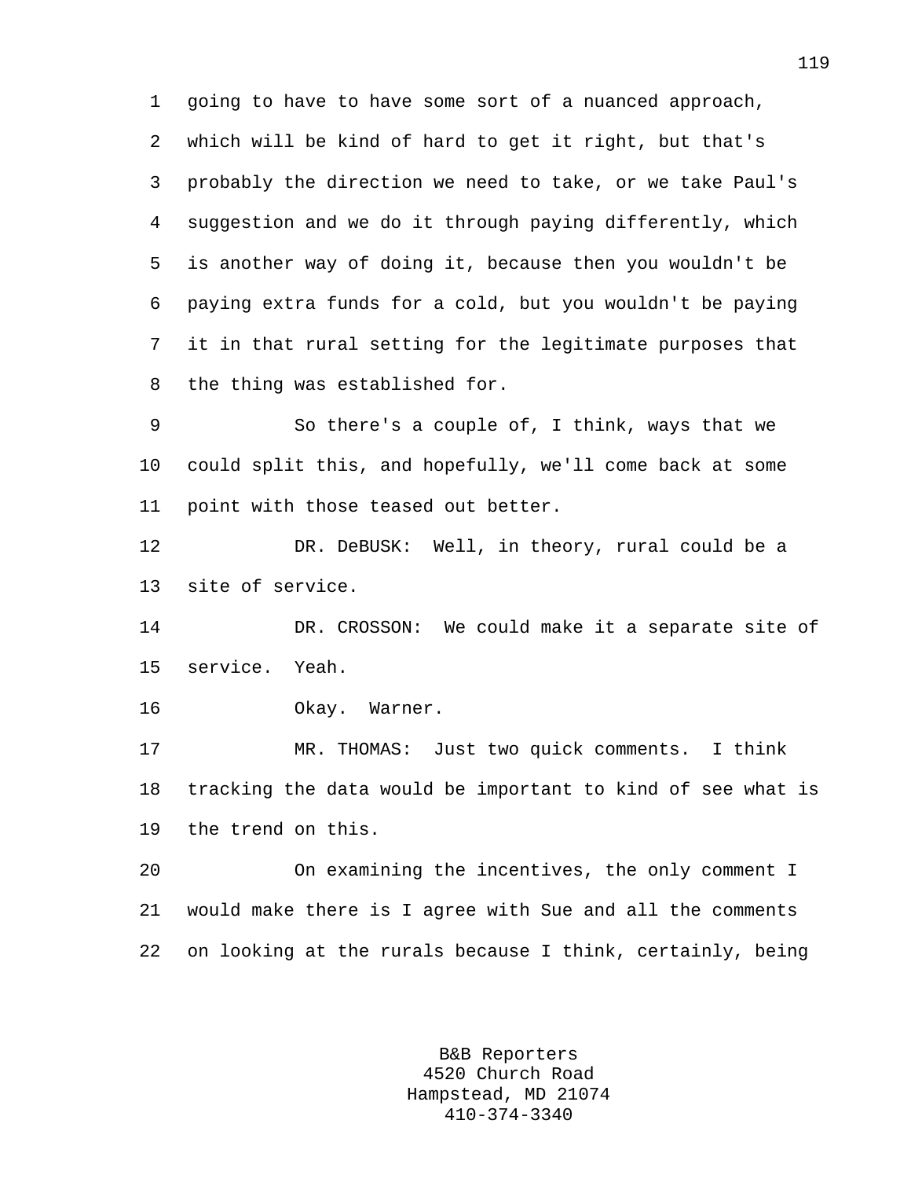going to have to have some sort of a nuanced approach, which will be kind of hard to get it right, but that's probably the direction we need to take, or we take Paul's suggestion and we do it through paying differently, which is another way of doing it, because then you wouldn't be paying extra funds for a cold, but you wouldn't be paying it in that rural setting for the legitimate purposes that the thing was established for.

So there's a couple of, I think, ways that we could split this, and hopefully, we'll come back at some point with those teased out better.

DR. DeBUSK: Well, in theory, rural could be a site of service.

DR. CROSSON: We could make it a separate site of service. Yeah.

Okay. Warner.

MR. THOMAS: Just two quick comments. I think tracking the data would be important to kind of see what is the trend on this.

On examining the incentives, the only comment I would make there is I agree with Sue and all the comments on looking at the rurals because I think, certainly, being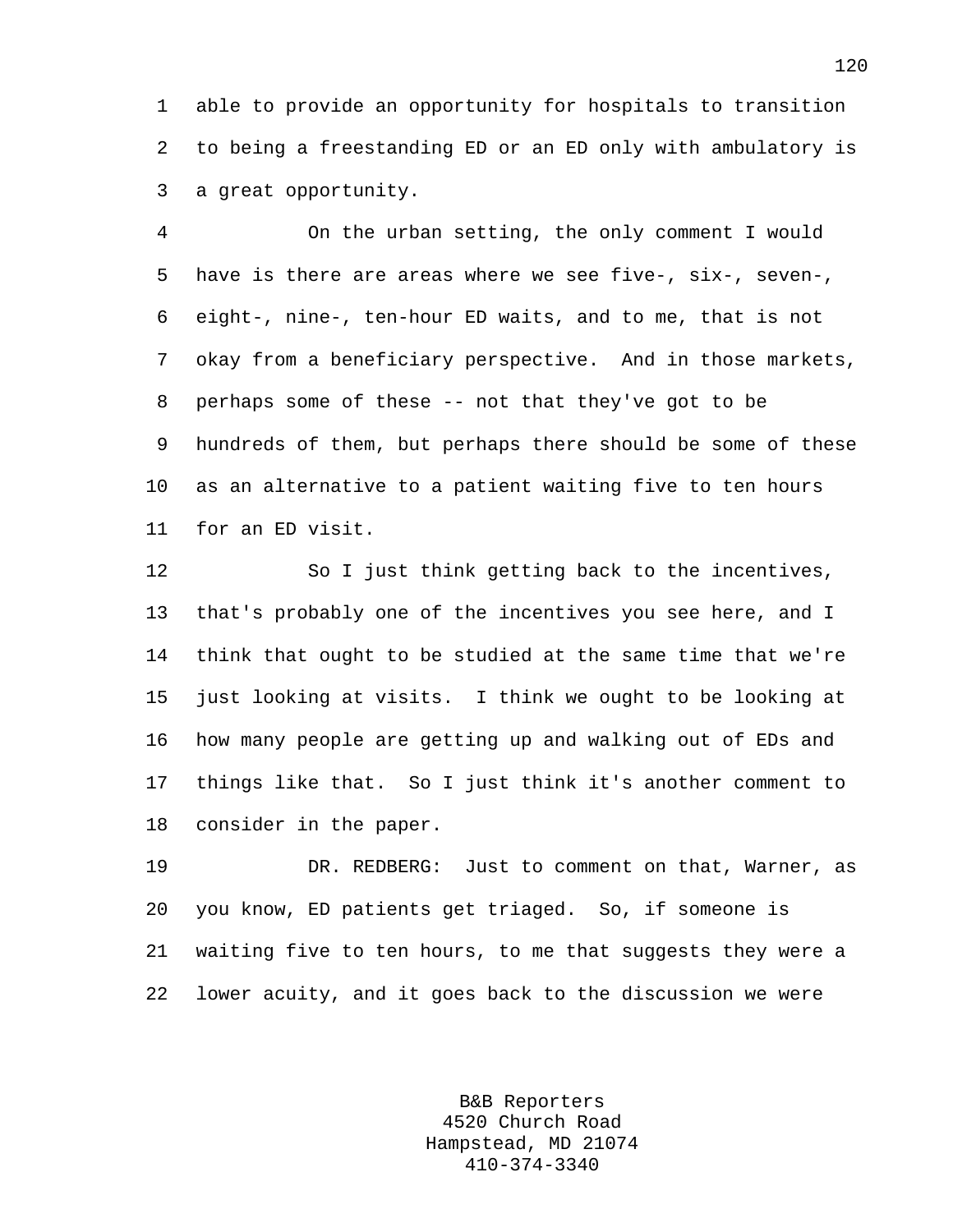able to provide an opportunity for hospitals to transition to being a freestanding ED or an ED only with ambulatory is a great opportunity.

On the urban setting, the only comment I would have is there are areas where we see five-, six-, seven-, eight-, nine-, ten-hour ED waits, and to me, that is not okay from a beneficiary perspective. And in those markets, perhaps some of these -- not that they've got to be hundreds of them, but perhaps there should be some of these as an alternative to a patient waiting five to ten hours for an ED visit.

So I just think getting back to the incentives, that's probably one of the incentives you see here, and I think that ought to be studied at the same time that we're just looking at visits. I think we ought to be looking at how many people are getting up and walking out of EDs and things like that. So I just think it's another comment to consider in the paper.

DR. REDBERG: Just to comment on that, Warner, as you know, ED patients get triaged. So, if someone is waiting five to ten hours, to me that suggests they were a lower acuity, and it goes back to the discussion we were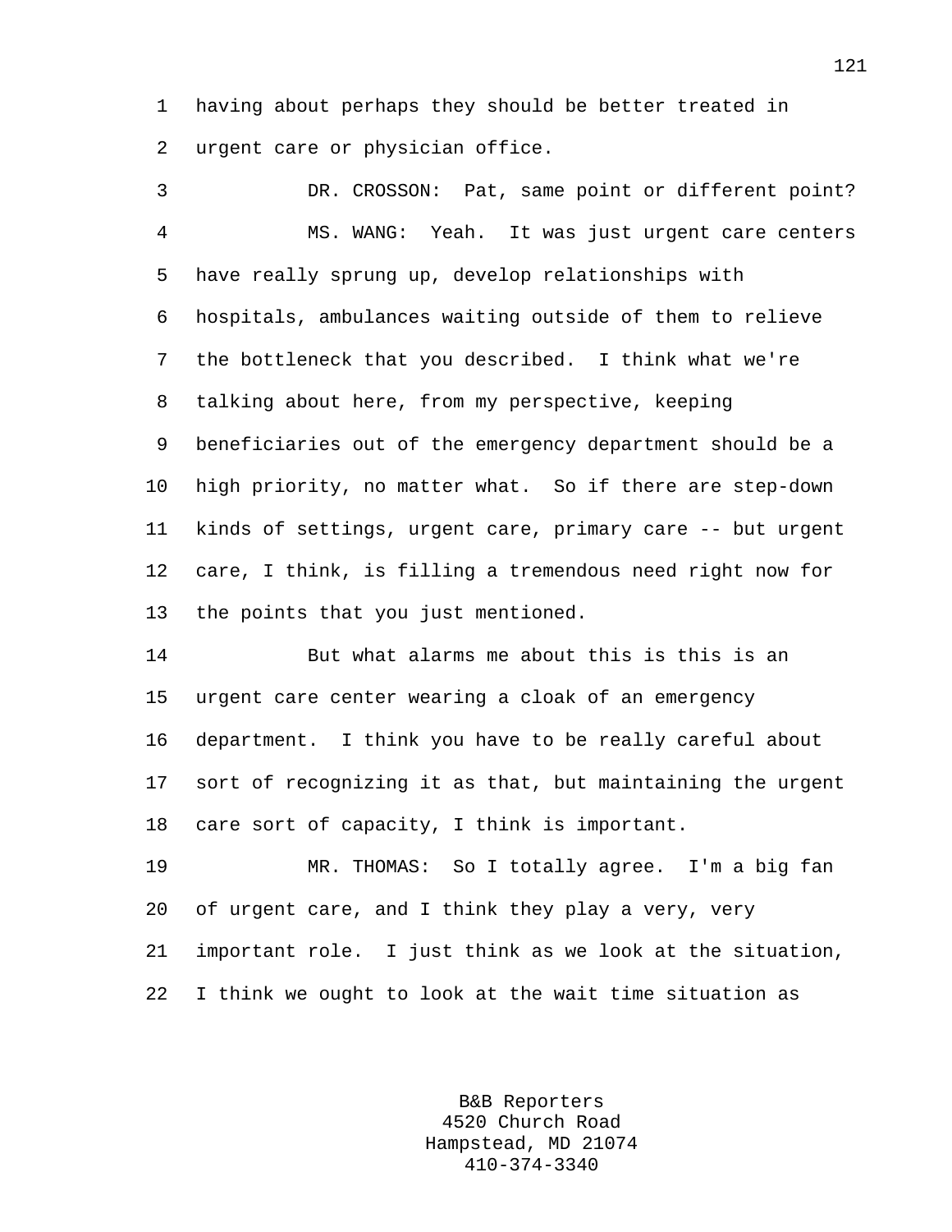having about perhaps they should be better treated in urgent care or physician office.

DR. CROSSON: Pat, same point or different point?

MS. WANG: Yeah. It was just urgent care centers have really sprung up, develop relationships with hospitals, ambulances waiting outside of them to relieve the bottleneck that you described. I think what we're talking about here, from my perspective, keeping beneficiaries out of the emergency department should be a high priority, no matter what. So if there are step-down kinds of settings, urgent care, primary care -- but urgent care, I think, is filling a tremendous need right now for the points that you just mentioned.

But what alarms me about this is this is an urgent care center wearing a cloak of an emergency department. I think you have to be really careful about sort of recognizing it as that, but maintaining the urgent care sort of capacity, I think is important.

MR. THOMAS: So I totally agree. I'm a big fan of urgent care, and I think they play a very, very important role. I just think as we look at the situation, I think we ought to look at the wait time situation as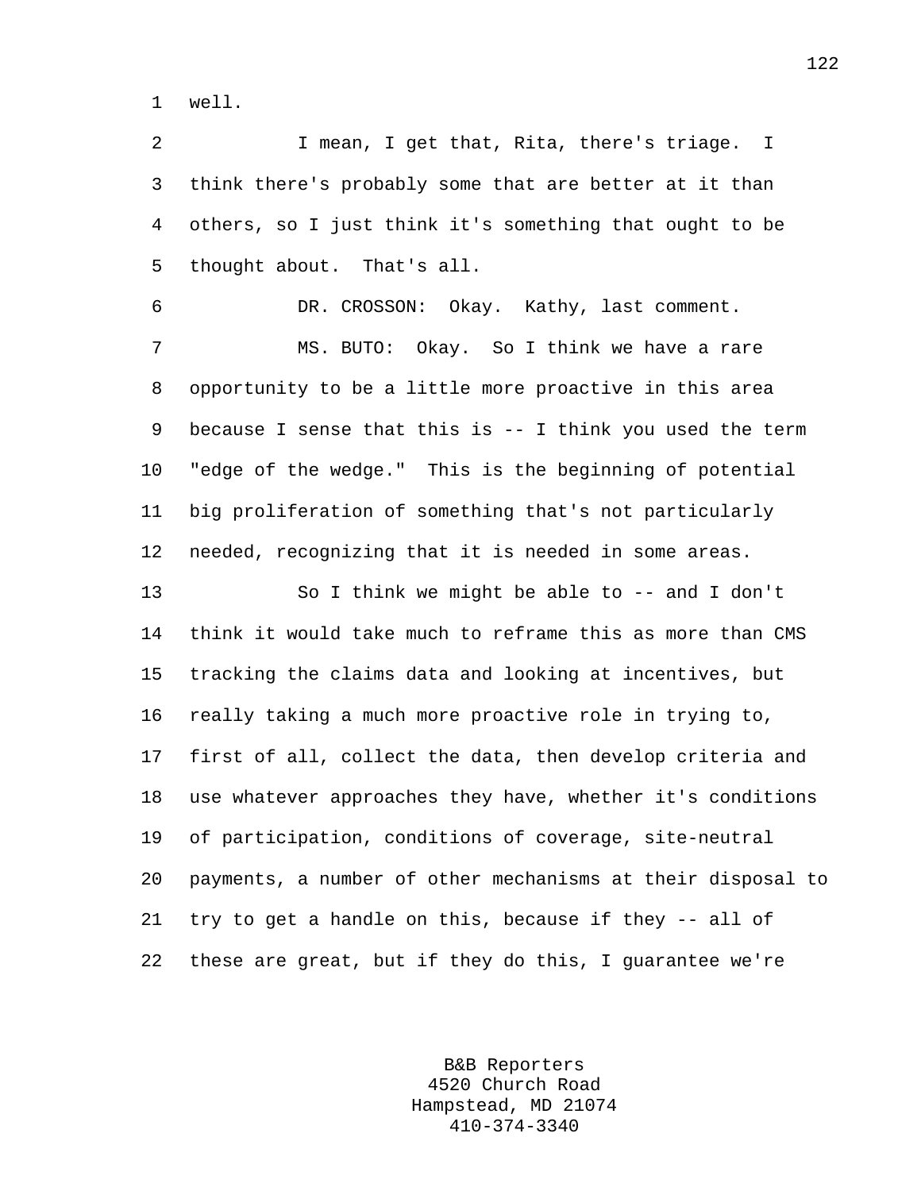well.

I mean, I get that, Rita, there's triage. I think there's probably some that are better at it than others, so I just think it's something that ought to be thought about. That's all.

DR. CROSSON: Okay. Kathy, last comment.

MS. BUTO: Okay. So I think we have a rare opportunity to be a little more proactive in this area because I sense that this is -- I think you used the term "edge of the wedge." This is the beginning of potential big proliferation of something that's not particularly needed, recognizing that it is needed in some areas.

So I think we might be able to -- and I don't think it would take much to reframe this as more than CMS tracking the claims data and looking at incentives, but really taking a much more proactive role in trying to, first of all, collect the data, then develop criteria and use whatever approaches they have, whether it's conditions of participation, conditions of coverage, site-neutral payments, a number of other mechanisms at their disposal to try to get a handle on this, because if they -- all of these are great, but if they do this, I guarantee we're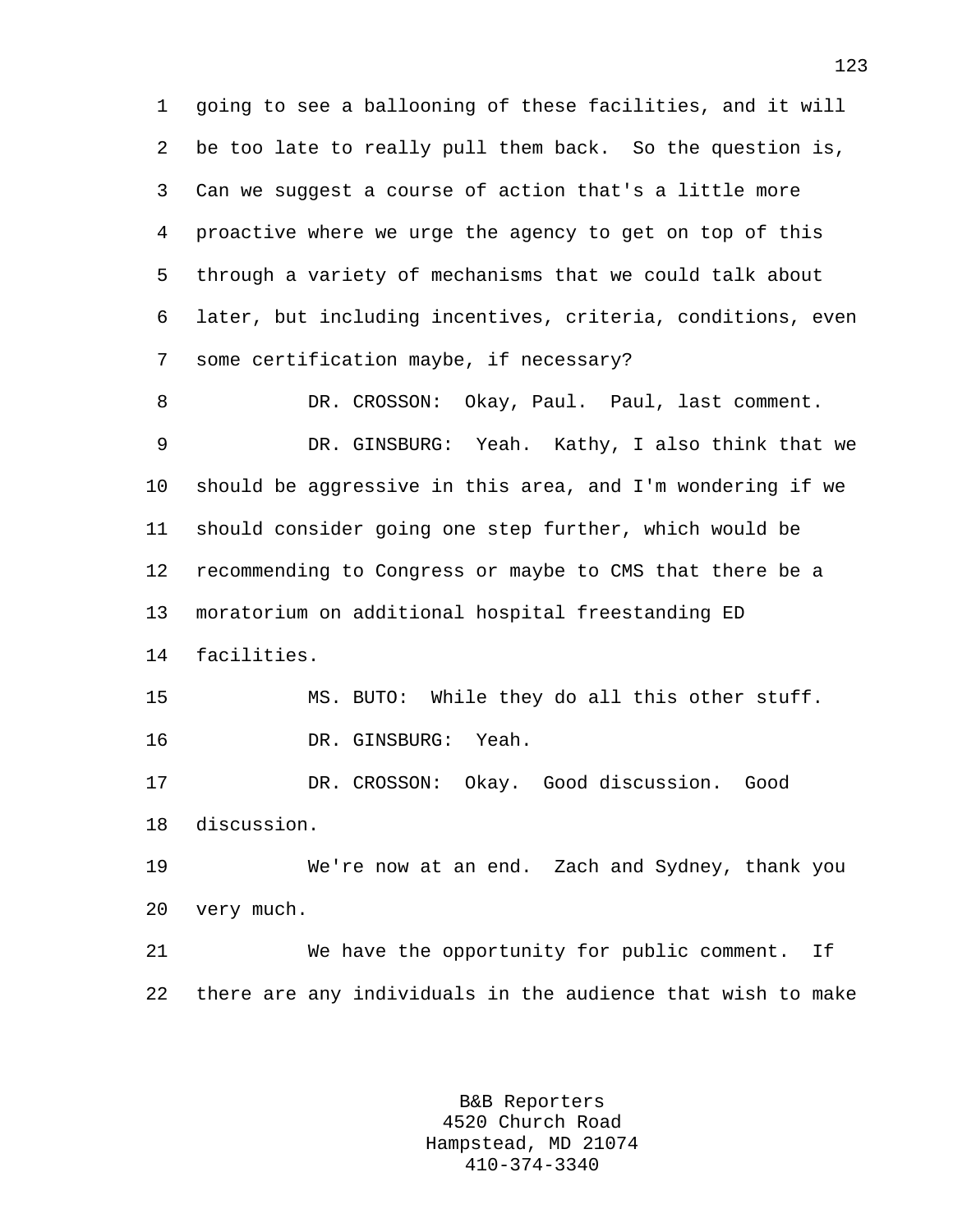going to see a ballooning of these facilities, and it will be too late to really pull them back. So the question is, Can we suggest a course of action that's a little more proactive where we urge the agency to get on top of this through a variety of mechanisms that we could talk about later, but including incentives, criteria, conditions, even some certification maybe, if necessary?

DR. CROSSON: Okay, Paul. Paul, last comment.

DR. GINSBURG: Yeah. Kathy, I also think that we should be aggressive in this area, and I'm wondering if we should consider going one step further, which would be recommending to Congress or maybe to CMS that there be a moratorium on additional hospital freestanding ED facilities.

MS. BUTO: While they do all this other stuff.

DR. GINSBURG: Yeah.

DR. CROSSON: Okay. Good discussion. Good discussion.

We're now at an end. Zach and Sydney, thank you very much.

We have the opportunity for public comment. If there are any individuals in the audience that wish to make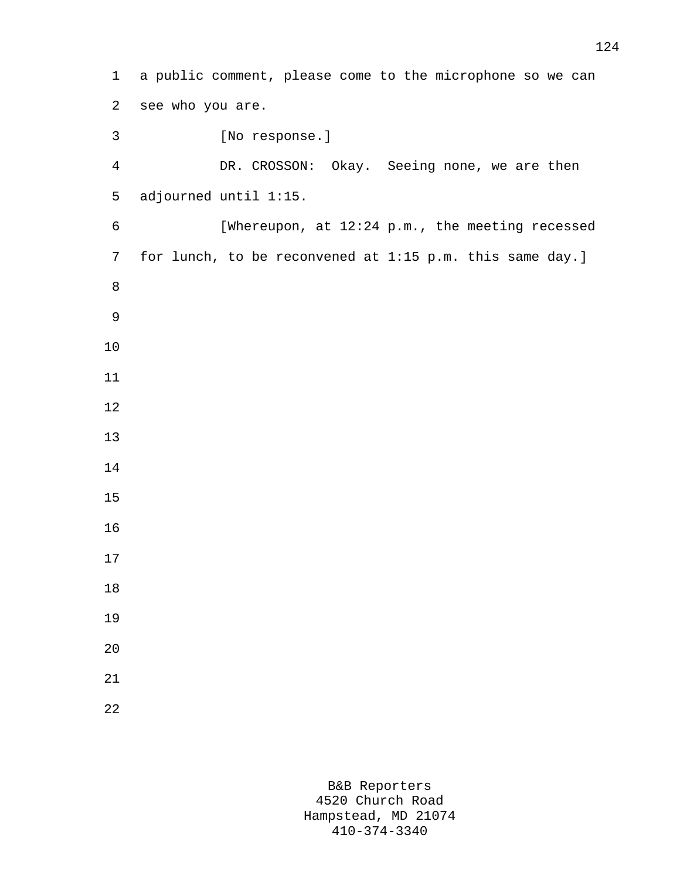a public comment, please come to the microphone so we can see who you are.

[No response.]

DR. CROSSON: Okay. Seeing none, we are then adjourned until 1:15.

[Whereupon, at 12:24 p.m., the meeting recessed for lunch, to be reconvened at 1:15 p.m. this same day.]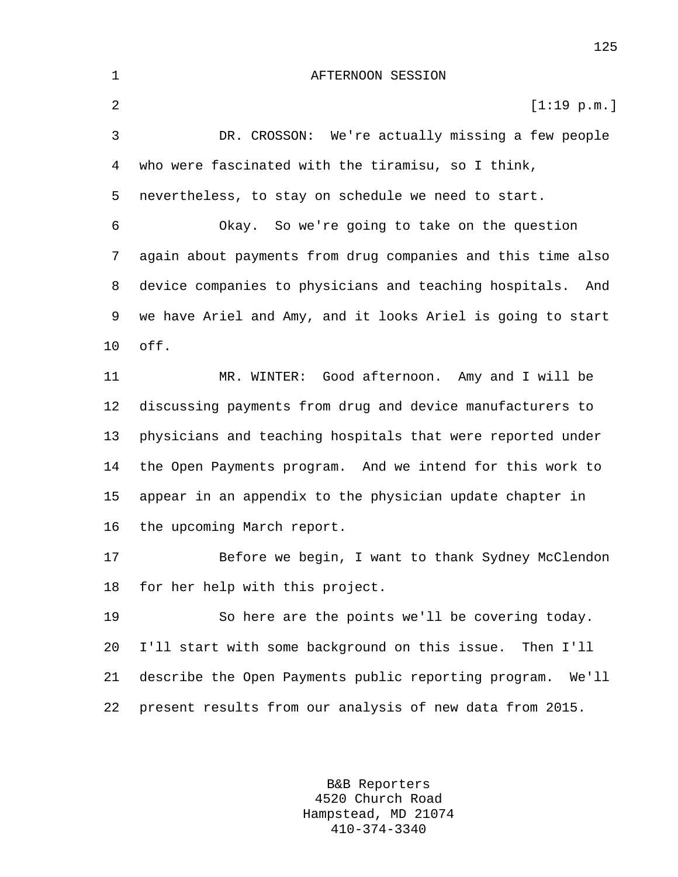AFTERNOON SESSION

[1:19 p.m.]

DR. CROSSON: We're actually missing a few people who were fascinated with the tiramisu, so I think, nevertheless, to stay on schedule we need to start.

Okay. So we're going to take on the question again about payments from drug companies and this time also device companies to physicians and teaching hospitals. And we have Ariel and Amy, and it looks Ariel is going to start off.

MR. WINTER: Good afternoon. Amy and I will be discussing payments from drug and device manufacturers to physicians and teaching hospitals that were reported under the Open Payments program. And we intend for this work to appear in an appendix to the physician update chapter in the upcoming March report.

Before we begin, I want to thank Sydney McClendon for her help with this project.

So here are the points we'll be covering today. I'll start with some background on this issue. Then I'll describe the Open Payments public reporting program. We'll present results from our analysis of new data from 2015.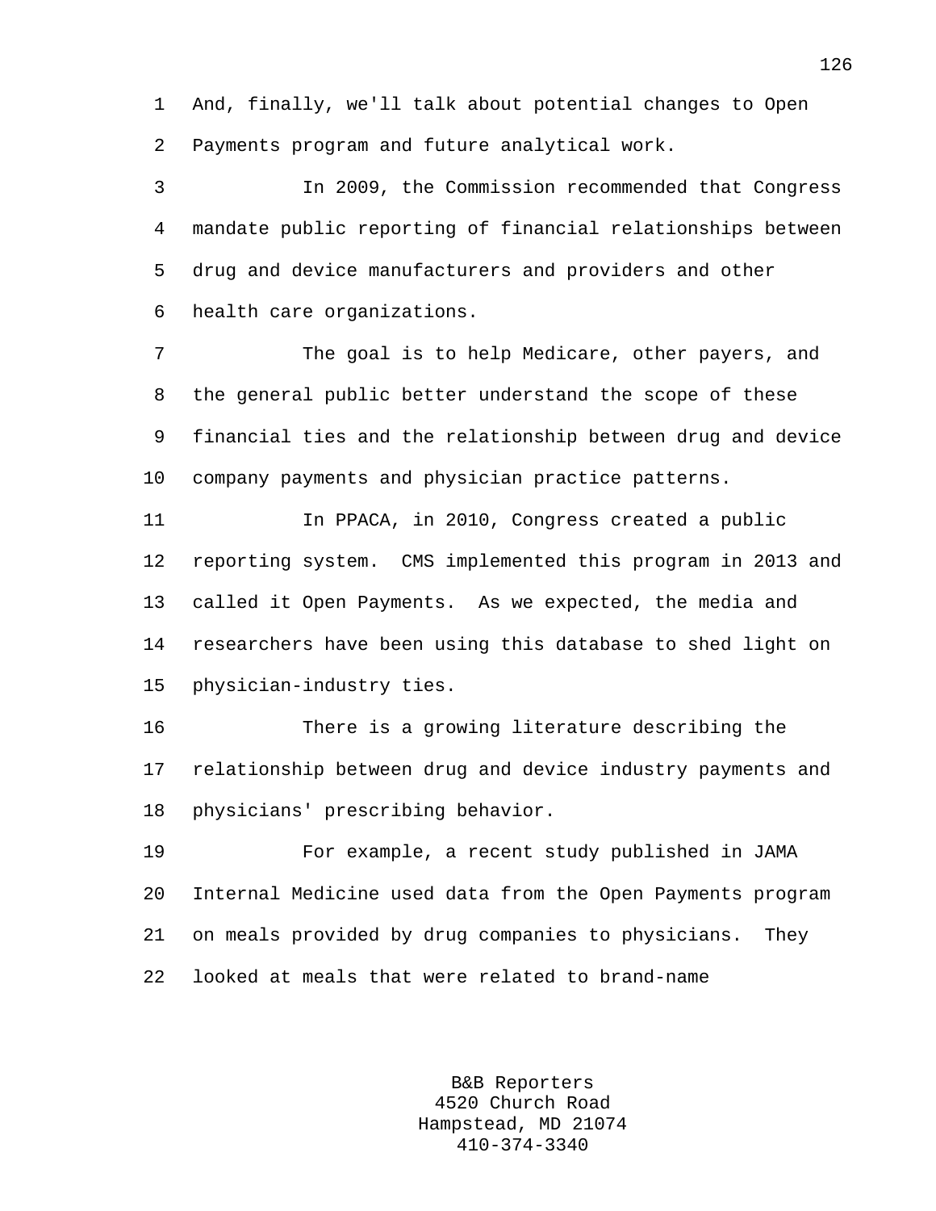And, finally, we'll talk about potential changes to Open Payments program and future analytical work.

In 2009, the Commission recommended that Congress mandate public reporting of financial relationships between drug and device manufacturers and providers and other health care organizations.

The goal is to help Medicare, other payers, and the general public better understand the scope of these financial ties and the relationship between drug and device company payments and physician practice patterns.

In PPACA, in 2010, Congress created a public reporting system. CMS implemented this program in 2013 and called it Open Payments. As we expected, the media and researchers have been using this database to shed light on physician-industry ties.

There is a growing literature describing the relationship between drug and device industry payments and physicians' prescribing behavior.

For example, a recent study published in JAMA Internal Medicine used data from the Open Payments program on meals provided by drug companies to physicians. They looked at meals that were related to brand-name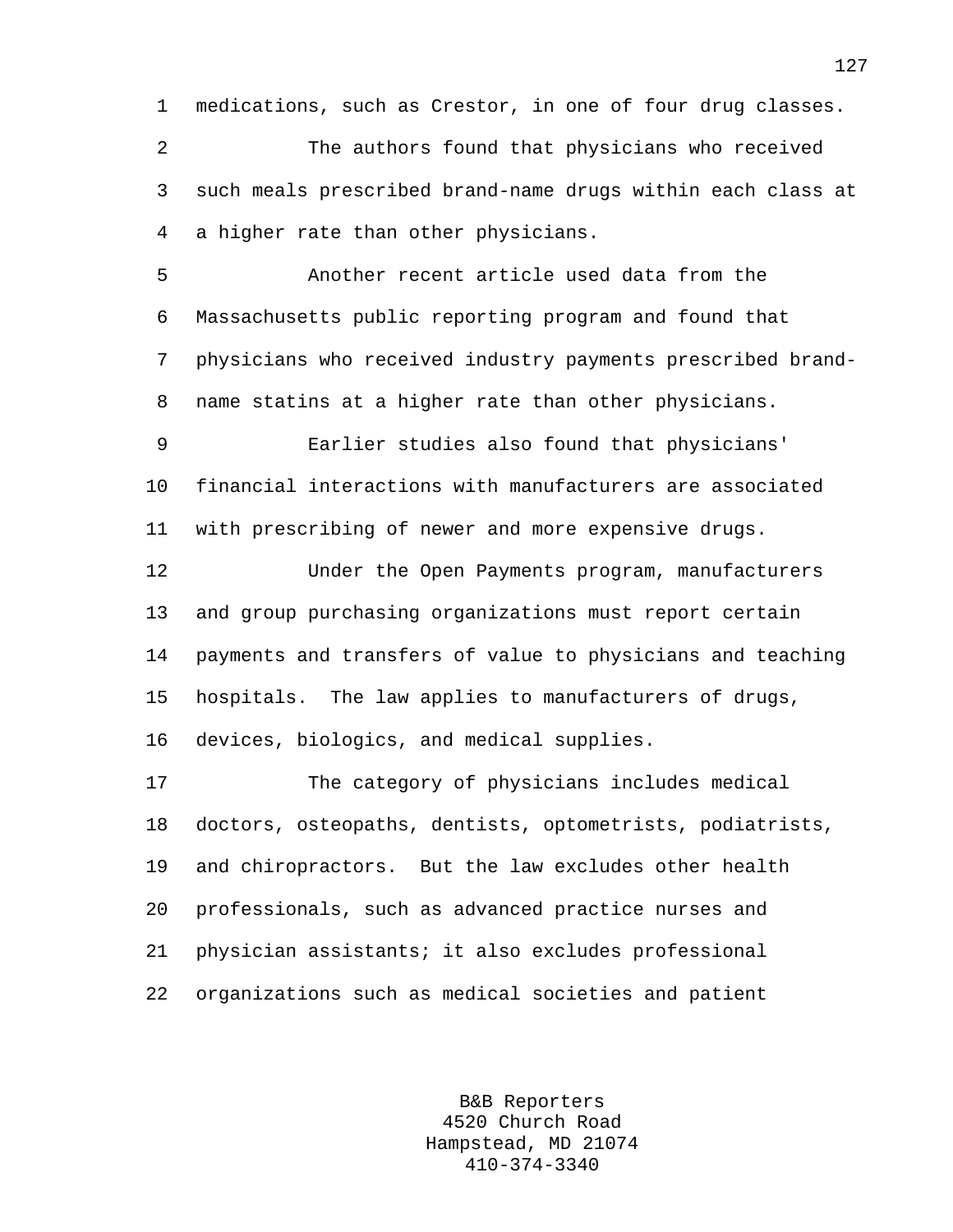medications, such as Crestor, in one of four drug classes.

The authors found that physicians who received such meals prescribed brand-name drugs within each class at a higher rate than other physicians.

Another recent article used data from the Massachusetts public reporting program and found that physicians who received industry payments prescribed brand-name statins at a higher rate than other physicians.

Earlier studies also found that physicians' financial interactions with manufacturers are associated with prescribing of newer and more expensive drugs.

Under the Open Payments program, manufacturers and group purchasing organizations must report certain payments and transfers of value to physicians and teaching hospitals. The law applies to manufacturers of drugs, devices, biologics, and medical supplies.

The category of physicians includes medical doctors, osteopaths, dentists, optometrists, podiatrists, and chiropractors. But the law excludes other health professionals, such as advanced practice nurses and physician assistants; it also excludes professional organizations such as medical societies and patient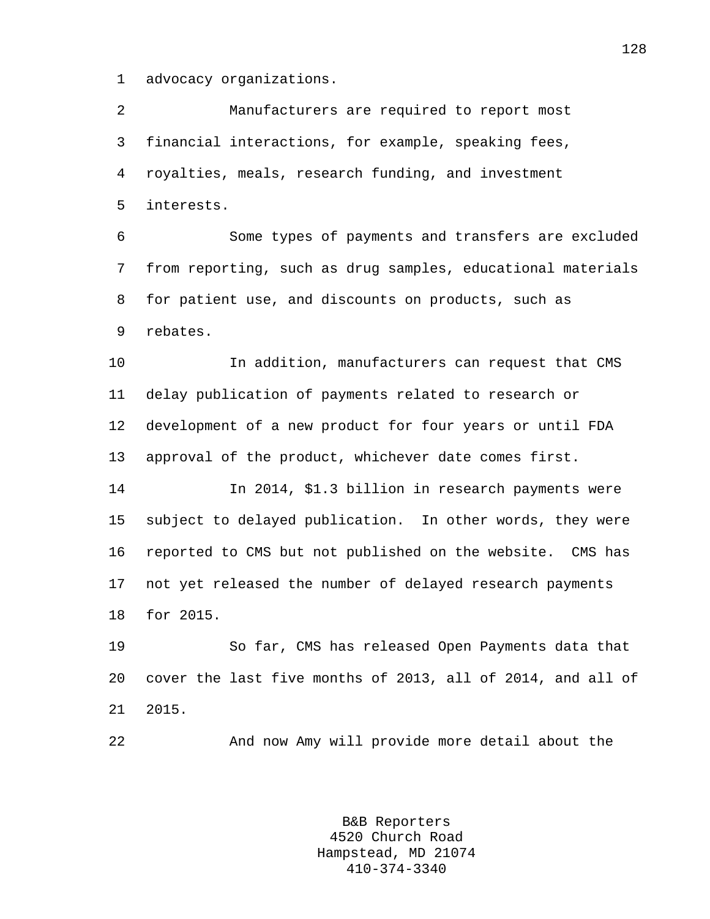advocacy organizations.

Manufacturers are required to report most financial interactions, for example, speaking fees, royalties, meals, research funding, and investment interests.

Some types of payments and transfers are excluded from reporting, such as drug samples, educational materials for patient use, and discounts on products, such as rebates.

In addition, manufacturers can request that CMS delay publication of payments related to research or development of a new product for four years or until FDA approval of the product, whichever date comes first.

In 2014, $1.3 billion in research payments were subject to delayed publication. In other words, they were reported to CMS but not published on the website. CMS has not yet released the number of delayed research payments for 2015.

So far, CMS has released Open Payments data that cover the last five months of 2013, all of 2014, and all of 2015.

And now Amy will provide more detail about the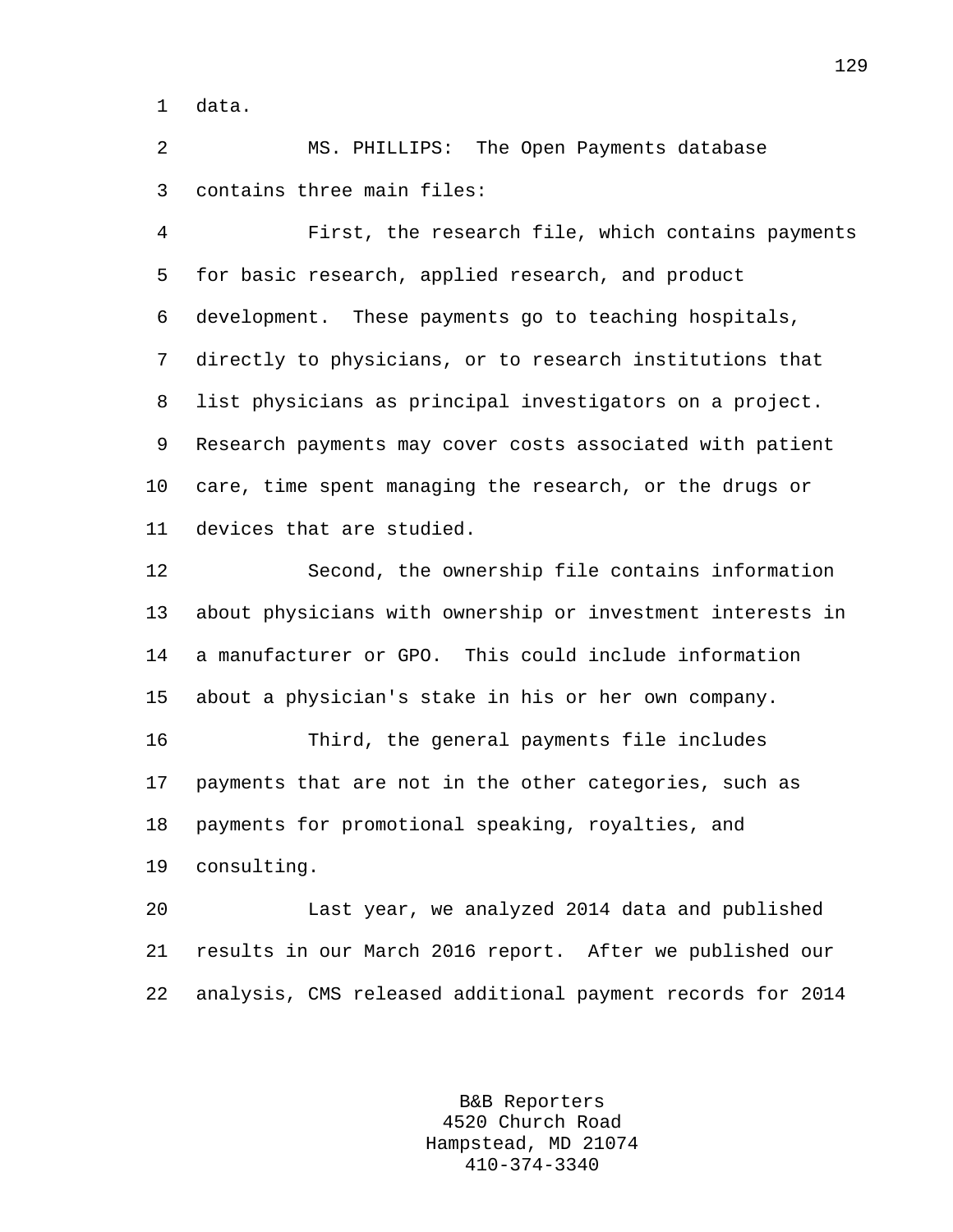data.

MS. PHILLIPS: The Open Payments database contains three main files:

First, the research file, which contains payments for basic research, applied research, and product development. These payments go to teaching hospitals, directly to physicians, or to research institutions that list physicians as principal investigators on a project. Research payments may cover costs associated with patient care, time spent managing the research, or the drugs or devices that are studied.

Second, the ownership file contains information about physicians with ownership or investment interests in a manufacturer or GPO. This could include information about a physician's stake in his or her own company.

Third, the general payments file includes payments that are not in the other categories, such as payments for promotional speaking, royalties, and consulting.

Last year, we analyzed 2014 data and published results in our March 2016 report. After we published our analysis, CMS released additional payment records for 2014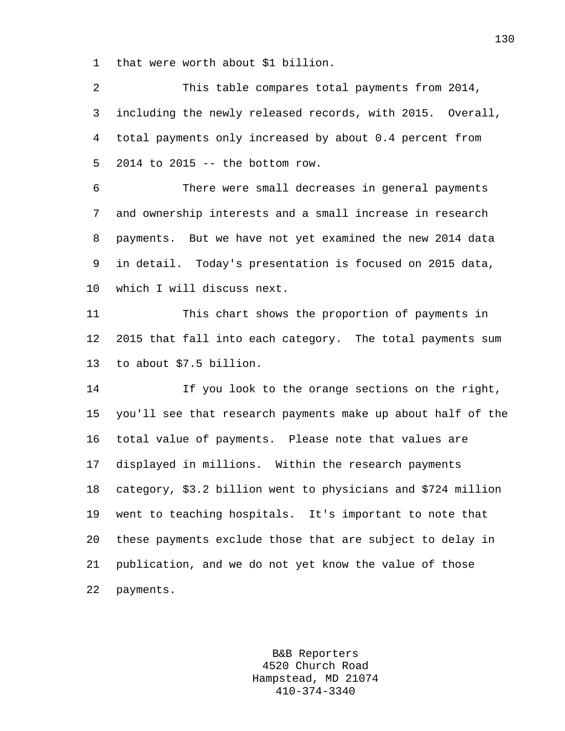that were worth about $1 billion.

This table compares total payments from 2014, including the newly released records, with 2015. Overall, total payments only increased by about 0.4 percent from 2014 to 2015 -- the bottom row.

There were small decreases in general payments and ownership interests and a small increase in research payments. But we have not yet examined the new 2014 data in detail. Today's presentation is focused on 2015 data, which I will discuss next.

This chart shows the proportion of payments in 2015 that fall into each category. The total payments sum to about $7.5 billion.

If you look to the orange sections on the right, you'll see that research payments make up about half of the total value of payments. Please note that values are displayed in millions. Within the research payments category, $3.2 billion went to physicians and $724 million went to teaching hospitals. It's important to note that these payments exclude those that are subject to delay in publication, and we do not yet know the value of those payments.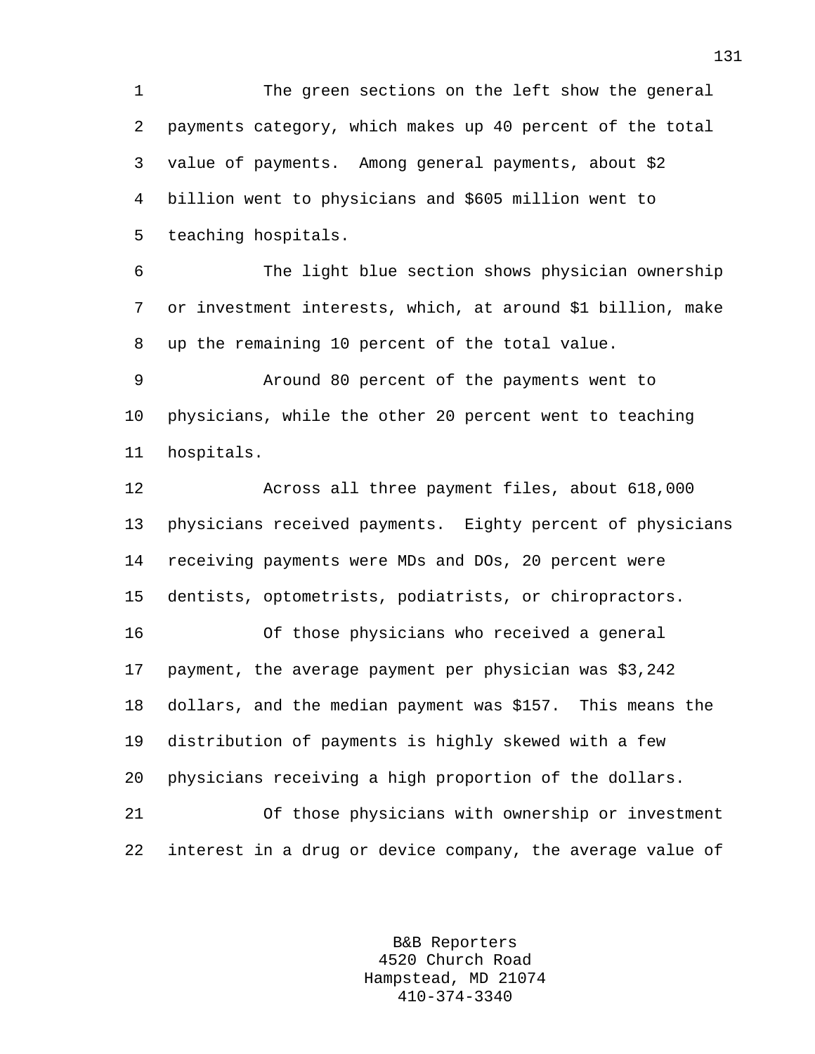The green sections on the left show the general payments category, which makes up 40 percent of the total value of payments. Among general payments, about $2 billion went to physicians and $605 million went to teaching hospitals.

The light blue section shows physician ownership or investment interests, which, at around $1 billion, make up the remaining 10 percent of the total value.

Around 80 percent of the payments went to physicians, while the other 20 percent went to teaching hospitals.

Across all three payment files, about 618,000 physicians received payments. Eighty percent of physicians receiving payments were MDs and DOs, 20 percent were dentists, optometrists, podiatrists, or chiropractors.

Of those physicians who received a general payment, the average payment per physician was $3,242 dollars, and the median payment was $157. This means the distribution of payments is highly skewed with a few physicians receiving a high proportion of the dollars.

Of those physicians with ownership or investment interest in a drug or device company, the average value of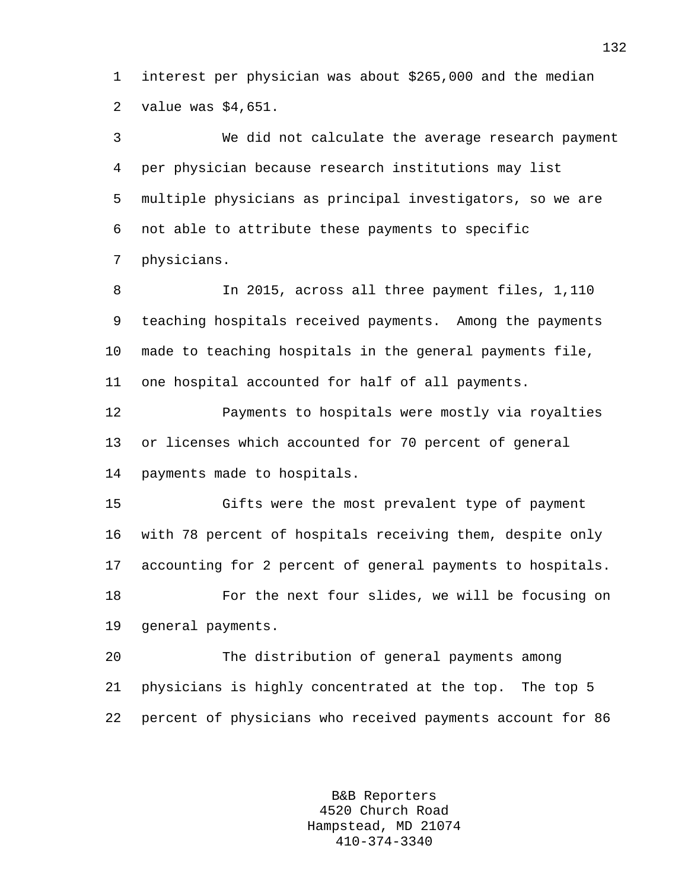interest per physician was about $265,000 and the median value was $4,651.

We did not calculate the average research payment per physician because research institutions may list multiple physicians as principal investigators, so we are not able to attribute these payments to specific physicians.

In 2015, across all three payment files, 1,110 teaching hospitals received payments. Among the payments made to teaching hospitals in the general payments file, one hospital accounted for half of all payments.

Payments to hospitals were mostly via royalties or licenses which accounted for 70 percent of general payments made to hospitals.

Gifts were the most prevalent type of payment with 78 percent of hospitals receiving them, despite only accounting for 2 percent of general payments to hospitals.

For the next four slides, we will be focusing on general payments.

The distribution of general payments among physicians is highly concentrated at the top. The top 5 percent of physicians who received payments account for 86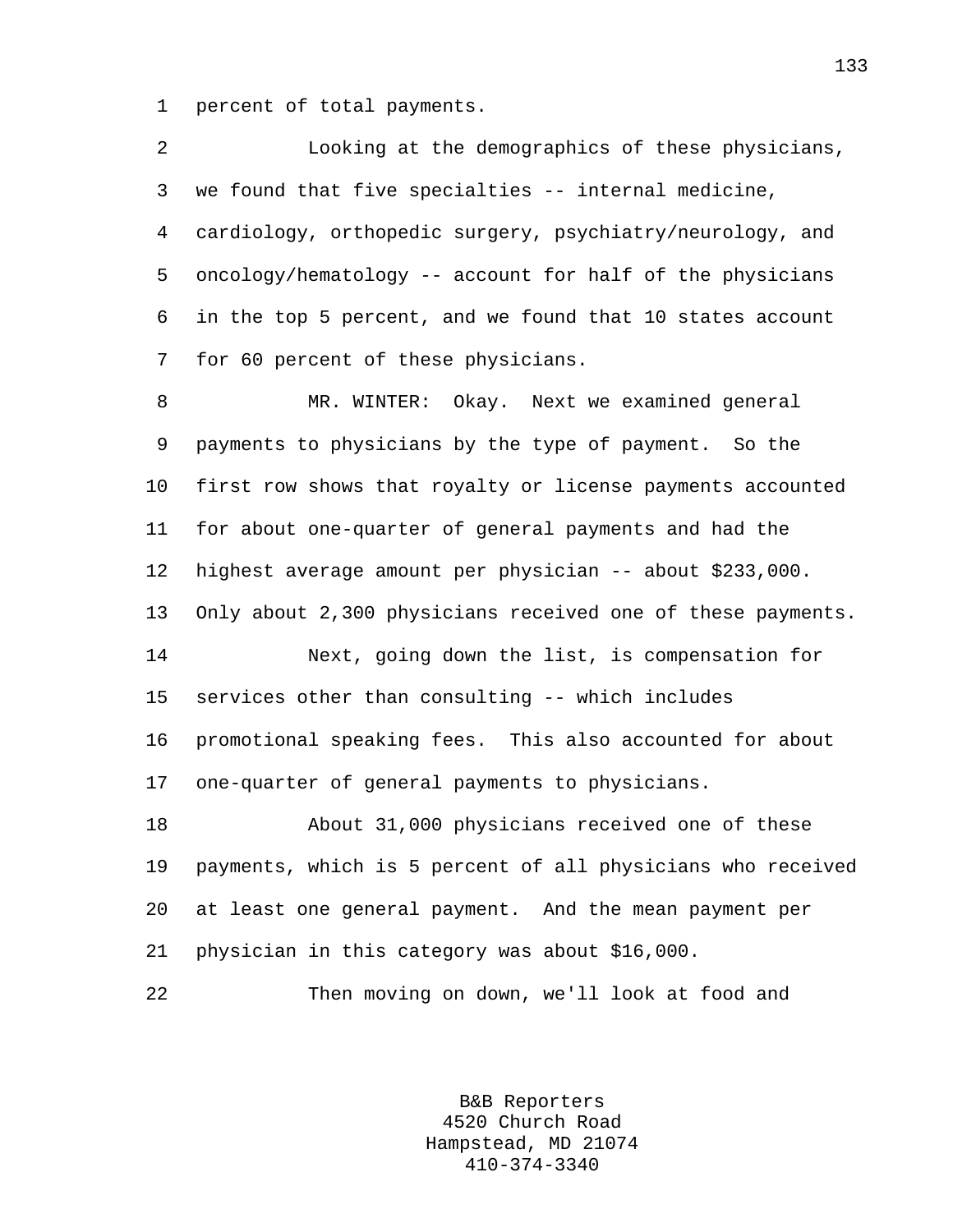percent of total payments.

Looking at the demographics of these physicians, we found that five specialties -- internal medicine, cardiology, orthopedic surgery, psychiatry/neurology, and oncology/hematology -- account for half of the physicians in the top 5 percent, and we found that 10 states account for 60 percent of these physicians.

MR. WINTER: Okay. Next we examined general payments to physicians by the type of payment. So the first row shows that royalty or license payments accounted for about one-quarter of general payments and had the highest average amount per physician -- about $233,000. Only about 2,300 physicians received one of these payments.

Next, going down the list, is compensation for services other than consulting -- which includes promotional speaking fees. This also accounted for about one-quarter of general payments to physicians.

About 31,000 physicians received one of these payments, which is 5 percent of all physicians who received at least one general payment. And the mean payment per physician in this category was about $16,000.

Then moving on down, we'll look at food and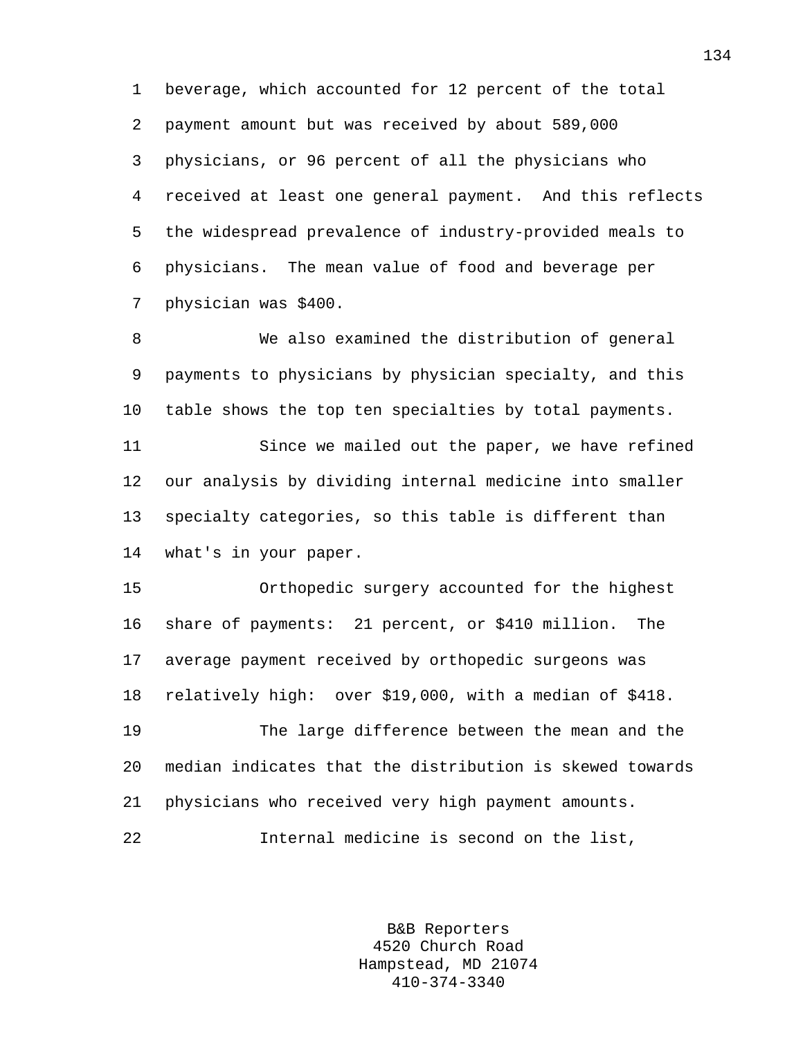beverage, which accounted for 12 percent of the total payment amount but was received by about 589,000 physicians, or 96 percent of all the physicians who received at least one general payment. And this reflects the widespread prevalence of industry-provided meals to physicians. The mean value of food and beverage per physician was $400.

We also examined the distribution of general payments to physicians by physician specialty, and this table shows the top ten specialties by total payments.

Since we mailed out the paper, we have refined our analysis by dividing internal medicine into smaller specialty categories, so this table is different than what's in your paper.

Orthopedic surgery accounted for the highest share of payments: 21 percent, or $410 million. The average payment received by orthopedic surgeons was relatively high: over $19,000, with a median of $418.

The large difference between the mean and the median indicates that the distribution is skewed towards physicians who received very high payment amounts.

Internal medicine is second on the list,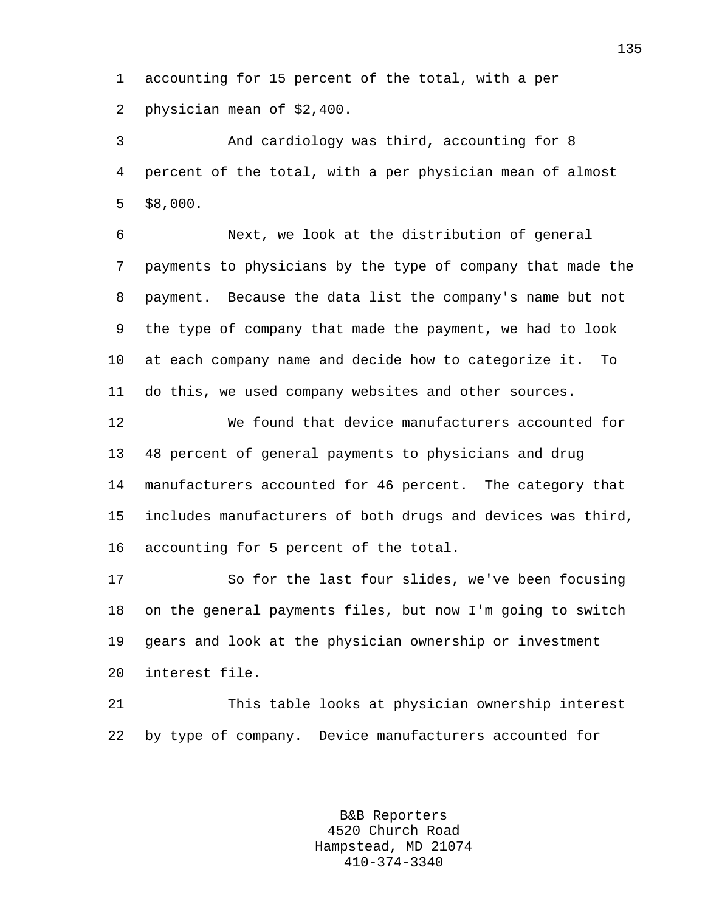accounting for 15 percent of the total, with a per physician mean of $2,400.

And cardiology was third, accounting for 8 percent of the total, with a per physician mean of almost $8,000.

Next, we look at the distribution of general payments to physicians by the type of company that made the payment. Because the data list the company's name but not the type of company that made the payment, we had to look at each company name and decide how to categorize it. To do this, we used company websites and other sources.

We found that device manufacturers accounted for 48 percent of general payments to physicians and drug manufacturers accounted for 46 percent. The category that includes manufacturers of both drugs and devices was third, accounting for 5 percent of the total.

So for the last four slides, we've been focusing on the general payments files, but now I'm going to switch gears and look at the physician ownership or investment interest file.

This table looks at physician ownership interest by type of company. Device manufacturers accounted for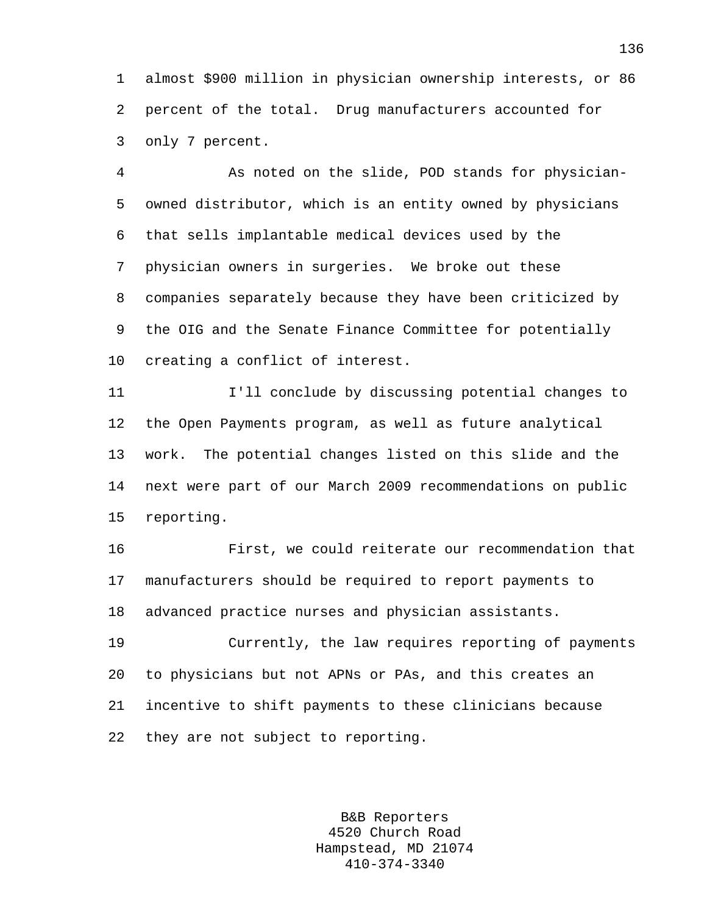almost $900 million in physician ownership interests, or 86 percent of the total. Drug manufacturers accounted for only 7 percent.

As noted on the slide, POD stands for physician-owned distributor, which is an entity owned by physicians that sells implantable medical devices used by the physician owners in surgeries. We broke out these companies separately because they have been criticized by the OIG and the Senate Finance Committee for potentially creating a conflict of interest.

I'll conclude by discussing potential changes to the Open Payments program, as well as future analytical work. The potential changes listed on this slide and the next were part of our March 2009 recommendations on public reporting.

First, we could reiterate our recommendation that manufacturers should be required to report payments to advanced practice nurses and physician assistants.

Currently, the law requires reporting of payments to physicians but not APNs or PAs, and this creates an incentive to shift payments to these clinicians because they are not subject to reporting.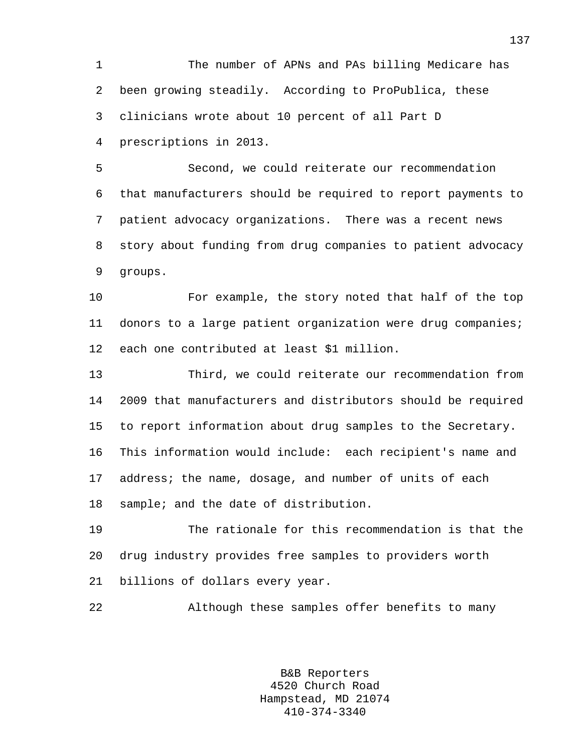The number of APNs and PAs billing Medicare has been growing steadily. According to ProPublica, these clinicians wrote about 10 percent of all Part D prescriptions in 2013.

Second, we could reiterate our recommendation that manufacturers should be required to report payments to patient advocacy organizations. There was a recent news story about funding from drug companies to patient advocacy groups.

For example, the story noted that half of the top donors to a large patient organization were drug companies; each one contributed at least $1 million.

Third, we could reiterate our recommendation from 2009 that manufacturers and distributors should be required to report information about drug samples to the Secretary. This information would include: each recipient's name and address; the name, dosage, and number of units of each sample; and the date of distribution.

The rationale for this recommendation is that the drug industry provides free samples to providers worth billions of dollars every year.

Although these samples offer benefits to many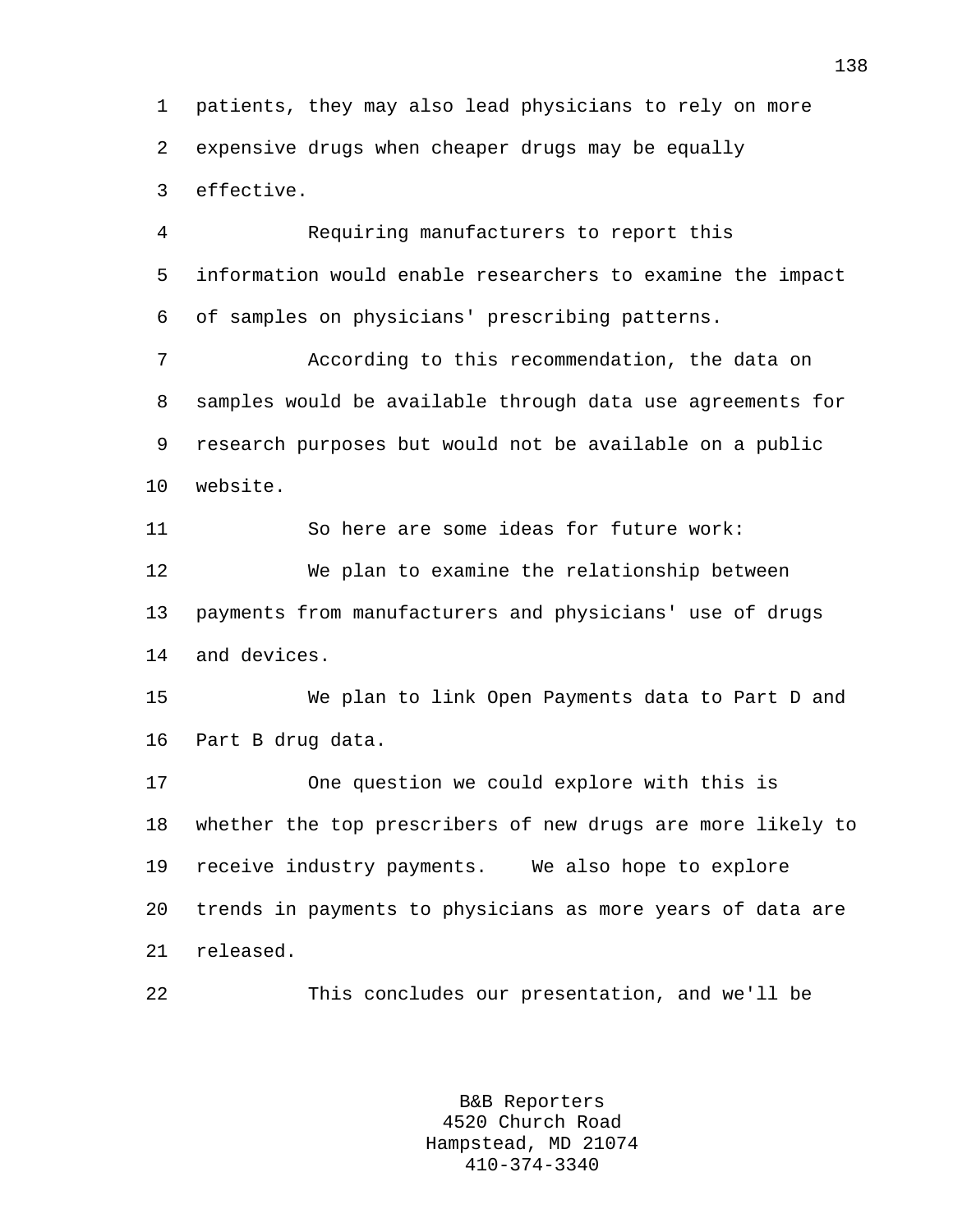patients, they may also lead physicians to rely on more expensive drugs when cheaper drugs may be equally effective.

Requiring manufacturers to report this information would enable researchers to examine the impact of samples on physicians' prescribing patterns.

According to this recommendation, the data on samples would be available through data use agreements for research purposes but would not be available on a public website.

So here are some ideas for future work:

We plan to examine the relationship between payments from manufacturers and physicians' use of drugs and devices.

We plan to link Open Payments data to Part D and Part B drug data.

One question we could explore with this is whether the top prescribers of new drugs are more likely to receive industry payments. We also hope to explore trends in payments to physicians as more years of data are released.

This concludes our presentation, and we'll be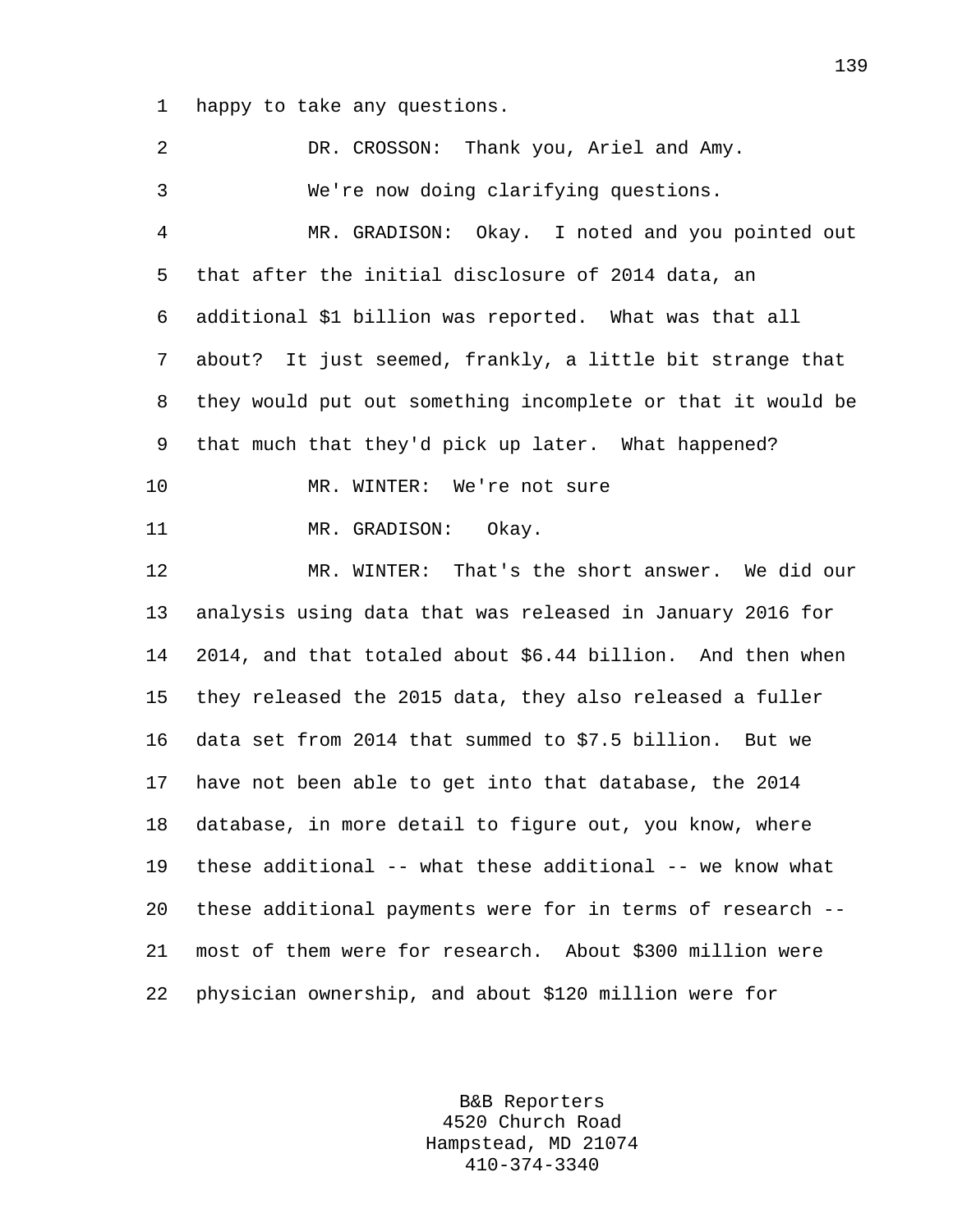happy to take any questions.

DR. CROSSON: Thank you, Ariel and Amy.

We're now doing clarifying questions.

MR. GRADISON: Okay. I noted and you pointed out that after the initial disclosure of 2014 data, an additional $1 billion was reported. What was that all about? It just seemed, frankly, a little bit strange that they would put out something incomplete or that it would be that much that they'd pick up later. What happened?

MR. WINTER: We're not sure

MR. GRADISON: Okay.

MR. WINTER: That's the short answer. We did our analysis using data that was released in January 2016 for 2014, and that totaled about $6.44 billion. And then when they released the 2015 data, they also released a fuller data set from 2014 that summed to $7.5 billion. But we have not been able to get into that database, the 2014 database, in more detail to figure out, you know, where these additional -- what these additional -- we know what these additional payments were for in terms of research -- most of them were for research. About $300 million were physician ownership, and about $120 million were for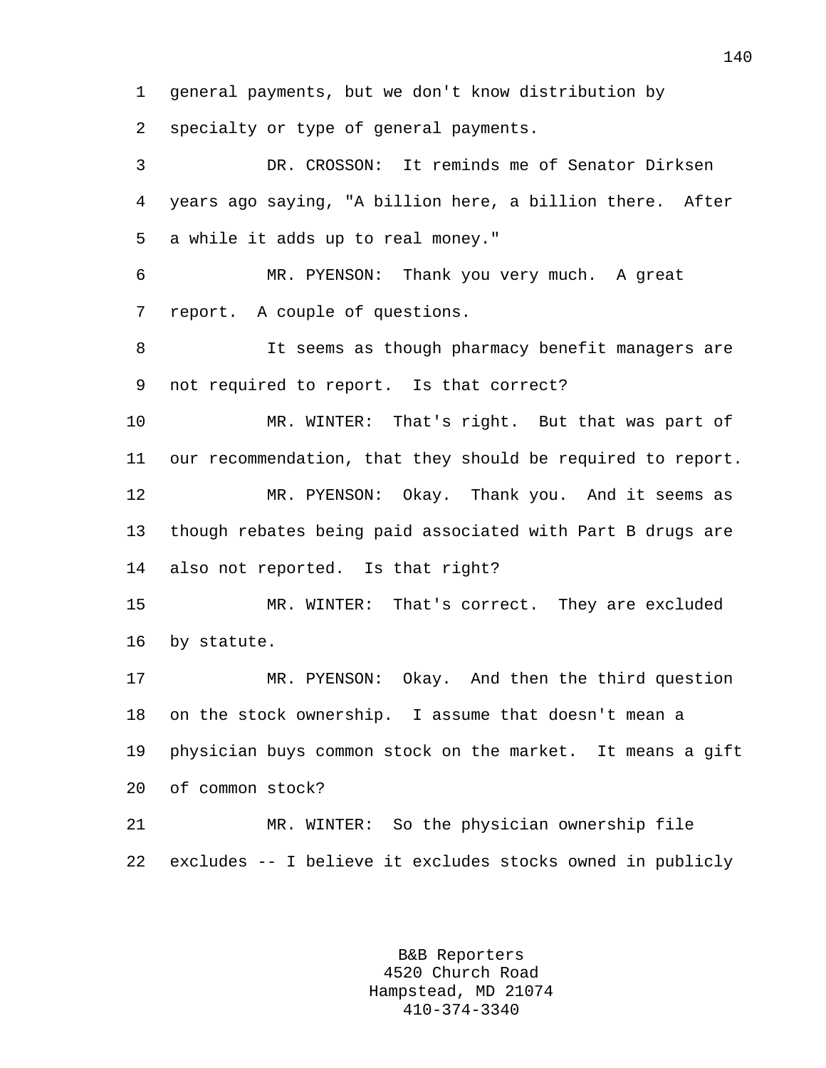general payments, but we don't know distribution by specialty or type of general payments.

DR. CROSSON: It reminds me of Senator Dirksen years ago saying, "A billion here, a billion there. After a while it adds up to real money."

MR. PYENSON: Thank you very much. A great report. A couple of questions.

It seems as though pharmacy benefit managers are not required to report. Is that correct?

MR. WINTER: That's right. But that was part of our recommendation, that they should be required to report.

MR. PYENSON: Okay. Thank you. And it seems as though rebates being paid associated with Part B drugs are also not reported. Is that right?

MR. WINTER: That's correct. They are excluded by statute.

MR. PYENSON: Okay. And then the third question on the stock ownership. I assume that doesn't mean a physician buys common stock on the market. It means a gift of common stock?

MR. WINTER: So the physician ownership file excludes -- I believe it excludes stocks owned in publicly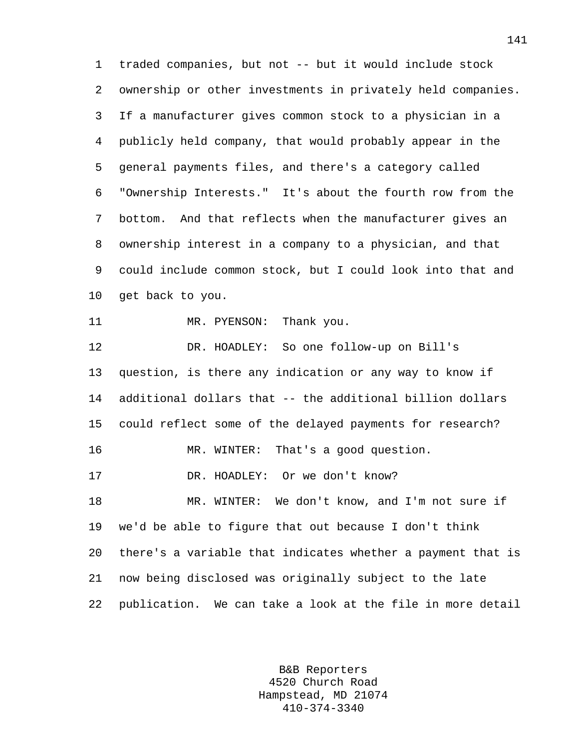traded companies, but not -- but it would include stock ownership or other investments in privately held companies. If a manufacturer gives common stock to a physician in a publicly held company, that would probably appear in the general payments files, and there's a category called "Ownership Interests." It's about the fourth row from the bottom. And that reflects when the manufacturer gives an ownership interest in a company to a physician, and that could include common stock, but I could look into that and get back to you.

MR. PYENSON: Thank you.

DR. HOADLEY: So one follow-up on Bill's question, is there any indication or any way to know if additional dollars that -- the additional billion dollars could reflect some of the delayed payments for research?

MR. WINTER: That's a good question.

DR. HOADLEY: Or we don't know?

MR. WINTER: We don't know, and I'm not sure if we'd be able to figure that out because I don't think there's a variable that indicates whether a payment that is now being disclosed was originally subject to the late publication. We can take a look at the file in more detail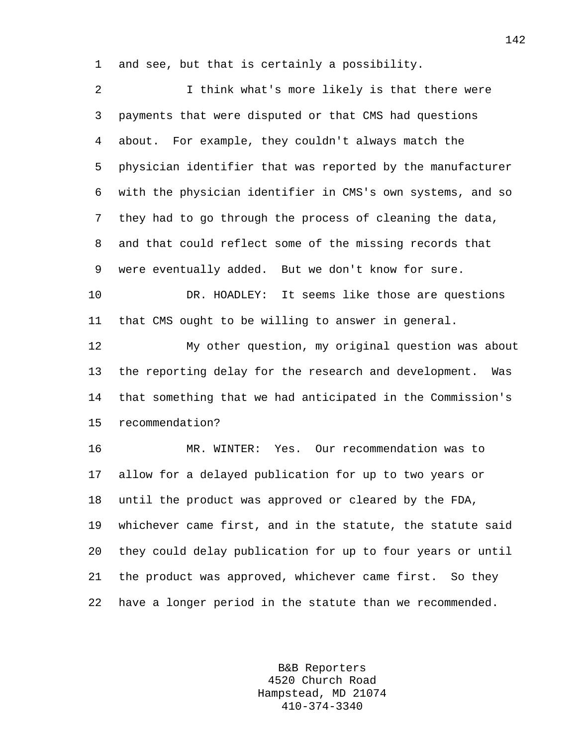and see, but that is certainly a possibility.

I think what's more likely is that there were payments that were disputed or that CMS had questions about. For example, they couldn't always match the physician identifier that was reported by the manufacturer with the physician identifier in CMS's own systems, and so they had to go through the process of cleaning the data, and that could reflect some of the missing records that were eventually added. But we don't know for sure.

DR. HOADLEY: It seems like those are questions that CMS ought to be willing to answer in general.

My other question, my original question was about the reporting delay for the research and development. Was that something that we had anticipated in the Commission's recommendation?

MR. WINTER: Yes. Our recommendation was to allow for a delayed publication for up to two years or until the product was approved or cleared by the FDA, whichever came first, and in the statute, the statute said they could delay publication for up to four years or until the product was approved, whichever came first. So they have a longer period in the statute than we recommended.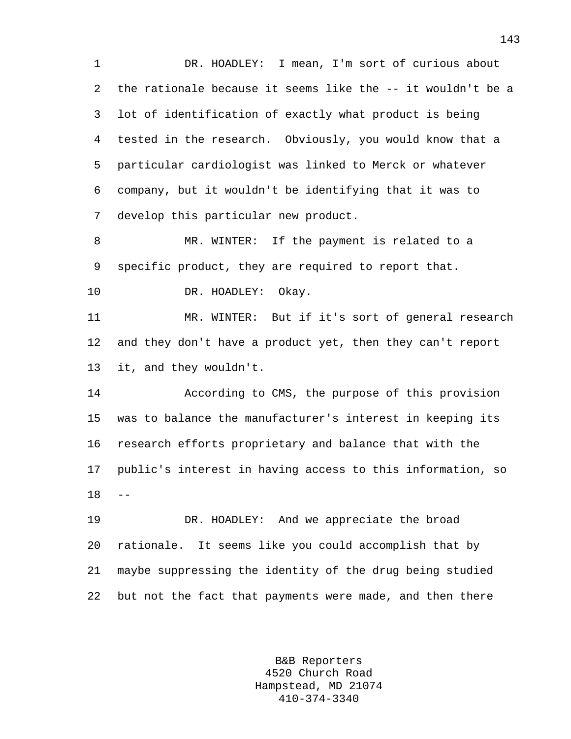DR. HOADLEY: I mean, I'm sort of curious about the rationale because it seems like the -- it wouldn't be a lot of identification of exactly what product is being tested in the research. Obviously, you would know that a particular cardiologist was linked to Merck or whatever company, but it wouldn't be identifying that it was to develop this particular new product.

MR. WINTER: If the payment is related to a specific product, they are required to report that.

DR. HOADLEY: Okay.

MR. WINTER: But if it's sort of general research and they don't have a product yet, then they can't report it, and they wouldn't.

According to CMS, the purpose of this provision was to balance the manufacturer's interest in keeping its research efforts proprietary and balance that with the public's interest in having access to this information, so --

DR. HOADLEY: And we appreciate the broad rationale. It seems like you could accomplish that by maybe suppressing the identity of the drug being studied but not the fact that payments were made, and then there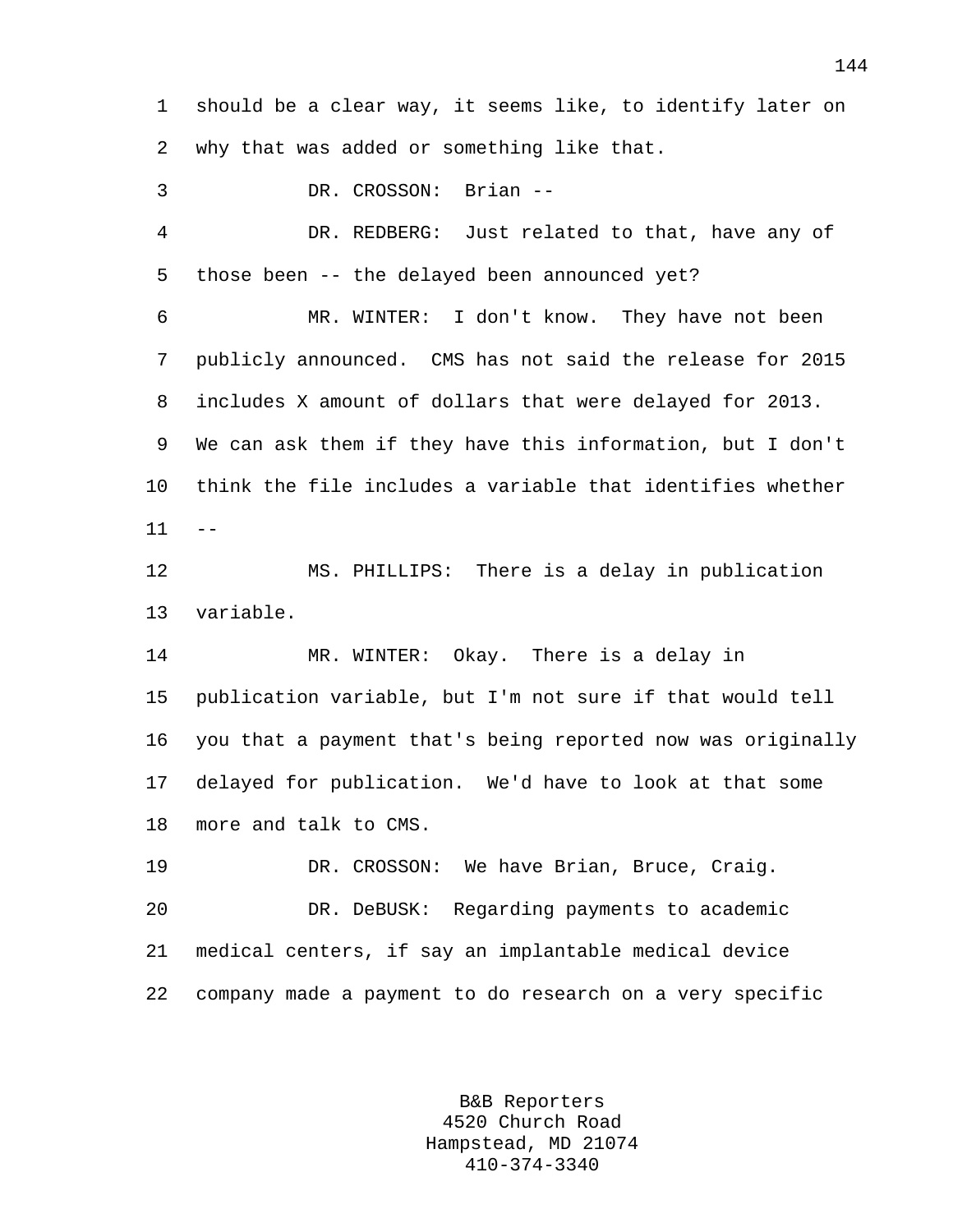should be a clear way, it seems like, to identify later on why that was added or something like that.

DR. CROSSON: Brian --

DR. REDBERG: Just related to that, have any of those been -- the delayed been announced yet?

MR. WINTER: I don't know. They have not been publicly announced. CMS has not said the release for 2015 includes X amount of dollars that were delayed for 2013. We can ask them if they have this information, but I don't think the file includes a variable that identifies whether --

MS. PHILLIPS: There is a delay in publication variable.

MR. WINTER: Okay. There is a delay in publication variable, but I'm not sure if that would tell you that a payment that's being reported now was originally delayed for publication. We'd have to look at that some more and talk to CMS.

DR. CROSSON: We have Brian, Bruce, Craig.

DR. DeBUSK: Regarding payments to academic medical centers, if say an implantable medical device company made a payment to do research on a very specific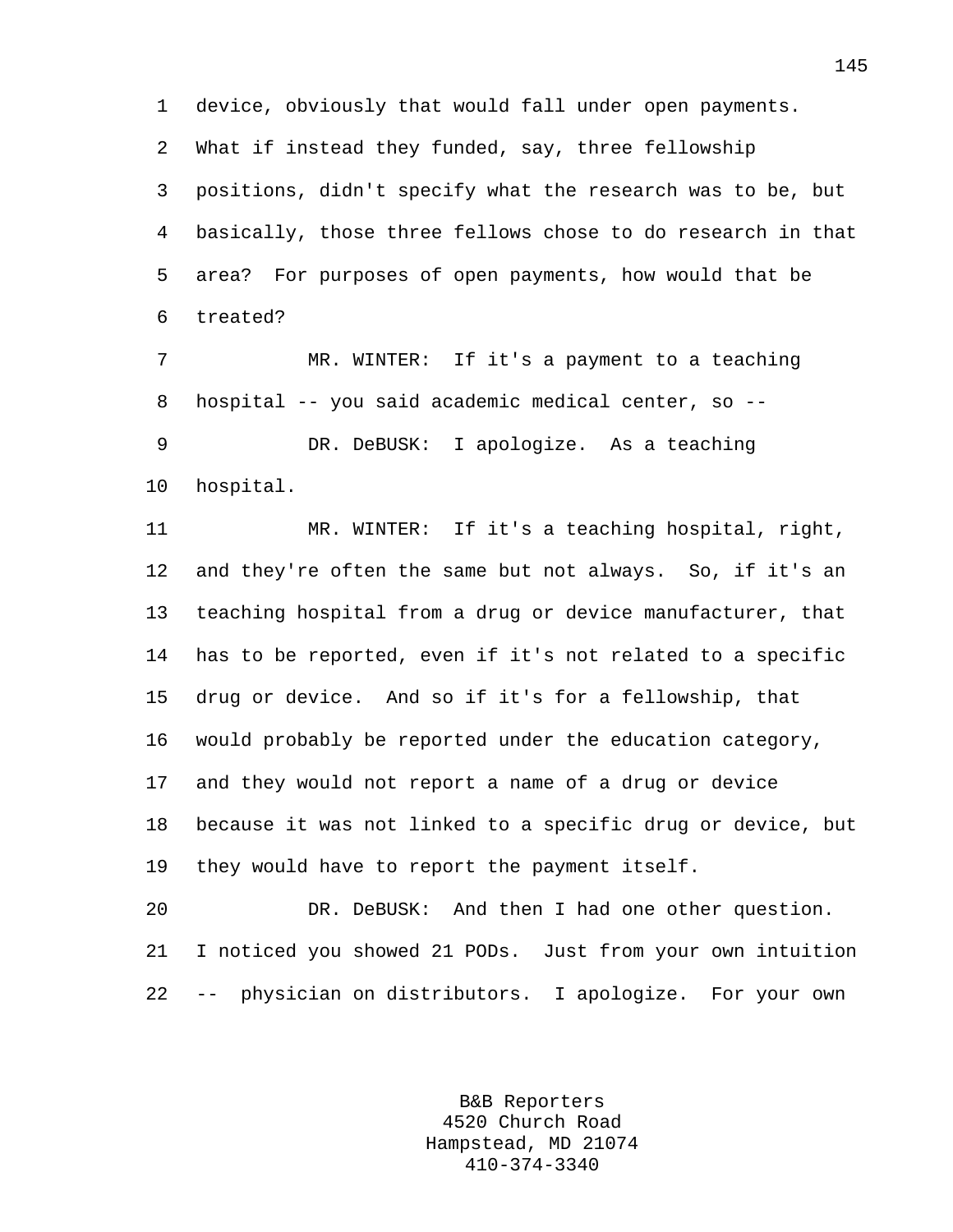1 device, obviously that would fall under open payments.
2 What if instead they funded, say, three fellowship
3 positions, didn't specify what the research was to be, but
4 basically, those three fellows chose to do research in that
5 area? For purposes of open payments, how would that be
6 treated?

7 MR. WINTER: If it's a payment to a teaching
8 hospital -- you said academic medical center, so --

9 DR. DeBUSK: I apologize. As a teaching
10 hospital.

11 MR. WINTER: If it's a teaching hospital, right,
12 and they're often the same but not always. So, if it's an
13 teaching hospital from a drug or device manufacturer, that
14 has to be reported, even if it's not related to a specific
15 drug or device. And so if it's for a fellowship, that
16 would probably be reported under the education category,
17 and they would not report a name of a drug or device
18 because it was not linked to a specific drug or device, but
19 they would have to report the payment itself.

20 DR. DeBUSK: And then I had one other question.
21 I noticed you showed 21 PODs. Just from your own intuition
22 -- physician on distributors. I apologize. For your own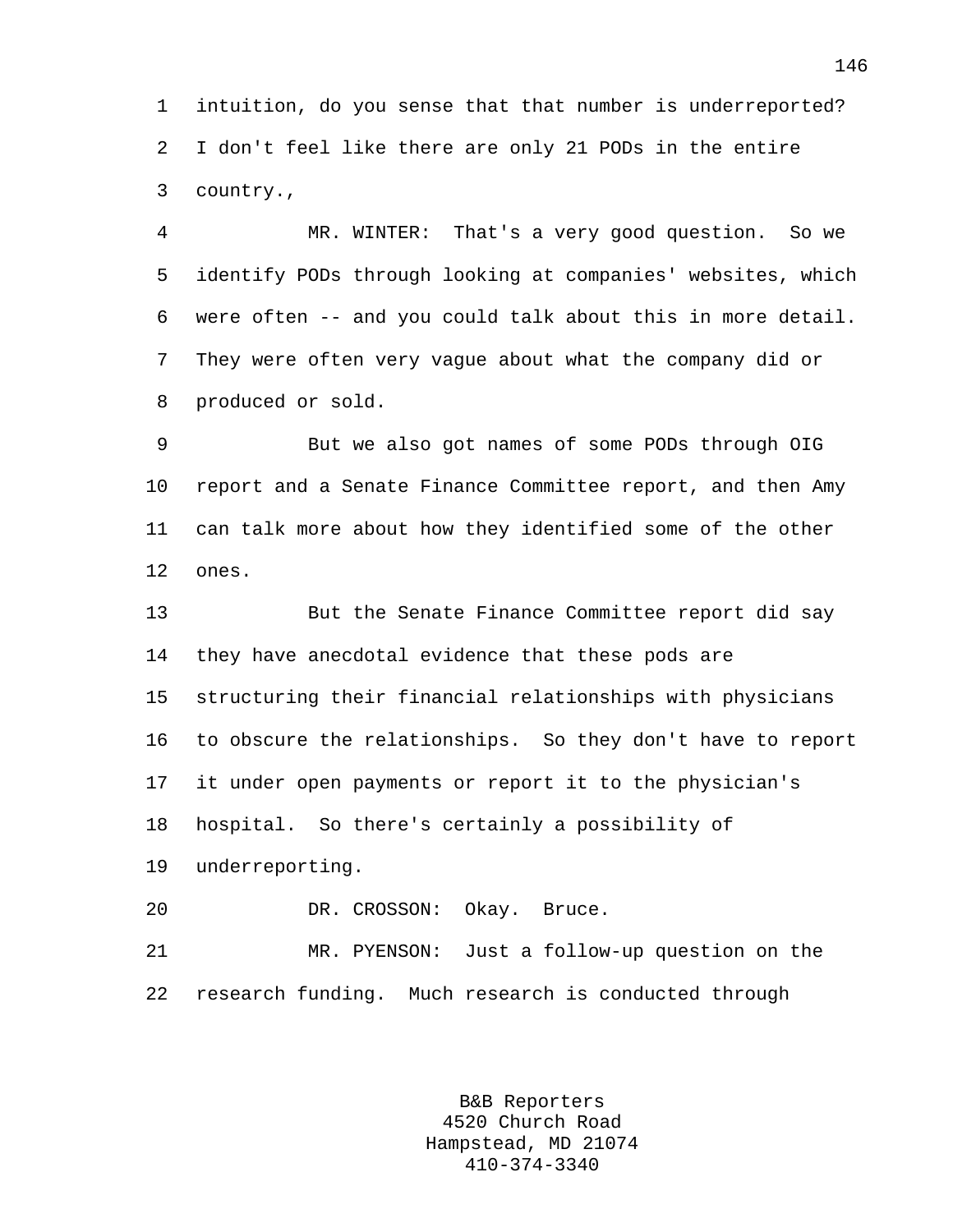intuition, do you sense that that number is underreported? I don't feel like there are only 21 PODs in the entire country.,

MR. WINTER: That's a very good question. So we identify PODs through looking at companies' websites, which were often -- and you could talk about this in more detail. They were often very vague about what the company did or produced or sold.

But we also got names of some PODs through OIG report and a Senate Finance Committee report, and then Amy can talk more about how they identified some of the other ones.

But the Senate Finance Committee report did say they have anecdotal evidence that these pods are structuring their financial relationships with physicians to obscure the relationships. So they don't have to report it under open payments or report it to the physician's hospital. So there's certainly a possibility of underreporting.

DR. CROSSON: Okay. Bruce.

MR. PYENSON: Just a follow-up question on the research funding. Much research is conducted through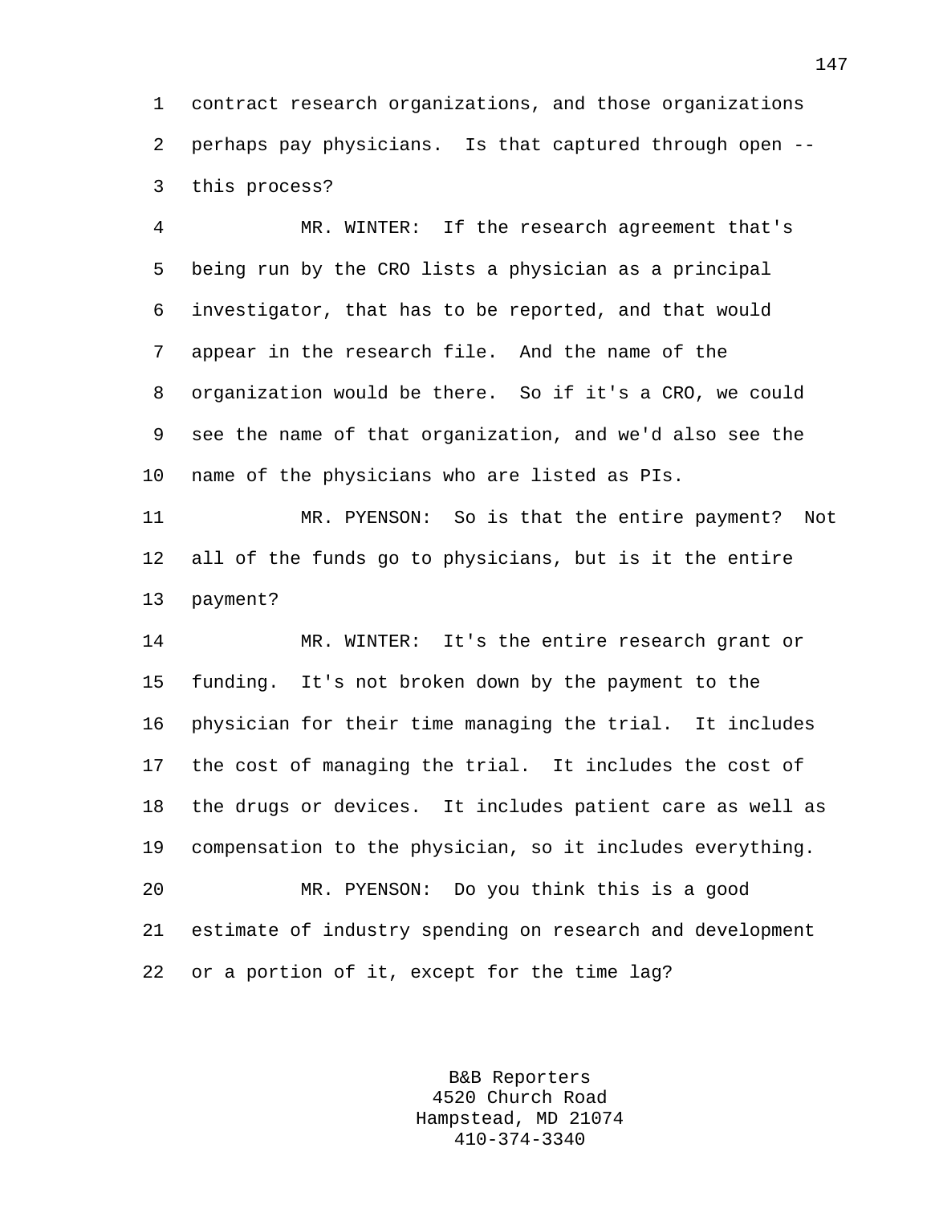contract research organizations, and those organizations perhaps pay physicians. Is that captured through open -- this process?

MR. WINTER: If the research agreement that's being run by the CRO lists a physician as a principal investigator, that has to be reported, and that would appear in the research file. And the name of the organization would be there. So if it's a CRO, we could see the name of that organization, and we'd also see the name of the physicians who are listed as PIs.

MR. PYENSON: So is that the entire payment? Not all of the funds go to physicians, but is it the entire payment?

MR. WINTER: It's the entire research grant or funding. It's not broken down by the payment to the physician for their time managing the trial. It includes the cost of managing the trial. It includes the cost of the drugs or devices. It includes patient care as well as compensation to the physician, so it includes everything.

MR. PYENSON: Do you think this is a good estimate of industry spending on research and development or a portion of it, except for the time lag?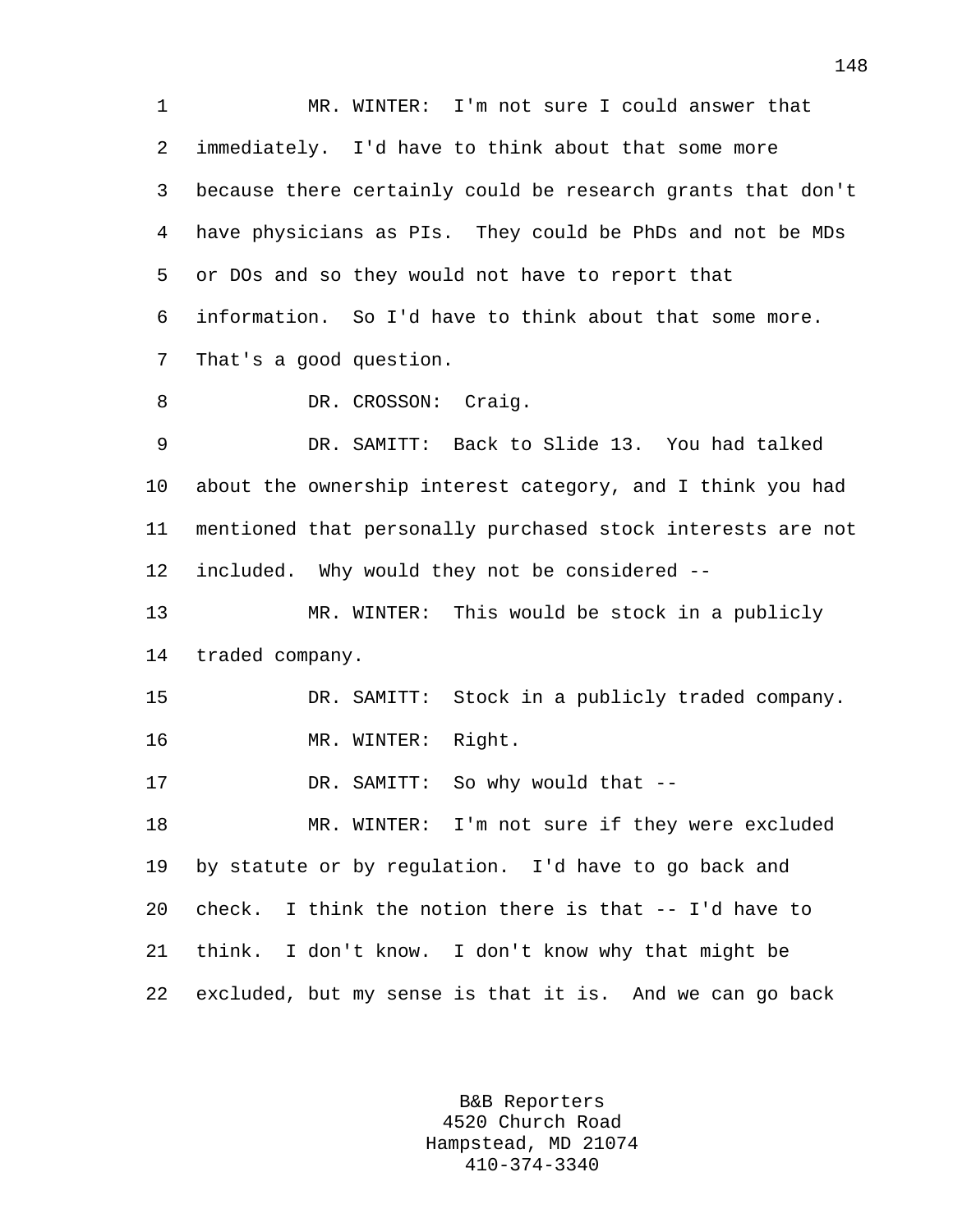MR. WINTER: I'm not sure I could answer that immediately. I'd have to think about that some more because there certainly could be research grants that don't have physicians as PIs. They could be PhDs and not be MDs or DOs and so they would not have to report that information. So I'd have to think about that some more. That's a good question.

DR. CROSSON: Craig.

DR. SAMITT: Back to Slide 13. You had talked about the ownership interest category, and I think you had mentioned that personally purchased stock interests are not included. Why would they not be considered --

MR. WINTER: This would be stock in a publicly traded company.

DR. SAMITT: Stock in a publicly traded company.

MR. WINTER: Right.

DR. SAMITT: So why would that --

MR. WINTER: I'm not sure if they were excluded by statute or by regulation. I'd have to go back and check. I think the notion there is that -- I'd have to think. I don't know. I don't know why that might be excluded, but my sense is that it is. And we can go back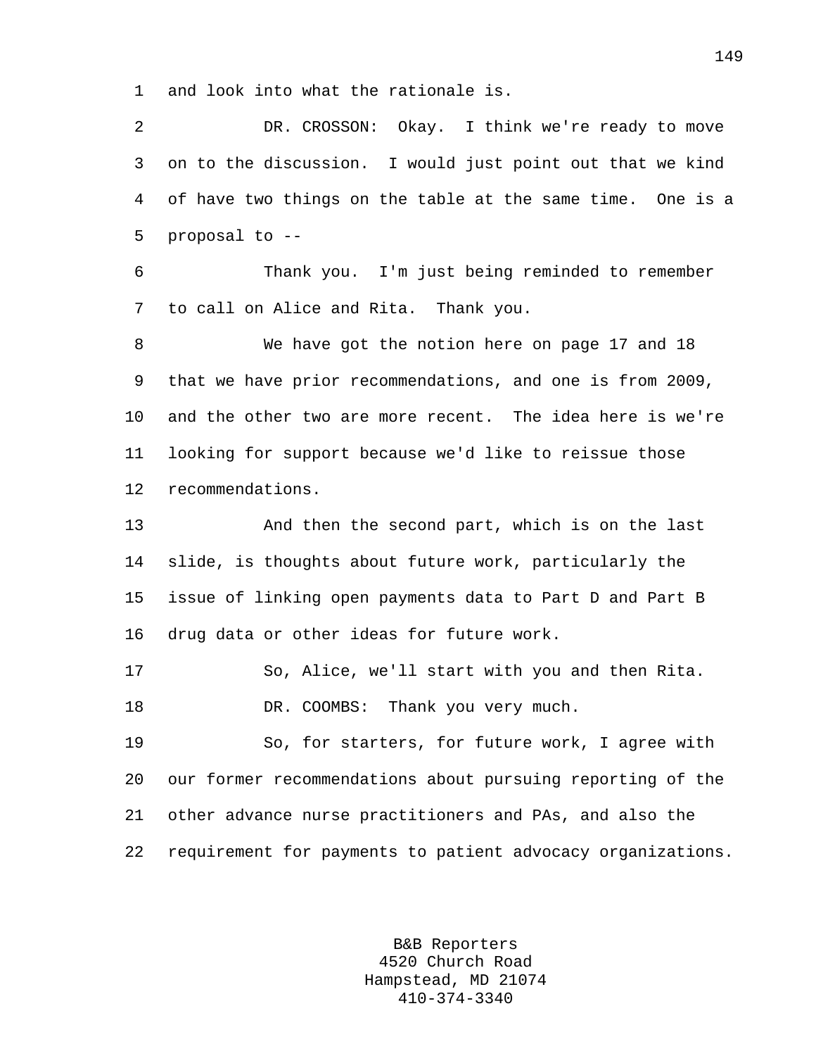and look into what the rationale is.

DR. CROSSON: Okay. I think we're ready to move on to the discussion. I would just point out that we kind of have two things on the table at the same time. One is a proposal to --

Thank you. I'm just being reminded to remember to call on Alice and Rita. Thank you.

We have got the notion here on page 17 and 18 that we have prior recommendations, and one is from 2009, and the other two are more recent. The idea here is we're looking for support because we'd like to reissue those recommendations.

And then the second part, which is on the last slide, is thoughts about future work, particularly the issue of linking open payments data to Part D and Part B drug data or other ideas for future work.

So, Alice, we'll start with you and then Rita.

DR. COOMBS: Thank you very much.

So, for starters, for future work, I agree with our former recommendations about pursuing reporting of the other advance nurse practitioners and PAs, and also the requirement for payments to patient advocacy organizations.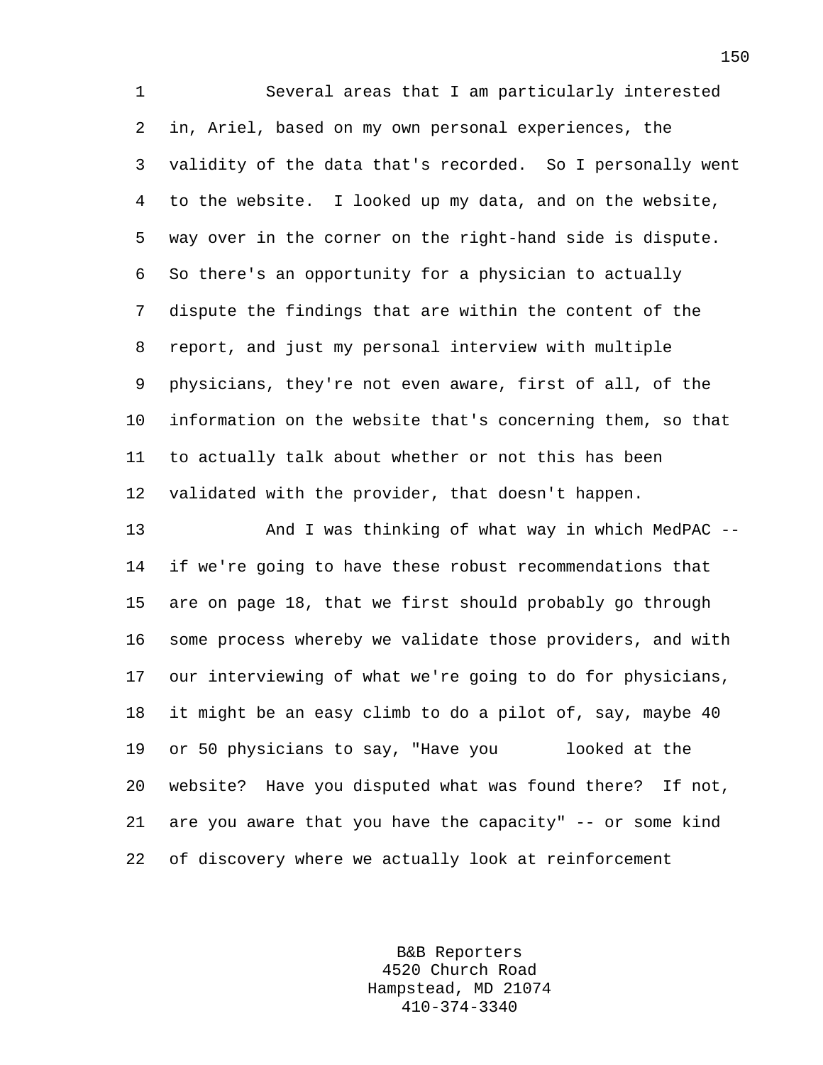Several areas that I am particularly interested in, Ariel, based on my own personal experiences, the validity of the data that's recorded. So I personally went to the website. I looked up my data, and on the website, way over in the corner on the right-hand side is dispute. So there's an opportunity for a physician to actually dispute the findings that are within the content of the report, and just my personal interview with multiple physicians, they're not even aware, first of all, of the information on the website that's concerning them, so that to actually talk about whether or not this has been validated with the provider, that doesn't happen.

And I was thinking of what way in which MedPAC -- if we're going to have these robust recommendations that are on page 18, that we first should probably go through some process whereby we validate those providers, and with our interviewing of what we're going to do for physicians, it might be an easy climb to do a pilot of, say, maybe 40 or 50 physicians to say, "Have you looked at the website? Have you disputed what was found there? If not, are you aware that you have the capacity" -- or some kind of discovery where we actually look at reinforcement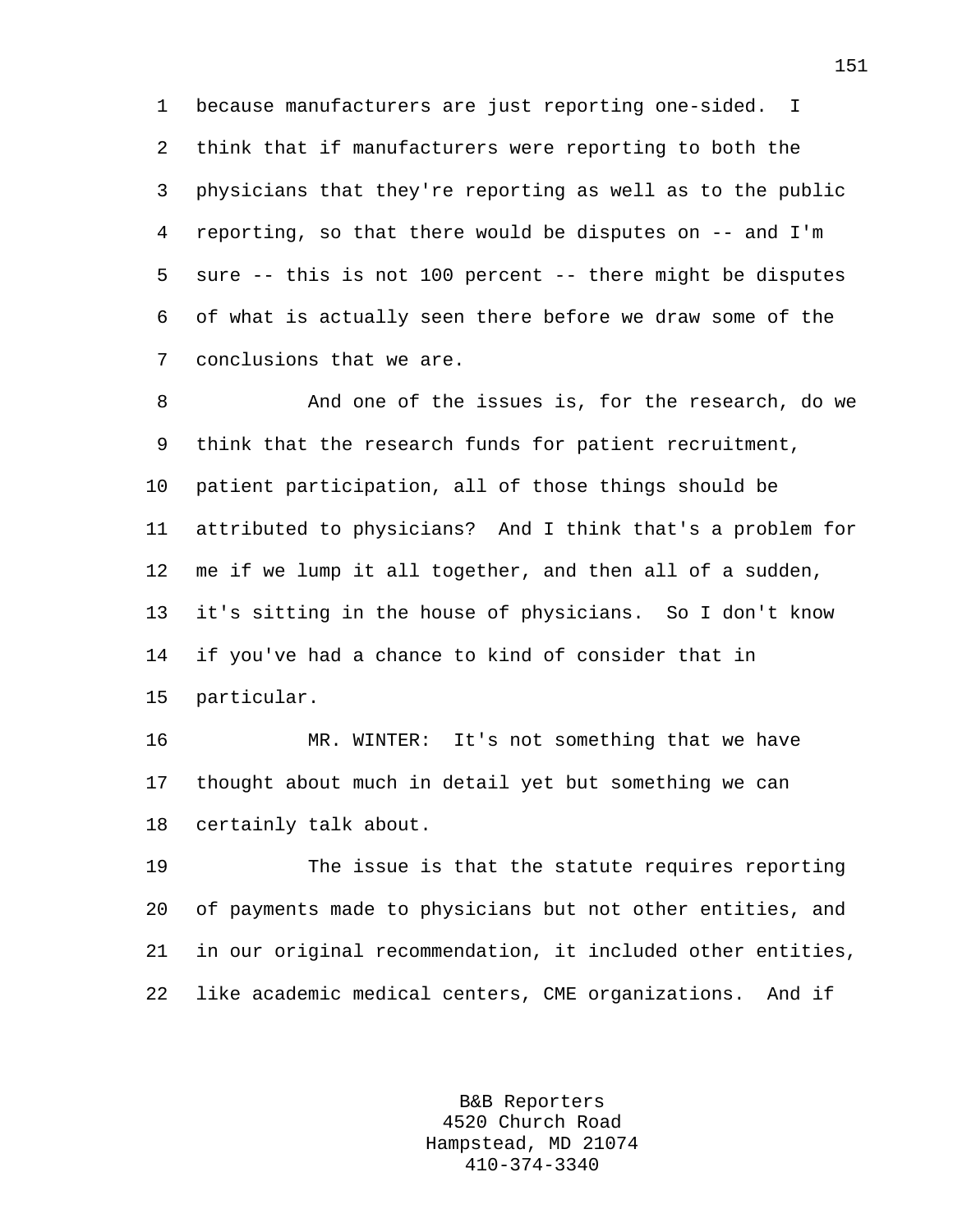because manufacturers are just reporting one-sided. I think that if manufacturers were reporting to both the physicians that they're reporting as well as to the public reporting, so that there would be disputes on -- and I'm sure -- this is not 100 percent -- there might be disputes of what is actually seen there before we draw some of the conclusions that we are.

And one of the issues is, for the research, do we think that the research funds for patient recruitment, patient participation, all of those things should be attributed to physicians? And I think that's a problem for me if we lump it all together, and then all of a sudden, it's sitting in the house of physicians. So I don't know if you've had a chance to kind of consider that in particular.

MR. WINTER: It's not something that we have thought about much in detail yet but something we can certainly talk about.

The issue is that the statute requires reporting of payments made to physicians but not other entities, and in our original recommendation, it included other entities, like academic medical centers, CME organizations. And if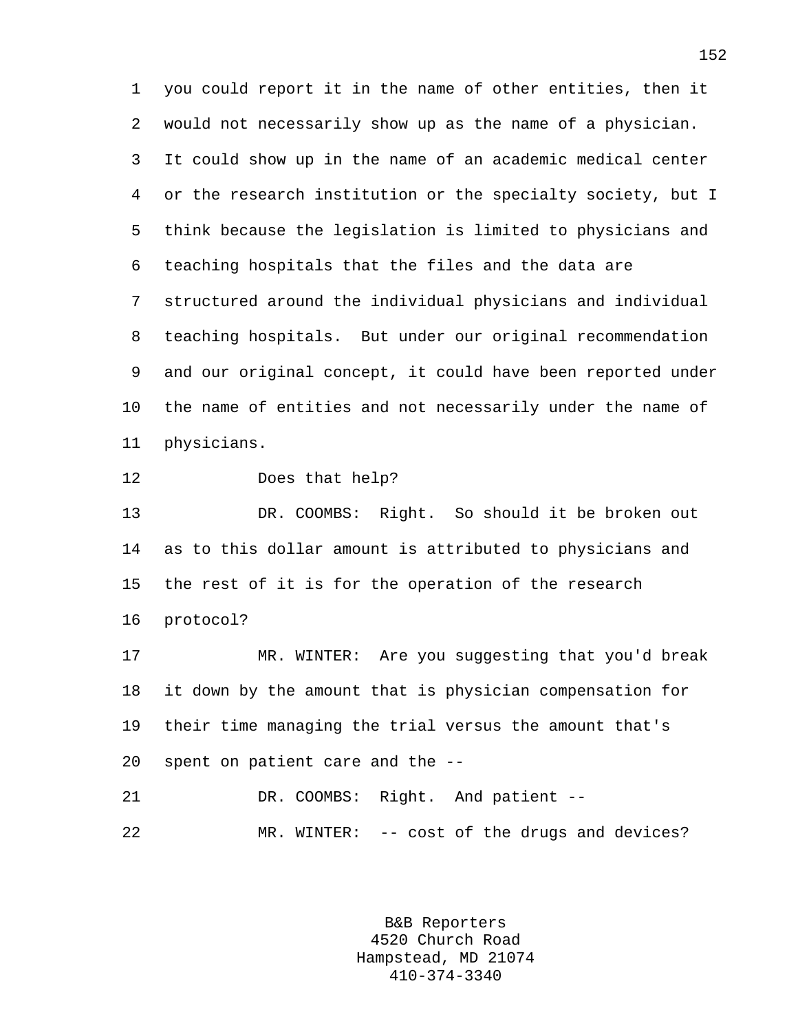you could report it in the name of other entities, then it would not necessarily show up as the name of a physician. It could show up in the name of an academic medical center or the research institution or the specialty society, but I think because the legislation is limited to physicians and teaching hospitals that the files and the data are structured around the individual physicians and individual teaching hospitals. But under our original recommendation and our original concept, it could have been reported under the name of entities and not necessarily under the name of physicians.

Does that help?

DR. COOMBS: Right. So should it be broken out as to this dollar amount is attributed to physicians and the rest of it is for the operation of the research protocol?

MR. WINTER: Are you suggesting that you'd break it down by the amount that is physician compensation for their time managing the trial versus the amount that's spent on patient care and the --

DR. COOMBS: Right. And patient --

MR. WINTER: -- cost of the drugs and devices?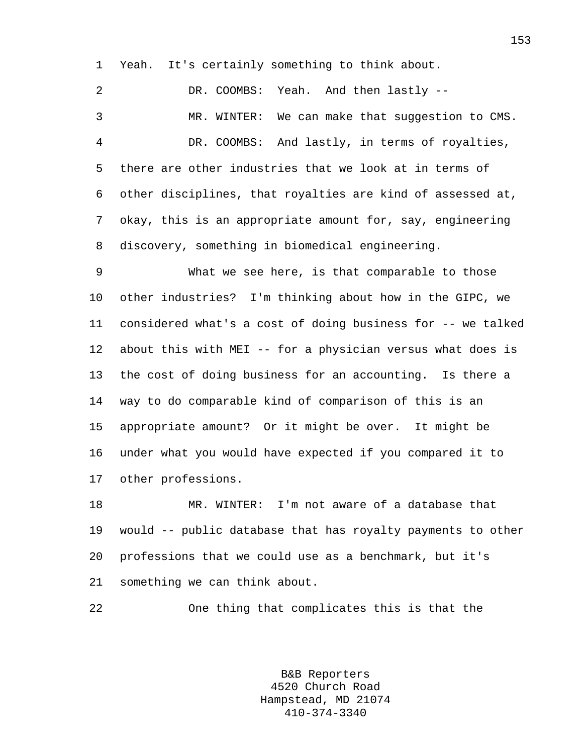Yeah. It's certainly something to think about.

DR. COOMBS: Yeah. And then lastly --

MR. WINTER: We can make that suggestion to CMS.

DR. COOMBS: And lastly, in terms of royalties, there are other industries that we look at in terms of other disciplines, that royalties are kind of assessed at, okay, this is an appropriate amount for, say, engineering discovery, something in biomedical engineering.

What we see here, is that comparable to those other industries? I'm thinking about how in the GIPC, we considered what's a cost of doing business for -- we talked about this with MEI -- for a physician versus what does is the cost of doing business for an accounting. Is there a way to do comparable kind of comparison of this is an appropriate amount? Or it might be over. It might be under what you would have expected if you compared it to other professions.

MR. WINTER: I'm not aware of a database that would -- public database that has royalty payments to other professions that we could use as a benchmark, but it's something we can think about.

One thing that complicates this is that the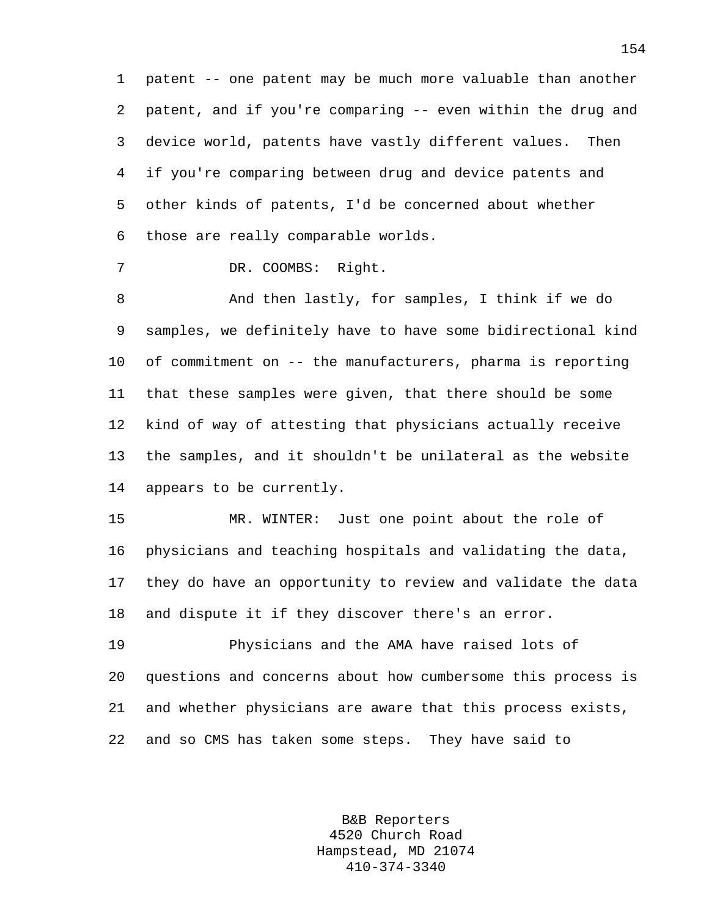patent -- one patent may be much more valuable than another patent, and if you're comparing -- even within the drug and device world, patents have vastly different values. Then if you're comparing between drug and device patents and other kinds of patents, I'd be concerned about whether those are really comparable worlds.

DR. COOMBS: Right.

And then lastly, for samples, I think if we do samples, we definitely have to have some bidirectional kind of commitment on -- the manufacturers, pharma is reporting that these samples were given, that there should be some kind of way of attesting that physicians actually receive the samples, and it shouldn't be unilateral as the website appears to be currently.

MR. WINTER: Just one point about the role of physicians and teaching hospitals and validating the data, they do have an opportunity to review and validate the data and dispute it if they discover there's an error.

Physicians and the AMA have raised lots of questions and concerns about how cumbersome this process is and whether physicians are aware that this process exists, and so CMS has taken some steps. They have said to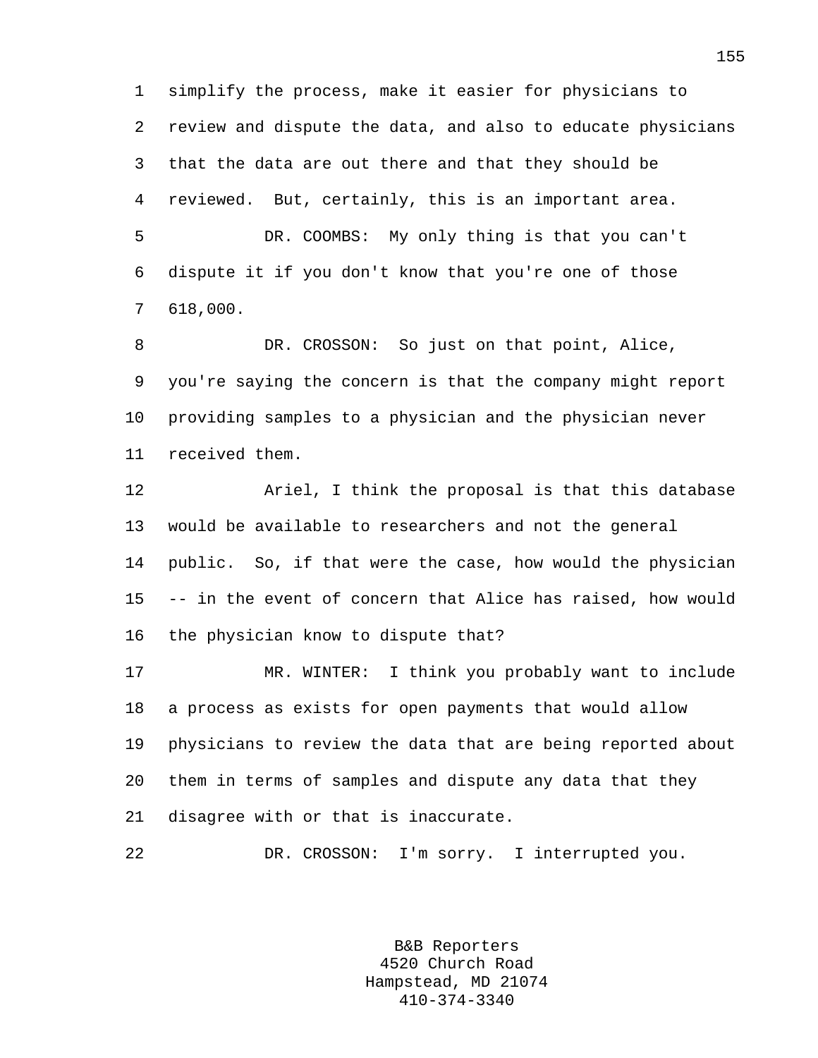simplify the process, make it easier for physicians to review and dispute the data, and also to educate physicians that the data are out there and that they should be reviewed. But, certainly, this is an important area.

DR. COOMBS: My only thing is that you can't dispute it if you don't know that you're one of those 618,000.

DR. CROSSON: So just on that point, Alice, you're saying the concern is that the company might report providing samples to a physician and the physician never received them.

Ariel, I think the proposal is that this database would be available to researchers and not the general public. So, if that were the case, how would the physician -- in the event of concern that Alice has raised, how would the physician know to dispute that?

MR. WINTER: I think you probably want to include a process as exists for open payments that would allow physicians to review the data that are being reported about them in terms of samples and dispute any data that they disagree with or that is inaccurate.

DR. CROSSON: I'm sorry. I interrupted you.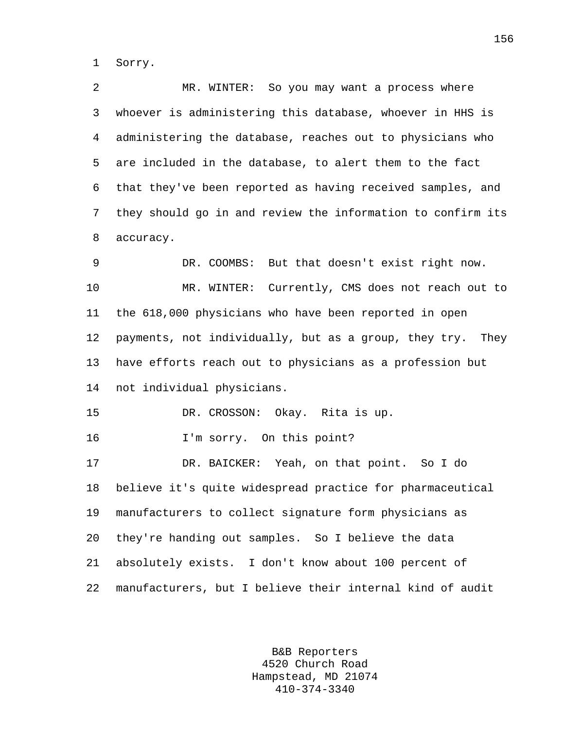Sorry.

MR. WINTER: So you may want a process where whoever is administering this database, whoever in HHS is administering the database, reaches out to physicians who are included in the database, to alert them to the fact that they've been reported as having received samples, and they should go in and review the information to confirm its accuracy.

DR. COOMBS: But that doesn't exist right now.

MR. WINTER: Currently, CMS does not reach out to the 618,000 physicians who have been reported in open payments, not individually, but as a group, they try. They have efforts reach out to physicians as a profession but not individual physicians.

DR. CROSSON: Okay. Rita is up.

I'm sorry. On this point?

DR. BAICKER: Yeah, on that point. So I do believe it's quite widespread practice for pharmaceutical manufacturers to collect signature form physicians as they're handing out samples. So I believe the data absolutely exists. I don't know about 100 percent of manufacturers, but I believe their internal kind of audit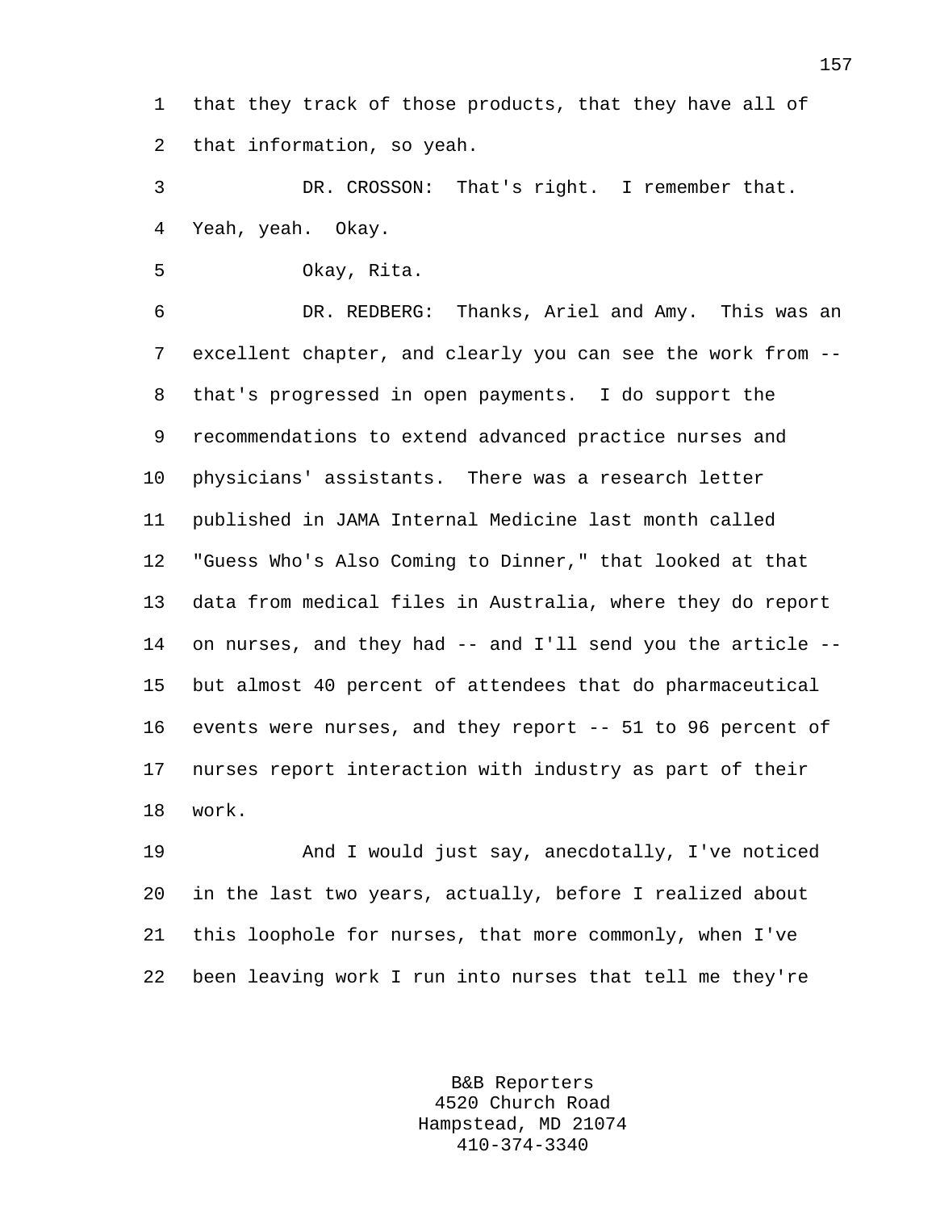that they track of those products, that they have all of that information, so yeah.

DR. CROSSON: That's right. I remember that. Yeah, yeah. Okay.

Okay, Rita.

DR. REDBERG: Thanks, Ariel and Amy. This was an excellent chapter, and clearly you can see the work from -- that's progressed in open payments. I do support the recommendations to extend advanced practice nurses and physicians' assistants. There was a research letter published in JAMA Internal Medicine last month called "Guess Who's Also Coming to Dinner," that looked at that data from medical files in Australia, where they do report on nurses, and they had -- and I'll send you the article -- but almost 40 percent of attendees that do pharmaceutical events were nurses, and they report -- 51 to 96 percent of nurses report interaction with industry as part of their work.

And I would just say, anecdotally, I've noticed in the last two years, actually, before I realized about this loophole for nurses, that more commonly, when I've been leaving work I run into nurses that tell me they're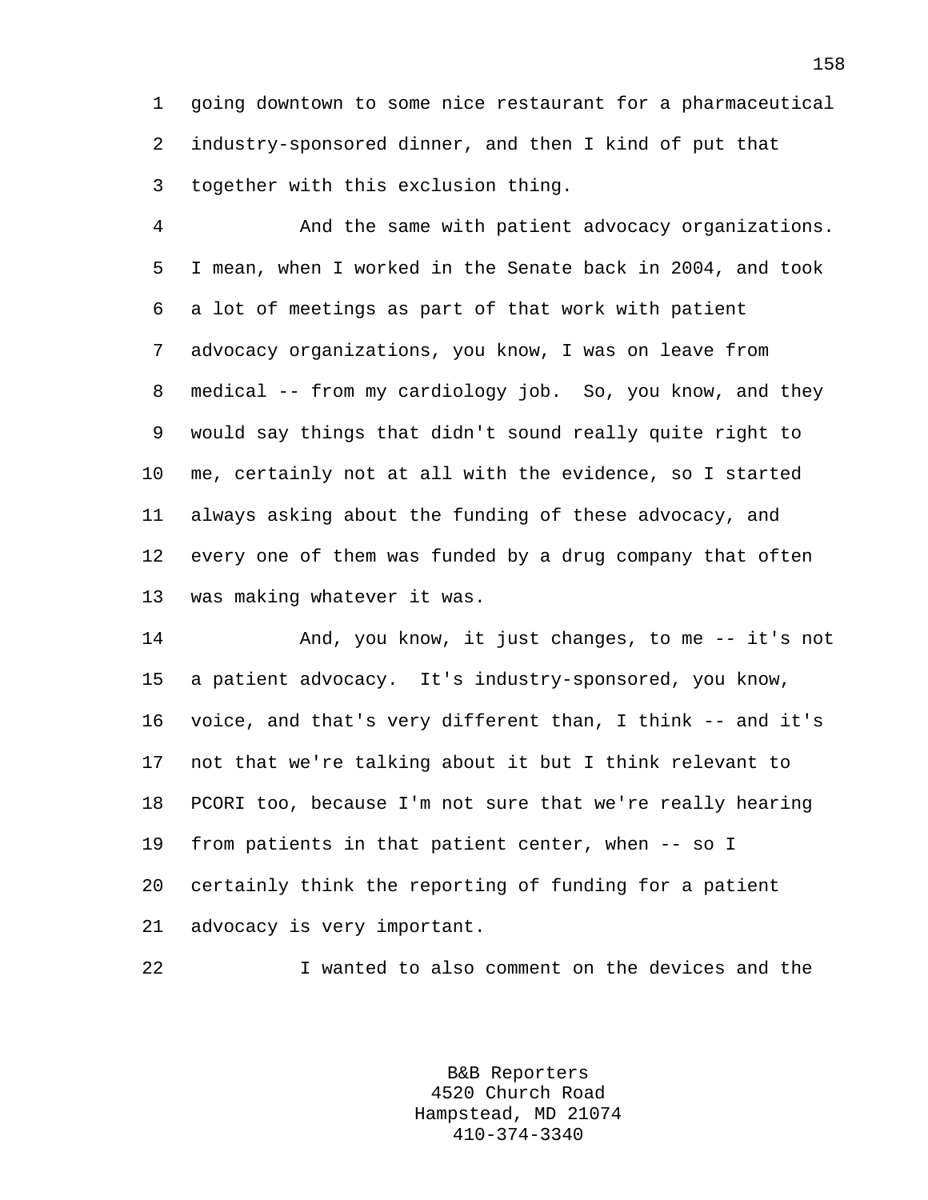going downtown to some nice restaurant for a pharmaceutical industry-sponsored dinner, and then I kind of put that together with this exclusion thing.

And the same with patient advocacy organizations. I mean, when I worked in the Senate back in 2004, and took a lot of meetings as part of that work with patient advocacy organizations, you know, I was on leave from medical -- from my cardiology job. So, you know, and they would say things that didn't sound really quite right to me, certainly not at all with the evidence, so I started always asking about the funding of these advocacy, and every one of them was funded by a drug company that often was making whatever it was.

And, you know, it just changes, to me -- it's not a patient advocacy. It's industry-sponsored, you know, voice, and that's very different than, I think -- and it's not that we're talking about it but I think relevant to PCORI too, because I'm not sure that we're really hearing from patients in that patient center, when -- so I certainly think the reporting of funding for a patient advocacy is very important.

I wanted to also comment on the devices and the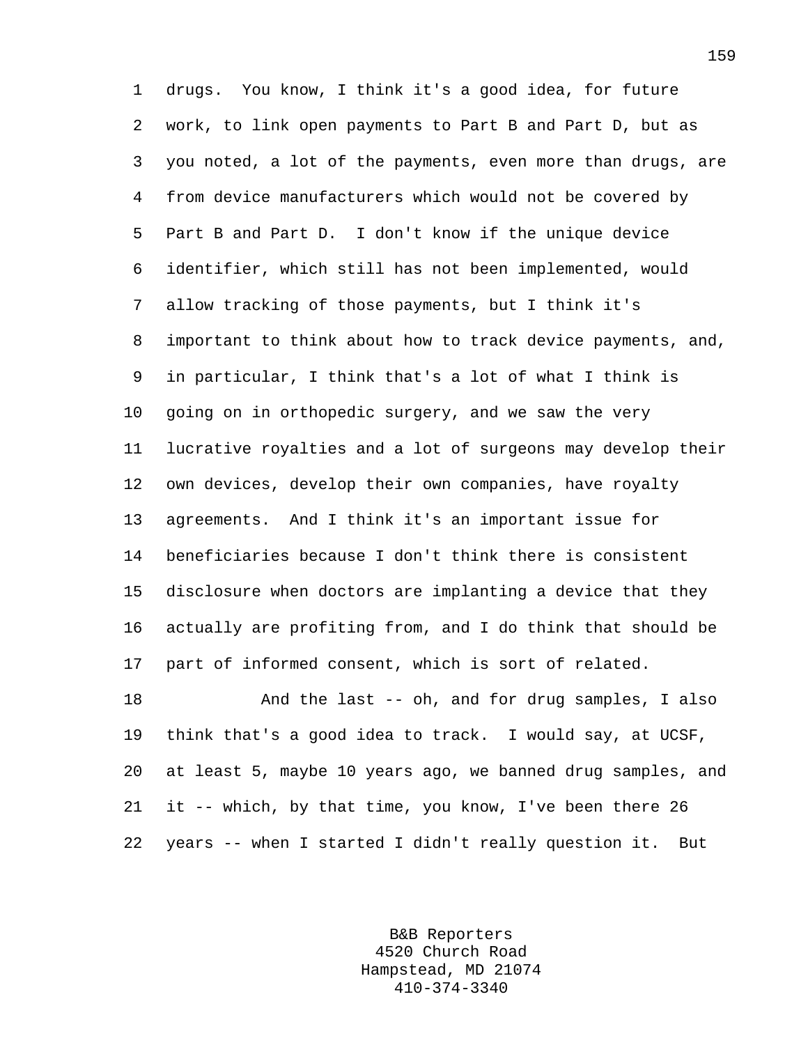drugs. You know, I think it's a good idea, for future work, to link open payments to Part B and Part D, but as you noted, a lot of the payments, even more than drugs, are from device manufacturers which would not be covered by Part B and Part D. I don't know if the unique device identifier, which still has not been implemented, would allow tracking of those payments, but I think it's important to think about how to track device payments, and, in particular, I think that's a lot of what I think is going on in orthopedic surgery, and we saw the very lucrative royalties and a lot of surgeons may develop their own devices, develop their own companies, have royalty agreements. And I think it's an important issue for beneficiaries because I don't think there is consistent disclosure when doctors are implanting a device that they actually are profiting from, and I do think that should be part of informed consent, which is sort of related.

And the last -- oh, and for drug samples, I also think that's a good idea to track. I would say, at UCSF, at least 5, maybe 10 years ago, we banned drug samples, and it -- which, by that time, you know, I've been there 26 years -- when I started I didn't really question it. But

B&B Reporters
4520 Church Road
Hampstead, MD 21074
410-374-3340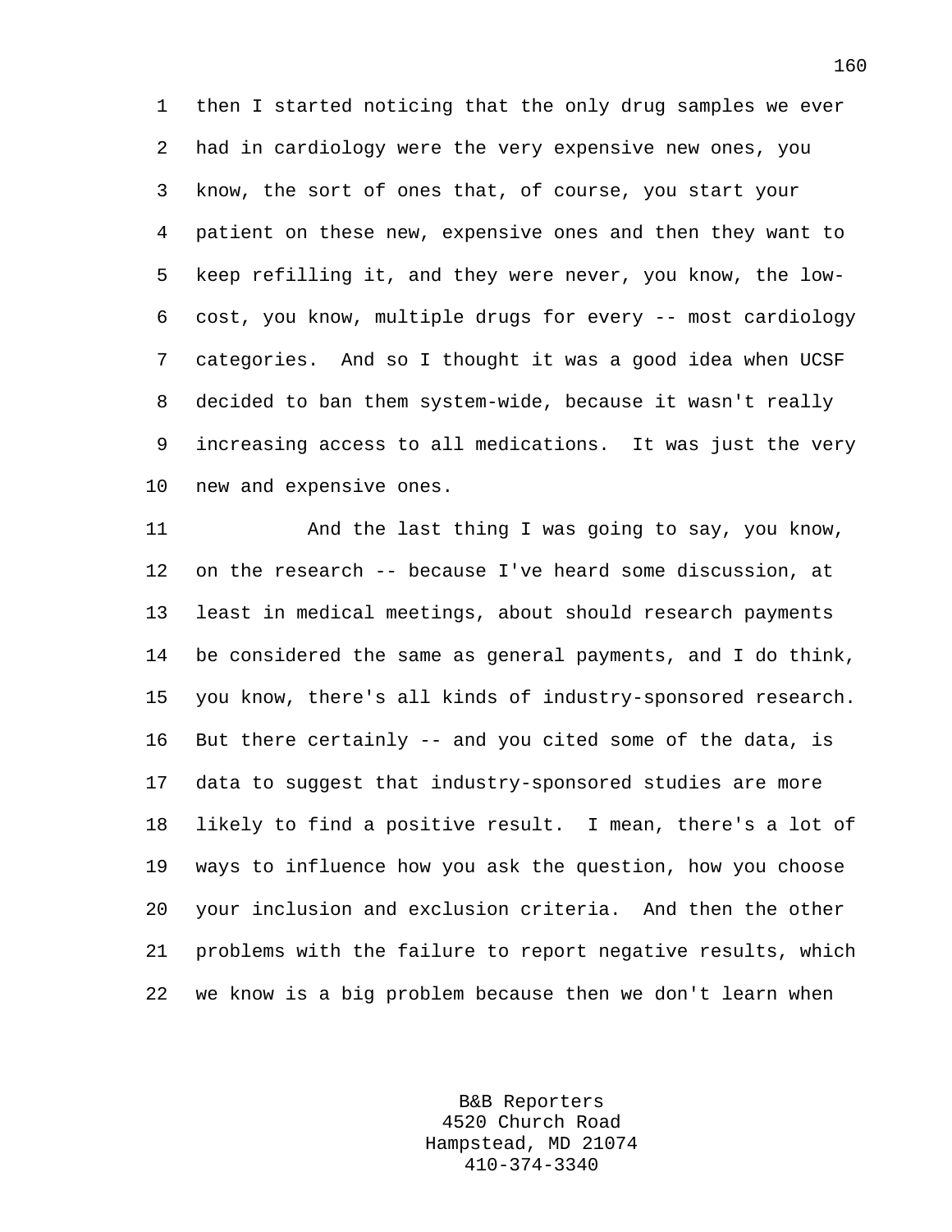then I started noticing that the only drug samples we ever had in cardiology were the very expensive new ones, you know, the sort of ones that, of course, you start your patient on these new, expensive ones and then they want to keep refilling it, and they were never, you know, the low-cost, you know, multiple drugs for every -- most cardiology categories. And so I thought it was a good idea when UCSF decided to ban them system-wide, because it wasn't really increasing access to all medications. It was just the very new and expensive ones.

And the last thing I was going to say, you know, on the research -- because I've heard some discussion, at least in medical meetings, about should research payments be considered the same as general payments, and I do think, you know, there's all kinds of industry-sponsored research. But there certainly -- and you cited some of the data, is data to suggest that industry-sponsored studies are more likely to find a positive result. I mean, there's a lot of ways to influence how you ask the question, how you choose your inclusion and exclusion criteria. And then the other problems with the failure to report negative results, which we know is a big problem because then we don't learn when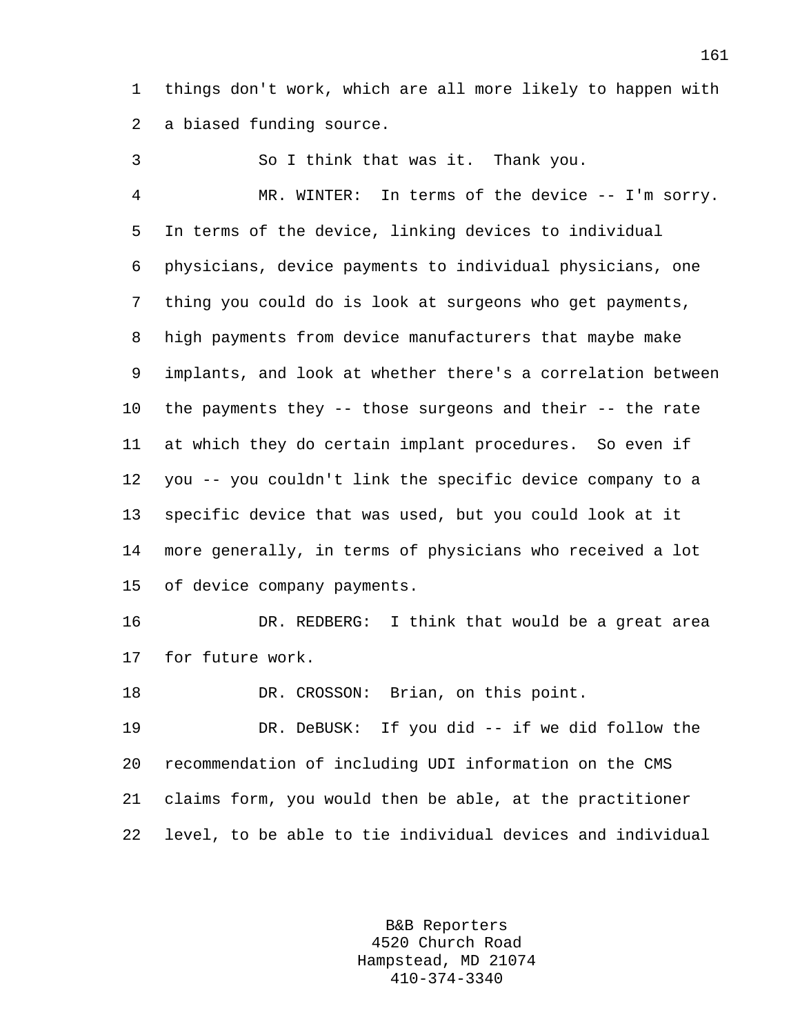things don't work, which are all more likely to happen with a biased funding source.

So I think that was it. Thank you.

MR. WINTER: In terms of the device -- I'm sorry. In terms of the device, linking devices to individual physicians, device payments to individual physicians, one thing you could do is look at surgeons who get payments, high payments from device manufacturers that maybe make implants, and look at whether there's a correlation between the payments they -- those surgeons and their -- the rate at which they do certain implant procedures. So even if you -- you couldn't link the specific device company to a specific device that was used, but you could look at it more generally, in terms of physicians who received a lot of device company payments.

DR. REDBERG: I think that would be a great area for future work.

DR. CROSSON: Brian, on this point.

DR. DeBUSK: If you did -- if we did follow the recommendation of including UDI information on the CMS claims form, you would then be able, at the practitioner level, to be able to tie individual devices and individual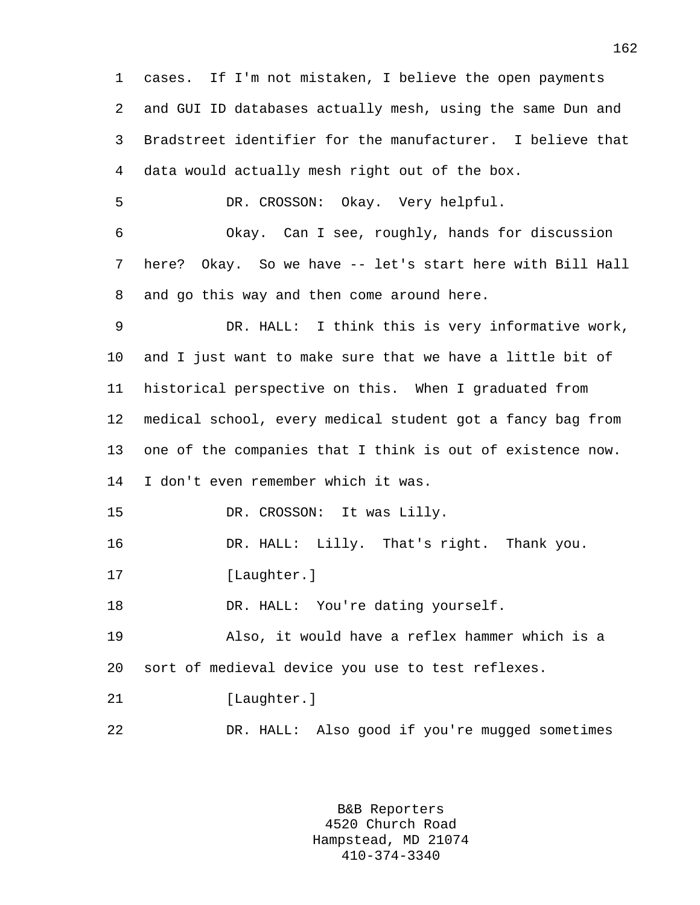cases. If I'm not mistaken, I believe the open payments and GUI ID databases actually mesh, using the same Dun and Bradstreet identifier for the manufacturer. I believe that data would actually mesh right out of the box.

DR. CROSSON: Okay. Very helpful.

Okay. Can I see, roughly, hands for discussion here? Okay. So we have -- let's start here with Bill Hall and go this way and then come around here.

DR. HALL: I think this is very informative work, and I just want to make sure that we have a little bit of historical perspective on this. When I graduated from medical school, every medical student got a fancy bag from one of the companies that I think is out of existence now. I don't even remember which it was.

DR. CROSSON: It was Lilly.

DR. HALL: Lilly. That's right. Thank you.

[Laughter.]

DR. HALL: You're dating yourself.

Also, it would have a reflex hammer which is a sort of medieval device you use to test reflexes.

[Laughter.]

DR. HALL: Also good if you're mugged sometimes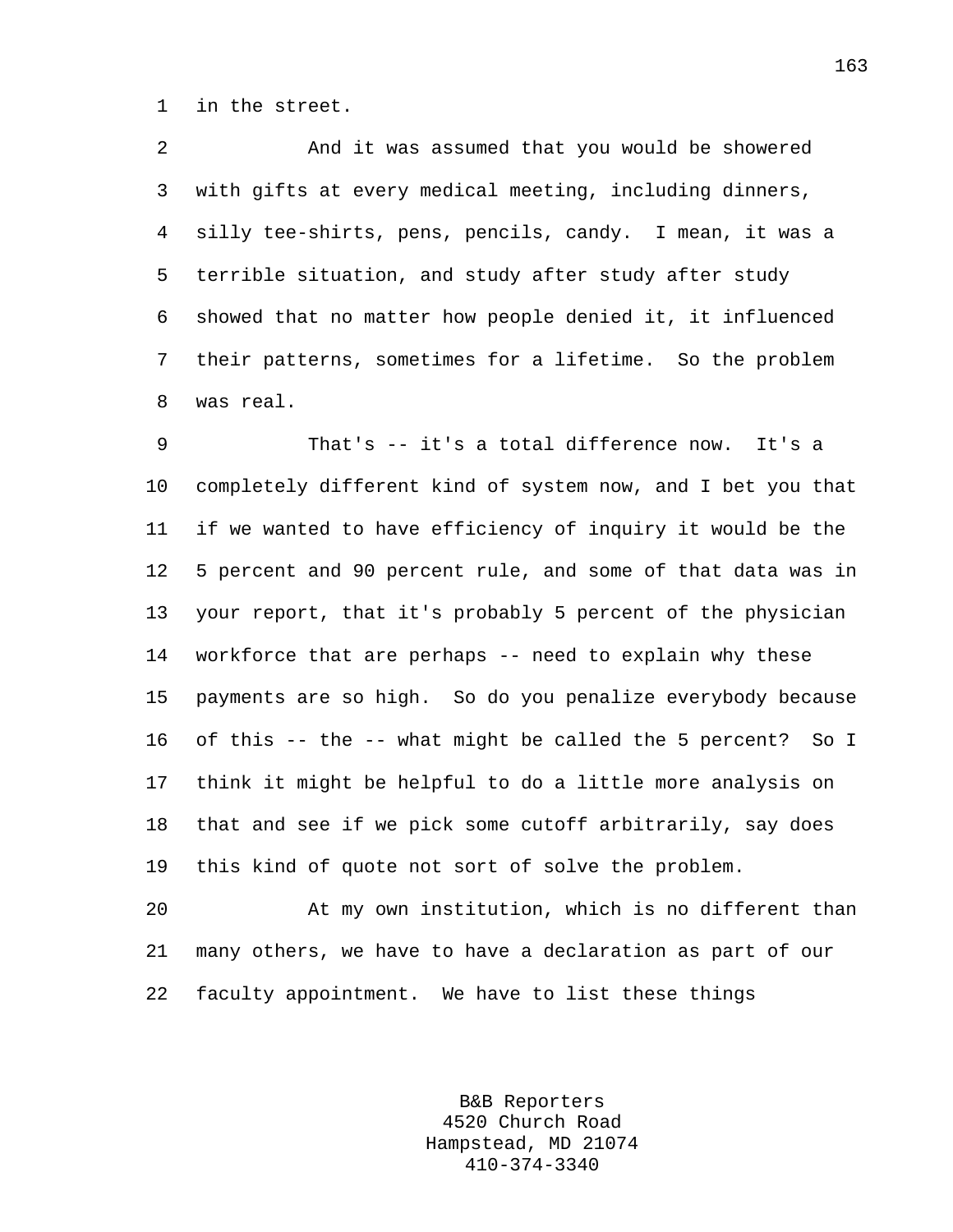in the street.

And it was assumed that you would be showered with gifts at every medical meeting, including dinners, silly tee-shirts, pens, pencils, candy. I mean, it was a terrible situation, and study after study after study showed that no matter how people denied it, it influenced their patterns, sometimes for a lifetime. So the problem was real.

That's -- it's a total difference now. It's a completely different kind of system now, and I bet you that if we wanted to have efficiency of inquiry it would be the 5 percent and 90 percent rule, and some of that data was in your report, that it's probably 5 percent of the physician workforce that are perhaps -- need to explain why these payments are so high. So do you penalize everybody because of this -- the -- what might be called the 5 percent? So I think it might be helpful to do a little more analysis on that and see if we pick some cutoff arbitrarily, say does this kind of quote not sort of solve the problem.

At my own institution, which is no different than many others, we have to have a declaration as part of our faculty appointment. We have to list these things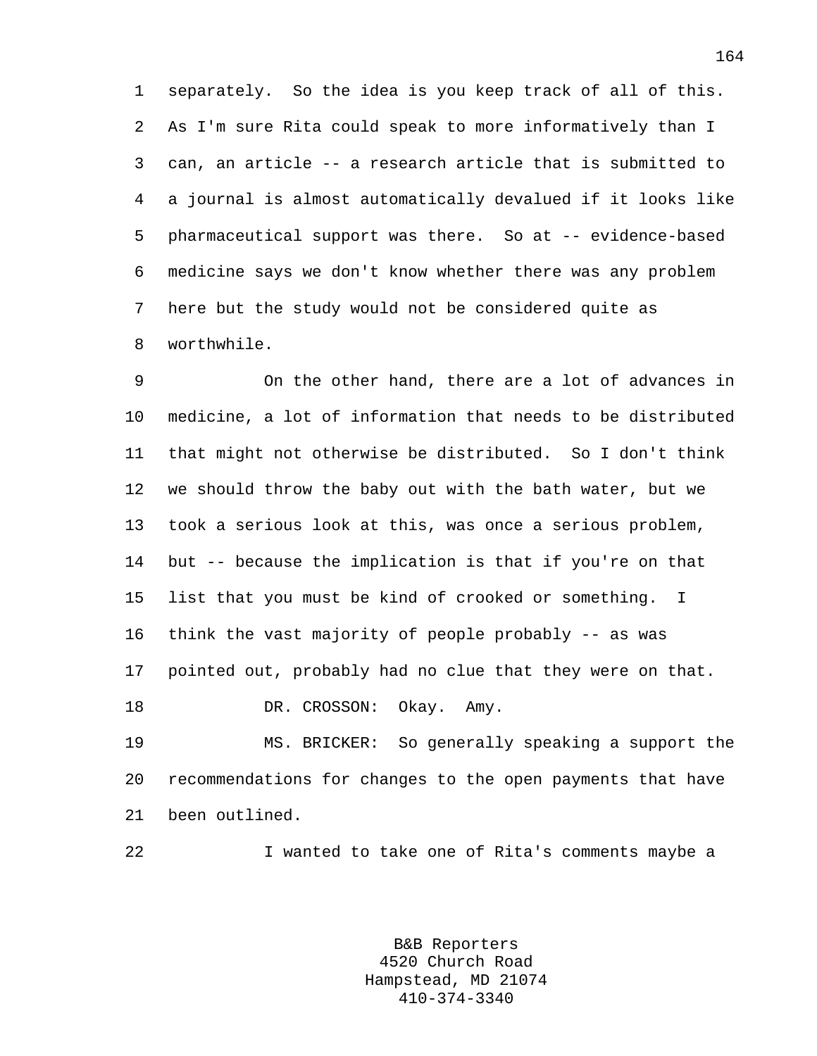separately. So the idea is you keep track of all of this. As I'm sure Rita could speak to more informatively than I can, an article -- a research article that is submitted to a journal is almost automatically devalued if it looks like pharmaceutical support was there. So at -- evidence-based medicine says we don't know whether there was any problem here but the study would not be considered quite as worthwhile.

On the other hand, there are a lot of advances in medicine, a lot of information that needs to be distributed that might not otherwise be distributed. So I don't think we should throw the baby out with the bath water, but we took a serious look at this, was once a serious problem, but -- because the implication is that if you're on that list that you must be kind of crooked or something. I think the vast majority of people probably -- as was pointed out, probably had no clue that they were on that.

DR. CROSSON: Okay. Amy.

MS. BRICKER: So generally speaking a support the recommendations for changes to the open payments that have been outlined.

I wanted to take one of Rita's comments maybe a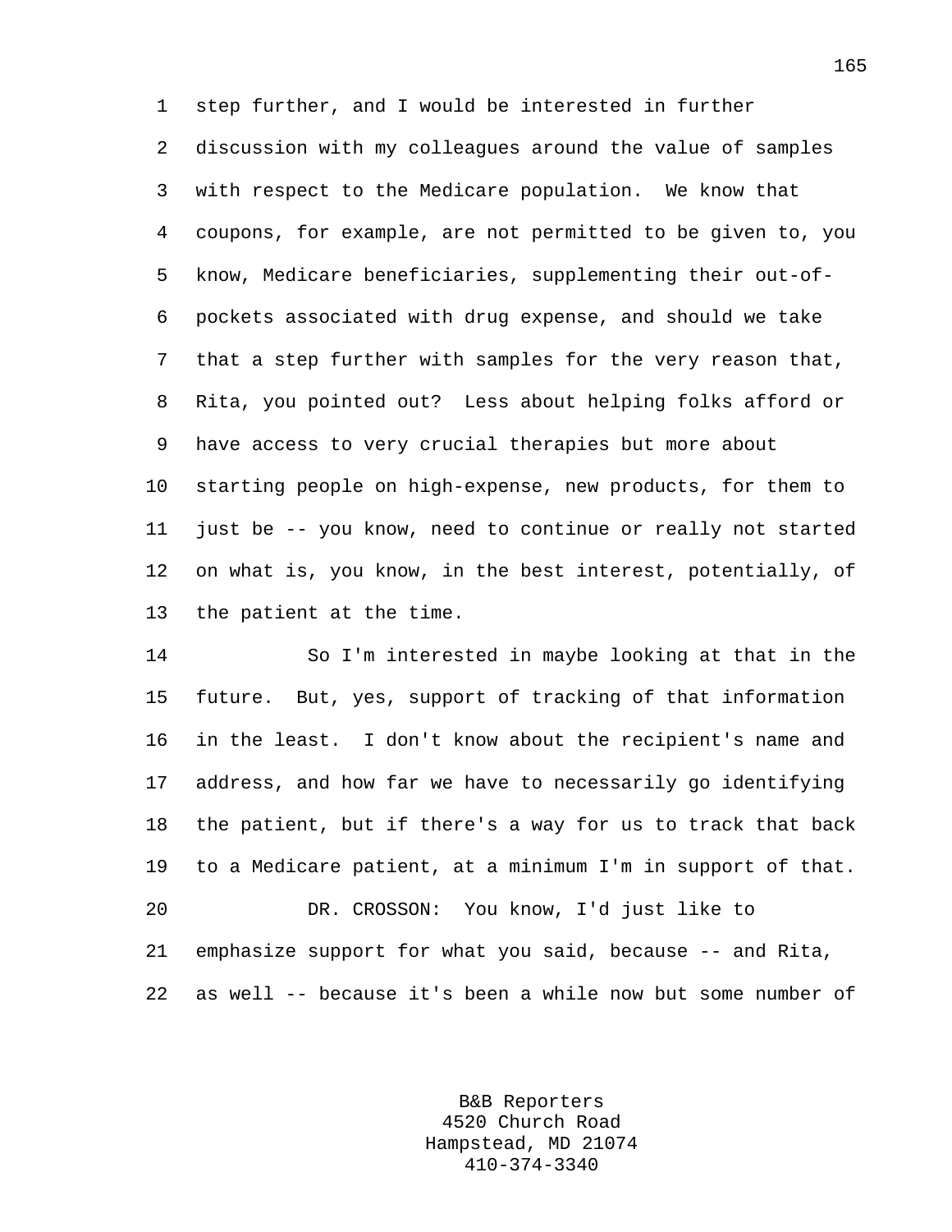step further, and I would be interested in further discussion with my colleagues around the value of samples with respect to the Medicare population. We know that coupons, for example, are not permitted to be given to, you know, Medicare beneficiaries, supplementing their out-of-pockets associated with drug expense, and should we take that a step further with samples for the very reason that, Rita, you pointed out? Less about helping folks afford or have access to very crucial therapies but more about starting people on high-expense, new products, for them to just be -- you know, need to continue or really not started on what is, you know, in the best interest, potentially, of the patient at the time.

So I'm interested in maybe looking at that in the future. But, yes, support of tracking of that information in the least. I don't know about the recipient's name and address, and how far we have to necessarily go identifying the patient, but if there's a way for us to track that back to a Medicare patient, at a minimum I'm in support of that.

DR. CROSSON: You know, I'd just like to emphasize support for what you said, because -- and Rita, as well -- because it's been a while now but some number of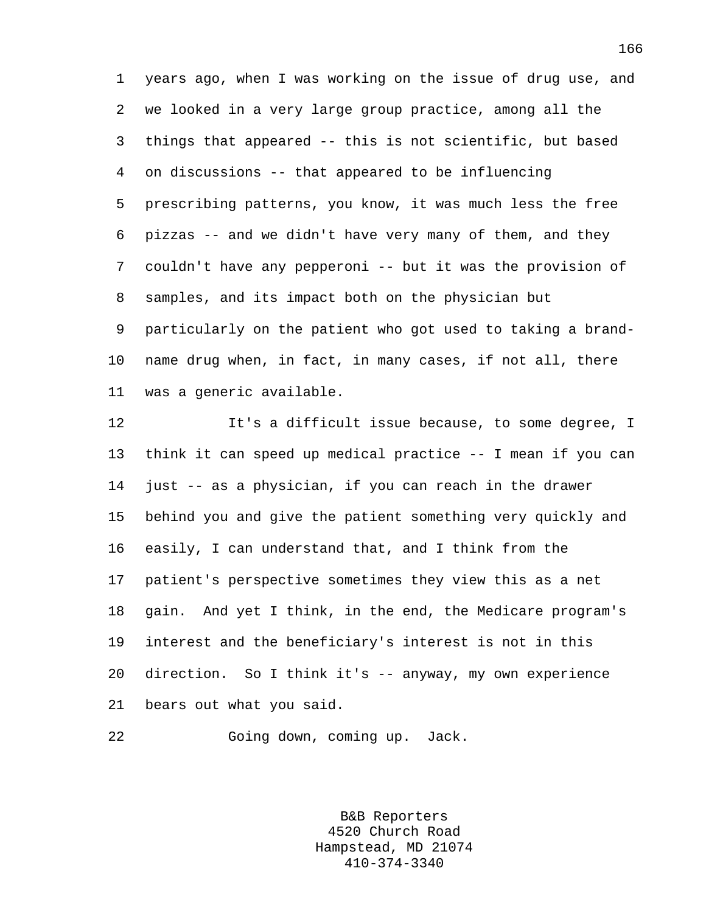years ago, when I was working on the issue of drug use, and we looked in a very large group practice, among all the things that appeared -- this is not scientific, but based on discussions -- that appeared to be influencing prescribing patterns, you know, it was much less the free pizzas -- and we didn't have very many of them, and they couldn't have any pepperoni -- but it was the provision of samples, and its impact both on the physician but particularly on the patient who got used to taking a brand-name drug when, in fact, in many cases, if not all, there was a generic available.

It's a difficult issue because, to some degree, I think it can speed up medical practice -- I mean if you can just -- as a physician, if you can reach in the drawer behind you and give the patient something very quickly and easily, I can understand that, and I think from the patient's perspective sometimes they view this as a net gain. And yet I think, in the end, the Medicare program's interest and the beneficiary's interest is not in this direction. So I think it's -- anyway, my own experience bears out what you said.

Going down, coming up. Jack.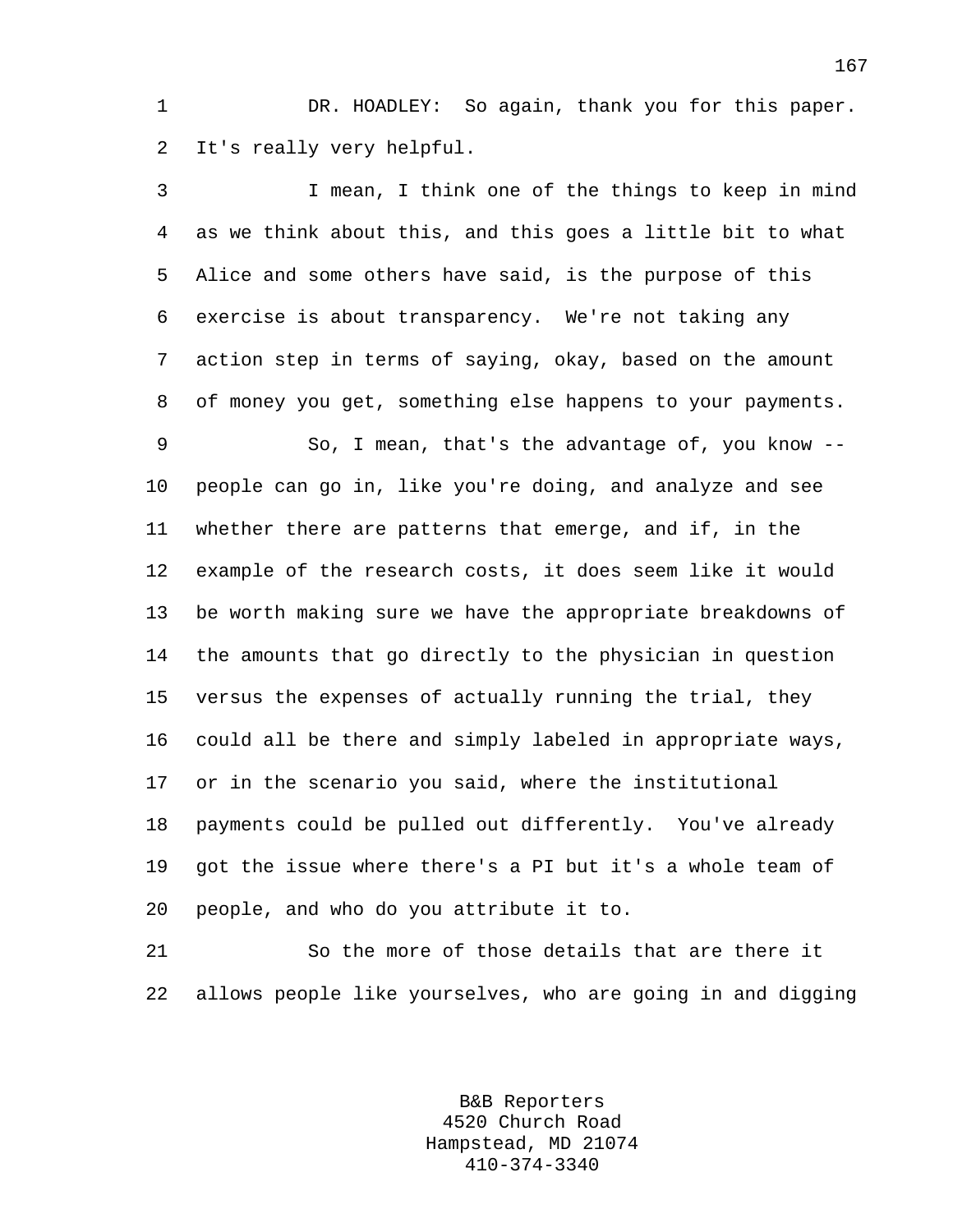DR. HOADLEY: So again, thank you for this paper. It's really very helpful.

I mean, I think one of the things to keep in mind as we think about this, and this goes a little bit to what Alice and some others have said, is the purpose of this exercise is about transparency. We're not taking any action step in terms of saying, okay, based on the amount of money you get, something else happens to your payments.

So, I mean, that's the advantage of, you know -- people can go in, like you're doing, and analyze and see whether there are patterns that emerge, and if, in the example of the research costs, it does seem like it would be worth making sure we have the appropriate breakdowns of the amounts that go directly to the physician in question versus the expenses of actually running the trial, they could all be there and simply labeled in appropriate ways, or in the scenario you said, where the institutional payments could be pulled out differently. You've already got the issue where there's a PI but it's a whole team of people, and who do you attribute it to.

So the more of those details that are there it allows people like yourselves, who are going in and digging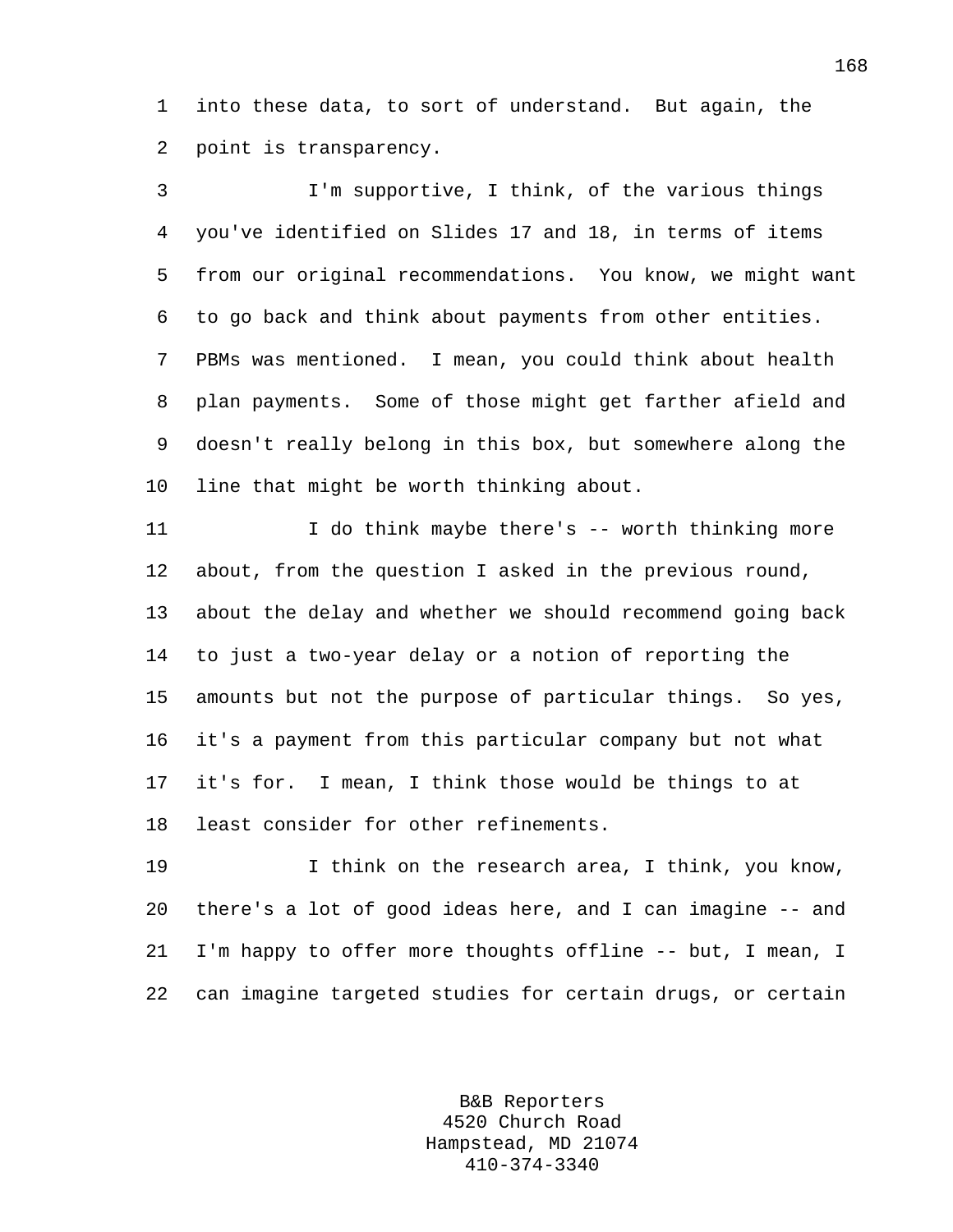into these data, to sort of understand. But again, the point is transparency.

I'm supportive, I think, of the various things you've identified on Slides 17 and 18, in terms of items from our original recommendations. You know, we might want to go back and think about payments from other entities. PBMs was mentioned. I mean, you could think about health plan payments. Some of those might get farther afield and doesn't really belong in this box, but somewhere along the line that might be worth thinking about.

I do think maybe there's -- worth thinking more about, from the question I asked in the previous round, about the delay and whether we should recommend going back to just a two-year delay or a notion of reporting the amounts but not the purpose of particular things. So yes, it's a payment from this particular company but not what it's for. I mean, I think those would be things to at least consider for other refinements.

I think on the research area, I think, you know, there's a lot of good ideas here, and I can imagine -- and I'm happy to offer more thoughts offline -- but, I mean, I can imagine targeted studies for certain drugs, or certain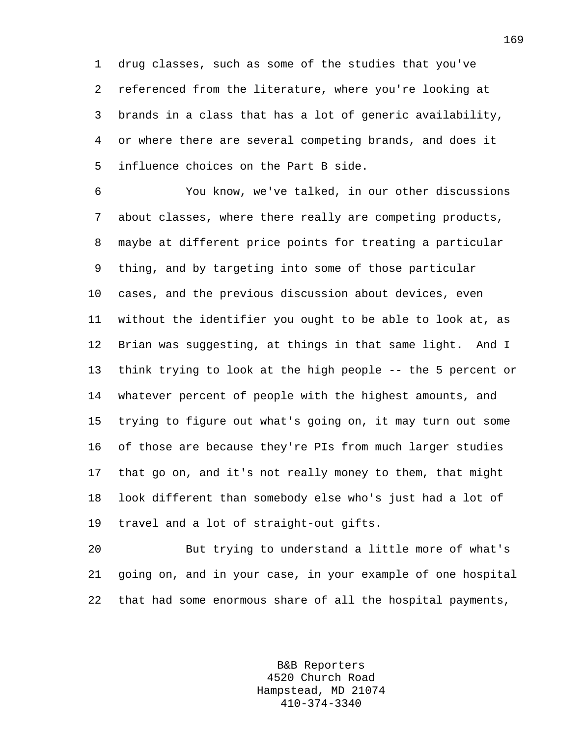drug classes, such as some of the studies that you've referenced from the literature, where you're looking at brands in a class that has a lot of generic availability, or where there are several competing brands, and does it influence choices on the Part B side.

You know, we've talked, in our other discussions about classes, where there really are competing products, maybe at different price points for treating a particular thing, and by targeting into some of those particular cases, and the previous discussion about devices, even without the identifier you ought to be able to look at, as Brian was suggesting, at things in that same light. And I think trying to look at the high people -- the 5 percent or whatever percent of people with the highest amounts, and trying to figure out what's going on, it may turn out some of those are because they're PIs from much larger studies that go on, and it's not really money to them, that might look different than somebody else who's just had a lot of travel and a lot of straight-out gifts.

But trying to understand a little more of what's going on, and in your case, in your example of one hospital that had some enormous share of all the hospital payments,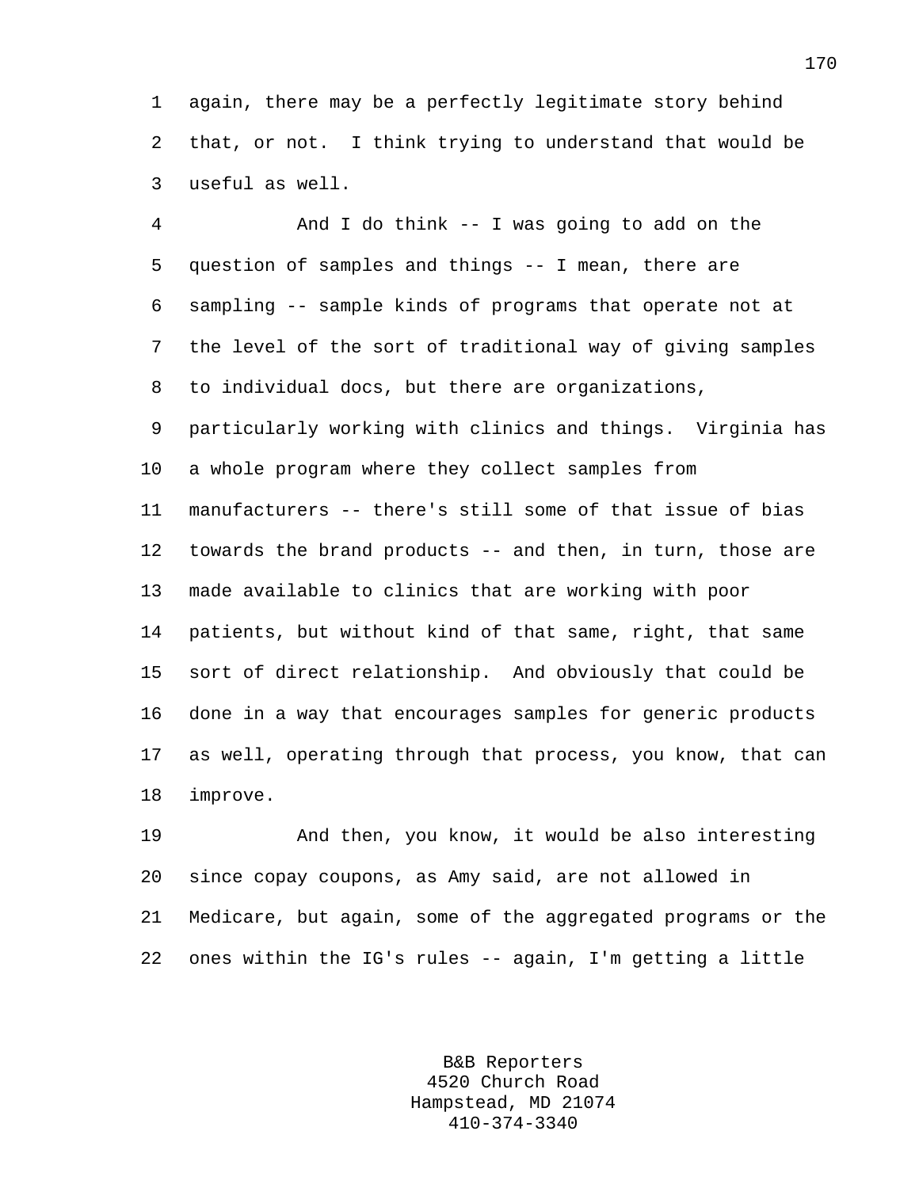again, there may be a perfectly legitimate story behind that, or not. I think trying to understand that would be useful as well.

And I do think -- I was going to add on the question of samples and things -- I mean, there are sampling -- sample kinds of programs that operate not at the level of the sort of traditional way of giving samples to individual docs, but there are organizations, particularly working with clinics and things. Virginia has a whole program where they collect samples from manufacturers -- there's still some of that issue of bias towards the brand products -- and then, in turn, those are made available to clinics that are working with poor patients, but without kind of that same, right, that same sort of direct relationship. And obviously that could be done in a way that encourages samples for generic products as well, operating through that process, you know, that can improve.

And then, you know, it would be also interesting since copay coupons, as Amy said, are not allowed in Medicare, but again, some of the aggregated programs or the ones within the IG's rules -- again, I'm getting a little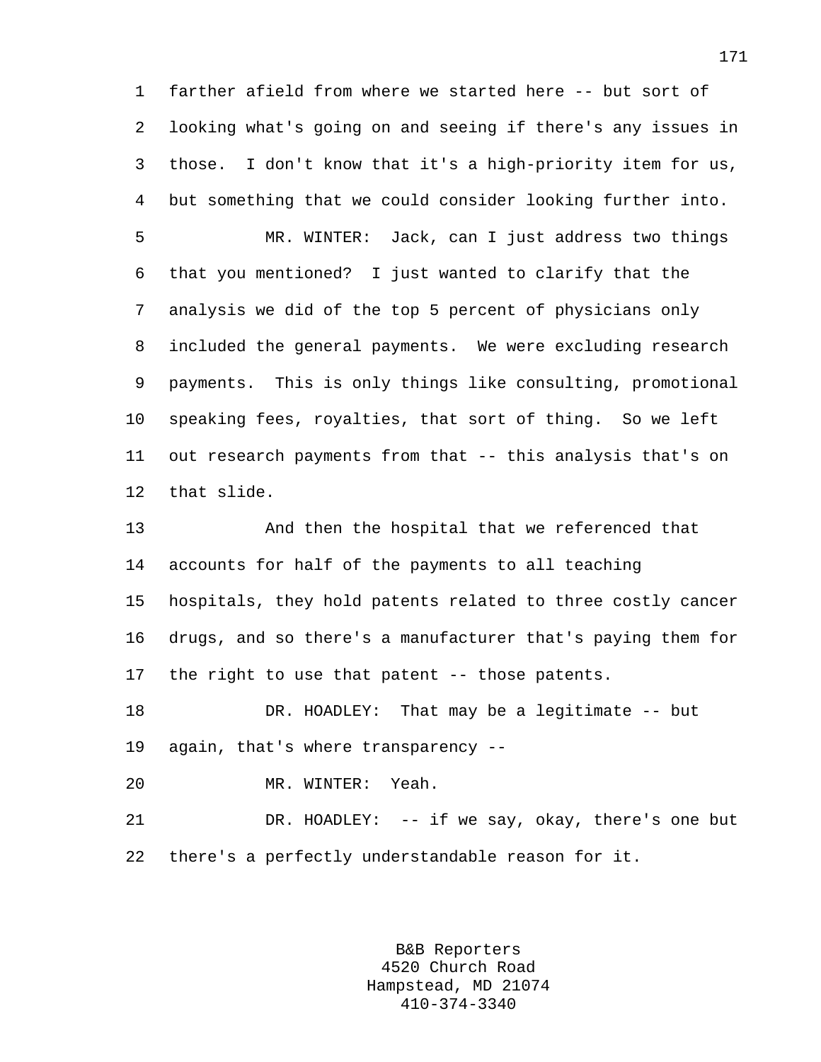farther afield from where we started here -- but sort of looking what's going on and seeing if there's any issues in those. I don't know that it's a high-priority item for us, but something that we could consider looking further into.

MR. WINTER: Jack, can I just address two things that you mentioned? I just wanted to clarify that the analysis we did of the top 5 percent of physicians only included the general payments. We were excluding research payments. This is only things like consulting, promotional speaking fees, royalties, that sort of thing. So we left out research payments from that -- this analysis that's on that slide.

And then the hospital that we referenced that accounts for half of the payments to all teaching hospitals, they hold patents related to three costly cancer drugs, and so there's a manufacturer that's paying them for the right to use that patent -- those patents.

DR. HOADLEY: That may be a legitimate -- but again, that's where transparency --

MR. WINTER: Yeah.

DR. HOADLEY: -- if we say, okay, there's one but there's a perfectly understandable reason for it.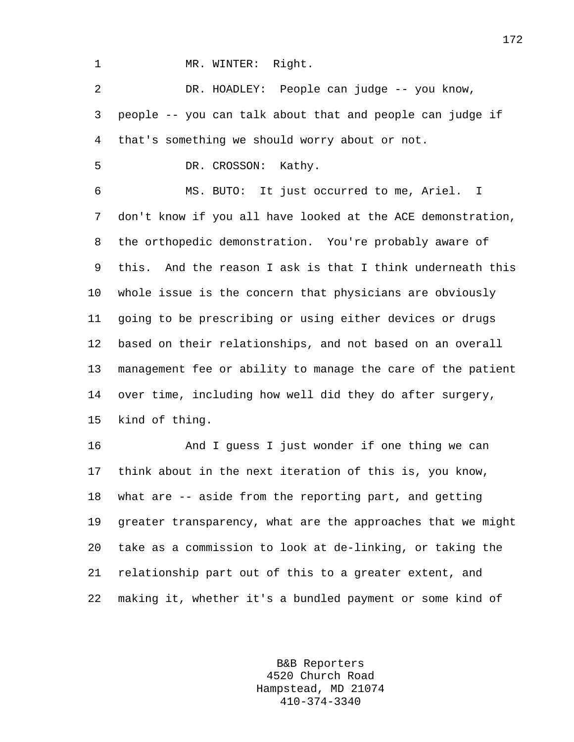MR. WINTER: Right.

DR. HOADLEY: People can judge -- you know, people -- you can talk about that and people can judge if that's something we should worry about or not.

DR. CROSSON: Kathy.

MS. BUTO: It just occurred to me, Ariel. I don't know if you all have looked at the ACE demonstration, the orthopedic demonstration. You're probably aware of this. And the reason I ask is that I think underneath this whole issue is the concern that physicians are obviously going to be prescribing or using either devices or drugs based on their relationships, and not based on an overall management fee or ability to manage the care of the patient over time, including how well did they do after surgery, kind of thing.

And I guess I just wonder if one thing we can think about in the next iteration of this is, you know, what are -- aside from the reporting part, and getting greater transparency, what are the approaches that we might take as a commission to look at de-linking, or taking the relationship part out of this to a greater extent, and making it, whether it's a bundled payment or some kind of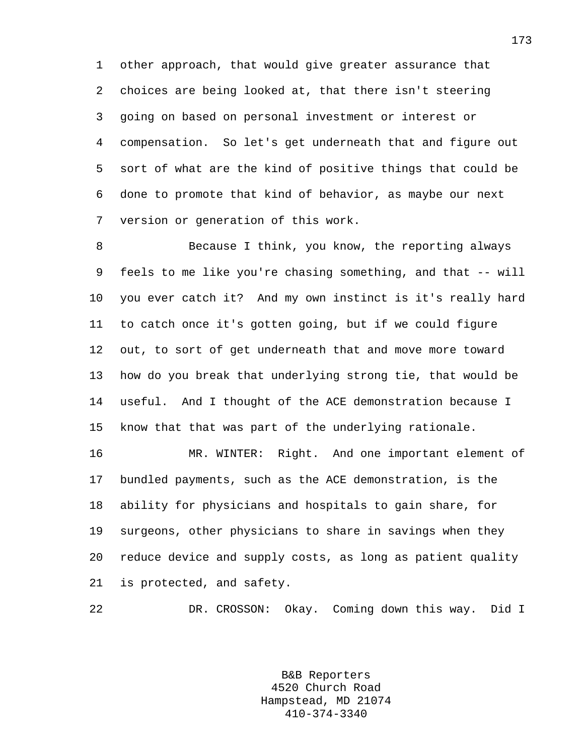other approach, that would give greater assurance that choices are being looked at, that there isn't steering going on based on personal investment or interest or compensation. So let's get underneath that and figure out sort of what are the kind of positive things that could be done to promote that kind of behavior, as maybe our next version or generation of this work.

Because I think, you know, the reporting always feels to me like you're chasing something, and that -- will you ever catch it? And my own instinct is it's really hard to catch once it's gotten going, but if we could figure out, to sort of get underneath that and move more toward how do you break that underlying strong tie, that would be useful. And I thought of the ACE demonstration because I know that that was part of the underlying rationale.

MR. WINTER: Right. And one important element of bundled payments, such as the ACE demonstration, is the ability for physicians and hospitals to gain share, for surgeons, other physicians to share in savings when they reduce device and supply costs, as long as patient quality is protected, and safety.

DR. CROSSON: Okay. Coming down this way. Did I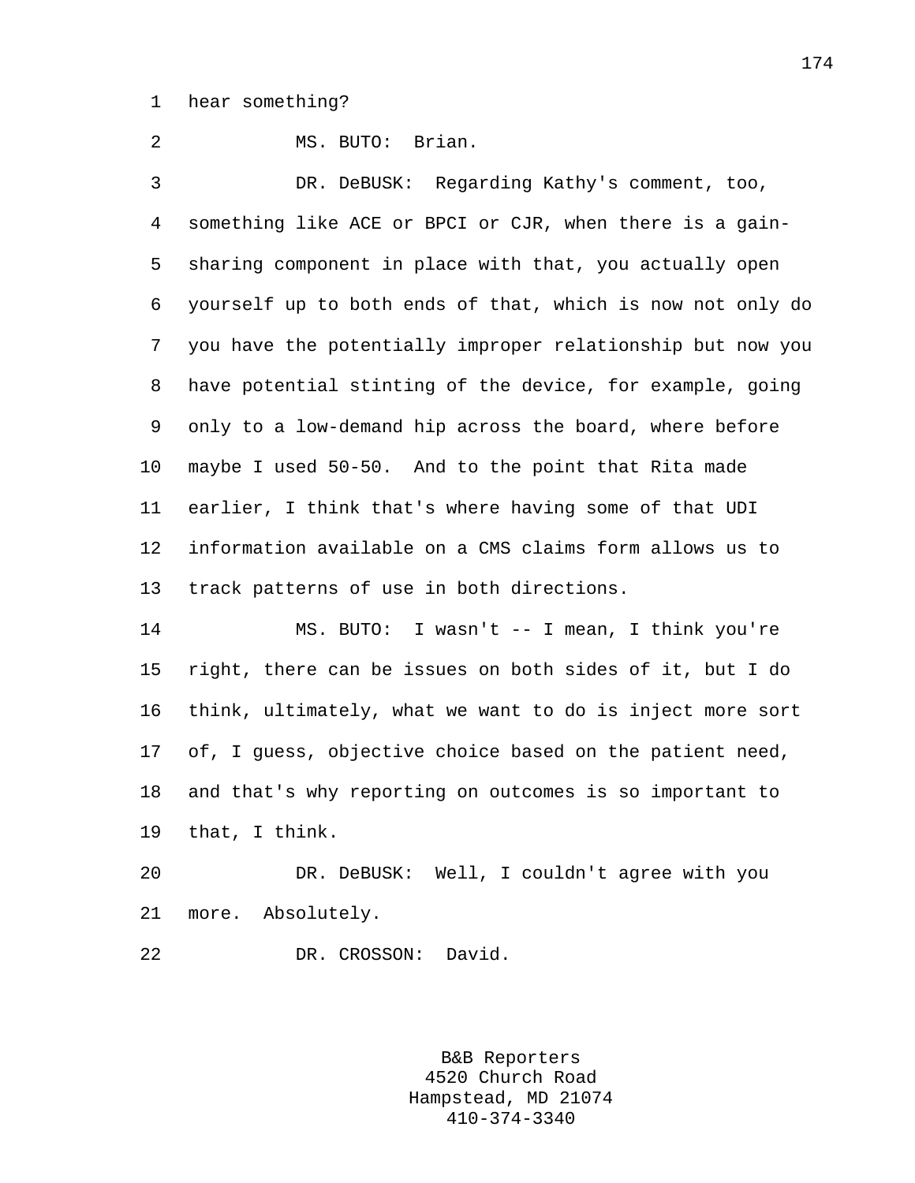hear something?

MS. BUTO: Brian.

DR. DeBUSK: Regarding Kathy's comment, too, something like ACE or BPCI or CJR, when there is a gain-sharing component in place with that, you actually open yourself up to both ends of that, which is now not only do you have the potentially improper relationship but now you have potential stinting of the device, for example, going only to a low-demand hip across the board, where before maybe I used 50-50. And to the point that Rita made earlier, I think that's where having some of that UDI information available on a CMS claims form allows us to track patterns of use in both directions.

MS. BUTO: I wasn't -- I mean, I think you're right, there can be issues on both sides of it, but I do think, ultimately, what we want to do is inject more sort of, I guess, objective choice based on the patient need, and that's why reporting on outcomes is so important to that, I think.

DR. DeBUSK: Well, I couldn't agree with you more. Absolutely.

DR. CROSSON: David.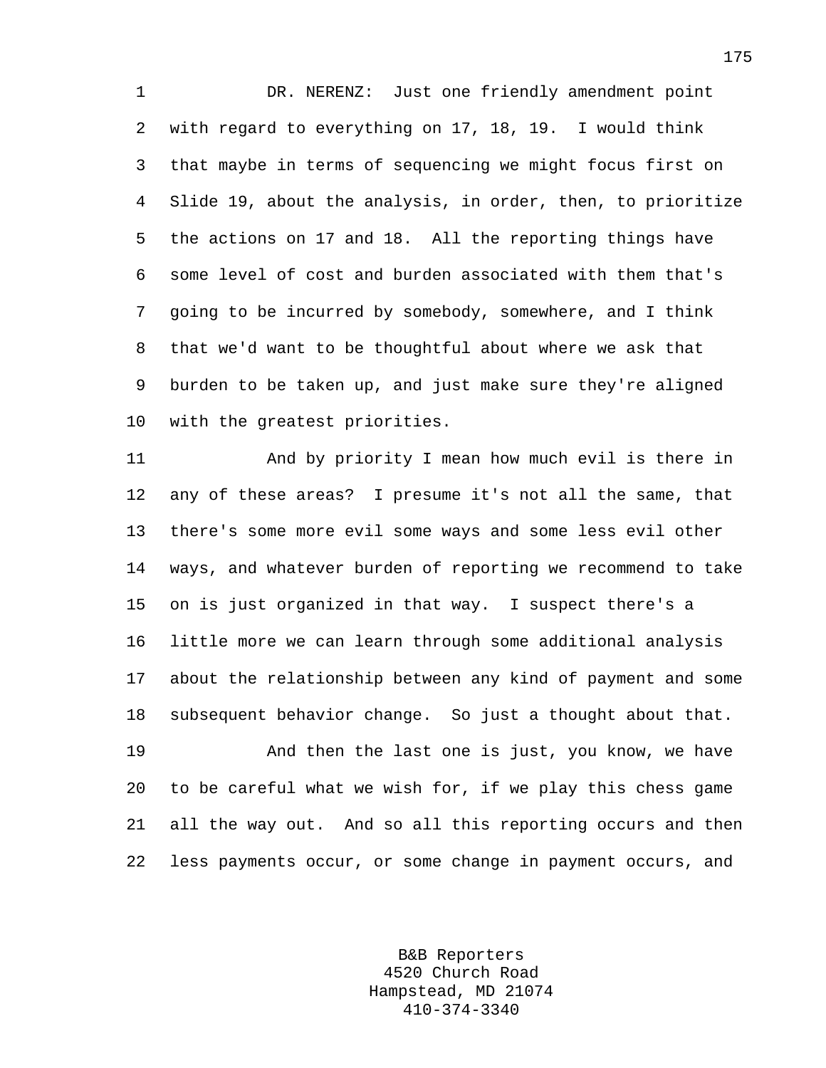DR. NERENZ: Just one friendly amendment point with regard to everything on 17, 18, 19. I would think that maybe in terms of sequencing we might focus first on Slide 19, about the analysis, in order, then, to prioritize the actions on 17 and 18. All the reporting things have some level of cost and burden associated with them that's going to be incurred by somebody, somewhere, and I think that we'd want to be thoughtful about where we ask that burden to be taken up, and just make sure they're aligned with the greatest priorities.

And by priority I mean how much evil is there in any of these areas? I presume it's not all the same, that there's some more evil some ways and some less evil other ways, and whatever burden of reporting we recommend to take on is just organized in that way. I suspect there's a little more we can learn through some additional analysis about the relationship between any kind of payment and some subsequent behavior change. So just a thought about that.

And then the last one is just, you know, we have to be careful what we wish for, if we play this chess game all the way out. And so all this reporting occurs and then less payments occur, or some change in payment occurs, and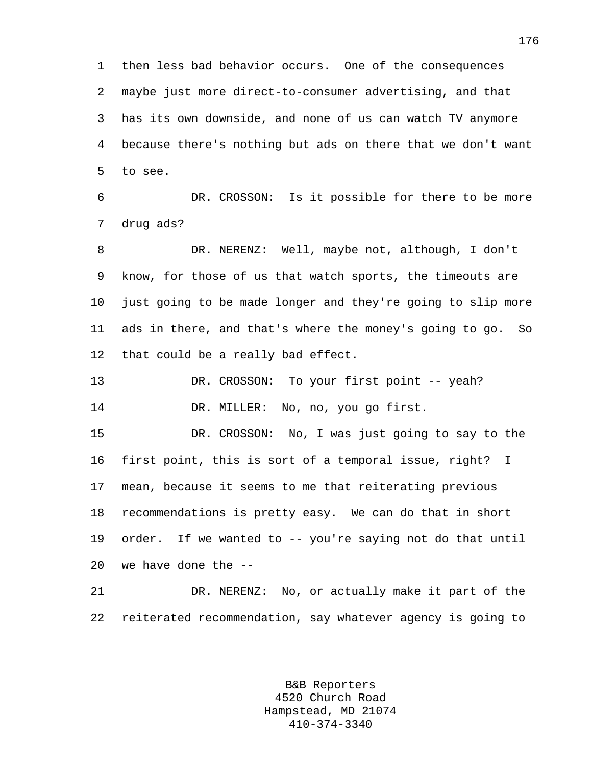then less bad behavior occurs. One of the consequences maybe just more direct-to-consumer advertising, and that has its own downside, and none of us can watch TV anymore because there's nothing but ads on there that we don't want to see.

DR. CROSSON: Is it possible for there to be more drug ads?

DR. NERENZ: Well, maybe not, although, I don't know, for those of us that watch sports, the timeouts are just going to be made longer and they're going to slip more ads in there, and that's where the money's going to go. So that could be a really bad effect.

DR. CROSSON: To your first point -- yeah?

DR. MILLER: No, no, you go first.

DR. CROSSON: No, I was just going to say to the first point, this is sort of a temporal issue, right? I mean, because it seems to me that reiterating previous recommendations is pretty easy. We can do that in short order. If we wanted to -- you're saying not do that until we have done the --

DR. NERENZ: No, or actually make it part of the reiterated recommendation, say whatever agency is going to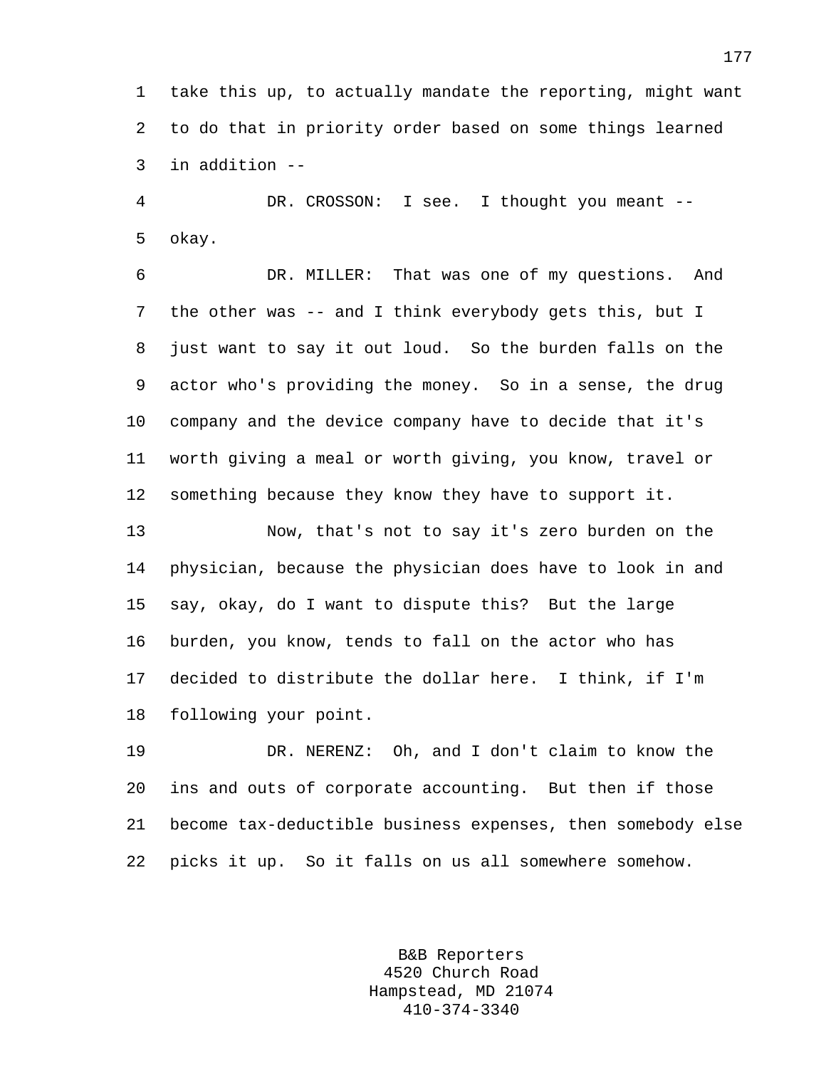take this up, to actually mandate the reporting, might want to do that in priority order based on some things learned in addition --

DR. CROSSON: I see. I thought you meant -- okay.

DR. MILLER: That was one of my questions. And the other was -- and I think everybody gets this, but I just want to say it out loud. So the burden falls on the actor who's providing the money. So in a sense, the drug company and the device company have to decide that it's worth giving a meal or worth giving, you know, travel or something because they know they have to support it.

Now, that's not to say it's zero burden on the physician, because the physician does have to look in and say, okay, do I want to dispute this? But the large burden, you know, tends to fall on the actor who has decided to distribute the dollar here. I think, if I'm following your point.

DR. NERENZ: Oh, and I don't claim to know the ins and outs of corporate accounting. But then if those become tax-deductible business expenses, then somebody else picks it up. So it falls on us all somewhere somehow.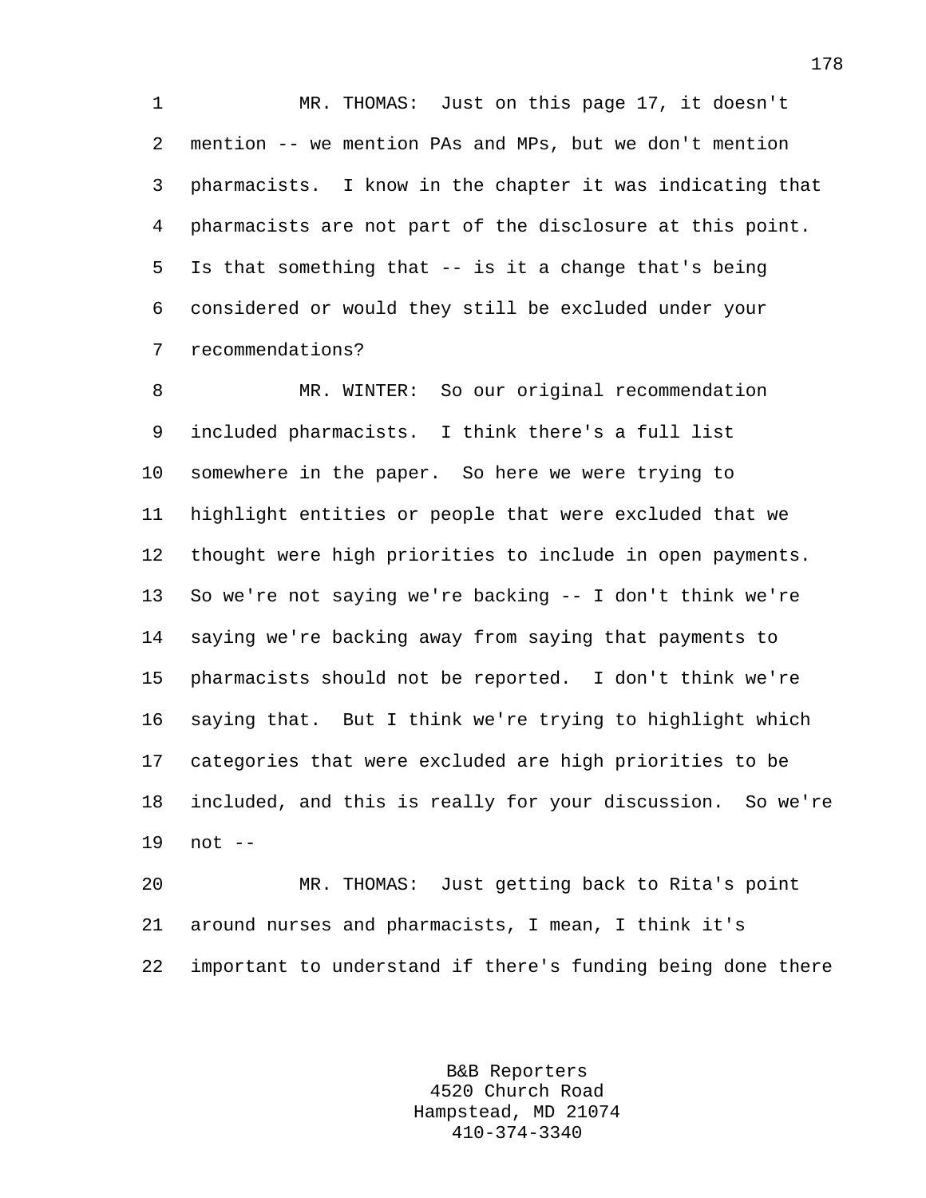MR. THOMAS: Just on this page 17, it doesn't mention -- we mention PAs and MPs, but we don't mention pharmacists. I know in the chapter it was indicating that pharmacists are not part of the disclosure at this point. Is that something that -- is it a change that's being considered or would they still be excluded under your recommendations?

MR. WINTER: So our original recommendation included pharmacists. I think there's a full list somewhere in the paper. So here we were trying to highlight entities or people that were excluded that we thought were high priorities to include in open payments. So we're not saying we're backing -- I don't think we're saying we're backing away from saying that payments to pharmacists should not be reported. I don't think we're saying that. But I think we're trying to highlight which categories that were excluded are high priorities to be included, and this is really for your discussion. So we're not --

MR. THOMAS: Just getting back to Rita's point around nurses and pharmacists, I mean, I think it's important to understand if there's funding being done there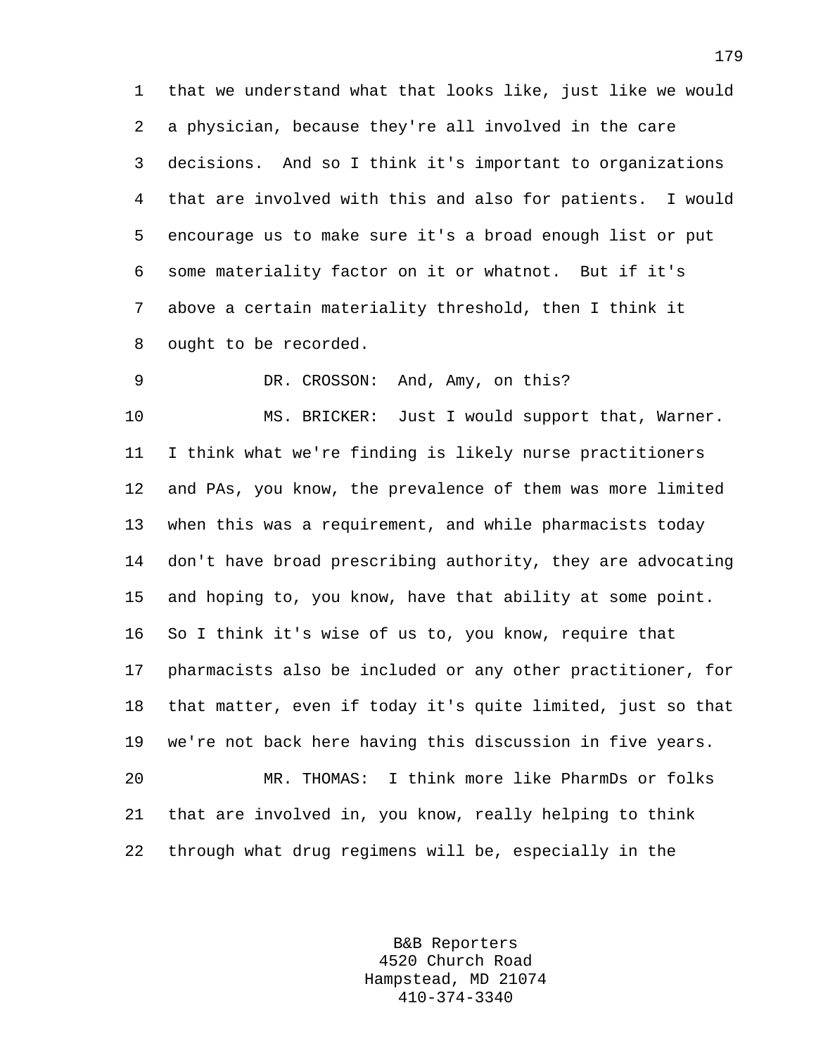that we understand what that looks like, just like we would a physician, because they're all involved in the care decisions. And so I think it's important to organizations that are involved with this and also for patients. I would encourage us to make sure it's a broad enough list or put some materiality factor on it or whatnot. But if it's above a certain materiality threshold, then I think it ought to be recorded.

DR. CROSSON: And, Amy, on this?

MS. BRICKER: Just I would support that, Warner. I think what we're finding is likely nurse practitioners and PAs, you know, the prevalence of them was more limited when this was a requirement, and while pharmacists today don't have broad prescribing authority, they are advocating and hoping to, you know, have that ability at some point. So I think it's wise of us to, you know, require that pharmacists also be included or any other practitioner, for that matter, even if today it's quite limited, just so that we're not back here having this discussion in five years.

MR. THOMAS: I think more like PharmDs or folks that are involved in, you know, really helping to think through what drug regimens will be, especially in the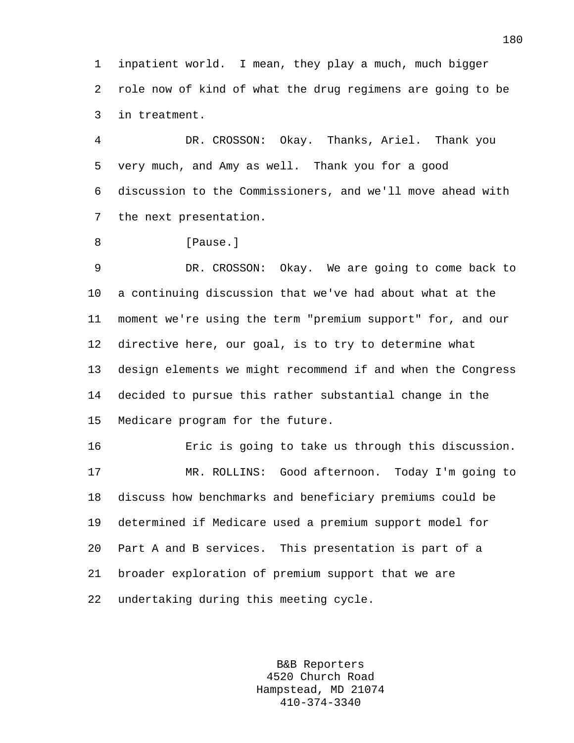inpatient world. I mean, they play a much, much bigger role now of kind of what the drug regimens are going to be in treatment.

DR. CROSSON: Okay. Thanks, Ariel. Thank you very much, and Amy as well. Thank you for a good discussion to the Commissioners, and we'll move ahead with the next presentation.

[Pause.]

DR. CROSSON: Okay. We are going to come back to a continuing discussion that we've had about what at the moment we're using the term "premium support" for, and our directive here, our goal, is to try to determine what design elements we might recommend if and when the Congress decided to pursue this rather substantial change in the Medicare program for the future.

Eric is going to take us through this discussion.

MR. ROLLINS: Good afternoon. Today I'm going to discuss how benchmarks and beneficiary premiums could be determined if Medicare used a premium support model for Part A and B services. This presentation is part of a broader exploration of premium support that we are undertaking during this meeting cycle.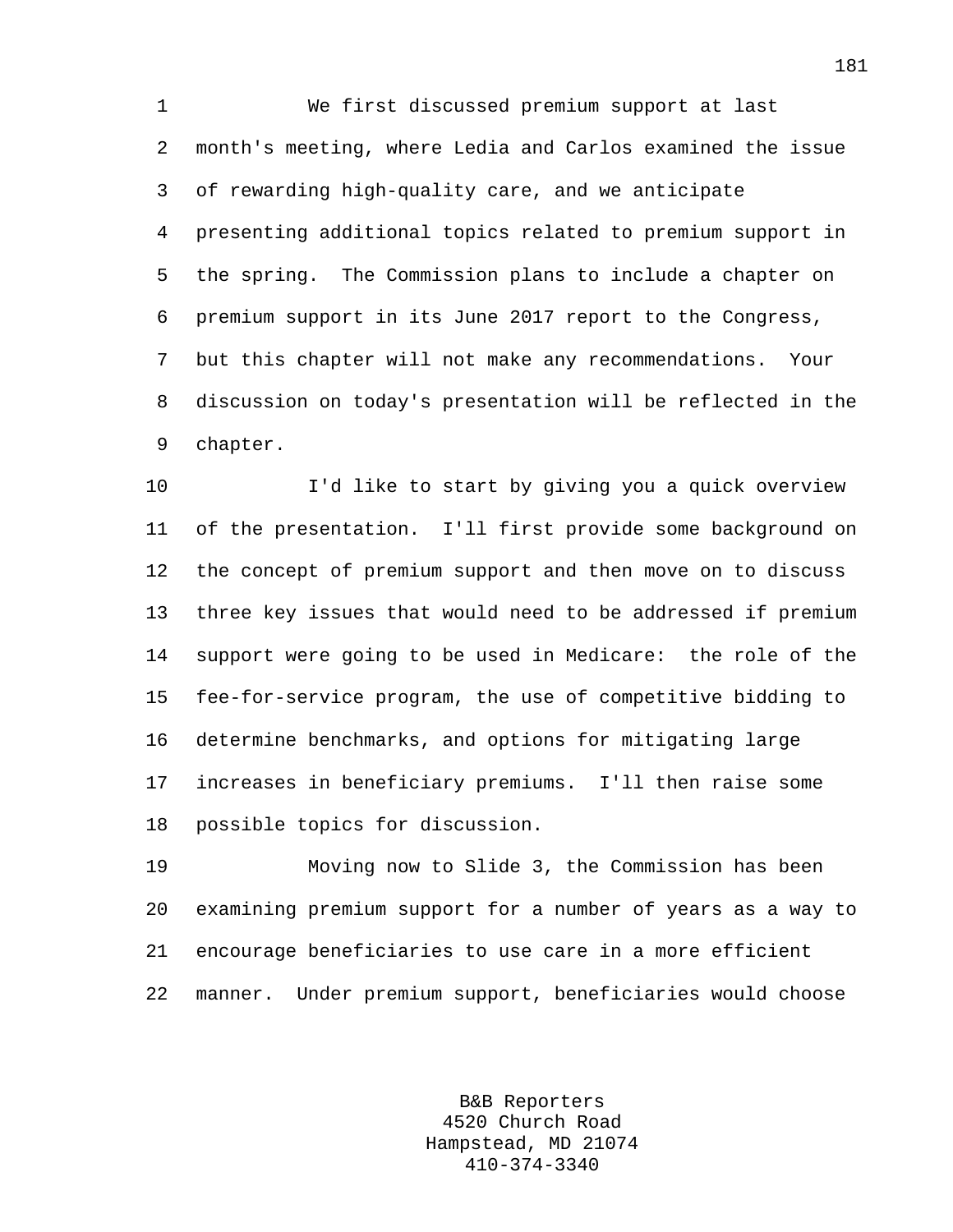We first discussed premium support at last month's meeting, where Ledia and Carlos examined the issue of rewarding high-quality care, and we anticipate presenting additional topics related to premium support in the spring. The Commission plans to include a chapter on premium support in its June 2017 report to the Congress, but this chapter will not make any recommendations. Your discussion on today's presentation will be reflected in the chapter.

I'd like to start by giving you a quick overview of the presentation. I'll first provide some background on the concept of premium support and then move on to discuss three key issues that would need to be addressed if premium support were going to be used in Medicare: the role of the fee-for-service program, the use of competitive bidding to determine benchmarks, and options for mitigating large increases in beneficiary premiums. I'll then raise some possible topics for discussion.

Moving now to Slide 3, the Commission has been examining premium support for a number of years as a way to encourage beneficiaries to use care in a more efficient manner. Under premium support, beneficiaries would choose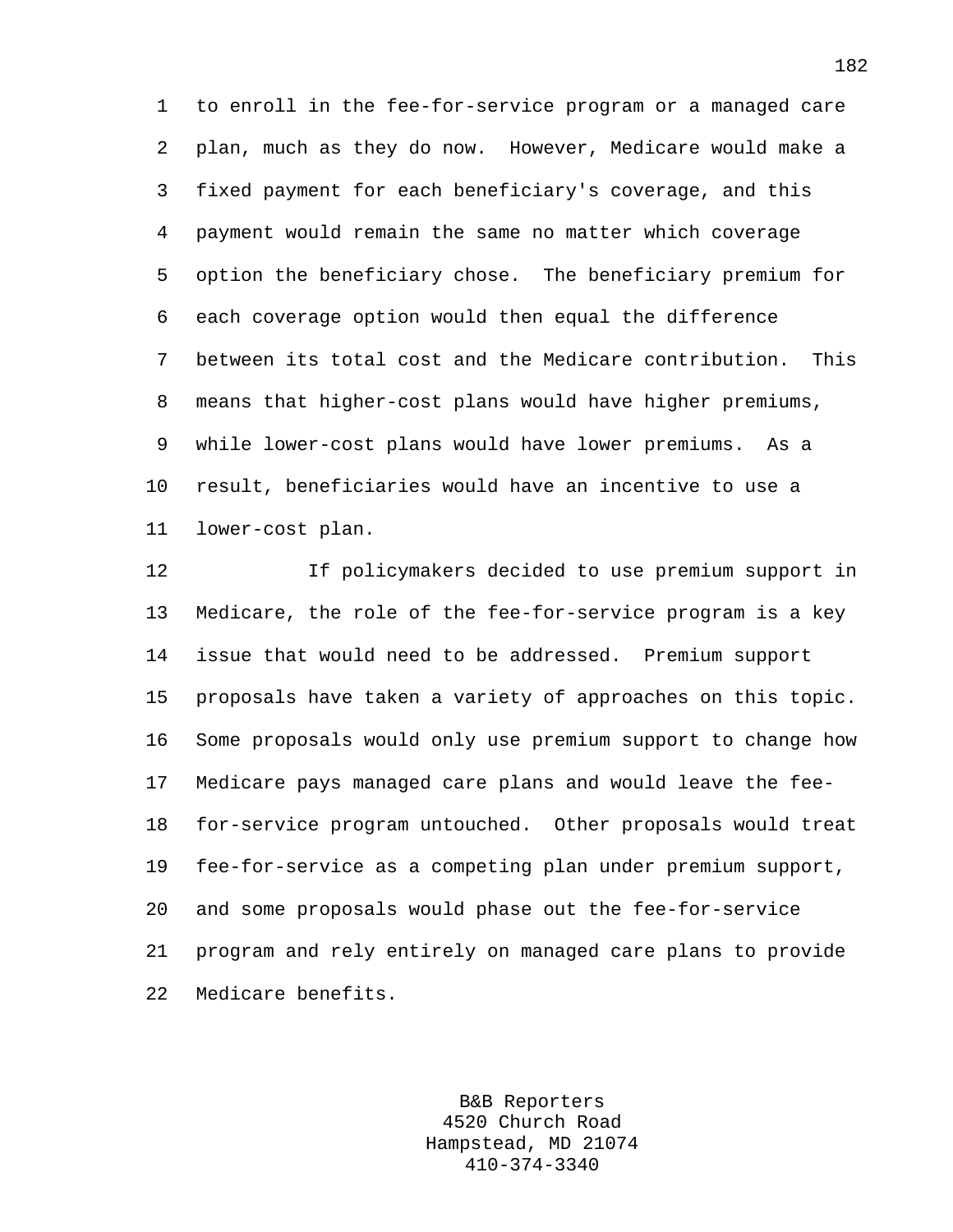to enroll in the fee-for-service program or a managed care plan, much as they do now. However, Medicare would make a fixed payment for each beneficiary's coverage, and this payment would remain the same no matter which coverage option the beneficiary chose. The beneficiary premium for each coverage option would then equal the difference between its total cost and the Medicare contribution. This means that higher-cost plans would have higher premiums, while lower-cost plans would have lower premiums. As a result, beneficiaries would have an incentive to use a lower-cost plan.

If policymakers decided to use premium support in Medicare, the role of the fee-for-service program is a key issue that would need to be addressed. Premium support proposals have taken a variety of approaches on this topic. Some proposals would only use premium support to change how Medicare pays managed care plans and would leave the fee-for-service program untouched. Other proposals would treat fee-for-service as a competing plan under premium support, and some proposals would phase out the fee-for-service program and rely entirely on managed care plans to provide Medicare benefits.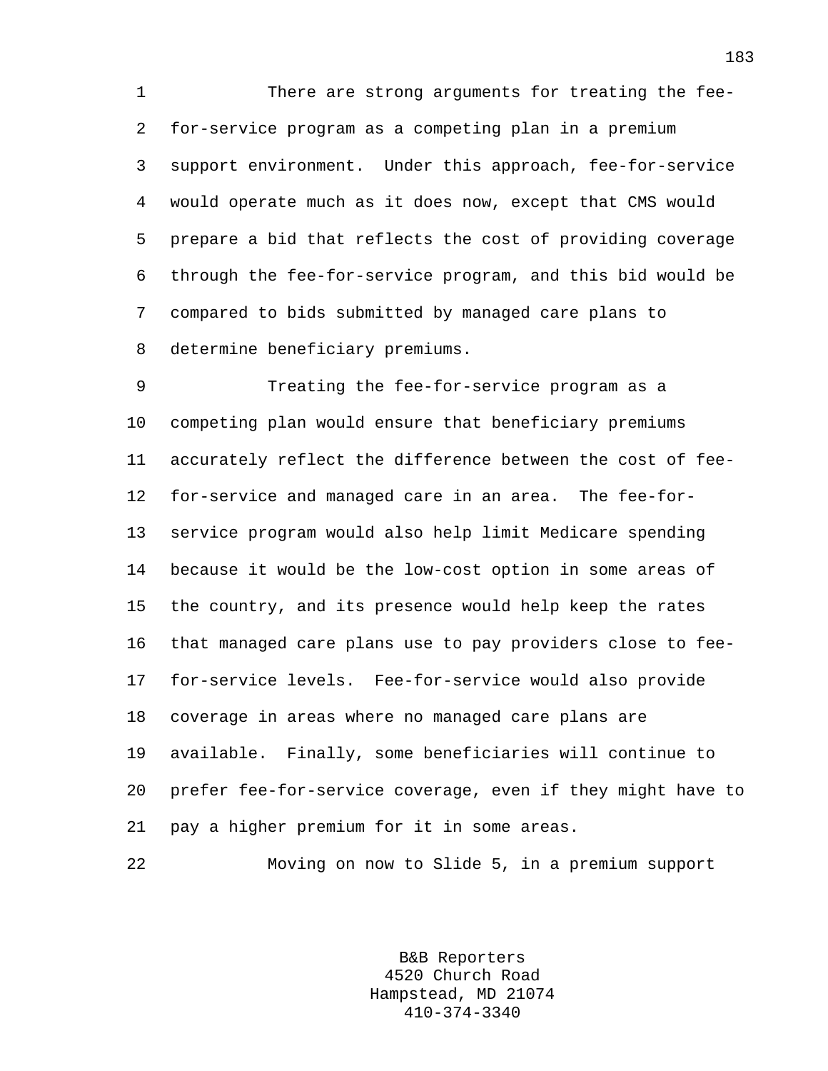There are strong arguments for treating the fee-for-service program as a competing plan in a premium support environment. Under this approach, fee-for-service would operate much as it does now, except that CMS would prepare a bid that reflects the cost of providing coverage through the fee-for-service program, and this bid would be compared to bids submitted by managed care plans to determine beneficiary premiums.

Treating the fee-for-service program as a competing plan would ensure that beneficiary premiums accurately reflect the difference between the cost of fee-for-service and managed care in an area. The fee-for-service program would also help limit Medicare spending because it would be the low-cost option in some areas of the country, and its presence would help keep the rates that managed care plans use to pay providers close to fee-for-service levels. Fee-for-service would also provide coverage in areas where no managed care plans are available. Finally, some beneficiaries will continue to prefer fee-for-service coverage, even if they might have to pay a higher premium for it in some areas.

Moving on now to Slide 5, in a premium support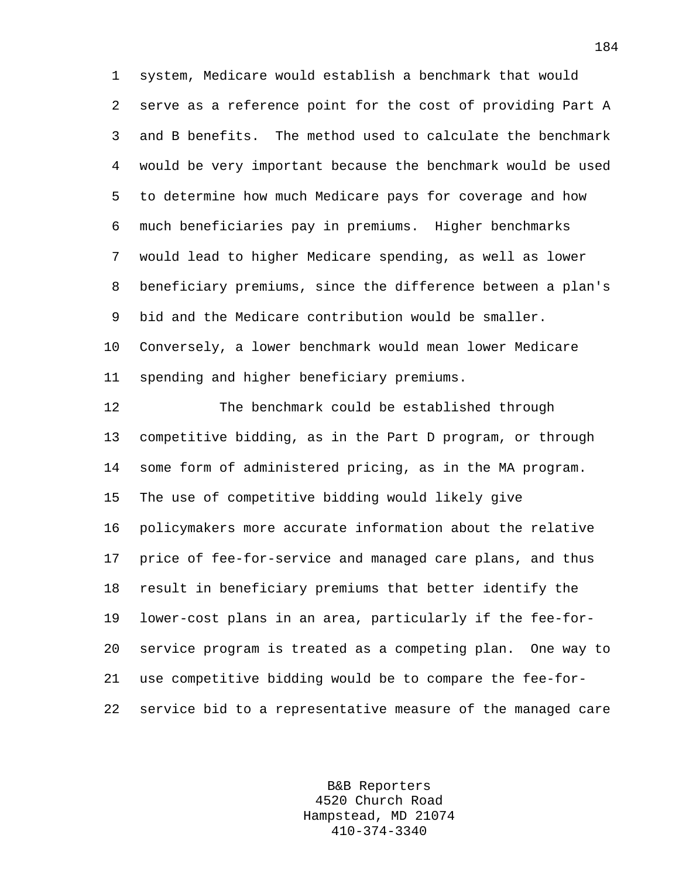system, Medicare would establish a benchmark that would serve as a reference point for the cost of providing Part A and B benefits. The method used to calculate the benchmark would be very important because the benchmark would be used to determine how much Medicare pays for coverage and how much beneficiaries pay in premiums. Higher benchmarks would lead to higher Medicare spending, as well as lower beneficiary premiums, since the difference between a plan's bid and the Medicare contribution would be smaller. Conversely, a lower benchmark would mean lower Medicare spending and higher beneficiary premiums.

The benchmark could be established through competitive bidding, as in the Part D program, or through some form of administered pricing, as in the MA program. The use of competitive bidding would likely give policymakers more accurate information about the relative price of fee-for-service and managed care plans, and thus result in beneficiary premiums that better identify the lower-cost plans in an area, particularly if the fee-for-service program is treated as a competing plan. One way to use competitive bidding would be to compare the fee-for-service bid to a representative measure of the managed care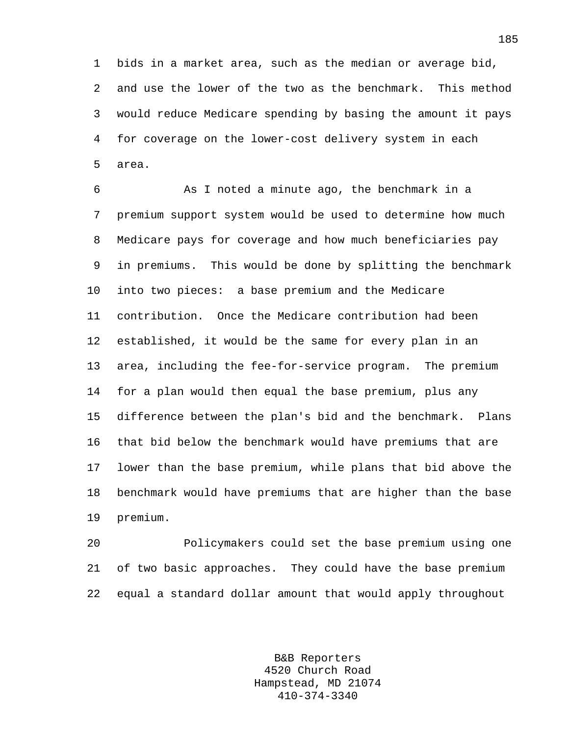bids in a market area, such as the median or average bid, and use the lower of the two as the benchmark. This method would reduce Medicare spending by basing the amount it pays for coverage on the lower-cost delivery system in each area.

As I noted a minute ago, the benchmark in a premium support system would be used to determine how much Medicare pays for coverage and how much beneficiaries pay in premiums. This would be done by splitting the benchmark into two pieces: a base premium and the Medicare contribution. Once the Medicare contribution had been established, it would be the same for every plan in an area, including the fee-for-service program. The premium for a plan would then equal the base premium, plus any difference between the plan's bid and the benchmark. Plans that bid below the benchmark would have premiums that are lower than the base premium, while plans that bid above the benchmark would have premiums that are higher than the base premium.

Policymakers could set the base premium using one of two basic approaches. They could have the base premium equal a standard dollar amount that would apply throughout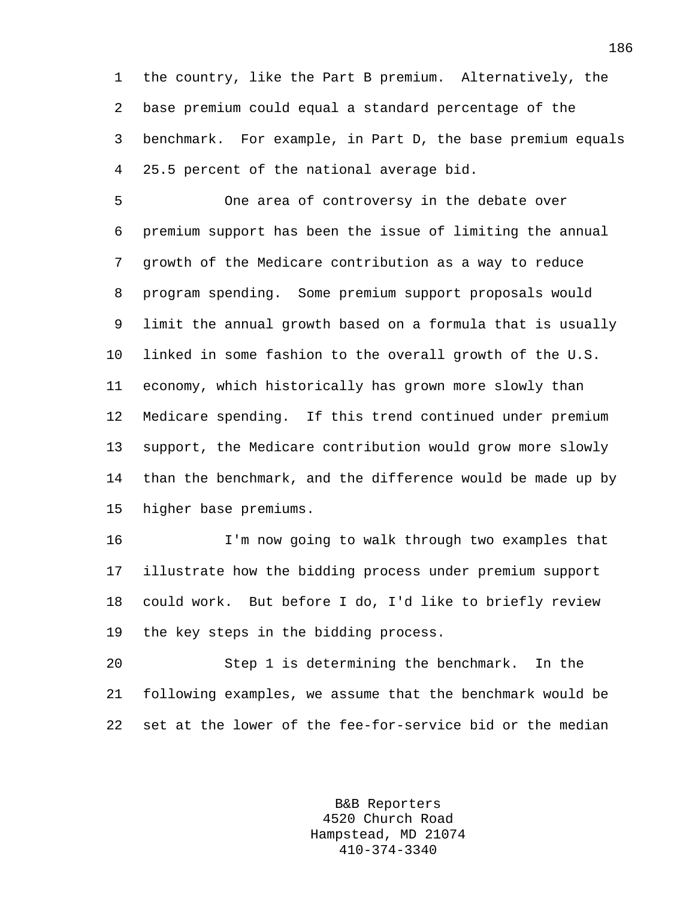the country, like the Part B premium. Alternatively, the base premium could equal a standard percentage of the benchmark. For example, in Part D, the base premium equals 25.5 percent of the national average bid.

One area of controversy in the debate over premium support has been the issue of limiting the annual growth of the Medicare contribution as a way to reduce program spending. Some premium support proposals would limit the annual growth based on a formula that is usually linked in some fashion to the overall growth of the U.S. economy, which historically has grown more slowly than Medicare spending. If this trend continued under premium support, the Medicare contribution would grow more slowly than the benchmark, and the difference would be made up by higher base premiums.

I'm now going to walk through two examples that illustrate how the bidding process under premium support could work. But before I do, I'd like to briefly review the key steps in the bidding process.

Step 1 is determining the benchmark. In the following examples, we assume that the benchmark would be set at the lower of the fee-for-service bid or the median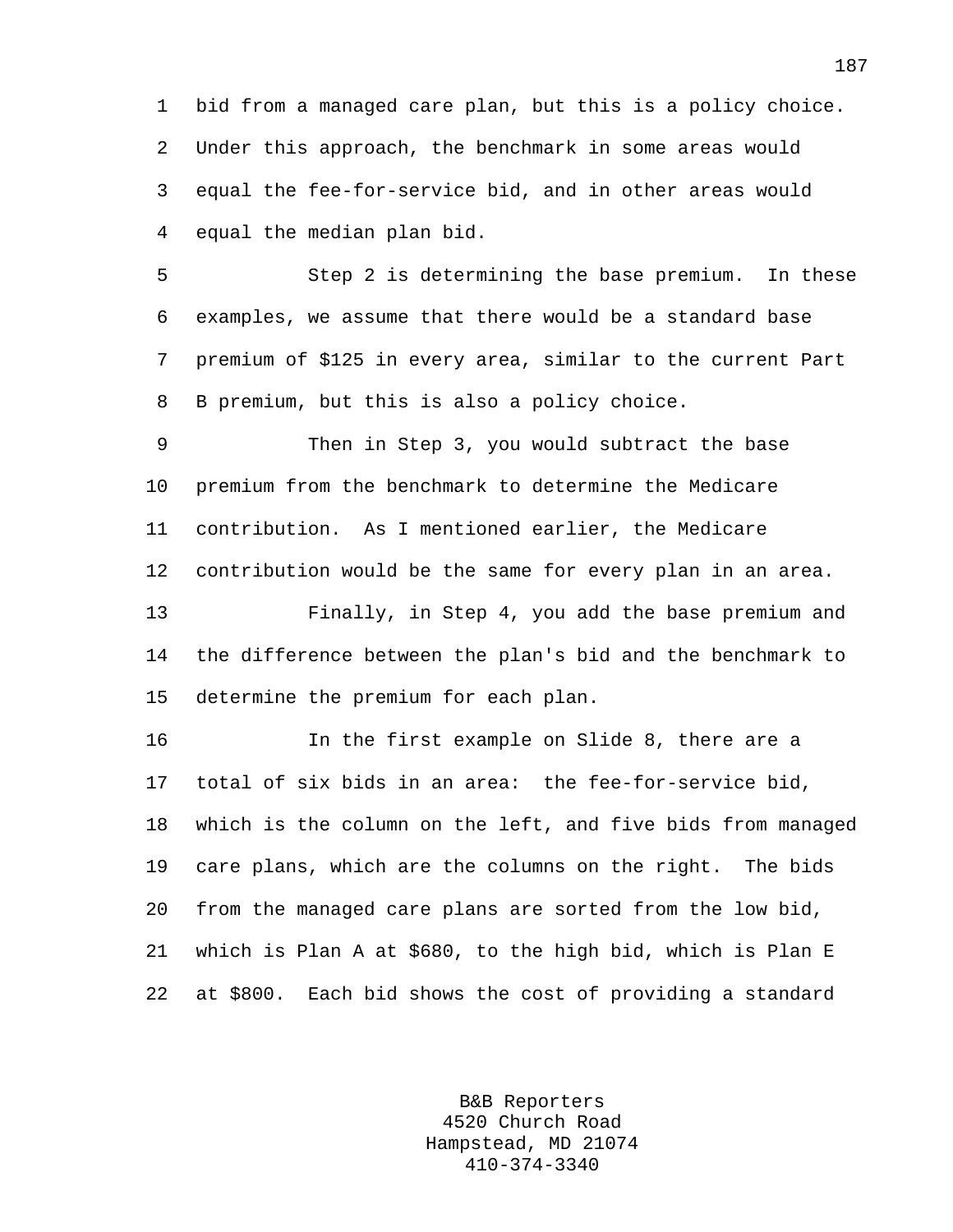bid from a managed care plan, but this is a policy choice. Under this approach, the benchmark in some areas would equal the fee-for-service bid, and in other areas would equal the median plan bid.

Step 2 is determining the base premium. In these examples, we assume that there would be a standard base premium of $125 in every area, similar to the current Part B premium, but this is also a policy choice.

Then in Step 3, you would subtract the base premium from the benchmark to determine the Medicare contribution. As I mentioned earlier, the Medicare contribution would be the same for every plan in an area.

Finally, in Step 4, you add the base premium and the difference between the plan's bid and the benchmark to determine the premium for each plan.

In the first example on Slide 8, there are a total of six bids in an area: the fee-for-service bid, which is the column on the left, and five bids from managed care plans, which are the columns on the right. The bids from the managed care plans are sorted from the low bid, which is Plan A at $680, to the high bid, which is Plan E at $800. Each bid shows the cost of providing a standard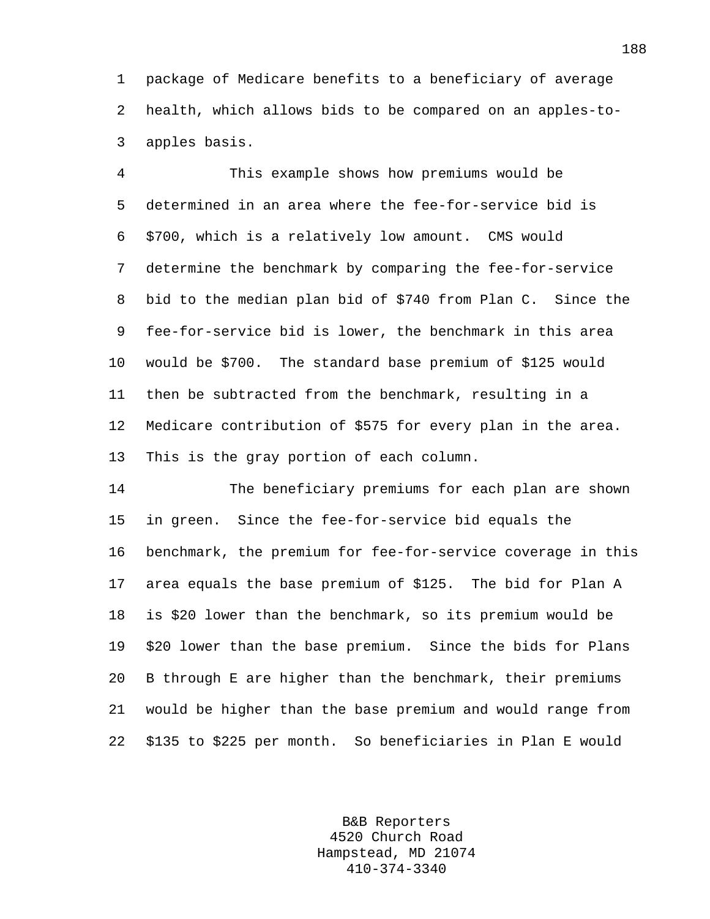package of Medicare benefits to a beneficiary of average health, which allows bids to be compared on an apples-to-apples basis.

This example shows how premiums would be determined in an area where the fee-for-service bid is $700, which is a relatively low amount. CMS would determine the benchmark by comparing the fee-for-service bid to the median plan bid of $740 from Plan C. Since the fee-for-service bid is lower, the benchmark in this area would be $700. The standard base premium of $125 would then be subtracted from the benchmark, resulting in a Medicare contribution of $575 for every plan in the area. This is the gray portion of each column.

The beneficiary premiums for each plan are shown in green. Since the fee-for-service bid equals the benchmark, the premium for fee-for-service coverage in this area equals the base premium of $125. The bid for Plan A is $20 lower than the benchmark, so its premium would be $20 lower than the base premium. Since the bids for Plans B through E are higher than the benchmark, their premiums would be higher than the base premium and would range from $135 to $225 per month. So beneficiaries in Plan E would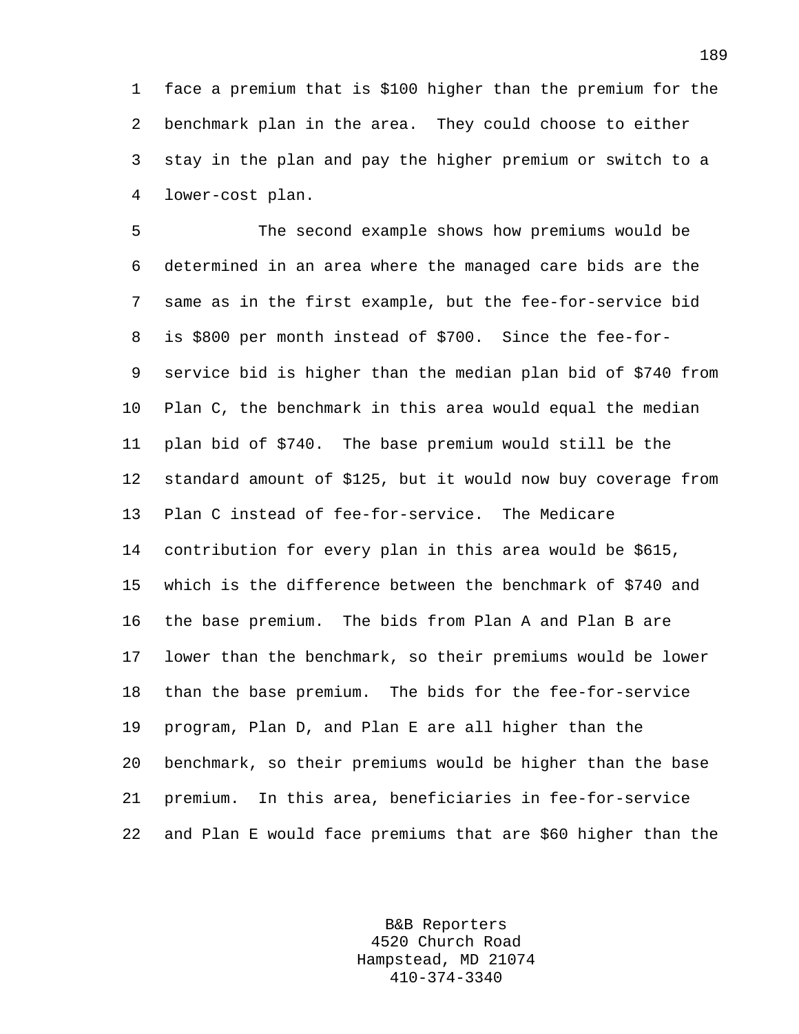face a premium that is $100 higher than the premium for the benchmark plan in the area. They could choose to either stay in the plan and pay the higher premium or switch to a lower-cost plan.

The second example shows how premiums would be determined in an area where the managed care bids are the same as in the first example, but the fee-for-service bid is $800 per month instead of $700. Since the fee-for-service bid is higher than the median plan bid of $740 from Plan C, the benchmark in this area would equal the median plan bid of $740. The base premium would still be the standard amount of $125, but it would now buy coverage from Plan C instead of fee-for-service. The Medicare contribution for every plan in this area would be $615, which is the difference between the benchmark of $740 and the base premium. The bids from Plan A and Plan B are lower than the benchmark, so their premiums would be lower than the base premium. The bids for the fee-for-service program, Plan D, and Plan E are all higher than the benchmark, so their premiums would be higher than the base premium. In this area, beneficiaries in fee-for-service and Plan E would face premiums that are $60 higher than the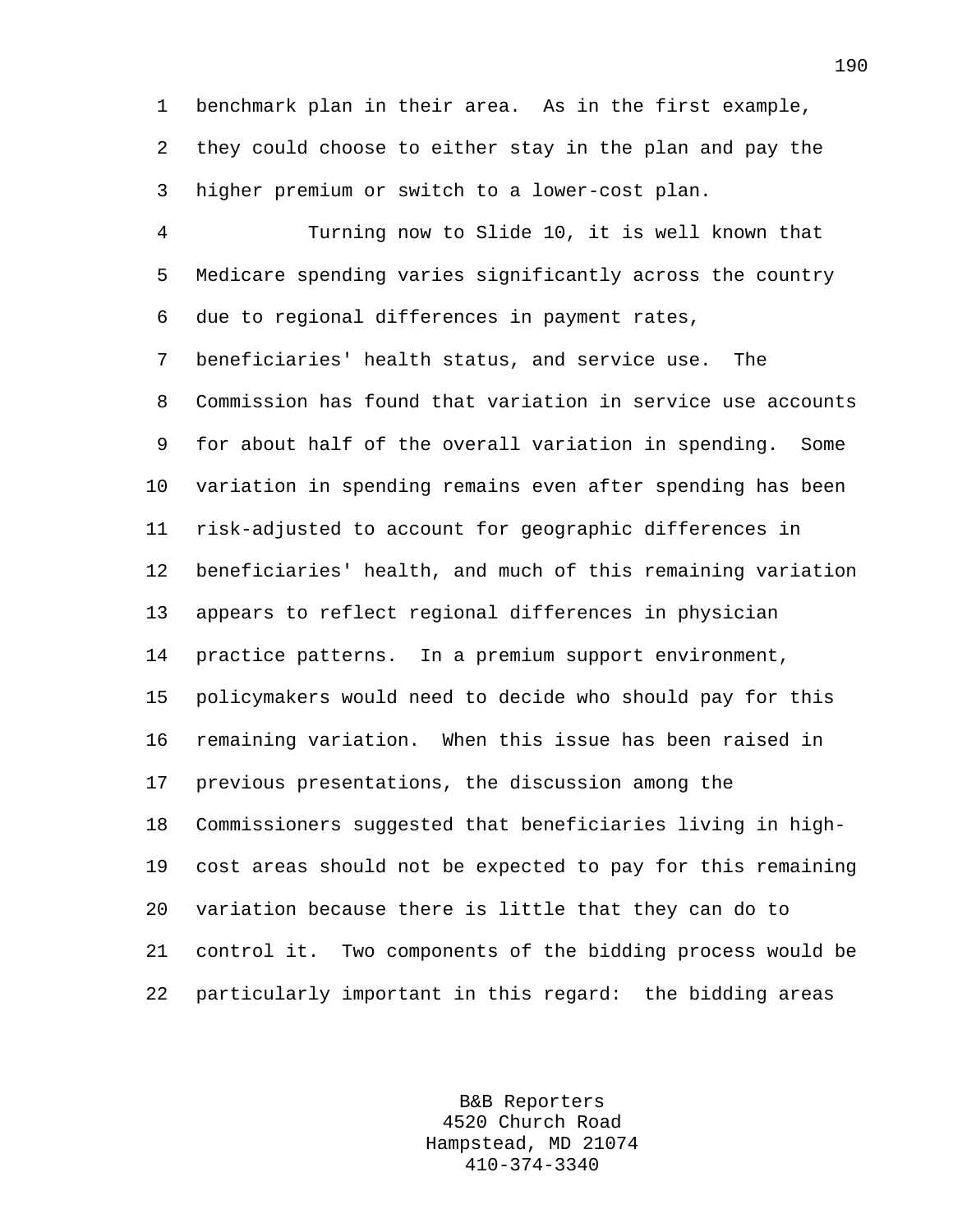benchmark plan in their area. As in the first example, they could choose to either stay in the plan and pay the higher premium or switch to a lower-cost plan.

Turning now to Slide 10, it is well known that Medicare spending varies significantly across the country due to regional differences in payment rates, beneficiaries' health status, and service use. The Commission has found that variation in service use accounts for about half of the overall variation in spending. Some variation in spending remains even after spending has been risk-adjusted to account for geographic differences in beneficiaries' health, and much of this remaining variation appears to reflect regional differences in physician practice patterns. In a premium support environment, policymakers would need to decide who should pay for this remaining variation. When this issue has been raised in previous presentations, the discussion among the Commissioners suggested that beneficiaries living in high-cost areas should not be expected to pay for this remaining variation because there is little that they can do to control it. Two components of the bidding process would be particularly important in this regard: the bidding areas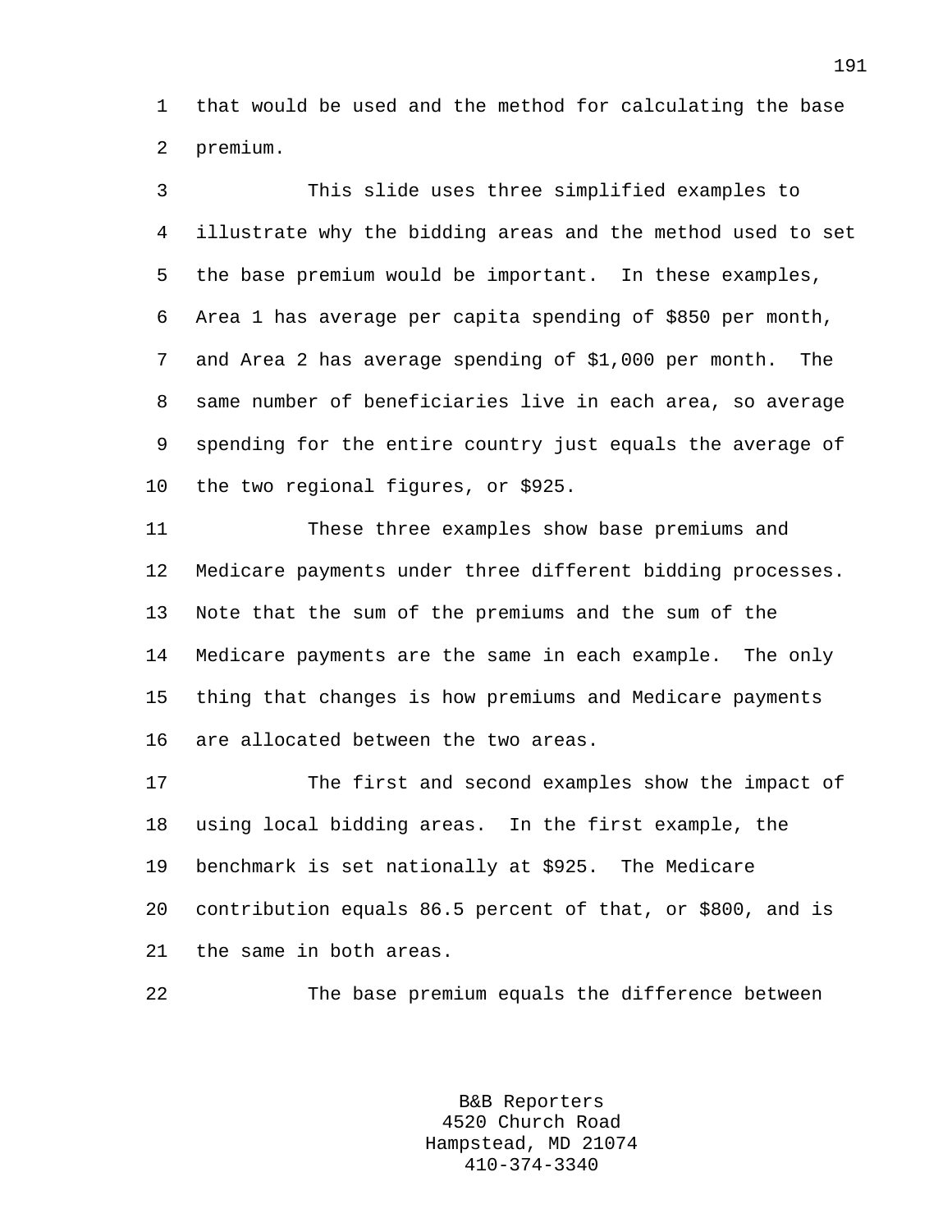that would be used and the method for calculating the base premium.

This slide uses three simplified examples to illustrate why the bidding areas and the method used to set the base premium would be important. In these examples, Area 1 has average per capita spending of $850 per month, and Area 2 has average spending of $1,000 per month. The same number of beneficiaries live in each area, so average spending for the entire country just equals the average of the two regional figures, or $925.

These three examples show base premiums and Medicare payments under three different bidding processes. Note that the sum of the premiums and the sum of the Medicare payments are the same in each example. The only thing that changes is how premiums and Medicare payments are allocated between the two areas.

The first and second examples show the impact of using local bidding areas. In the first example, the benchmark is set nationally at $925. The Medicare contribution equals 86.5 percent of that, or $800, and is the same in both areas.

The base premium equals the difference between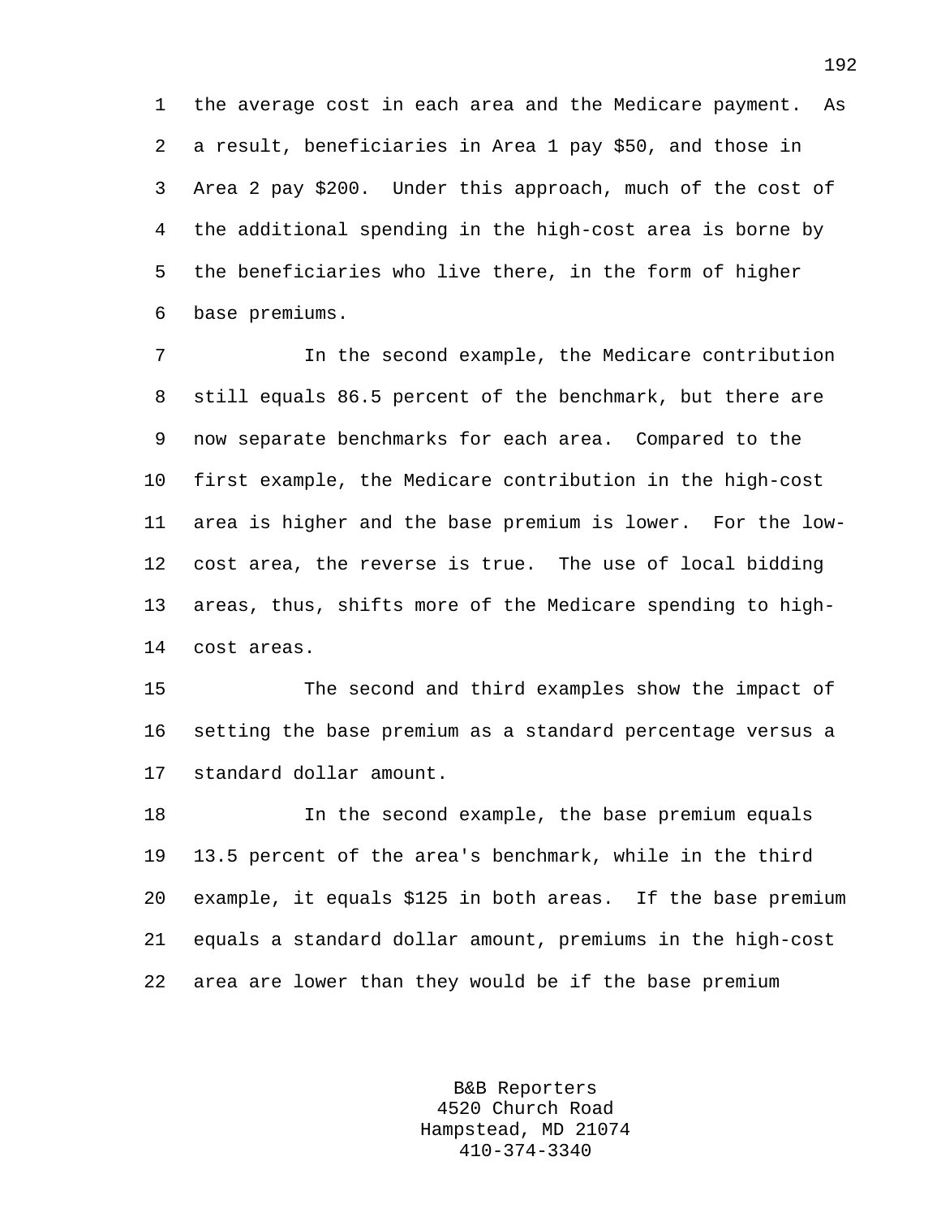the average cost in each area and the Medicare payment. As a result, beneficiaries in Area 1 pay $50, and those in Area 2 pay $200. Under this approach, much of the cost of the additional spending in the high-cost area is borne by the beneficiaries who live there, in the form of higher base premiums.

In the second example, the Medicare contribution still equals 86.5 percent of the benchmark, but there are now separate benchmarks for each area. Compared to the first example, the Medicare contribution in the high-cost area is higher and the base premium is lower. For the low-cost area, the reverse is true. The use of local bidding areas, thus, shifts more of the Medicare spending to high-cost areas.

The second and third examples show the impact of setting the base premium as a standard percentage versus a standard dollar amount.

In the second example, the base premium equals 13.5 percent of the area's benchmark, while in the third example, it equals $125 in both areas. If the base premium equals a standard dollar amount, premiums in the high-cost area are lower than they would be if the base premium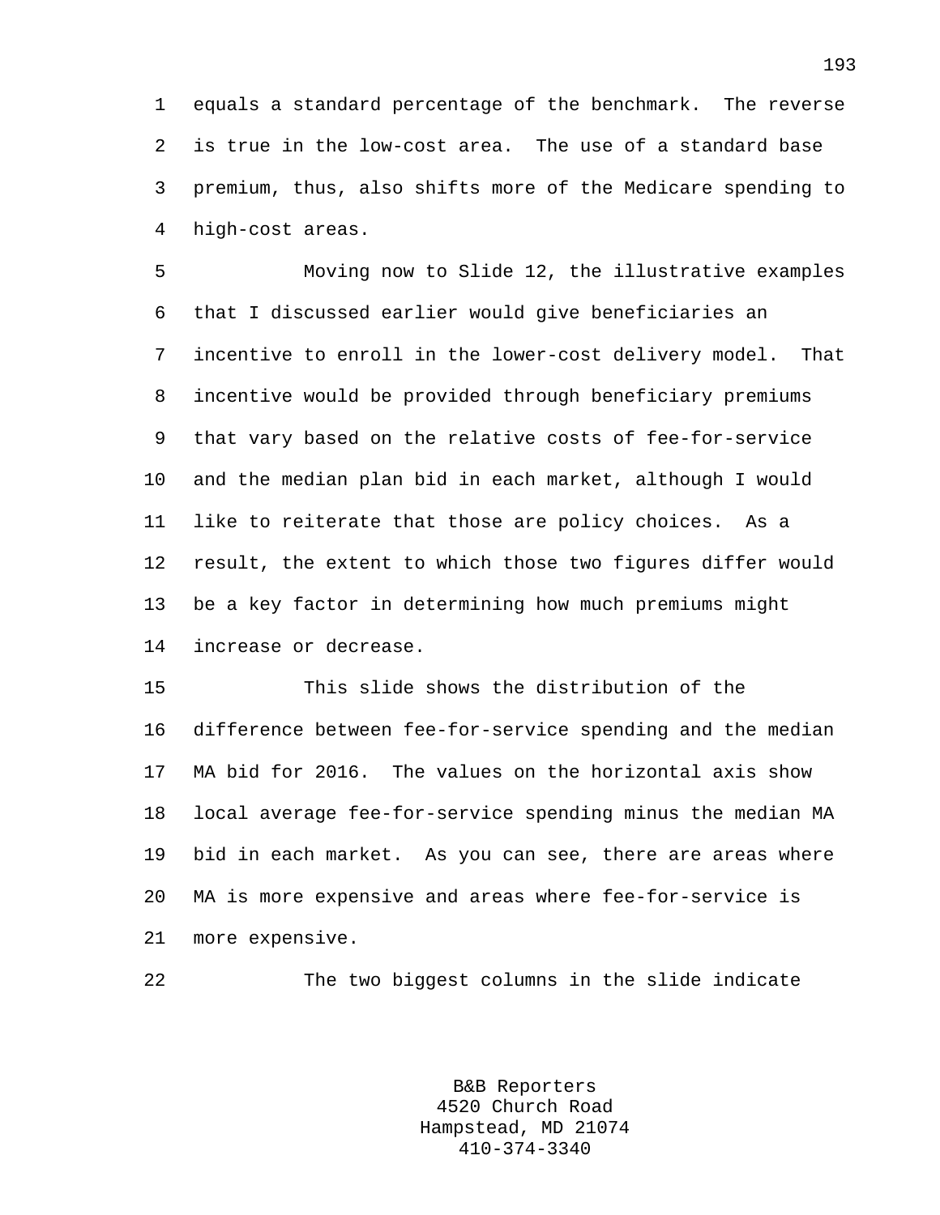equals a standard percentage of the benchmark. The reverse is true in the low-cost area. The use of a standard base premium, thus, also shifts more of the Medicare spending to high-cost areas.

Moving now to Slide 12, the illustrative examples that I discussed earlier would give beneficiaries an incentive to enroll in the lower-cost delivery model. That incentive would be provided through beneficiary premiums that vary based on the relative costs of fee-for-service and the median plan bid in each market, although I would like to reiterate that those are policy choices. As a result, the extent to which those two figures differ would be a key factor in determining how much premiums might increase or decrease.

This slide shows the distribution of the difference between fee-for-service spending and the median MA bid for 2016. The values on the horizontal axis show local average fee-for-service spending minus the median MA bid in each market. As you can see, there are areas where MA is more expensive and areas where fee-for-service is more expensive.

The two biggest columns in the slide indicate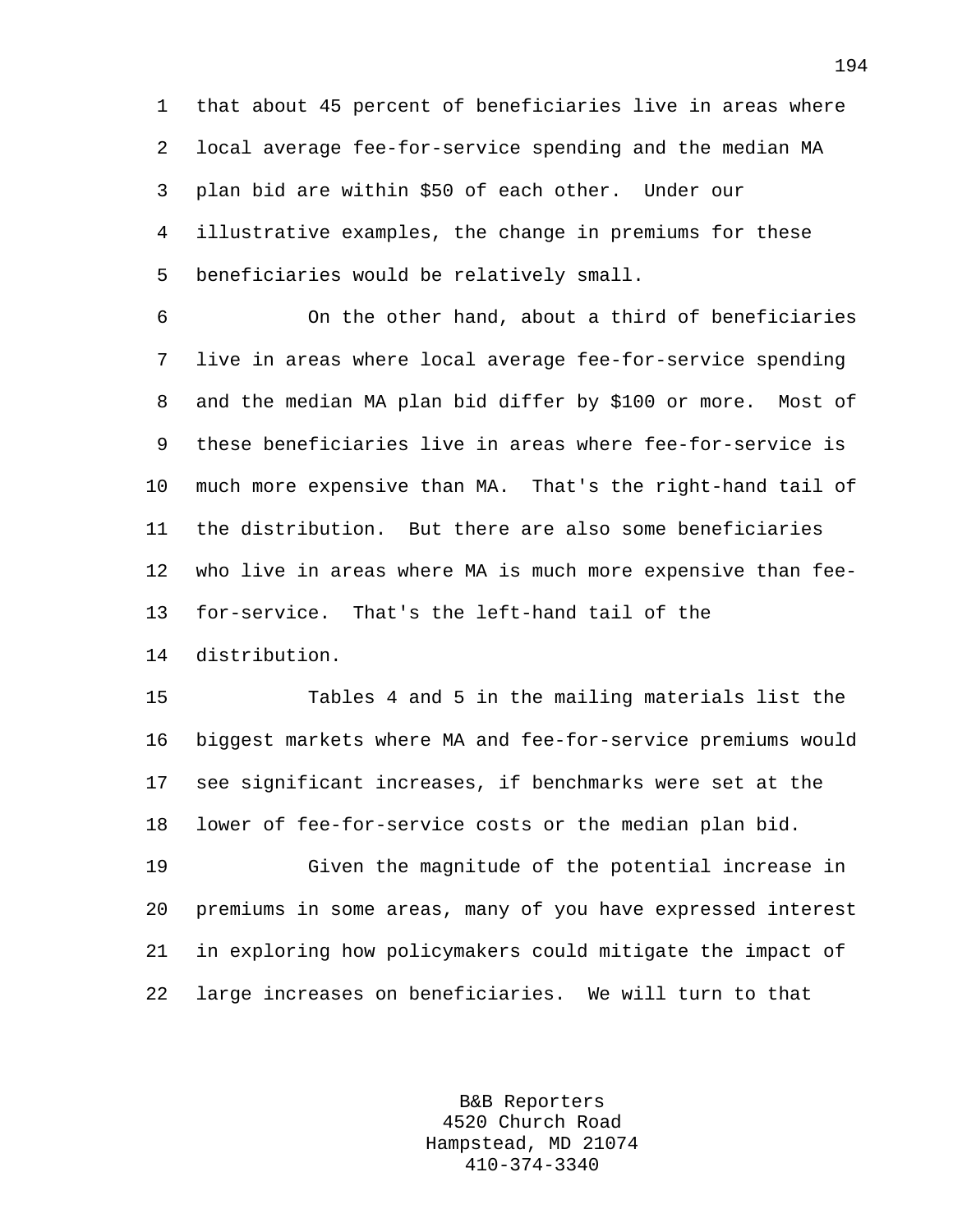that about 45 percent of beneficiaries live in areas where local average fee-for-service spending and the median MA plan bid are within $50 of each other. Under our illustrative examples, the change in premiums for these beneficiaries would be relatively small.

On the other hand, about a third of beneficiaries live in areas where local average fee-for-service spending and the median MA plan bid differ by $100 or more. Most of these beneficiaries live in areas where fee-for-service is much more expensive than MA. That's the right-hand tail of the distribution. But there are also some beneficiaries who live in areas where MA is much more expensive than fee-for-service. That's the left-hand tail of the distribution.

Tables 4 and 5 in the mailing materials list the biggest markets where MA and fee-for-service premiums would see significant increases, if benchmarks were set at the lower of fee-for-service costs or the median plan bid.

Given the magnitude of the potential increase in premiums in some areas, many of you have expressed interest in exploring how policymakers could mitigate the impact of large increases on beneficiaries. We will turn to that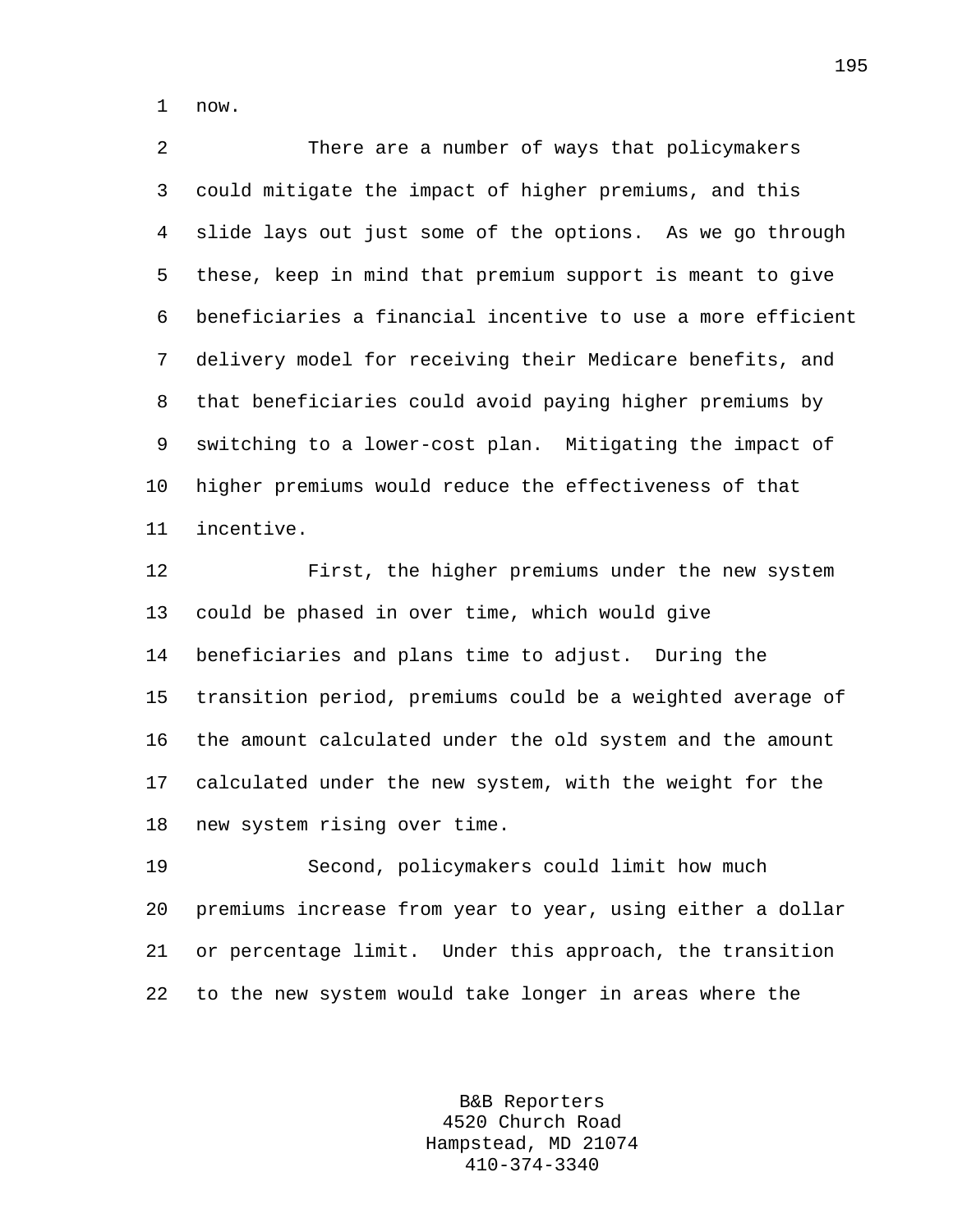now.

There are a number of ways that policymakers could mitigate the impact of higher premiums, and this slide lays out just some of the options. As we go through these, keep in mind that premium support is meant to give beneficiaries a financial incentive to use a more efficient delivery model for receiving their Medicare benefits, and that beneficiaries could avoid paying higher premiums by switching to a lower-cost plan. Mitigating the impact of higher premiums would reduce the effectiveness of that incentive.

First, the higher premiums under the new system could be phased in over time, which would give beneficiaries and plans time to adjust. During the transition period, premiums could be a weighted average of the amount calculated under the old system and the amount calculated under the new system, with the weight for the new system rising over time.

Second, policymakers could limit how much premiums increase from year to year, using either a dollar or percentage limit. Under this approach, the transition to the new system would take longer in areas where the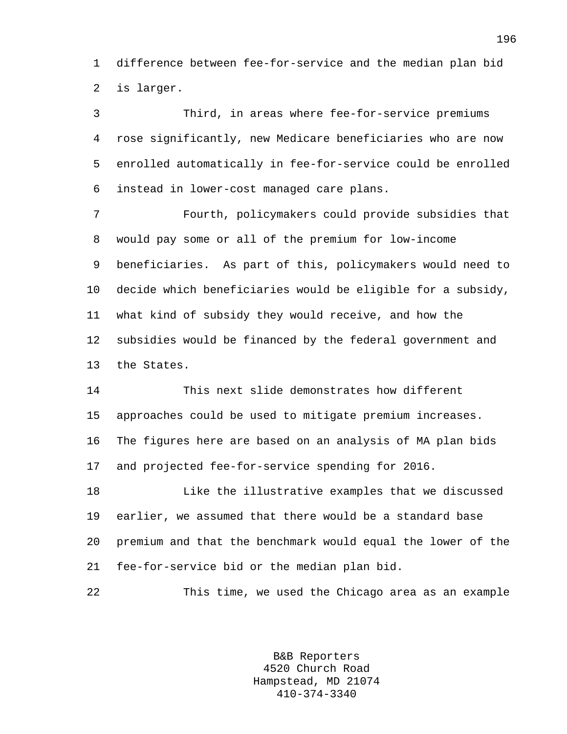difference between fee-for-service and the median plan bid is larger.

Third, in areas where fee-for-service premiums rose significantly, new Medicare beneficiaries who are now enrolled automatically in fee-for-service could be enrolled instead in lower-cost managed care plans.

Fourth, policymakers could provide subsidies that would pay some or all of the premium for low-income beneficiaries. As part of this, policymakers would need to decide which beneficiaries would be eligible for a subsidy, what kind of subsidy they would receive, and how the subsidies would be financed by the federal government and the States.

This next slide demonstrates how different approaches could be used to mitigate premium increases. The figures here are based on an analysis of MA plan bids and projected fee-for-service spending for 2016.

Like the illustrative examples that we discussed earlier, we assumed that there would be a standard base premium and that the benchmark would equal the lower of the fee-for-service bid or the median plan bid.

This time, we used the Chicago area as an example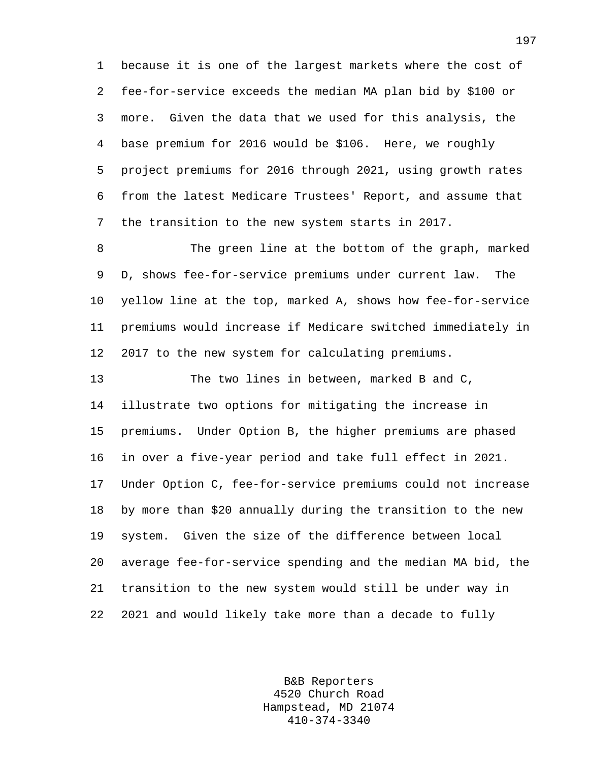because it is one of the largest markets where the cost of fee-for-service exceeds the median MA plan bid by $100 or more. Given the data that we used for this analysis, the base premium for 2016 would be $106. Here, we roughly project premiums for 2016 through 2021, using growth rates from the latest Medicare Trustees' Report, and assume that the transition to the new system starts in 2017.

The green line at the bottom of the graph, marked D, shows fee-for-service premiums under current law. The yellow line at the top, marked A, shows how fee-for-service premiums would increase if Medicare switched immediately in 2017 to the new system for calculating premiums.

The two lines in between, marked B and C, illustrate two options for mitigating the increase in premiums. Under Option B, the higher premiums are phased in over a five-year period and take full effect in 2021. Under Option C, fee-for-service premiums could not increase by more than $20 annually during the transition to the new system. Given the size of the difference between local average fee-for-service spending and the median MA bid, the transition to the new system would still be under way in 2021 and would likely take more than a decade to fully

B&B Reporters
4520 Church Road
Hampstead, MD 21074
410-374-3340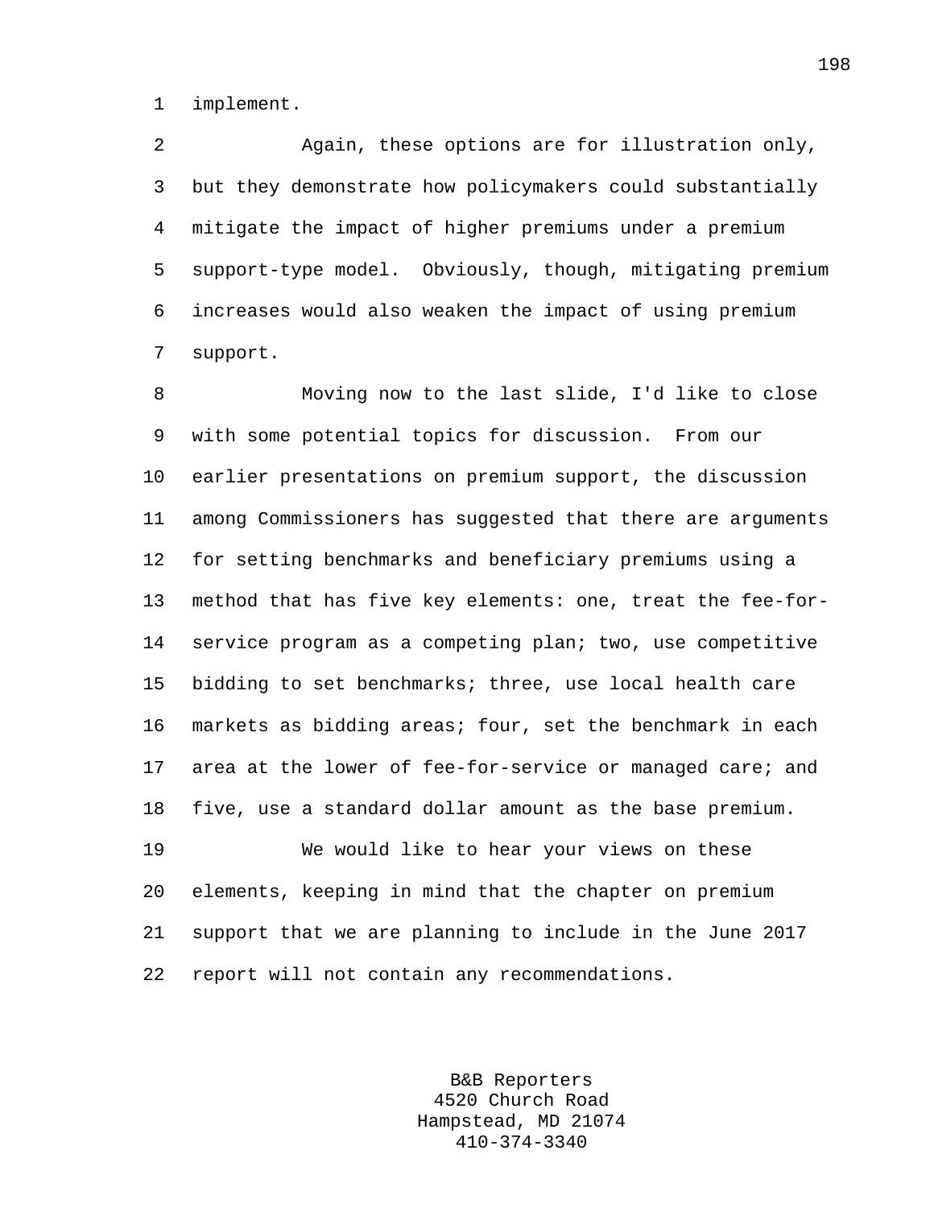implement.

Again, these options are for illustration only, but they demonstrate how policymakers could substantially mitigate the impact of higher premiums under a premium support-type model. Obviously, though, mitigating premium increases would also weaken the impact of using premium support.

Moving now to the last slide, I'd like to close with some potential topics for discussion. From our earlier presentations on premium support, the discussion among Commissioners has suggested that there are arguments for setting benchmarks and beneficiary premiums using a method that has five key elements: one, treat the fee-for-service program as a competing plan; two, use competitive bidding to set benchmarks; three, use local health care markets as bidding areas; four, set the benchmark in each area at the lower of fee-for-service or managed care; and five, use a standard dollar amount as the base premium.

We would like to hear your views on these elements, keeping in mind that the chapter on premium support that we are planning to include in the June 2017 report will not contain any recommendations.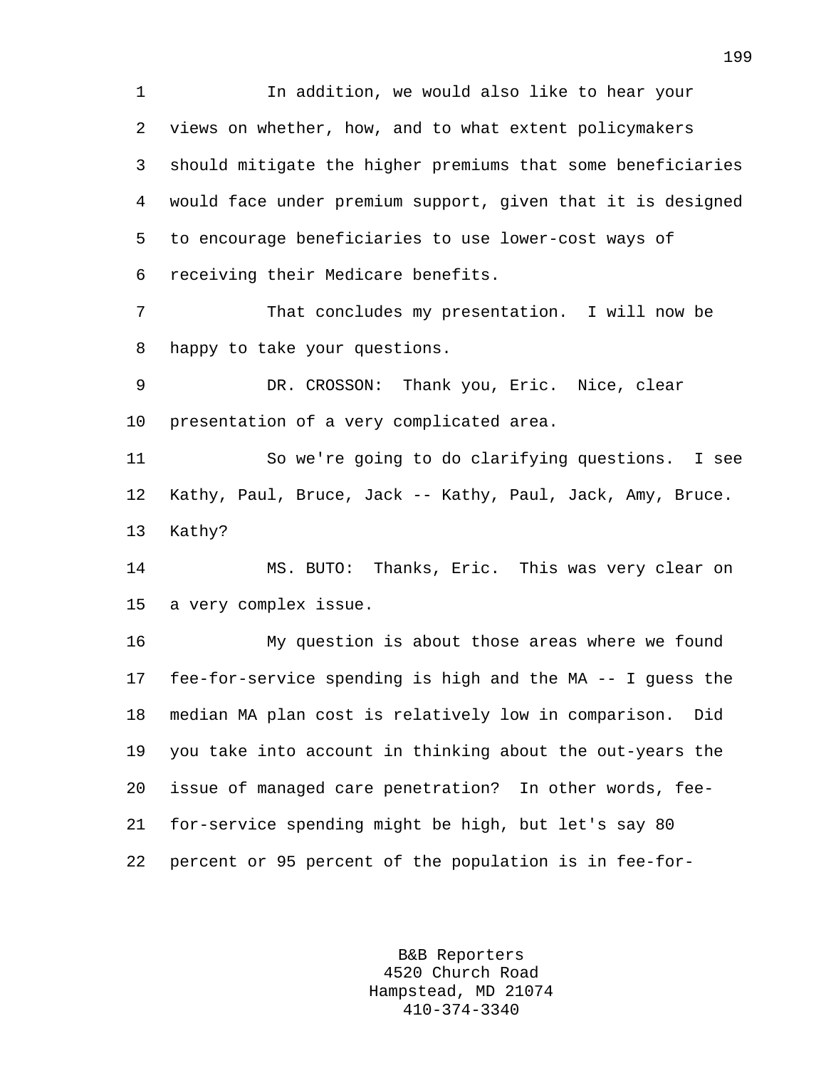In addition, we would also like to hear your views on whether, how, and to what extent policymakers should mitigate the higher premiums that some beneficiaries would face under premium support, given that it is designed to encourage beneficiaries to use lower-cost ways of receiving their Medicare benefits.

That concludes my presentation. I will now be happy to take your questions.

DR. CROSSON: Thank you, Eric. Nice, clear presentation of a very complicated area.

So we're going to do clarifying questions. I see Kathy, Paul, Bruce, Jack -- Kathy, Paul, Jack, Amy, Bruce. Kathy?

MS. BUTO: Thanks, Eric. This was very clear on a very complex issue.

My question is about those areas where we found fee-for-service spending is high and the MA -- I guess the median MA plan cost is relatively low in comparison. Did you take into account in thinking about the out-years the issue of managed care penetration? In other words, fee-for-service spending might be high, but let's say 80 percent or 95 percent of the population is in fee-for-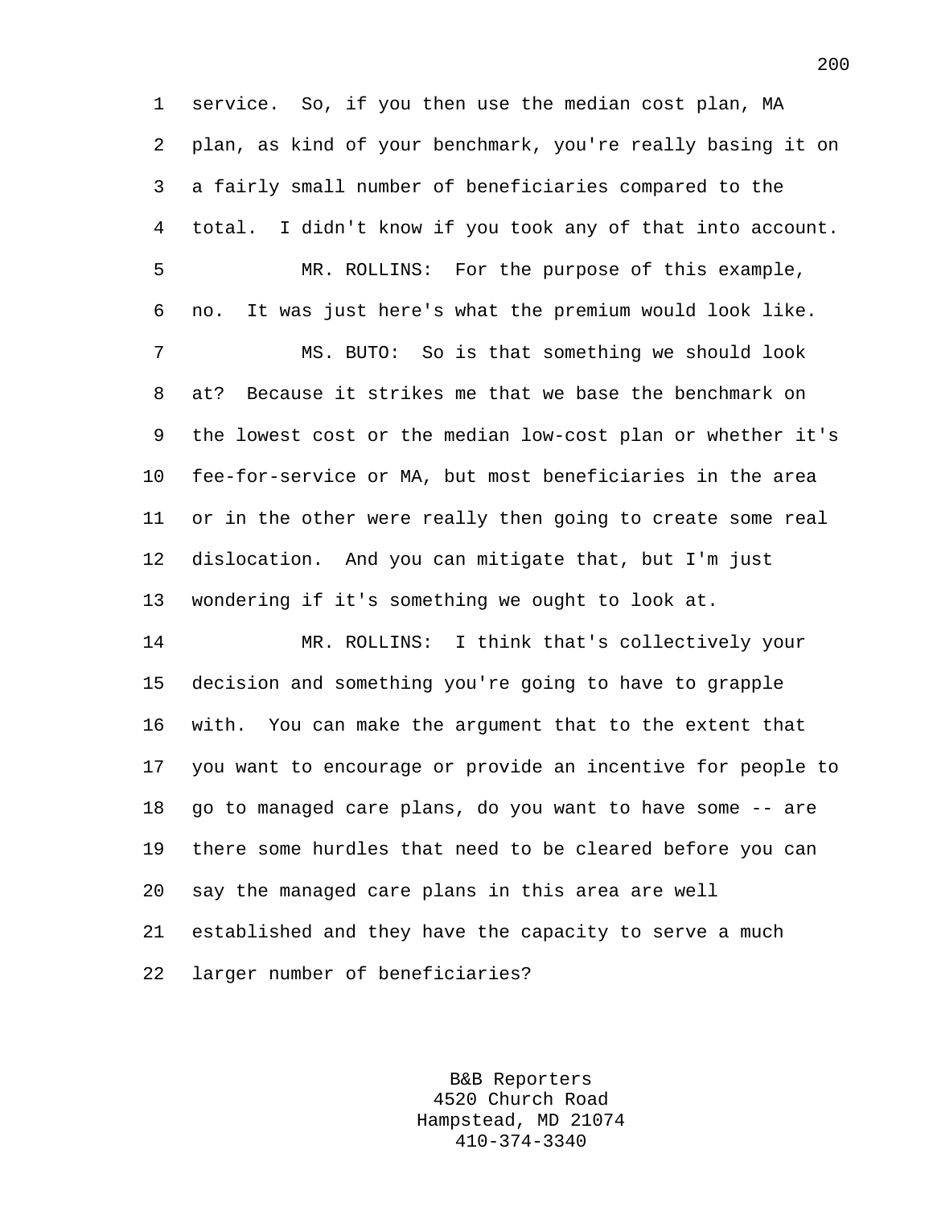service. So, if you then use the median cost plan, MA plan, as kind of your benchmark, you're really basing it on a fairly small number of beneficiaries compared to the total. I didn't know if you took any of that into account.

MR. ROLLINS: For the purpose of this example, no. It was just here's what the premium would look like.

MS. BUTO: So is that something we should look at? Because it strikes me that we base the benchmark on the lowest cost or the median low-cost plan or whether it's fee-for-service or MA, but most beneficiaries in the area or in the other were really then going to create some real dislocation. And you can mitigate that, but I'm just wondering if it's something we ought to look at.

MR. ROLLINS: I think that's collectively your decision and something you're going to have to grapple with. You can make the argument that to the extent that you want to encourage or provide an incentive for people to go to managed care plans, do you want to have some -- are there some hurdles that need to be cleared before you can say the managed care plans in this area are well established and they have the capacity to serve a much larger number of beneficiaries?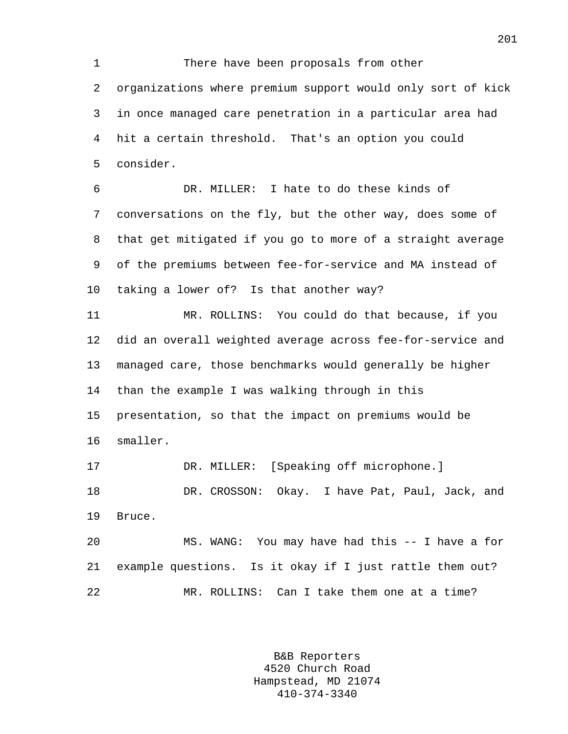There have been proposals from other organizations where premium support would only sort of kick in once managed care penetration in a particular area had hit a certain threshold. That's an option you could consider.

DR. MILLER: I hate to do these kinds of conversations on the fly, but the other way, does some of that get mitigated if you go to more of a straight average of the premiums between fee-for-service and MA instead of taking a lower of? Is that another way?

MR. ROLLINS: You could do that because, if you did an overall weighted average across fee-for-service and managed care, those benchmarks would generally be higher than the example I was walking through in this presentation, so that the impact on premiums would be smaller.

DR. MILLER: [Speaking off microphone.]

DR. CROSSON: Okay. I have Pat, Paul, Jack, and Bruce.

MS. WANG: You may have had this -- I have a for example questions. Is it okay if I just rattle them out?

MR. ROLLINS: Can I take them one at a time?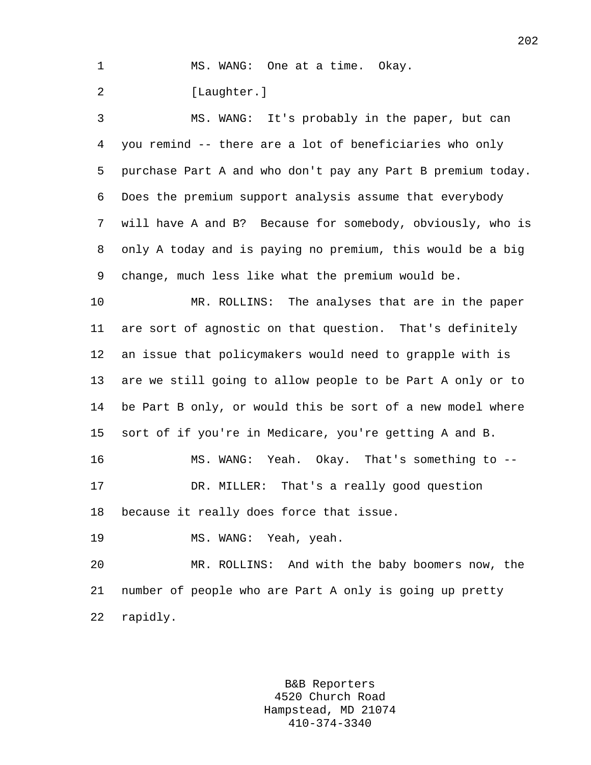MS. WANG: One at a time. Okay.

[Laughter.]

MS. WANG: It's probably in the paper, but can you remind -- there are a lot of beneficiaries who only purchase Part A and who don't pay any Part B premium today. Does the premium support analysis assume that everybody will have A and B? Because for somebody, obviously, who is only A today and is paying no premium, this would be a big change, much less like what the premium would be.

MR. ROLLINS: The analyses that are in the paper are sort of agnostic on that question. That's definitely an issue that policymakers would need to grapple with is are we still going to allow people to be Part A only or to be Part B only, or would this be sort of a new model where sort of if you're in Medicare, you're getting A and B.

MS. WANG: Yeah. Okay. That's something to --

DR. MILLER: That's a really good question because it really does force that issue.

MS. WANG: Yeah, yeah.

MR. ROLLINS: And with the baby boomers now, the number of people who are Part A only is going up pretty rapidly.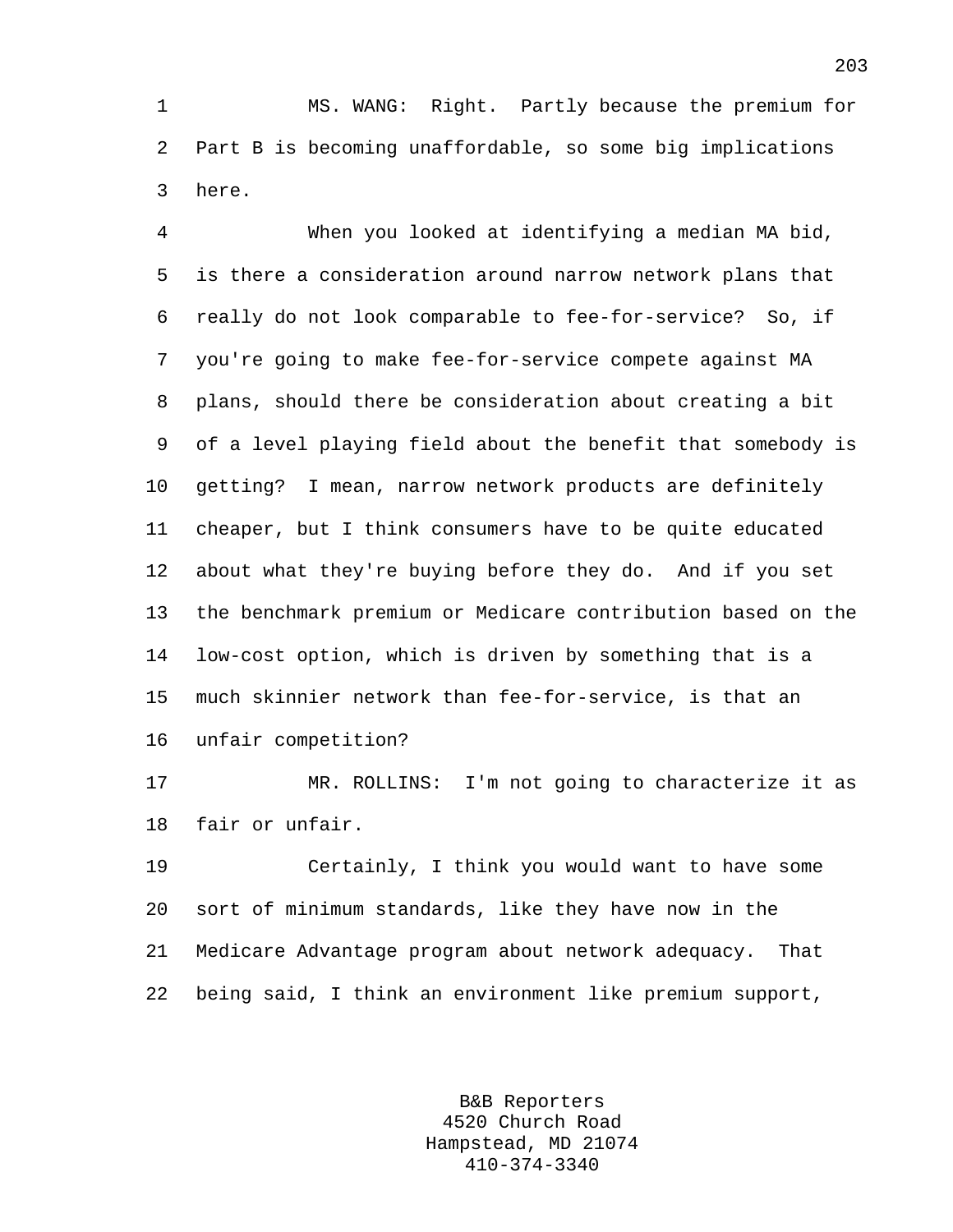MS. WANG: Right. Partly because the premium for Part B is becoming unaffordable, so some big implications here.

When you looked at identifying a median MA bid, is there a consideration around narrow network plans that really do not look comparable to fee-for-service? So, if you're going to make fee-for-service compete against MA plans, should there be consideration about creating a bit of a level playing field about the benefit that somebody is getting? I mean, narrow network products are definitely cheaper, but I think consumers have to be quite educated about what they're buying before they do. And if you set the benchmark premium or Medicare contribution based on the low-cost option, which is driven by something that is a much skinnier network than fee-for-service, is that an unfair competition?

MR. ROLLINS: I'm not going to characterize it as fair or unfair.

Certainly, I think you would want to have some sort of minimum standards, like they have now in the Medicare Advantage program about network adequacy. That being said, I think an environment like premium support,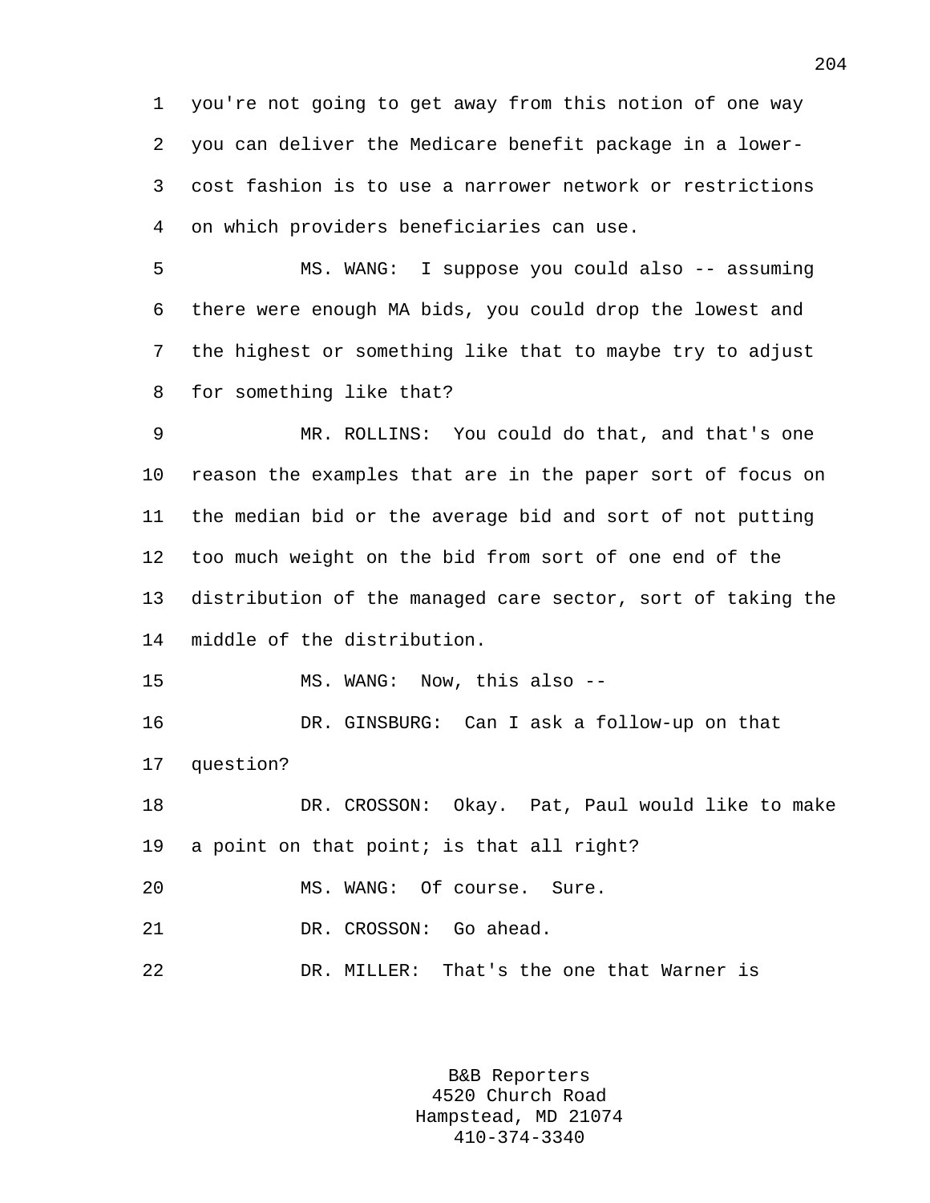you're not going to get away from this notion of one way you can deliver the Medicare benefit package in a lower-cost fashion is to use a narrower network or restrictions on which providers beneficiaries can use.

MS. WANG: I suppose you could also -- assuming there were enough MA bids, you could drop the lowest and the highest or something like that to maybe try to adjust for something like that?

MR. ROLLINS: You could do that, and that's one reason the examples that are in the paper sort of focus on the median bid or the average bid and sort of not putting too much weight on the bid from sort of one end of the distribution of the managed care sector, sort of taking the middle of the distribution.

MS. WANG: Now, this also --

DR. GINSBURG: Can I ask a follow-up on that question?

DR. CROSSON: Okay. Pat, Paul would like to make a point on that point; is that all right?

MS. WANG: Of course. Sure.

DR. CROSSON: Go ahead.

DR. MILLER: That's the one that Warner is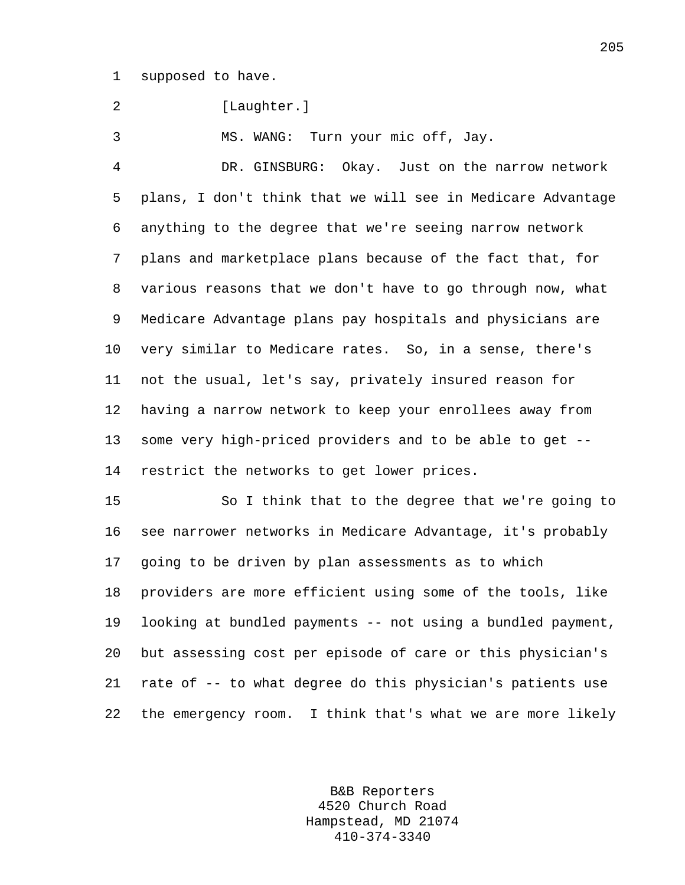supposed to have.

[Laughter.]

MS. WANG: Turn your mic off, Jay.

DR. GINSBURG: Okay. Just on the narrow network plans, I don't think that we will see in Medicare Advantage anything to the degree that we're seeing narrow network plans and marketplace plans because of the fact that, for various reasons that we don't have to go through now, what Medicare Advantage plans pay hospitals and physicians are very similar to Medicare rates. So, in a sense, there's not the usual, let's say, privately insured reason for having a narrow network to keep your enrollees away from some very high-priced providers and to be able to get -- restrict the networks to get lower prices.

So I think that to the degree that we're going to see narrower networks in Medicare Advantage, it's probably going to be driven by plan assessments as to which providers are more efficient using some of the tools, like looking at bundled payments -- not using a bundled payment, but assessing cost per episode of care or this physician's rate of -- to what degree do this physician's patients use the emergency room. I think that's what we are more likely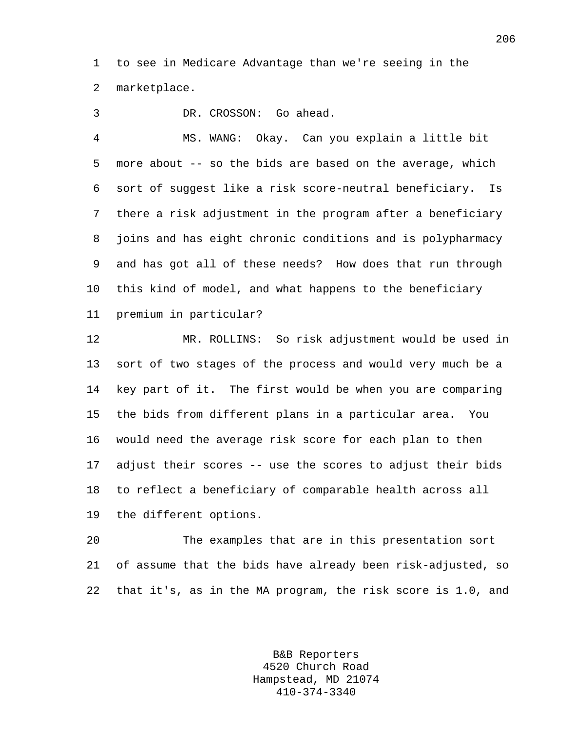to see in Medicare Advantage than we're seeing in the marketplace.

DR. CROSSON: Go ahead.

MS. WANG: Okay. Can you explain a little bit more about -- so the bids are based on the average, which sort of suggest like a risk score-neutral beneficiary. Is there a risk adjustment in the program after a beneficiary joins and has eight chronic conditions and is polypharmacy and has got all of these needs? How does that run through this kind of model, and what happens to the beneficiary premium in particular?

MR. ROLLINS: So risk adjustment would be used in sort of two stages of the process and would very much be a key part of it. The first would be when you are comparing the bids from different plans in a particular area. You would need the average risk score for each plan to then adjust their scores -- use the scores to adjust their bids to reflect a beneficiary of comparable health across all the different options.

The examples that are in this presentation sort of assume that the bids have already been risk-adjusted, so that it's, as in the MA program, the risk score is 1.0, and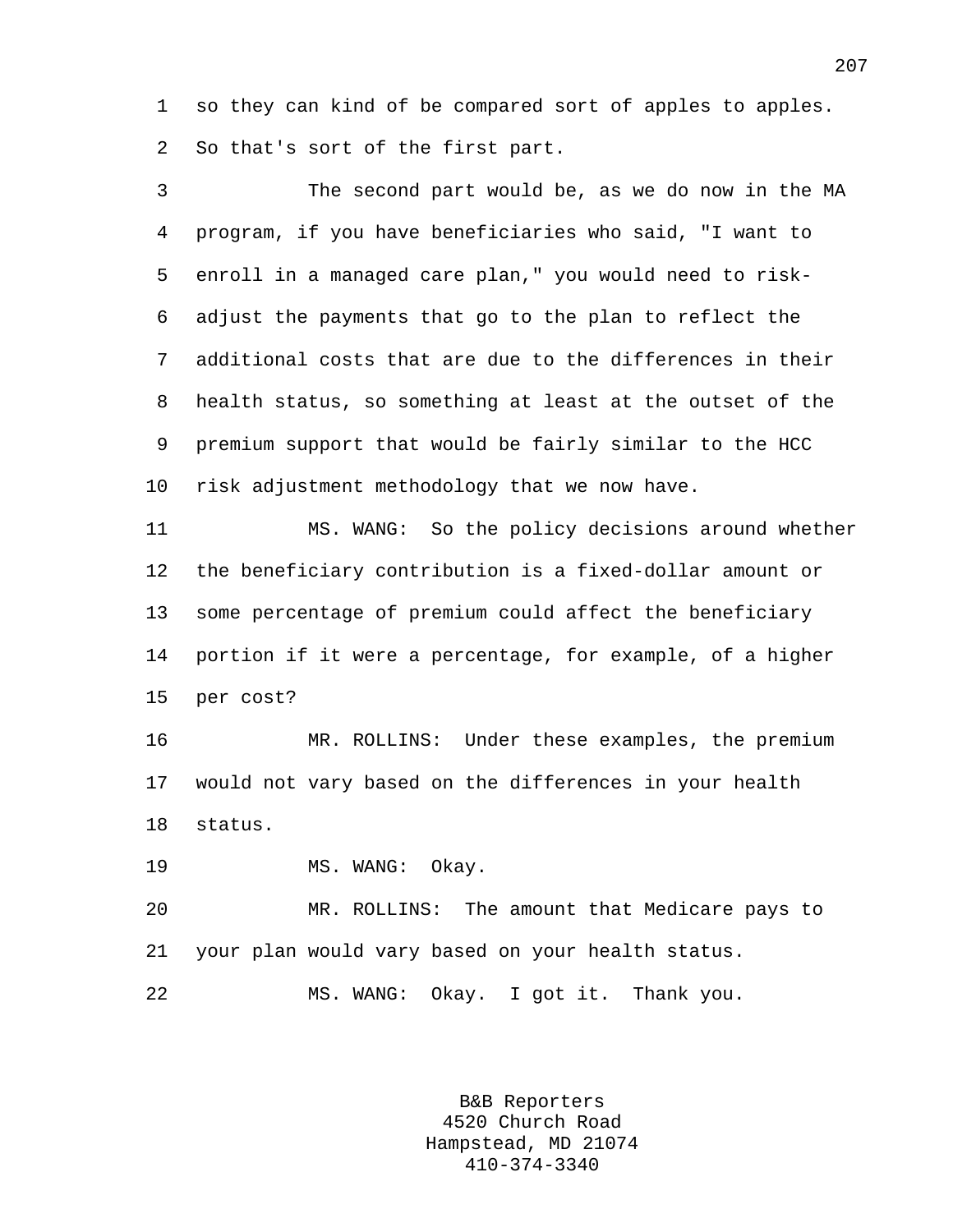so they can kind of be compared sort of apples to apples. So that's sort of the first part.

The second part would be, as we do now in the MA program, if you have beneficiaries who said, "I want to enroll in a managed care plan," you would need to risk-adjust the payments that go to the plan to reflect the additional costs that are due to the differences in their health status, so something at least at the outset of the premium support that would be fairly similar to the HCC risk adjustment methodology that we now have.

MS. WANG: So the policy decisions around whether the beneficiary contribution is a fixed-dollar amount or some percentage of premium could affect the beneficiary portion if it were a percentage, for example, of a higher per cost?

MR. ROLLINS: Under these examples, the premium would not vary based on the differences in your health status.

MS. WANG: Okay.

MR. ROLLINS: The amount that Medicare pays to your plan would vary based on your health status.

MS. WANG: Okay. I got it. Thank you.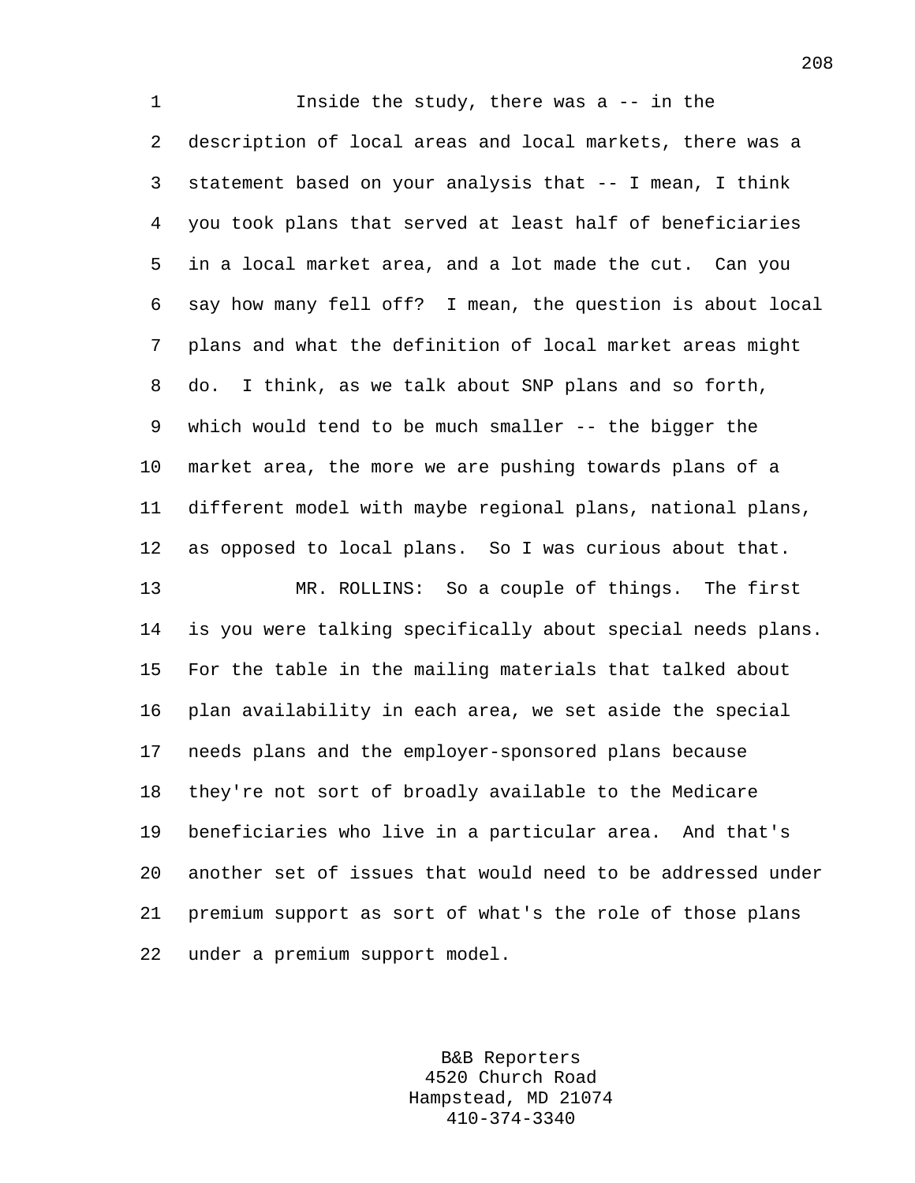Inside the study, there was a -- in the description of local areas and local markets, there was a statement based on your analysis that -- I mean, I think you took plans that served at least half of beneficiaries in a local market area, and a lot made the cut. Can you say how many fell off? I mean, the question is about local plans and what the definition of local market areas might do. I think, as we talk about SNP plans and so forth, which would tend to be much smaller -- the bigger the market area, the more we are pushing towards plans of a different model with maybe regional plans, national plans, as opposed to local plans. So I was curious about that.

MR. ROLLINS: So a couple of things. The first is you were talking specifically about special needs plans. For the table in the mailing materials that talked about plan availability in each area, we set aside the special needs plans and the employer-sponsored plans because they're not sort of broadly available to the Medicare beneficiaries who live in a particular area. And that's another set of issues that would need to be addressed under premium support as sort of what's the role of those plans under a premium support model.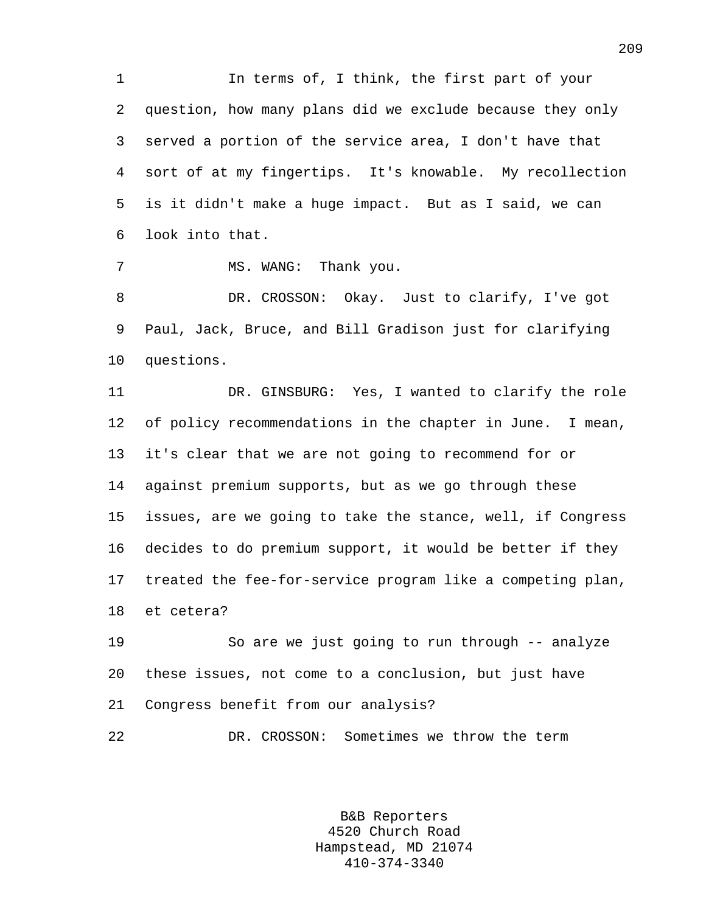In terms of, I think, the first part of your question, how many plans did we exclude because they only served a portion of the service area, I don't have that sort of at my fingertips. It's knowable. My recollection is it didn't make a huge impact. But as I said, we can look into that.

MS. WANG: Thank you.

DR. CROSSON: Okay. Just to clarify, I've got Paul, Jack, Bruce, and Bill Gradison just for clarifying questions.

DR. GINSBURG: Yes, I wanted to clarify the role of policy recommendations in the chapter in June. I mean, it's clear that we are not going to recommend for or against premium supports, but as we go through these issues, are we going to take the stance, well, if Congress decides to do premium support, it would be better if they treated the fee-for-service program like a competing plan, et cetera?

So are we just going to run through -- analyze these issues, not come to a conclusion, but just have Congress benefit from our analysis?

DR. CROSSON: Sometimes we throw the term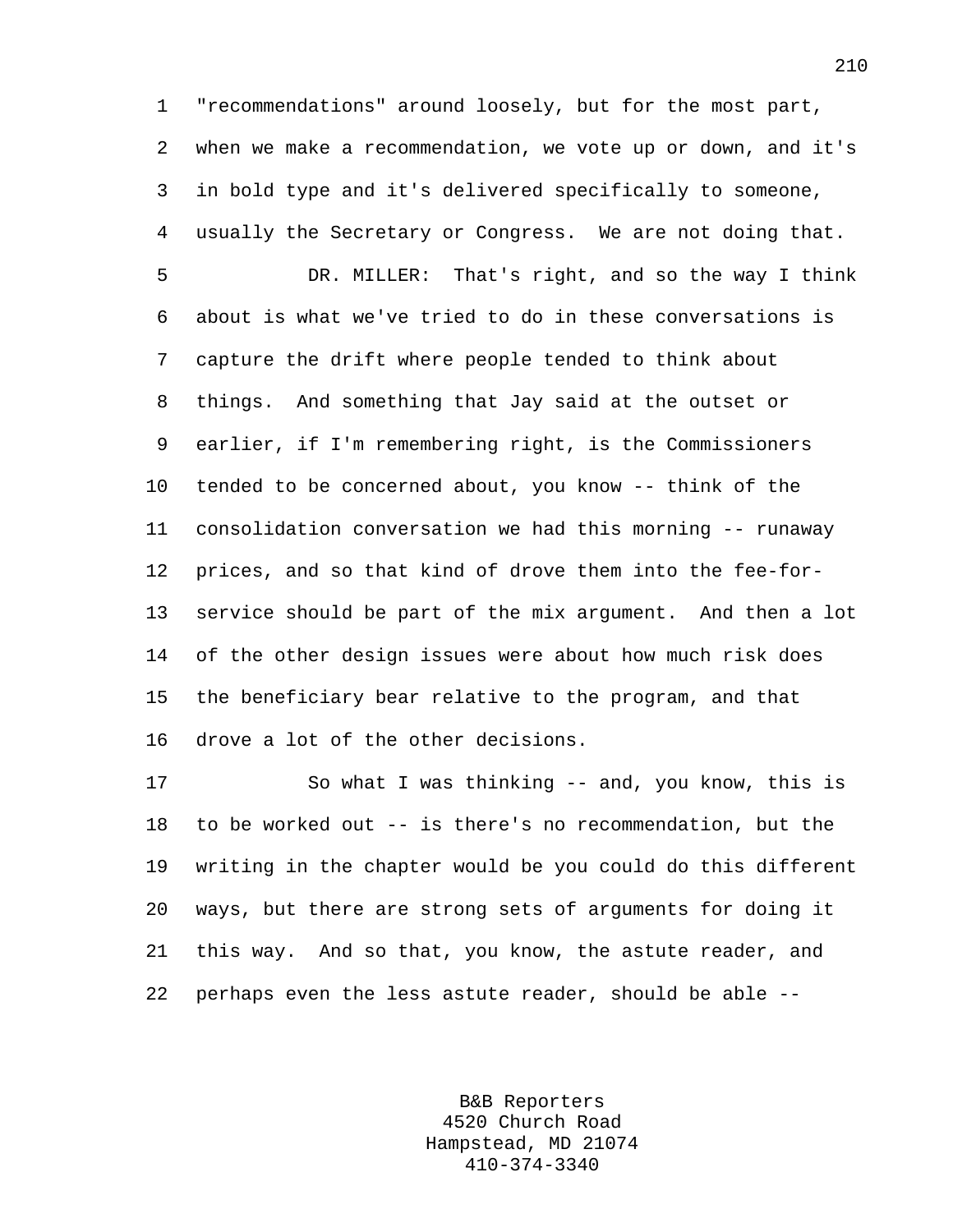"recommendations" around loosely, but for the most part, when we make a recommendation, we vote up or down, and it's in bold type and it's delivered specifically to someone, usually the Secretary or Congress. We are not doing that.

DR. MILLER: That's right, and so the way I think about is what we've tried to do in these conversations is capture the drift where people tended to think about things. And something that Jay said at the outset or earlier, if I'm remembering right, is the Commissioners tended to be concerned about, you know -- think of the consolidation conversation we had this morning -- runaway prices, and so that kind of drove them into the fee-for-service should be part of the mix argument. And then a lot of the other design issues were about how much risk does the beneficiary bear relative to the program, and that drove a lot of the other decisions.

So what I was thinking -- and, you know, this is to be worked out -- is there's no recommendation, but the writing in the chapter would be you could do this different ways, but there are strong sets of arguments for doing it this way. And so that, you know, the astute reader, and perhaps even the less astute reader, should be able --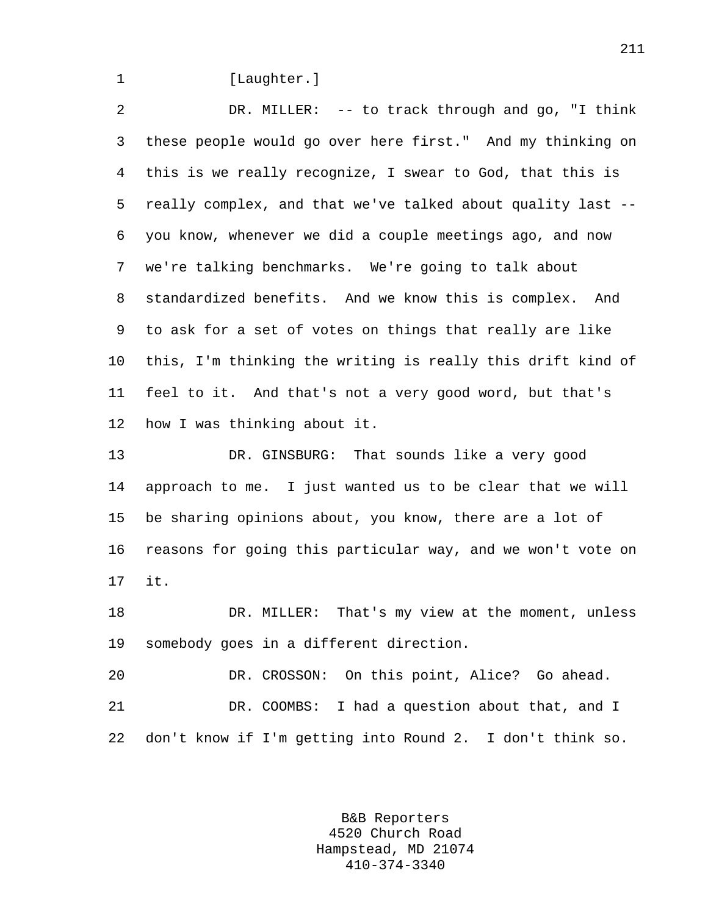[Laughter.]

DR. MILLER: -- to track through and go, "I think these people would go over here first." And my thinking on this is we really recognize, I swear to God, that this is really complex, and that we've talked about quality last -- you know, whenever we did a couple meetings ago, and now we're talking benchmarks. We're going to talk about standardized benefits. And we know this is complex. And to ask for a set of votes on things that really are like this, I'm thinking the writing is really this drift kind of feel to it. And that's not a very good word, but that's how I was thinking about it.

DR. GINSBURG: That sounds like a very good approach to me. I just wanted us to be clear that we will be sharing opinions about, you know, there are a lot of reasons for going this particular way, and we won't vote on it.

DR. MILLER: That's my view at the moment, unless somebody goes in a different direction.

DR. CROSSON: On this point, Alice? Go ahead.

DR. COOMBS: I had a question about that, and I don't know if I'm getting into Round 2. I don't think so.

B&B Reporters
4520 Church Road
Hampstead, MD 21074
410-374-3340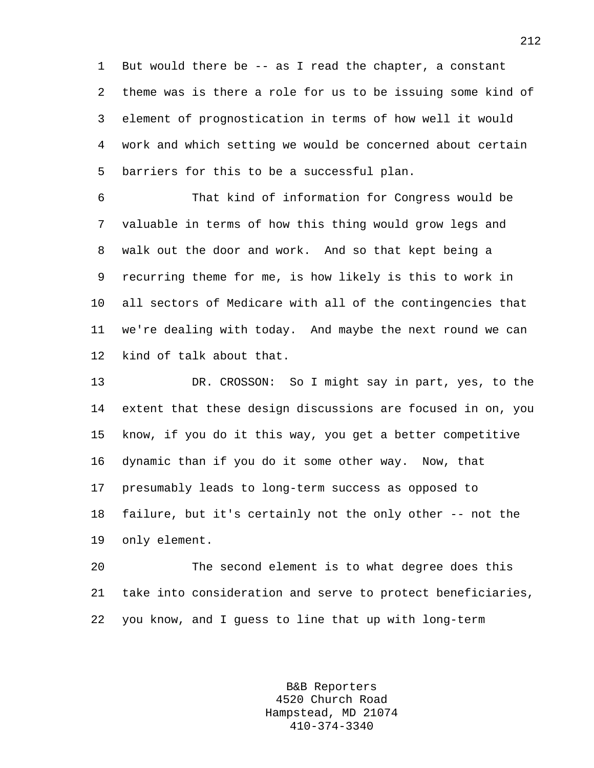But would there be -- as I read the chapter, a constant theme was is there a role for us to be issuing some kind of element of prognostication in terms of how well it would work and which setting we would be concerned about certain barriers for this to be a successful plan.

That kind of information for Congress would be valuable in terms of how this thing would grow legs and walk out the door and work. And so that kept being a recurring theme for me, is how likely is this to work in all sectors of Medicare with all of the contingencies that we're dealing with today. And maybe the next round we can kind of talk about that.

DR. CROSSON: So I might say in part, yes, to the extent that these design discussions are focused in on, you know, if you do it this way, you get a better competitive dynamic than if you do it some other way. Now, that presumably leads to long-term success as opposed to failure, but it's certainly not the only other -- not the only element.

The second element is to what degree does this take into consideration and serve to protect beneficiaries, you know, and I guess to line that up with long-term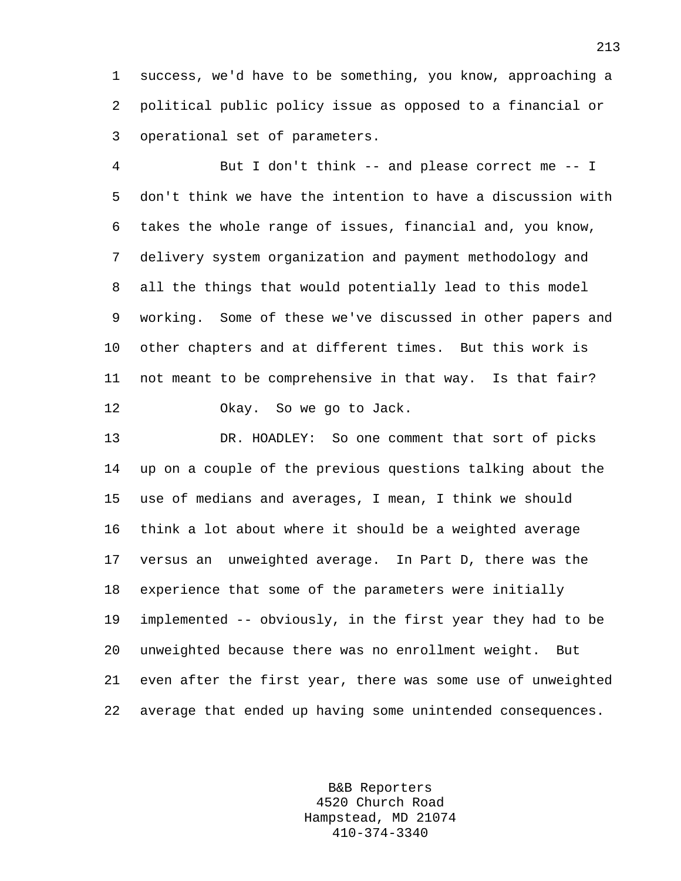success, we'd have to be something, you know, approaching a political public policy issue as opposed to a financial or operational set of parameters.

But I don't think -- and please correct me -- I don't think we have the intention to have a discussion with takes the whole range of issues, financial and, you know, delivery system organization and payment methodology and all the things that would potentially lead to this model working. Some of these we've discussed in other papers and other chapters and at different times. But this work is not meant to be comprehensive in that way. Is that fair?

Okay. So we go to Jack.

DR. HOADLEY: So one comment that sort of picks up on a couple of the previous questions talking about the use of medians and averages, I mean, I think we should think a lot about where it should be a weighted average versus an unweighted average. In Part D, there was the experience that some of the parameters were initially implemented -- obviously, in the first year they had to be unweighted because there was no enrollment weight. But even after the first year, there was some use of unweighted average that ended up having some unintended consequences.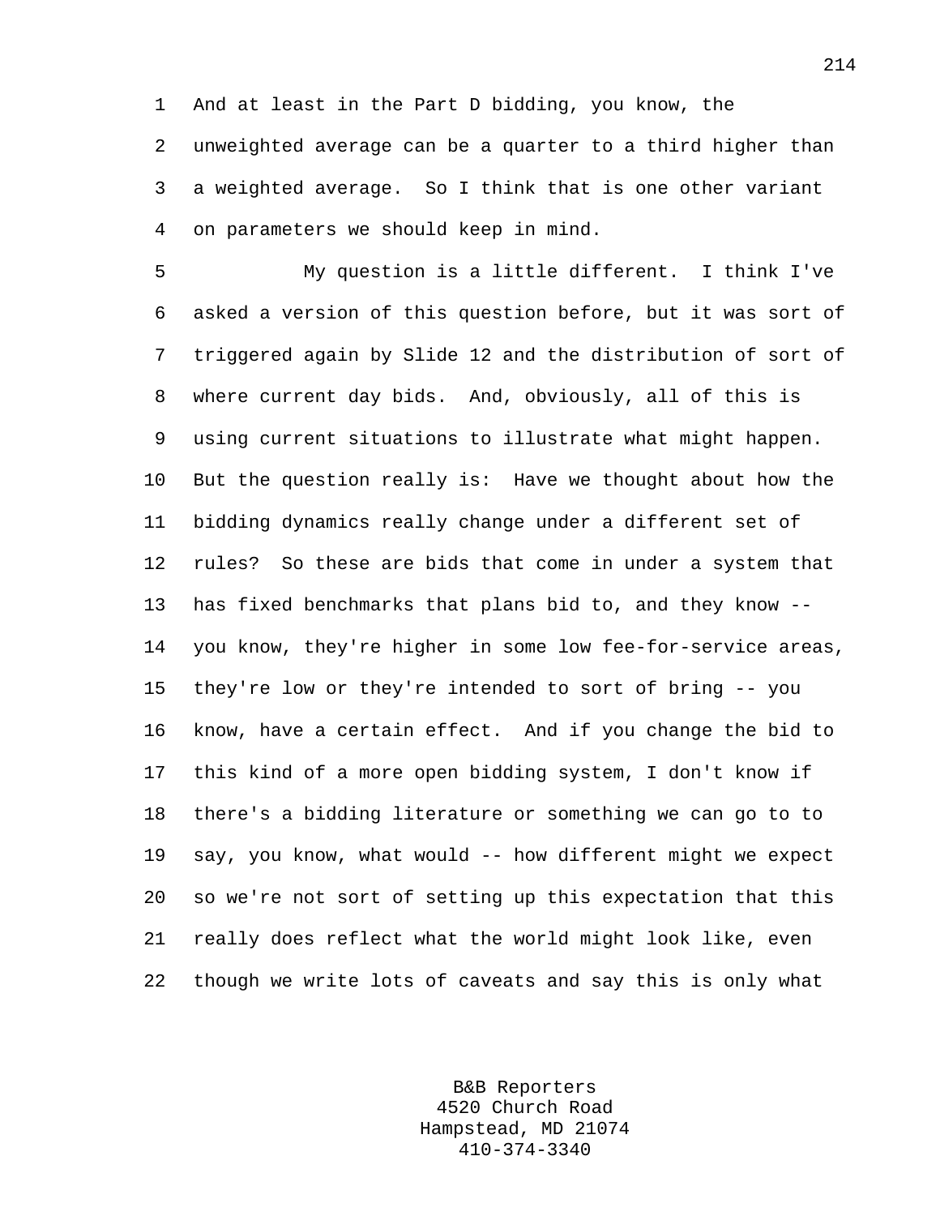And at least in the Part D bidding, you know, the unweighted average can be a quarter to a third higher than a weighted average. So I think that is one other variant on parameters we should keep in mind.

My question is a little different. I think I've asked a version of this question before, but it was sort of triggered again by Slide 12 and the distribution of sort of where current day bids. And, obviously, all of this is using current situations to illustrate what might happen. But the question really is: Have we thought about how the bidding dynamics really change under a different set of rules? So these are bids that come in under a system that has fixed benchmarks that plans bid to, and they know -- you know, they're higher in some low fee-for-service areas, they're low or they're intended to sort of bring -- you know, have a certain effect. And if you change the bid to this kind of a more open bidding system, I don't know if there's a bidding literature or something we can go to to say, you know, what would -- how different might we expect so we're not sort of setting up this expectation that this really does reflect what the world might look like, even though we write lots of caveats and say this is only what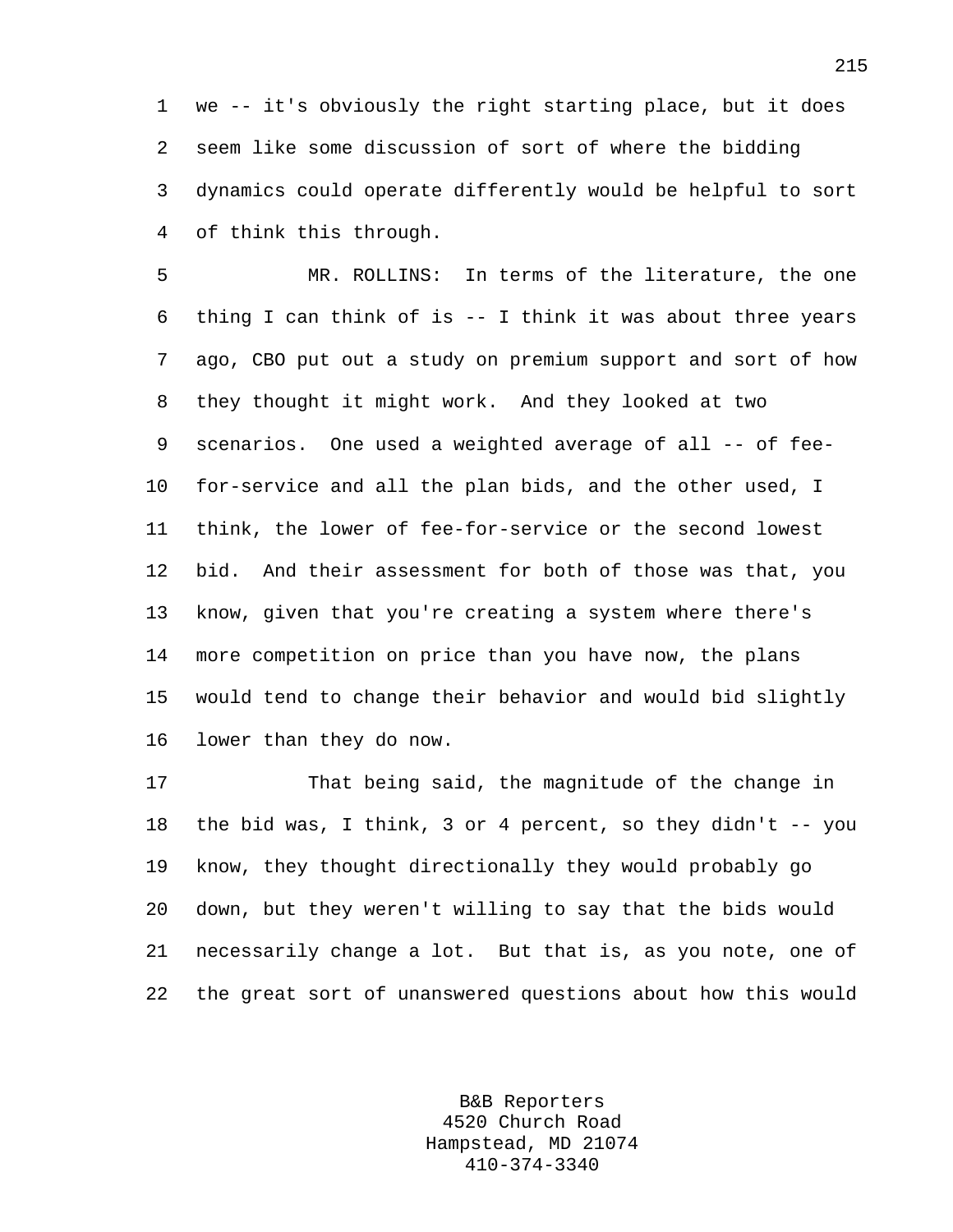we -- it's obviously the right starting place, but it does seem like some discussion of sort of where the bidding dynamics could operate differently would be helpful to sort of think this through.

MR. ROLLINS: In terms of the literature, the one thing I can think of is -- I think it was about three years ago, CBO put out a study on premium support and sort of how they thought it might work. And they looked at two scenarios. One used a weighted average of all -- of fee-for-service and all the plan bids, and the other used, I think, the lower of fee-for-service or the second lowest bid. And their assessment for both of those was that, you know, given that you're creating a system where there's more competition on price than you have now, the plans would tend to change their behavior and would bid slightly lower than they do now.

That being said, the magnitude of the change in the bid was, I think, 3 or 4 percent, so they didn't -- you know, they thought directionally they would probably go down, but they weren't willing to say that the bids would necessarily change a lot. But that is, as you note, one of the great sort of unanswered questions about how this would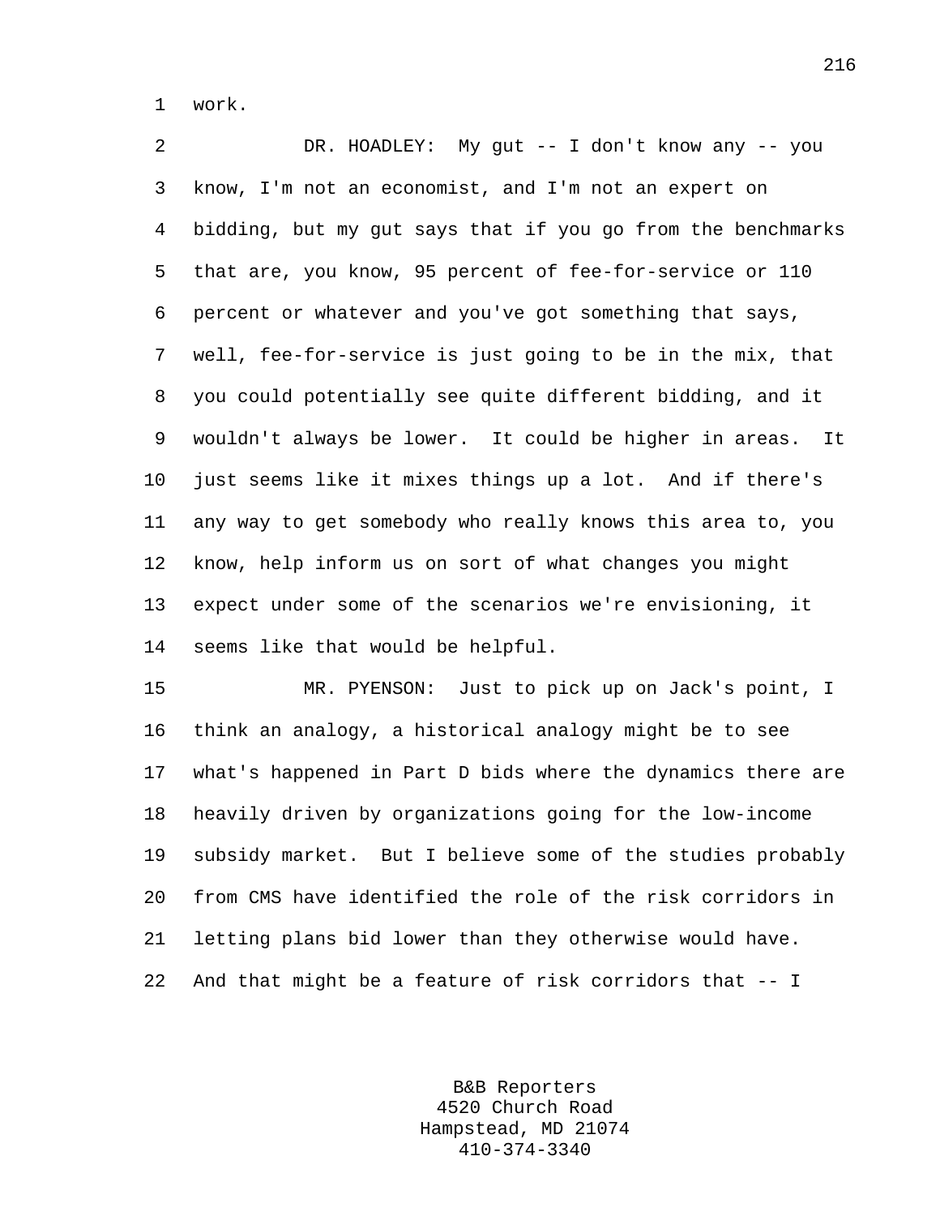work.

DR. HOADLEY: My gut -- I don't know any -- you know, I'm not an economist, and I'm not an expert on bidding, but my gut says that if you go from the benchmarks that are, you know, 95 percent of fee-for-service or 110 percent or whatever and you've got something that says, well, fee-for-service is just going to be in the mix, that you could potentially see quite different bidding, and it wouldn't always be lower. It could be higher in areas. It just seems like it mixes things up a lot. And if there's any way to get somebody who really knows this area to, you know, help inform us on sort of what changes you might expect under some of the scenarios we're envisioning, it seems like that would be helpful.

MR. PYENSON: Just to pick up on Jack's point, I think an analogy, a historical analogy might be to see what's happened in Part D bids where the dynamics there are heavily driven by organizations going for the low-income subsidy market. But I believe some of the studies probably from CMS have identified the role of the risk corridors in letting plans bid lower than they otherwise would have. And that might be a feature of risk corridors that -- I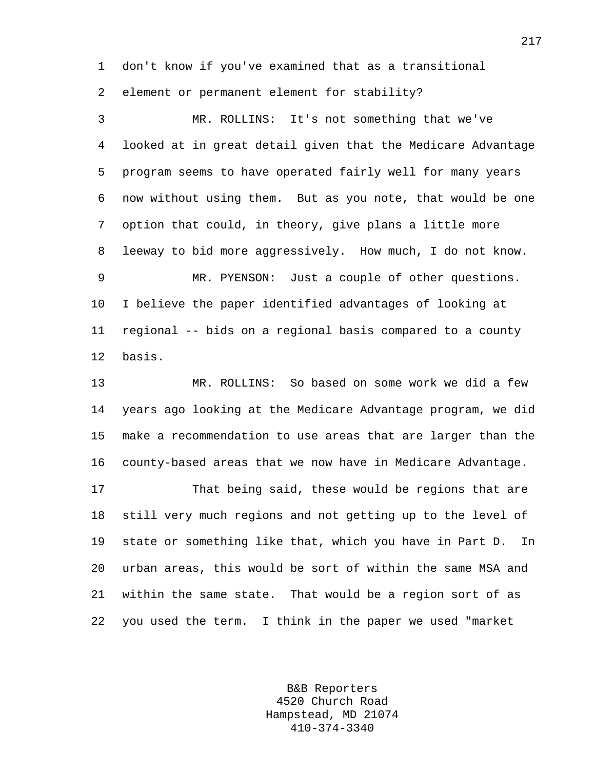don't know if you've examined that as a transitional element or permanent element for stability?

MR. ROLLINS: It's not something that we've looked at in great detail given that the Medicare Advantage program seems to have operated fairly well for many years now without using them. But as you note, that would be one option that could, in theory, give plans a little more leeway to bid more aggressively. How much, I do not know.

MR. PYENSON: Just a couple of other questions. I believe the paper identified advantages of looking at regional -- bids on a regional basis compared to a county basis.

MR. ROLLINS: So based on some work we did a few years ago looking at the Medicare Advantage program, we did make a recommendation to use areas that are larger than the county-based areas that we now have in Medicare Advantage.

That being said, these would be regions that are still very much regions and not getting up to the level of state or something like that, which you have in Part D. In urban areas, this would be sort of within the same MSA and within the same state. That would be a region sort of as you used the term. I think in the paper we used "market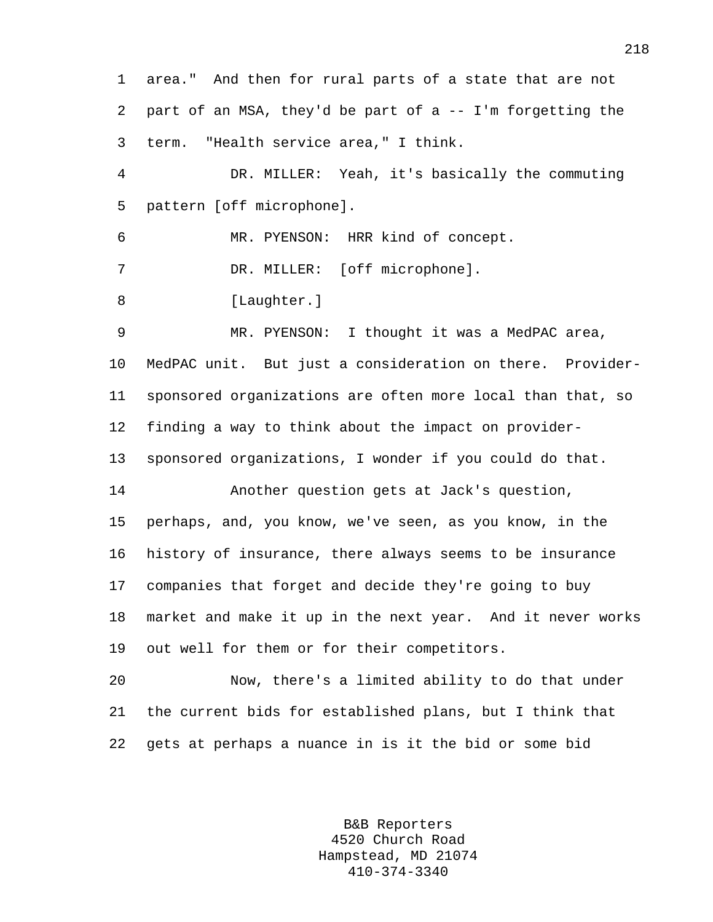area." And then for rural parts of a state that are not part of an MSA, they'd be part of a -- I'm forgetting the term. "Health service area," I think.

DR. MILLER: Yeah, it's basically the commuting pattern [off microphone].

MR. PYENSON: HRR kind of concept.

DR. MILLER: [off microphone].

[Laughter.]

MR. PYENSON: I thought it was a MedPAC area, MedPAC unit. But just a consideration on there. Provider-sponsored organizations are often more local than that, so finding a way to think about the impact on provider-sponsored organizations, I wonder if you could do that.

Another question gets at Jack's question, perhaps, and, you know, we've seen, as you know, in the history of insurance, there always seems to be insurance companies that forget and decide they're going to buy market and make it up in the next year. And it never works out well for them or for their competitors.

Now, there's a limited ability to do that under the current bids for established plans, but I think that gets at perhaps a nuance in is it the bid or some bid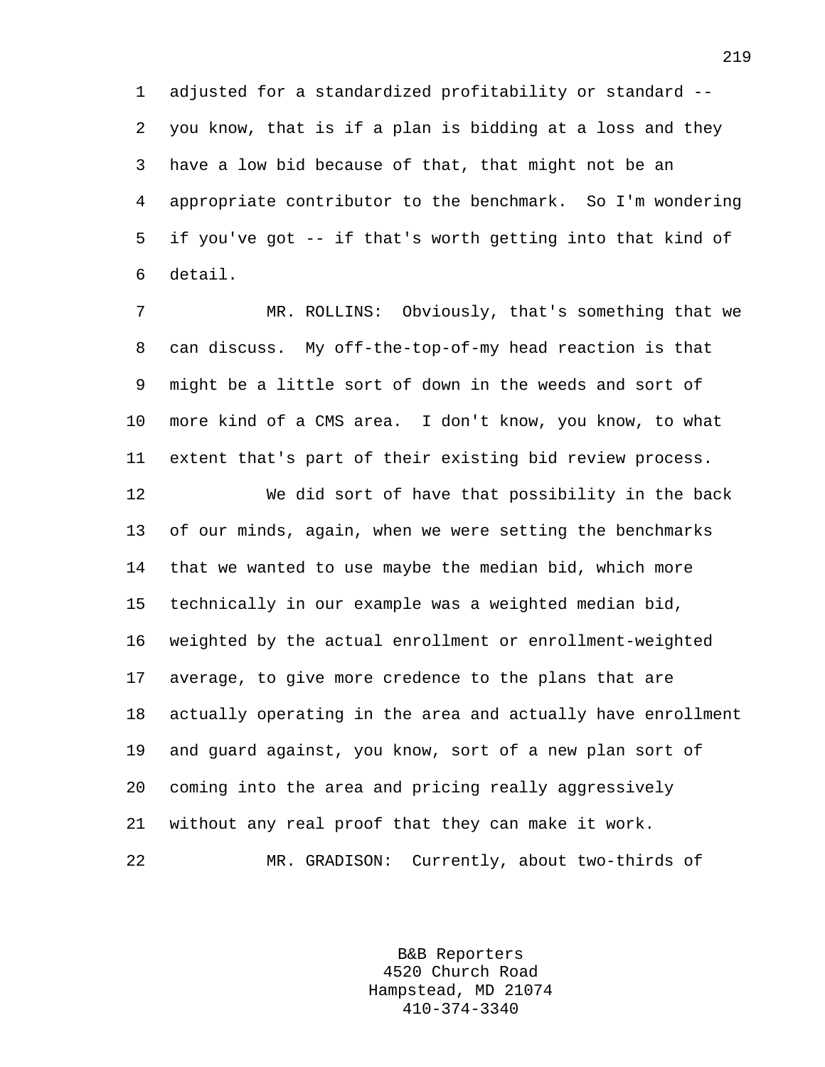adjusted for a standardized profitability or standard -- you know, that is if a plan is bidding at a loss and they have a low bid because of that, that might not be an appropriate contributor to the benchmark. So I'm wondering if you've got -- if that's worth getting into that kind of detail.

MR. ROLLINS: Obviously, that's something that we can discuss. My off-the-top-of-my head reaction is that might be a little sort of down in the weeds and sort of more kind of a CMS area. I don't know, you know, to what extent that's part of their existing bid review process.

We did sort of have that possibility in the back of our minds, again, when we were setting the benchmarks that we wanted to use maybe the median bid, which more technically in our example was a weighted median bid, weighted by the actual enrollment or enrollment-weighted average, to give more credence to the plans that are actually operating in the area and actually have enrollment and guard against, you know, sort of a new plan sort of coming into the area and pricing really aggressively without any real proof that they can make it work.

MR. GRADISON: Currently, about two-thirds of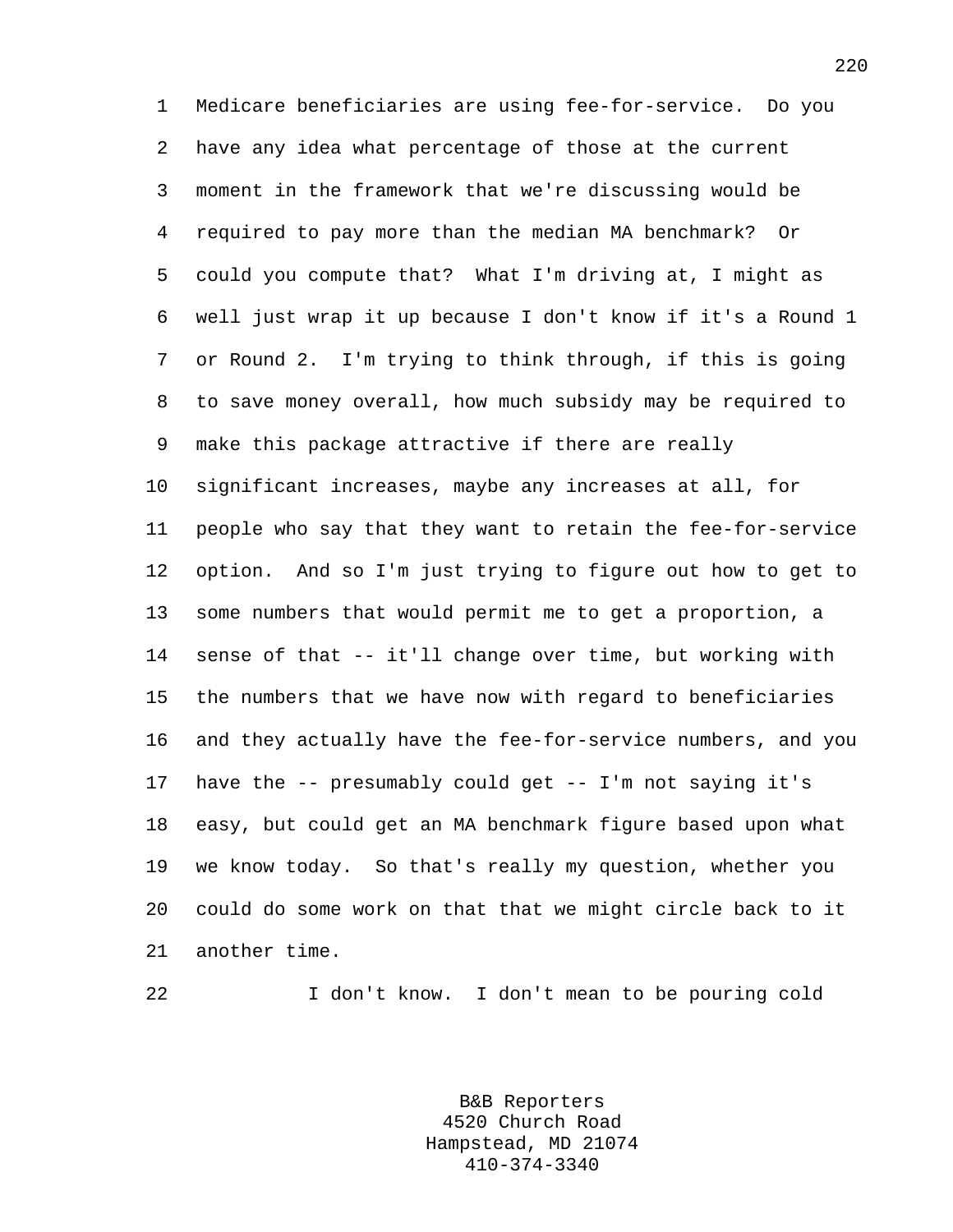Medicare beneficiaries are using fee-for-service. Do you have any idea what percentage of those at the current moment in the framework that we're discussing would be required to pay more than the median MA benchmark? Or could you compute that? What I'm driving at, I might as well just wrap it up because I don't know if it's a Round 1 or Round 2. I'm trying to think through, if this is going to save money overall, how much subsidy may be required to make this package attractive if there are really significant increases, maybe any increases at all, for people who say that they want to retain the fee-for-service option. And so I'm just trying to figure out how to get to some numbers that would permit me to get a proportion, a sense of that -- it'll change over time, but working with the numbers that we have now with regard to beneficiaries and they actually have the fee-for-service numbers, and you have the -- presumably could get -- I'm not saying it's easy, but could get an MA benchmark figure based upon what we know today. So that's really my question, whether you could do some work on that that we might circle back to it another time.

I don't know. I don't mean to be pouring cold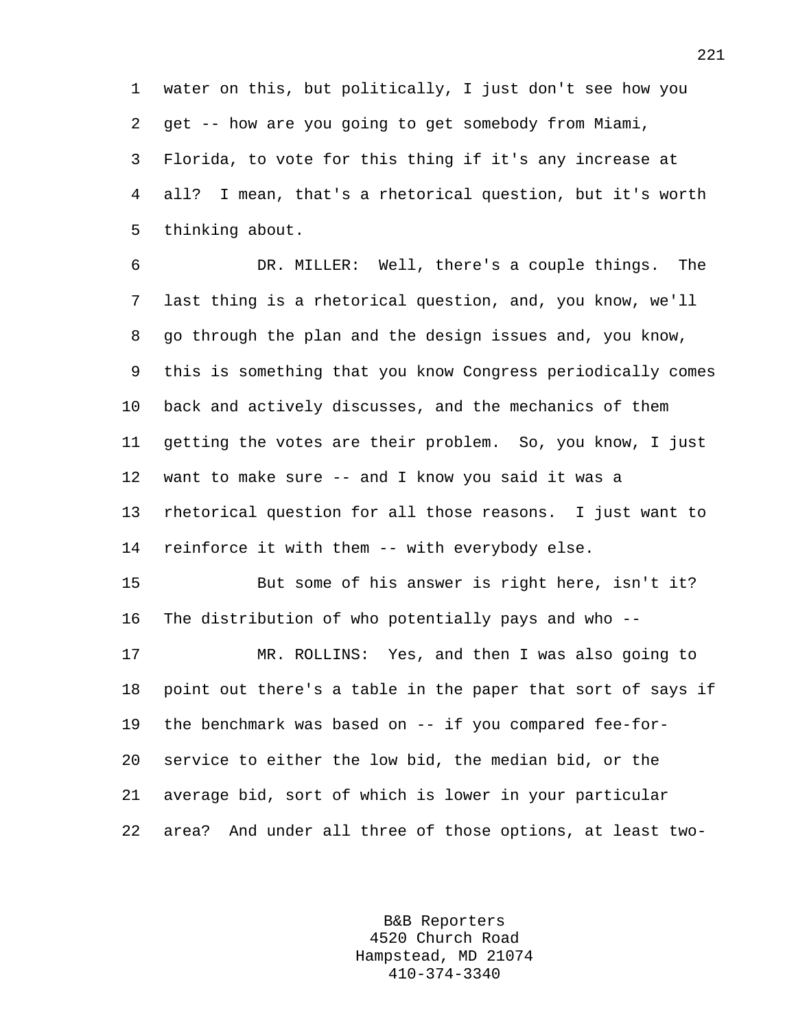water on this, but politically, I just don't see how you get -- how are you going to get somebody from Miami, Florida, to vote for this thing if it's any increase at all? I mean, that's a rhetorical question, but it's worth thinking about.

DR. MILLER: Well, there's a couple things. The last thing is a rhetorical question, and, you know, we'll go through the plan and the design issues and, you know, this is something that you know Congress periodically comes back and actively discusses, and the mechanics of them getting the votes are their problem. So, you know, I just want to make sure -- and I know you said it was a rhetorical question for all those reasons. I just want to reinforce it with them -- with everybody else.

But some of his answer is right here, isn't it? The distribution of who potentially pays and who --

MR. ROLLINS: Yes, and then I was also going to point out there's a table in the paper that sort of says if the benchmark was based on -- if you compared fee-for-service to either the low bid, the median bid, or the average bid, sort of which is lower in your particular area? And under all three of those options, at least two-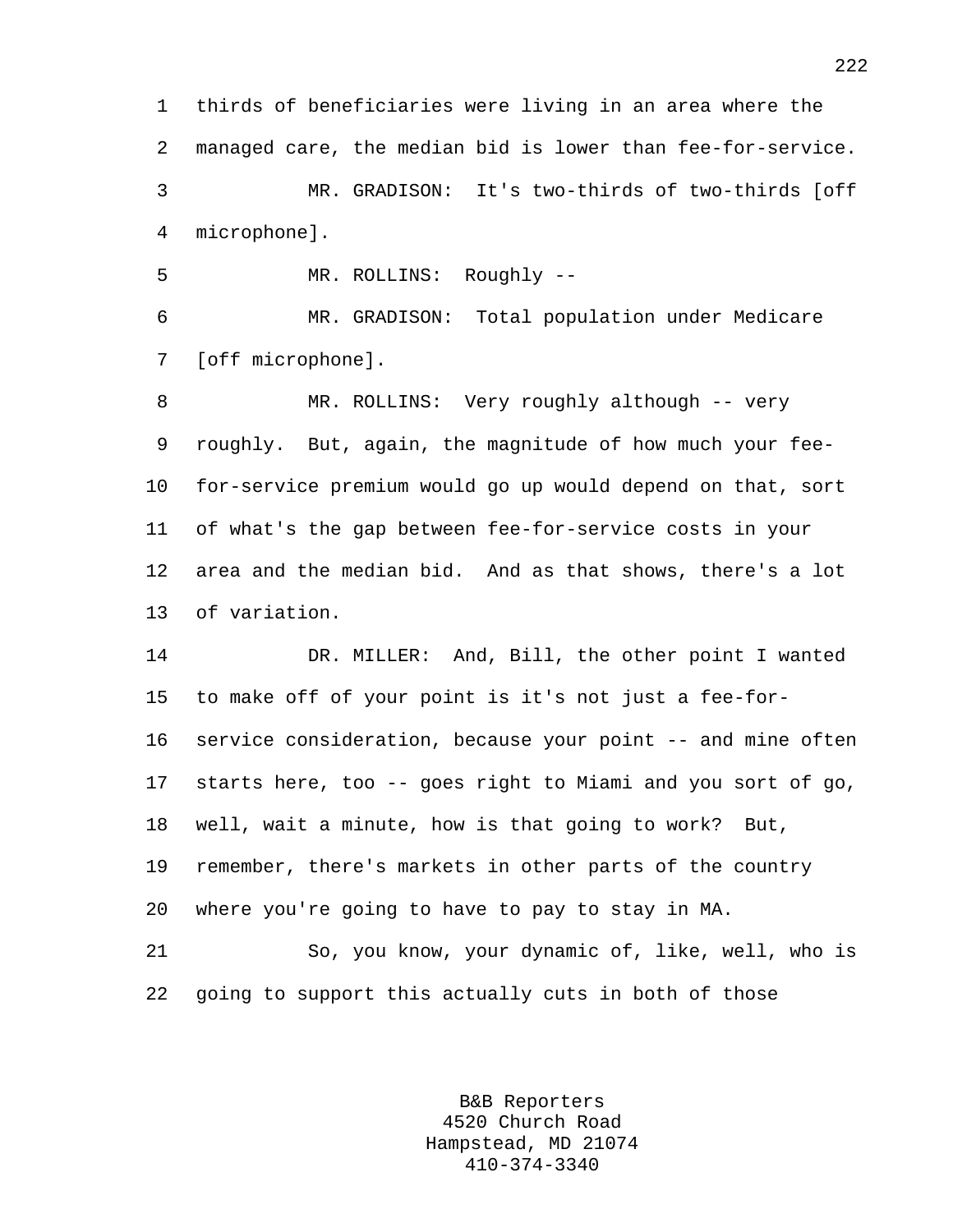thirds of beneficiaries were living in an area where the managed care, the median bid is lower than fee-for-service.

MR. GRADISON: It's two-thirds of two-thirds [off microphone].

MR. ROLLINS: Roughly --

MR. GRADISON: Total population under Medicare [off microphone].

MR. ROLLINS: Very roughly although -- very roughly. But, again, the magnitude of how much your fee-for-service premium would go up would depend on that, sort of what's the gap between fee-for-service costs in your area and the median bid. And as that shows, there's a lot of variation.

DR. MILLER: And, Bill, the other point I wanted to make off of your point is it's not just a fee-for-service consideration, because your point -- and mine often starts here, too -- goes right to Miami and you sort of go, well, wait a minute, how is that going to work? But, remember, there's markets in other parts of the country where you're going to have to pay to stay in MA.

So, you know, your dynamic of, like, well, who is going to support this actually cuts in both of those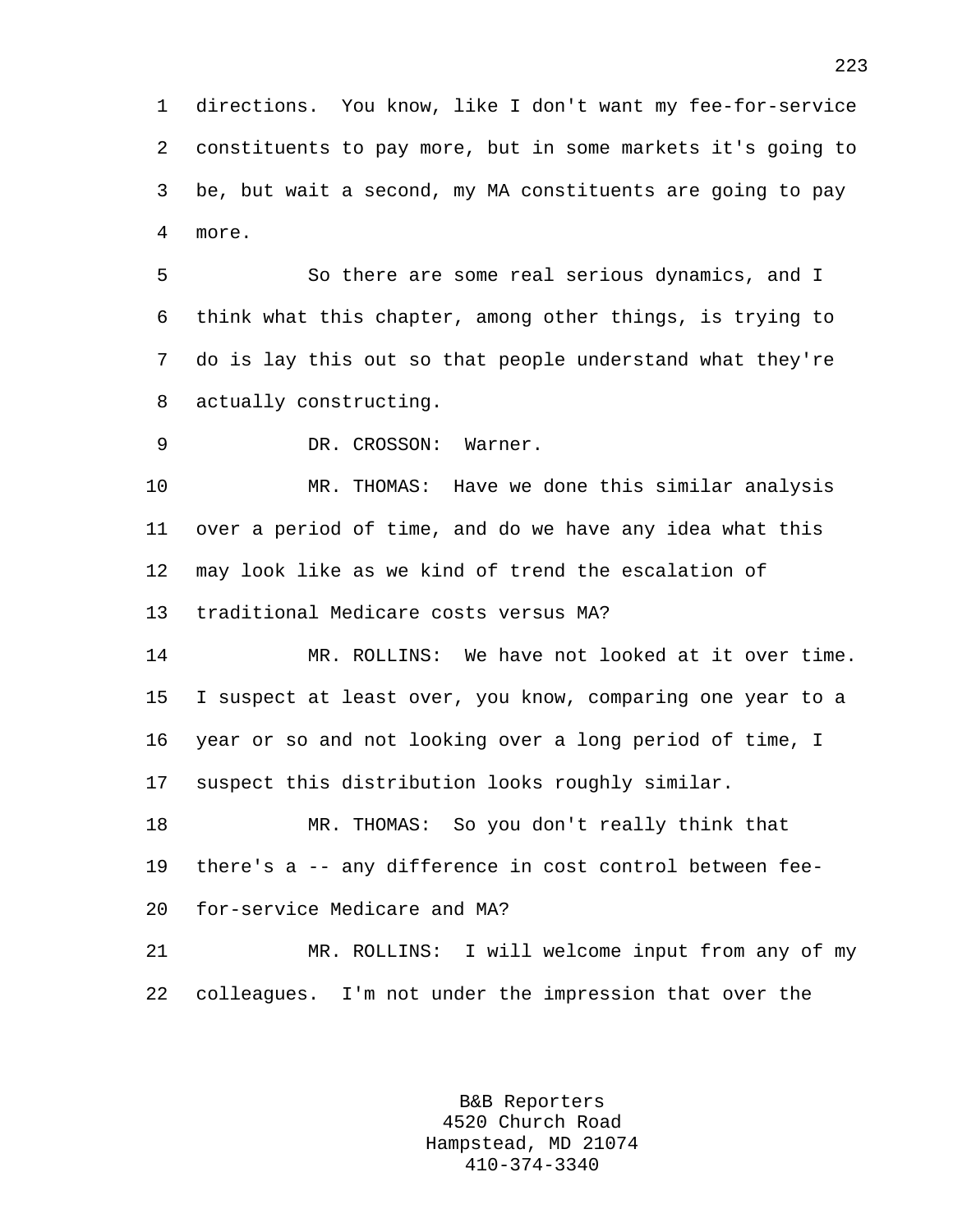directions. You know, like I don't want my fee-for-service constituents to pay more, but in some markets it's going to be, but wait a second, my MA constituents are going to pay more.

So there are some real serious dynamics, and I think what this chapter, among other things, is trying to do is lay this out so that people understand what they're actually constructing.

DR. CROSSON: Warner.

MR. THOMAS: Have we done this similar analysis over a period of time, and do we have any idea what this may look like as we kind of trend the escalation of traditional Medicare costs versus MA?

MR. ROLLINS: We have not looked at it over time. I suspect at least over, you know, comparing one year to a year or so and not looking over a long period of time, I suspect this distribution looks roughly similar.

MR. THOMAS: So you don't really think that there's a -- any difference in cost control between fee-for-service Medicare and MA?

MR. ROLLINS: I will welcome input from any of my colleagues. I'm not under the impression that over the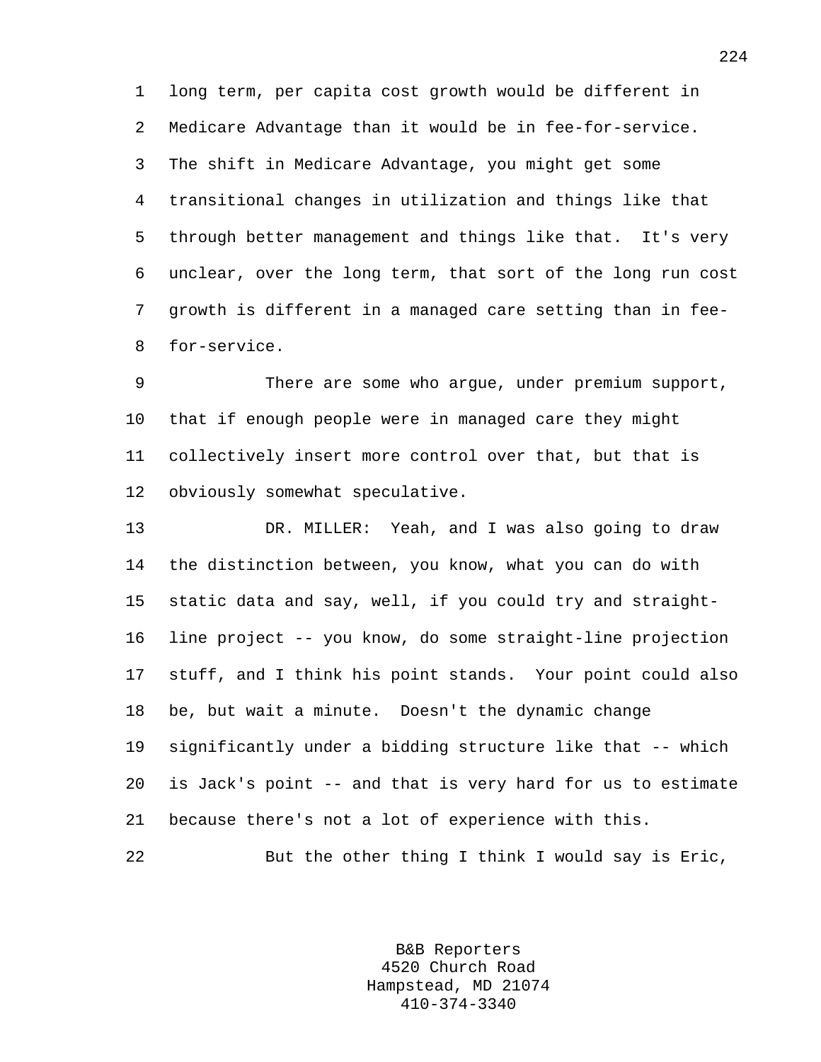long term, per capita cost growth would be different in Medicare Advantage than it would be in fee-for-service. The shift in Medicare Advantage, you might get some transitional changes in utilization and things like that through better management and things like that. It's very unclear, over the long term, that sort of the long run cost growth is different in a managed care setting than in fee-for-service.

There are some who argue, under premium support, that if enough people were in managed care they might collectively insert more control over that, but that is obviously somewhat speculative.

DR. MILLER: Yeah, and I was also going to draw the distinction between, you know, what you can do with static data and say, well, if you could try and straight-line project -- you know, do some straight-line projection stuff, and I think his point stands. Your point could also be, but wait a minute. Doesn't the dynamic change significantly under a bidding structure like that -- which is Jack's point -- and that is very hard for us to estimate because there's not a lot of experience with this.

But the other thing I think I would say is Eric,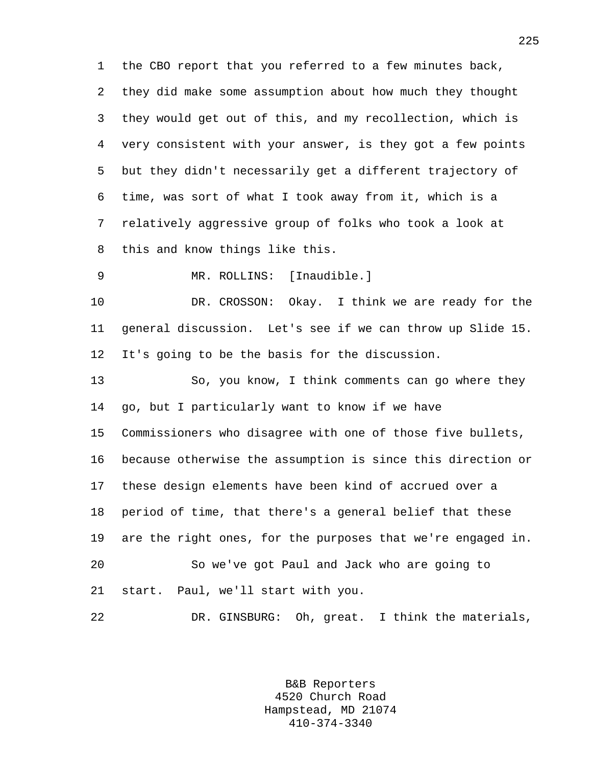the CBO report that you referred to a few minutes back, they did make some assumption about how much they thought they would get out of this, and my recollection, which is very consistent with your answer, is they got a few points but they didn't necessarily get a different trajectory of time, was sort of what I took away from it, which is a relatively aggressive group of folks who took a look at this and know things like this.

MR. ROLLINS: [Inaudible.]

DR. CROSSON: Okay. I think we are ready for the general discussion. Let's see if we can throw up Slide 15. It's going to be the basis for the discussion.

So, you know, I think comments can go where they go, but I particularly want to know if we have Commissioners who disagree with one of those five bullets, because otherwise the assumption is since this direction or these design elements have been kind of accrued over a period of time, that there's a general belief that these are the right ones, for the purposes that we're engaged in.

So we've got Paul and Jack who are going to start. Paul, we'll start with you.

DR. GINSBURG: Oh, great. I think the materials,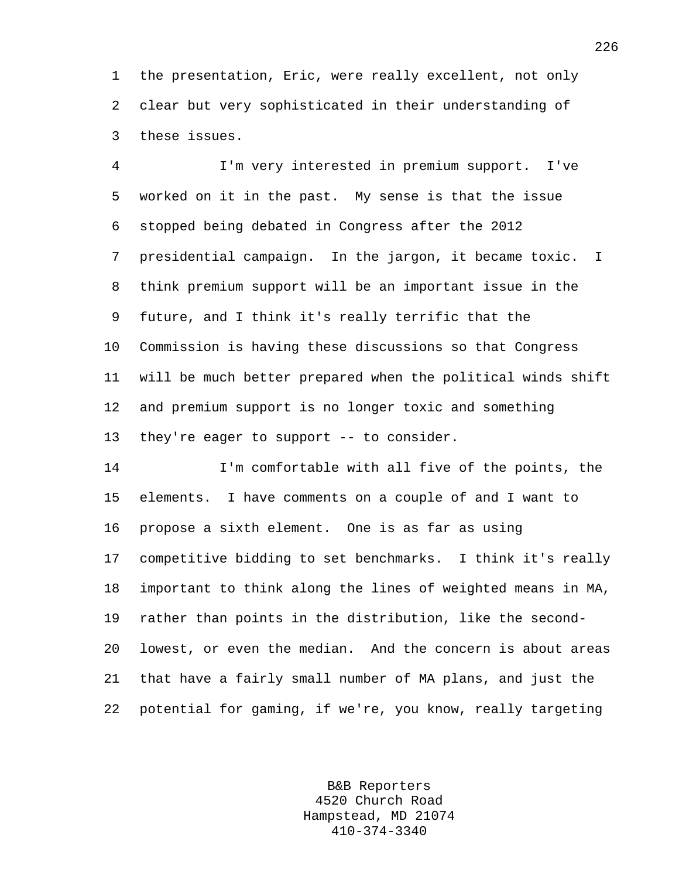the presentation, Eric, were really excellent, not only clear but very sophisticated in their understanding of these issues.

I'm very interested in premium support. I've worked on it in the past. My sense is that the issue stopped being debated in Congress after the 2012 presidential campaign. In the jargon, it became toxic. I think premium support will be an important issue in the future, and I think it's really terrific that the Commission is having these discussions so that Congress will be much better prepared when the political winds shift and premium support is no longer toxic and something they're eager to support -- to consider.

I'm comfortable with all five of the points, the elements. I have comments on a couple of and I want to propose a sixth element. One is as far as using competitive bidding to set benchmarks. I think it's really important to think along the lines of weighted means in MA, rather than points in the distribution, like the second-lowest, or even the median. And the concern is about areas that have a fairly small number of MA plans, and just the potential for gaming, if we're, you know, really targeting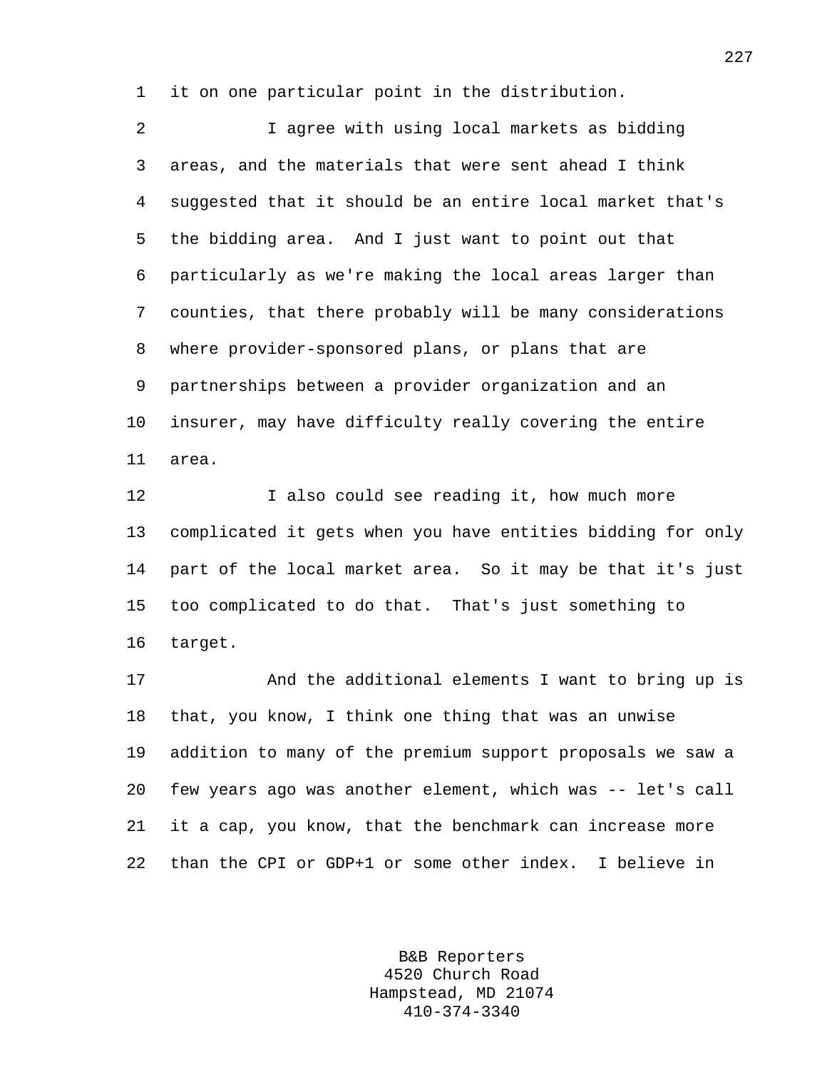it on one particular point in the distribution.

I agree with using local markets as bidding areas, and the materials that were sent ahead I think suggested that it should be an entire local market that's the bidding area. And I just want to point out that particularly as we're making the local areas larger than counties, that there probably will be many considerations where provider-sponsored plans, or plans that are partnerships between a provider organization and an insurer, may have difficulty really covering the entire area.

I also could see reading it, how much more complicated it gets when you have entities bidding for only part of the local market area. So it may be that it's just too complicated to do that. That's just something to target.

And the additional elements I want to bring up is that, you know, I think one thing that was an unwise addition to many of the premium support proposals we saw a few years ago was another element, which was -- let's call it a cap, you know, that the benchmark can increase more than the CPI or GDP+1 or some other index. I believe in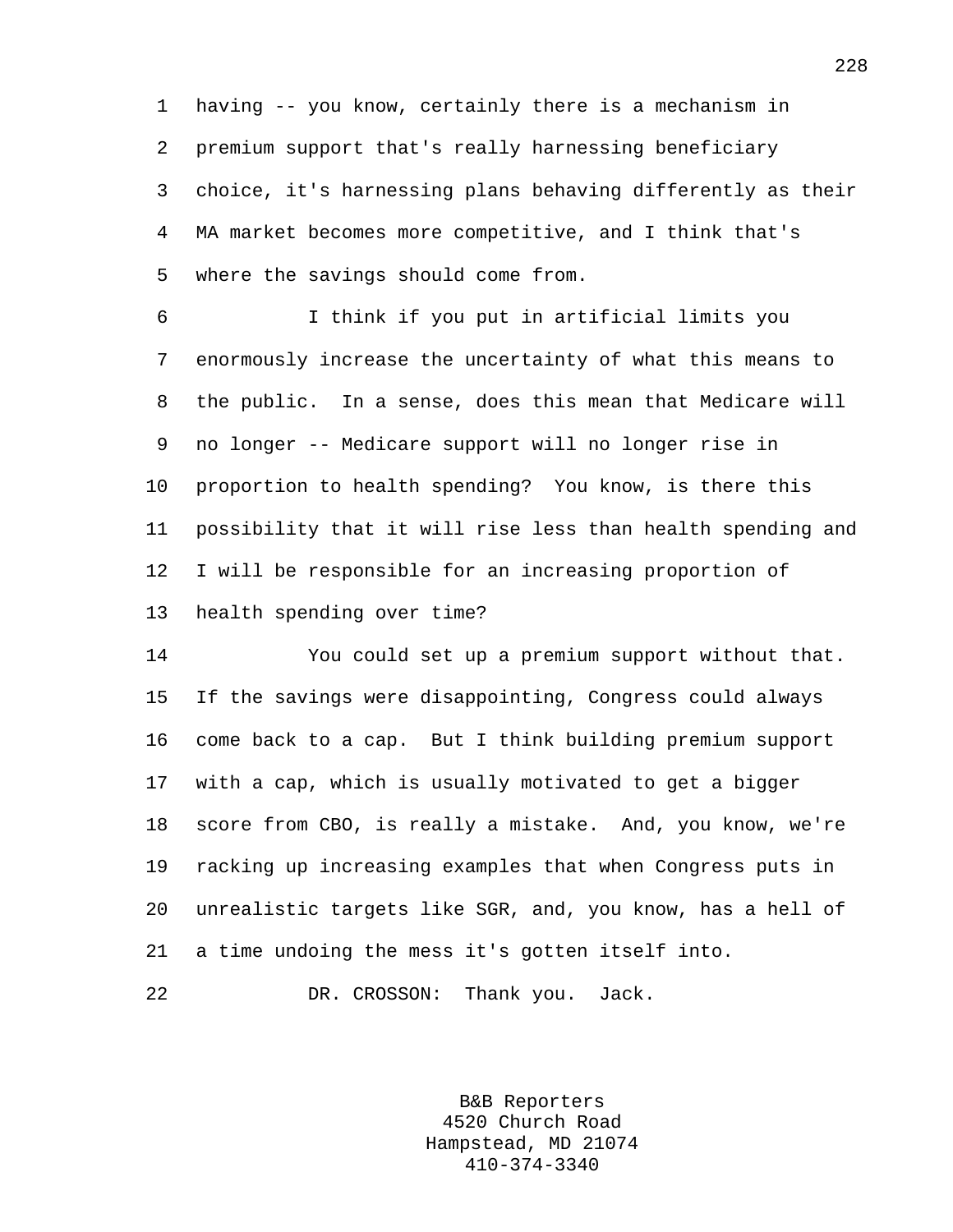having -- you know, certainly there is a mechanism in premium support that's really harnessing beneficiary choice, it's harnessing plans behaving differently as their MA market becomes more competitive, and I think that's where the savings should come from.

I think if you put in artificial limits you enormously increase the uncertainty of what this means to the public. In a sense, does this mean that Medicare will no longer -- Medicare support will no longer rise in proportion to health spending? You know, is there this possibility that it will rise less than health spending and I will be responsible for an increasing proportion of health spending over time?

You could set up a premium support without that. If the savings were disappointing, Congress could always come back to a cap. But I think building premium support with a cap, which is usually motivated to get a bigger score from CBO, is really a mistake. And, you know, we're racking up increasing examples that when Congress puts in unrealistic targets like SGR, and, you know, has a hell of a time undoing the mess it's gotten itself into.

DR. CROSSON: Thank you. Jack.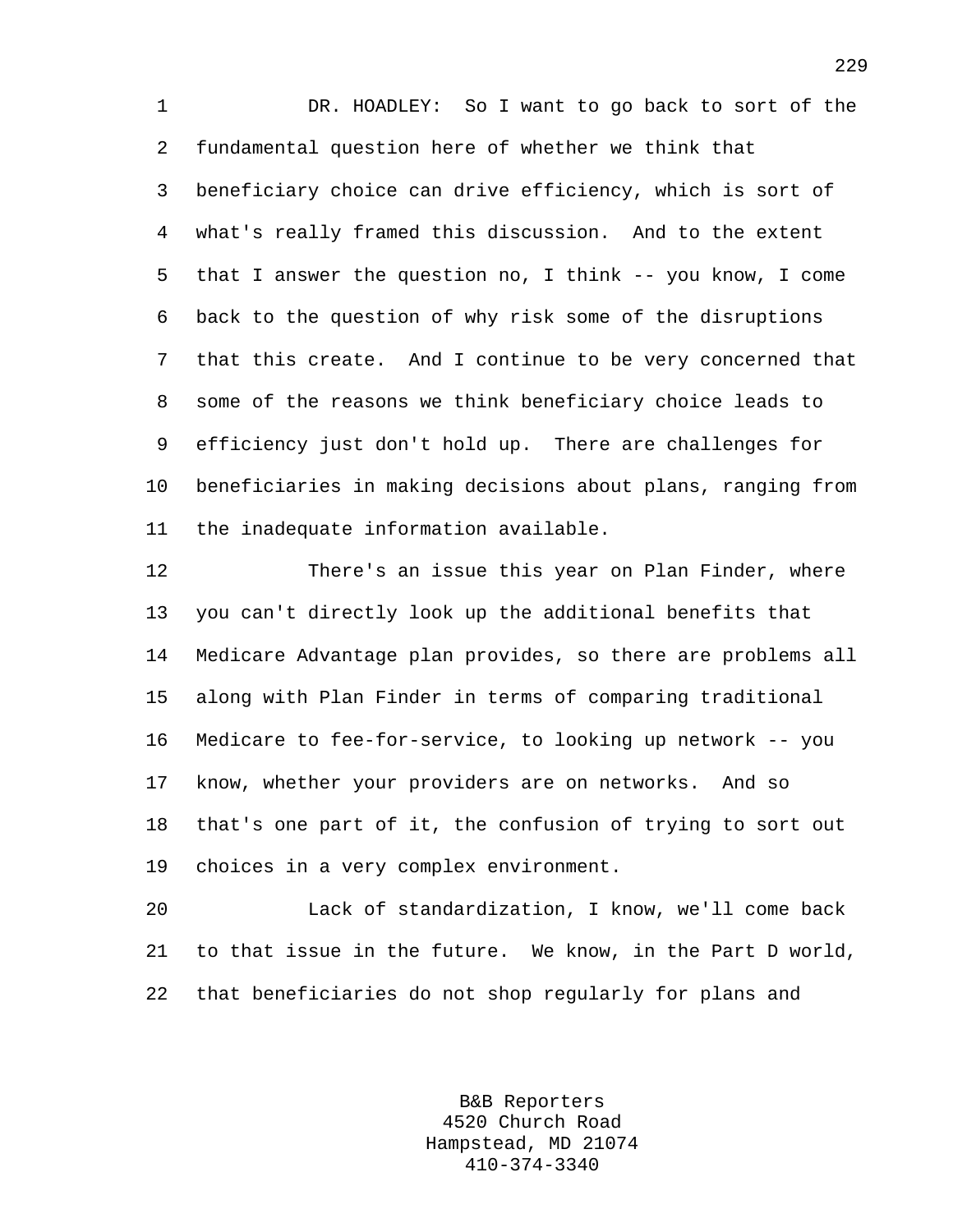DR. HOADLEY: So I want to go back to sort of the fundamental question here of whether we think that beneficiary choice can drive efficiency, which is sort of what's really framed this discussion. And to the extent that I answer the question no, I think -- you know, I come back to the question of why risk some of the disruptions that this create. And I continue to be very concerned that some of the reasons we think beneficiary choice leads to efficiency just don't hold up. There are challenges for beneficiaries in making decisions about plans, ranging from the inadequate information available.

There's an issue this year on Plan Finder, where you can't directly look up the additional benefits that Medicare Advantage plan provides, so there are problems all along with Plan Finder in terms of comparing traditional Medicare to fee-for-service, to looking up network -- you know, whether your providers are on networks. And so that's one part of it, the confusion of trying to sort out choices in a very complex environment.

Lack of standardization, I know, we'll come back to that issue in the future. We know, in the Part D world, that beneficiaries do not shop regularly for plans and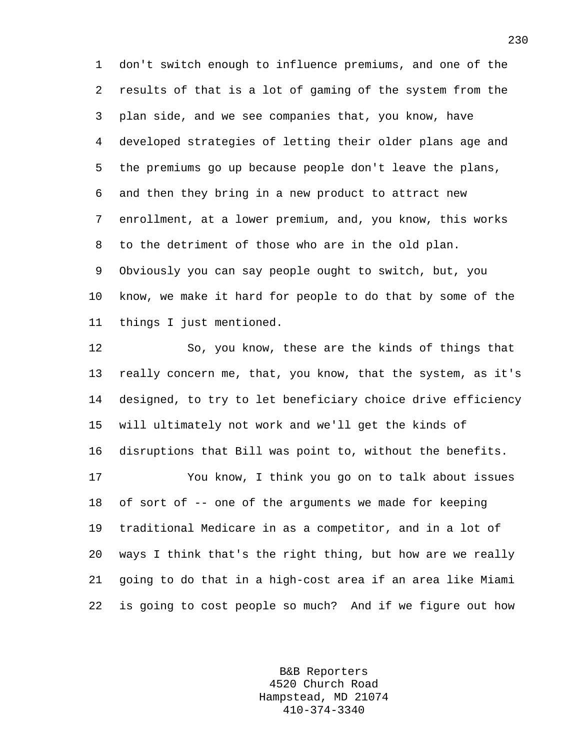don't switch enough to influence premiums, and one of the results of that is a lot of gaming of the system from the plan side, and we see companies that, you know, have developed strategies of letting their older plans age and the premiums go up because people don't leave the plans, and then they bring in a new product to attract new enrollment, at a lower premium, and, you know, this works to the detriment of those who are in the old plan. Obviously you can say people ought to switch, but, you know, we make it hard for people to do that by some of the things I just mentioned.

So, you know, these are the kinds of things that really concern me, that, you know, that the system, as it's designed, to try to let beneficiary choice drive efficiency will ultimately not work and we'll get the kinds of disruptions that Bill was point to, without the benefits.

You know, I think you go on to talk about issues of sort of -- one of the arguments we made for keeping traditional Medicare in as a competitor, and in a lot of ways I think that's the right thing, but how are we really going to do that in a high-cost area if an area like Miami is going to cost people so much? And if we figure out how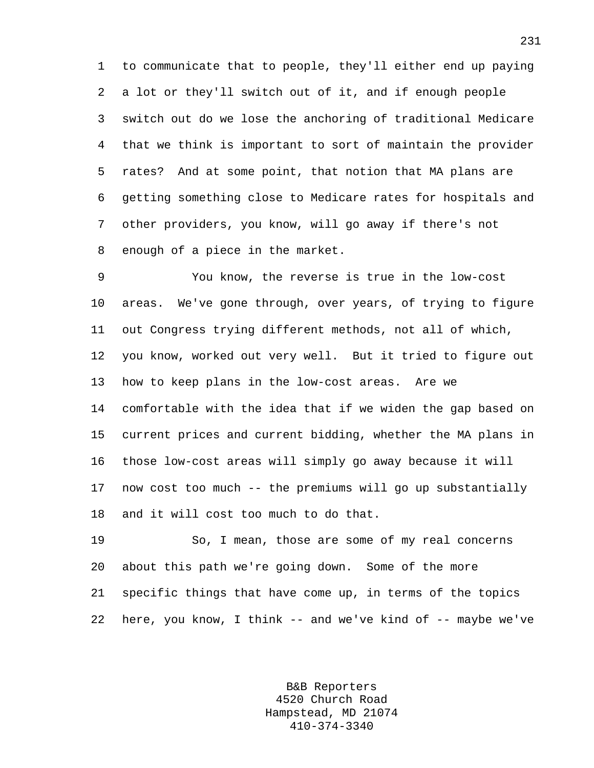to communicate that to people, they'll either end up paying a lot or they'll switch out of it, and if enough people switch out do we lose the anchoring of traditional Medicare that we think is important to sort of maintain the provider rates? And at some point, that notion that MA plans are getting something close to Medicare rates for hospitals and other providers, you know, will go away if there's not enough of a piece in the market.

You know, the reverse is true in the low-cost areas. We've gone through, over years, of trying to figure out Congress trying different methods, not all of which, you know, worked out very well. But it tried to figure out how to keep plans in the low-cost areas. Are we comfortable with the idea that if we widen the gap based on current prices and current bidding, whether the MA plans in those low-cost areas will simply go away because it will now cost too much -- the premiums will go up substantially and it will cost too much to do that.

So, I mean, those are some of my real concerns about this path we're going down. Some of the more specific things that have come up, in terms of the topics here, you know, I think -- and we've kind of -- maybe we've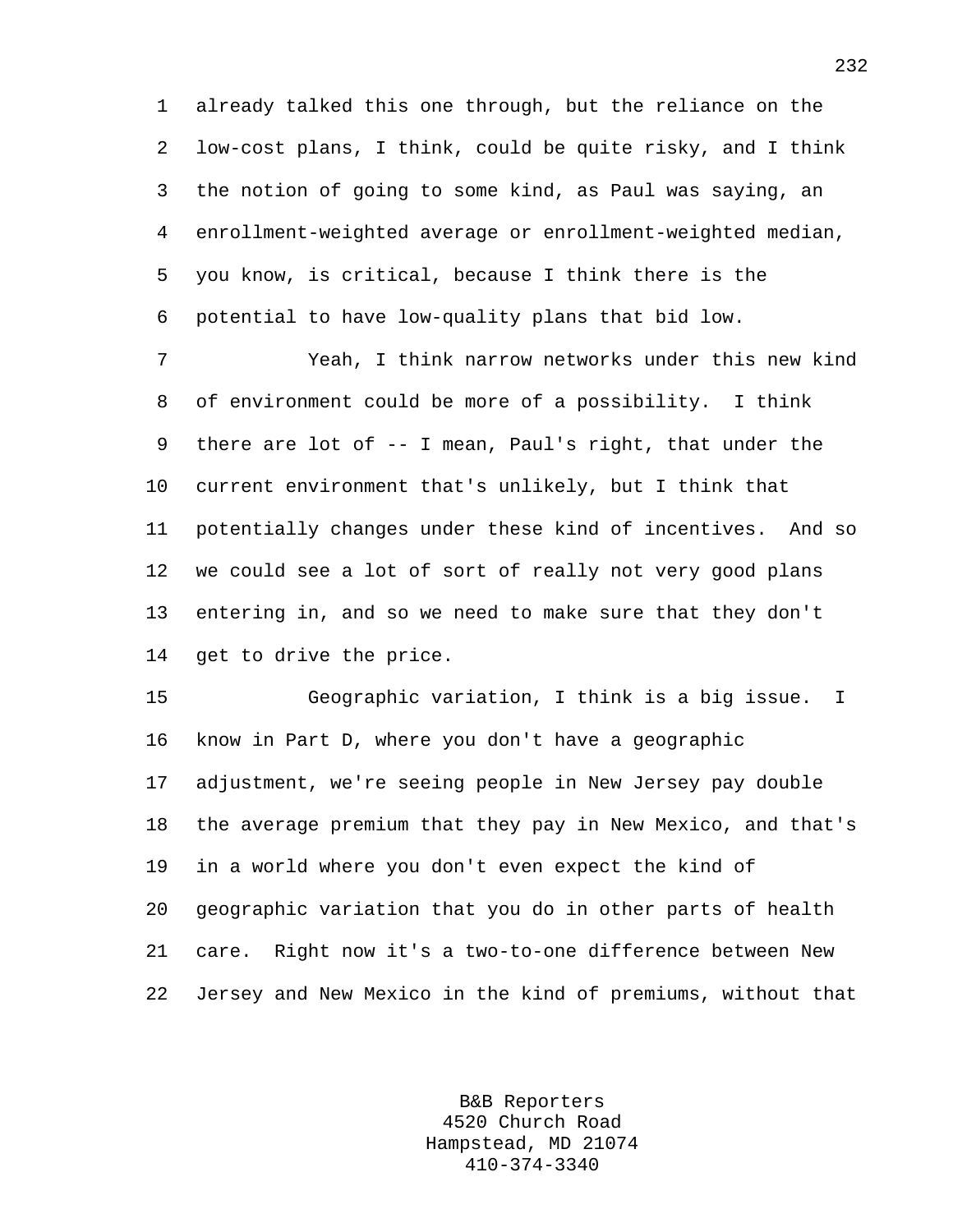already talked this one through, but the reliance on the low-cost plans, I think, could be quite risky, and I think the notion of going to some kind, as Paul was saying, an enrollment-weighted average or enrollment-weighted median, you know, is critical, because I think there is the potential to have low-quality plans that bid low.

Yeah, I think narrow networks under this new kind of environment could be more of a possibility. I think there are lot of -- I mean, Paul's right, that under the current environment that's unlikely, but I think that potentially changes under these kind of incentives. And so we could see a lot of sort of really not very good plans entering in, and so we need to make sure that they don't get to drive the price.

Geographic variation, I think is a big issue. I know in Part D, where you don't have a geographic adjustment, we're seeing people in New Jersey pay double the average premium that they pay in New Mexico, and that's in a world where you don't even expect the kind of geographic variation that you do in other parts of health care. Right now it's a two-to-one difference between New Jersey and New Mexico in the kind of premiums, without that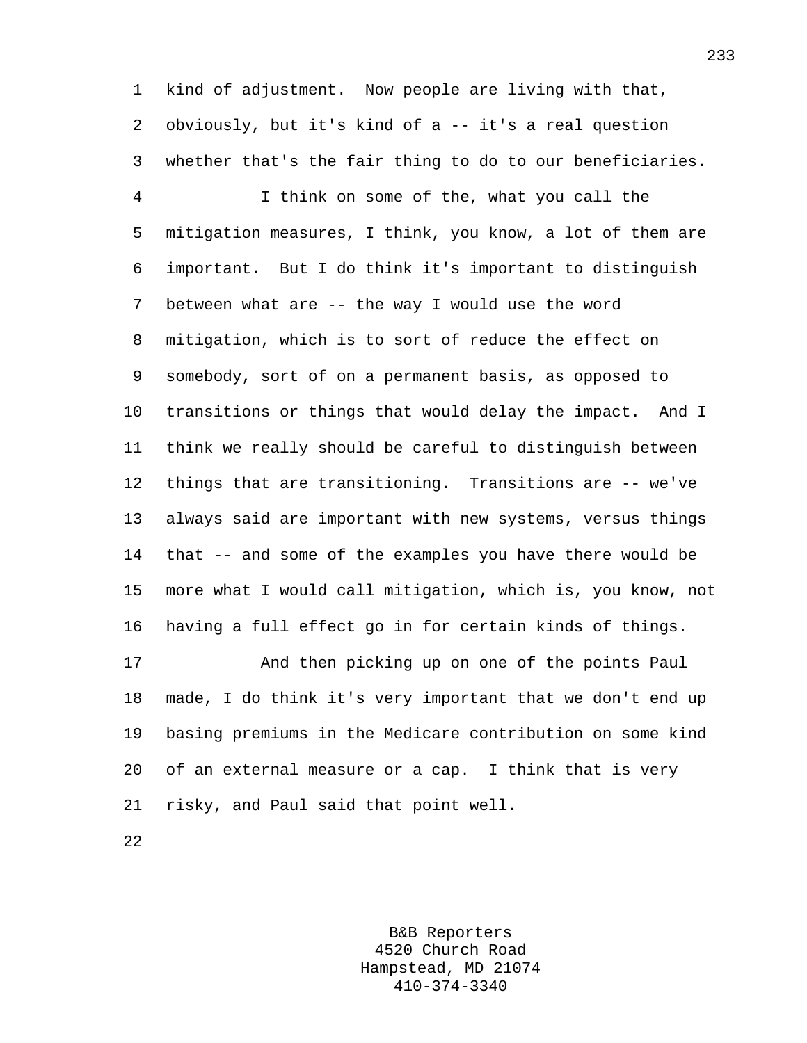kind of adjustment. Now people are living with that, obviously, but it's kind of a -- it's a real question whether that's the fair thing to do to our beneficiaries.

I think on some of the, what you call the mitigation measures, I think, you know, a lot of them are important. But I do think it's important to distinguish between what are -- the way I would use the word mitigation, which is to sort of reduce the effect on somebody, sort of on a permanent basis, as opposed to transitions or things that would delay the impact. And I think we really should be careful to distinguish between things that are transitioning. Transitions are -- we've always said are important with new systems, versus things that -- and some of the examples you have there would be more what I would call mitigation, which is, you know, not having a full effect go in for certain kinds of things.

And then picking up on one of the points Paul made, I do think it's very important that we don't end up basing premiums in the Medicare contribution on some kind of an external measure or a cap. I think that is very risky, and Paul said that point well.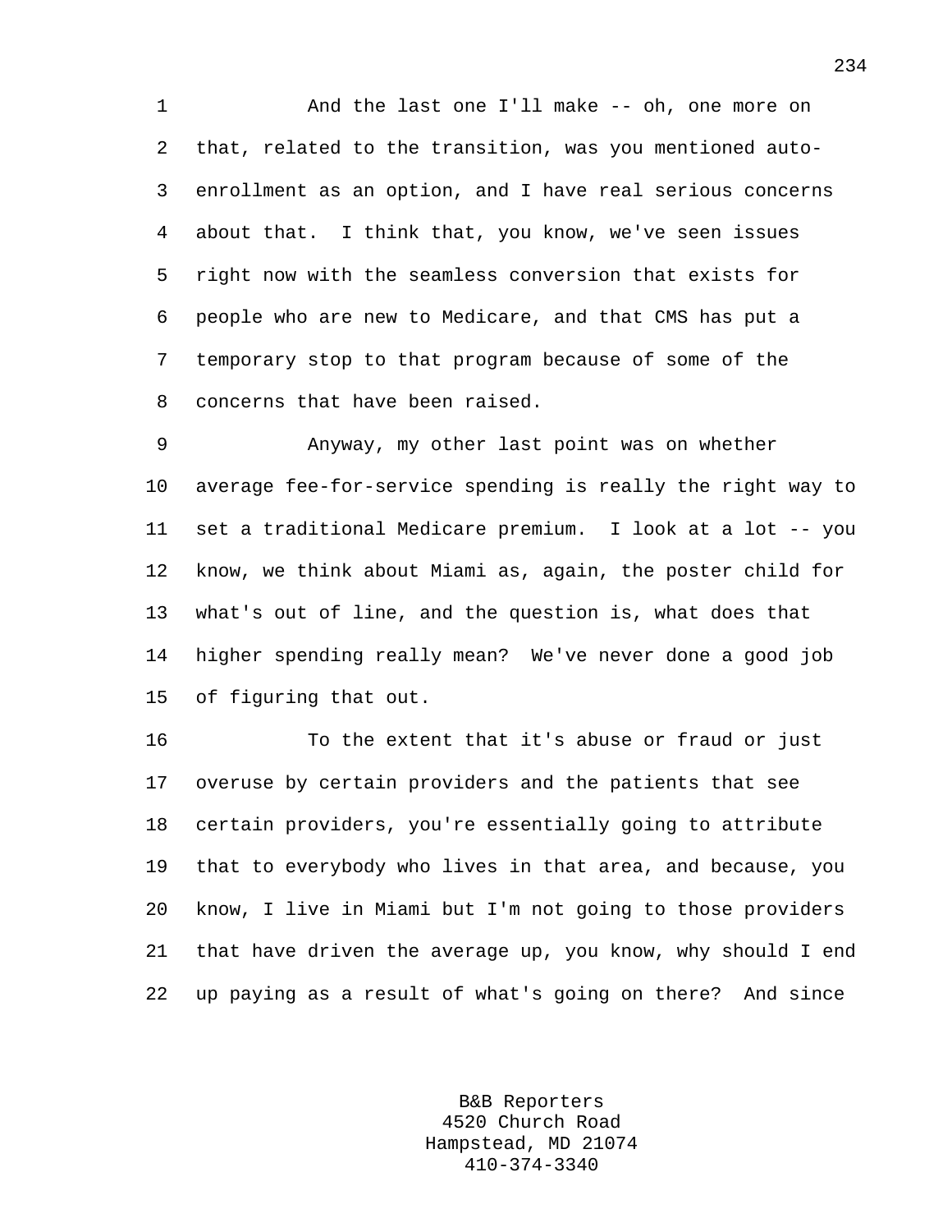And the last one I'll make -- oh, one more on that, related to the transition, was you mentioned auto-enrollment as an option, and I have real serious concerns about that. I think that, you know, we've seen issues right now with the seamless conversion that exists for people who are new to Medicare, and that CMS has put a temporary stop to that program because of some of the concerns that have been raised.

Anyway, my other last point was on whether average fee-for-service spending is really the right way to set a traditional Medicare premium. I look at a lot -- you know, we think about Miami as, again, the poster child for what's out of line, and the question is, what does that higher spending really mean? We've never done a good job of figuring that out.

To the extent that it's abuse or fraud or just overuse by certain providers and the patients that see certain providers, you're essentially going to attribute that to everybody who lives in that area, and because, you know, I live in Miami but I'm not going to those providers that have driven the average up, you know, why should I end up paying as a result of what's going on there? And since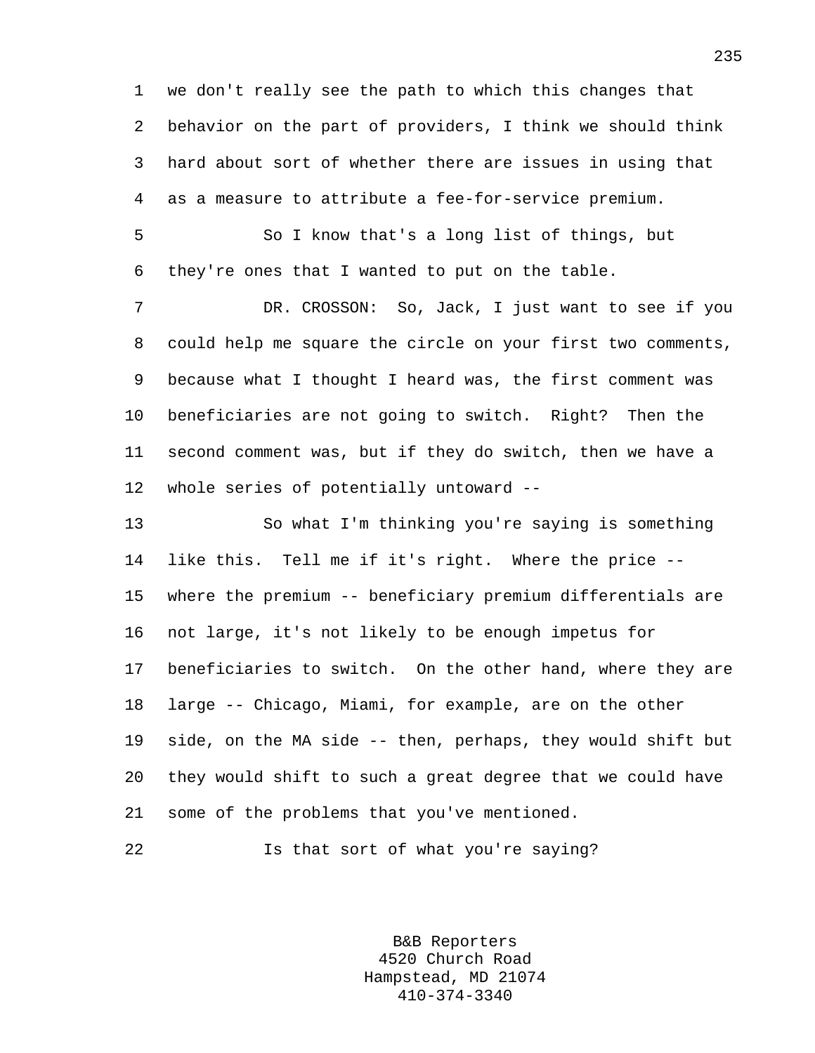we don't really see the path to which this changes that behavior on the part of providers, I think we should think hard about sort of whether there are issues in using that as a measure to attribute a fee-for-service premium.

So I know that's a long list of things, but they're ones that I wanted to put on the table.

DR. CROSSON: So, Jack, I just want to see if you could help me square the circle on your first two comments, because what I thought I heard was, the first comment was beneficiaries are not going to switch. Right? Then the second comment was, but if they do switch, then we have a whole series of potentially untoward --

So what I'm thinking you're saying is something like this. Tell me if it's right. Where the price -- where the premium -- beneficiary premium differentials are not large, it's not likely to be enough impetus for beneficiaries to switch. On the other hand, where they are large -- Chicago, Miami, for example, are on the other side, on the MA side -- then, perhaps, they would shift but they would shift to such a great degree that we could have some of the problems that you've mentioned.

Is that sort of what you're saying?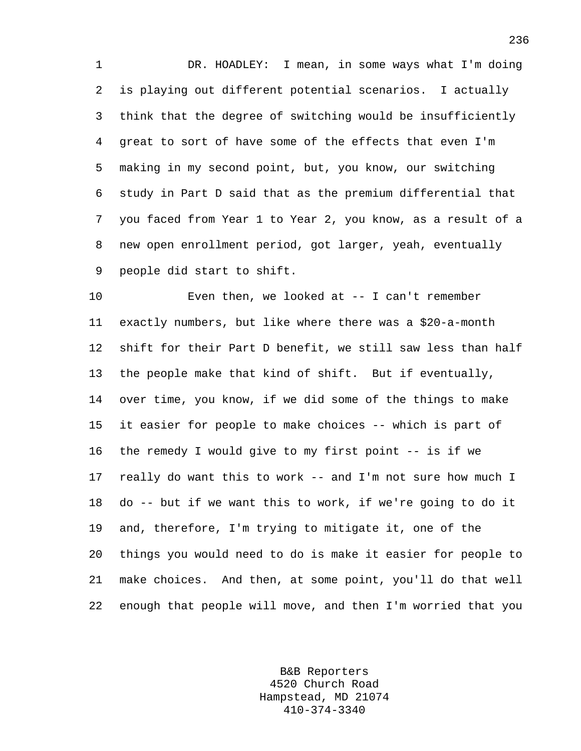DR. HOADLEY: I mean, in some ways what I'm doing is playing out different potential scenarios. I actually think that the degree of switching would be insufficiently great to sort of have some of the effects that even I'm making in my second point, but, you know, our switching study in Part D said that as the premium differential that you faced from Year 1 to Year 2, you know, as a result of a new open enrollment period, got larger, yeah, eventually people did start to shift.

Even then, we looked at -- I can't remember exactly numbers, but like where there was a $20-a-month shift for their Part D benefit, we still saw less than half the people make that kind of shift. But if eventually, over time, you know, if we did some of the things to make it easier for people to make choices -- which is part of the remedy I would give to my first point -- is if we really do want this to work -- and I'm not sure how much I do -- but if we want this to work, if we're going to do it and, therefore, I'm trying to mitigate it, one of the things you would need to do is make it easier for people to make choices. And then, at some point, you'll do that well enough that people will move, and then I'm worried that you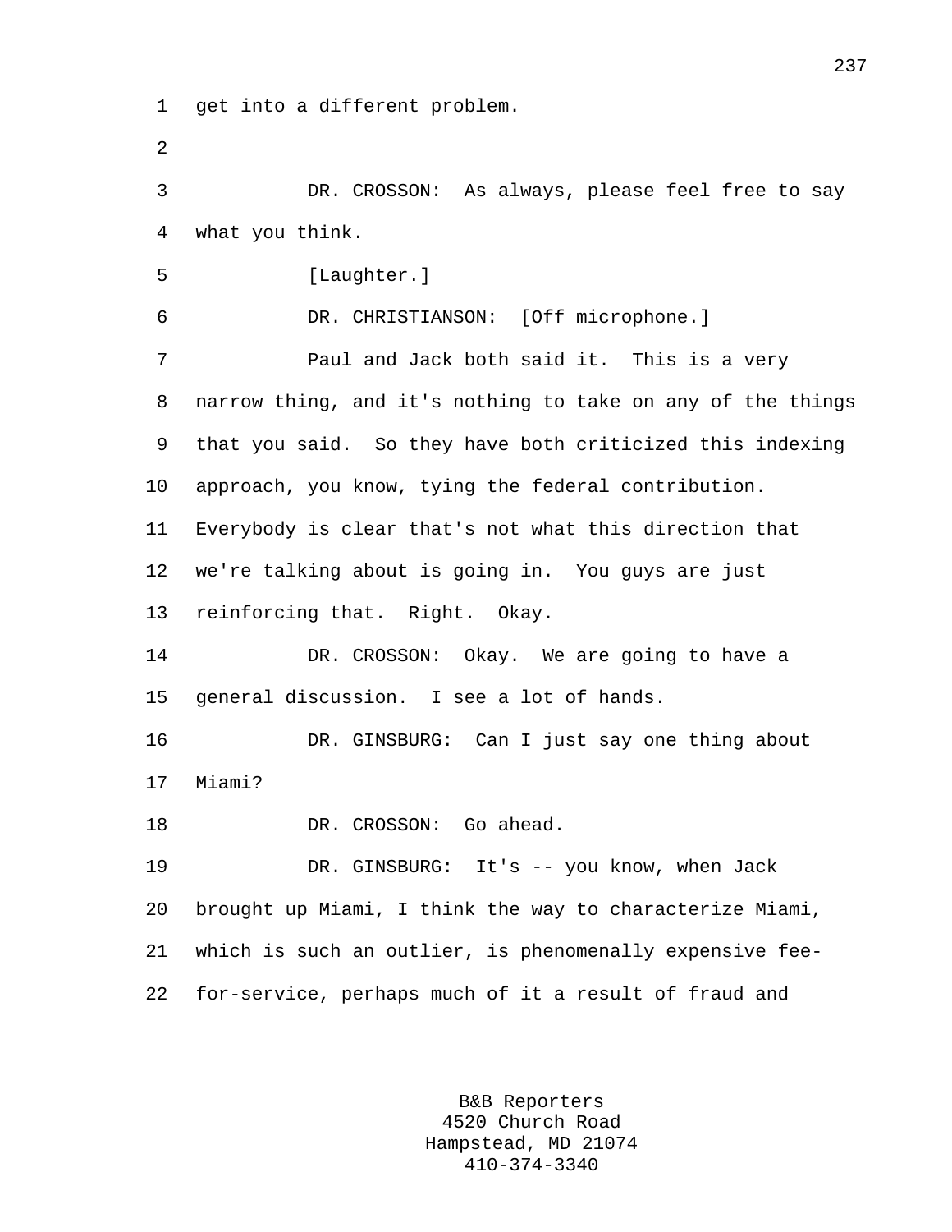get into a different problem.

DR. CROSSON: As always, please feel free to say what you think.

[Laughter.]

DR. CHRISTIANSON: [Off microphone.]

Paul and Jack both said it. This is a very narrow thing, and it's nothing to take on any of the things that you said. So they have both criticized this indexing approach, you know, tying the federal contribution. Everybody is clear that's not what this direction that we're talking about is going in. You guys are just reinforcing that. Right. Okay.

DR. CROSSON: Okay. We are going to have a general discussion. I see a lot of hands.

DR. GINSBURG: Can I just say one thing about Miami?

DR. CROSSON: Go ahead.

DR. GINSBURG: It's -- you know, when Jack brought up Miami, I think the way to characterize Miami, which is such an outlier, is phenomenally expensive fee-for-service, perhaps much of it a result of fraud and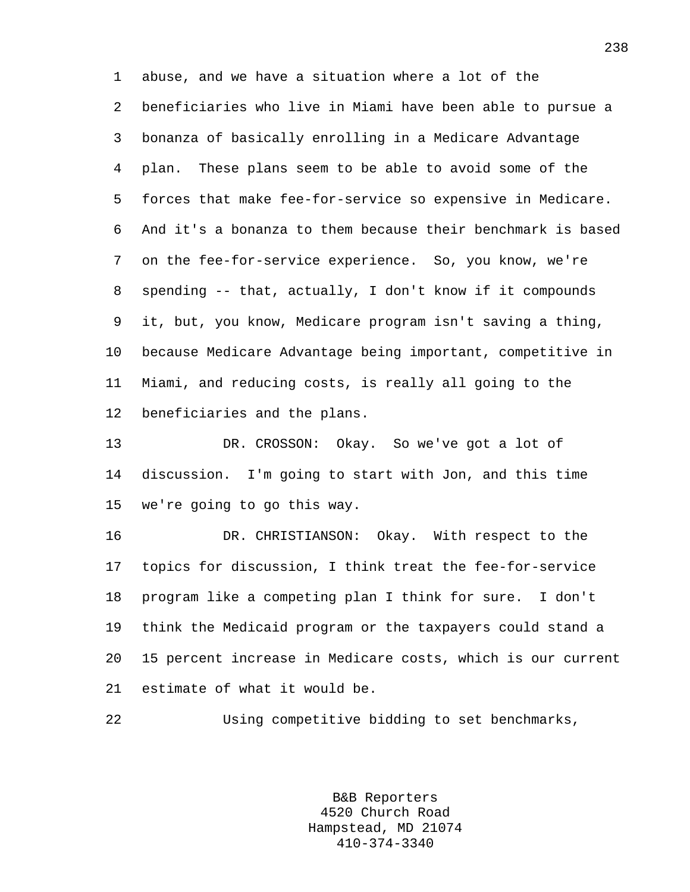abuse, and we have a situation where a lot of the beneficiaries who live in Miami have been able to pursue a bonanza of basically enrolling in a Medicare Advantage plan. These plans seem to be able to avoid some of the forces that make fee-for-service so expensive in Medicare. And it's a bonanza to them because their benchmark is based on the fee-for-service experience. So, you know, we're spending -- that, actually, I don't know if it compounds it, but, you know, Medicare program isn't saving a thing, because Medicare Advantage being important, competitive in Miami, and reducing costs, is really all going to the beneficiaries and the plans.

DR. CROSSON: Okay. So we've got a lot of discussion. I'm going to start with Jon, and this time we're going to go this way.

DR. CHRISTIANSON: Okay. With respect to the topics for discussion, I think treat the fee-for-service program like a competing plan I think for sure. I don't think the Medicaid program or the taxpayers could stand a 15 percent increase in Medicare costs, which is our current estimate of what it would be.

Using competitive bidding to set benchmarks,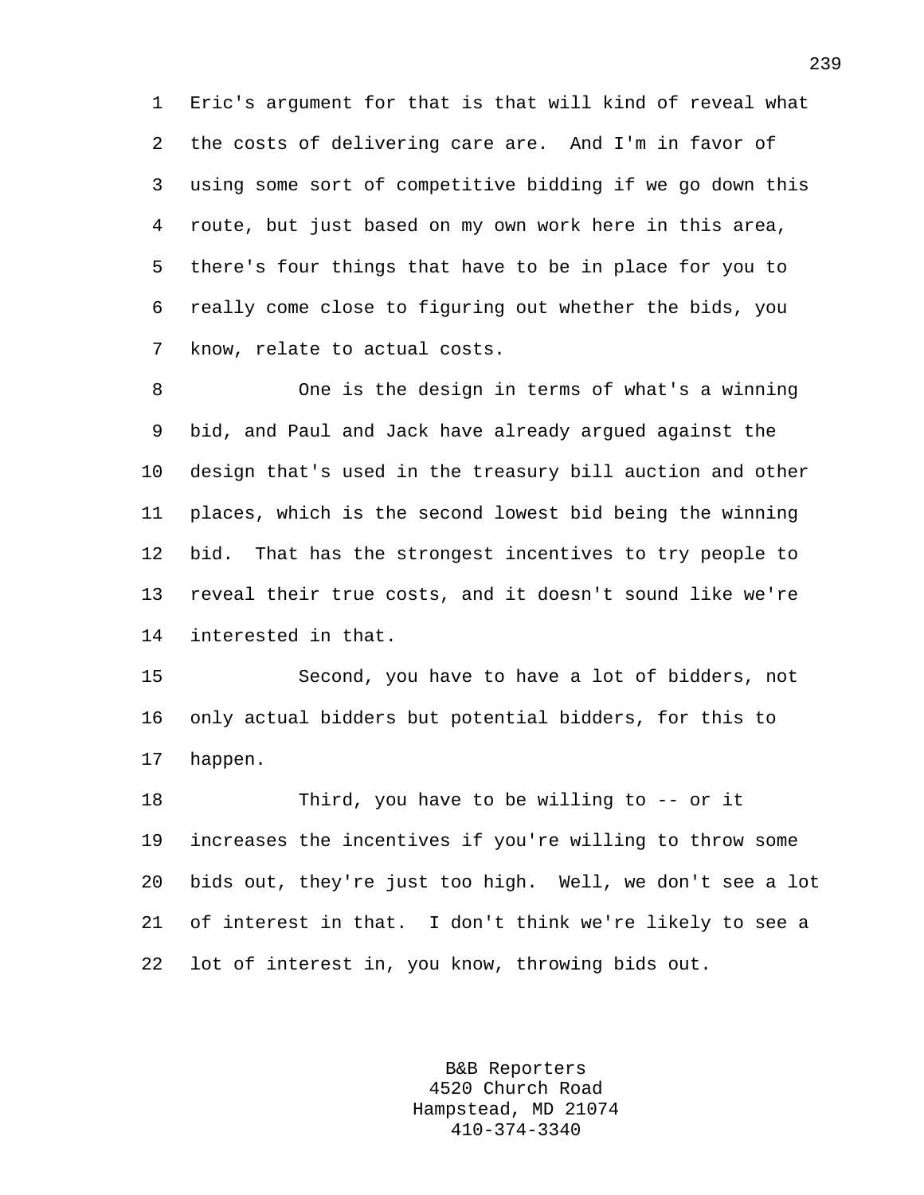Eric's argument for that is that will kind of reveal what the costs of delivering care are. And I'm in favor of using some sort of competitive bidding if we go down this route, but just based on my own work here in this area, there's four things that have to be in place for you to really come close to figuring out whether the bids, you know, relate to actual costs.

One is the design in terms of what's a winning bid, and Paul and Jack have already argued against the design that's used in the treasury bill auction and other places, which is the second lowest bid being the winning bid. That has the strongest incentives to try people to reveal their true costs, and it doesn't sound like we're interested in that.

Second, you have to have a lot of bidders, not only actual bidders but potential bidders, for this to happen.

Third, you have to be willing to -- or it increases the incentives if you're willing to throw some bids out, they're just too high. Well, we don't see a lot of interest in that. I don't think we're likely to see a lot of interest in, you know, throwing bids out.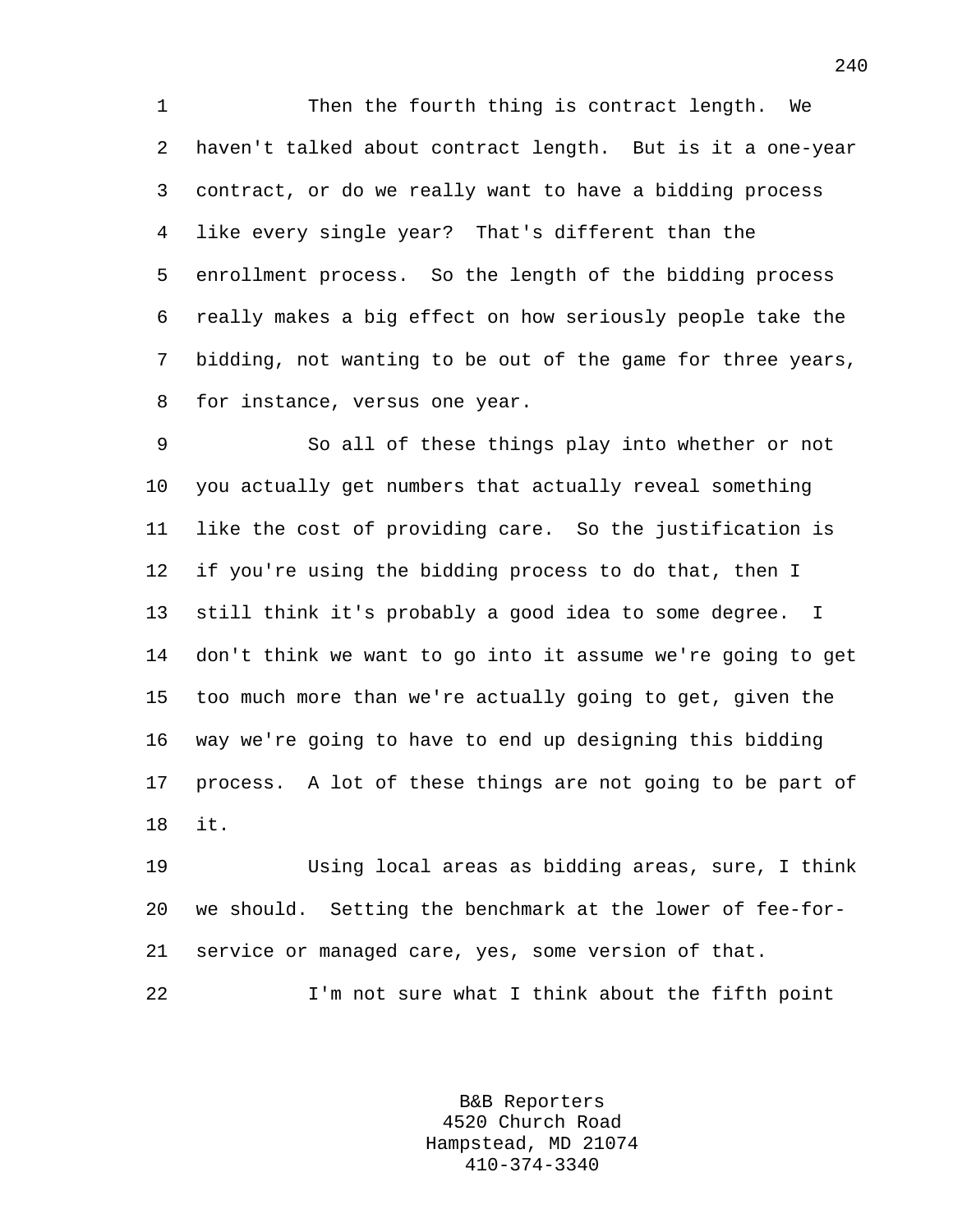Then the fourth thing is contract length. We haven't talked about contract length. But is it a one-year contract, or do we really want to have a bidding process like every single year? That's different than the enrollment process. So the length of the bidding process really makes a big effect on how seriously people take the bidding, not wanting to be out of the game for three years, for instance, versus one year.

So all of these things play into whether or not you actually get numbers that actually reveal something like the cost of providing care. So the justification is if you're using the bidding process to do that, then I still think it's probably a good idea to some degree. I don't think we want to go into it assume we're going to get too much more than we're actually going to get, given the way we're going to have to end up designing this bidding process. A lot of these things are not going to be part of it.

Using local areas as bidding areas, sure, I think we should. Setting the benchmark at the lower of fee-for-service or managed care, yes, some version of that.

I'm not sure what I think about the fifth point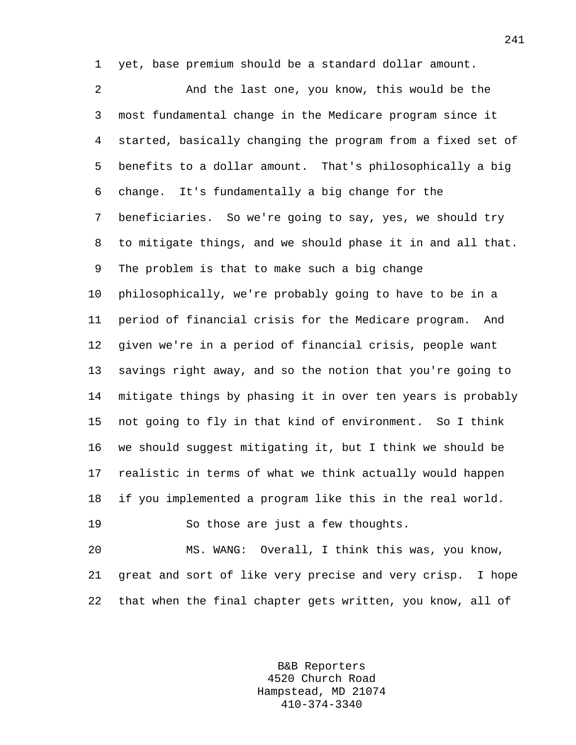yet, base premium should be a standard dollar amount.

And the last one, you know, this would be the most fundamental change in the Medicare program since it started, basically changing the program from a fixed set of benefits to a dollar amount. That's philosophically a big change. It's fundamentally a big change for the beneficiaries. So we're going to say, yes, we should try to mitigate things, and we should phase it in and all that. The problem is that to make such a big change philosophically, we're probably going to have to be in a period of financial crisis for the Medicare program. And given we're in a period of financial crisis, people want savings right away, and so the notion that you're going to mitigate things by phasing it in over ten years is probably not going to fly in that kind of environment. So I think we should suggest mitigating it, but I think we should be realistic in terms of what we think actually would happen if you implemented a program like this in the real world.

So those are just a few thoughts.

MS. WANG: Overall, I think this was, you know, great and sort of like very precise and very crisp. I hope that when the final chapter gets written, you know, all of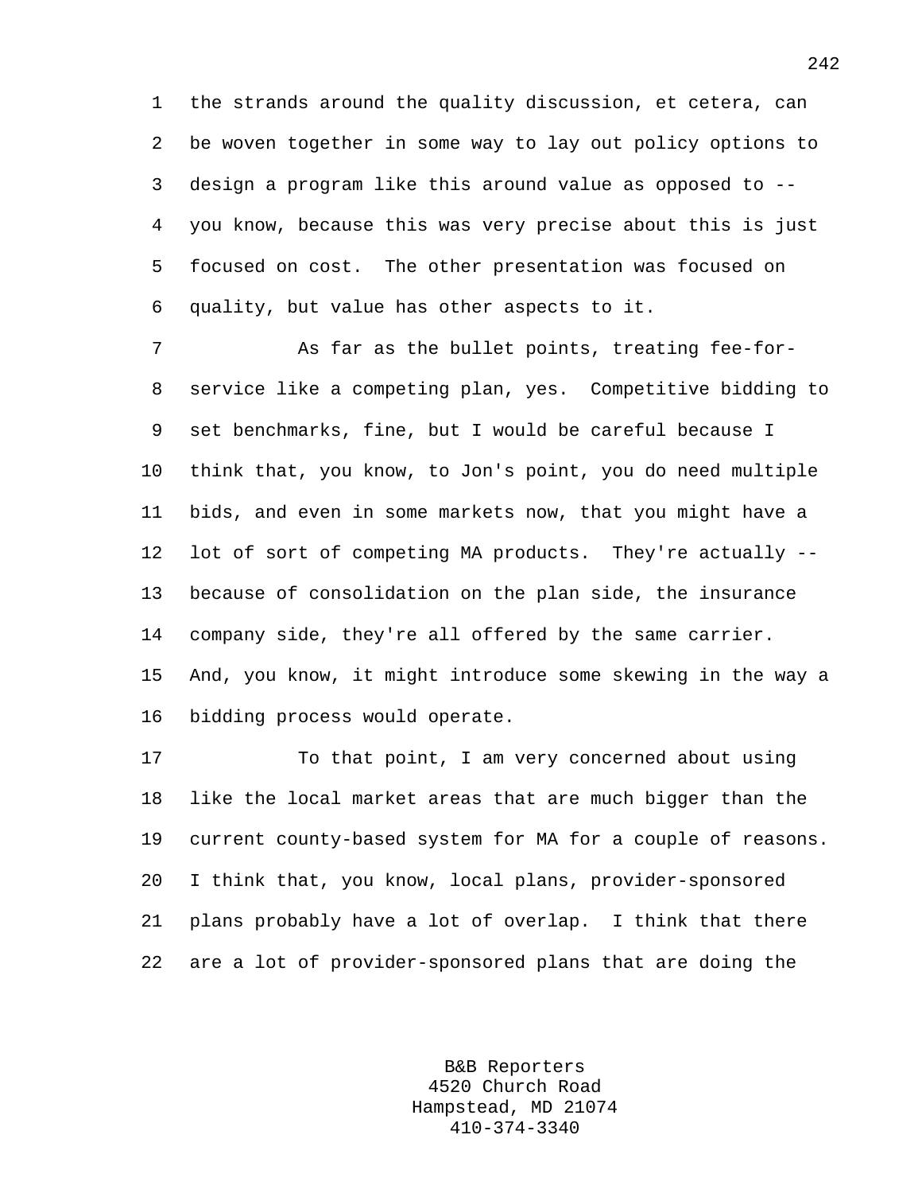the strands around the quality discussion, et cetera, can be woven together in some way to lay out policy options to design a program like this around value as opposed to -- you know, because this was very precise about this is just focused on cost. The other presentation was focused on quality, but value has other aspects to it.

As far as the bullet points, treating fee-for-service like a competing plan, yes. Competitive bidding to set benchmarks, fine, but I would be careful because I think that, you know, to Jon's point, you do need multiple bids, and even in some markets now, that you might have a lot of sort of competing MA products. They're actually -- because of consolidation on the plan side, the insurance company side, they're all offered by the same carrier. And, you know, it might introduce some skewing in the way a bidding process would operate.

To that point, I am very concerned about using like the local market areas that are much bigger than the current county-based system for MA for a couple of reasons. I think that, you know, local plans, provider-sponsored plans probably have a lot of overlap. I think that there are a lot of provider-sponsored plans that are doing the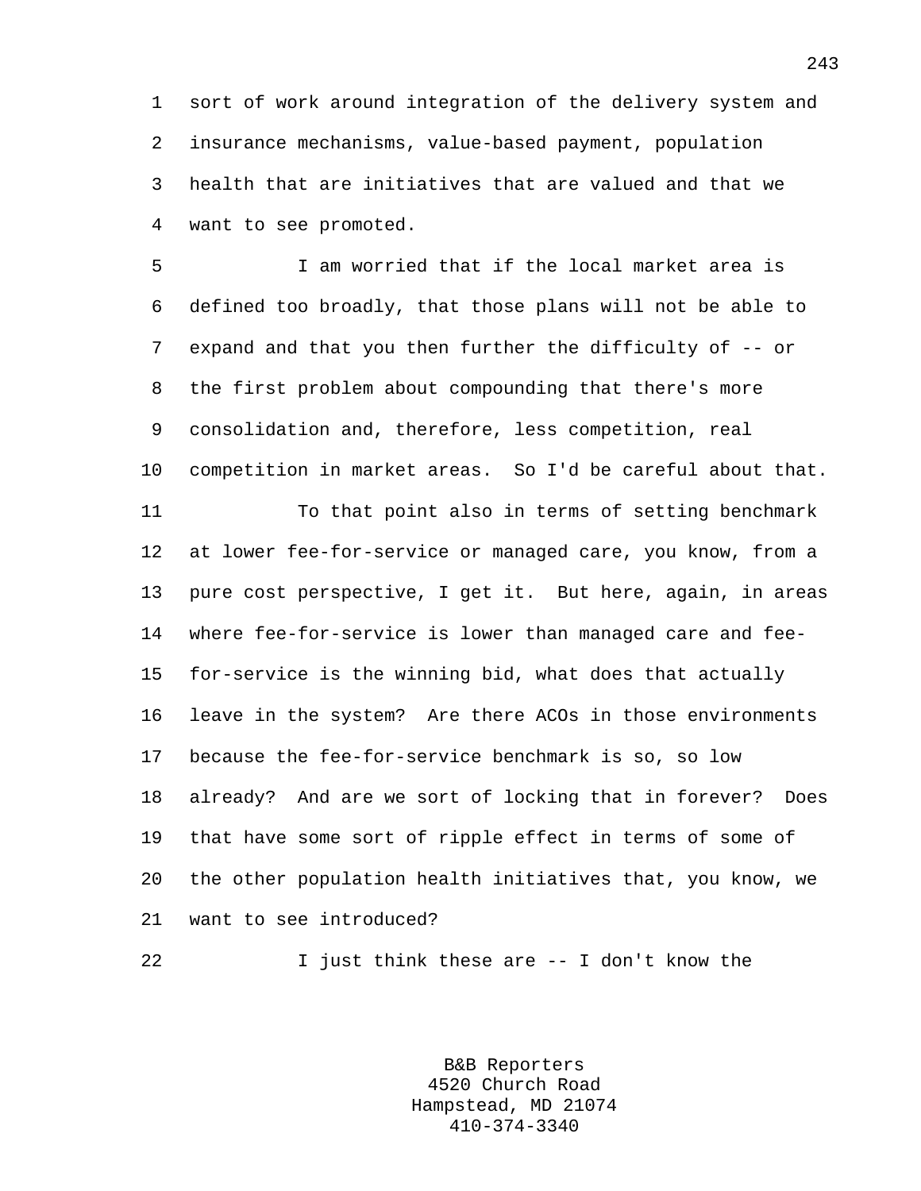sort of work around integration of the delivery system and insurance mechanisms, value-based payment, population health that are initiatives that are valued and that we want to see promoted.

I am worried that if the local market area is defined too broadly, that those plans will not be able to expand and that you then further the difficulty of -- or the first problem about compounding that there's more consolidation and, therefore, less competition, real competition in market areas. So I'd be careful about that.

To that point also in terms of setting benchmark at lower fee-for-service or managed care, you know, from a pure cost perspective, I get it. But here, again, in areas where fee-for-service is lower than managed care and fee-for-service is the winning bid, what does that actually leave in the system? Are there ACOs in those environments because the fee-for-service benchmark is so, so low already? And are we sort of locking that in forever? Does that have some sort of ripple effect in terms of some of the other population health initiatives that, you know, we want to see introduced?

I just think these are -- I don't know the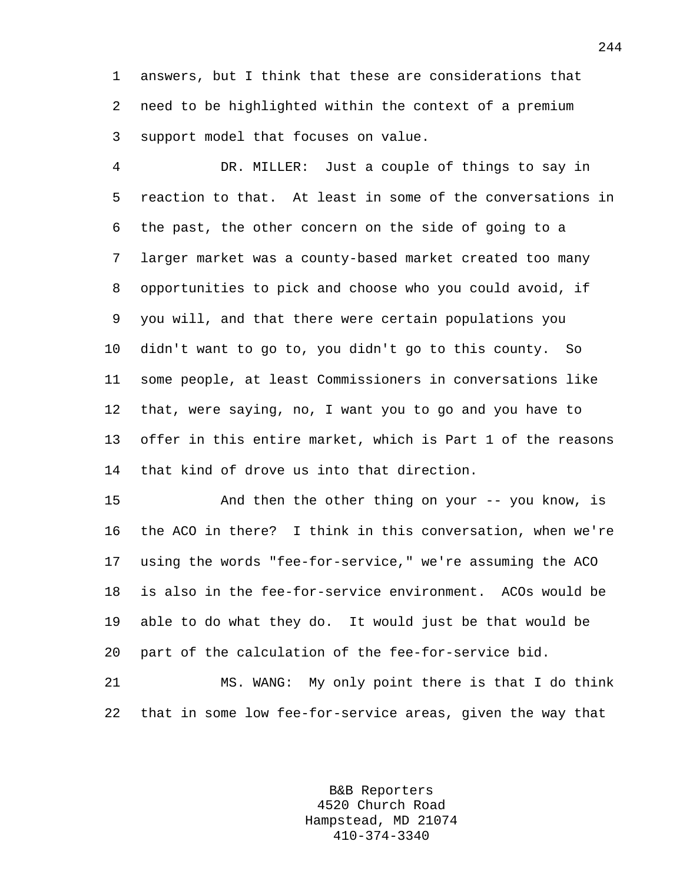answers, but I think that these are considerations that need to be highlighted within the context of a premium support model that focuses on value.

DR. MILLER: Just a couple of things to say in reaction to that. At least in some of the conversations in the past, the other concern on the side of going to a larger market was a county-based market created too many opportunities to pick and choose who you could avoid, if you will, and that there were certain populations you didn't want to go to, you didn't go to this county. So some people, at least Commissioners in conversations like that, were saying, no, I want you to go and you have to offer in this entire market, which is Part 1 of the reasons that kind of drove us into that direction.

And then the other thing on your -- you know, is the ACO in there? I think in this conversation, when we're using the words "fee-for-service," we're assuming the ACO is also in the fee-for-service environment. ACOs would be able to do what they do. It would just be that would be part of the calculation of the fee-for-service bid.

MS. WANG: My only point there is that I do think that in some low fee-for-service areas, given the way that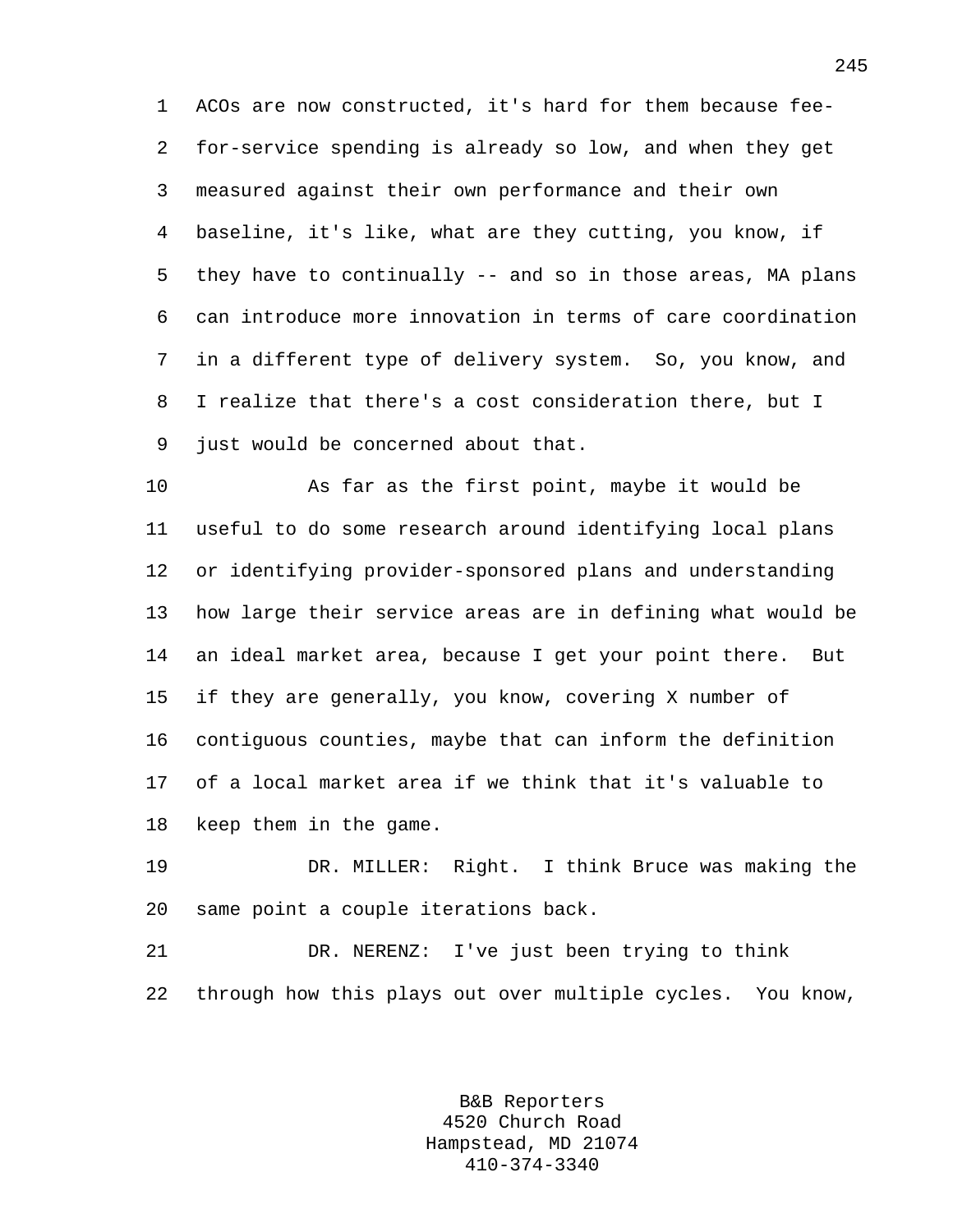ACOs are now constructed, it's hard for them because fee-for-service spending is already so low, and when they get measured against their own performance and their own baseline, it's like, what are they cutting, you know, if they have to continually -- and so in those areas, MA plans can introduce more innovation in terms of care coordination in a different type of delivery system. So, you know, and I realize that there's a cost consideration there, but I just would be concerned about that.

As far as the first point, maybe it would be useful to do some research around identifying local plans or identifying provider-sponsored plans and understanding how large their service areas are in defining what would be an ideal market area, because I get your point there. But if they are generally, you know, covering X number of contiguous counties, maybe that can inform the definition of a local market area if we think that it's valuable to keep them in the game.

DR. MILLER: Right. I think Bruce was making the same point a couple iterations back.

DR. NERENZ: I've just been trying to think through how this plays out over multiple cycles. You know,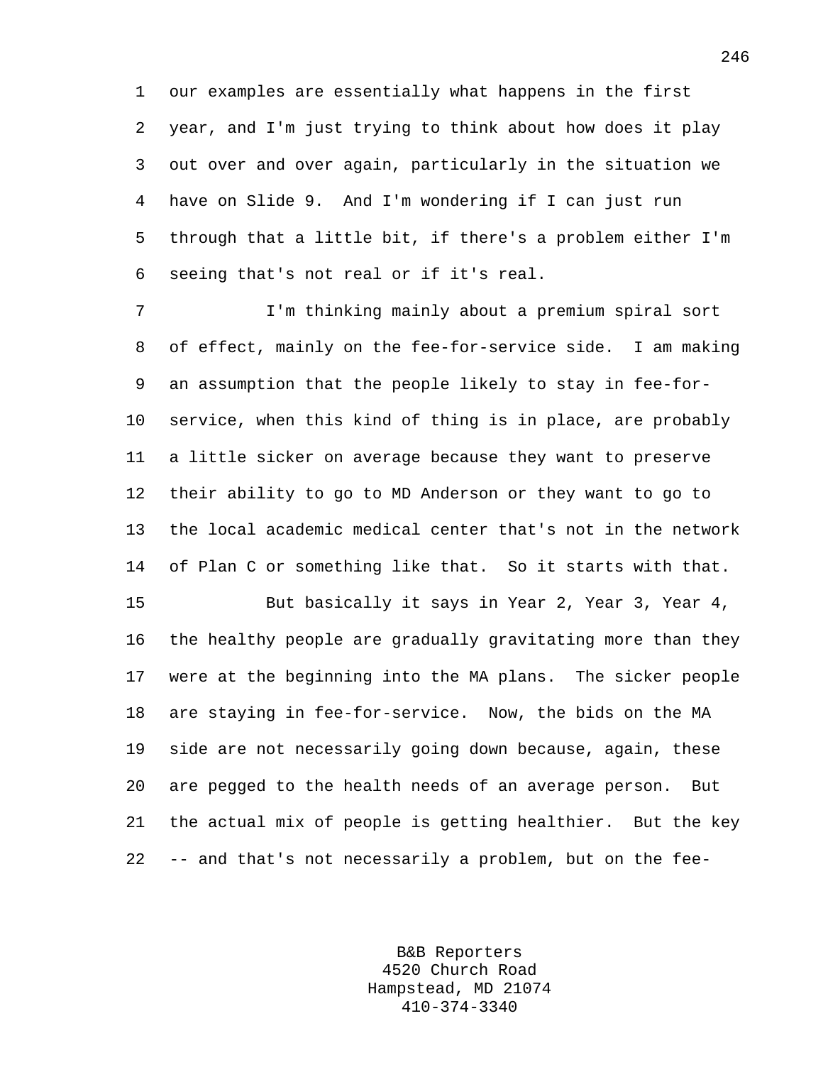our examples are essentially what happens in the first year, and I'm just trying to think about how does it play out over and over again, particularly in the situation we have on Slide 9. And I'm wondering if I can just run through that a little bit, if there's a problem either I'm seeing that's not real or if it's real.

I'm thinking mainly about a premium spiral sort of effect, mainly on the fee-for-service side. I am making an assumption that the people likely to stay in fee-for-service, when this kind of thing is in place, are probably a little sicker on average because they want to preserve their ability to go to MD Anderson or they want to go to the local academic medical center that's not in the network of Plan C or something like that. So it starts with that.

But basically it says in Year 2, Year 3, Year 4, the healthy people are gradually gravitating more than they were at the beginning into the MA plans. The sicker people are staying in fee-for-service. Now, the bids on the MA side are not necessarily going down because, again, these are pegged to the health needs of an average person. But the actual mix of people is getting healthier. But the key -- and that's not necessarily a problem, but on the fee-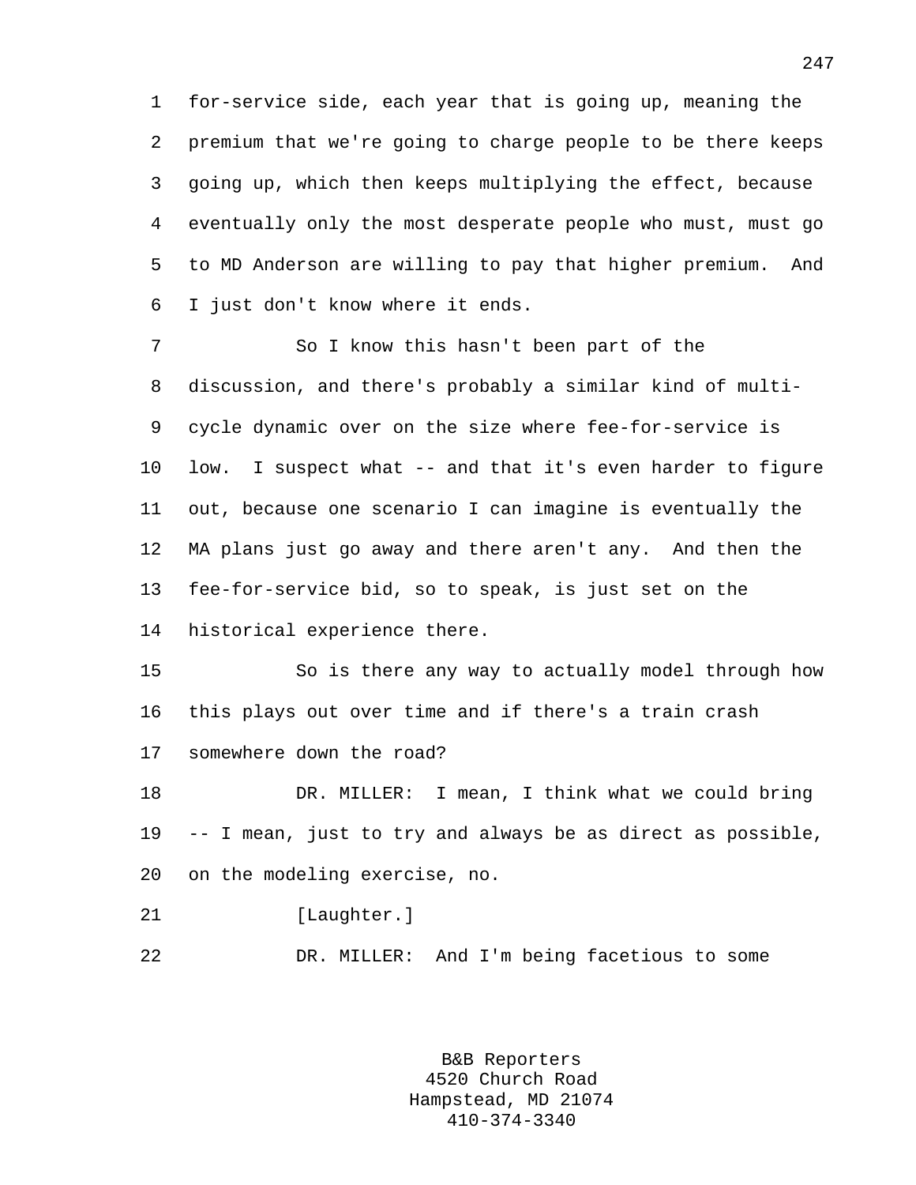for-service side, each year that is going up, meaning the premium that we're going to charge people to be there keeps going up, which then keeps multiplying the effect, because eventually only the most desperate people who must, must go to MD Anderson are willing to pay that higher premium. And I just don't know where it ends.

So I know this hasn't been part of the discussion, and there's probably a similar kind of multi-cycle dynamic over on the size where fee-for-service is low. I suspect what -- and that it's even harder to figure out, because one scenario I can imagine is eventually the MA plans just go away and there aren't any. And then the fee-for-service bid, so to speak, is just set on the historical experience there.

So is there any way to actually model through how this plays out over time and if there's a train crash somewhere down the road?

DR. MILLER: I mean, I think what we could bring -- I mean, just to try and always be as direct as possible, on the modeling exercise, no.

[Laughter.]

DR. MILLER: And I'm being facetious to some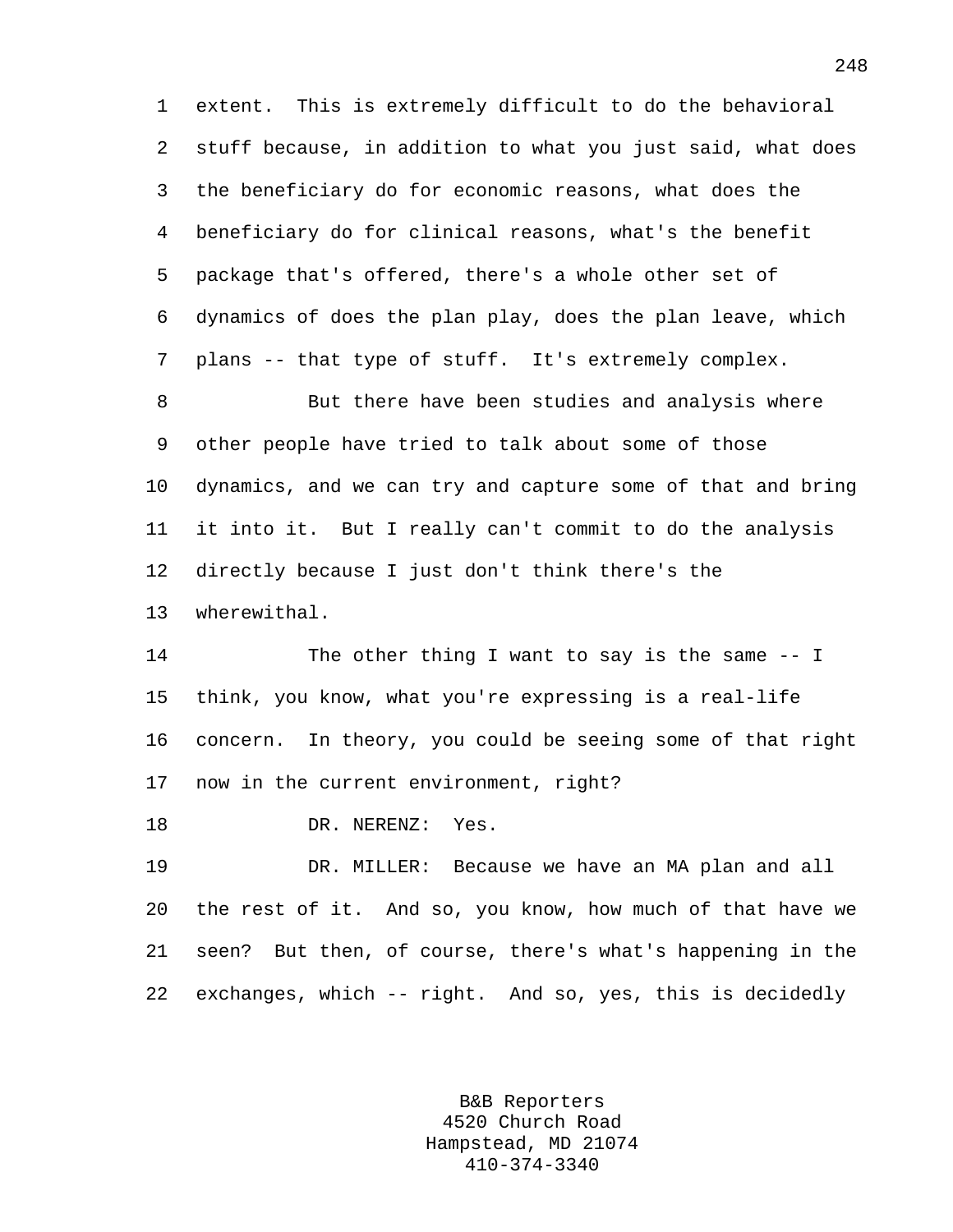extent. This is extremely difficult to do the behavioral stuff because, in addition to what you just said, what does the beneficiary do for economic reasons, what does the beneficiary do for clinical reasons, what's the benefit package that's offered, there's a whole other set of dynamics of does the plan play, does the plan leave, which plans -- that type of stuff. It's extremely complex.

But there have been studies and analysis where other people have tried to talk about some of those dynamics, and we can try and capture some of that and bring it into it. But I really can't commit to do the analysis directly because I just don't think there's the wherewithal.

The other thing I want to say is the same -- I think, you know, what you're expressing is a real-life concern. In theory, you could be seeing some of that right now in the current environment, right?

DR. NERENZ: Yes.

DR. MILLER: Because we have an MA plan and all the rest of it. And so, you know, how much of that have we seen? But then, of course, there's what's happening in the exchanges, which -- right. And so, yes, this is decidedly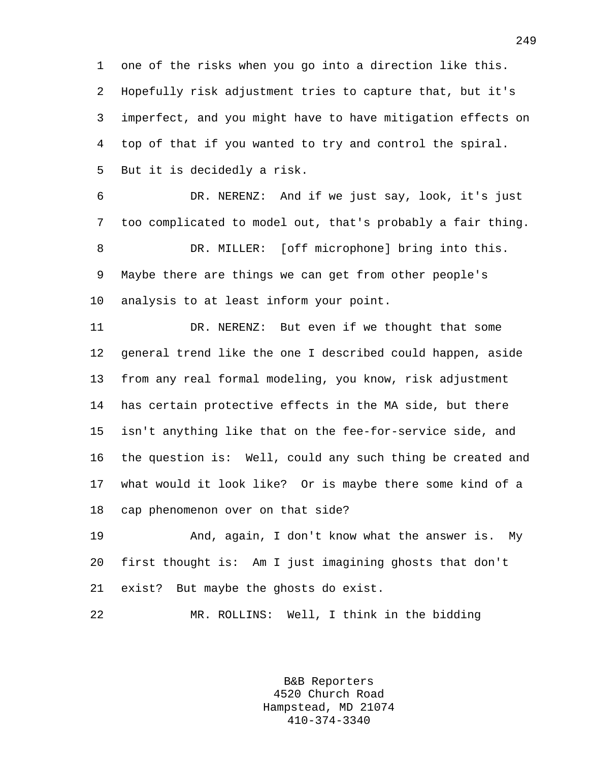one of the risks when you go into a direction like this. Hopefully risk adjustment tries to capture that, but it's imperfect, and you might have to have mitigation effects on top of that if you wanted to try and control the spiral. But it is decidedly a risk.

DR. NERENZ: And if we just say, look, it's just too complicated to model out, that's probably a fair thing.

DR. MILLER: [off microphone] bring into this. Maybe there are things we can get from other people's analysis to at least inform your point.

DR. NERENZ: But even if we thought that some general trend like the one I described could happen, aside from any real formal modeling, you know, risk adjustment has certain protective effects in the MA side, but there isn't anything like that on the fee-for-service side, and the question is: Well, could any such thing be created and what would it look like? Or is maybe there some kind of a cap phenomenon over on that side?

And, again, I don't know what the answer is. My first thought is: Am I just imagining ghosts that don't exist? But maybe the ghosts do exist.

MR. ROLLINS: Well, I think in the bidding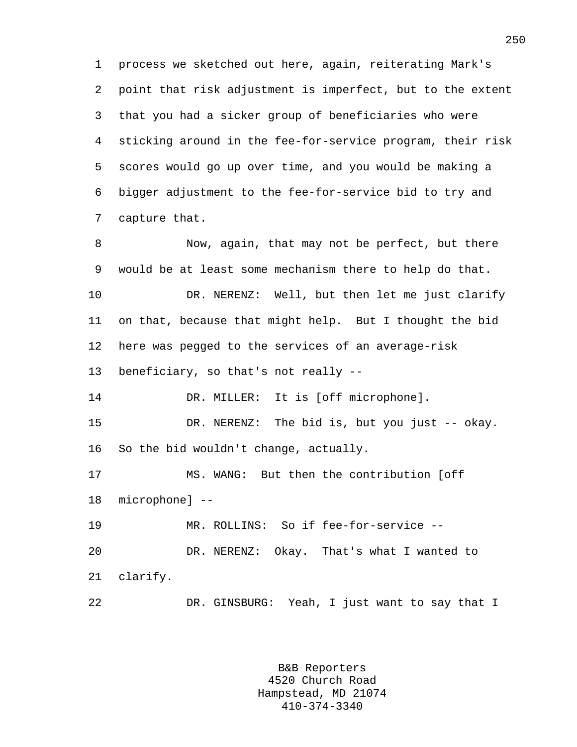process we sketched out here, again, reiterating Mark's point that risk adjustment is imperfect, but to the extent that you had a sicker group of beneficiaries who were sticking around in the fee-for-service program, their risk scores would go up over time, and you would be making a bigger adjustment to the fee-for-service bid to try and capture that.

Now, again, that may not be perfect, but there would be at least some mechanism there to help do that.

DR. NERENZ: Well, but then let me just clarify on that, because that might help. But I thought the bid here was pegged to the services of an average-risk beneficiary, so that's not really --

DR. MILLER: It is [off microphone].

DR. NERENZ: The bid is, but you just -- okay. So the bid wouldn't change, actually.

MS. WANG: But then the contribution [off microphone] --

MR. ROLLINS: So if fee-for-service --

DR. NERENZ: Okay. That's what I wanted to clarify.

DR. GINSBURG: Yeah, I just want to say that I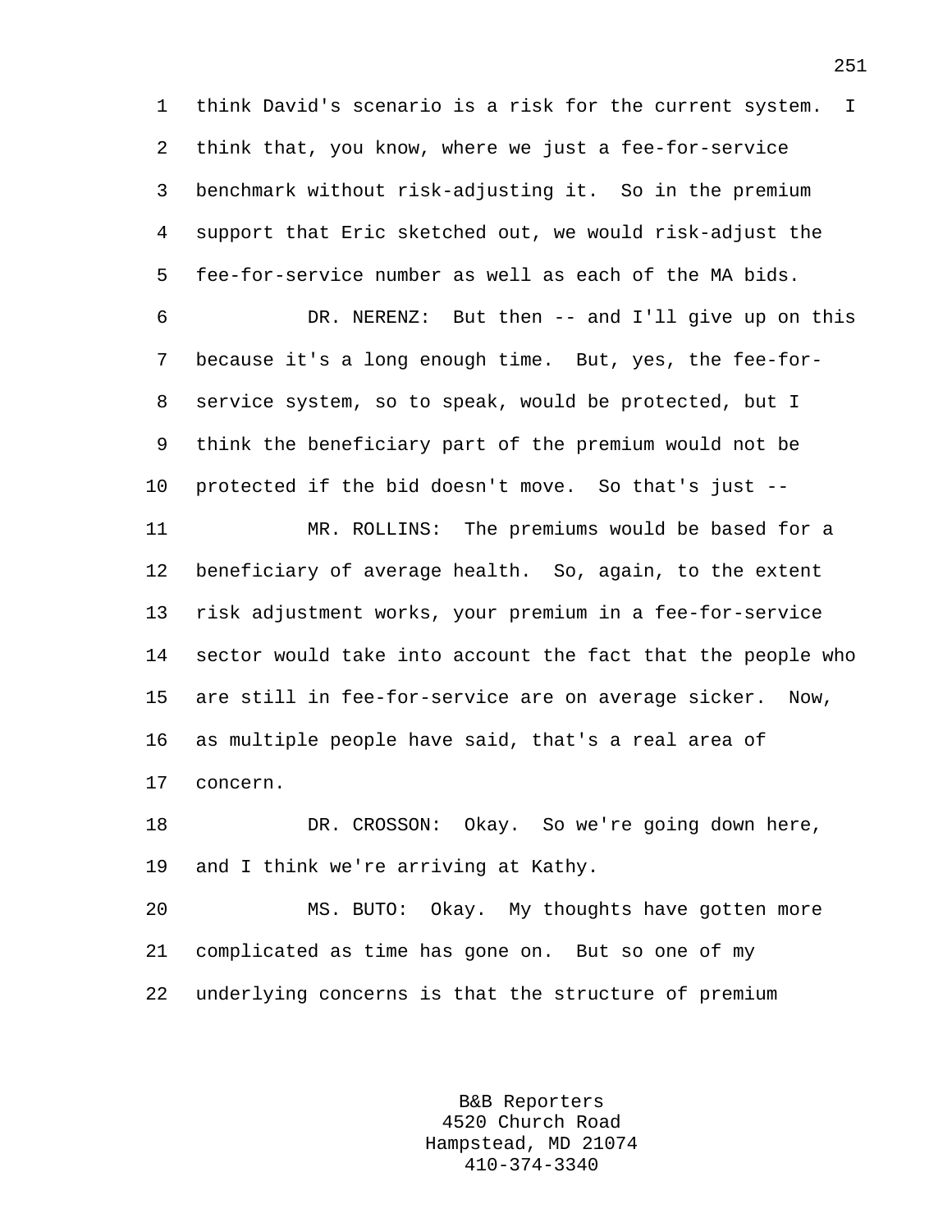think David's scenario is a risk for the current system. I think that, you know, where we just a fee-for-service benchmark without risk-adjusting it. So in the premium support that Eric sketched out, we would risk-adjust the fee-for-service number as well as each of the MA bids.

DR. NERENZ: But then -- and I'll give up on this because it's a long enough time. But, yes, the fee-for-service system, so to speak, would be protected, but I think the beneficiary part of the premium would not be protected if the bid doesn't move. So that's just --

MR. ROLLINS: The premiums would be based for a beneficiary of average health. So, again, to the extent risk adjustment works, your premium in a fee-for-service sector would take into account the fact that the people who are still in fee-for-service are on average sicker. Now, as multiple people have said, that's a real area of concern.

DR. CROSSON: Okay. So we're going down here, and I think we're arriving at Kathy.

MS. BUTO: Okay. My thoughts have gotten more complicated as time has gone on. But so one of my underlying concerns is that the structure of premium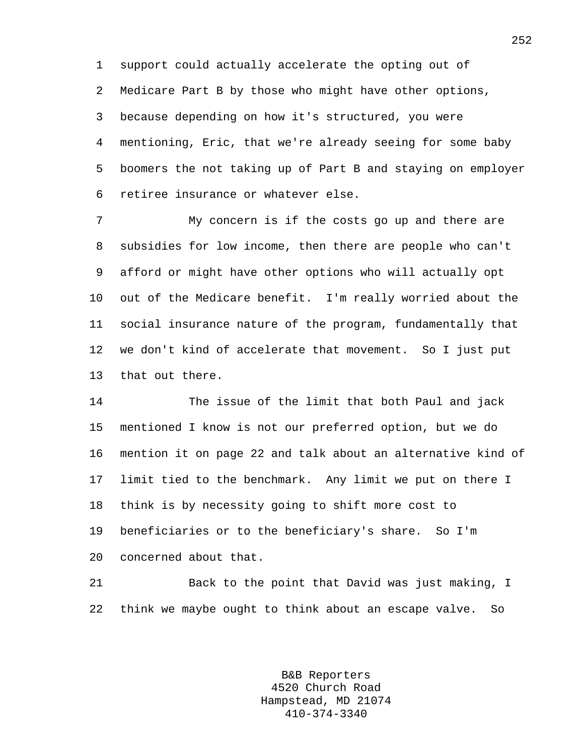support could actually accelerate the opting out of Medicare Part B by those who might have other options, because depending on how it's structured, you were mentioning, Eric, that we're already seeing for some baby boomers the not taking up of Part B and staying on employer retiree insurance or whatever else.

My concern is if the costs go up and there are subsidies for low income, then there are people who can't afford or might have other options who will actually opt out of the Medicare benefit. I'm really worried about the social insurance nature of the program, fundamentally that we don't kind of accelerate that movement. So I just put that out there.

The issue of the limit that both Paul and jack mentioned I know is not our preferred option, but we do mention it on page 22 and talk about an alternative kind of limit tied to the benchmark. Any limit we put on there I think is by necessity going to shift more cost to beneficiaries or to the beneficiary's share. So I'm concerned about that.

Back to the point that David was just making, I think we maybe ought to think about an escape valve. So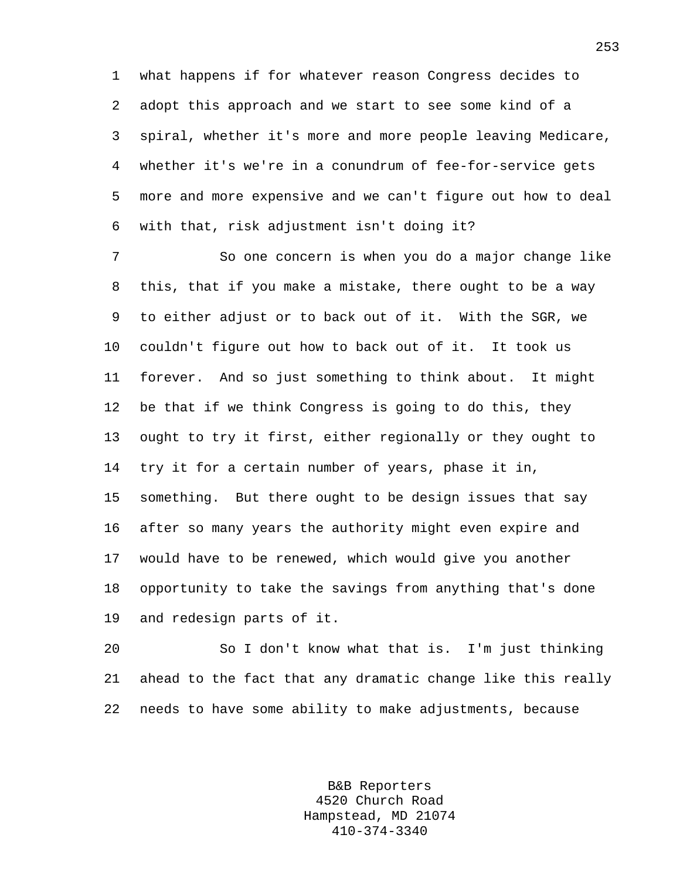what happens if for whatever reason Congress decides to adopt this approach and we start to see some kind of a spiral, whether it's more and more people leaving Medicare, whether it's we're in a conundrum of fee-for-service gets more and more expensive and we can't figure out how to deal with that, risk adjustment isn't doing it?

So one concern is when you do a major change like this, that if you make a mistake, there ought to be a way to either adjust or to back out of it. With the SGR, we couldn't figure out how to back out of it. It took us forever. And so just something to think about. It might be that if we think Congress is going to do this, they ought to try it first, either regionally or they ought to try it for a certain number of years, phase it in, something. But there ought to be design issues that say after so many years the authority might even expire and would have to be renewed, which would give you another opportunity to take the savings from anything that's done and redesign parts of it.

So I don't know what that is. I'm just thinking ahead to the fact that any dramatic change like this really needs to have some ability to make adjustments, because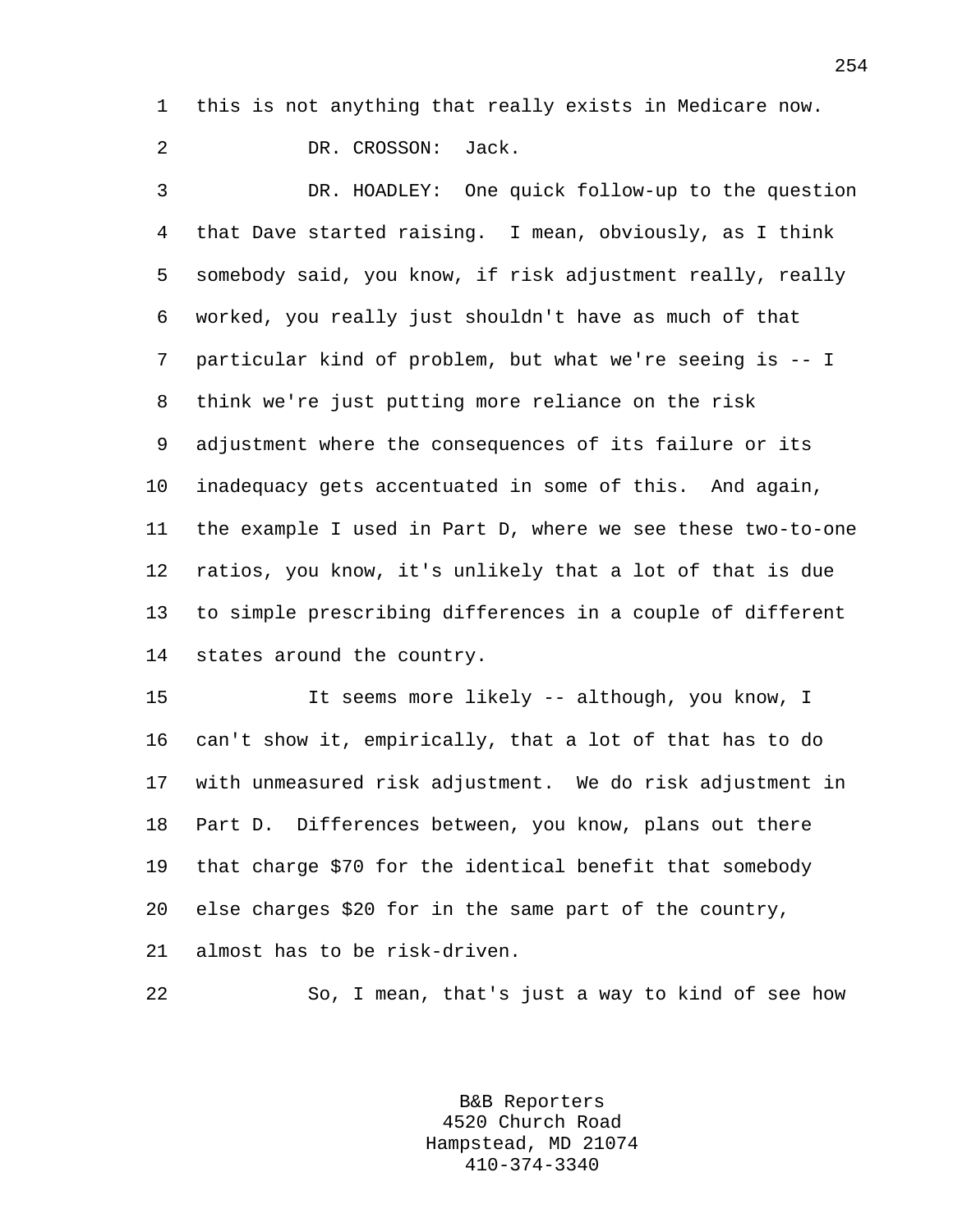this is not anything that really exists in Medicare now.

DR. CROSSON: Jack.

DR. HOADLEY: One quick follow-up to the question that Dave started raising. I mean, obviously, as I think somebody said, you know, if risk adjustment really, really worked, you really just shouldn't have as much of that particular kind of problem, but what we're seeing is -- I think we're just putting more reliance on the risk adjustment where the consequences of its failure or its inadequacy gets accentuated in some of this. And again, the example I used in Part D, where we see these two-to-one ratios, you know, it's unlikely that a lot of that is due to simple prescribing differences in a couple of different states around the country.

It seems more likely -- although, you know, I can't show it, empirically, that a lot of that has to do with unmeasured risk adjustment. We do risk adjustment in Part D. Differences between, you know, plans out there that charge $70 for the identical benefit that somebody else charges $20 for in the same part of the country, almost has to be risk-driven.

So, I mean, that's just a way to kind of see how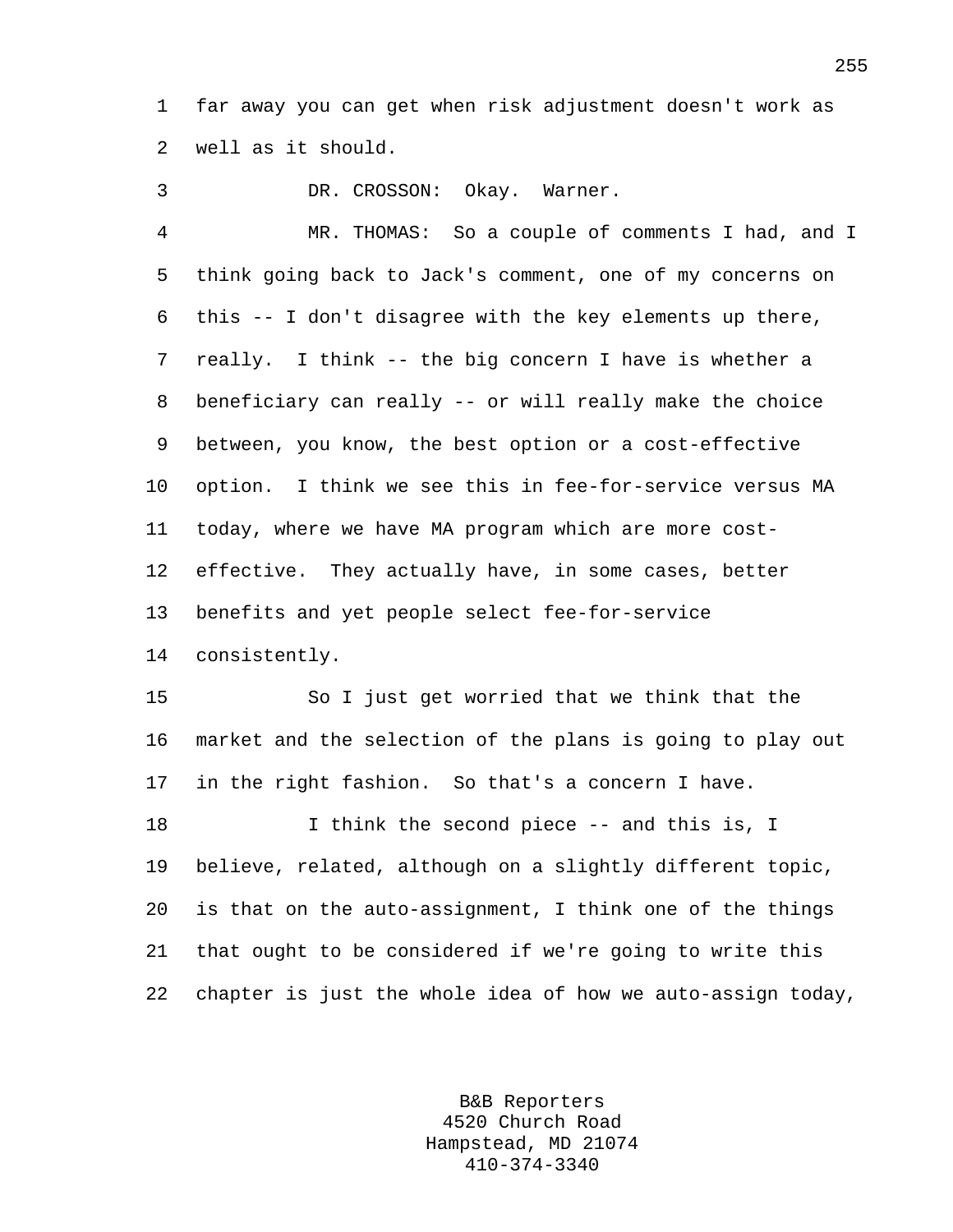far away you can get when risk adjustment doesn't work as well as it should.

DR. CROSSON: Okay. Warner.

MR. THOMAS: So a couple of comments I had, and I think going back to Jack's comment, one of my concerns on this -- I don't disagree with the key elements up there, really. I think -- the big concern I have is whether a beneficiary can really -- or will really make the choice between, you know, the best option or a cost-effective option. I think we see this in fee-for-service versus MA today, where we have MA program which are more cost-effective. They actually have, in some cases, better benefits and yet people select fee-for-service consistently.

So I just get worried that we think that the market and the selection of the plans is going to play out in the right fashion. So that's a concern I have.

I think the second piece -- and this is, I believe, related, although on a slightly different topic, is that on the auto-assignment, I think one of the things that ought to be considered if we're going to write this chapter is just the whole idea of how we auto-assign today,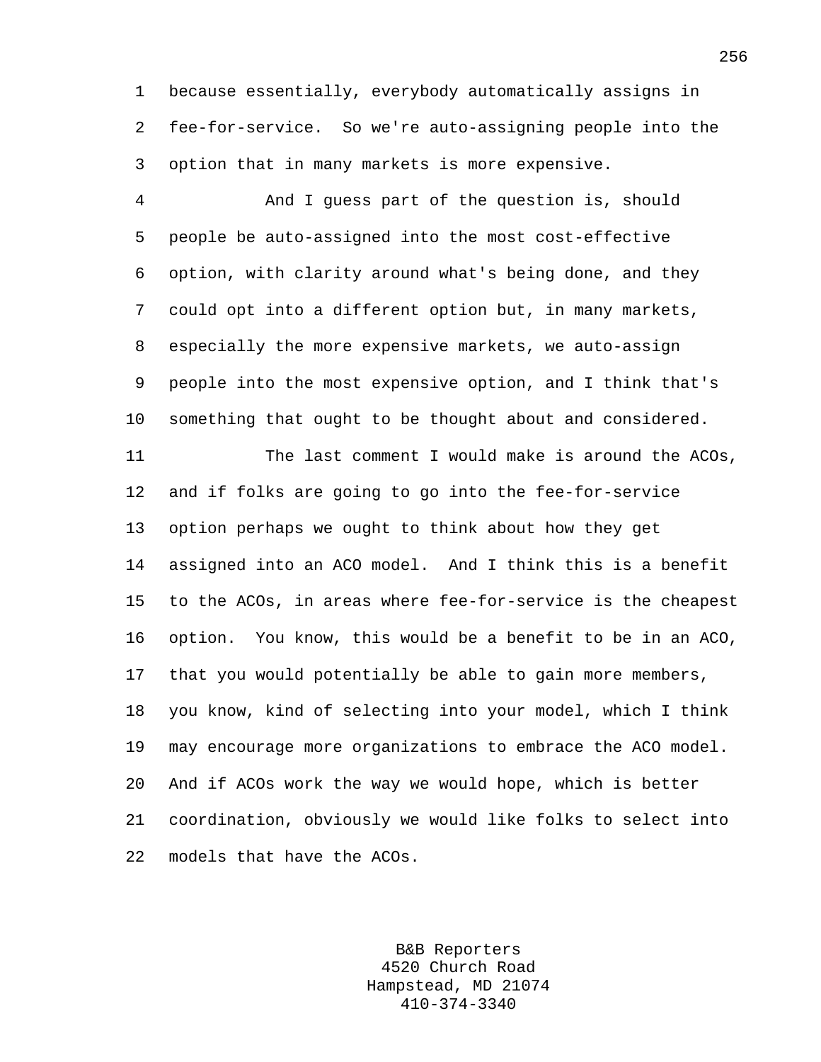because essentially, everybody automatically assigns in fee-for-service. So we're auto-assigning people into the option that in many markets is more expensive.

And I guess part of the question is, should people be auto-assigned into the most cost-effective option, with clarity around what's being done, and they could opt into a different option but, in many markets, especially the more expensive markets, we auto-assign people into the most expensive option, and I think that's something that ought to be thought about and considered.

The last comment I would make is around the ACOs, and if folks are going to go into the fee-for-service option perhaps we ought to think about how they get assigned into an ACO model. And I think this is a benefit to the ACOs, in areas where fee-for-service is the cheapest option. You know, this would be a benefit to be in an ACO, that you would potentially be able to gain more members, you know, kind of selecting into your model, which I think may encourage more organizations to embrace the ACO model. And if ACOs work the way we would hope, which is better coordination, obviously we would like folks to select into models that have the ACOs.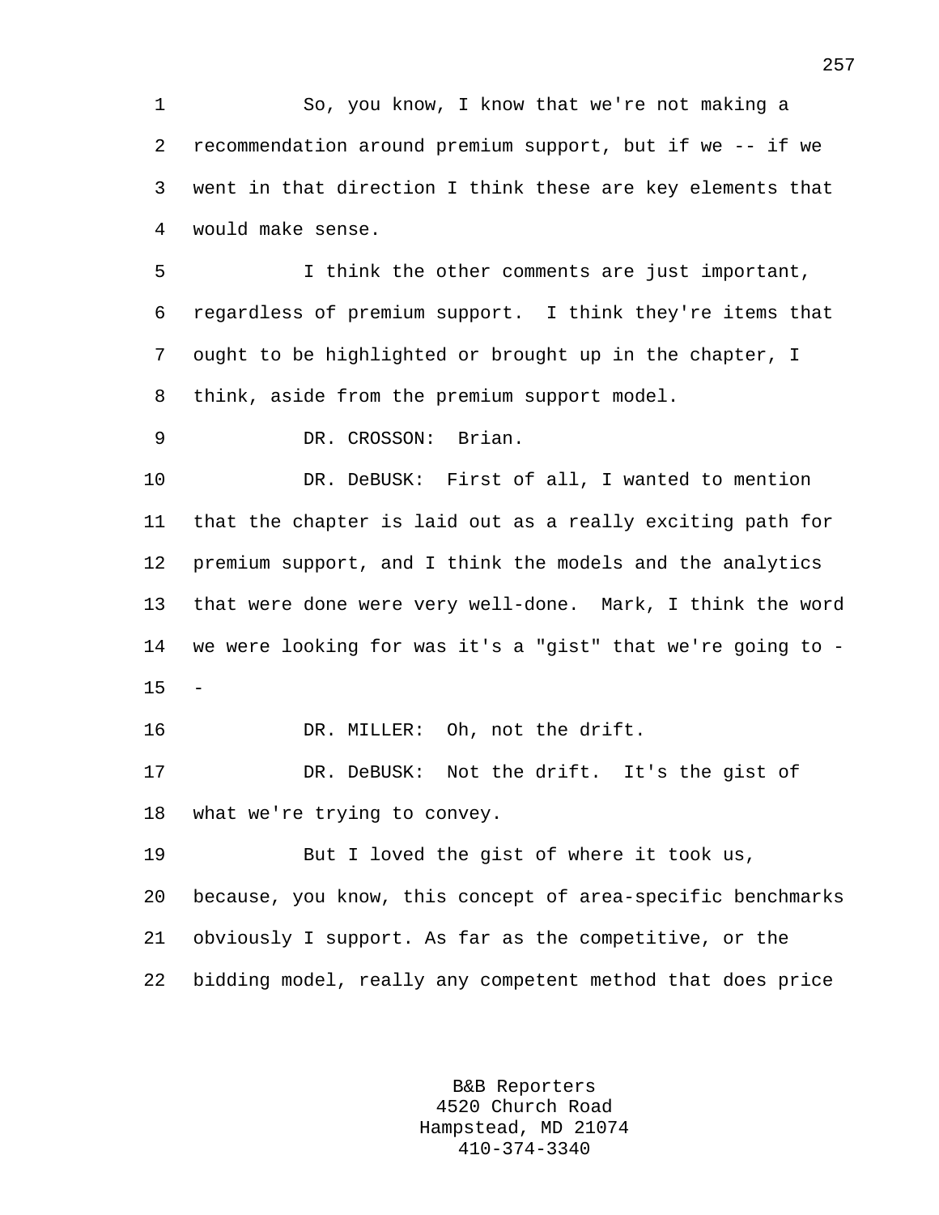So, you know, I know that we're not making a recommendation around premium support, but if we -- if we went in that direction I think these are key elements that would make sense.

I think the other comments are just important, regardless of premium support. I think they're items that ought to be highlighted or brought up in the chapter, I think, aside from the premium support model.

DR. CROSSON: Brian.

DR. DeBUSK: First of all, I wanted to mention that the chapter is laid out as a really exciting path for premium support, and I think the models and the analytics that were done were very well-done. Mark, I think the word we were looking for was it's a "gist" that we're going to --

DR. MILLER: Oh, not the drift.

DR. DeBUSK: Not the drift. It's the gist of what we're trying to convey.

But I loved the gist of where it took us, because, you know, this concept of area-specific benchmarks obviously I support. As far as the competitive, or the bidding model, really any competent method that does price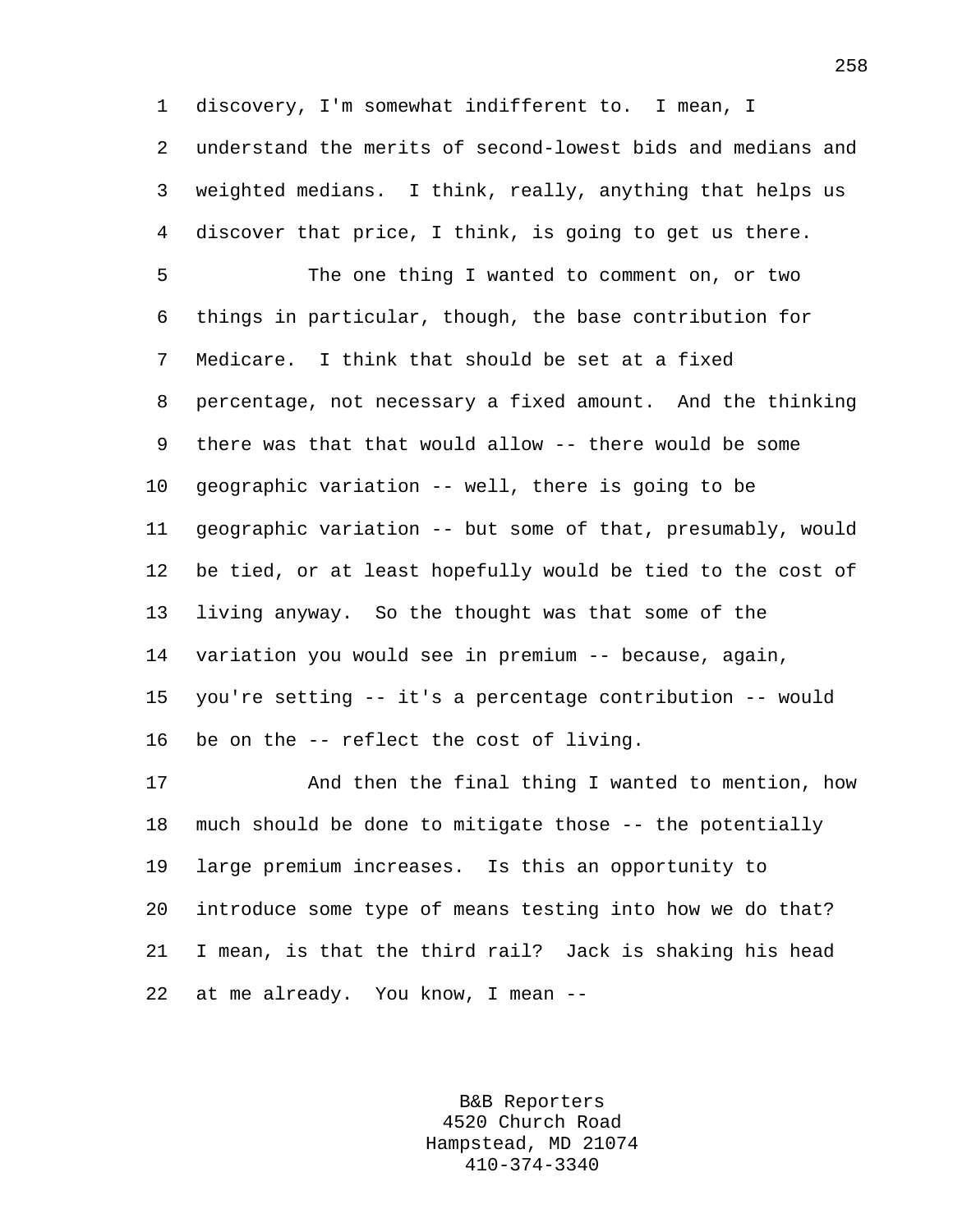discovery, I'm somewhat indifferent to. I mean, I understand the merits of second-lowest bids and medians and weighted medians. I think, really, anything that helps us discover that price, I think, is going to get us there.

The one thing I wanted to comment on, or two things in particular, though, the base contribution for Medicare. I think that should be set at a fixed percentage, not necessary a fixed amount. And the thinking there was that that would allow -- there would be some geographic variation -- well, there is going to be geographic variation -- but some of that, presumably, would be tied, or at least hopefully would be tied to the cost of living anyway. So the thought was that some of the variation you would see in premium -- because, again, you're setting -- it's a percentage contribution -- would be on the -- reflect the cost of living.

And then the final thing I wanted to mention, how much should be done to mitigate those -- the potentially large premium increases. Is this an opportunity to introduce some type of means testing into how we do that? I mean, is that the third rail? Jack is shaking his head at me already. You know, I mean --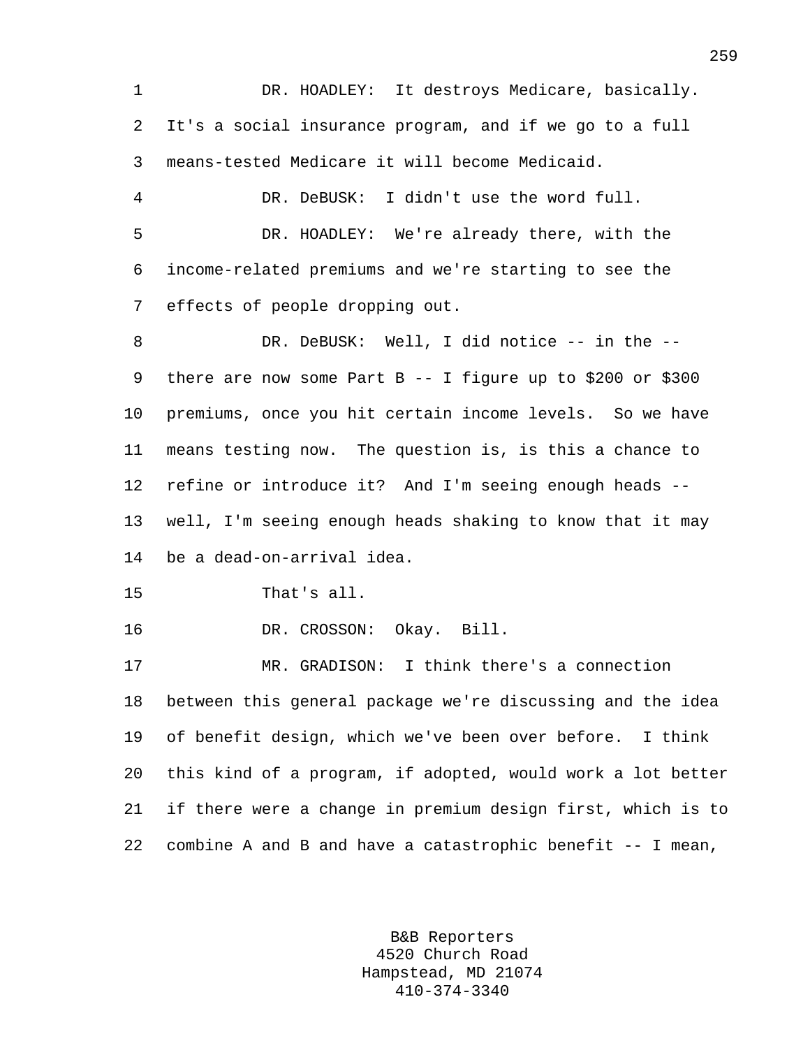DR. HOADLEY: It destroys Medicare, basically. It's a social insurance program, and if we go to a full means-tested Medicare it will become Medicaid.

DR. DeBUSK: I didn't use the word full.

DR. HOADLEY: We're already there, with the income-related premiums and we're starting to see the effects of people dropping out.

DR. DeBUSK: Well, I did notice -- in the -- there are now some Part B -- I figure up to $200 or $300 premiums, once you hit certain income levels. So we have means testing now. The question is, is this a chance to refine or introduce it? And I'm seeing enough heads -- well, I'm seeing enough heads shaking to know that it may be a dead-on-arrival idea.

That's all.

DR. CROSSON: Okay. Bill.

MR. GRADISON: I think there's a connection between this general package we're discussing and the idea of benefit design, which we've been over before. I think this kind of a program, if adopted, would work a lot better if there were a change in premium design first, which is to combine A and B and have a catastrophic benefit -- I mean,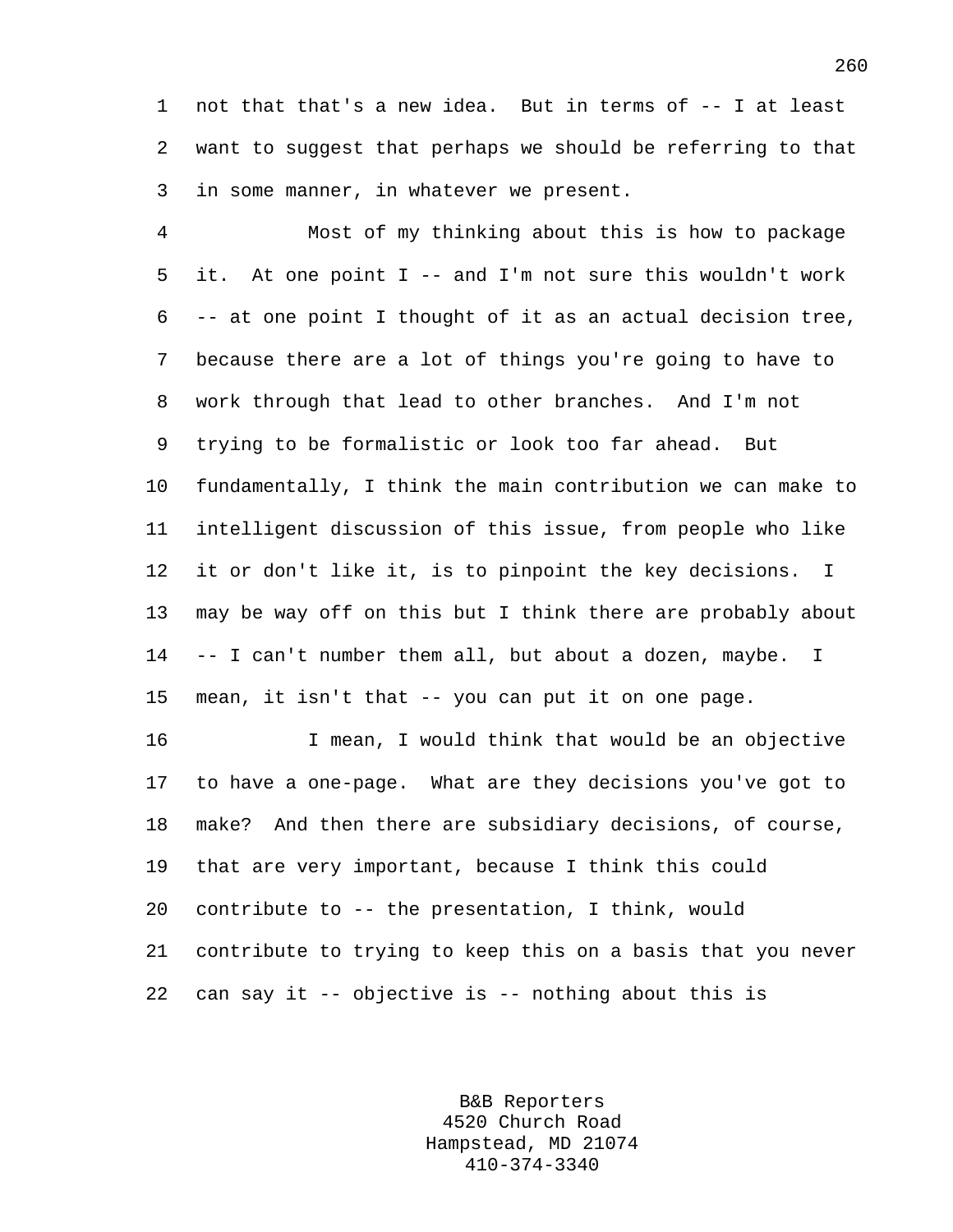not that that's a new idea. But in terms of -- I at least want to suggest that perhaps we should be referring to that in some manner, in whatever we present.

Most of my thinking about this is how to package it. At one point I -- and I'm not sure this wouldn't work -- at one point I thought of it as an actual decision tree, because there are a lot of things you're going to have to work through that lead to other branches. And I'm not trying to be formalistic or look too far ahead. But fundamentally, I think the main contribution we can make to intelligent discussion of this issue, from people who like it or don't like it, is to pinpoint the key decisions. I may be way off on this but I think there are probably about -- I can't number them all, but about a dozen, maybe. I mean, it isn't that -- you can put it on one page.

I mean, I would think that would be an objective to have a one-page. What are they decisions you've got to make? And then there are subsidiary decisions, of course, that are very important, because I think this could contribute to -- the presentation, I think, would contribute to trying to keep this on a basis that you never can say it -- objective is -- nothing about this is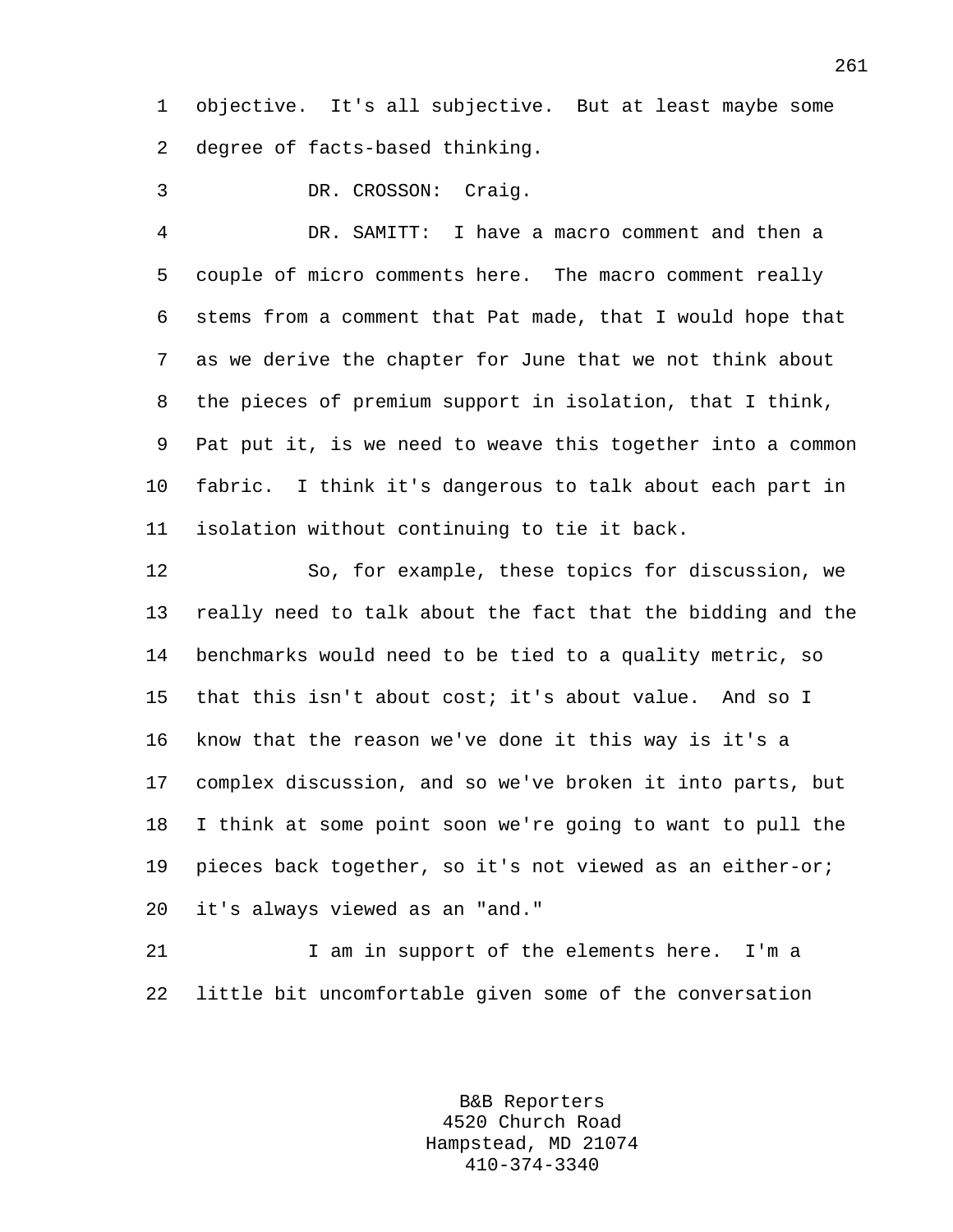objective. It's all subjective. But at least maybe some degree of facts-based thinking.

DR. CROSSON: Craig.

DR. SAMITT: I have a macro comment and then a couple of micro comments here. The macro comment really stems from a comment that Pat made, that I would hope that as we derive the chapter for June that we not think about the pieces of premium support in isolation, that I think, Pat put it, is we need to weave this together into a common fabric. I think it's dangerous to talk about each part in isolation without continuing to tie it back.

So, for example, these topics for discussion, we really need to talk about the fact that the bidding and the benchmarks would need to be tied to a quality metric, so that this isn't about cost; it's about value. And so I know that the reason we've done it this way is it's a complex discussion, and so we've broken it into parts, but I think at some point soon we're going to want to pull the pieces back together, so it's not viewed as an either-or; it's always viewed as an "and."

I am in support of the elements here. I'm a little bit uncomfortable given some of the conversation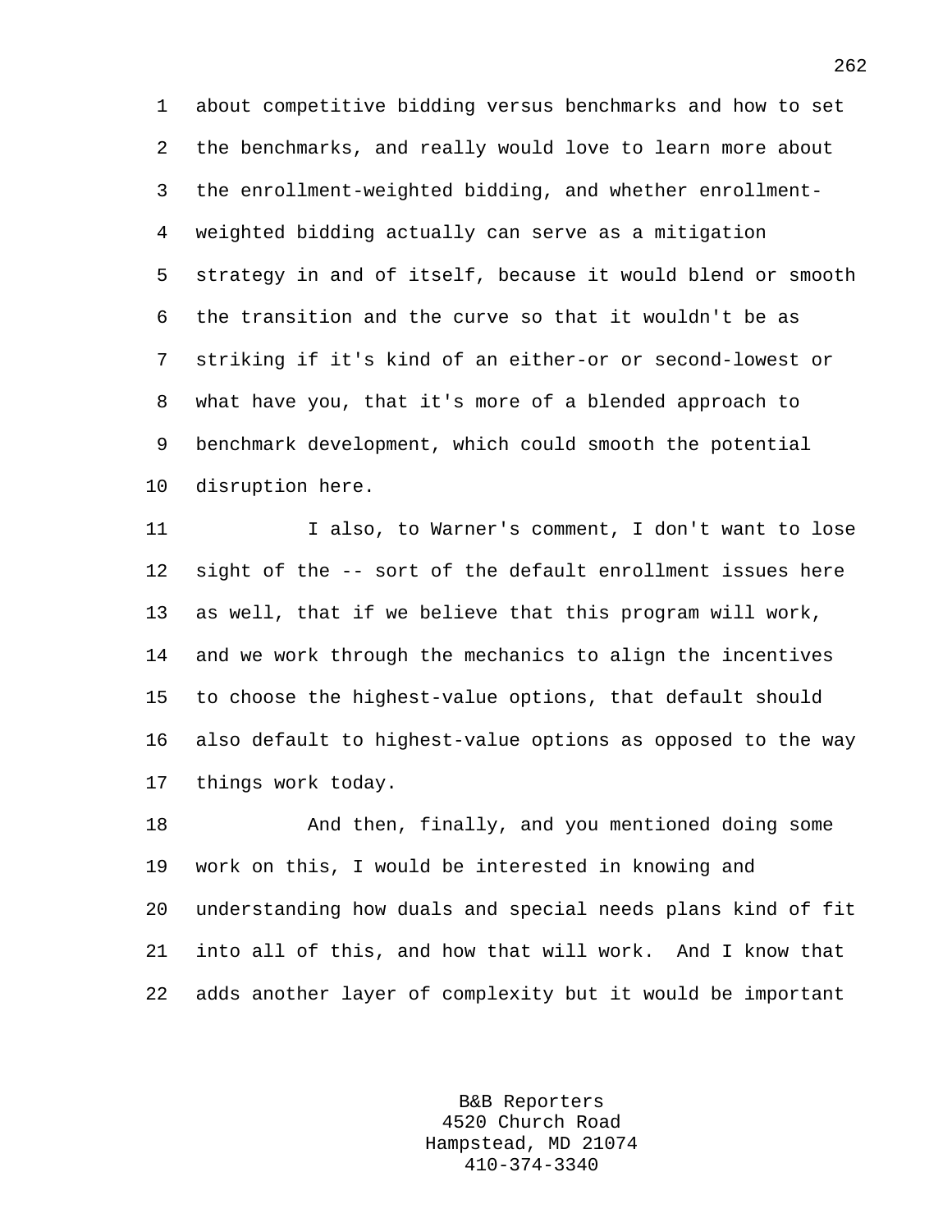about competitive bidding versus benchmarks and how to set the benchmarks, and really would love to learn more about the enrollment-weighted bidding, and whether enrollment-weighted bidding actually can serve as a mitigation strategy in and of itself, because it would blend or smooth the transition and the curve so that it wouldn't be as striking if it's kind of an either-or or second-lowest or what have you, that it's more of a blended approach to benchmark development, which could smooth the potential disruption here.

I also, to Warner's comment, I don't want to lose sight of the -- sort of the default enrollment issues here as well, that if we believe that this program will work, and we work through the mechanics to align the incentives to choose the highest-value options, that default should also default to highest-value options as opposed to the way things work today.

And then, finally, and you mentioned doing some work on this, I would be interested in knowing and understanding how duals and special needs plans kind of fit into all of this, and how that will work. And I know that adds another layer of complexity but it would be important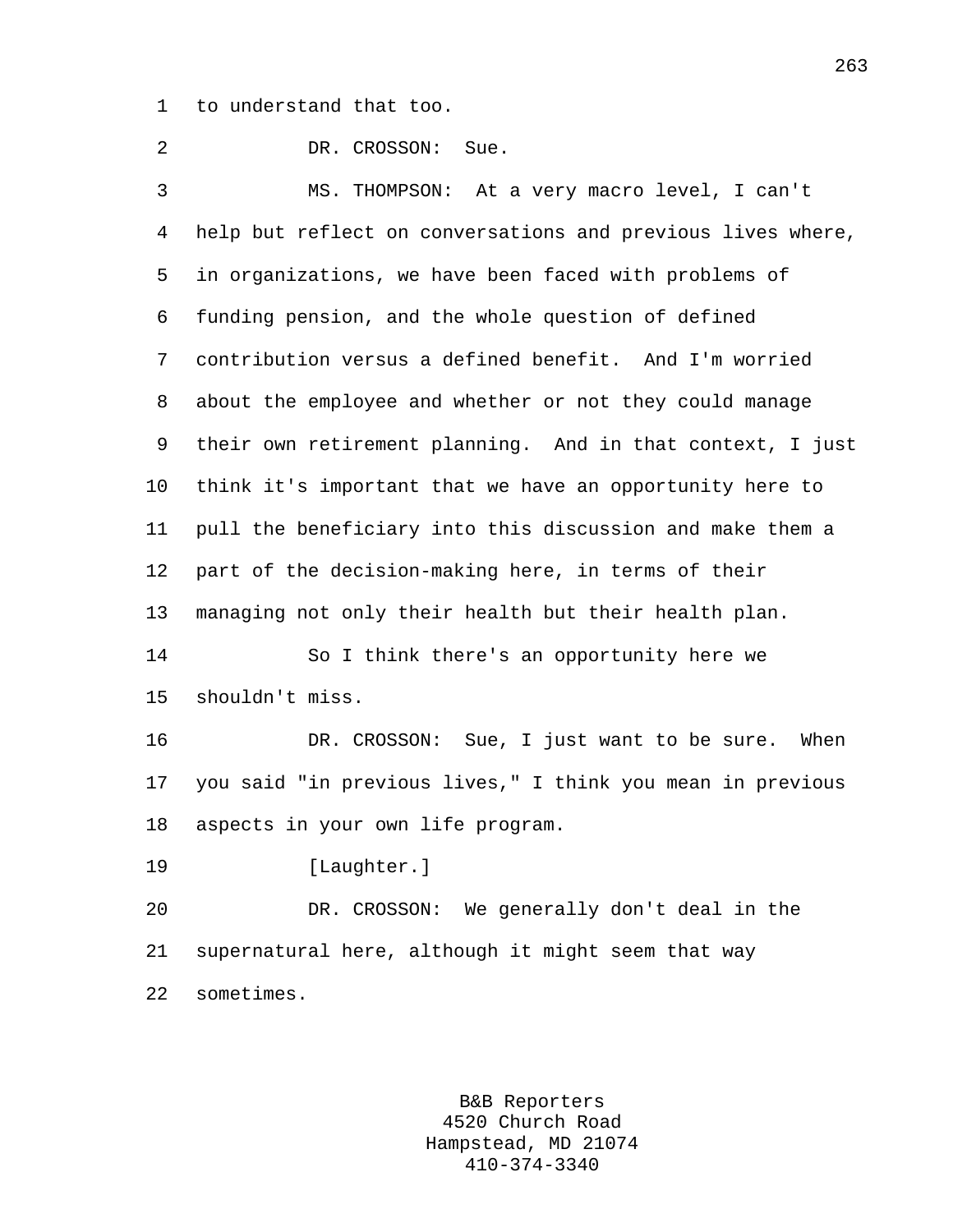to understand that too.

DR. CROSSON: Sue.

MS. THOMPSON: At a very macro level, I can't help but reflect on conversations and previous lives where, in organizations, we have been faced with problems of funding pension, and the whole question of defined contribution versus a defined benefit. And I'm worried about the employee and whether or not they could manage their own retirement planning. And in that context, I just think it's important that we have an opportunity here to pull the beneficiary into this discussion and make them a part of the decision-making here, in terms of their managing not only their health but their health plan.

So I think there's an opportunity here we shouldn't miss.

DR. CROSSON: Sue, I just want to be sure. When you said "in previous lives," I think you mean in previous aspects in your own life program.

[Laughter.]

DR. CROSSON: We generally don't deal in the supernatural here, although it might seem that way sometimes.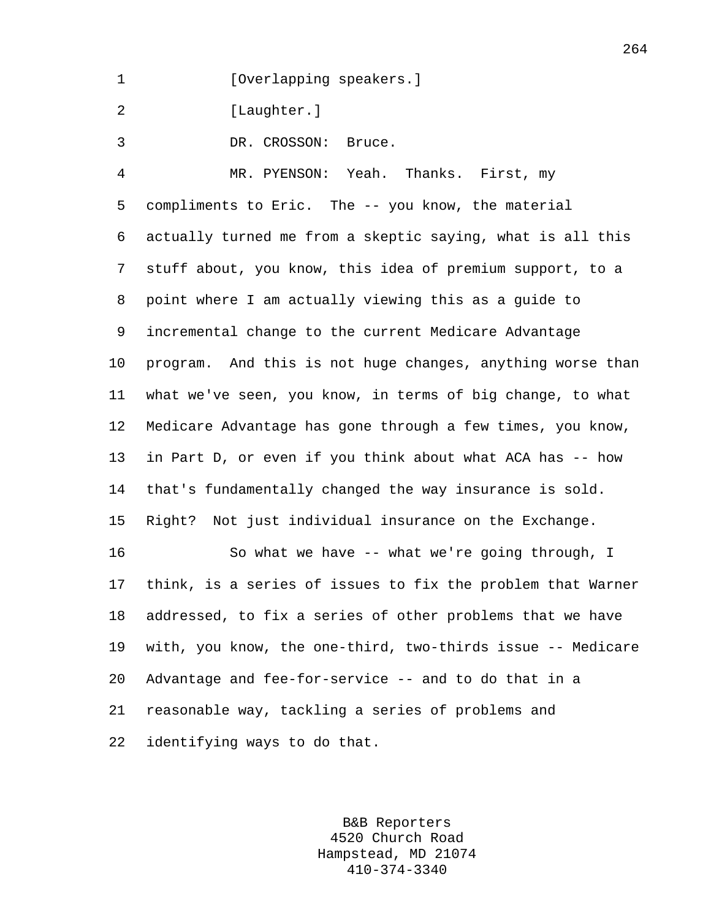[Overlapping speakers.]

[Laughter.]

DR. CROSSON: Bruce.

MR. PYENSON: Yeah. Thanks. First, my compliments to Eric. The -- you know, the material actually turned me from a skeptic saying, what is all this stuff about, you know, this idea of premium support, to a point where I am actually viewing this as a guide to incremental change to the current Medicare Advantage program. And this is not huge changes, anything worse than what we've seen, you know, in terms of big change, to what Medicare Advantage has gone through a few times, you know, in Part D, or even if you think about what ACA has -- how that's fundamentally changed the way insurance is sold. Right? Not just individual insurance on the Exchange.

So what we have -- what we're going through, I think, is a series of issues to fix the problem that Warner addressed, to fix a series of other problems that we have with, you know, the one-third, two-thirds issue -- Medicare Advantage and fee-for-service -- and to do that in a reasonable way, tackling a series of problems and identifying ways to do that.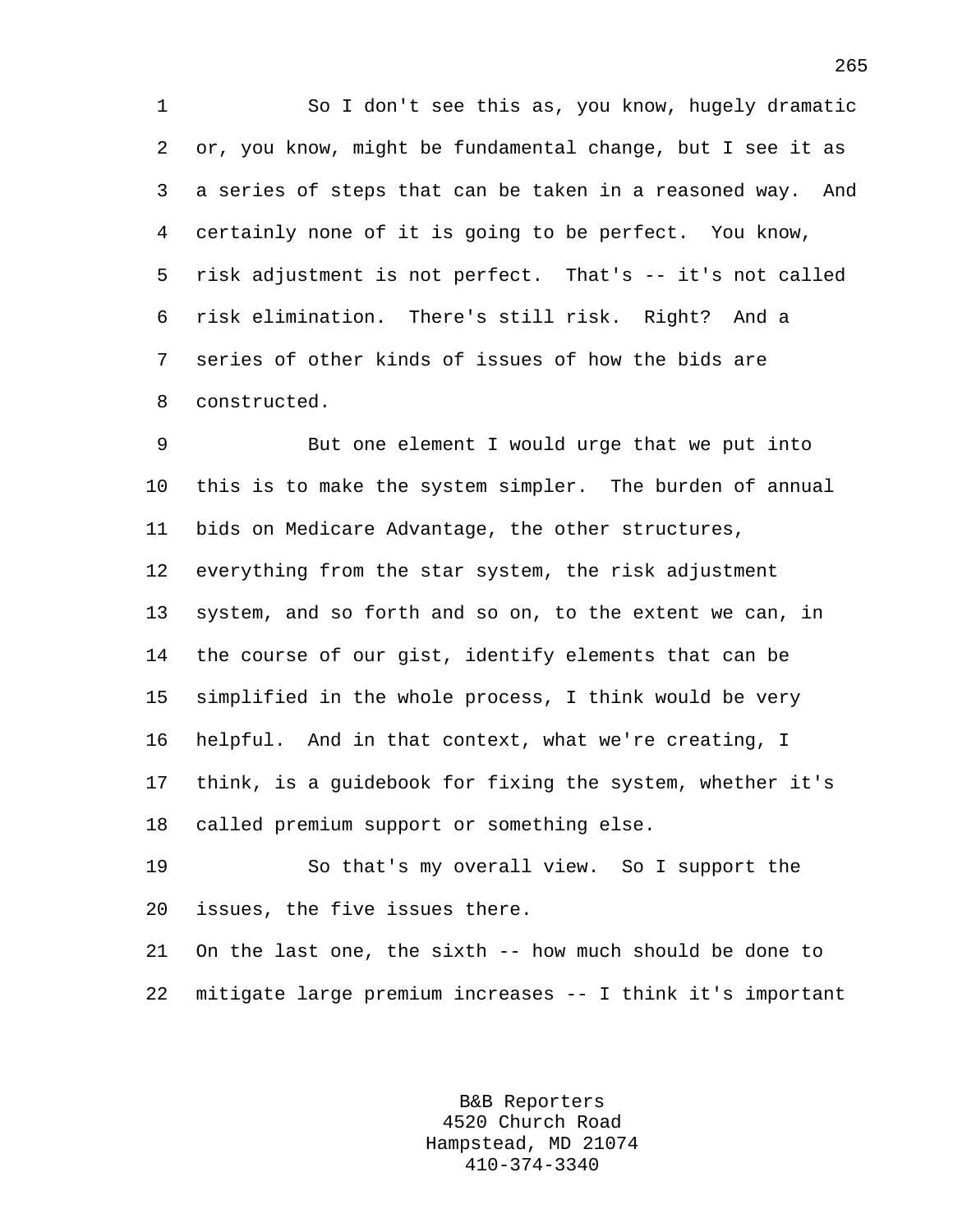So I don't see this as, you know, hugely dramatic or, you know, might be fundamental change, but I see it as a series of steps that can be taken in a reasoned way. And certainly none of it is going to be perfect. You know, risk adjustment is not perfect. That's -- it's not called risk elimination. There's still risk. Right? And a series of other kinds of issues of how the bids are constructed.

But one element I would urge that we put into this is to make the system simpler. The burden of annual bids on Medicare Advantage, the other structures, everything from the star system, the risk adjustment system, and so forth and so on, to the extent we can, in the course of our gist, identify elements that can be simplified in the whole process, I think would be very helpful. And in that context, what we're creating, I think, is a guidebook for fixing the system, whether it's called premium support or something else.

So that's my overall view. So I support the issues, the five issues there.

On the last one, the sixth -- how much should be done to mitigate large premium increases -- I think it's important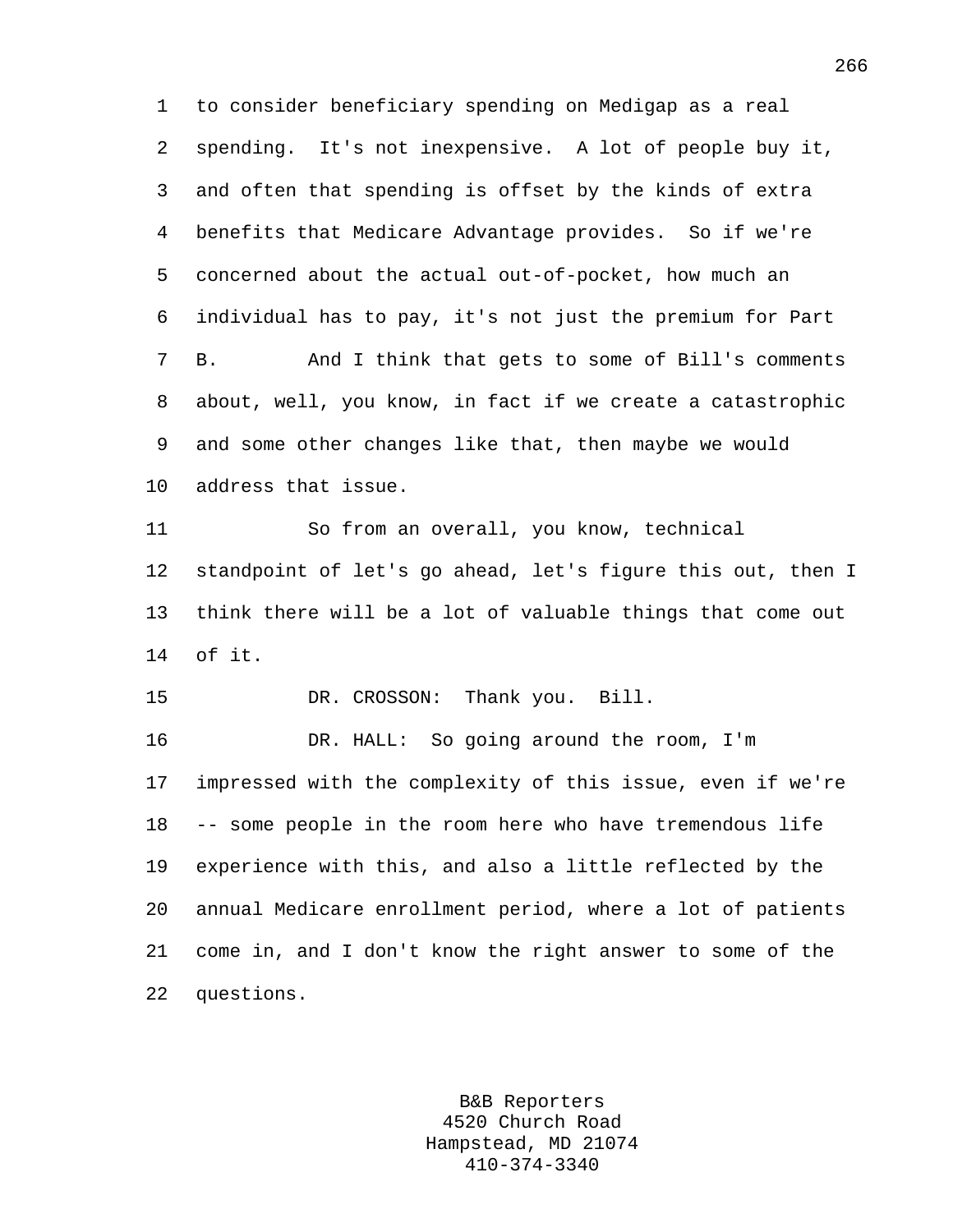to consider beneficiary spending on Medigap as a real spending. It's not inexpensive. A lot of people buy it, and often that spending is offset by the kinds of extra benefits that Medicare Advantage provides. So if we're concerned about the actual out-of-pocket, how much an individual has to pay, it's not just the premium for Part B. And I think that gets to some of Bill's comments about, well, you know, in fact if we create a catastrophic and some other changes like that, then maybe we would address that issue.

So from an overall, you know, technical standpoint of let's go ahead, let's figure this out, then I think there will be a lot of valuable things that come out of it.

DR. CROSSON: Thank you. Bill.

DR. HALL: So going around the room, I'm impressed with the complexity of this issue, even if we're -- some people in the room here who have tremendous life experience with this, and also a little reflected by the annual Medicare enrollment period, where a lot of patients come in, and I don't know the right answer to some of the questions.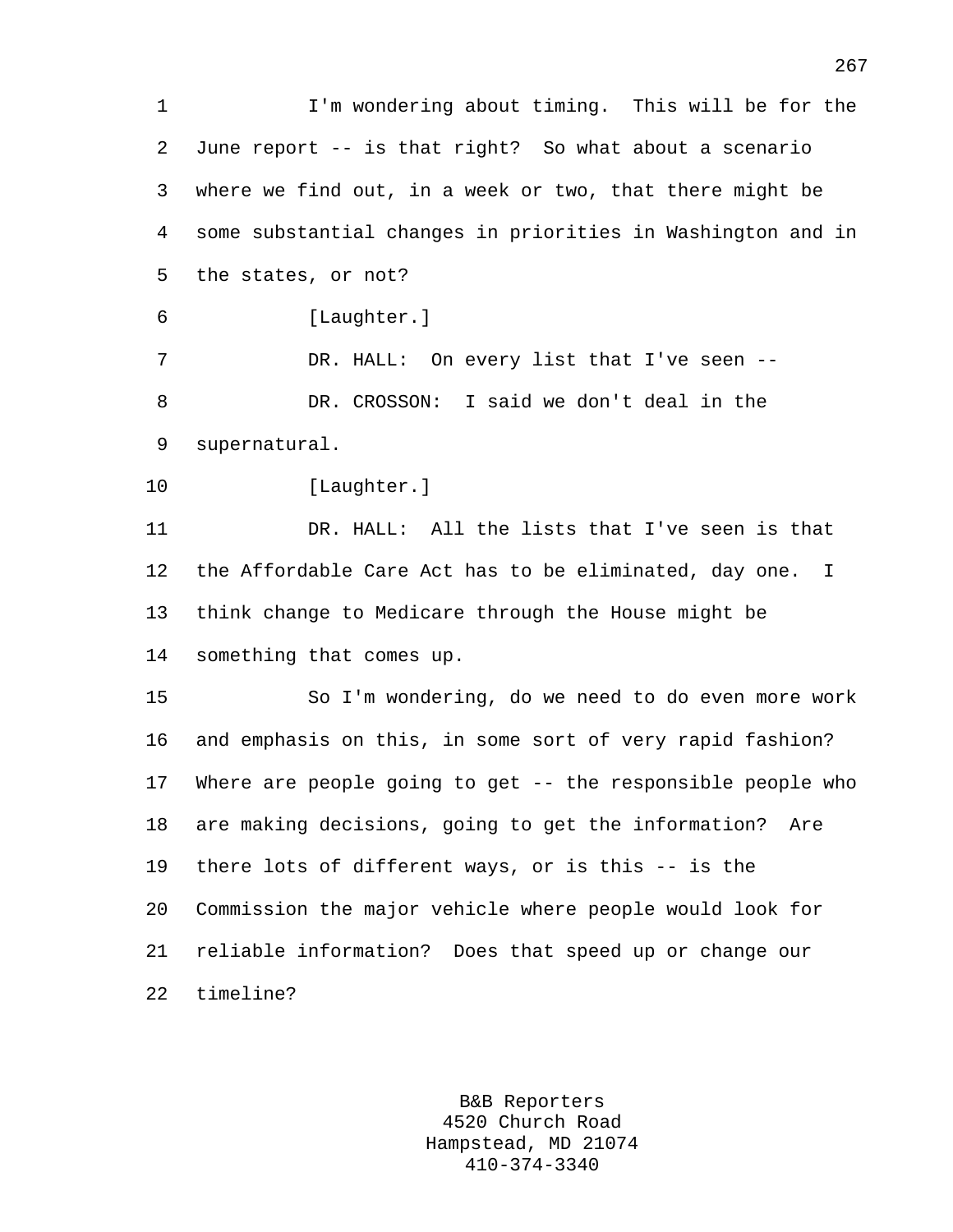I'm wondering about timing. This will be for the June report -- is that right? So what about a scenario where we find out, in a week or two, that there might be some substantial changes in priorities in Washington and in the states, or not?

[Laughter.]

DR. HALL: On every list that I've seen --

DR. CROSSON: I said we don't deal in the supernatural.

[Laughter.]

DR. HALL: All the lists that I've seen is that the Affordable Care Act has to be eliminated, day one. I think change to Medicare through the House might be something that comes up.

So I'm wondering, do we need to do even more work and emphasis on this, in some sort of very rapid fashion? Where are people going to get -- the responsible people who are making decisions, going to get the information? Are there lots of different ways, or is this -- is the Commission the major vehicle where people would look for reliable information? Does that speed up or change our timeline?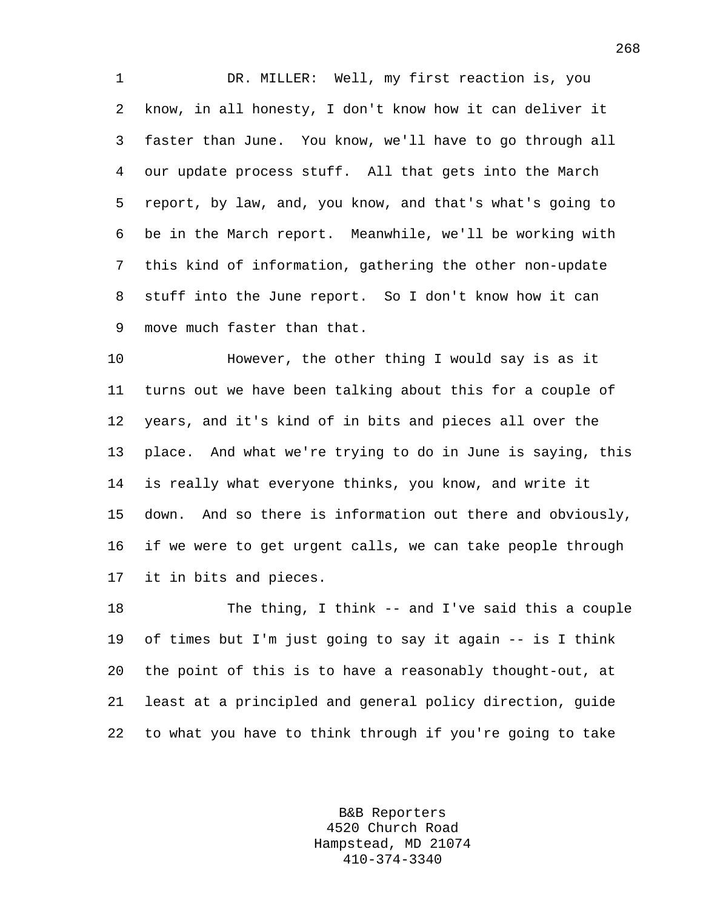DR. MILLER: Well, my first reaction is, you know, in all honesty, I don't know how it can deliver it faster than June. You know, we'll have to go through all our update process stuff. All that gets into the March report, by law, and, you know, and that's what's going to be in the March report. Meanwhile, we'll be working with this kind of information, gathering the other non-update stuff into the June report. So I don't know how it can move much faster than that.

However, the other thing I would say is as it turns out we have been talking about this for a couple of years, and it's kind of in bits and pieces all over the place. And what we're trying to do in June is saying, this is really what everyone thinks, you know, and write it down. And so there is information out there and obviously, if we were to get urgent calls, we can take people through it in bits and pieces.

The thing, I think -- and I've said this a couple of times but I'm just going to say it again -- is I think the point of this is to have a reasonably thought-out, at least at a principled and general policy direction, guide to what you have to think through if you're going to take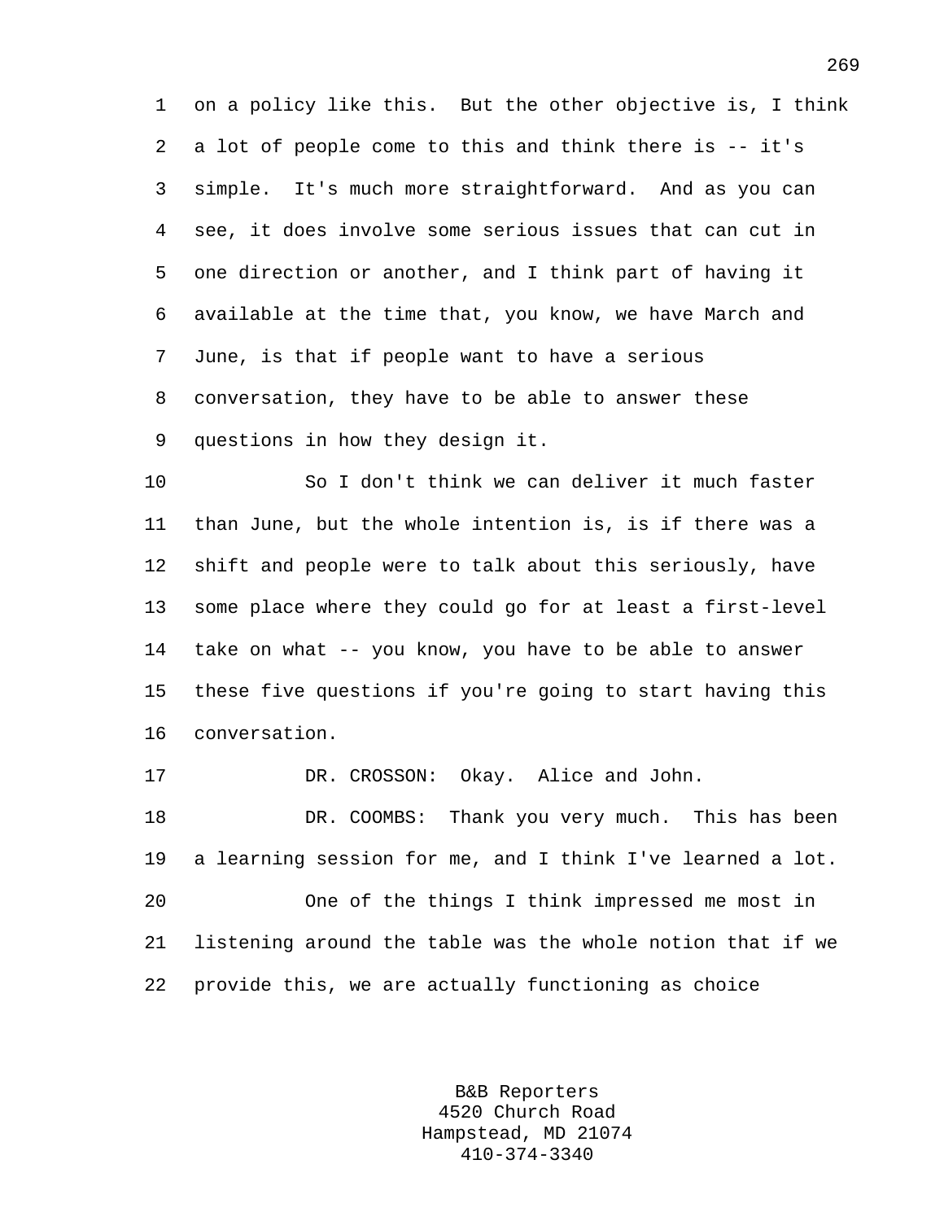on a policy like this. But the other objective is, I think a lot of people come to this and think there is -- it's simple. It's much more straightforward. And as you can see, it does involve some serious issues that can cut in one direction or another, and I think part of having it available at the time that, you know, we have March and June, is that if people want to have a serious conversation, they have to be able to answer these questions in how they design it.

So I don't think we can deliver it much faster than June, but the whole intention is, is if there was a shift and people were to talk about this seriously, have some place where they could go for at least a first-level take on what -- you know, you have to be able to answer these five questions if you're going to start having this conversation.

DR. CROSSON: Okay. Alice and John.

DR. COOMBS: Thank you very much. This has been a learning session for me, and I think I've learned a lot.

One of the things I think impressed me most in listening around the table was the whole notion that if we provide this, we are actually functioning as choice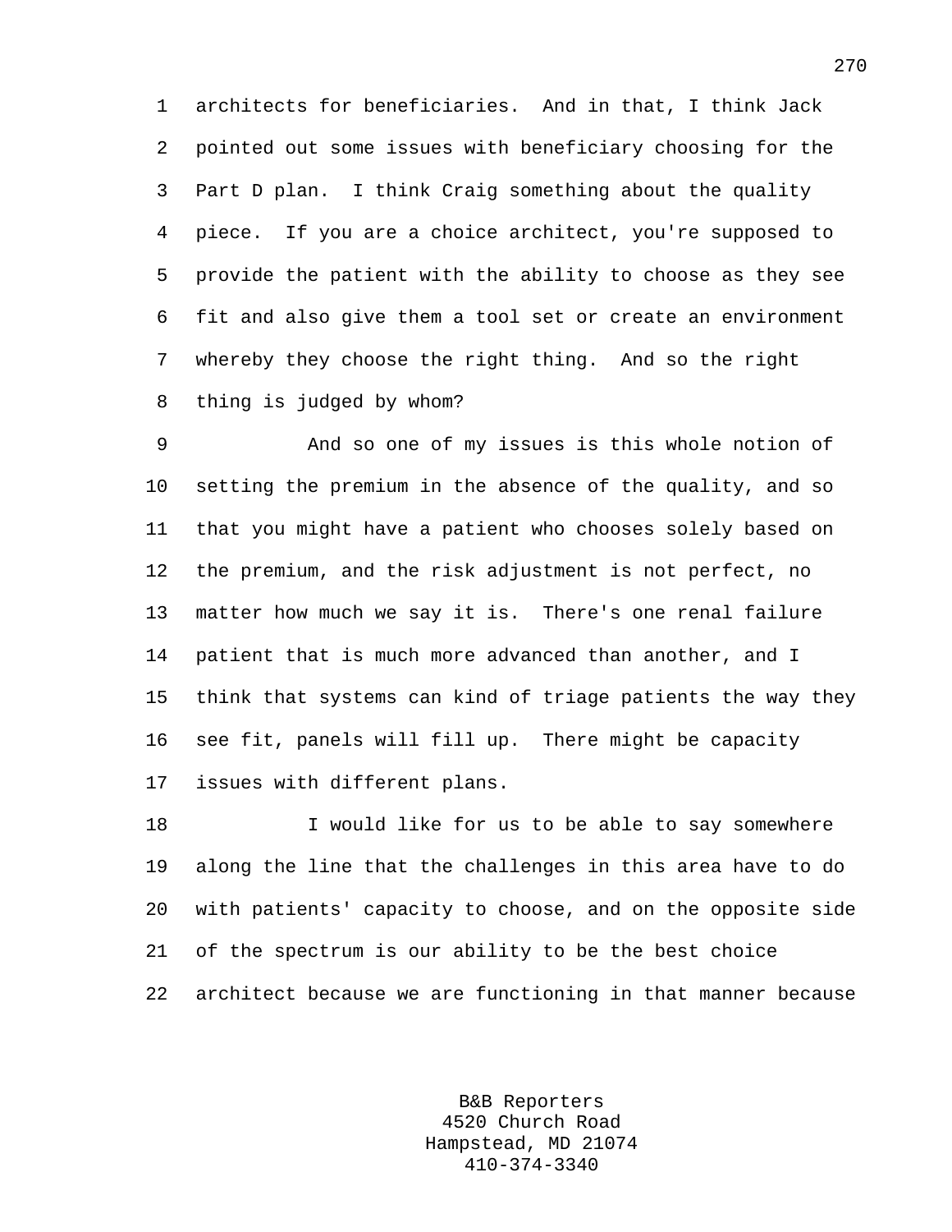architects for beneficiaries. And in that, I think Jack pointed out some issues with beneficiary choosing for the Part D plan. I think Craig something about the quality piece. If you are a choice architect, you're supposed to provide the patient with the ability to choose as they see fit and also give them a tool set or create an environment whereby they choose the right thing. And so the right thing is judged by whom?

And so one of my issues is this whole notion of setting the premium in the absence of the quality, and so that you might have a patient who chooses solely based on the premium, and the risk adjustment is not perfect, no matter how much we say it is. There's one renal failure patient that is much more advanced than another, and I think that systems can kind of triage patients the way they see fit, panels will fill up. There might be capacity issues with different plans.

I would like for us to be able to say somewhere along the line that the challenges in this area have to do with patients' capacity to choose, and on the opposite side of the spectrum is our ability to be the best choice architect because we are functioning in that manner because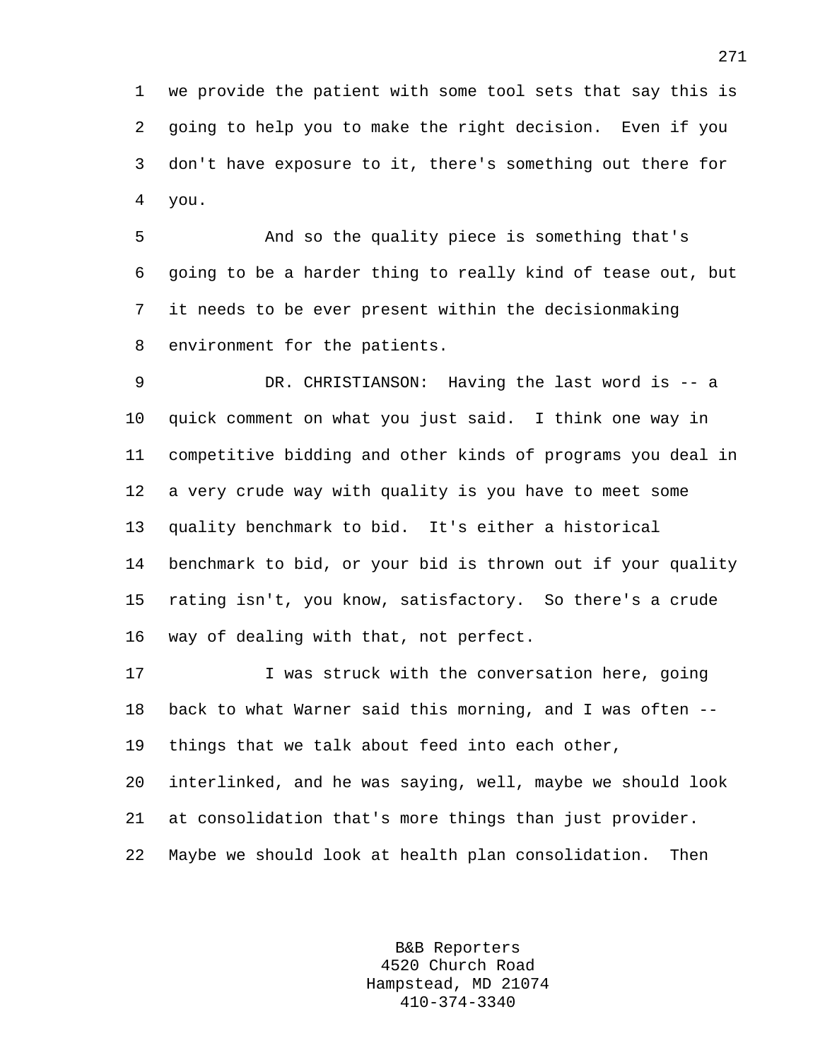we provide the patient with some tool sets that say this is going to help you to make the right decision. Even if you don't have exposure to it, there's something out there for you.

And so the quality piece is something that's going to be a harder thing to really kind of tease out, but it needs to be ever present within the decisionmaking environment for the patients.

DR. CHRISTIANSON: Having the last word is -- a quick comment on what you just said. I think one way in competitive bidding and other kinds of programs you deal in a very crude way with quality is you have to meet some quality benchmark to bid. It's either a historical benchmark to bid, or your bid is thrown out if your quality rating isn't, you know, satisfactory. So there's a crude way of dealing with that, not perfect.

I was struck with the conversation here, going back to what Warner said this morning, and I was often -- things that we talk about feed into each other, interlinked, and he was saying, well, maybe we should look at consolidation that's more things than just provider. Maybe we should look at health plan consolidation. Then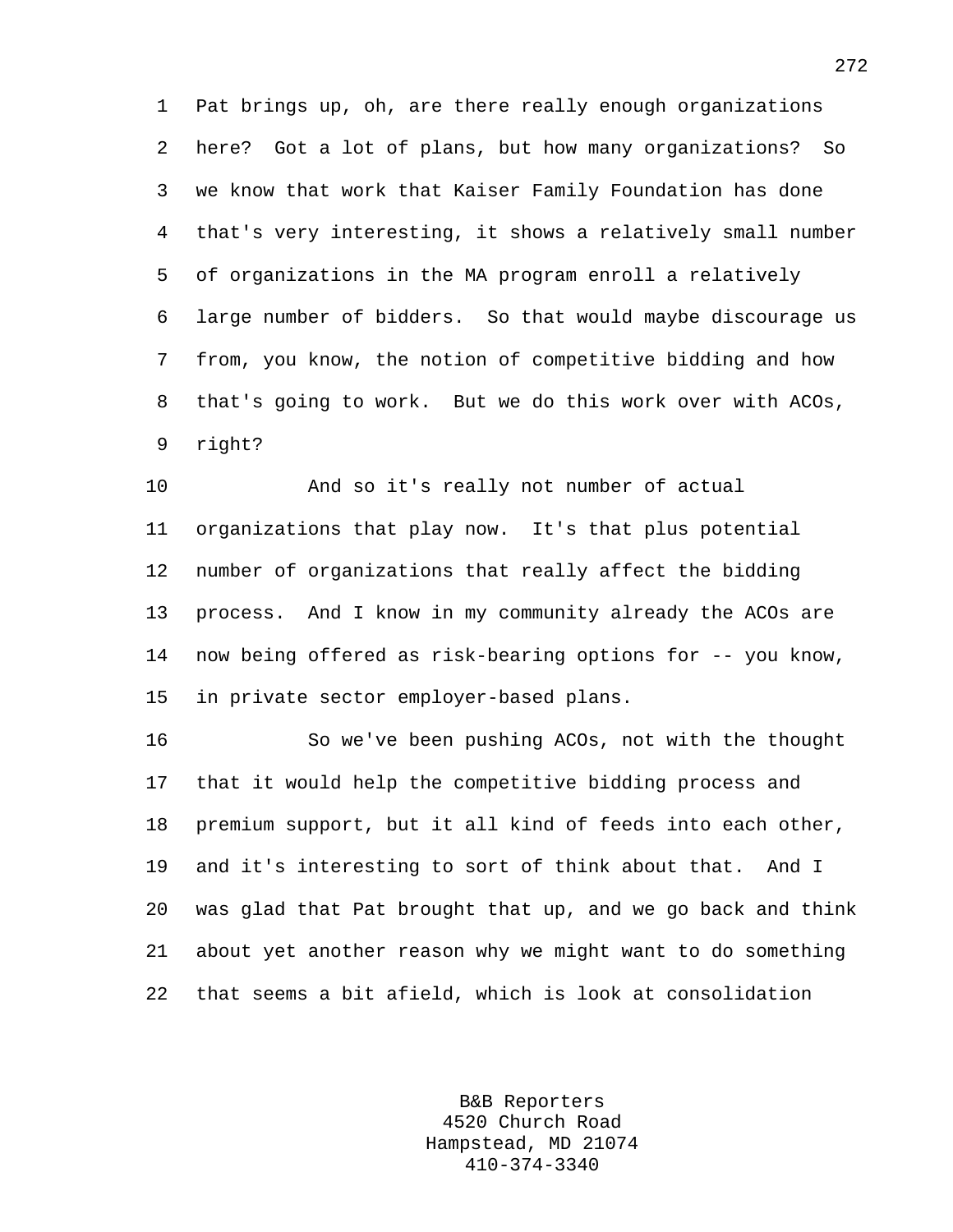Pat brings up, oh, are there really enough organizations here? Got a lot of plans, but how many organizations? So we know that work that Kaiser Family Foundation has done that's very interesting, it shows a relatively small number of organizations in the MA program enroll a relatively large number of bidders. So that would maybe discourage us from, you know, the notion of competitive bidding and how that's going to work. But we do this work over with ACOs, right?

And so it's really not number of actual organizations that play now. It's that plus potential number of organizations that really affect the bidding process. And I know in my community already the ACOs are now being offered as risk-bearing options for -- you know, in private sector employer-based plans.

So we've been pushing ACOs, not with the thought that it would help the competitive bidding process and premium support, but it all kind of feeds into each other, and it's interesting to sort of think about that. And I was glad that Pat brought that up, and we go back and think about yet another reason why we might want to do something that seems a bit afield, which is look at consolidation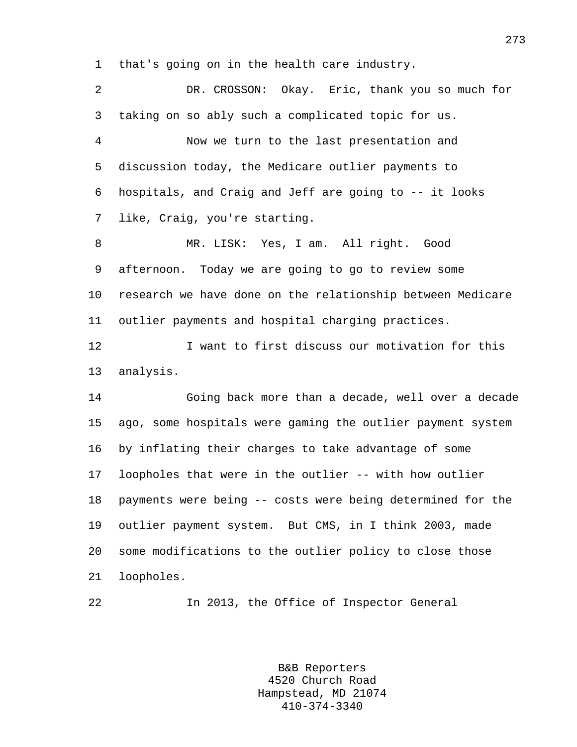that's going on in the health care industry.

DR. CROSSON: Okay. Eric, thank you so much for taking on so ably such a complicated topic for us.

Now we turn to the last presentation and discussion today, the Medicare outlier payments to hospitals, and Craig and Jeff are going to -- it looks like, Craig, you're starting.

MR. LISK: Yes, I am. All right. Good afternoon. Today we are going to go to review some research we have done on the relationship between Medicare outlier payments and hospital charging practices.

I want to first discuss our motivation for this analysis.

Going back more than a decade, well over a decade ago, some hospitals were gaming the outlier payment system by inflating their charges to take advantage of some loopholes that were in the outlier -- with how outlier payments were being -- costs were being determined for the outlier payment system. But CMS, in I think 2003, made some modifications to the outlier policy to close those loopholes.

In 2013, the Office of Inspector General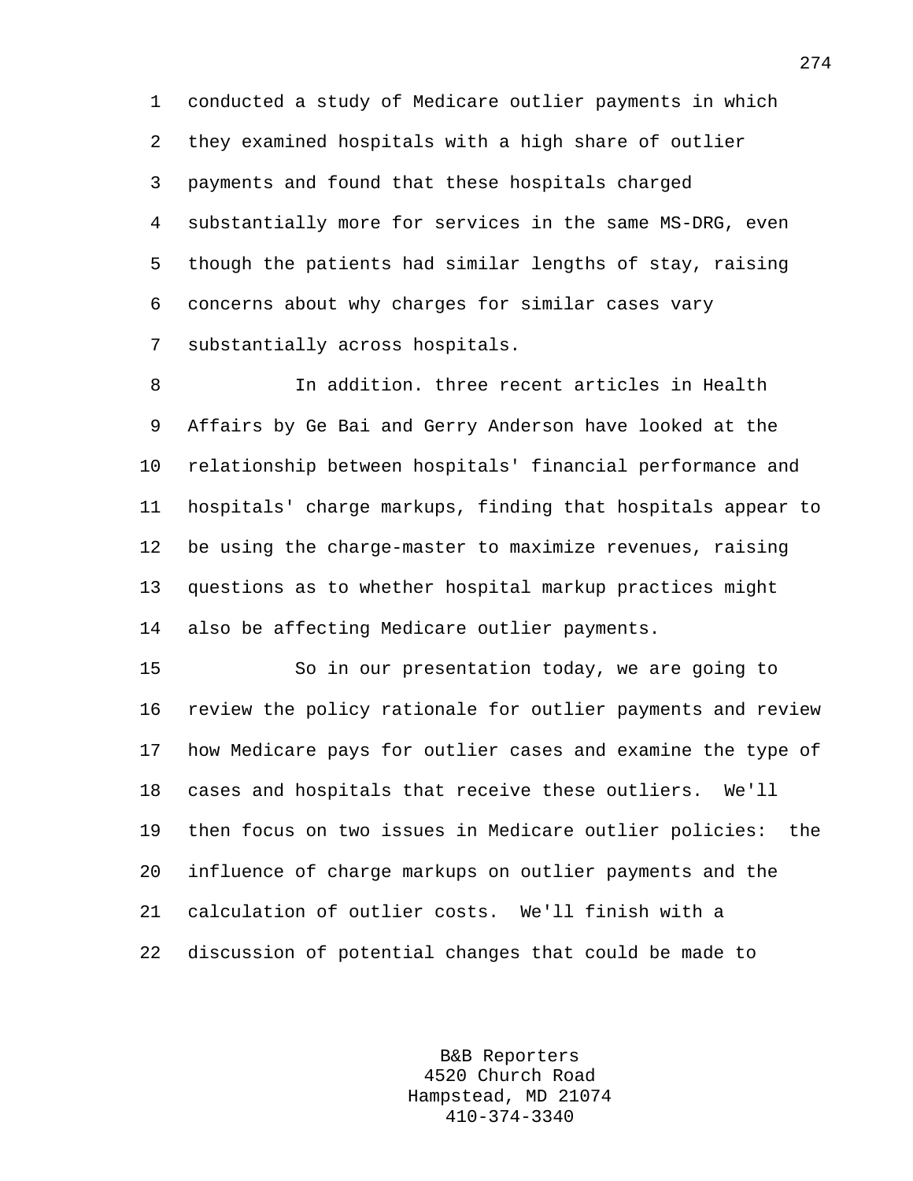conducted a study of Medicare outlier payments in which they examined hospitals with a high share of outlier payments and found that these hospitals charged substantially more for services in the same MS-DRG, even though the patients had similar lengths of stay, raising concerns about why charges for similar cases vary substantially across hospitals.

In addition. three recent articles in Health Affairs by Ge Bai and Gerry Anderson have looked at the relationship between hospitals' financial performance and hospitals' charge markups, finding that hospitals appear to be using the charge-master to maximize revenues, raising questions as to whether hospital markup practices might also be affecting Medicare outlier payments.

So in our presentation today, we are going to review the policy rationale for outlier payments and review how Medicare pays for outlier cases and examine the type of cases and hospitals that receive these outliers. We'll then focus on two issues in Medicare outlier policies: the influence of charge markups on outlier payments and the calculation of outlier costs. We'll finish with a discussion of potential changes that could be made to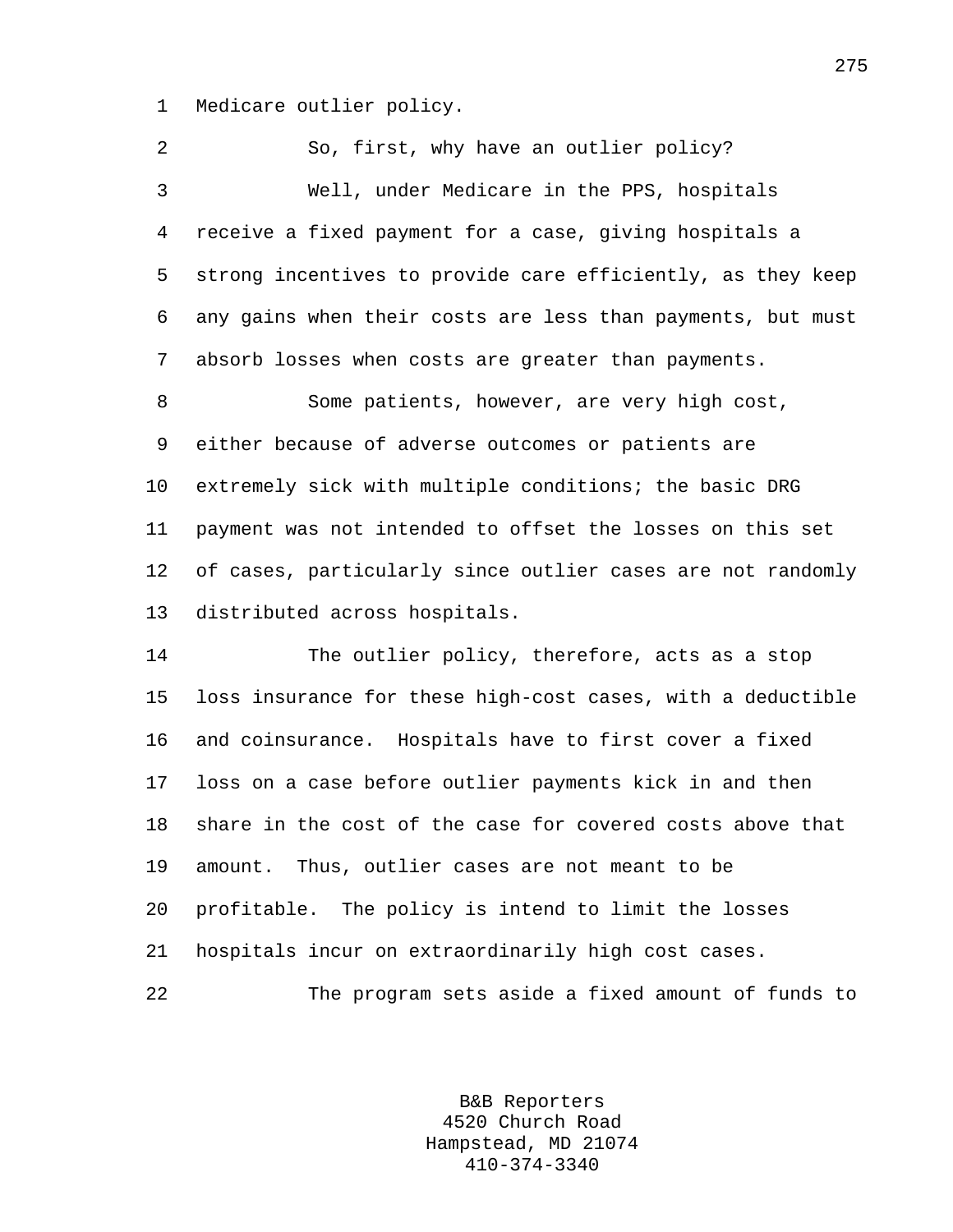Medicare outlier policy.

So, first, why have an outlier policy?

Well, under Medicare in the PPS, hospitals receive a fixed payment for a case, giving hospitals a strong incentives to provide care efficiently, as they keep any gains when their costs are less than payments, but must absorb losses when costs are greater than payments.

Some patients, however, are very high cost, either because of adverse outcomes or patients are extremely sick with multiple conditions; the basic DRG payment was not intended to offset the losses on this set of cases, particularly since outlier cases are not randomly distributed across hospitals.

The outlier policy, therefore, acts as a stop loss insurance for these high-cost cases, with a deductible and coinsurance. Hospitals have to first cover a fixed loss on a case before outlier payments kick in and then share in the cost of the case for covered costs above that amount. Thus, outlier cases are not meant to be profitable. The policy is intend to limit the losses hospitals incur on extraordinarily high cost cases.

The program sets aside a fixed amount of funds to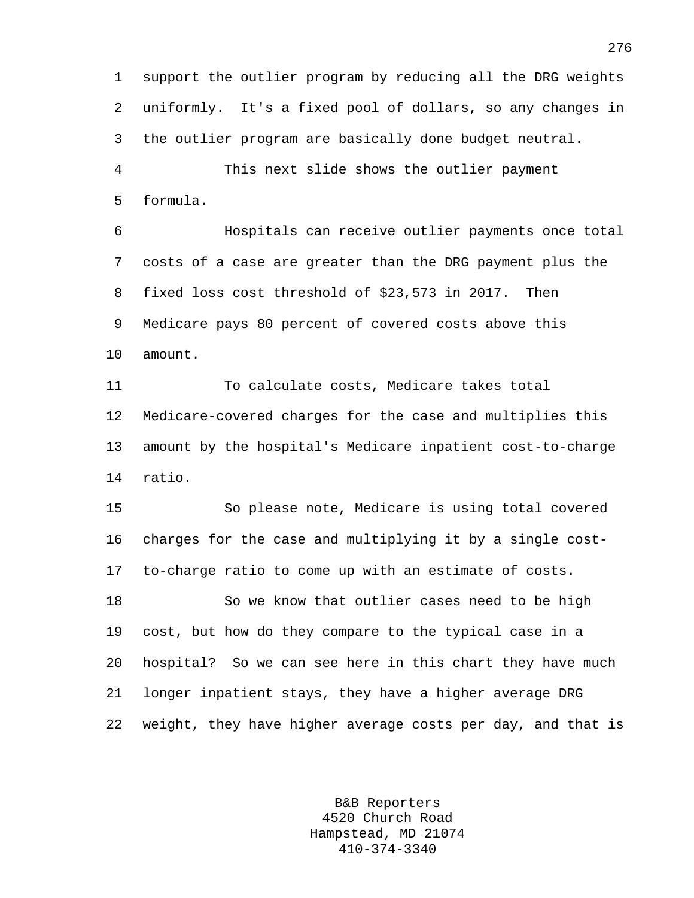support the outlier program by reducing all the DRG weights uniformly. It's a fixed pool of dollars, so any changes in the outlier program are basically done budget neutral.

This next slide shows the outlier payment formula.

Hospitals can receive outlier payments once total costs of a case are greater than the DRG payment plus the fixed loss cost threshold of $23,573 in 2017. Then Medicare pays 80 percent of covered costs above this amount.

To calculate costs, Medicare takes total Medicare-covered charges for the case and multiplies this amount by the hospital's Medicare inpatient cost-to-charge ratio.

So please note, Medicare is using total covered charges for the case and multiplying it by a single cost-to-charge ratio to come up with an estimate of costs.

So we know that outlier cases need to be high cost, but how do they compare to the typical case in a hospital? So we can see here in this chart they have much longer inpatient stays, they have a higher average DRG weight, they have higher average costs per day, and that is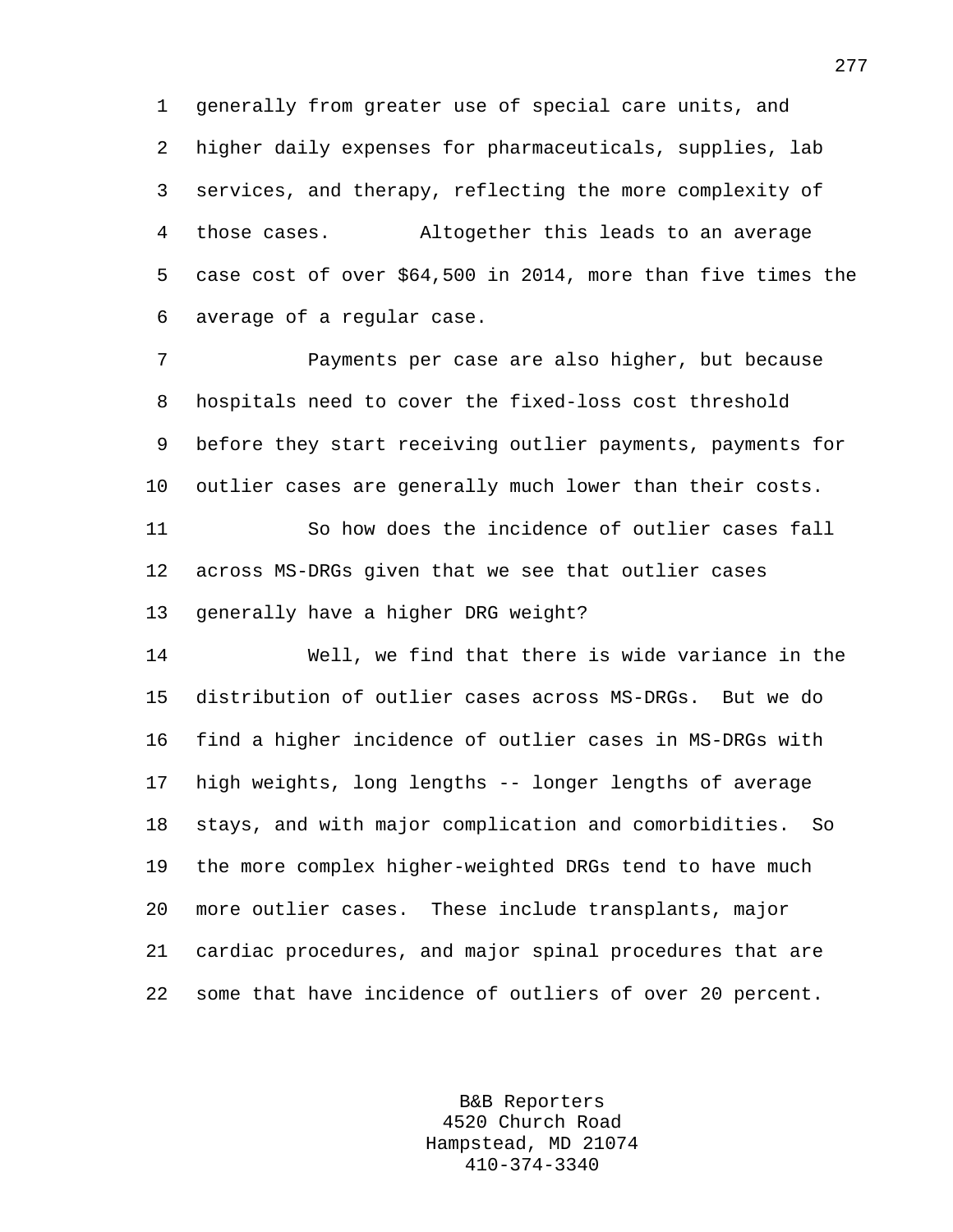generally from greater use of special care units, and higher daily expenses for pharmaceuticals, supplies, lab services, and therapy, reflecting the more complexity of those cases. Altogether this leads to an average case cost of over $64,500 in 2014, more than five times the average of a regular case.

Payments per case are also higher, but because hospitals need to cover the fixed-loss cost threshold before they start receiving outlier payments, payments for outlier cases are generally much lower than their costs.

So how does the incidence of outlier cases fall across MS-DRGs given that we see that outlier cases generally have a higher DRG weight?

Well, we find that there is wide variance in the distribution of outlier cases across MS-DRGs. But we do find a higher incidence of outlier cases in MS-DRGs with high weights, long lengths -- longer lengths of average stays, and with major complication and comorbidities. So the more complex higher-weighted DRGs tend to have much more outlier cases. These include transplants, major cardiac procedures, and major spinal procedures that are some that have incidence of outliers of over 20 percent.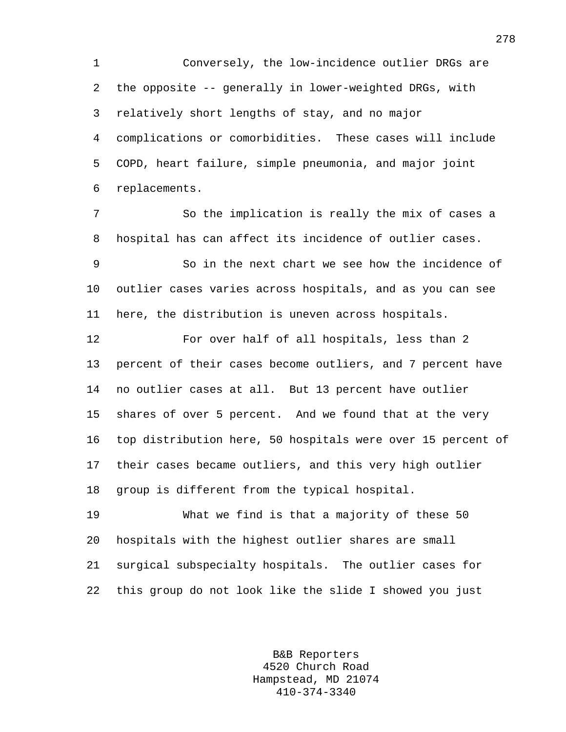Conversely, the low-incidence outlier DRGs are the opposite -- generally in lower-weighted DRGs, with relatively short lengths of stay, and no major complications or comorbidities. These cases will include COPD, heart failure, simple pneumonia, and major joint replacements.

So the implication is really the mix of cases a hospital has can affect its incidence of outlier cases.

So in the next chart we see how the incidence of outlier cases varies across hospitals, and as you can see here, the distribution is uneven across hospitals.

For over half of all hospitals, less than 2 percent of their cases become outliers, and 7 percent have no outlier cases at all. But 13 percent have outlier shares of over 5 percent. And we found that at the very top distribution here, 50 hospitals were over 15 percent of their cases became outliers, and this very high outlier group is different from the typical hospital.

What we find is that a majority of these 50 hospitals with the highest outlier shares are small surgical subspecialty hospitals. The outlier cases for this group do not look like the slide I showed you just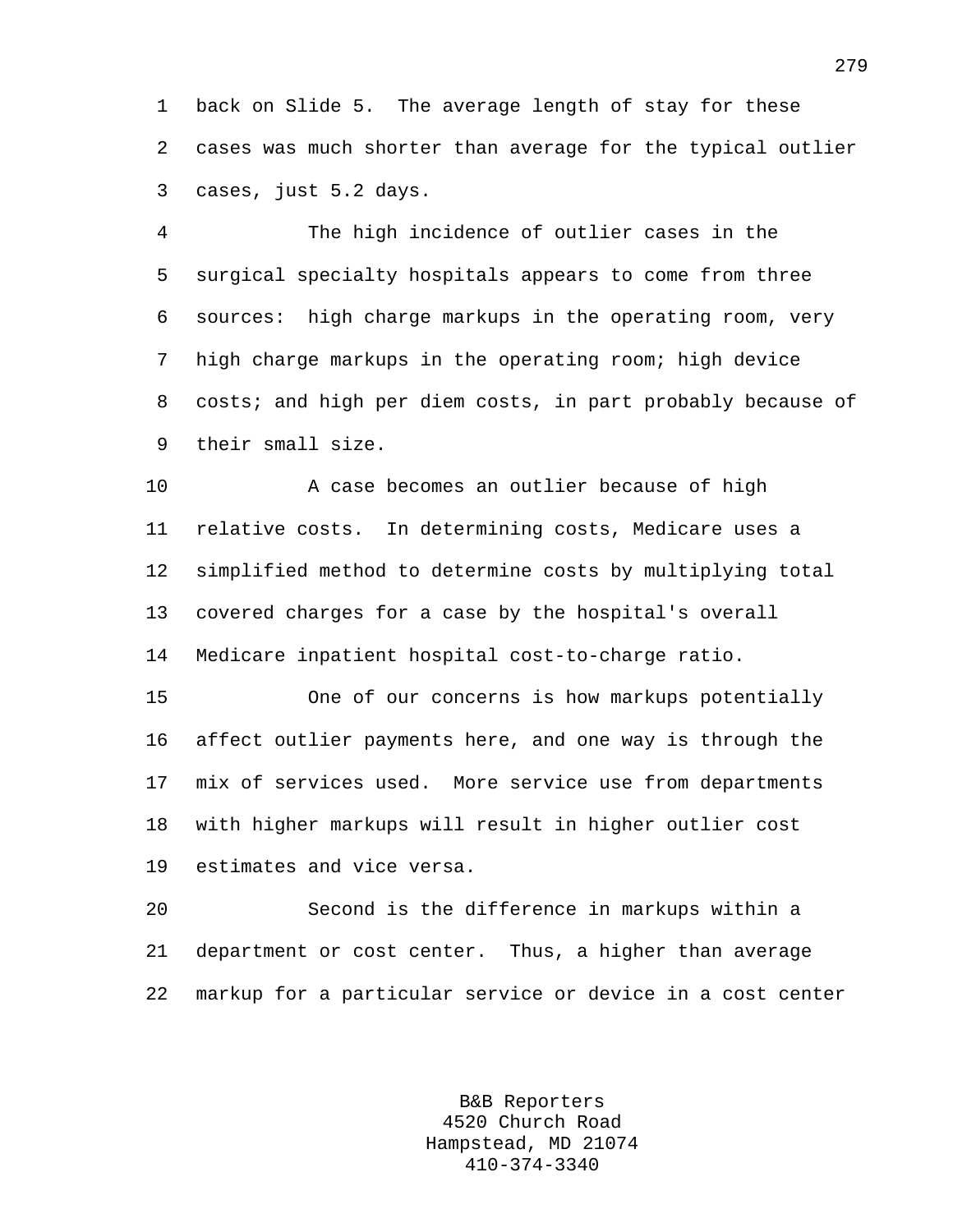back on Slide 5. The average length of stay for these cases was much shorter than average for the typical outlier cases, just 5.2 days.

The high incidence of outlier cases in the surgical specialty hospitals appears to come from three sources: high charge markups in the operating room, very high charge markups in the operating room; high device costs; and high per diem costs, in part probably because of their small size.

A case becomes an outlier because of high relative costs. In determining costs, Medicare uses a simplified method to determine costs by multiplying total covered charges for a case by the hospital's overall Medicare inpatient hospital cost-to-charge ratio.

One of our concerns is how markups potentially affect outlier payments here, and one way is through the mix of services used. More service use from departments with higher markups will result in higher outlier cost estimates and vice versa.

Second is the difference in markups within a department or cost center. Thus, a higher than average markup for a particular service or device in a cost center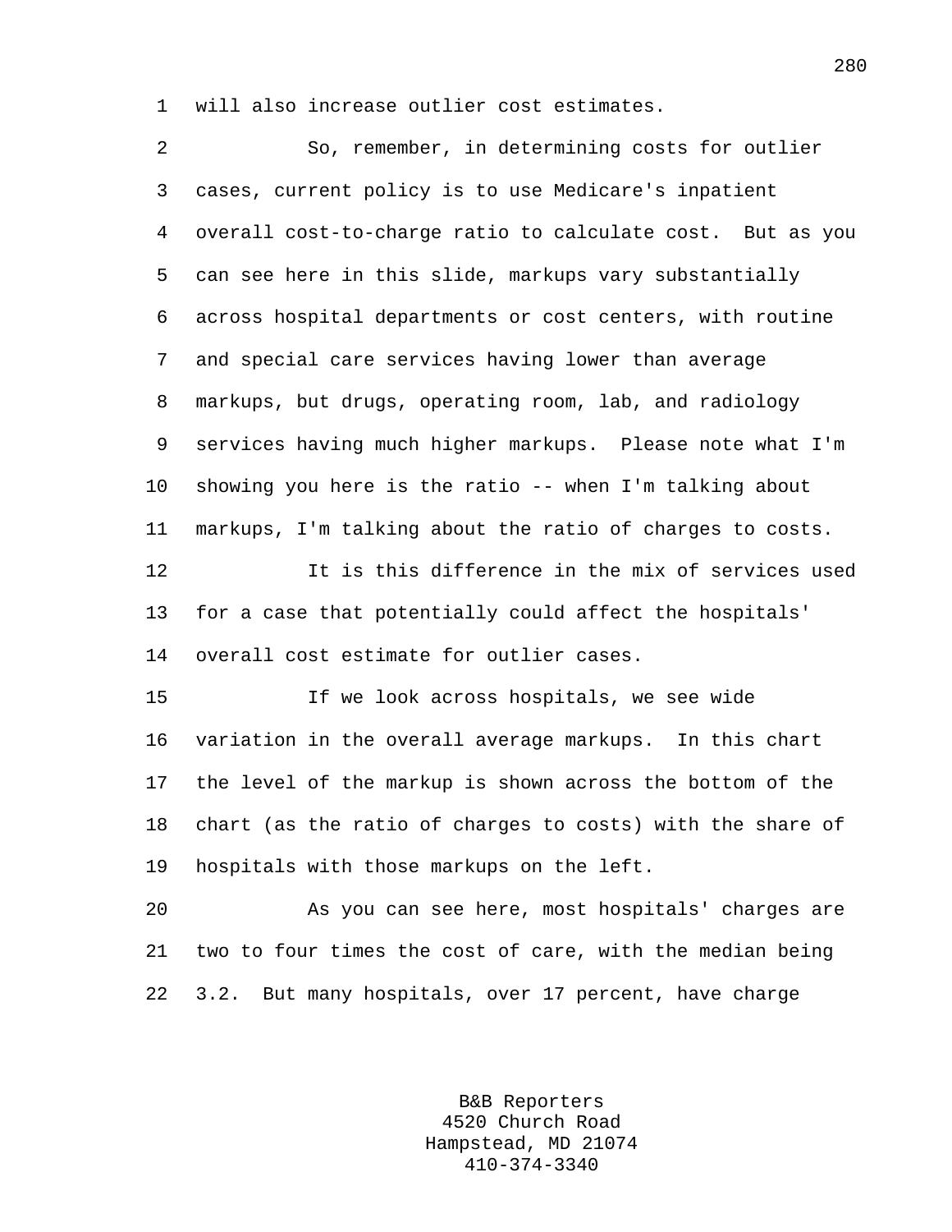will also increase outlier cost estimates.

So, remember, in determining costs for outlier cases, current policy is to use Medicare's inpatient overall cost-to-charge ratio to calculate cost. But as you can see here in this slide, markups vary substantially across hospital departments or cost centers, with routine and special care services having lower than average markups, but drugs, operating room, lab, and radiology services having much higher markups. Please note what I'm showing you here is the ratio -- when I'm talking about markups, I'm talking about the ratio of charges to costs.

It is this difference in the mix of services used for a case that potentially could affect the hospitals' overall cost estimate for outlier cases.

If we look across hospitals, we see wide variation in the overall average markups. In this chart the level of the markup is shown across the bottom of the chart (as the ratio of charges to costs) with the share of hospitals with those markups on the left.

As you can see here, most hospitals' charges are two to four times the cost of care, with the median being 3.2. But many hospitals, over 17 percent, have charge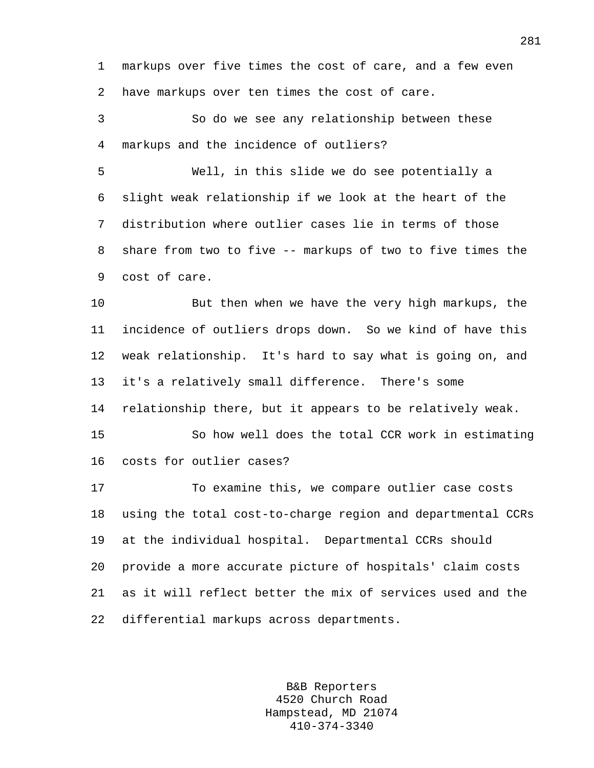markups over five times the cost of care, and a few even have markups over ten times the cost of care.

So do we see any relationship between these markups and the incidence of outliers?

Well, in this slide we do see potentially a slight weak relationship if we look at the heart of the distribution where outlier cases lie in terms of those share from two to five -- markups of two to five times the cost of care.

But then when we have the very high markups, the incidence of outliers drops down. So we kind of have this weak relationship. It's hard to say what is going on, and it's a relatively small difference. There's some relationship there, but it appears to be relatively weak.

So how well does the total CCR work in estimating costs for outlier cases?

To examine this, we compare outlier case costs using the total cost-to-charge region and departmental CCRs at the individual hospital. Departmental CCRs should provide a more accurate picture of hospitals' claim costs as it will reflect better the mix of services used and the differential markups across departments.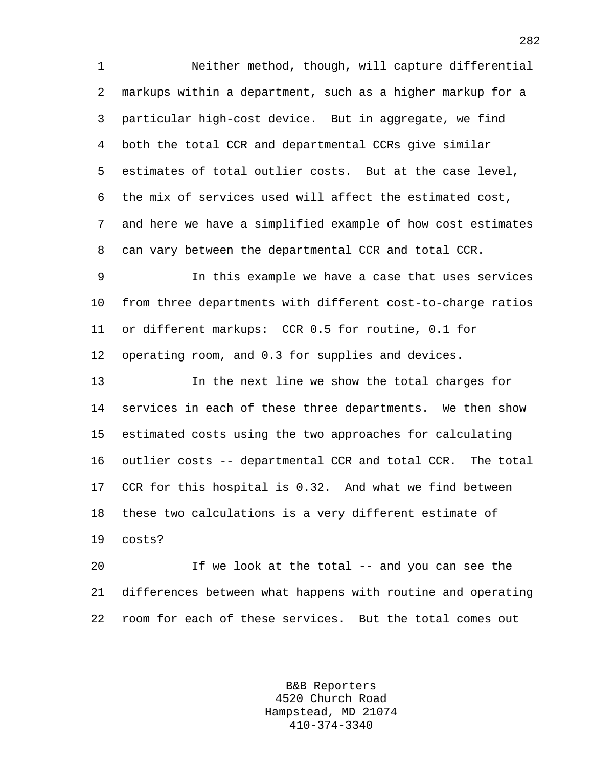Neither method, though, will capture differential markups within a department, such as a higher markup for a particular high-cost device. But in aggregate, we find both the total CCR and departmental CCRs give similar estimates of total outlier costs. But at the case level, the mix of services used will affect the estimated cost, and here we have a simplified example of how cost estimates can vary between the departmental CCR and total CCR.

In this example we have a case that uses services from three departments with different cost-to-charge ratios or different markups: CCR 0.5 for routine, 0.1 for operating room, and 0.3 for supplies and devices.

In the next line we show the total charges for services in each of these three departments. We then show estimated costs using the two approaches for calculating outlier costs -- departmental CCR and total CCR. The total CCR for this hospital is 0.32. And what we find between these two calculations is a very different estimate of costs?

If we look at the total -- and you can see the differences between what happens with routine and operating room for each of these services. But the total comes out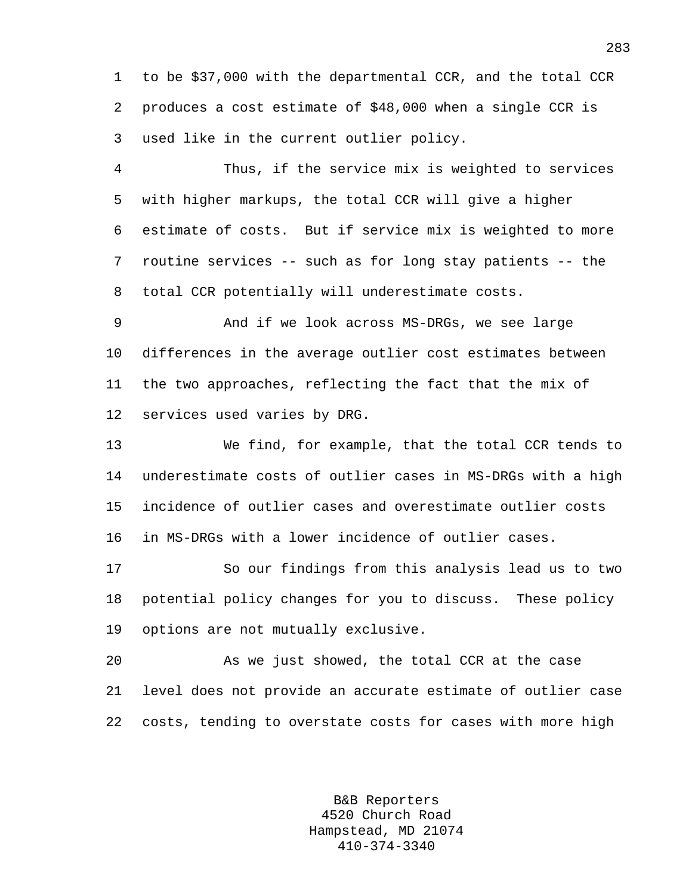to be $37,000 with the departmental CCR, and the total CCR produces a cost estimate of $48,000 when a single CCR is used like in the current outlier policy.

Thus, if the service mix is weighted to services with higher markups, the total CCR will give a higher estimate of costs. But if service mix is weighted to more routine services -- such as for long stay patients -- the total CCR potentially will underestimate costs.

And if we look across MS-DRGs, we see large differences in the average outlier cost estimates between the two approaches, reflecting the fact that the mix of services used varies by DRG.

We find, for example, that the total CCR tends to underestimate costs of outlier cases in MS-DRGs with a high incidence of outlier cases and overestimate outlier costs in MS-DRGs with a lower incidence of outlier cases.

So our findings from this analysis lead us to two potential policy changes for you to discuss. These policy options are not mutually exclusive.

As we just showed, the total CCR at the case level does not provide an accurate estimate of outlier case costs, tending to overstate costs for cases with more high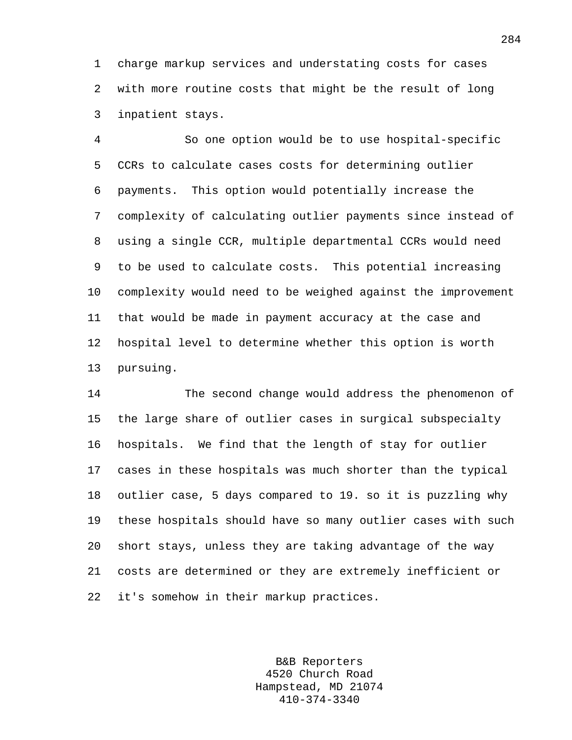charge markup services and understating costs for cases with more routine costs that might be the result of long inpatient stays.

So one option would be to use hospital-specific CCRs to calculate cases costs for determining outlier payments. This option would potentially increase the complexity of calculating outlier payments since instead of using a single CCR, multiple departmental CCRs would need to be used to calculate costs. This potential increasing complexity would need to be weighed against the improvement that would be made in payment accuracy at the case and hospital level to determine whether this option is worth pursuing.

The second change would address the phenomenon of the large share of outlier cases in surgical subspecialty hospitals. We find that the length of stay for outlier cases in these hospitals was much shorter than the typical outlier case, 5 days compared to 19. so it is puzzling why these hospitals should have so many outlier cases with such short stays, unless they are taking advantage of the way costs are determined or they are extremely inefficient or it's somehow in their markup practices.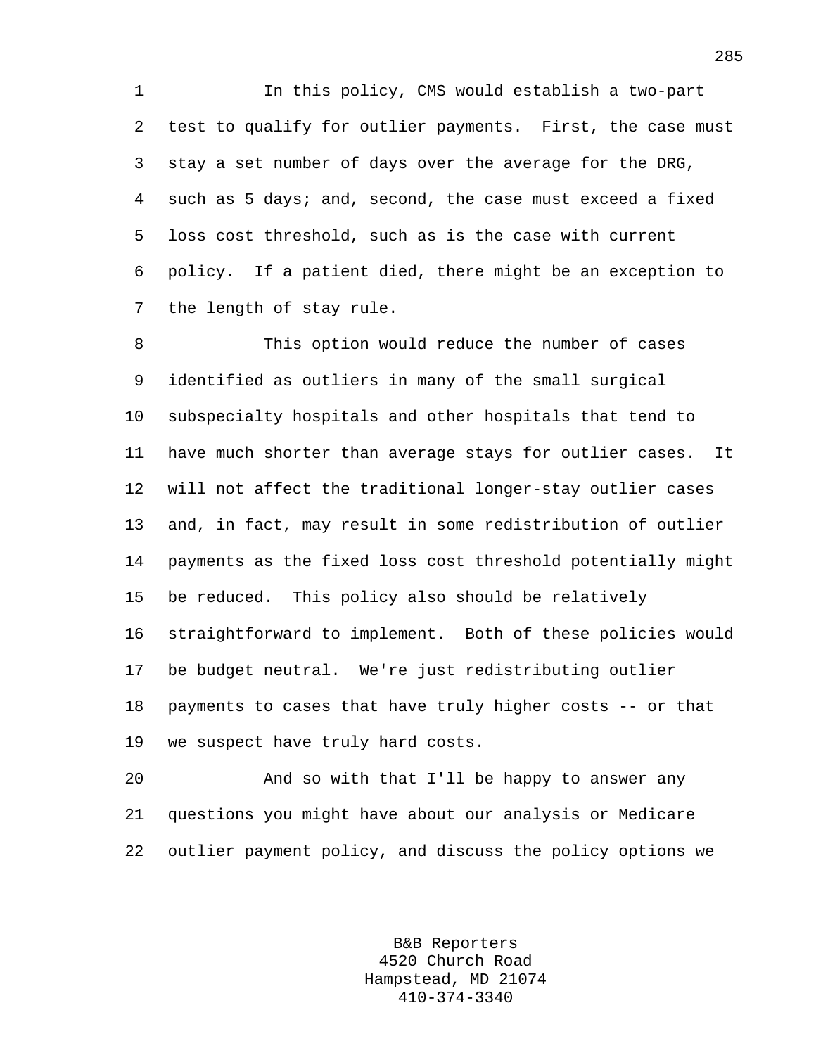In this policy, CMS would establish a two-part test to qualify for outlier payments. First, the case must stay a set number of days over the average for the DRG, such as 5 days; and, second, the case must exceed a fixed loss cost threshold, such as is the case with current policy. If a patient died, there might be an exception to the length of stay rule.

This option would reduce the number of cases identified as outliers in many of the small surgical subspecialty hospitals and other hospitals that tend to have much shorter than average stays for outlier cases. It will not affect the traditional longer-stay outlier cases and, in fact, may result in some redistribution of outlier payments as the fixed loss cost threshold potentially might be reduced. This policy also should be relatively straightforward to implement. Both of these policies would be budget neutral. We're just redistributing outlier payments to cases that have truly higher costs -- or that we suspect have truly hard costs.

And so with that I'll be happy to answer any questions you might have about our analysis or Medicare outlier payment policy, and discuss the policy options we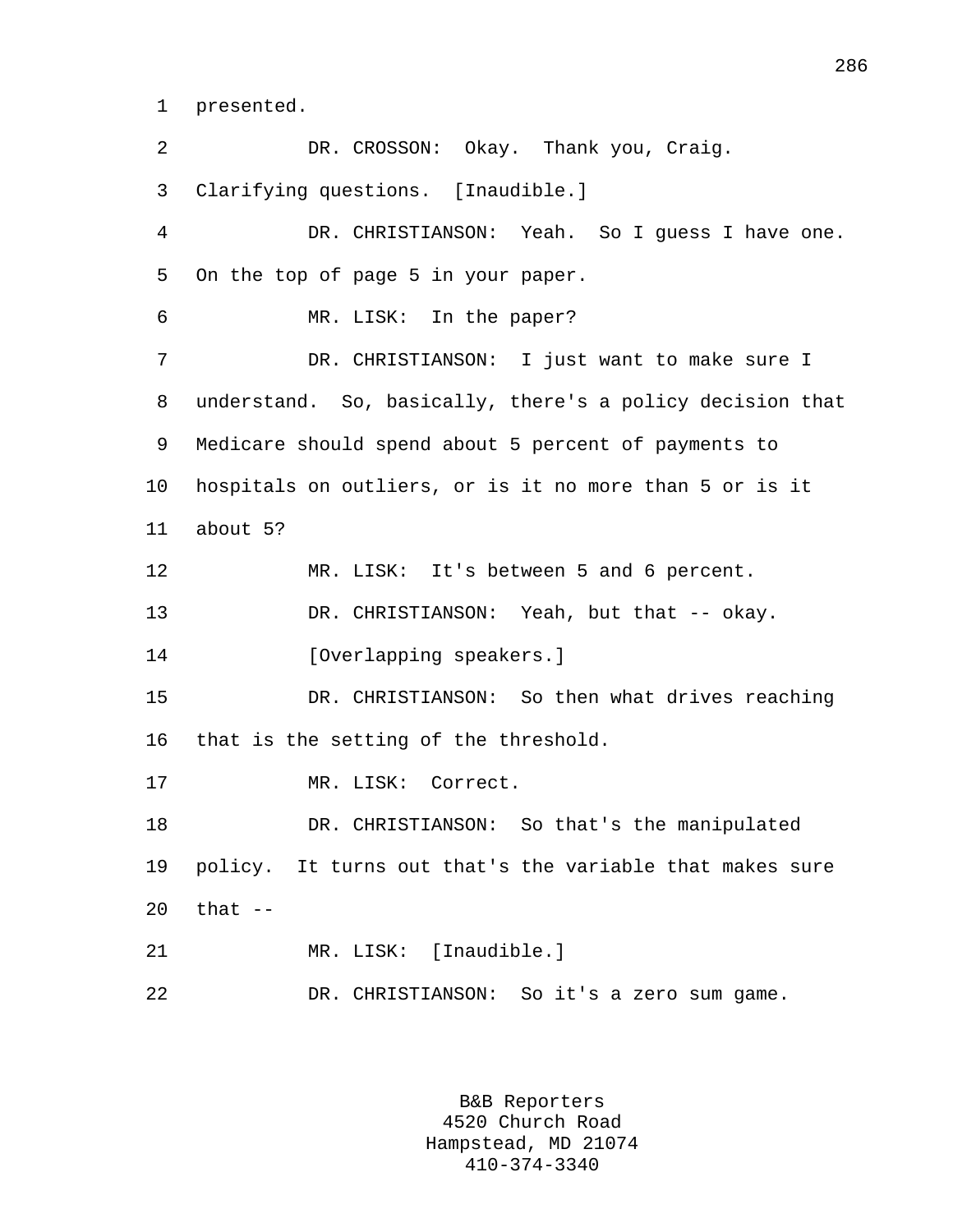presented.

DR. CROSSON: Okay. Thank you, Craig. Clarifying questions. [Inaudible.]

DR. CHRISTIANSON: Yeah. So I guess I have one. On the top of page 5 in your paper.

MR. LISK: In the paper?

DR. CHRISTIANSON: I just want to make sure I understand. So, basically, there's a policy decision that Medicare should spend about 5 percent of payments to hospitals on outliers, or is it no more than 5 or is it about 5?

MR. LISK: It's between 5 and 6 percent.

DR. CHRISTIANSON: Yeah, but that -- okay.

[Overlapping speakers.]

DR. CHRISTIANSON: So then what drives reaching that is the setting of the threshold.

MR. LISK: Correct.

DR. CHRISTIANSON: So that's the manipulated policy. It turns out that's the variable that makes sure that --

MR. LISK: [Inaudible.]

DR. CHRISTIANSON: So it's a zero sum game.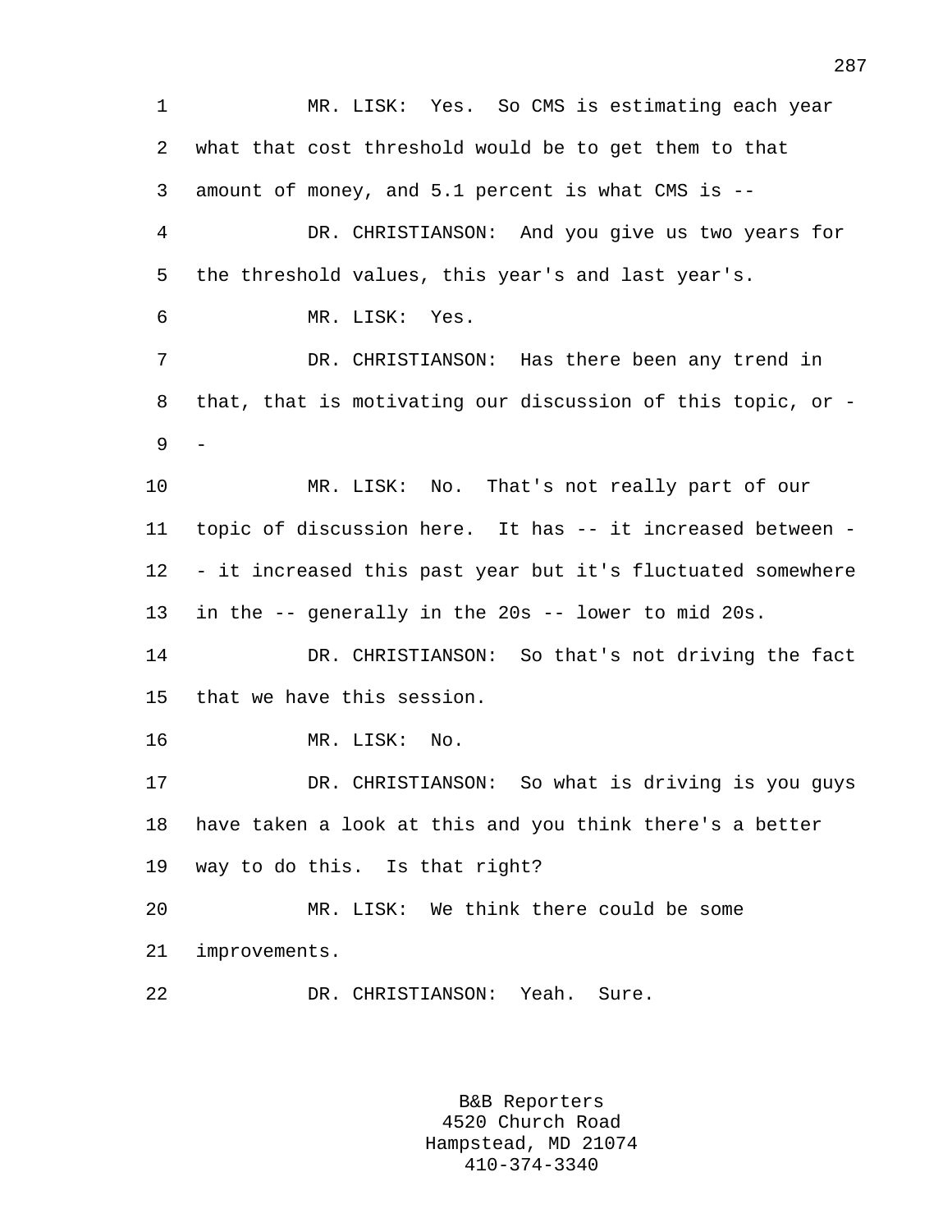MR. LISK: Yes. So CMS is estimating each year what that cost threshold would be to get them to that amount of money, and 5.1 percent is what CMS is --

DR. CHRISTIANSON: And you give us two years for the threshold values, this year's and last year's.

MR. LISK: Yes.

DR. CHRISTIANSON: Has there been any trend in that, that is motivating our discussion of this topic, or --

MR. LISK: No. That's not really part of our topic of discussion here. It has -- it increased between -- it increased this past year but it's fluctuated somewhere in the -- generally in the 20s -- lower to mid 20s.

DR. CHRISTIANSON: So that's not driving the fact that we have this session.

MR. LISK: No.

DR. CHRISTIANSON: So what is driving is you guys have taken a look at this and you think there's a better way to do this. Is that right?

MR. LISK: We think there could be some improvements.

DR. CHRISTIANSON: Yeah. Sure.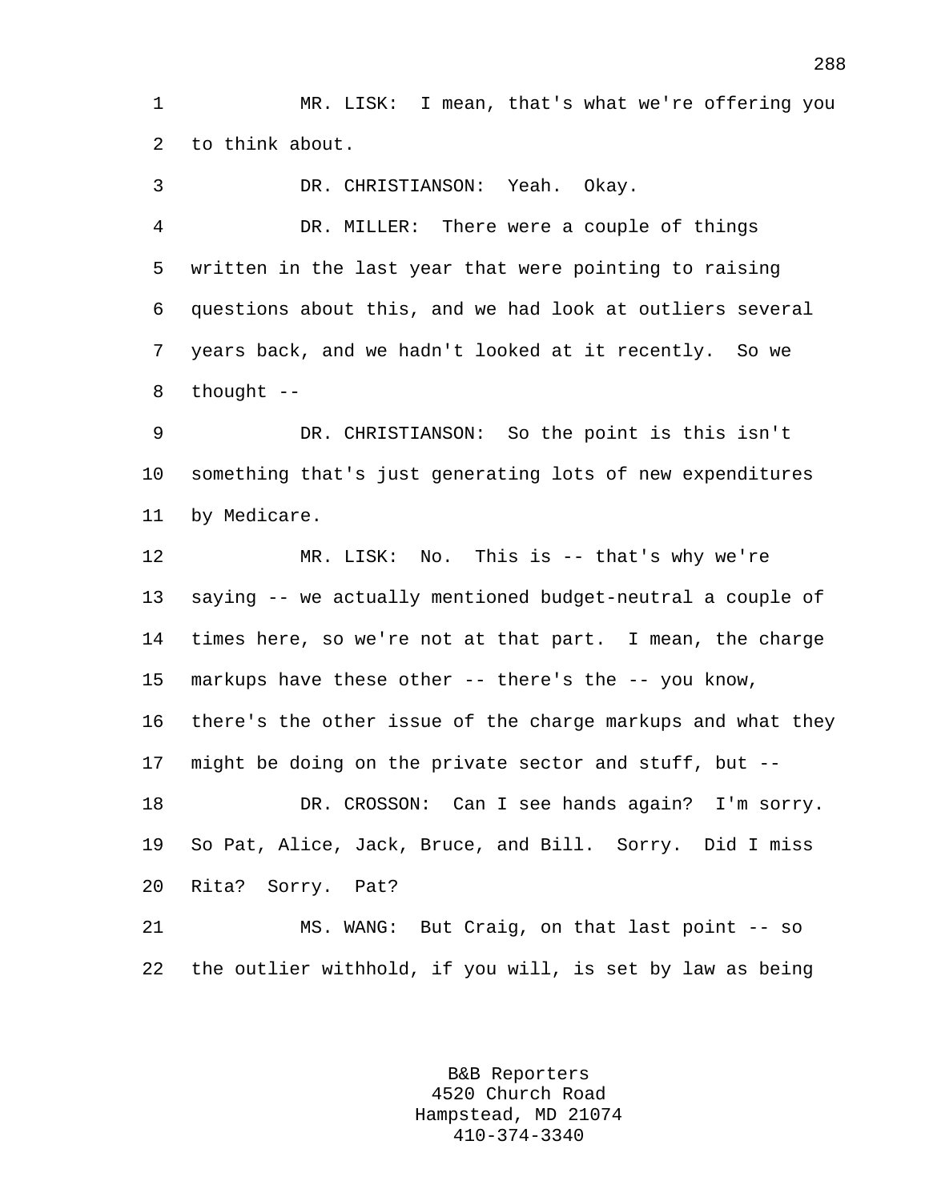MR. LISK: I mean, that's what we're offering you to think about.

DR. CHRISTIANSON: Yeah. Okay.

DR. MILLER: There were a couple of things written in the last year that were pointing to raising questions about this, and we had look at outliers several years back, and we hadn't looked at it recently. So we thought --

DR. CHRISTIANSON: So the point is this isn't something that's just generating lots of new expenditures by Medicare.

MR. LISK: No. This is -- that's why we're saying -- we actually mentioned budget-neutral a couple of times here, so we're not at that part. I mean, the charge markups have these other -- there's the -- you know, there's the other issue of the charge markups and what they might be doing on the private sector and stuff, but --

DR. CROSSON: Can I see hands again? I'm sorry. So Pat, Alice, Jack, Bruce, and Bill. Sorry. Did I miss Rita? Sorry. Pat?

MS. WANG: But Craig, on that last point -- so the outlier withhold, if you will, is set by law as being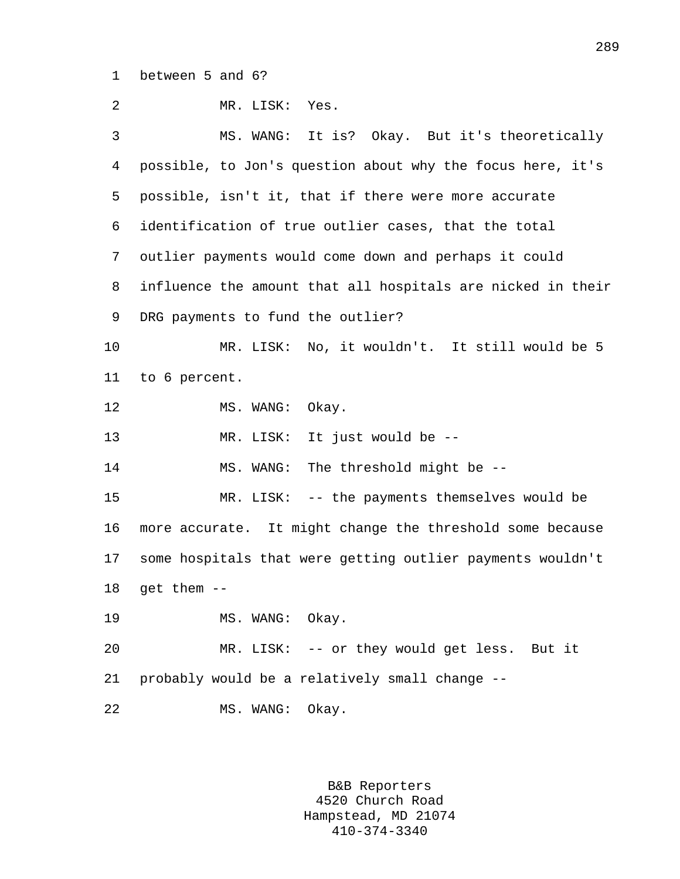between 5 and 6?

MR. LISK: Yes.

MS. WANG: It is? Okay. But it's theoretically possible, to Jon's question about why the focus here, it's possible, isn't it, that if there were more accurate identification of true outlier cases, that the total outlier payments would come down and perhaps it could influence the amount that all hospitals are nicked in their DRG payments to fund the outlier?

MR. LISK: No, it wouldn't. It still would be 5 to 6 percent.

MS. WANG: Okay.

MR. LISK: It just would be --

MS. WANG: The threshold might be --

MR. LISK: -- the payments themselves would be more accurate. It might change the threshold some because some hospitals that were getting outlier payments wouldn't get them --

MS. WANG: Okay.

MR. LISK: -- or they would get less. But it probably would be a relatively small change --

MS. WANG: Okay.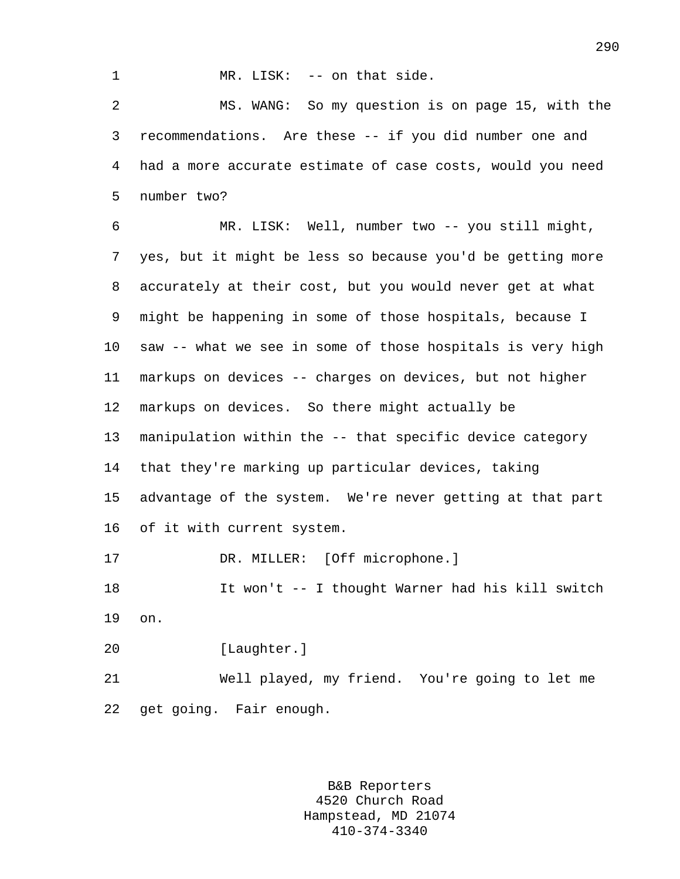MR. LISK: -- on that side.

MS. WANG: So my question is on page 15, with the recommendations. Are these -- if you did number one and had a more accurate estimate of case costs, would you need number two?

MR. LISK: Well, number two -- you still might, yes, but it might be less so because you'd be getting more accurately at their cost, but you would never get at what might be happening in some of those hospitals, because I saw -- what we see in some of those hospitals is very high markups on devices -- charges on devices, but not higher markups on devices. So there might actually be manipulation within the -- that specific device category that they're marking up particular devices, taking advantage of the system. We're never getting at that part of it with current system.

DR. MILLER: [Off microphone.]

It won't -- I thought Warner had his kill switch on.

[Laughter.]

Well played, my friend. You're going to let me get going. Fair enough.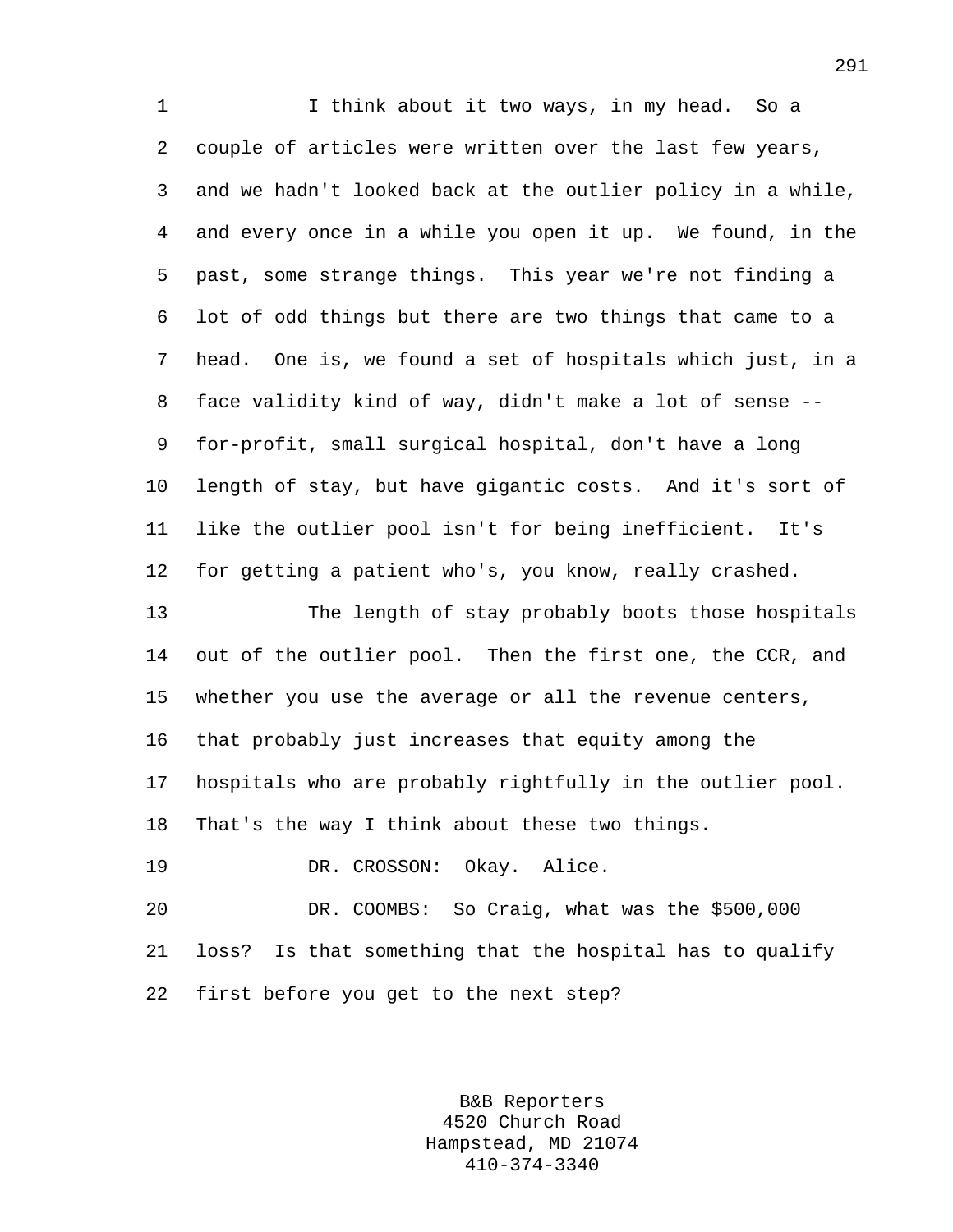I think about it two ways, in my head. So a couple of articles were written over the last few years, and we hadn't looked back at the outlier policy in a while, and every once in a while you open it up. We found, in the past, some strange things. This year we're not finding a lot of odd things but there are two things that came to a head. One is, we found a set of hospitals which just, in a face validity kind of way, didn't make a lot of sense -- for-profit, small surgical hospital, don't have a long length of stay, but have gigantic costs. And it's sort of like the outlier pool isn't for being inefficient. It's for getting a patient who's, you know, really crashed.

The length of stay probably boots those hospitals out of the outlier pool. Then the first one, the CCR, and whether you use the average or all the revenue centers, that probably just increases that equity among the hospitals who are probably rightfully in the outlier pool. That's the way I think about these two things.

DR. CROSSON: Okay. Alice.

DR. COOMBS: So Craig, what was the $500,000 loss? Is that something that the hospital has to qualify first before you get to the next step?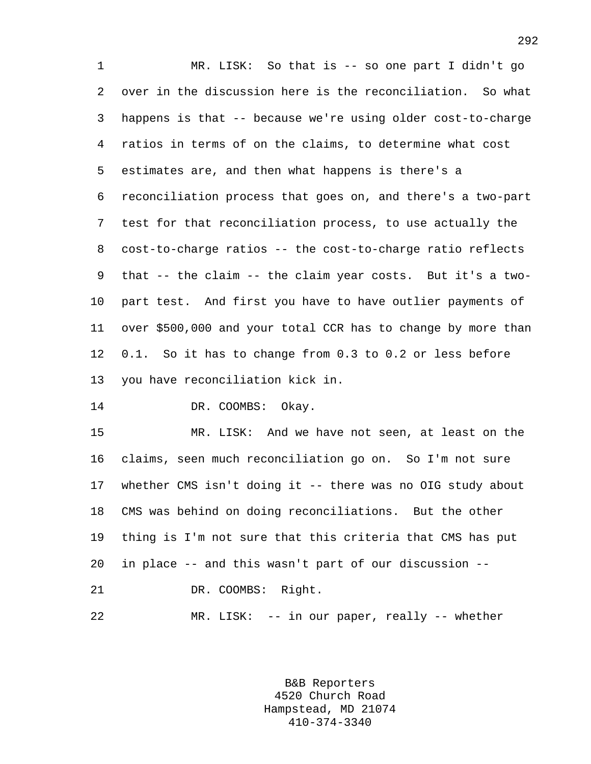MR. LISK: So that is -- so one part I didn't go over in the discussion here is the reconciliation. So what happens is that -- because we're using older cost-to-charge ratios in terms of on the claims, to determine what cost estimates are, and then what happens is there's a reconciliation process that goes on, and there's a two-part test for that reconciliation process, to use actually the cost-to-charge ratios -- the cost-to-charge ratio reflects that -- the claim -- the claim year costs. But it's a two-part test. And first you have to have outlier payments of over $500,000 and your total CCR has to change by more than 0.1. So it has to change from 0.3 to 0.2 or less before you have reconciliation kick in.

DR. COOMBS: Okay.

MR. LISK: And we have not seen, at least on the claims, seen much reconciliation go on. So I'm not sure whether CMS isn't doing it -- there was no OIG study about CMS was behind on doing reconciliations. But the other thing is I'm not sure that this criteria that CMS has put in place -- and this wasn't part of our discussion --

DR. COOMBS: Right.

MR. LISK: -- in our paper, really -- whether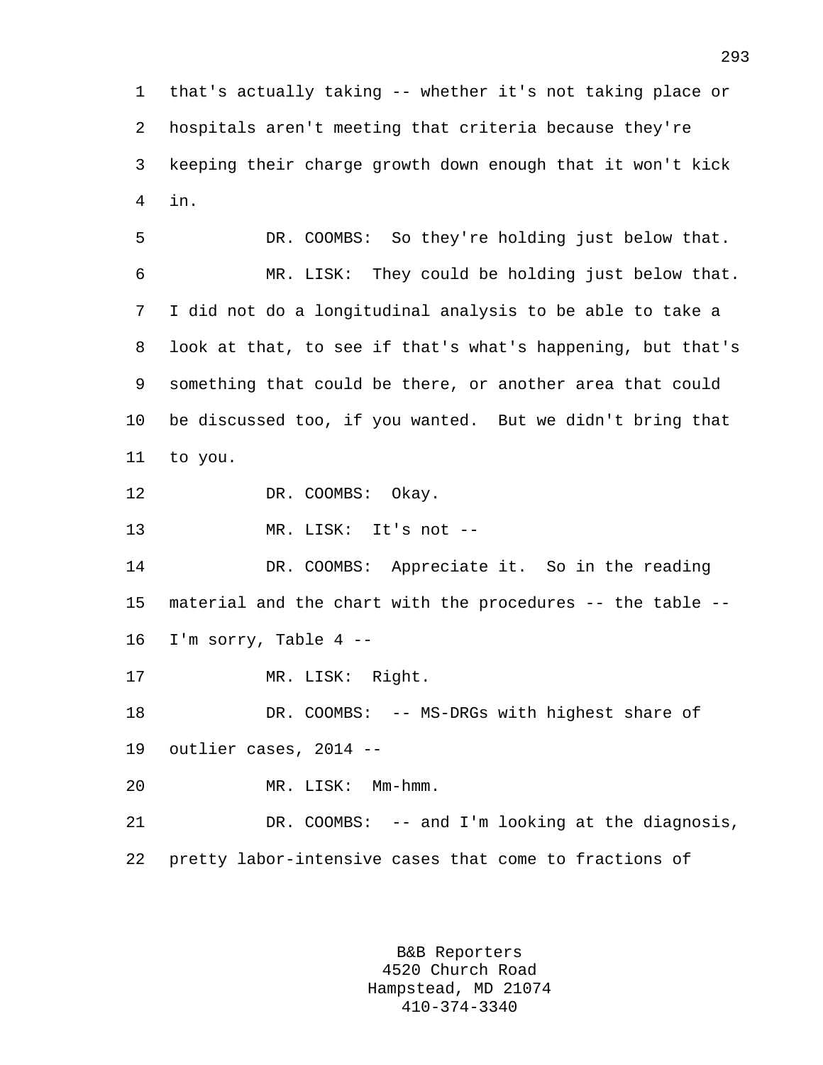that's actually taking -- whether it's not taking place or hospitals aren't meeting that criteria because they're keeping their charge growth down enough that it won't kick in.

DR. COOMBS: So they're holding just below that.

MR. LISK: They could be holding just below that. I did not do a longitudinal analysis to be able to take a look at that, to see if that's what's happening, but that's something that could be there, or another area that could be discussed too, if you wanted. But we didn't bring that to you.

DR. COOMBS: Okay.

MR. LISK: It's not --

DR. COOMBS: Appreciate it. So in the reading material and the chart with the procedures -- the table -- I'm sorry, Table 4 --

MR. LISK: Right.

DR. COOMBS: -- MS-DRGs with highest share of outlier cases, 2014 --

MR. LISK: Mm-hmm.

DR. COOMBS: -- and I'm looking at the diagnosis, pretty labor-intensive cases that come to fractions of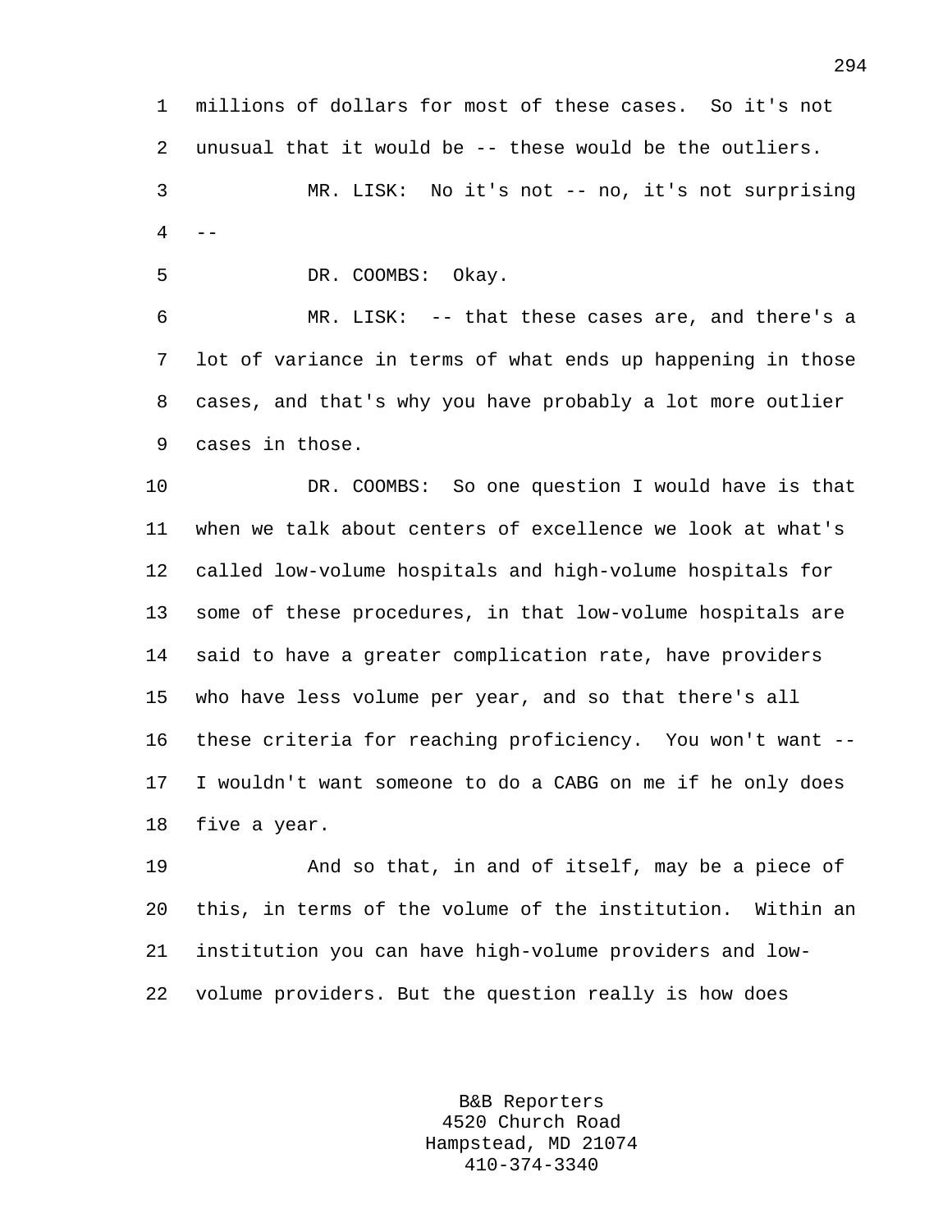millions of dollars for most of these cases. So it's not unusual that it would be -- these would be the outliers.

MR. LISK: No it's not -- no, it's not surprising --

DR. COOMBS: Okay.

MR. LISK: -- that these cases are, and there's a lot of variance in terms of what ends up happening in those cases, and that's why you have probably a lot more outlier cases in those.

DR. COOMBS: So one question I would have is that when we talk about centers of excellence we look at what's called low-volume hospitals and high-volume hospitals for some of these procedures, in that low-volume hospitals are said to have a greater complication rate, have providers who have less volume per year, and so that there's all these criteria for reaching proficiency. You won't want -- I wouldn't want someone to do a CABG on me if he only does five a year.

And so that, in and of itself, may be a piece of this, in terms of the volume of the institution. Within an institution you can have high-volume providers and low-volume providers. But the question really is how does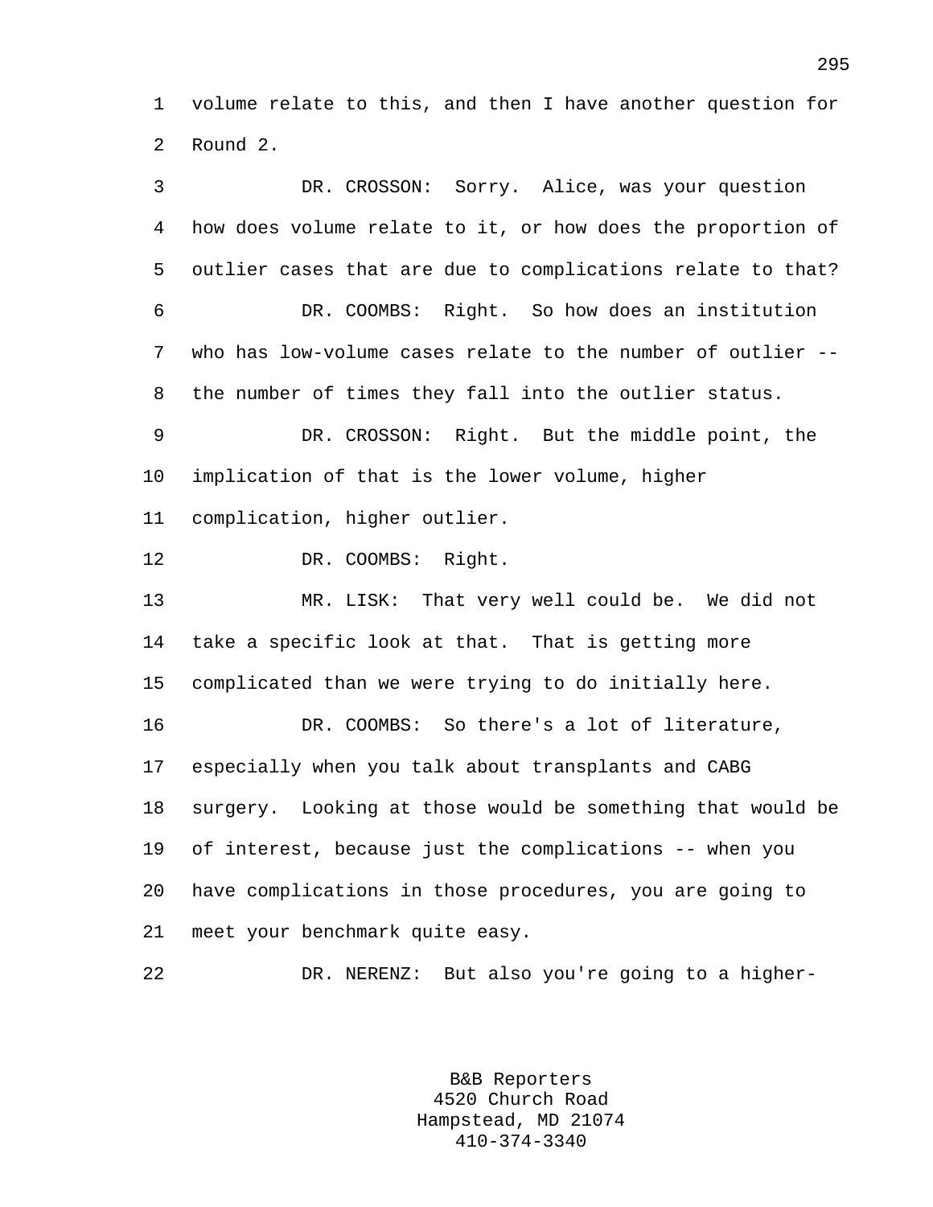volume relate to this, and then I have another question for Round 2.

DR. CROSSON: Sorry. Alice, was your question how does volume relate to it, or how does the proportion of outlier cases that are due to complications relate to that?

DR. COOMBS: Right. So how does an institution who has low-volume cases relate to the number of outlier -- the number of times they fall into the outlier status.

DR. CROSSON: Right. But the middle point, the implication of that is the lower volume, higher complication, higher outlier.

DR. COOMBS: Right.

MR. LISK: That very well could be. We did not take a specific look at that. That is getting more complicated than we were trying to do initially here.

DR. COOMBS: So there's a lot of literature, especially when you talk about transplants and CABG surgery. Looking at those would be something that would be of interest, because just the complications -- when you have complications in those procedures, you are going to meet your benchmark quite easy.

DR. NERENZ: But also you're going to a higher-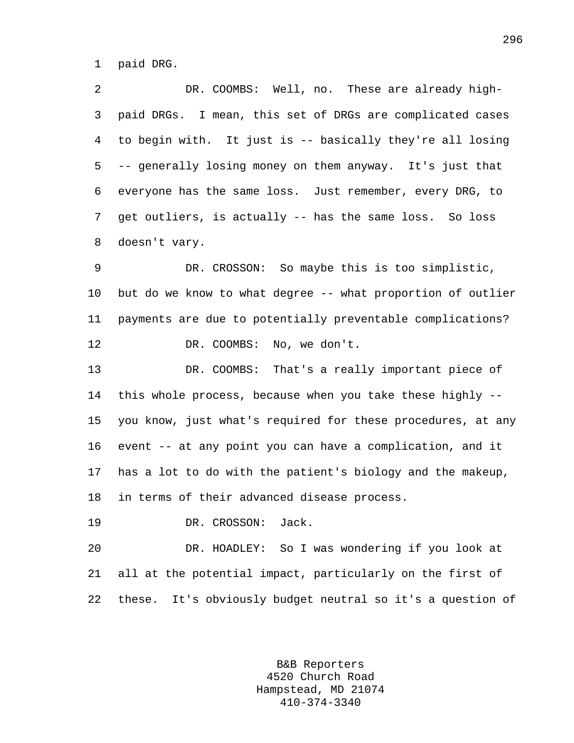paid DRG.

DR. COOMBS: Well, no. These are already high-paid DRGs. I mean, this set of DRGs are complicated cases to begin with. It just is -- basically they're all losing -- generally losing money on them anyway. It's just that everyone has the same loss. Just remember, every DRG, to get outliers, is actually -- has the same loss. So loss doesn't vary.

DR. CROSSON: So maybe this is too simplistic, but do we know to what degree -- what proportion of outlier payments are due to potentially preventable complications?

DR. COOMBS: No, we don't.

DR. COOMBS: That's a really important piece of this whole process, because when you take these highly -- you know, just what's required for these procedures, at any event -- at any point you can have a complication, and it has a lot to do with the patient's biology and the makeup, in terms of their advanced disease process.

DR. CROSSON: Jack.

DR. HOADLEY: So I was wondering if you look at all at the potential impact, particularly on the first of these. It's obviously budget neutral so it's a question of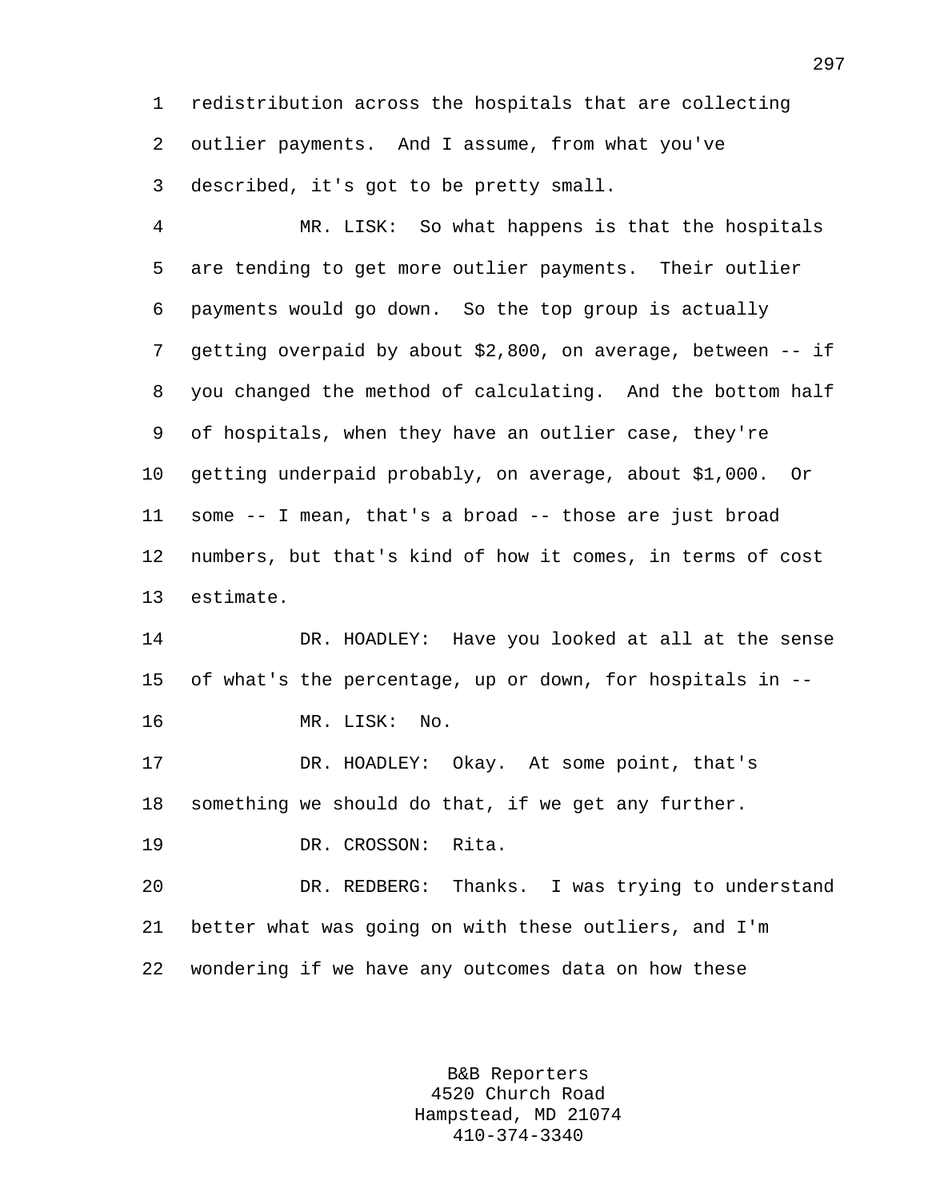redistribution across the hospitals that are collecting outlier payments. And I assume, from what you've described, it's got to be pretty small.

MR. LISK: So what happens is that the hospitals are tending to get more outlier payments. Their outlier payments would go down. So the top group is actually getting overpaid by about $2,800, on average, between -- if you changed the method of calculating. And the bottom half of hospitals, when they have an outlier case, they're getting underpaid probably, on average, about $1,000. Or some -- I mean, that's a broad -- those are just broad numbers, but that's kind of how it comes, in terms of cost estimate.

DR. HOADLEY: Have you looked at all at the sense of what's the percentage, up or down, for hospitals in --

MR. LISK: No.

DR. HOADLEY: Okay. At some point, that's something we should do that, if we get any further.

DR. CROSSON: Rita.

DR. REDBERG: Thanks. I was trying to understand better what was going on with these outliers, and I'm wondering if we have any outcomes data on how these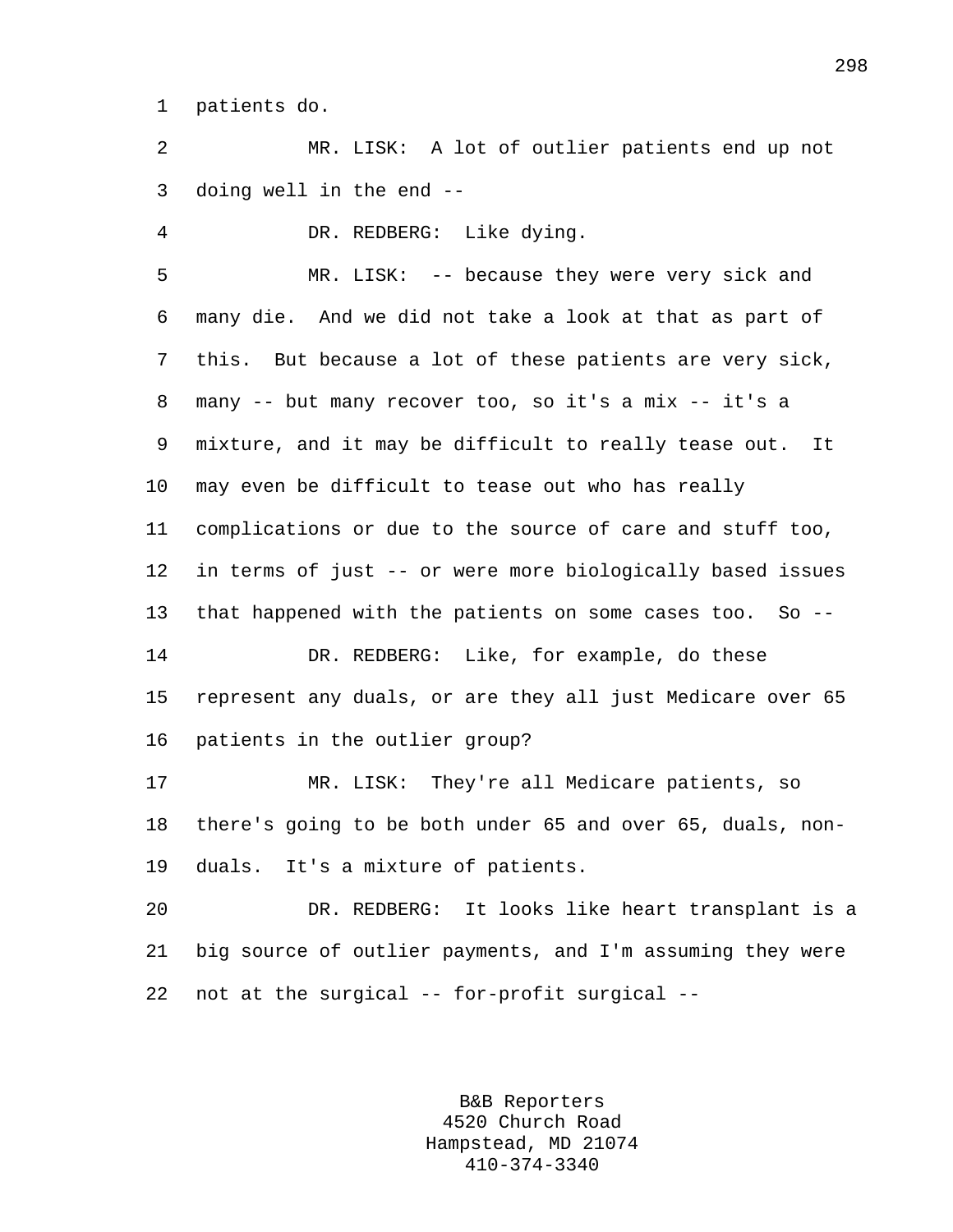patients do.

MR. LISK: A lot of outlier patients end up not doing well in the end --

DR. REDBERG: Like dying.

MR. LISK: -- because they were very sick and many die. And we did not take a look at that as part of this. But because a lot of these patients are very sick, many -- but many recover too, so it's a mix -- it's a mixture, and it may be difficult to really tease out. It may even be difficult to tease out who has really complications or due to the source of care and stuff too, in terms of just -- or were more biologically based issues that happened with the patients on some cases too. So --

DR. REDBERG: Like, for example, do these represent any duals, or are they all just Medicare over 65 patients in the outlier group?

MR. LISK: They're all Medicare patients, so there's going to be both under 65 and over 65, duals, non-duals. It's a mixture of patients.

DR. REDBERG: It looks like heart transplant is a big source of outlier payments, and I'm assuming they were not at the surgical -- for-profit surgical --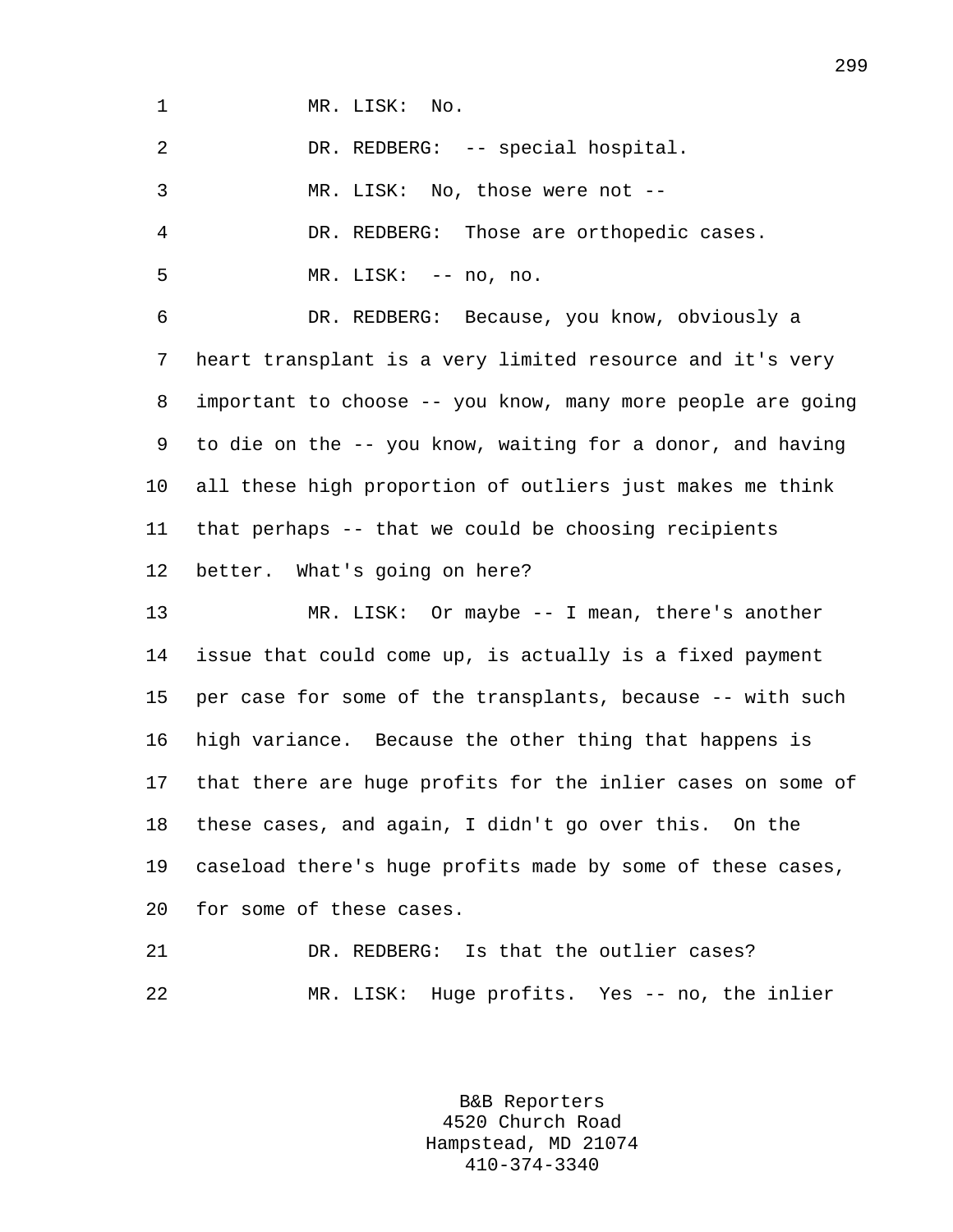MR. LISK: No.

DR. REDBERG: -- special hospital.

MR. LISK: No, those were not --

DR. REDBERG: Those are orthopedic cases.

MR. LISK: -- no, no.

DR. REDBERG: Because, you know, obviously a heart transplant is a very limited resource and it's very important to choose -- you know, many more people are going to die on the -- you know, waiting for a donor, and having all these high proportion of outliers just makes me think that perhaps -- that we could be choosing recipients better. What's going on here?

MR. LISK: Or maybe -- I mean, there's another issue that could come up, is actually is a fixed payment per case for some of the transplants, because -- with such high variance. Because the other thing that happens is that there are huge profits for the inlier cases on some of these cases, and again, I didn't go over this. On the caseload there's huge profits made by some of these cases, for some of these cases.

DR. REDBERG: Is that the outlier cases?

MR. LISK: Huge profits. Yes -- no, the inlier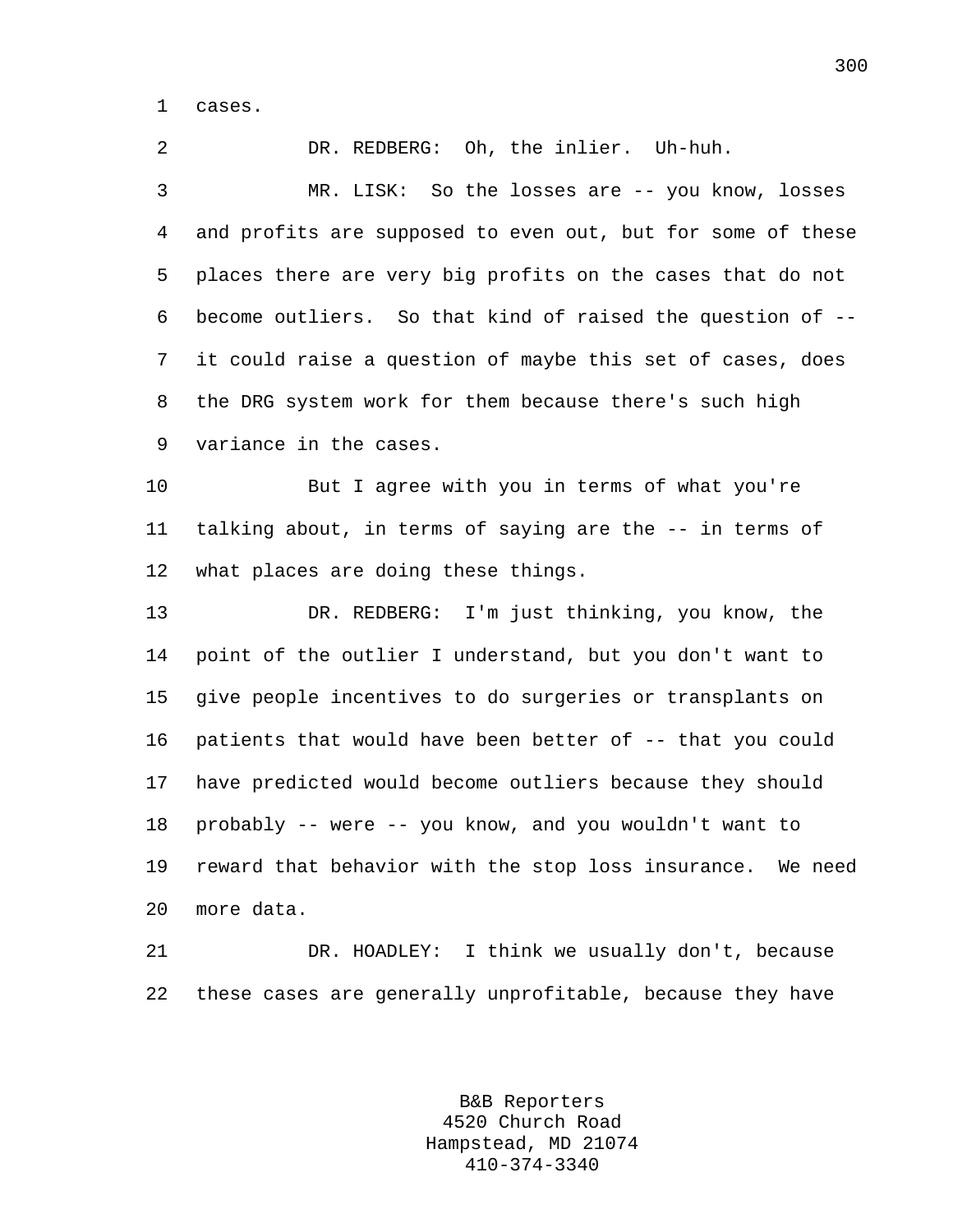cases.

DR. REDBERG: Oh, the inlier. Uh-huh.

MR. LISK: So the losses are -- you know, losses and profits are supposed to even out, but for some of these places there are very big profits on the cases that do not become outliers. So that kind of raised the question of -- it could raise a question of maybe this set of cases, does the DRG system work for them because there's such high variance in the cases.

But I agree with you in terms of what you're talking about, in terms of saying are the -- in terms of what places are doing these things.

DR. REDBERG: I'm just thinking, you know, the point of the outlier I understand, but you don't want to give people incentives to do surgeries or transplants on patients that would have been better of -- that you could have predicted would become outliers because they should probably -- were -- you know, and you wouldn't want to reward that behavior with the stop loss insurance. We need more data.

DR. HOADLEY: I think we usually don't, because these cases are generally unprofitable, because they have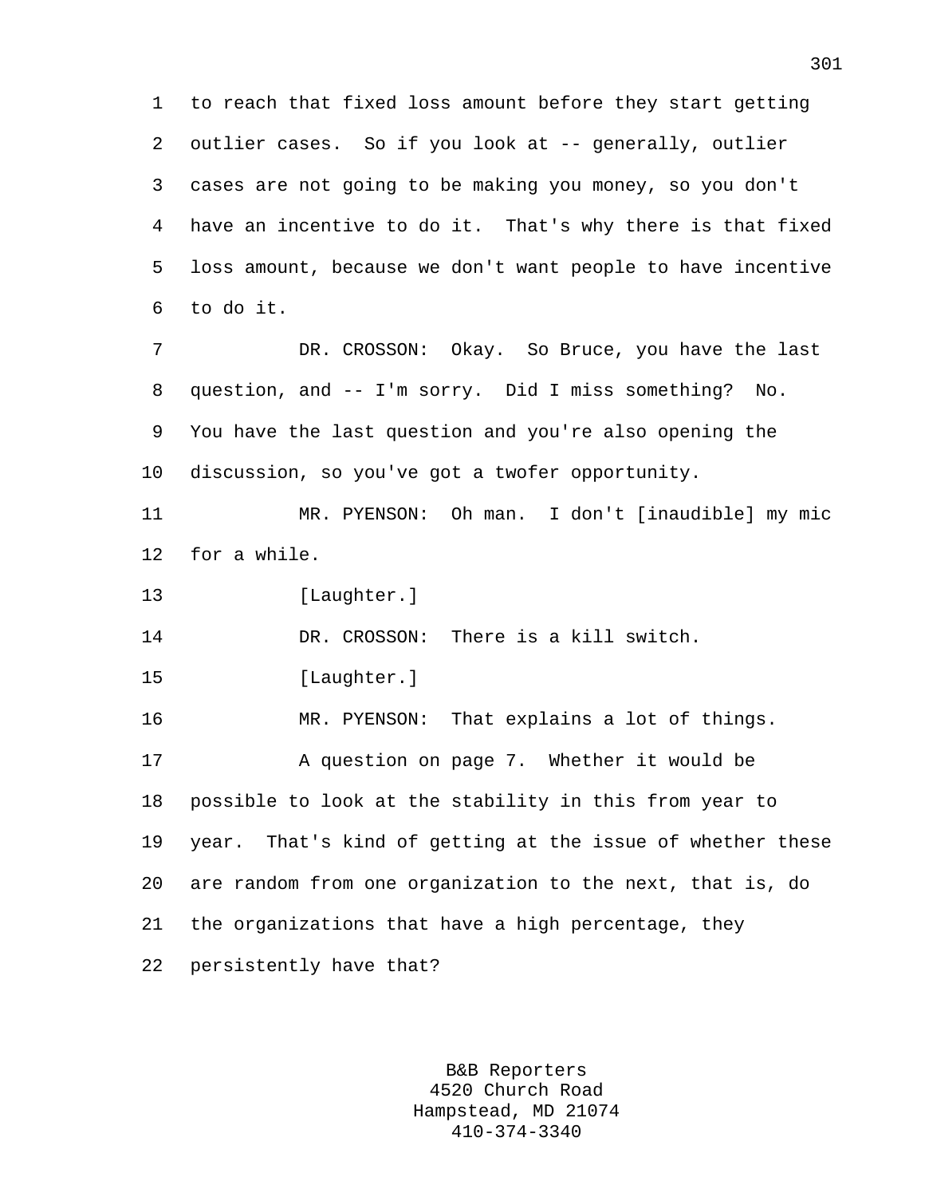to reach that fixed loss amount before they start getting outlier cases. So if you look at -- generally, outlier cases are not going to be making you money, so you don't have an incentive to do it. That's why there is that fixed loss amount, because we don't want people to have incentive to do it.

DR. CROSSON: Okay. So Bruce, you have the last question, and -- I'm sorry. Did I miss something? No. You have the last question and you're also opening the discussion, so you've got a twofer opportunity.

MR. PYENSON: Oh man. I don't [inaudible] my mic for a while.

[Laughter.]

DR. CROSSON: There is a kill switch.

[Laughter.]

MR. PYENSON: That explains a lot of things.

A question on page 7. Whether it would be possible to look at the stability in this from year to year. That's kind of getting at the issue of whether these are random from one organization to the next, that is, do the organizations that have a high percentage, they persistently have that?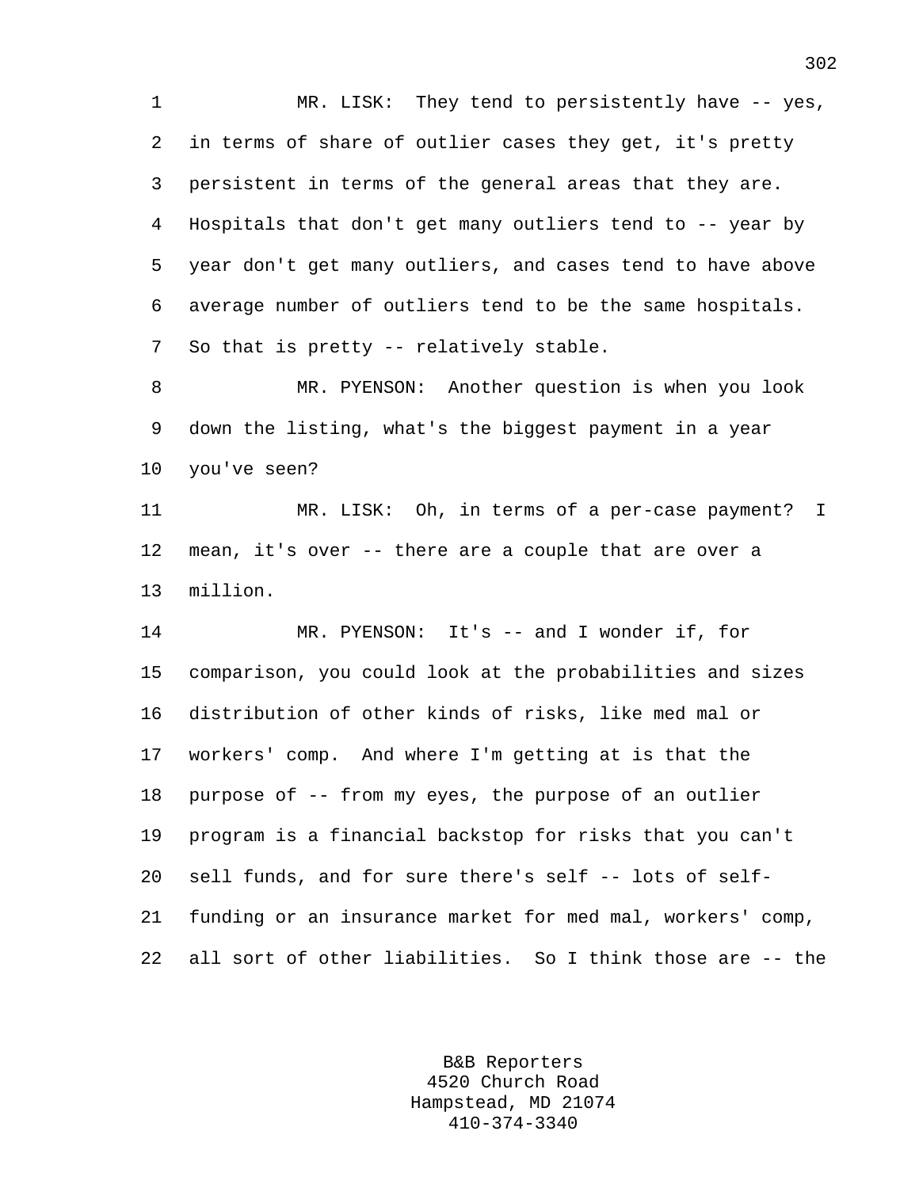MR. LISK: They tend to persistently have -- yes, in terms of share of outlier cases they get, it's pretty persistent in terms of the general areas that they are. Hospitals that don't get many outliers tend to -- year by year don't get many outliers, and cases tend to have above average number of outliers tend to be the same hospitals. So that is pretty -- relatively stable.

MR. PYENSON: Another question is when you look down the listing, what's the biggest payment in a year you've seen?

MR. LISK: Oh, in terms of a per-case payment? I mean, it's over -- there are a couple that are over a million.

MR. PYENSON: It's -- and I wonder if, for comparison, you could look at the probabilities and sizes distribution of other kinds of risks, like med mal or workers' comp. And where I'm getting at is that the purpose of -- from my eyes, the purpose of an outlier program is a financial backstop for risks that you can't sell funds, and for sure there's self -- lots of self-funding or an insurance market for med mal, workers' comp, all sort of other liabilities. So I think those are -- the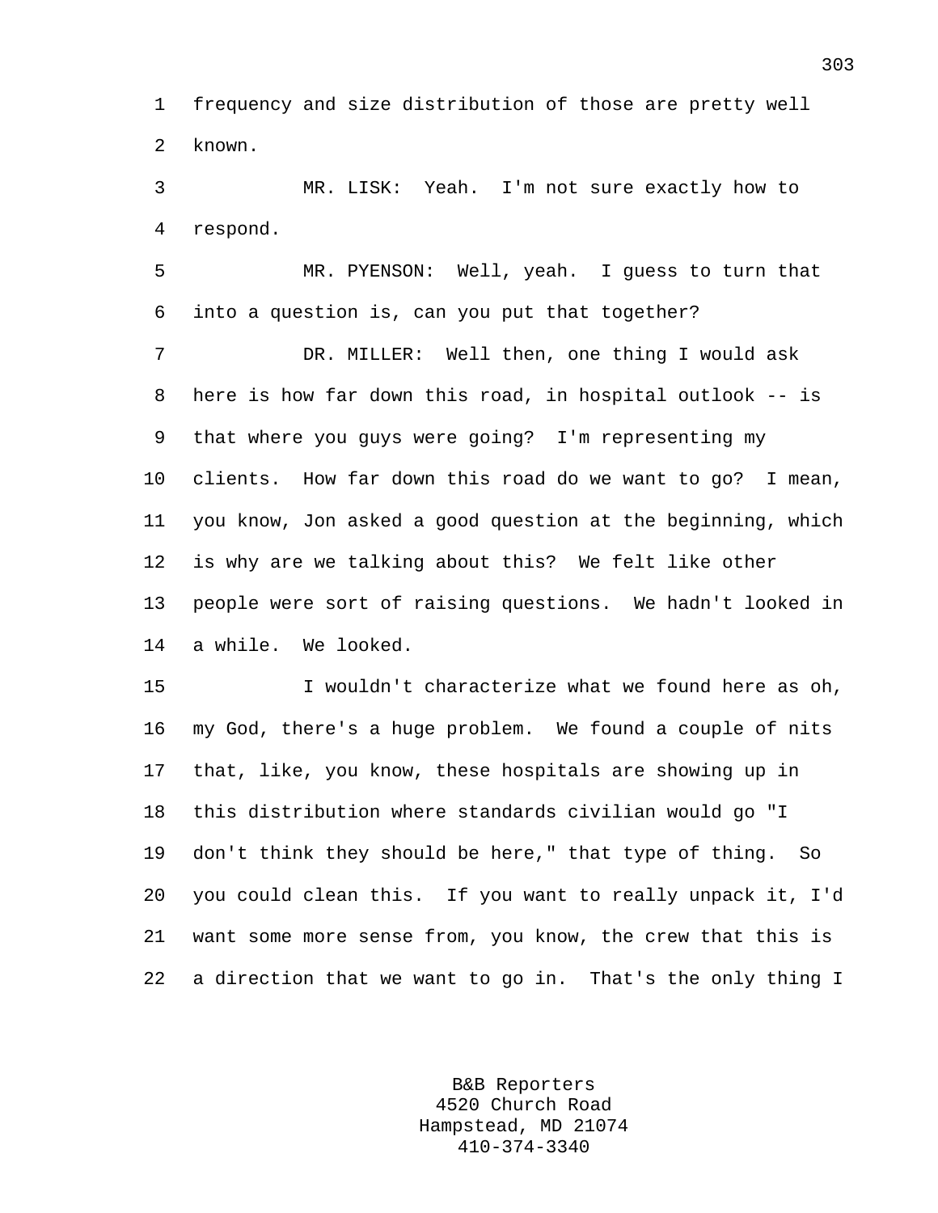frequency and size distribution of those are pretty well known.

MR. LISK: Yeah. I'm not sure exactly how to respond.

MR. PYENSON: Well, yeah. I guess to turn that into a question is, can you put that together?

DR. MILLER: Well then, one thing I would ask here is how far down this road, in hospital outlook -- is that where you guys were going? I'm representing my clients. How far down this road do we want to go? I mean, you know, Jon asked a good question at the beginning, which is why are we talking about this? We felt like other people were sort of raising questions. We hadn't looked in a while. We looked.

I wouldn't characterize what we found here as oh, my God, there's a huge problem. We found a couple of nits that, like, you know, these hospitals are showing up in this distribution where standards civilian would go "I don't think they should be here," that type of thing. So you could clean this. If you want to really unpack it, I'd want some more sense from, you know, the crew that this is a direction that we want to go in. That's the only thing I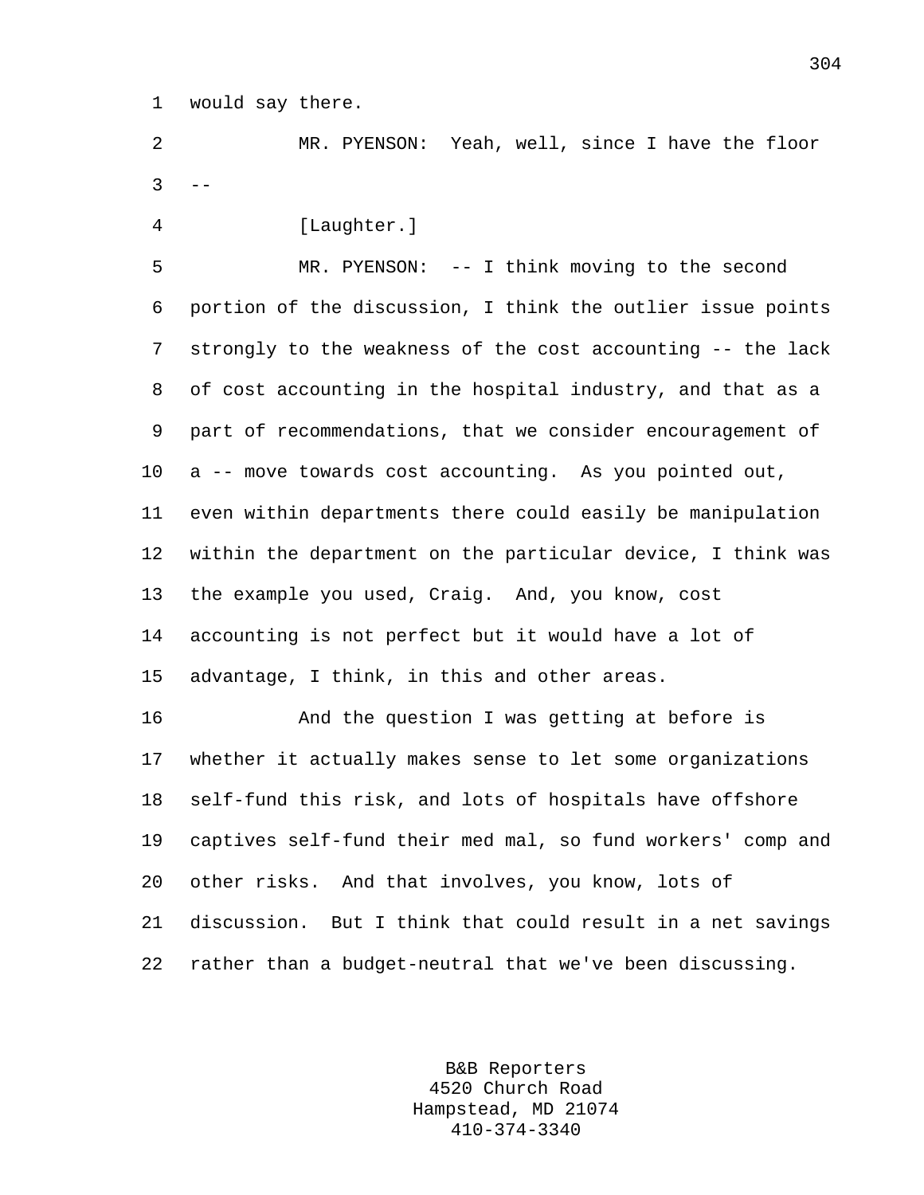would say there.

MR. PYENSON: Yeah, well, since I have the floor --

[Laughter.]

MR. PYENSON: -- I think moving to the second portion of the discussion, I think the outlier issue points strongly to the weakness of the cost accounting -- the lack of cost accounting in the hospital industry, and that as a part of recommendations, that we consider encouragement of a -- move towards cost accounting. As you pointed out, even within departments there could easily be manipulation within the department on the particular device, I think was the example you used, Craig. And, you know, cost accounting is not perfect but it would have a lot of advantage, I think, in this and other areas.

And the question I was getting at before is whether it actually makes sense to let some organizations self-fund this risk, and lots of hospitals have offshore captives self-fund their med mal, so fund workers' comp and other risks. And that involves, you know, lots of discussion. But I think that could result in a net savings rather than a budget-neutral that we've been discussing.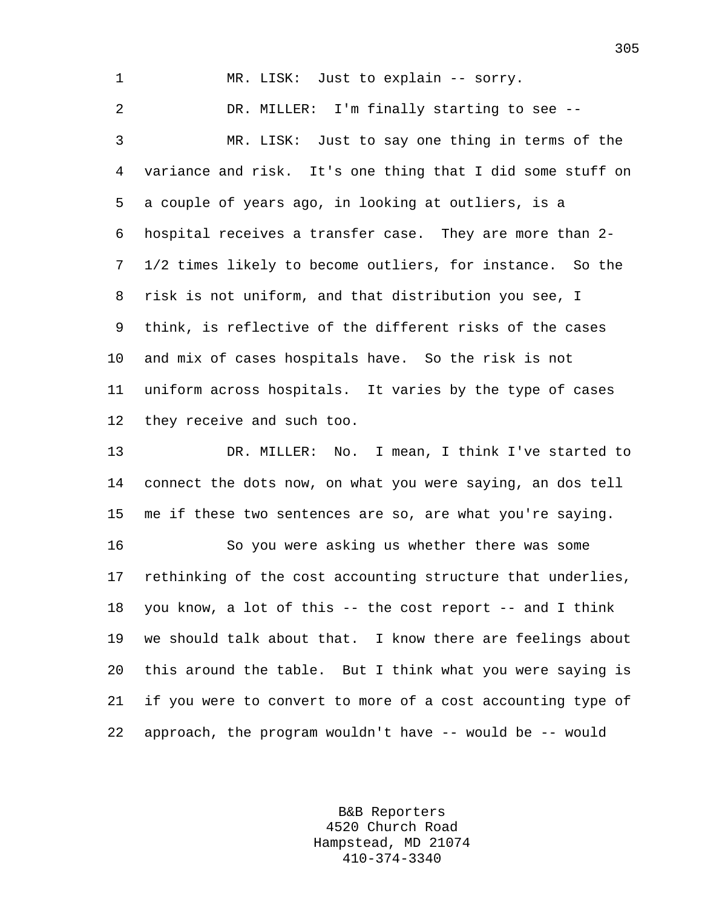MR. LISK: Just to explain -- sorry.

DR. MILLER: I'm finally starting to see --

MR. LISK: Just to say one thing in terms of the variance and risk. It's one thing that I did some stuff on a couple of years ago, in looking at outliers, is a hospital receives a transfer case. They are more than 2-1/2 times likely to become outliers, for instance. So the risk is not uniform, and that distribution you see, I think, is reflective of the different risks of the cases and mix of cases hospitals have. So the risk is not uniform across hospitals. It varies by the type of cases they receive and such too.

DR. MILLER: No. I mean, I think I've started to connect the dots now, on what you were saying, an dos tell me if these two sentences are so, are what you're saying.

So you were asking us whether there was some rethinking of the cost accounting structure that underlies, you know, a lot of this -- the cost report -- and I think we should talk about that. I know there are feelings about this around the table. But I think what you were saying is if you were to convert to more of a cost accounting type of approach, the program wouldn't have -- would be -- would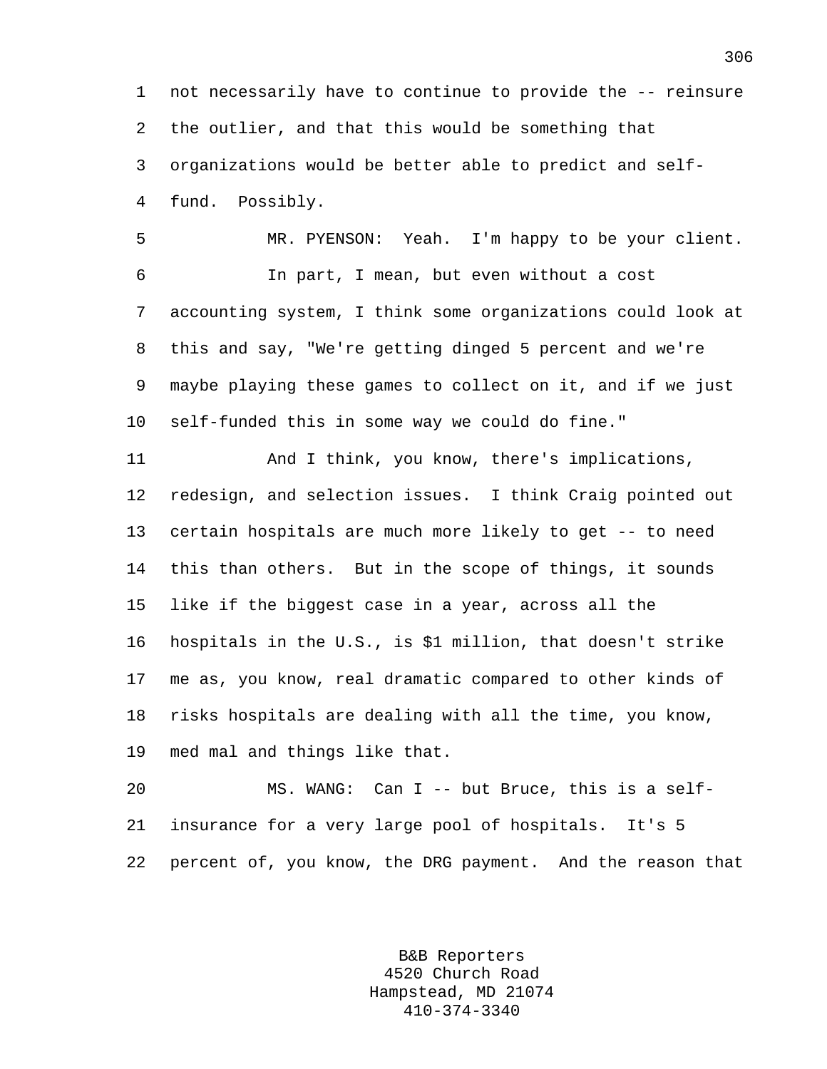not necessarily have to continue to provide the -- reinsure the outlier, and that this would be something that organizations would be better able to predict and self-fund. Possibly.

MR. PYENSON: Yeah. I'm happy to be your client.

In part, I mean, but even without a cost accounting system, I think some organizations could look at this and say, "We're getting dinged 5 percent and we're maybe playing these games to collect on it, and if we just self-funded this in some way we could do fine."

And I think, you know, there's implications, redesign, and selection issues. I think Craig pointed out certain hospitals are much more likely to get -- to need this than others. But in the scope of things, it sounds like if the biggest case in a year, across all the hospitals in the U.S., is $1 million, that doesn't strike me as, you know, real dramatic compared to other kinds of risks hospitals are dealing with all the time, you know, med mal and things like that.

MS. WANG: Can I -- but Bruce, this is a self-insurance for a very large pool of hospitals. It's 5 percent of, you know, the DRG payment. And the reason that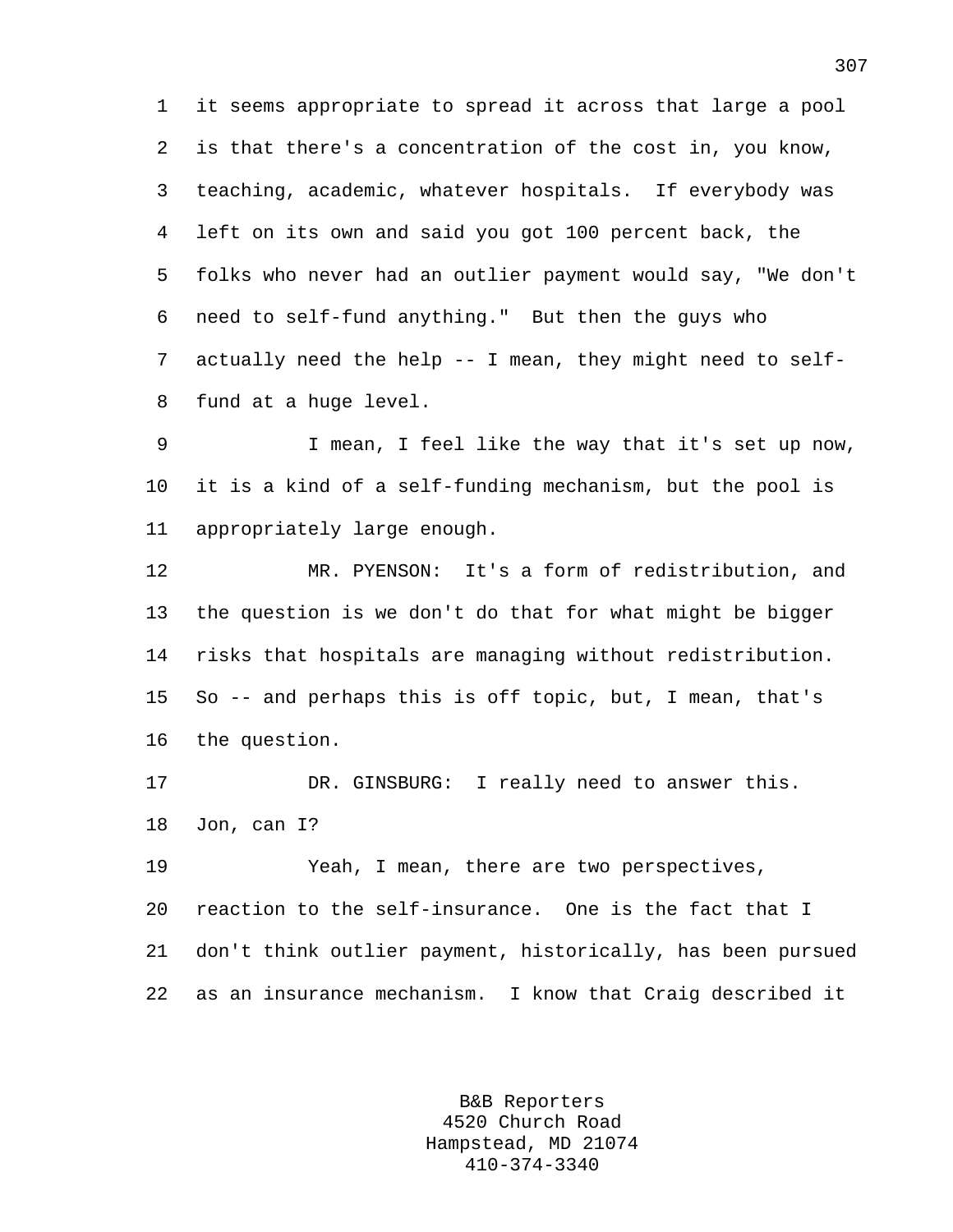it seems appropriate to spread it across that large a pool is that there's a concentration of the cost in, you know, teaching, academic, whatever hospitals. If everybody was left on its own and said you got 100 percent back, the folks who never had an outlier payment would say, "We don't need to self-fund anything." But then the guys who actually need the help -- I mean, they might need to self-fund at a huge level.

I mean, I feel like the way that it's set up now, it is a kind of a self-funding mechanism, but the pool is appropriately large enough.

MR. PYENSON: It's a form of redistribution, and the question is we don't do that for what might be bigger risks that hospitals are managing without redistribution. So -- and perhaps this is off topic, but, I mean, that's the question.

DR. GINSBURG: I really need to answer this. Jon, can I?

Yeah, I mean, there are two perspectives, reaction to the self-insurance. One is the fact that I don't think outlier payment, historically, has been pursued as an insurance mechanism. I know that Craig described it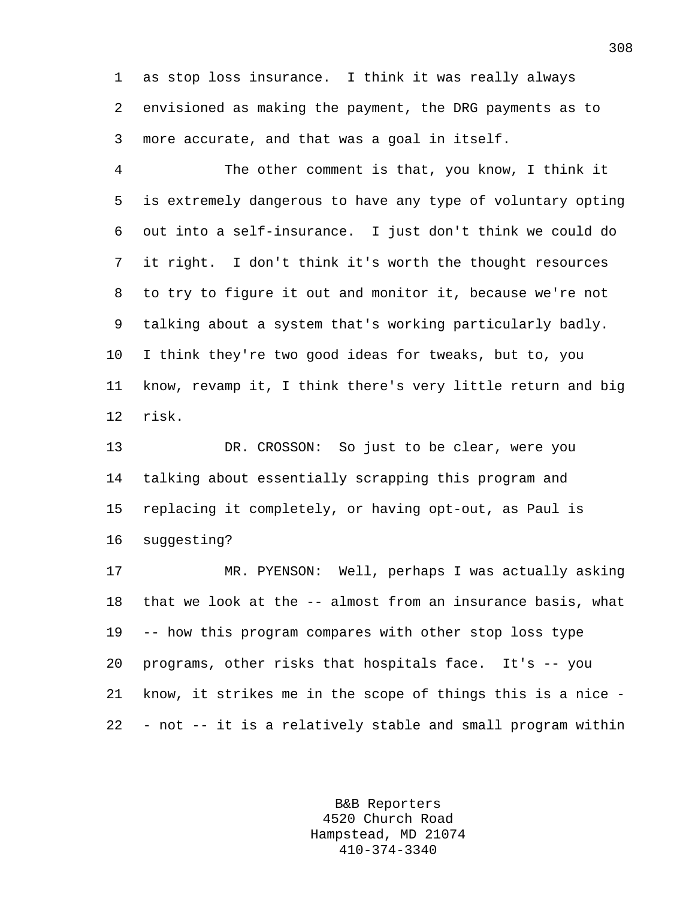as stop loss insurance. I think it was really always envisioned as making the payment, the DRG payments as to more accurate, and that was a goal in itself.

The other comment is that, you know, I think it is extremely dangerous to have any type of voluntary opting out into a self-insurance. I just don't think we could do it right. I don't think it's worth the thought resources to try to figure it out and monitor it, because we're not talking about a system that's working particularly badly. I think they're two good ideas for tweaks, but to, you know, revamp it, I think there's very little return and big risk.

DR. CROSSON: So just to be clear, were you talking about essentially scrapping this program and replacing it completely, or having opt-out, as Paul is suggesting?

MR. PYENSON: Well, perhaps I was actually asking that we look at the -- almost from an insurance basis, what -- how this program compares with other stop loss type programs, other risks that hospitals face. It's -- you know, it strikes me in the scope of things this is a nice -- not -- it is a relatively stable and small program within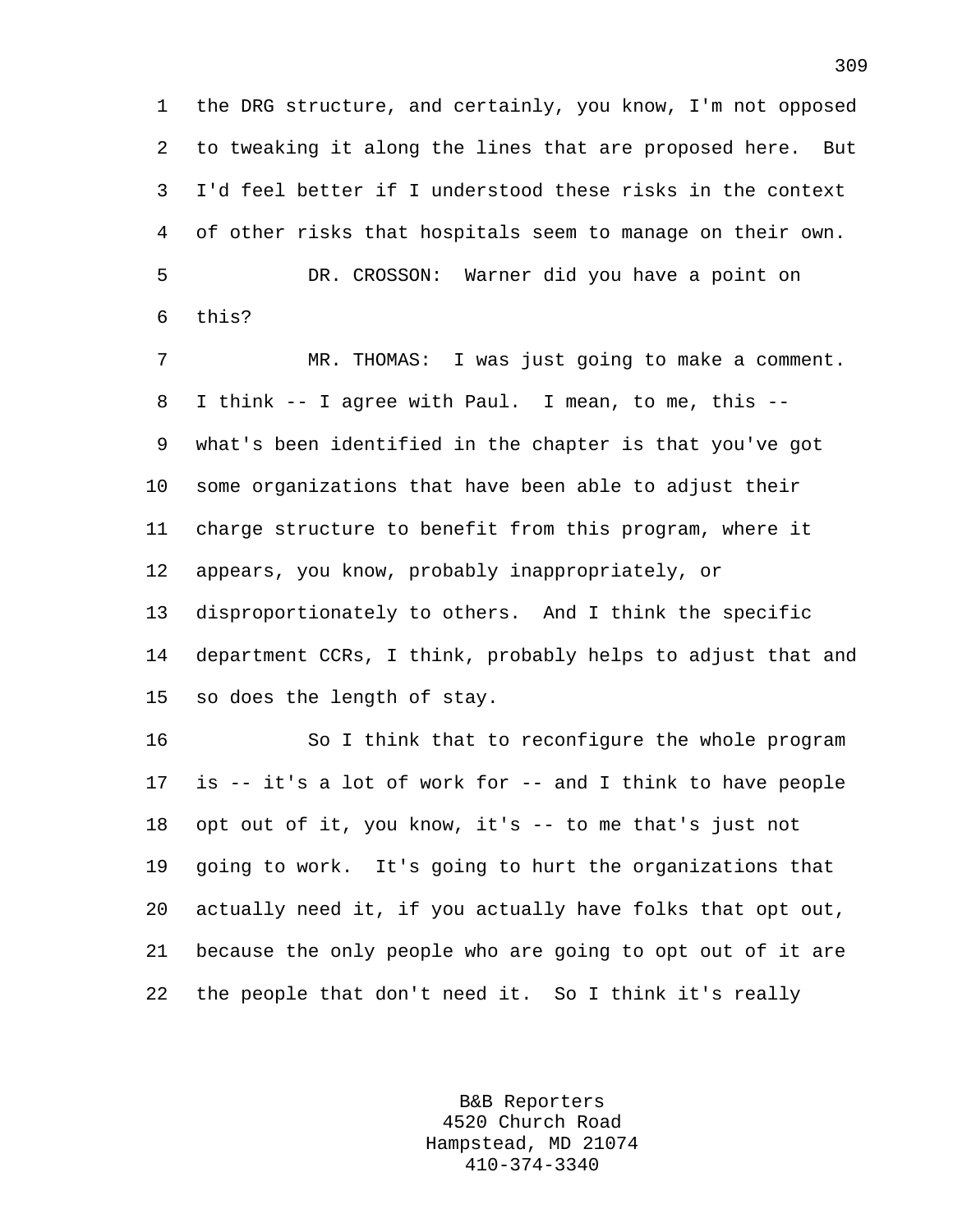the DRG structure, and certainly, you know, I'm not opposed to tweaking it along the lines that are proposed here. But I'd feel better if I understood these risks in the context of other risks that hospitals seem to manage on their own.

DR. CROSSON: Warner did you have a point on this?

MR. THOMAS: I was just going to make a comment. I think -- I agree with Paul. I mean, to me, this -- what's been identified in the chapter is that you've got some organizations that have been able to adjust their charge structure to benefit from this program, where it appears, you know, probably inappropriately, or disproportionately to others. And I think the specific department CCRs, I think, probably helps to adjust that and so does the length of stay.

So I think that to reconfigure the whole program is -- it's a lot of work for -- and I think to have people opt out of it, you know, it's -- to me that's just not going to work. It's going to hurt the organizations that actually need it, if you actually have folks that opt out, because the only people who are going to opt out of it are the people that don't need it. So I think it's really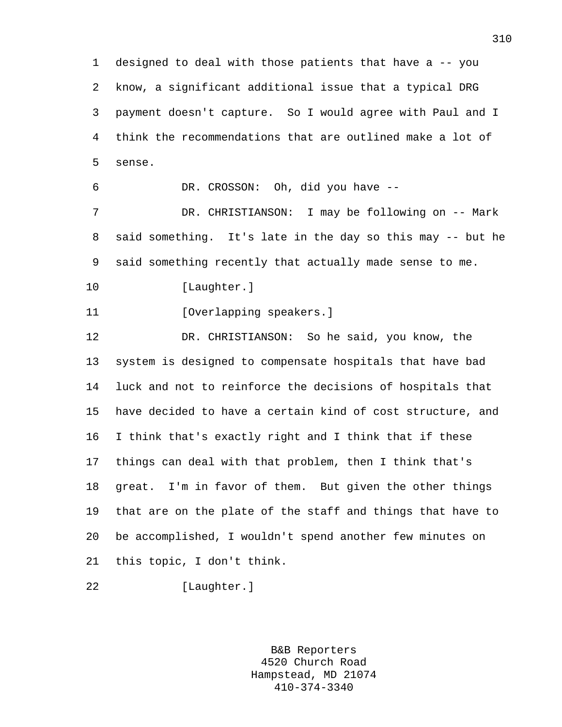designed to deal with those patients that have a -- you know, a significant additional issue that a typical DRG payment doesn't capture. So I would agree with Paul and I think the recommendations that are outlined make a lot of sense.

DR. CROSSON: Oh, did you have --

DR. CHRISTIANSON: I may be following on -- Mark said something. It's late in the day so this may -- but he said something recently that actually made sense to me.

[Laughter.]

[Overlapping speakers.]

DR. CHRISTIANSON: So he said, you know, the system is designed to compensate hospitals that have bad luck and not to reinforce the decisions of hospitals that have decided to have a certain kind of cost structure, and I think that's exactly right and I think that if these things can deal with that problem, then I think that's great. I'm in favor of them. But given the other things that are on the plate of the staff and things that have to be accomplished, I wouldn't spend another few minutes on this topic, I don't think.

[Laughter.]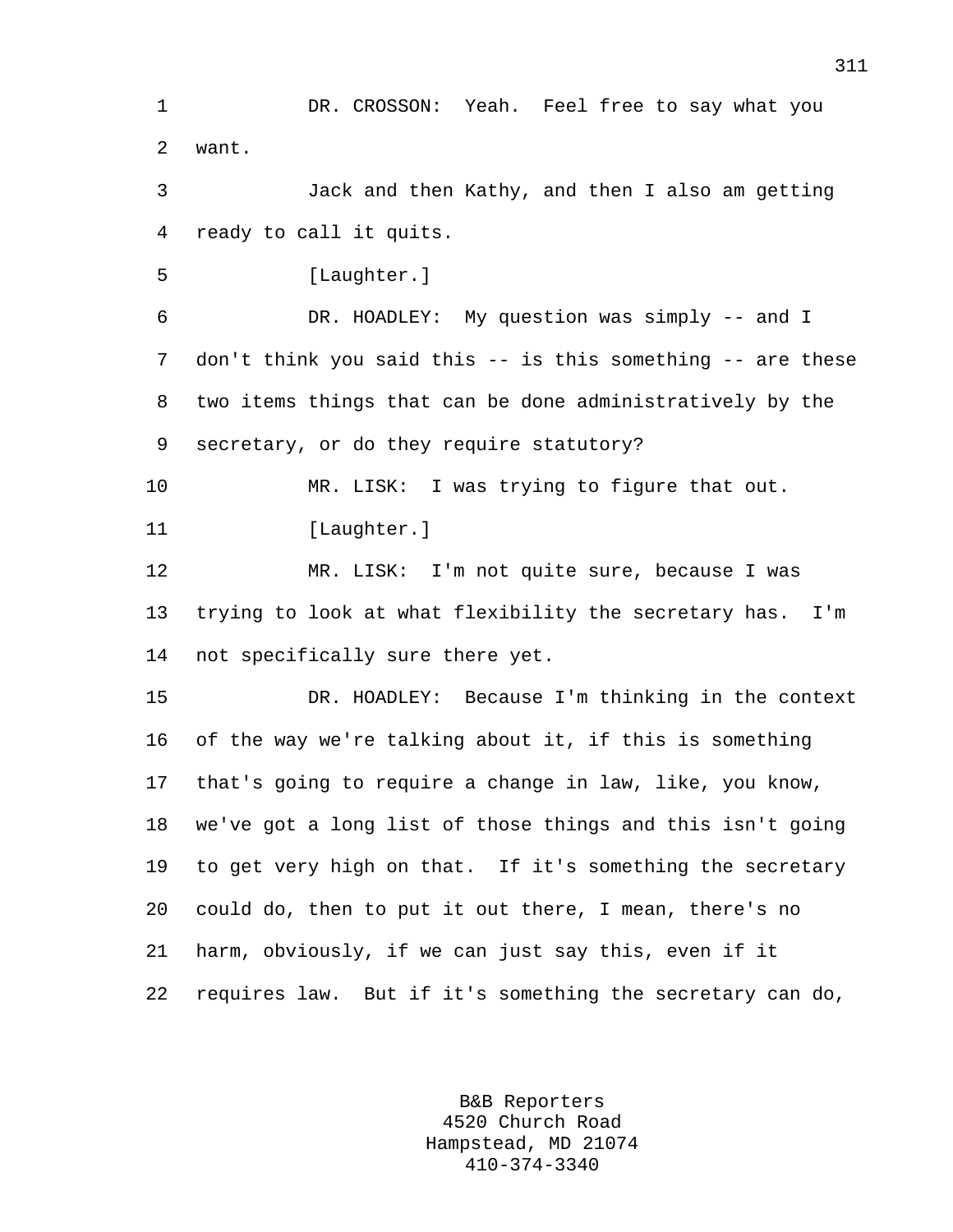DR. CROSSON: Yeah. Feel free to say what you want.

Jack and then Kathy, and then I also am getting ready to call it quits.

[Laughter.]

DR. HOADLEY: My question was simply -- and I don't think you said this -- is this something -- are these two items things that can be done administratively by the secretary, or do they require statutory?

MR. LISK: I was trying to figure that out.

[Laughter.]

MR. LISK: I'm not quite sure, because I was trying to look at what flexibility the secretary has. I'm not specifically sure there yet.

DR. HOADLEY: Because I'm thinking in the context of the way we're talking about it, if this is something that's going to require a change in law, like, you know, we've got a long list of those things and this isn't going to get very high on that. If it's something the secretary could do, then to put it out there, I mean, there's no harm, obviously, if we can just say this, even if it requires law. But if it's something the secretary can do,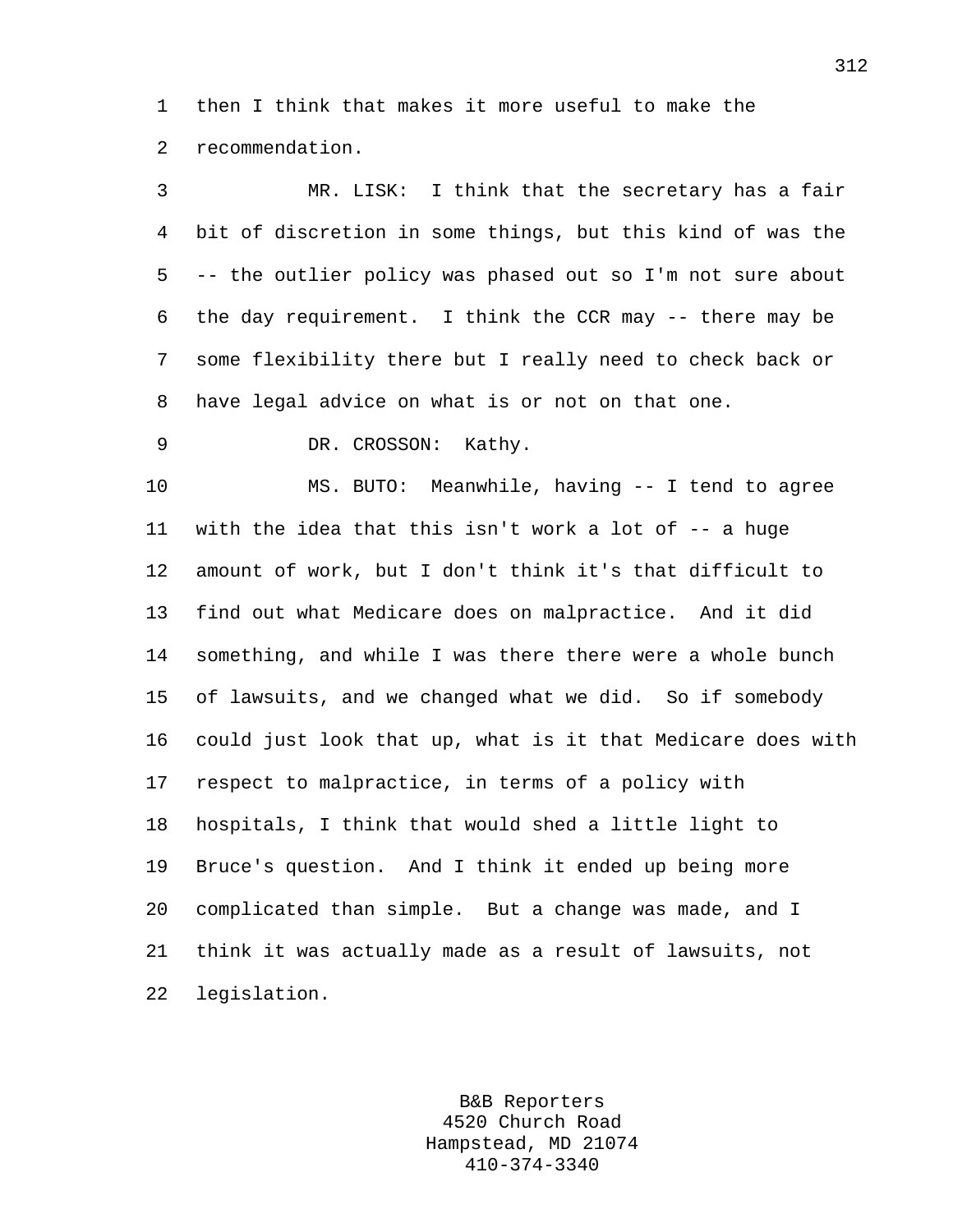then I think that makes it more useful to make the recommendation.

MR. LISK: I think that the secretary has a fair bit of discretion in some things, but this kind of was the -- the outlier policy was phased out so I'm not sure about the day requirement. I think the CCR may -- there may be some flexibility there but I really need to check back or have legal advice on what is or not on that one.

DR. CROSSON: Kathy.

MS. BUTO: Meanwhile, having -- I tend to agree with the idea that this isn't work a lot of -- a huge amount of work, but I don't think it's that difficult to find out what Medicare does on malpractice. And it did something, and while I was there there were a whole bunch of lawsuits, and we changed what we did. So if somebody could just look that up, what is it that Medicare does with respect to malpractice, in terms of a policy with hospitals, I think that would shed a little light to Bruce's question. And I think it ended up being more complicated than simple. But a change was made, and I think it was actually made as a result of lawsuits, not legislation.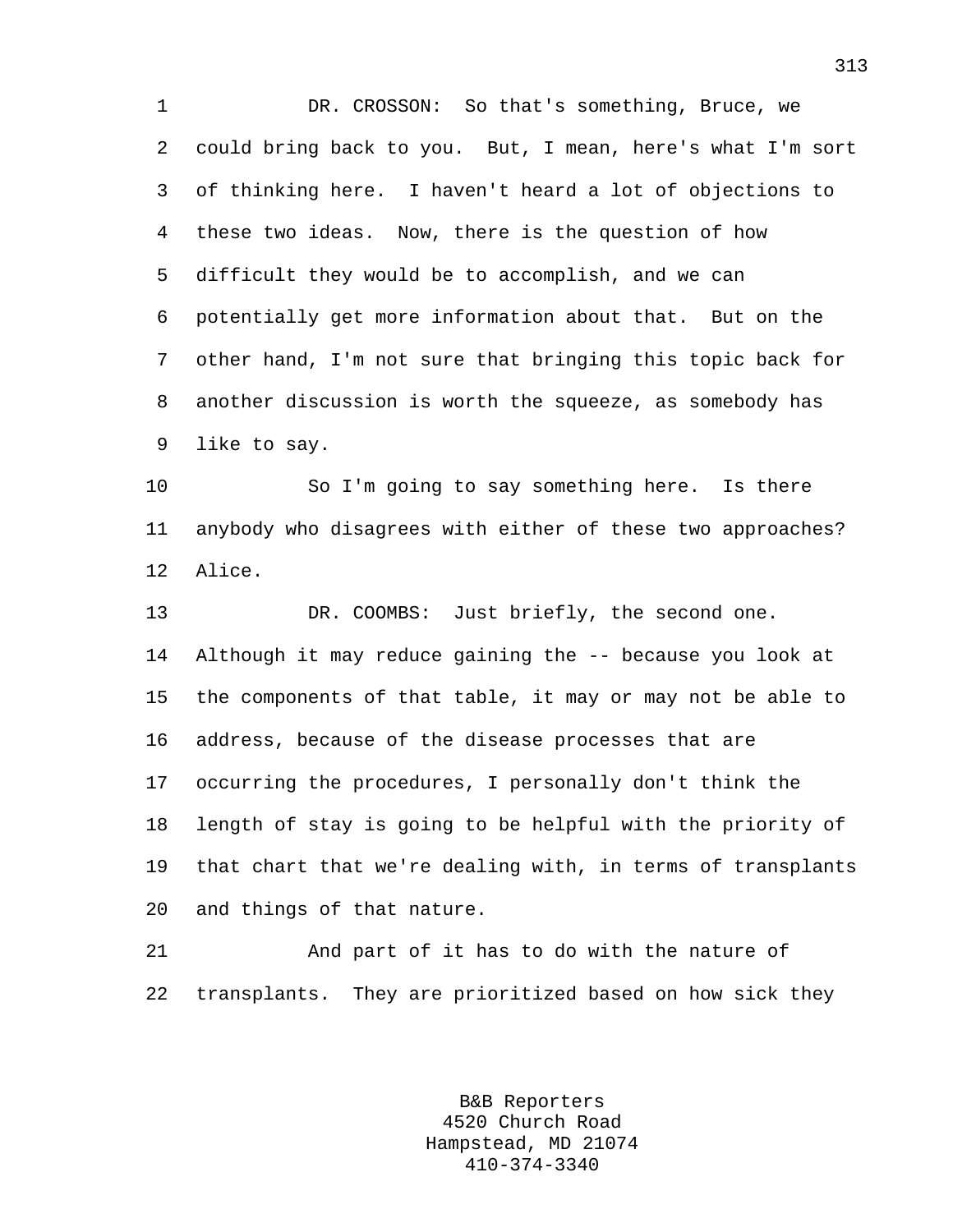DR. CROSSON: So that's something, Bruce, we could bring back to you. But, I mean, here's what I'm sort of thinking here. I haven't heard a lot of objections to these two ideas. Now, there is the question of how difficult they would be to accomplish, and we can potentially get more information about that. But on the other hand, I'm not sure that bringing this topic back for another discussion is worth the squeeze, as somebody has like to say.

So I'm going to say something here. Is there anybody who disagrees with either of these two approaches? Alice.

DR. COOMBS: Just briefly, the second one. Although it may reduce gaining the -- because you look at the components of that table, it may or may not be able to address, because of the disease processes that are occurring the procedures, I personally don't think the length of stay is going to be helpful with the priority of that chart that we're dealing with, in terms of transplants and things of that nature.

And part of it has to do with the nature of transplants. They are prioritized based on how sick they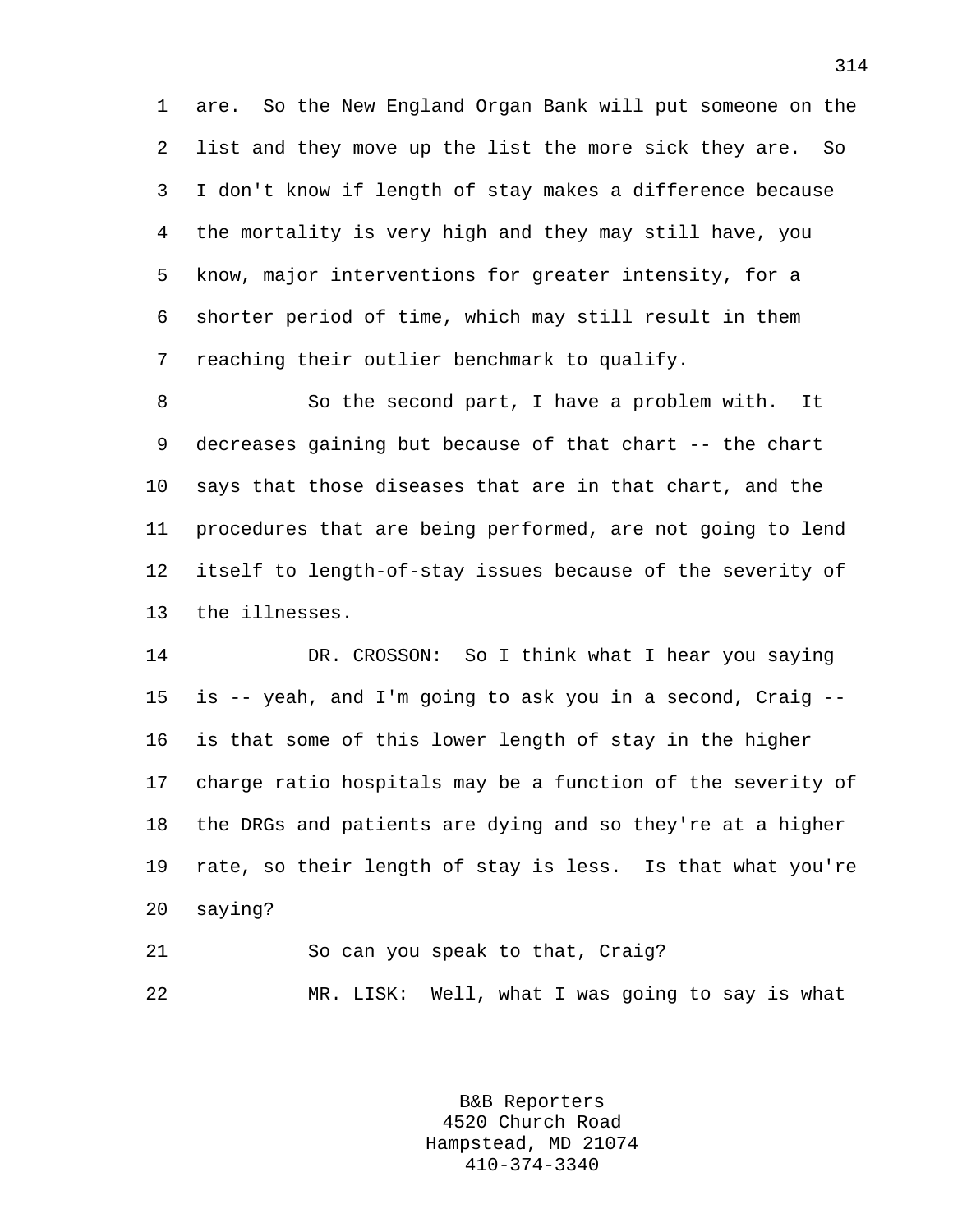are. So the New England Organ Bank will put someone on the list and they move up the list the more sick they are. So I don't know if length of stay makes a difference because the mortality is very high and they may still have, you know, major interventions for greater intensity, for a shorter period of time, which may still result in them reaching their outlier benchmark to qualify.

So the second part, I have a problem with. It decreases gaining but because of that chart -- the chart says that those diseases that are in that chart, and the procedures that are being performed, are not going to lend itself to length-of-stay issues because of the severity of the illnesses.

DR. CROSSON: So I think what I hear you saying is -- yeah, and I'm going to ask you in a second, Craig -- is that some of this lower length of stay in the higher charge ratio hospitals may be a function of the severity of the DRGs and patients are dying and so they're at a higher rate, so their length of stay is less. Is that what you're saying?

So can you speak to that, Craig?

MR. LISK: Well, what I was going to say is what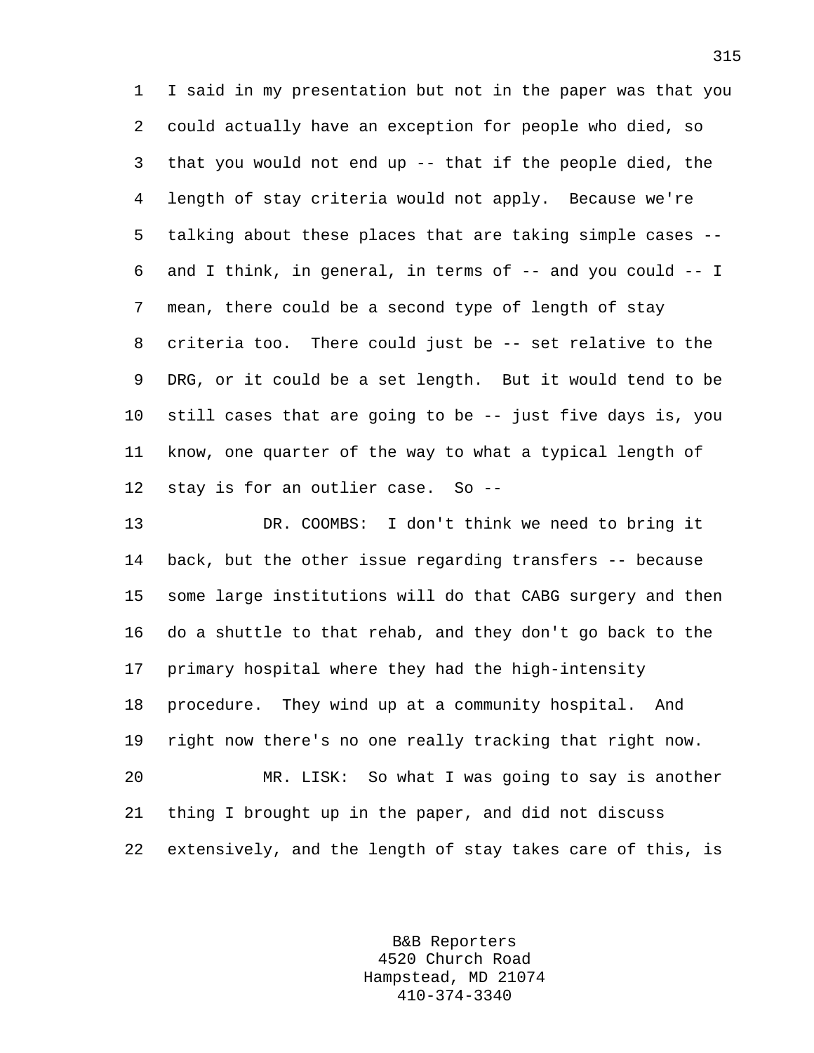I said in my presentation but not in the paper was that you could actually have an exception for people who died, so that you would not end up -- that if the people died, the length of stay criteria would not apply. Because we're talking about these places that are taking simple cases -- and I think, in general, in terms of -- and you could -- I mean, there could be a second type of length of stay criteria too. There could just be -- set relative to the DRG, or it could be a set length. But it would tend to be still cases that are going to be -- just five days is, you know, one quarter of the way to what a typical length of stay is for an outlier case. So --

DR. COOMBS: I don't think we need to bring it back, but the other issue regarding transfers -- because some large institutions will do that CABG surgery and then do a shuttle to that rehab, and they don't go back to the primary hospital where they had the high-intensity procedure. They wind up at a community hospital. And right now there's no one really tracking that right now.

MR. LISK: So what I was going to say is another thing I brought up in the paper, and did not discuss extensively, and the length of stay takes care of this, is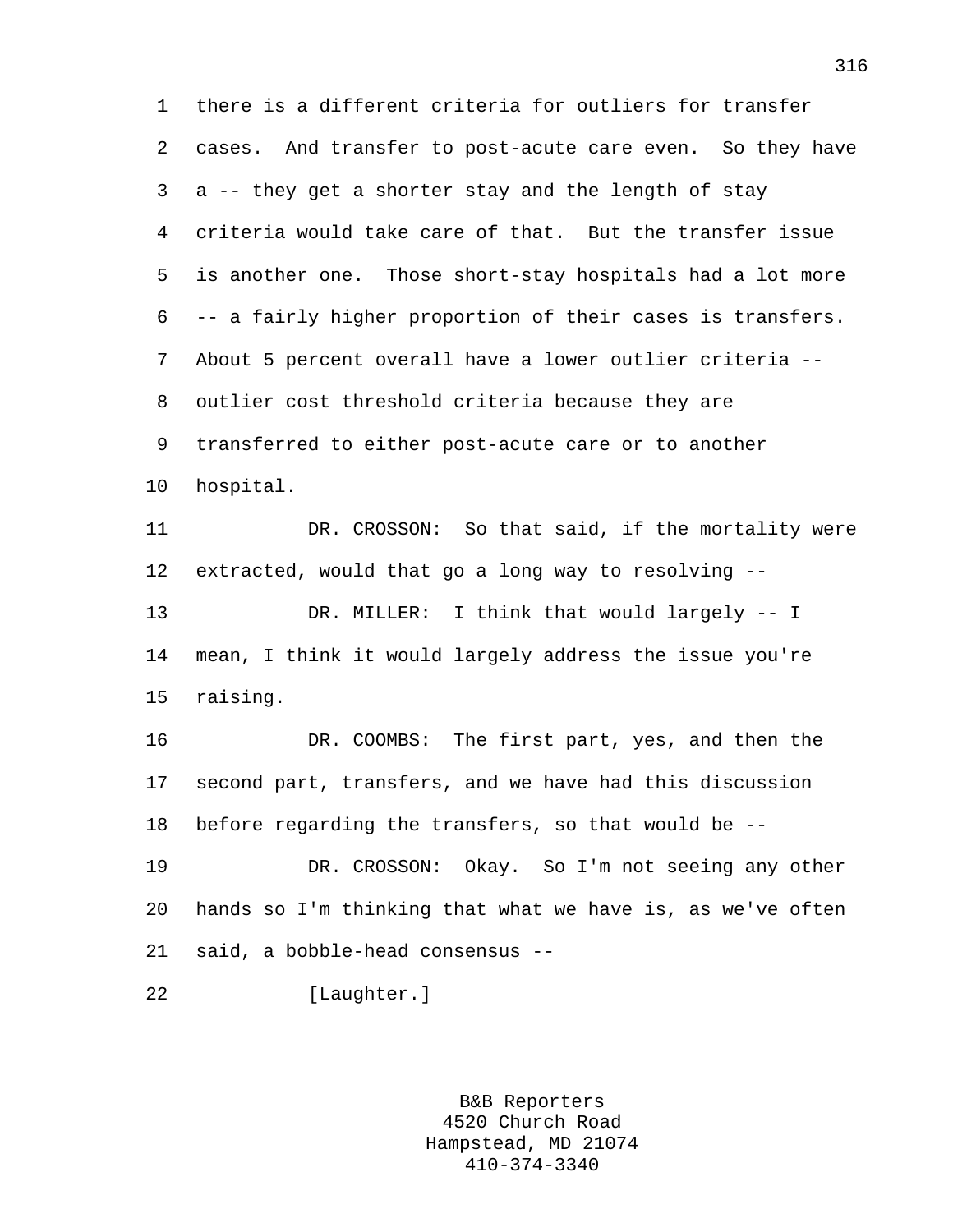there is a different criteria for outliers for transfer cases. And transfer to post-acute care even. So they have a -- they get a shorter stay and the length of stay criteria would take care of that. But the transfer issue is another one. Those short-stay hospitals had a lot more -- a fairly higher proportion of their cases is transfers. About 5 percent overall have a lower outlier criteria -- outlier cost threshold criteria because they are transferred to either post-acute care or to another hospital.

DR. CROSSON: So that said, if the mortality were extracted, would that go a long way to resolving --

DR. MILLER: I think that would largely -- I mean, I think it would largely address the issue you're raising.

DR. COOMBS: The first part, yes, and then the second part, transfers, and we have had this discussion before regarding the transfers, so that would be --

DR. CROSSON: Okay. So I'm not seeing any other hands so I'm thinking that what we have is, as we've often said, a bobble-head consensus --

[Laughter.]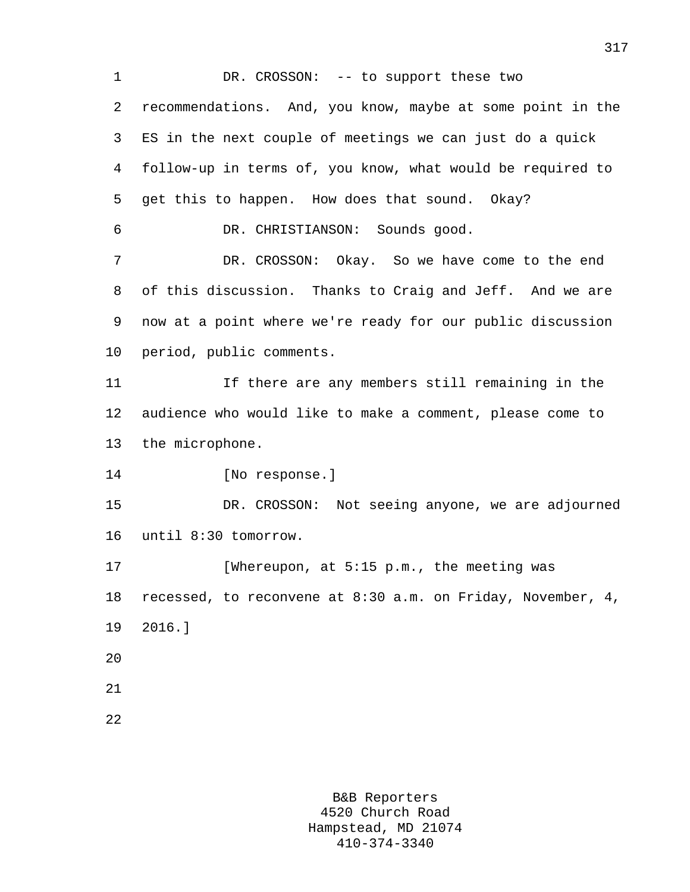DR. CROSSON: -- to support these two recommendations. And, you know, maybe at some point in the ES in the next couple of meetings we can just do a quick follow-up in terms of, you know, what would be required to get this to happen. How does that sound. Okay?

DR. CHRISTIANSON: Sounds good.

DR. CROSSON: Okay. So we have come to the end of this discussion. Thanks to Craig and Jeff. And we are now at a point where we're ready for our public discussion period, public comments.

If there are any members still remaining in the audience who would like to make a comment, please come to the microphone.

[No response.]

DR. CROSSON: Not seeing anyone, we are adjourned until 8:30 tomorrow.

[Whereupon, at 5:15 p.m., the meeting was recessed, to reconvene at 8:30 a.m. on Friday, November, 4, 2016.]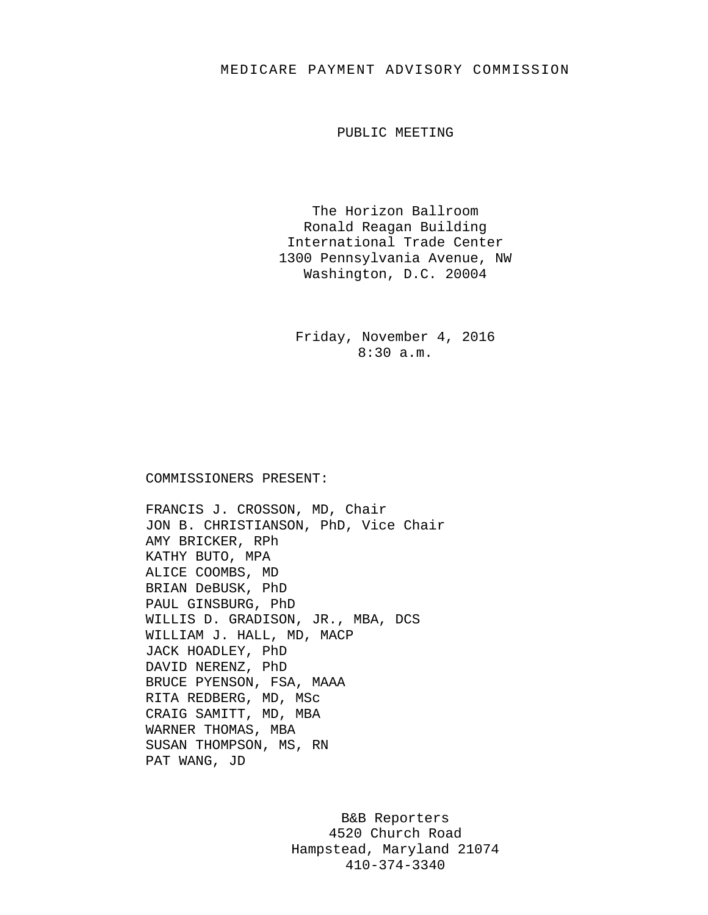# MEDICARE PAYMENT ADVISORY COMMISSION

## PUBLIC MEETING

The Horizon Ballroom
Ronald Reagan Building
International Trade Center
1300 Pennsylvania Avenue, NW
Washington, D.C. 20004

Friday, November 4, 2016
8:30 a.m.

COMMISSIONERS PRESENT:

FRANCIS J. CROSSON, MD, Chair
JON B. CHRISTIANSON, PhD, Vice Chair
AMY BRICKER, RPh
KATHY BUTO, MPA
ALICE COOMBS, MD
BRIAN DeBUSK, PhD
PAUL GINSBURG, PhD
WILLIS D. GRADISON, JR., MBA, DCS
WILLIAM J. HALL, MD, MACP
JACK HOADLEY, PhD
DAVID NERENZ, PhD
BRUCE PYENSON, FSA, MAAA
RITA REDBERG, MD, MSc
CRAIG SAMITT, MD, MBA
WARNER THOMAS, MBA
SUSAN THOMPSON, MS, RN
PAT WANG, JD

B&B Reporters
4520 Church Road
Hampstead, Maryland 21074
410-374-3340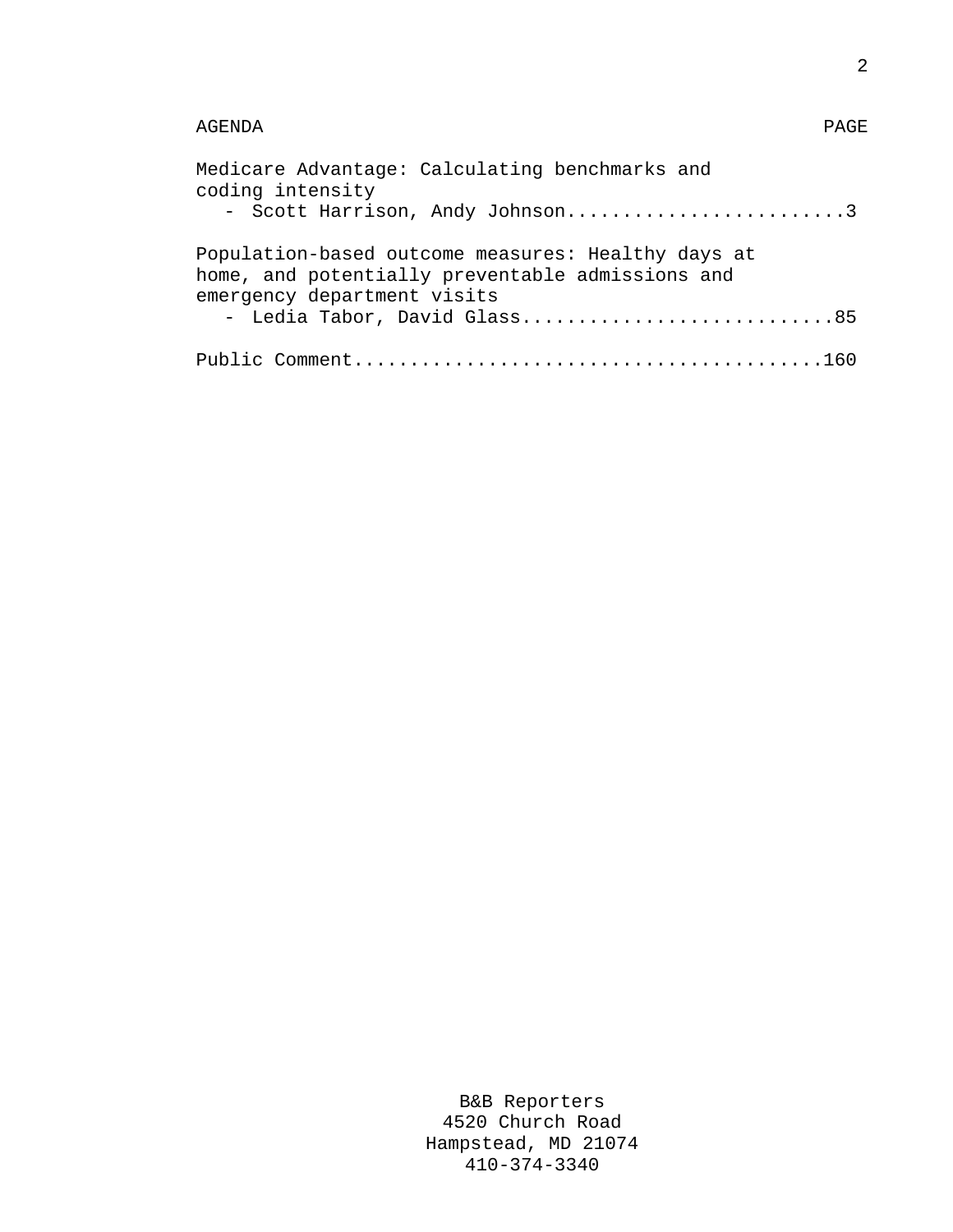| AGENDA | PAGE |
|---|---|
| Medicare Advantage: Calculating benchmarks and coding intensity<br>- Scott Harrison, Andy Johnson | 3 |
| Population-based outcome measures: Healthy days at home, and potentially preventable admissions and emergency department visits<br>- Ledia Tabor, David Glass | 85 |
| Public Comment | 160 |

B&B Reporters
4520 Church Road
Hampstead, MD 21074
410-374-3340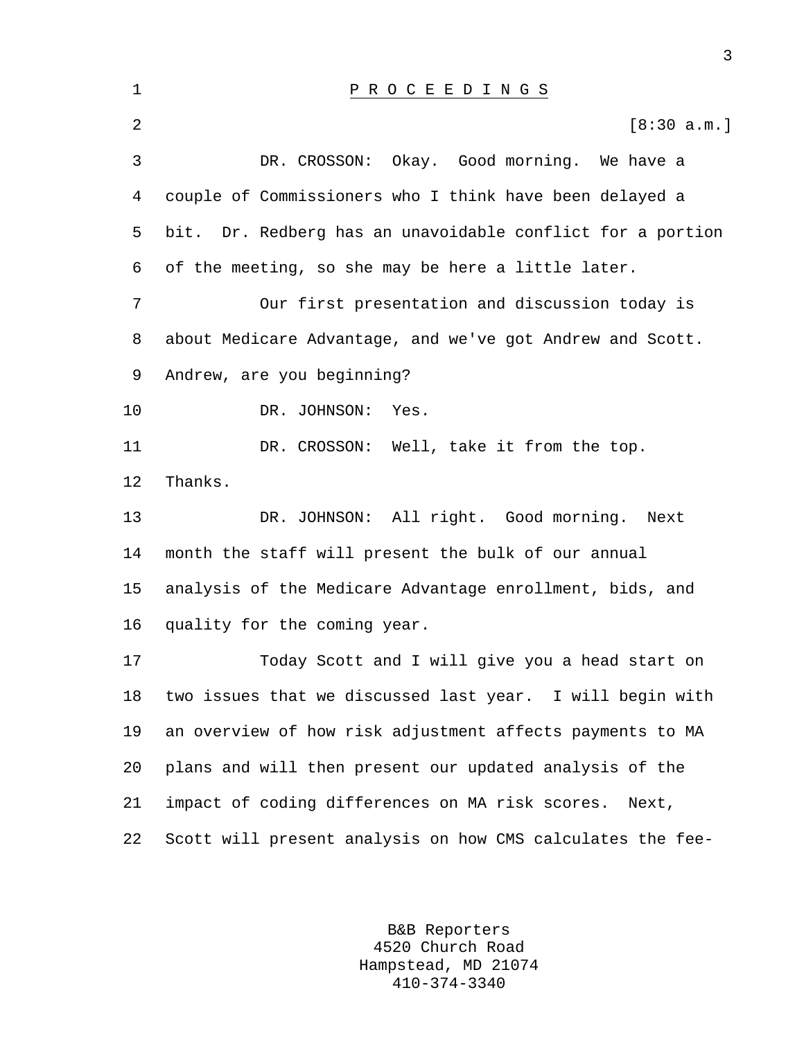P R O C E E D I N G S

[8:30 a.m.]

DR. CROSSON: Okay. Good morning. We have a couple of Commissioners who I think have been delayed a bit. Dr. Redberg has an unavoidable conflict for a portion of the meeting, so she may be here a little later.

Our first presentation and discussion today is about Medicare Advantage, and we've got Andrew and Scott. Andrew, are you beginning?

DR. JOHNSON: Yes.

DR. CROSSON: Well, take it from the top. Thanks.

DR. JOHNSON: All right. Good morning. Next month the staff will present the bulk of our annual analysis of the Medicare Advantage enrollment, bids, and quality for the coming year.

Today Scott and I will give you a head start on two issues that we discussed last year. I will begin with an overview of how risk adjustment affects payments to MA plans and will then present our updated analysis of the impact of coding differences on MA risk scores. Next, Scott will present analysis on how CMS calculates the fee-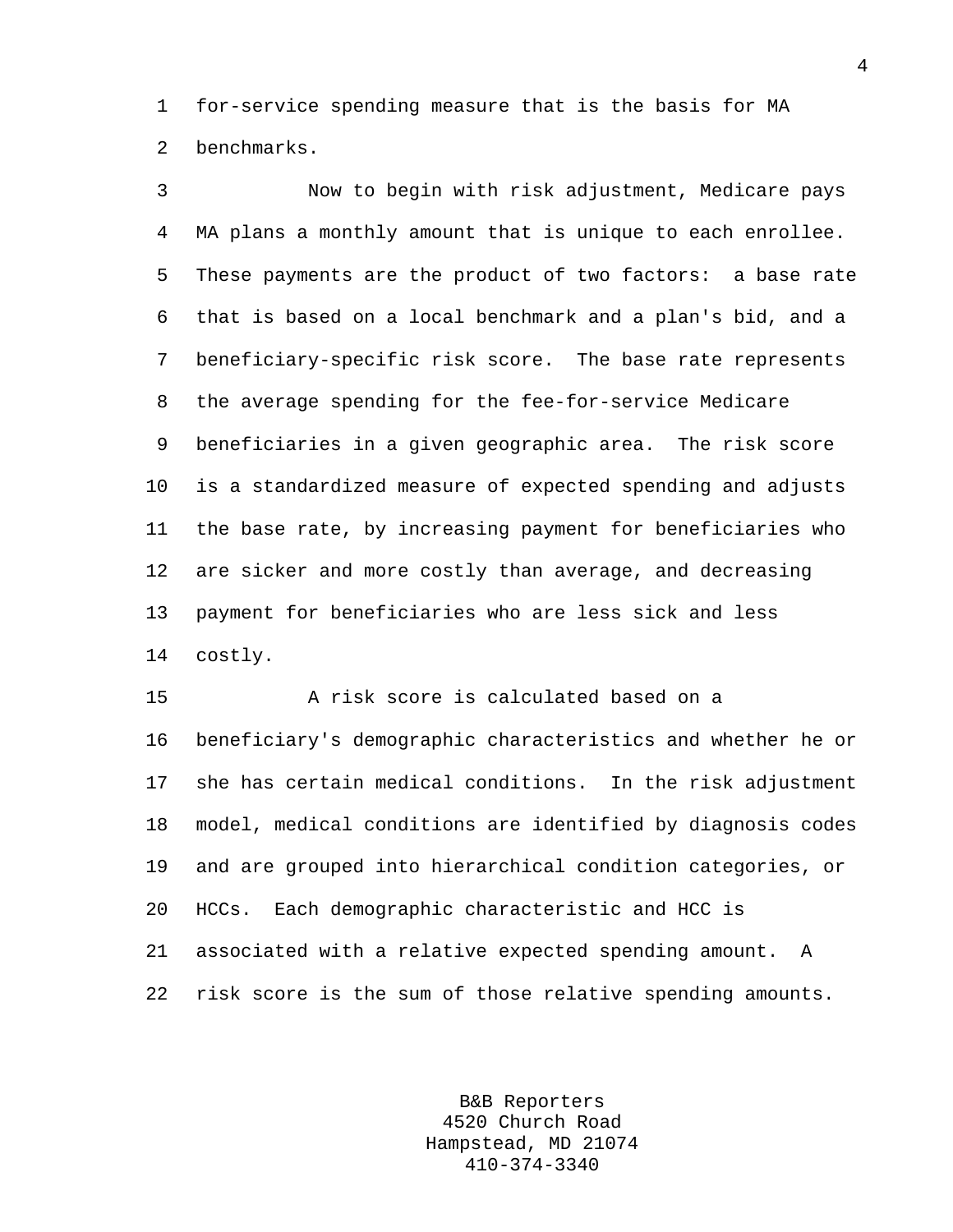for-service spending measure that is the basis for MA benchmarks.

Now to begin with risk adjustment, Medicare pays MA plans a monthly amount that is unique to each enrollee. These payments are the product of two factors: a base rate that is based on a local benchmark and a plan's bid, and a beneficiary-specific risk score. The base rate represents the average spending for the fee-for-service Medicare beneficiaries in a given geographic area. The risk score is a standardized measure of expected spending and adjusts the base rate, by increasing payment for beneficiaries who are sicker and more costly than average, and decreasing payment for beneficiaries who are less sick and less costly.

A risk score is calculated based on a beneficiary's demographic characteristics and whether he or she has certain medical conditions. In the risk adjustment model, medical conditions are identified by diagnosis codes and are grouped into hierarchical condition categories, or HCCs. Each demographic characteristic and HCC is associated with a relative expected spending amount. A risk score is the sum of those relative spending amounts.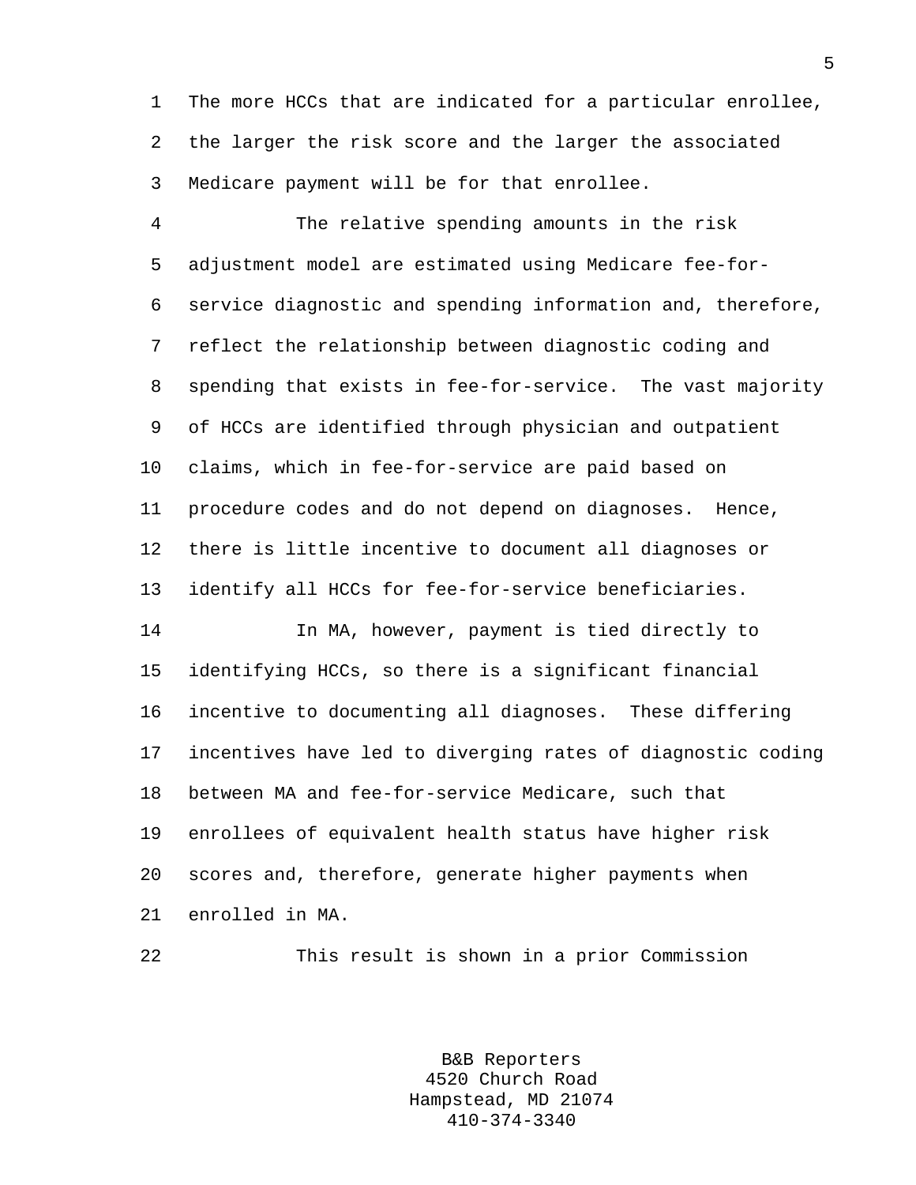The more HCCs that are indicated for a particular enrollee, the larger the risk score and the larger the associated Medicare payment will be for that enrollee.

The relative spending amounts in the risk adjustment model are estimated using Medicare fee-for-service diagnostic and spending information and, therefore, reflect the relationship between diagnostic coding and spending that exists in fee-for-service. The vast majority of HCCs are identified through physician and outpatient claims, which in fee-for-service are paid based on procedure codes and do not depend on diagnoses. Hence, there is little incentive to document all diagnoses or identify all HCCs for fee-for-service beneficiaries.

In MA, however, payment is tied directly to identifying HCCs, so there is a significant financial incentive to documenting all diagnoses. These differing incentives have led to diverging rates of diagnostic coding between MA and fee-for-service Medicare, such that enrollees of equivalent health status have higher risk scores and, therefore, generate higher payments when enrolled in MA.

This result is shown in a prior Commission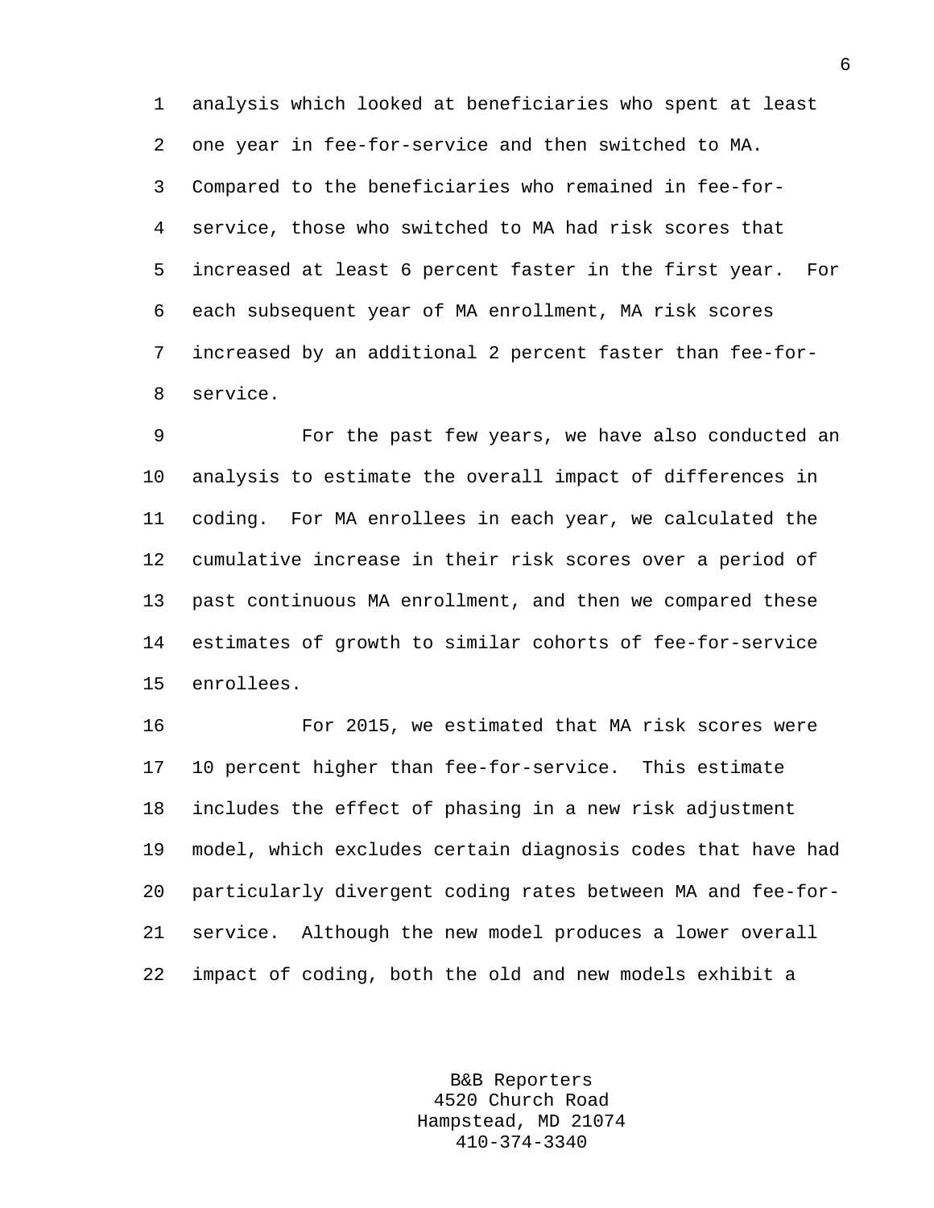analysis which looked at beneficiaries who spent at least one year in fee-for-service and then switched to MA. Compared to the beneficiaries who remained in fee-for-service, those who switched to MA had risk scores that increased at least 6 percent faster in the first year. For each subsequent year of MA enrollment, MA risk scores increased by an additional 2 percent faster than fee-for-service.

For the past few years, we have also conducted an analysis to estimate the overall impact of differences in coding. For MA enrollees in each year, we calculated the cumulative increase in their risk scores over a period of past continuous MA enrollment, and then we compared these estimates of growth to similar cohorts of fee-for-service enrollees.

For 2015, we estimated that MA risk scores were 10 percent higher than fee-for-service. This estimate includes the effect of phasing in a new risk adjustment model, which excludes certain diagnosis codes that have had particularly divergent coding rates between MA and fee-for-service. Although the new model produces a lower overall impact of coding, both the old and new models exhibit a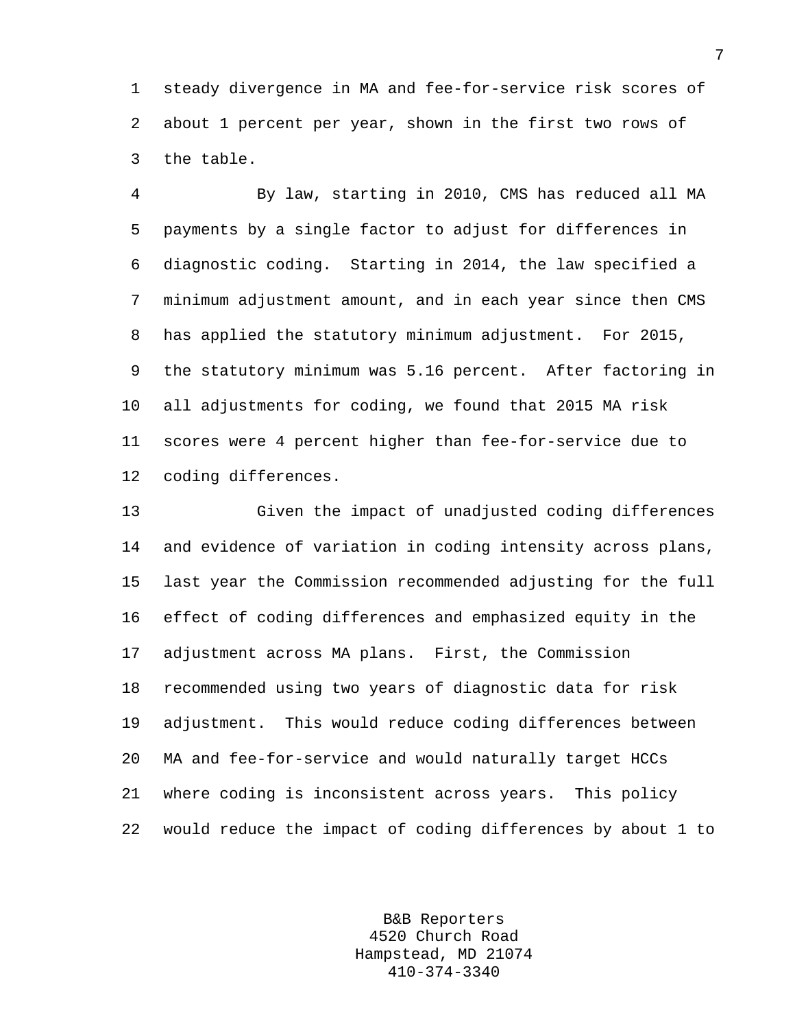steady divergence in MA and fee-for-service risk scores of about 1 percent per year, shown in the first two rows of the table.

By law, starting in 2010, CMS has reduced all MA payments by a single factor to adjust for differences in diagnostic coding. Starting in 2014, the law specified a minimum adjustment amount, and in each year since then CMS has applied the statutory minimum adjustment. For 2015, the statutory minimum was 5.16 percent. After factoring in all adjustments for coding, we found that 2015 MA risk scores were 4 percent higher than fee-for-service due to coding differences.

Given the impact of unadjusted coding differences and evidence of variation in coding intensity across plans, last year the Commission recommended adjusting for the full effect of coding differences and emphasized equity in the adjustment across MA plans. First, the Commission recommended using two years of diagnostic data for risk adjustment. This would reduce coding differences between MA and fee-for-service and would naturally target HCCs where coding is inconsistent across years. This policy would reduce the impact of coding differences by about 1 to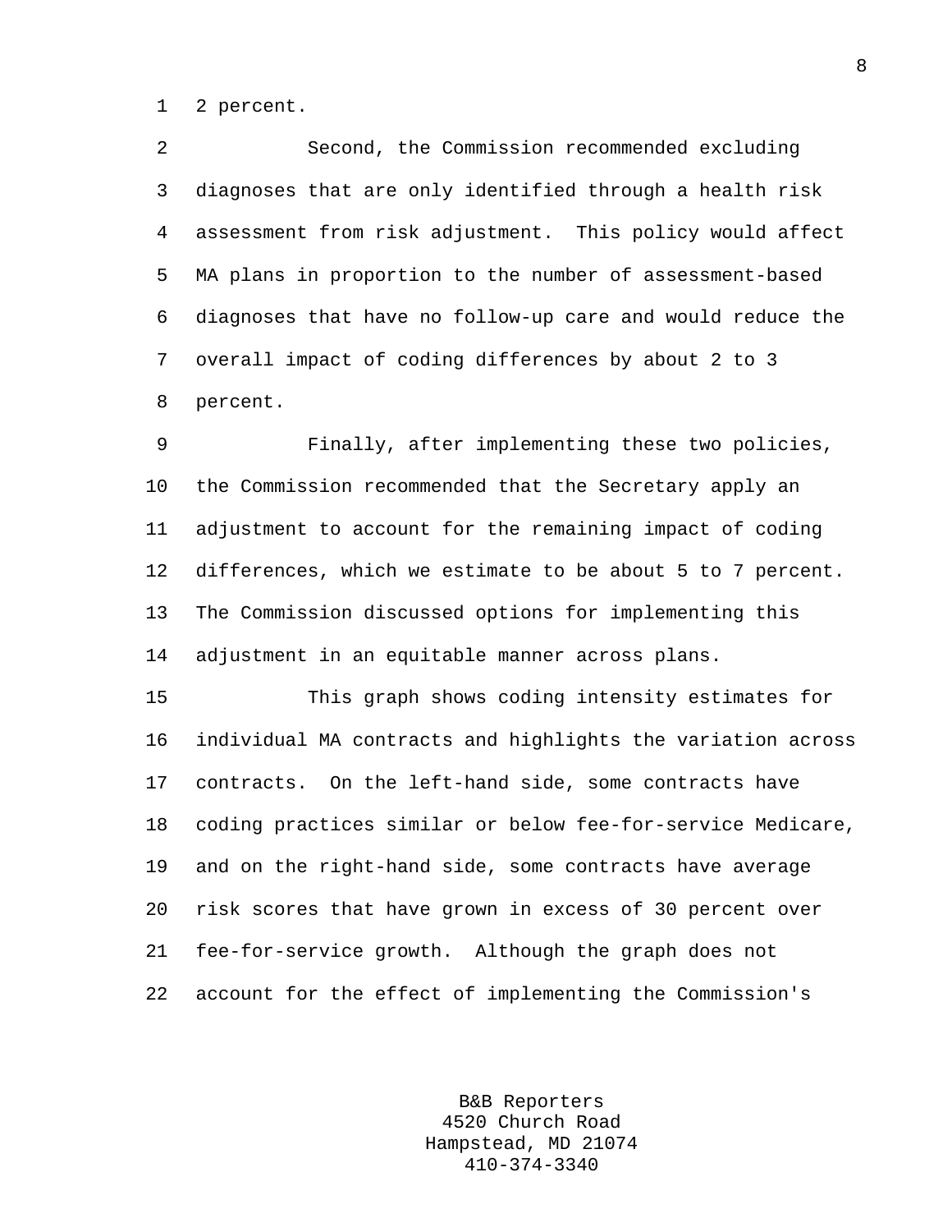2 percent.

Second, the Commission recommended excluding diagnoses that are only identified through a health risk assessment from risk adjustment. This policy would affect MA plans in proportion to the number of assessment-based diagnoses that have no follow-up care and would reduce the overall impact of coding differences by about 2 to 3 percent.

Finally, after implementing these two policies, the Commission recommended that the Secretary apply an adjustment to account for the remaining impact of coding differences, which we estimate to be about 5 to 7 percent. The Commission discussed options for implementing this adjustment in an equitable manner across plans.

This graph shows coding intensity estimates for individual MA contracts and highlights the variation across contracts. On the left-hand side, some contracts have coding practices similar or below fee-for-service Medicare, and on the right-hand side, some contracts have average risk scores that have grown in excess of 30 percent over fee-for-service growth. Although the graph does not account for the effect of implementing the Commission's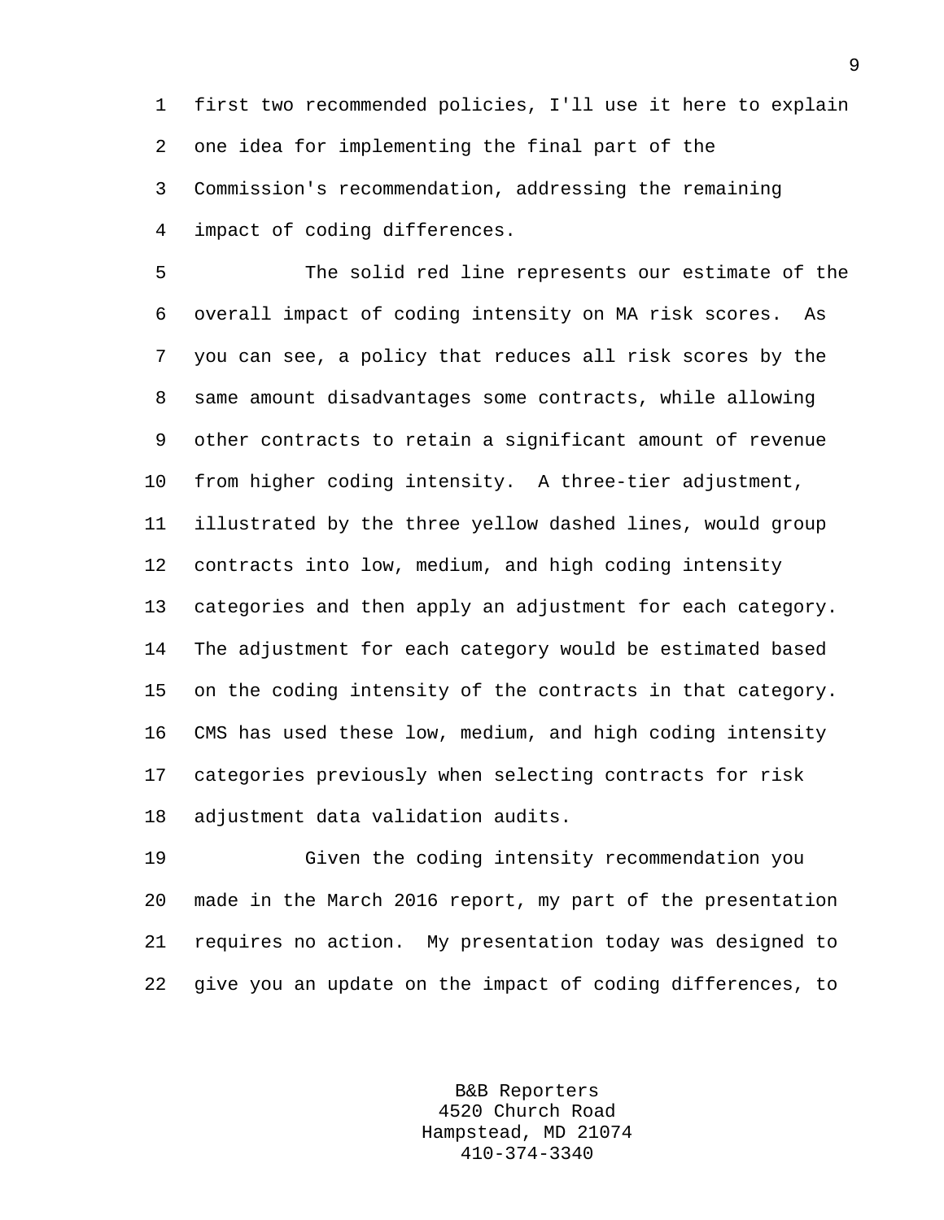first two recommended policies, I'll use it here to explain one idea for implementing the final part of the Commission's recommendation, addressing the remaining impact of coding differences.

The solid red line represents our estimate of the overall impact of coding intensity on MA risk scores. As you can see, a policy that reduces all risk scores by the same amount disadvantages some contracts, while allowing other contracts to retain a significant amount of revenue from higher coding intensity. A three-tier adjustment, illustrated by the three yellow dashed lines, would group contracts into low, medium, and high coding intensity categories and then apply an adjustment for each category. The adjustment for each category would be estimated based on the coding intensity of the contracts in that category. CMS has used these low, medium, and high coding intensity categories previously when selecting contracts for risk adjustment data validation audits.

Given the coding intensity recommendation you made in the March 2016 report, my part of the presentation requires no action. My presentation today was designed to give you an update on the impact of coding differences, to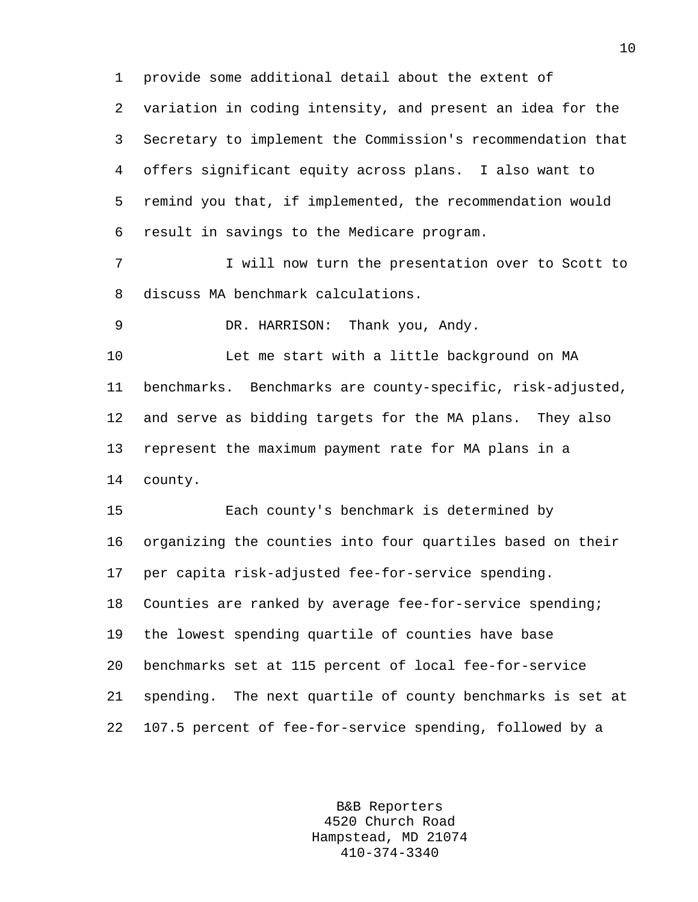provide some additional detail about the extent of variation in coding intensity, and present an idea for the Secretary to implement the Commission's recommendation that offers significant equity across plans. I also want to remind you that, if implemented, the recommendation would result in savings to the Medicare program.

I will now turn the presentation over to Scott to discuss MA benchmark calculations.

DR. HARRISON: Thank you, Andy.

Let me start with a little background on MA benchmarks. Benchmarks are county-specific, risk-adjusted, and serve as bidding targets for the MA plans. They also represent the maximum payment rate for MA plans in a county.

Each county's benchmark is determined by organizing the counties into four quartiles based on their per capita risk-adjusted fee-for-service spending. Counties are ranked by average fee-for-service spending; the lowest spending quartile of counties have base benchmarks set at 115 percent of local fee-for-service spending. The next quartile of county benchmarks is set at 107.5 percent of fee-for-service spending, followed by a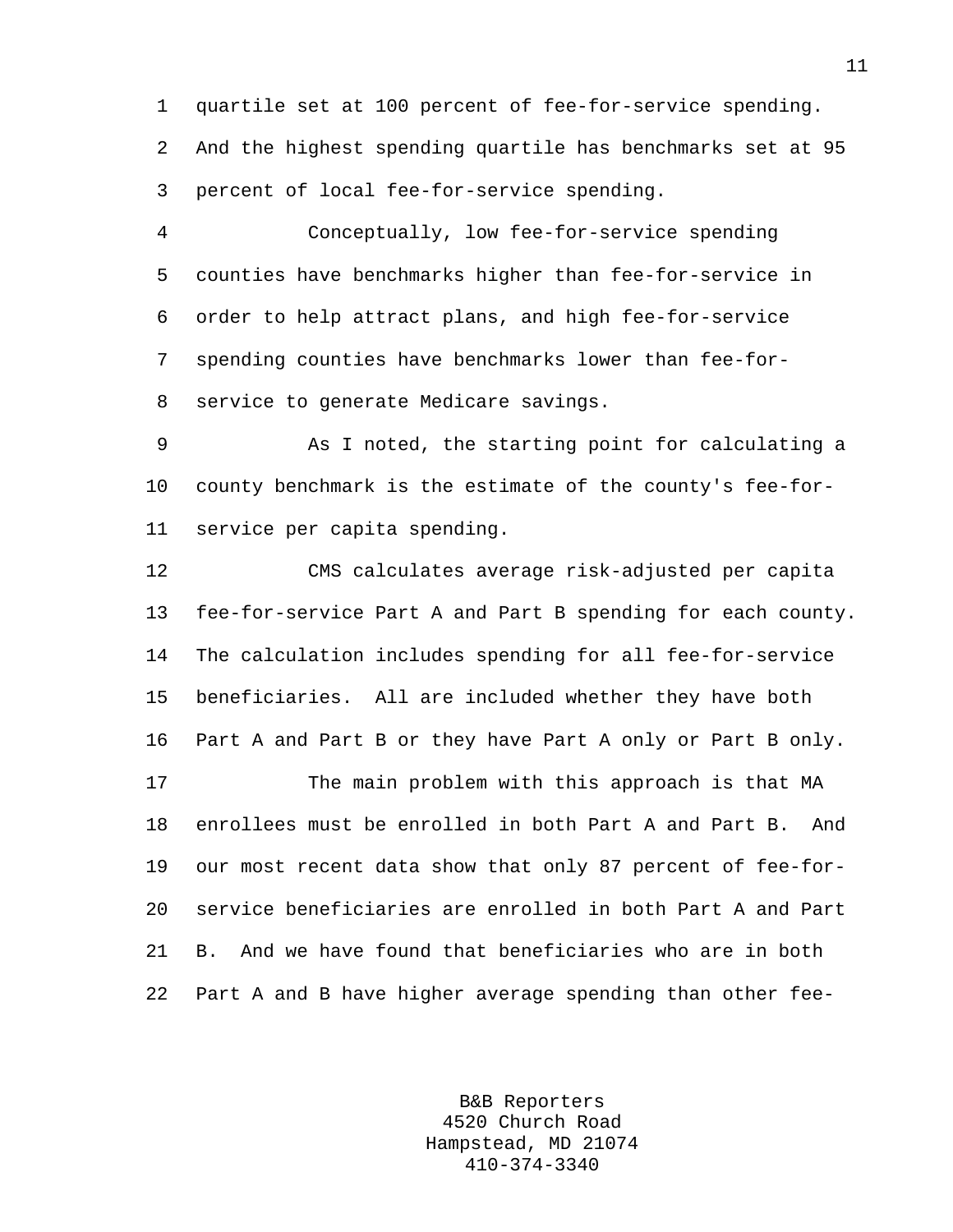quartile set at 100 percent of fee-for-service spending. And the highest spending quartile has benchmarks set at 95 percent of local fee-for-service spending.

Conceptually, low fee-for-service spending counties have benchmarks higher than fee-for-service in order to help attract plans, and high fee-for-service spending counties have benchmarks lower than fee-for-service to generate Medicare savings.

As I noted, the starting point for calculating a county benchmark is the estimate of the county's fee-for-service per capita spending.

CMS calculates average risk-adjusted per capita fee-for-service Part A and Part B spending for each county. The calculation includes spending for all fee-for-service beneficiaries. All are included whether they have both Part A and Part B or they have Part A only or Part B only.

The main problem with this approach is that MA enrollees must be enrolled in both Part A and Part B. And our most recent data show that only 87 percent of fee-for-service beneficiaries are enrolled in both Part A and Part B. And we have found that beneficiaries who are in both Part A and B have higher average spending than other fee-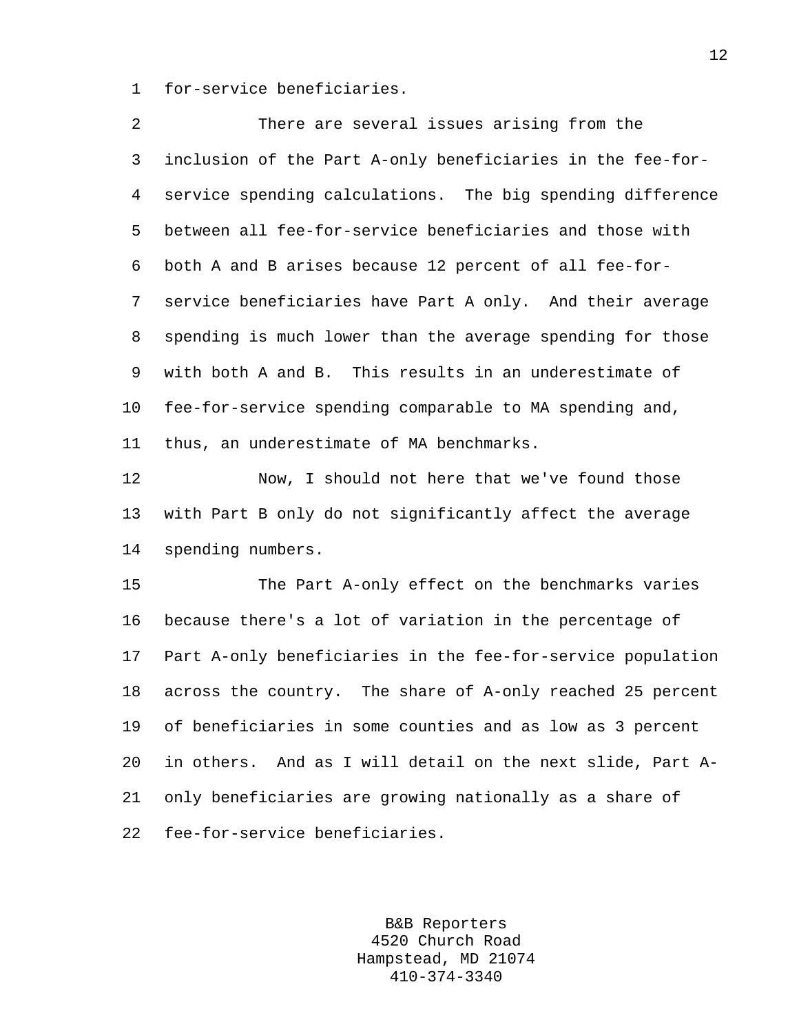for-service beneficiaries.

There are several issues arising from the inclusion of the Part A-only beneficiaries in the fee-for-service spending calculations. The big spending difference between all fee-for-service beneficiaries and those with both A and B arises because 12 percent of all fee-for-service beneficiaries have Part A only. And their average spending is much lower than the average spending for those with both A and B. This results in an underestimate of fee-for-service spending comparable to MA spending and, thus, an underestimate of MA benchmarks.

Now, I should not here that we've found those with Part B only do not significantly affect the average spending numbers.

The Part A-only effect on the benchmarks varies because there's a lot of variation in the percentage of Part A-only beneficiaries in the fee-for-service population across the country. The share of A-only reached 25 percent of beneficiaries in some counties and as low as 3 percent in others. And as I will detail on the next slide, Part A-only beneficiaries are growing nationally as a share of fee-for-service beneficiaries.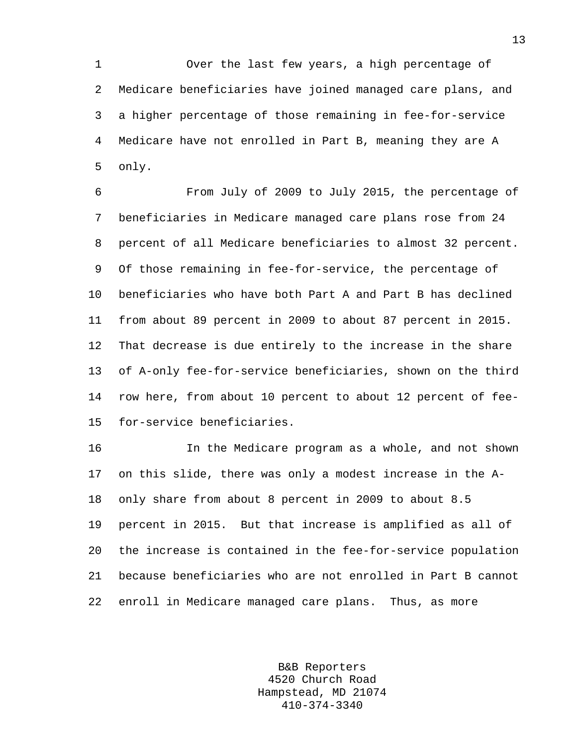Over the last few years, a high percentage of Medicare beneficiaries have joined managed care plans, and a higher percentage of those remaining in fee-for-service Medicare have not enrolled in Part B, meaning they are A only.

From July of 2009 to July 2015, the percentage of beneficiaries in Medicare managed care plans rose from 24 percent of all Medicare beneficiaries to almost 32 percent. Of those remaining in fee-for-service, the percentage of beneficiaries who have both Part A and Part B has declined from about 89 percent in 2009 to about 87 percent in 2015. That decrease is due entirely to the increase in the share of A-only fee-for-service beneficiaries, shown on the third row here, from about 10 percent to about 12 percent of fee-for-service beneficiaries.

In the Medicare program as a whole, and not shown on this slide, there was only a modest increase in the A-only share from about 8 percent in 2009 to about 8.5 percent in 2015. But that increase is amplified as all of the increase is contained in the fee-for-service population because beneficiaries who are not enrolled in Part B cannot enroll in Medicare managed care plans. Thus, as more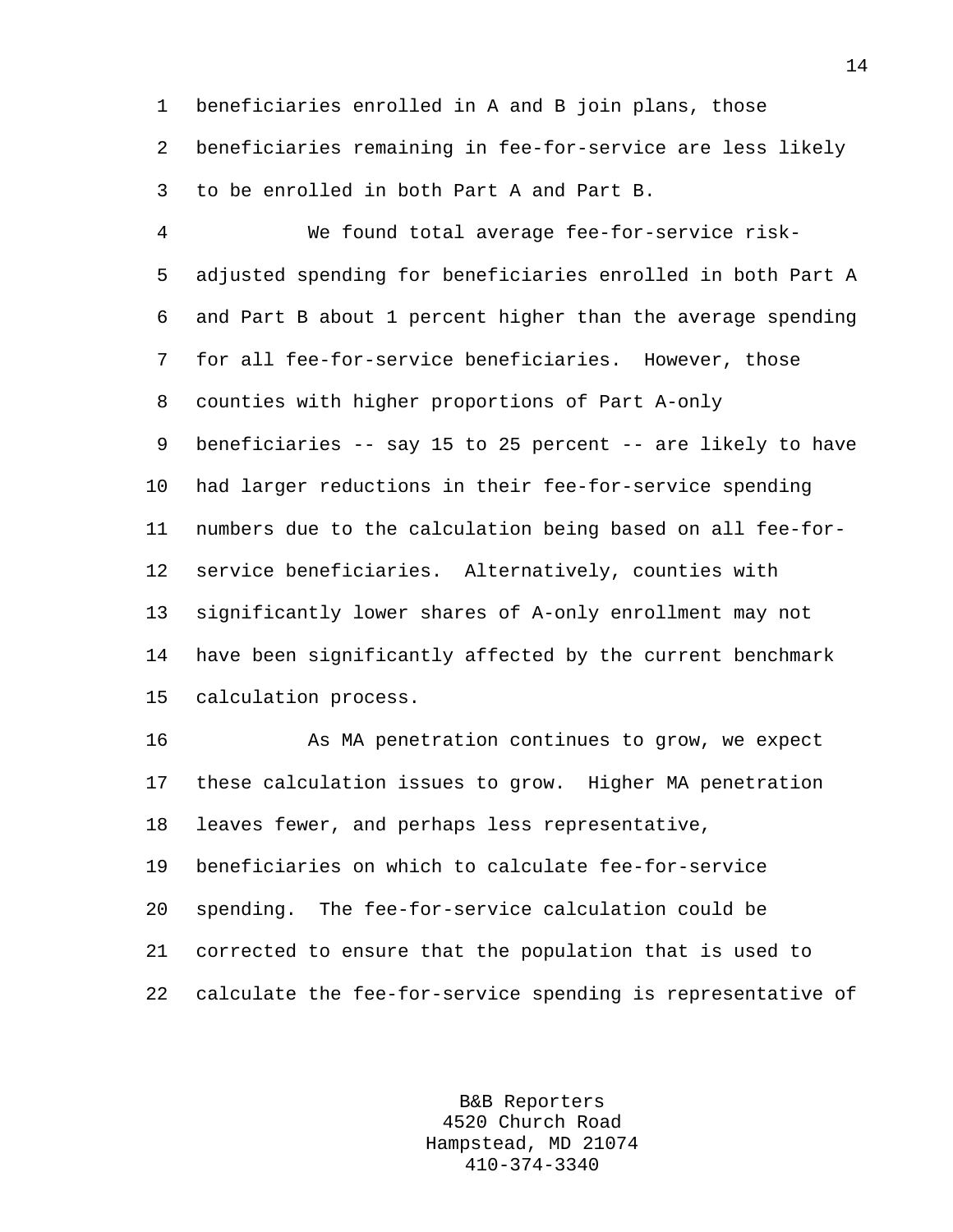beneficiaries enrolled in A and B join plans, those beneficiaries remaining in fee-for-service are less likely to be enrolled in both Part A and Part B.

We found total average fee-for-service risk-adjusted spending for beneficiaries enrolled in both Part A and Part B about 1 percent higher than the average spending for all fee-for-service beneficiaries. However, those counties with higher proportions of Part A-only beneficiaries -- say 15 to 25 percent -- are likely to have had larger reductions in their fee-for-service spending numbers due to the calculation being based on all fee-for-service beneficiaries. Alternatively, counties with significantly lower shares of A-only enrollment may not have been significantly affected by the current benchmark calculation process.

As MA penetration continues to grow, we expect these calculation issues to grow. Higher MA penetration leaves fewer, and perhaps less representative, beneficiaries on which to calculate fee-for-service spending. The fee-for-service calculation could be corrected to ensure that the population that is used to calculate the fee-for-service spending is representative of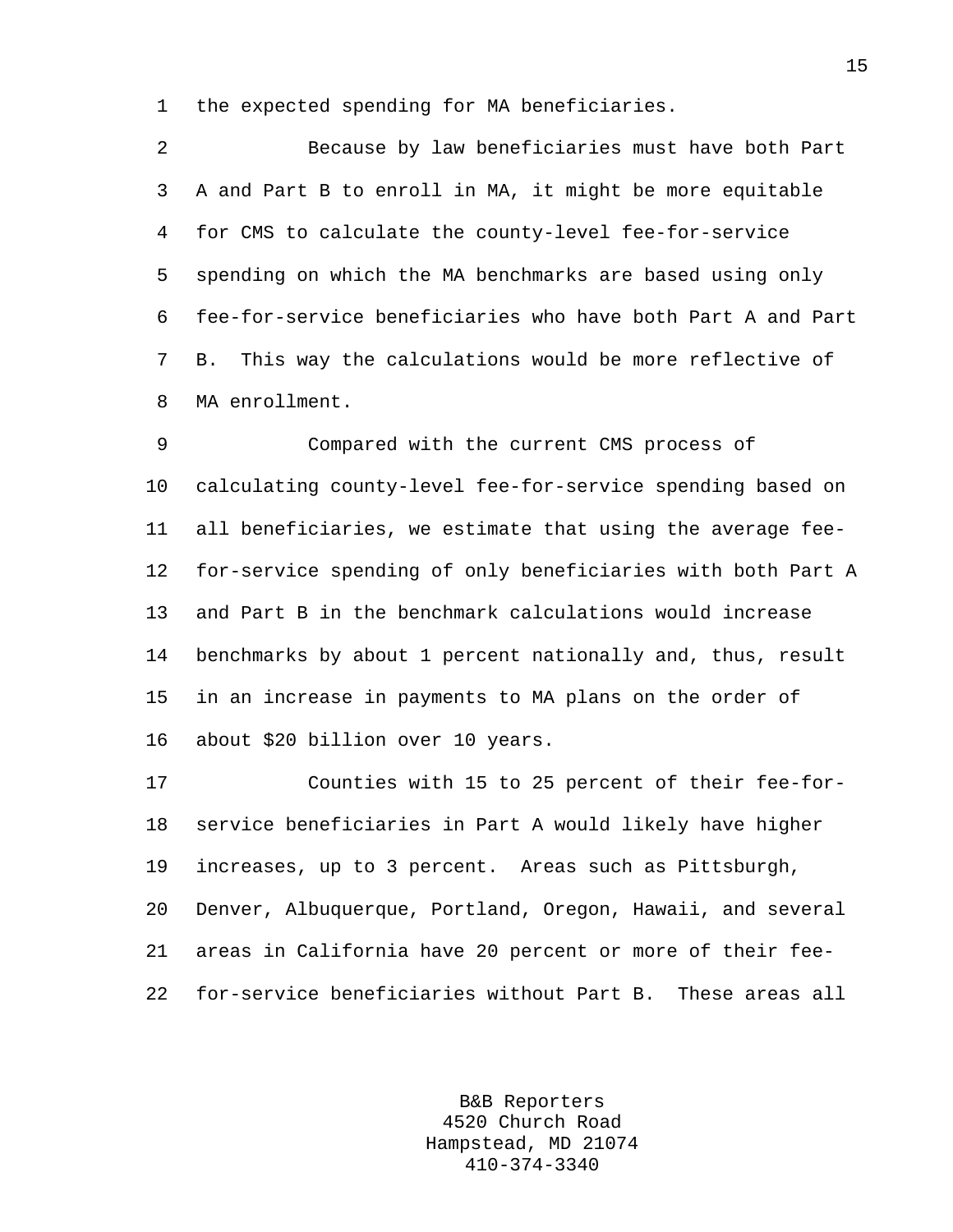the expected spending for MA beneficiaries.

Because by law beneficiaries must have both Part A and Part B to enroll in MA, it might be more equitable for CMS to calculate the county-level fee-for-service spending on which the MA benchmarks are based using only fee-for-service beneficiaries who have both Part A and Part B. This way the calculations would be more reflective of MA enrollment.

Compared with the current CMS process of calculating county-level fee-for-service spending based on all beneficiaries, we estimate that using the average fee-for-service spending of only beneficiaries with both Part A and Part B in the benchmark calculations would increase benchmarks by about 1 percent nationally and, thus, result in an increase in payments to MA plans on the order of about $20 billion over 10 years.

Counties with 15 to 25 percent of their fee-for-service beneficiaries in Part A would likely have higher increases, up to 3 percent. Areas such as Pittsburgh, Denver, Albuquerque, Portland, Oregon, Hawaii, and several areas in California have 20 percent or more of their fee-for-service beneficiaries without Part B. These areas all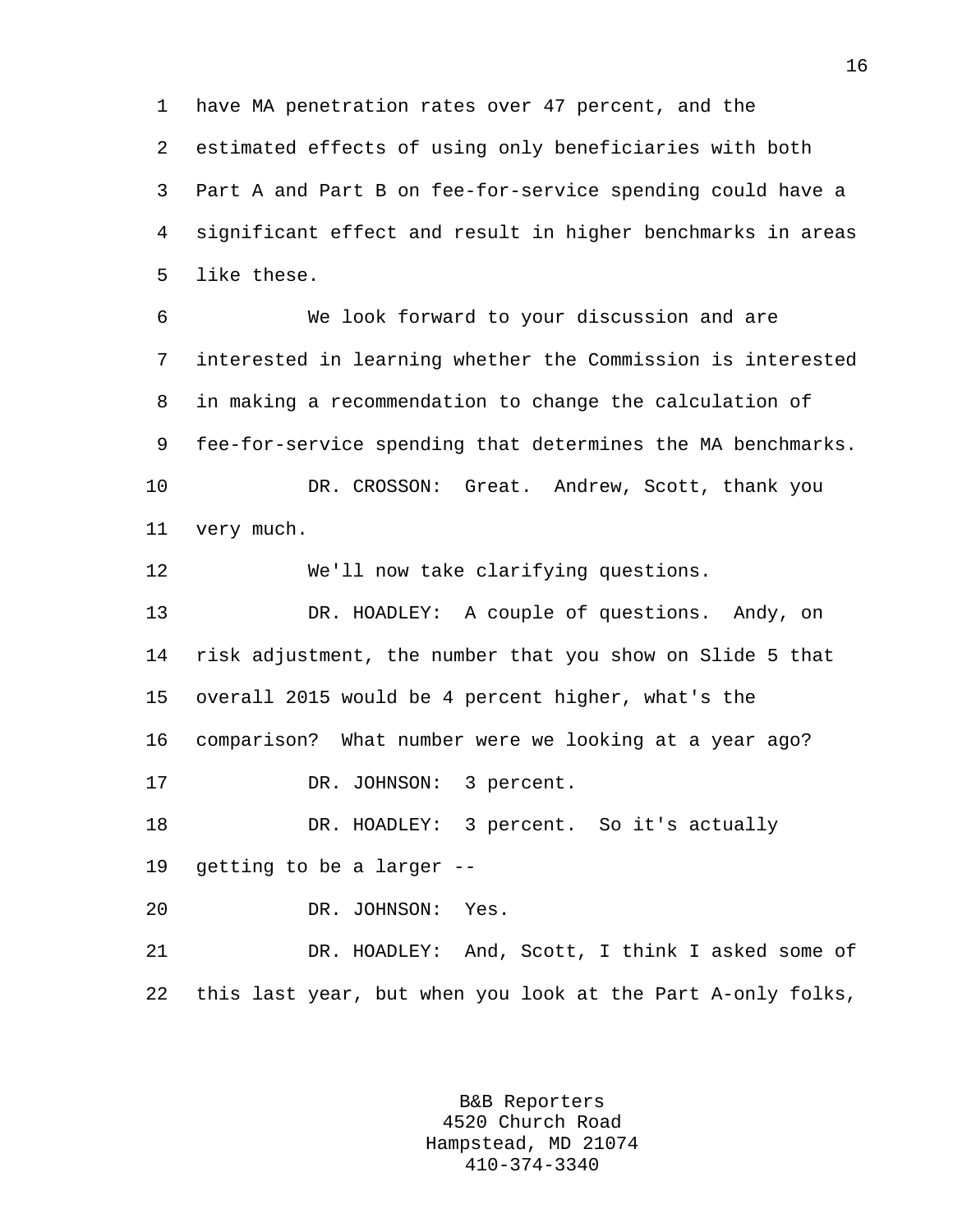have MA penetration rates over 47 percent, and the estimated effects of using only beneficiaries with both Part A and Part B on fee-for-service spending could have a significant effect and result in higher benchmarks in areas like these.

We look forward to your discussion and are interested in learning whether the Commission is interested in making a recommendation to change the calculation of fee-for-service spending that determines the MA benchmarks.

DR. CROSSON: Great. Andrew, Scott, thank you very much.

We'll now take clarifying questions.

DR. HOADLEY: A couple of questions. Andy, on risk adjustment, the number that you show on Slide 5 that overall 2015 would be 4 percent higher, what's the comparison? What number were we looking at a year ago?

DR. JOHNSON: 3 percent.

DR. HOADLEY: 3 percent. So it's actually getting to be a larger --

DR. JOHNSON: Yes.

DR. HOADLEY: And, Scott, I think I asked some of this last year, but when you look at the Part A-only folks,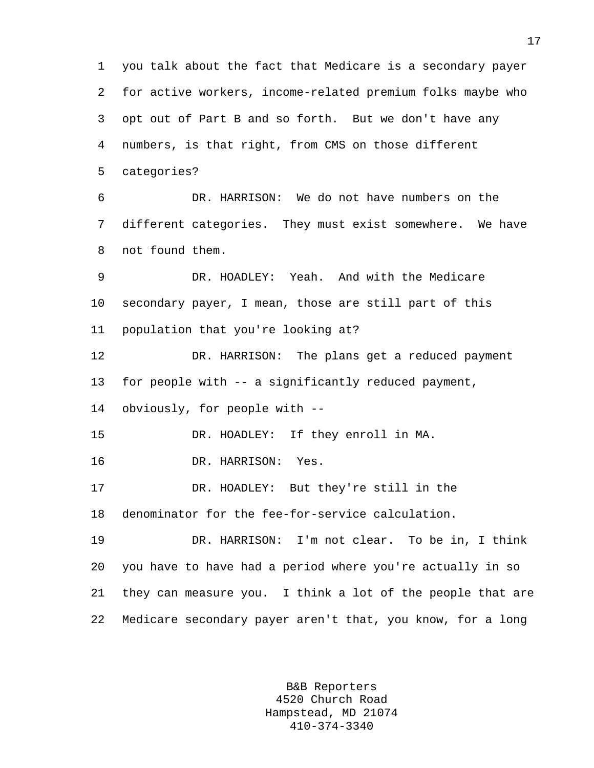you talk about the fact that Medicare is a secondary payer for active workers, income-related premium folks maybe who opt out of Part B and so forth. But we don't have any numbers, is that right, from CMS on those different categories?

DR. HARRISON: We do not have numbers on the different categories. They must exist somewhere. We have not found them.

DR. HOADLEY: Yeah. And with the Medicare secondary payer, I mean, those are still part of this population that you're looking at?

DR. HARRISON: The plans get a reduced payment for people with -- a significantly reduced payment, obviously, for people with --

DR. HOADLEY: If they enroll in MA.

DR. HARRISON: Yes.

DR. HOADLEY: But they're still in the denominator for the fee-for-service calculation.

DR. HARRISON: I'm not clear. To be in, I think you have to have had a period where you're actually in so they can measure you. I think a lot of the people that are Medicare secondary payer aren't that, you know, for a long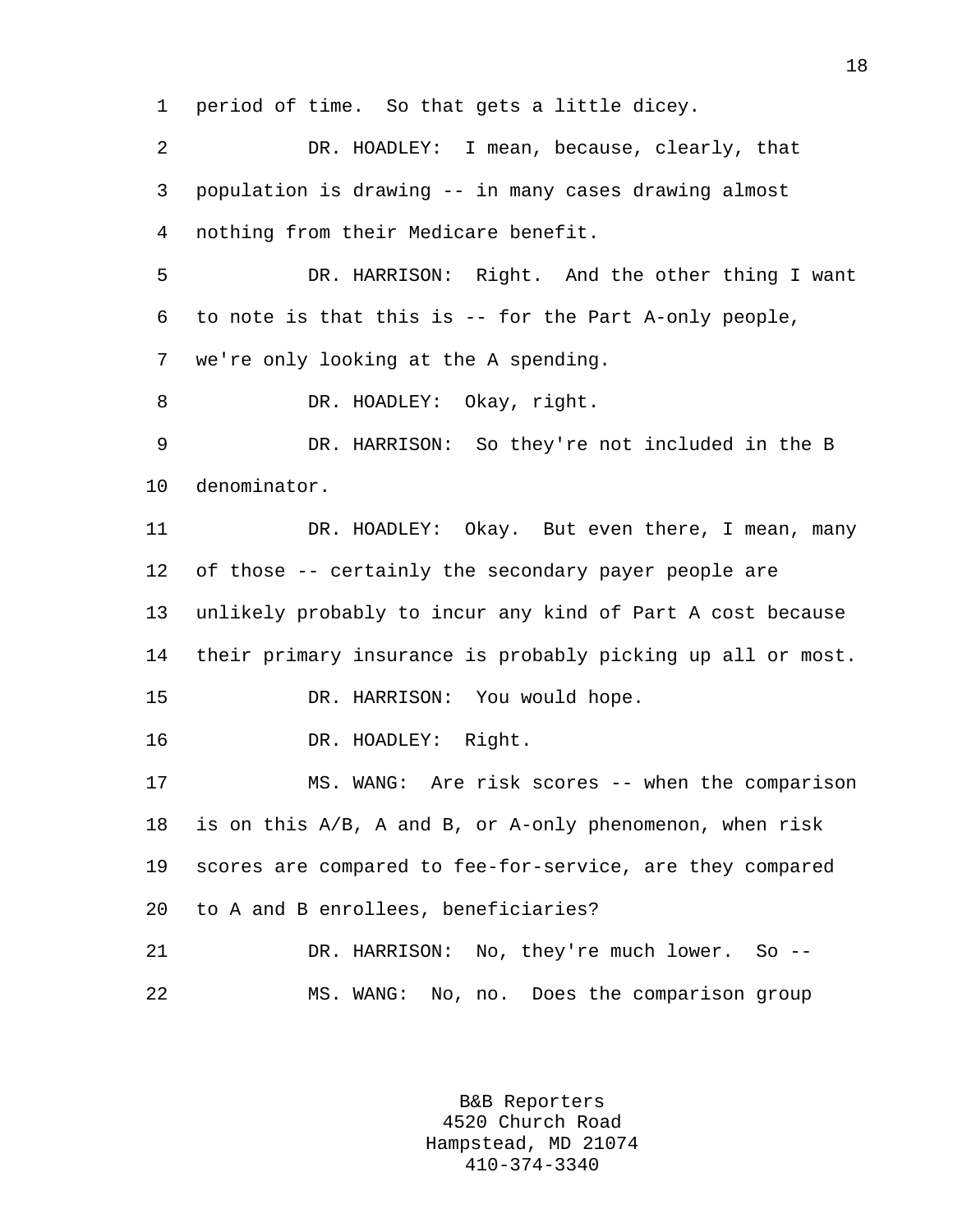period of time. So that gets a little dicey.

DR. HOADLEY: I mean, because, clearly, that population is drawing -- in many cases drawing almost nothing from their Medicare benefit.

DR. HARRISON: Right. And the other thing I want to note is that this is -- for the Part A-only people, we're only looking at the A spending.

DR. HOADLEY: Okay, right.

DR. HARRISON: So they're not included in the B denominator.

DR. HOADLEY: Okay. But even there, I mean, many of those -- certainly the secondary payer people are unlikely probably to incur any kind of Part A cost because their primary insurance is probably picking up all or most.

DR. HARRISON: You would hope.

DR. HOADLEY: Right.

MS. WANG: Are risk scores -- when the comparison is on this A/B, A and B, or A-only phenomenon, when risk scores are compared to fee-for-service, are they compared to A and B enrollees, beneficiaries?

DR. HARRISON: No, they're much lower. So --

MS. WANG: No, no. Does the comparison group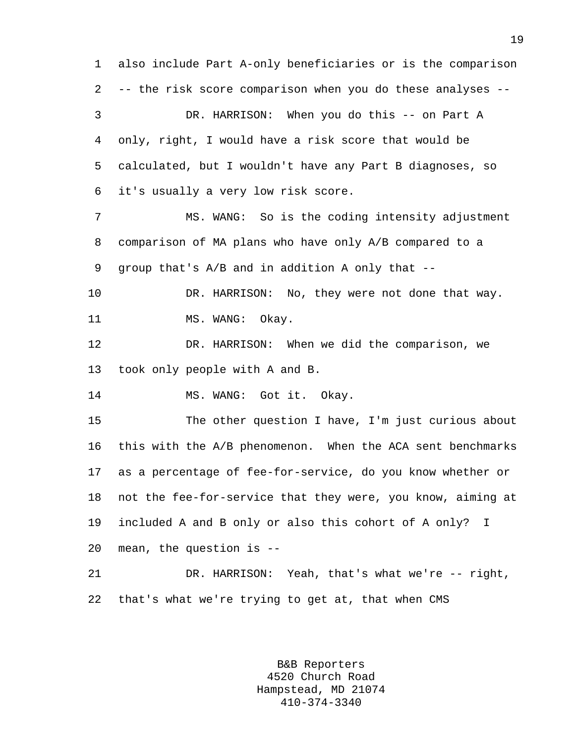also include Part A-only beneficiaries or is the comparison -- the risk score comparison when you do these analyses --

DR. HARRISON: When you do this -- on Part A only, right, I would have a risk score that would be calculated, but I wouldn't have any Part B diagnoses, so it's usually a very low risk score.

MS. WANG: So is the coding intensity adjustment comparison of MA plans who have only A/B compared to a group that's A/B and in addition A only that --

DR. HARRISON: No, they were not done that way.

MS. WANG: Okay.

DR. HARRISON: When we did the comparison, we took only people with A and B.

MS. WANG: Got it. Okay.

The other question I have, I'm just curious about this with the A/B phenomenon. When the ACA sent benchmarks as a percentage of fee-for-service, do you know whether or not the fee-for-service that they were, you know, aiming at included A and B only or also this cohort of A only? I mean, the question is --

DR. HARRISON: Yeah, that's what we're -- right, that's what we're trying to get at, that when CMS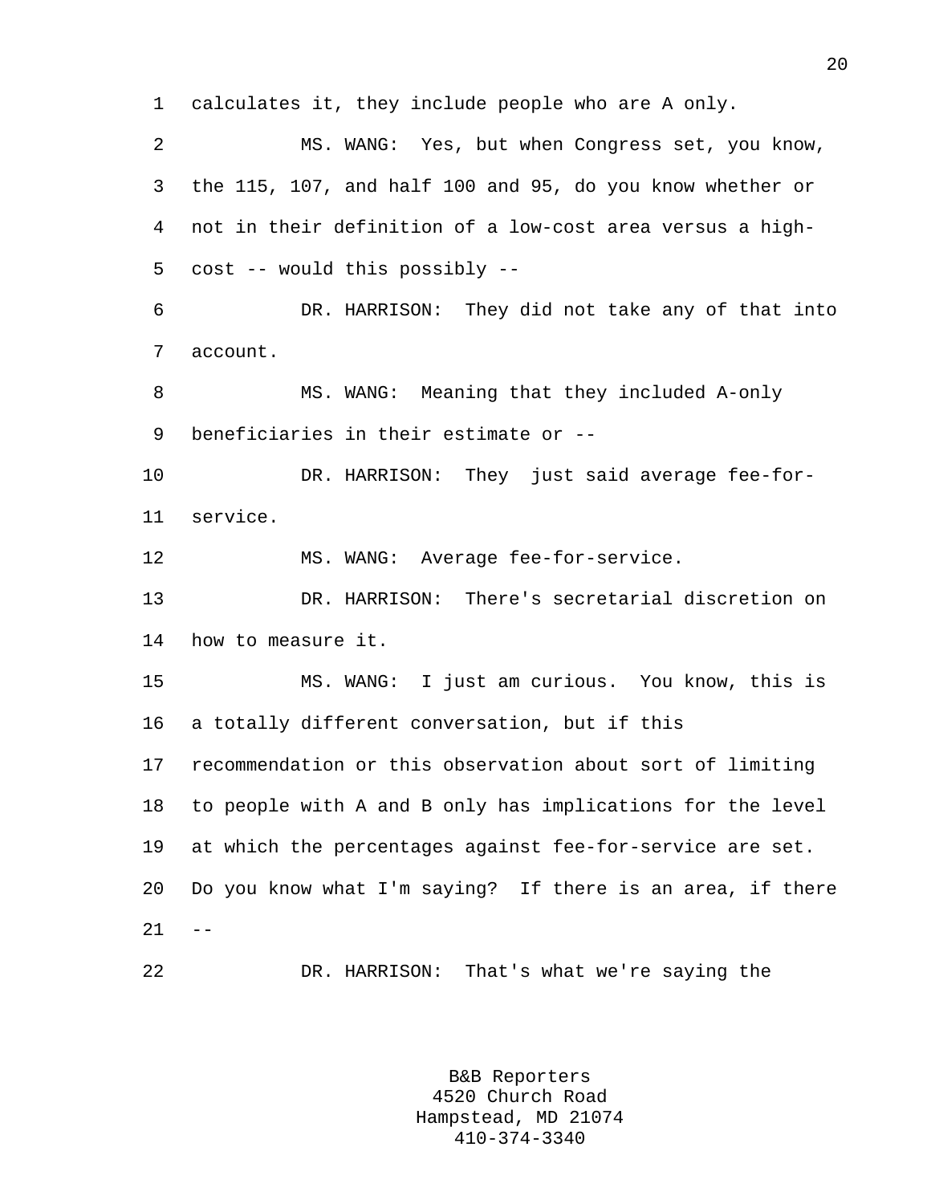calculates it, they include people who are A only.

MS. WANG: Yes, but when Congress set, you know, the 115, 107, and half 100 and 95, do you know whether or not in their definition of a low-cost area versus a high-cost -- would this possibly --

DR. HARRISON: They did not take any of that into account.

MS. WANG: Meaning that they included A-only beneficiaries in their estimate or --

DR. HARRISON: They just said average fee-for-service.

MS. WANG: Average fee-for-service.

DR. HARRISON: There's secretarial discretion on how to measure it.

MS. WANG: I just am curious. You know, this is a totally different conversation, but if this recommendation or this observation about sort of limiting to people with A and B only has implications for the level at which the percentages against fee-for-service are set. Do you know what I'm saying? If there is an area, if there --

DR. HARRISON: That's what we're saying the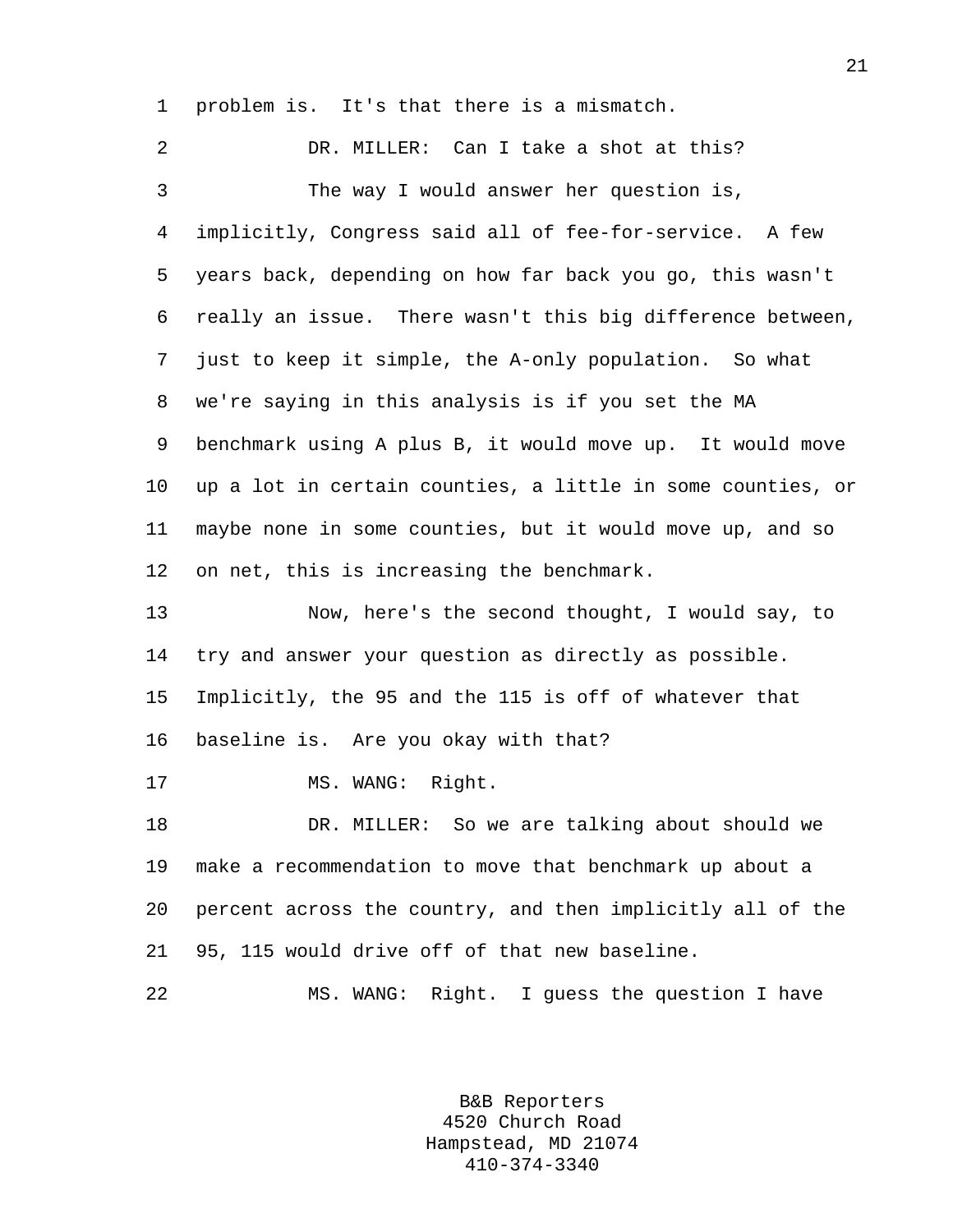problem is. It's that there is a mismatch.

DR. MILLER: Can I take a shot at this?

The way I would answer her question is, implicitly, Congress said all of fee-for-service. A few years back, depending on how far back you go, this wasn't really an issue. There wasn't this big difference between, just to keep it simple, the A-only population. So what we're saying in this analysis is if you set the MA benchmark using A plus B, it would move up. It would move up a lot in certain counties, a little in some counties, or maybe none in some counties, but it would move up, and so on net, this is increasing the benchmark.

Now, here's the second thought, I would say, to try and answer your question as directly as possible. Implicitly, the 95 and the 115 is off of whatever that baseline is. Are you okay with that?

MS. WANG: Right.

DR. MILLER: So we are talking about should we make a recommendation to move that benchmark up about a percent across the country, and then implicitly all of the 95, 115 would drive off of that new baseline.

MS. WANG: Right. I guess the question I have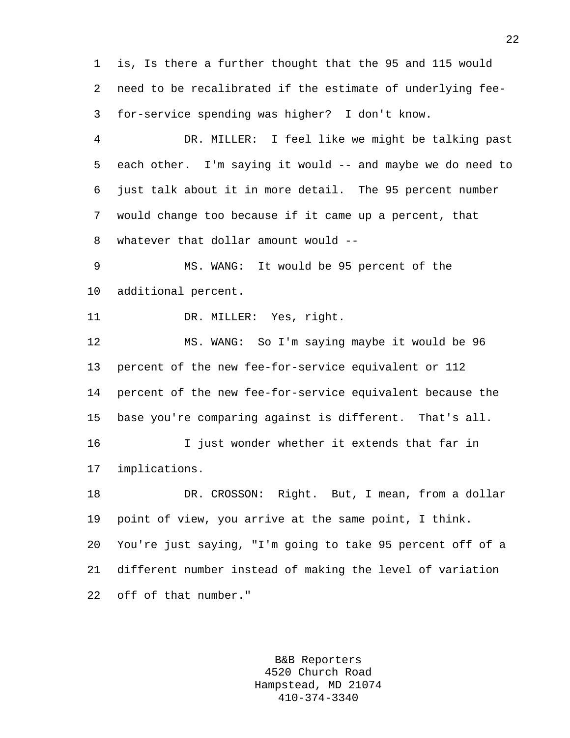is, Is there a further thought that the 95 and 115 would need to be recalibrated if the estimate of underlying fee-for-service spending was higher? I don't know.

DR. MILLER: I feel like we might be talking past each other. I'm saying it would -- and maybe we do need to just talk about it in more detail. The 95 percent number would change too because if it came up a percent, that whatever that dollar amount would --

MS. WANG: It would be 95 percent of the additional percent.

DR. MILLER: Yes, right.

MS. WANG: So I'm saying maybe it would be 96 percent of the new fee-for-service equivalent or 112 percent of the new fee-for-service equivalent because the base you're comparing against is different. That's all.

I just wonder whether it extends that far in implications.

DR. CROSSON: Right. But, I mean, from a dollar point of view, you arrive at the same point, I think. You're just saying, "I'm going to take 95 percent off of a different number instead of making the level of variation off of that number."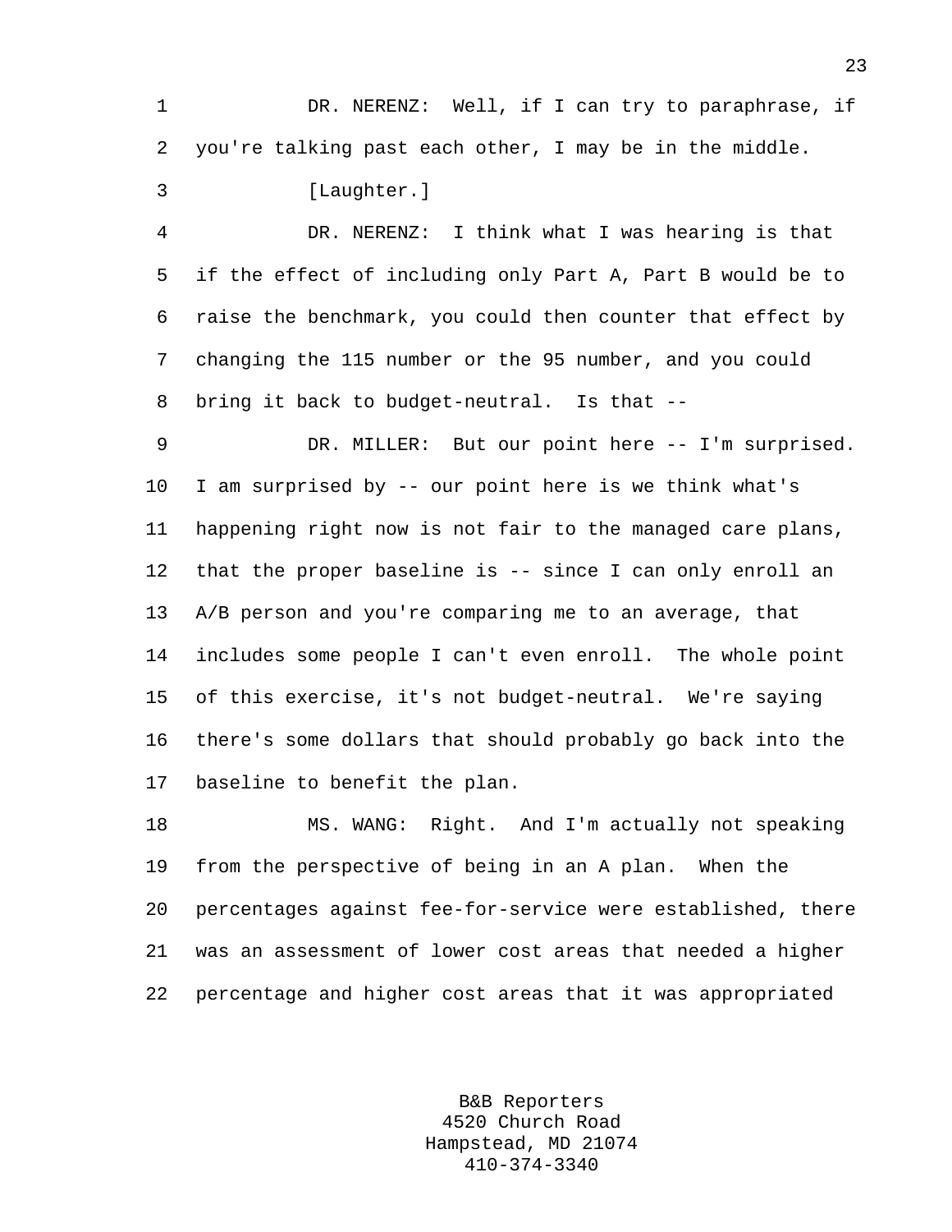DR. NERENZ: Well, if I can try to paraphrase, if you're talking past each other, I may be in the middle.

[Laughter.]

DR. NERENZ: I think what I was hearing is that if the effect of including only Part A, Part B would be to raise the benchmark, you could then counter that effect by changing the 115 number or the 95 number, and you could bring it back to budget-neutral. Is that --

DR. MILLER: But our point here -- I'm surprised. I am surprised by -- our point here is we think what's happening right now is not fair to the managed care plans, that the proper baseline is -- since I can only enroll an A/B person and you're comparing me to an average, that includes some people I can't even enroll. The whole point of this exercise, it's not budget-neutral. We're saying there's some dollars that should probably go back into the baseline to benefit the plan.

MS. WANG: Right. And I'm actually not speaking from the perspective of being in an A plan. When the percentages against fee-for-service were established, there was an assessment of lower cost areas that needed a higher percentage and higher cost areas that it was appropriated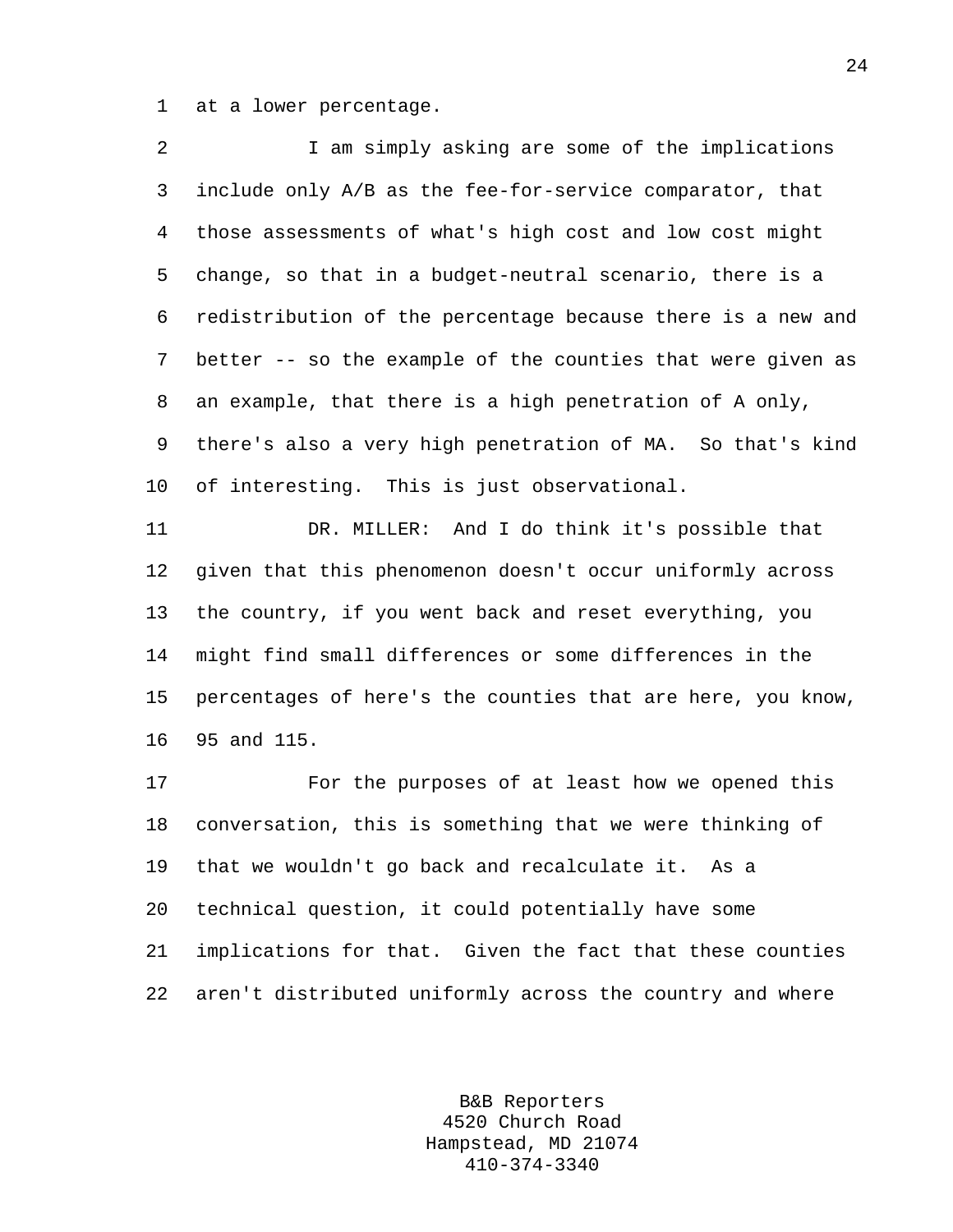at a lower percentage.

I am simply asking are some of the implications include only A/B as the fee-for-service comparator, that those assessments of what's high cost and low cost might change, so that in a budget-neutral scenario, there is a redistribution of the percentage because there is a new and better -- so the example of the counties that were given as an example, that there is a high penetration of A only, there's also a very high penetration of MA. So that's kind of interesting. This is just observational.

DR. MILLER: And I do think it's possible that given that this phenomenon doesn't occur uniformly across the country, if you went back and reset everything, you might find small differences or some differences in the percentages of here's the counties that are here, you know, 95 and 115.

For the purposes of at least how we opened this conversation, this is something that we were thinking of that we wouldn't go back and recalculate it. As a technical question, it could potentially have some implications for that. Given the fact that these counties aren't distributed uniformly across the country and where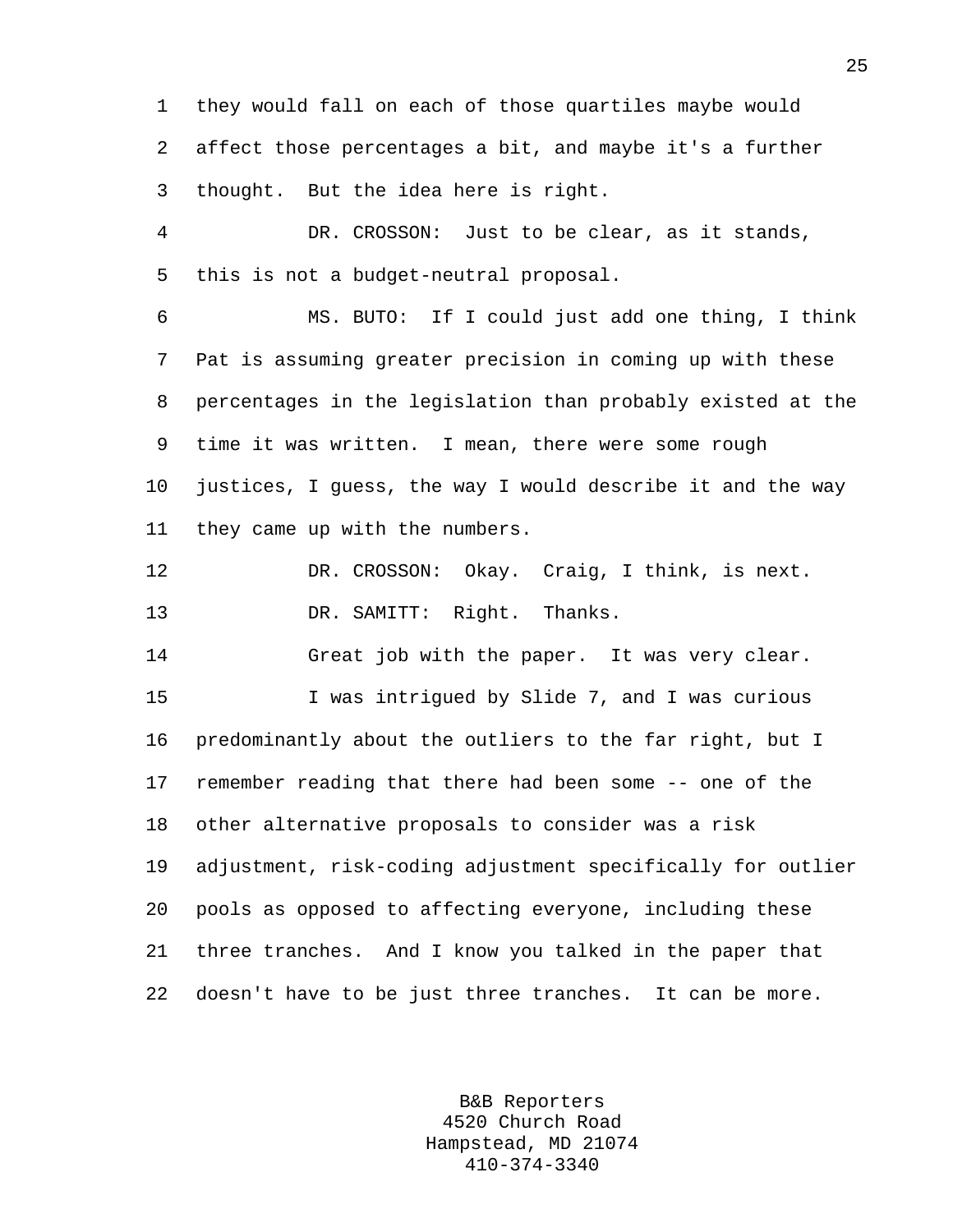they would fall on each of those quartiles maybe would affect those percentages a bit, and maybe it's a further thought. But the idea here is right.

DR. CROSSON: Just to be clear, as it stands, this is not a budget-neutral proposal.

MS. BUTO: If I could just add one thing, I think Pat is assuming greater precision in coming up with these percentages in the legislation than probably existed at the time it was written. I mean, there were some rough justices, I guess, the way I would describe it and the way they came up with the numbers.

DR. CROSSON: Okay. Craig, I think, is next.

DR. SAMITT: Right. Thanks.

Great job with the paper. It was very clear.

I was intrigued by Slide 7, and I was curious predominantly about the outliers to the far right, but I remember reading that there had been some -- one of the other alternative proposals to consider was a risk adjustment, risk-coding adjustment specifically for outlier pools as opposed to affecting everyone, including these three tranches. And I know you talked in the paper that doesn't have to be just three tranches. It can be more.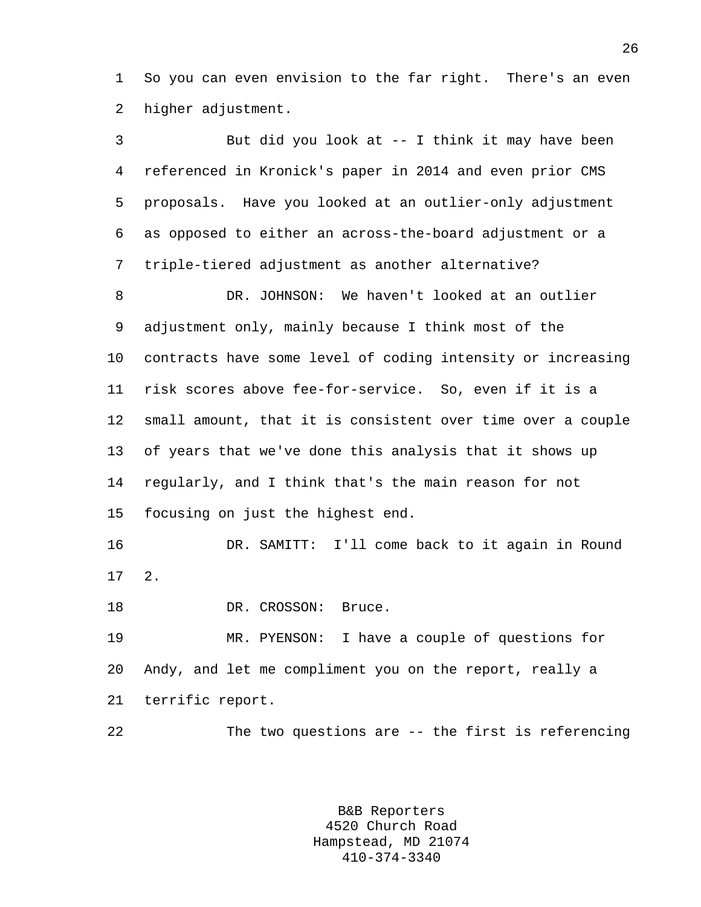So you can even envision to the far right. There's an even higher adjustment.

But did you look at -- I think it may have been referenced in Kronick's paper in 2014 and even prior CMS proposals. Have you looked at an outlier-only adjustment as opposed to either an across-the-board adjustment or a triple-tiered adjustment as another alternative?

DR. JOHNSON: We haven't looked at an outlier adjustment only, mainly because I think most of the contracts have some level of coding intensity or increasing risk scores above fee-for-service. So, even if it is a small amount, that it is consistent over time over a couple of years that we've done this analysis that it shows up regularly, and I think that's the main reason for not focusing on just the highest end.

DR. SAMITT: I'll come back to it again in Round 2.

DR. CROSSON: Bruce.

MR. PYENSON: I have a couple of questions for Andy, and let me compliment you on the report, really a terrific report.

The two questions are -- the first is referencing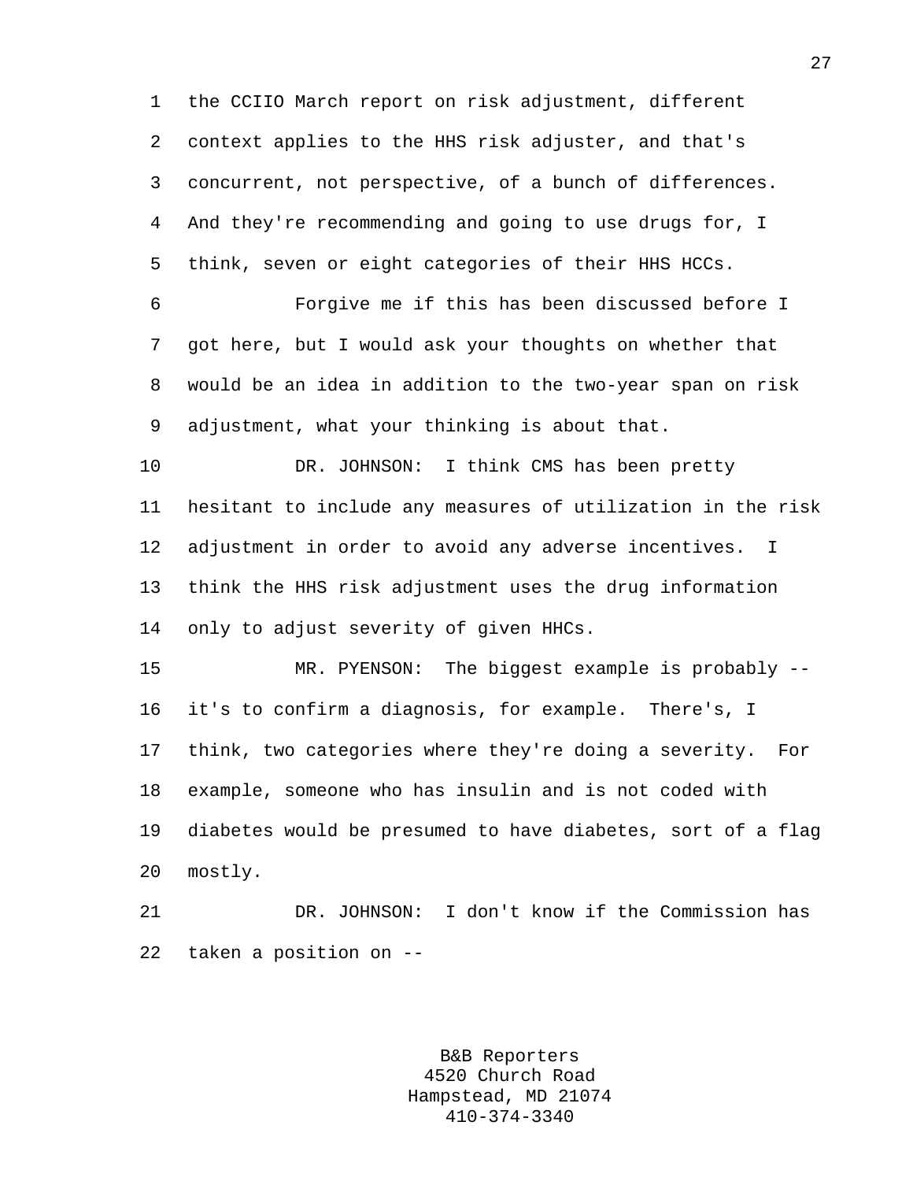the CCIIO March report on risk adjustment, different context applies to the HHS risk adjuster, and that's concurrent, not perspective, of a bunch of differences. And they're recommending and going to use drugs for, I think, seven or eight categories of their HHS HCCs.

Forgive me if this has been discussed before I got here, but I would ask your thoughts on whether that would be an idea in addition to the two-year span on risk adjustment, what your thinking is about that.

DR. JOHNSON: I think CMS has been pretty hesitant to include any measures of utilization in the risk adjustment in order to avoid any adverse incentives. I think the HHS risk adjustment uses the drug information only to adjust severity of given HHCs.

MR. PYENSON: The biggest example is probably -- it's to confirm a diagnosis, for example. There's, I think, two categories where they're doing a severity. For example, someone who has insulin and is not coded with diabetes would be presumed to have diabetes, sort of a flag mostly.

DR. JOHNSON: I don't know if the Commission has taken a position on --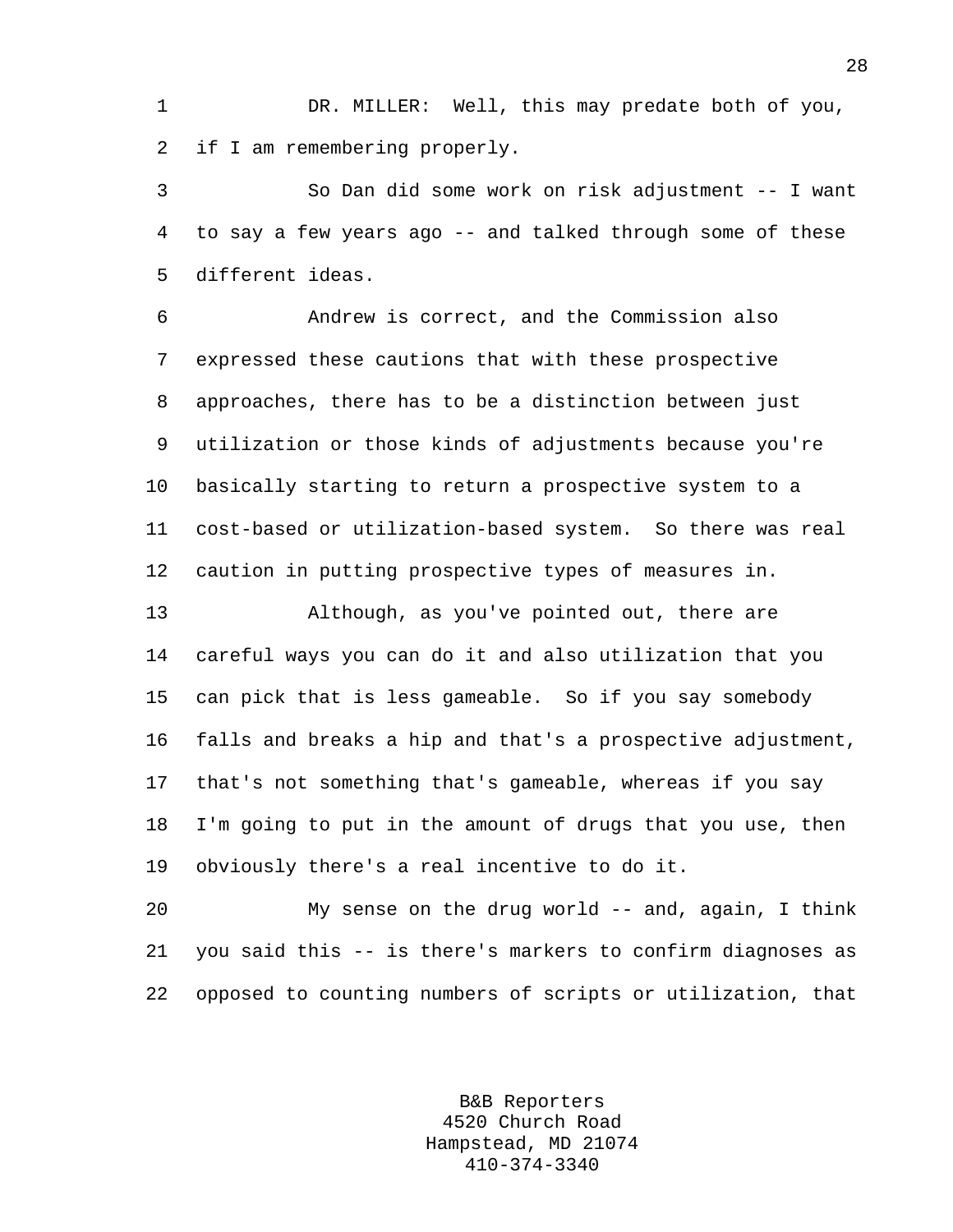DR. MILLER: Well, this may predate both of you, if I am remembering properly.

So Dan did some work on risk adjustment -- I want to say a few years ago -- and talked through some of these different ideas.

Andrew is correct, and the Commission also expressed these cautions that with these prospective approaches, there has to be a distinction between just utilization or those kinds of adjustments because you're basically starting to return a prospective system to a cost-based or utilization-based system. So there was real caution in putting prospective types of measures in.

Although, as you've pointed out, there are careful ways you can do it and also utilization that you can pick that is less gameable. So if you say somebody falls and breaks a hip and that's a prospective adjustment, that's not something that's gameable, whereas if you say I'm going to put in the amount of drugs that you use, then obviously there's a real incentive to do it.

My sense on the drug world -- and, again, I think you said this -- is there's markers to confirm diagnoses as opposed to counting numbers of scripts or utilization, that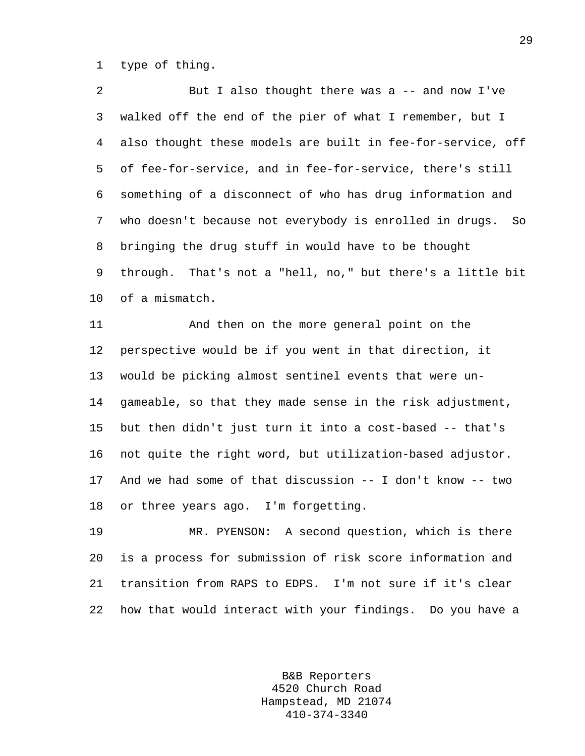type of thing.

But I also thought there was a -- and now I've walked off the end of the pier of what I remember, but I also thought these models are built in fee-for-service, off of fee-for-service, and in fee-for-service, there's still something of a disconnect of who has drug information and who doesn't because not everybody is enrolled in drugs. So bringing the drug stuff in would have to be thought through. That's not a "hell, no," but there's a little bit of a mismatch.

And then on the more general point on the perspective would be if you went in that direction, it would be picking almost sentinel events that were un-gameable, so that they made sense in the risk adjustment, but then didn't just turn it into a cost-based -- that's not quite the right word, but utilization-based adjustor. And we had some of that discussion -- I don't know -- two or three years ago. I'm forgetting.

MR. PYENSON: A second question, which is there is a process for submission of risk score information and transition from RAPS to EDPS. I'm not sure if it's clear how that would interact with your findings. Do you have a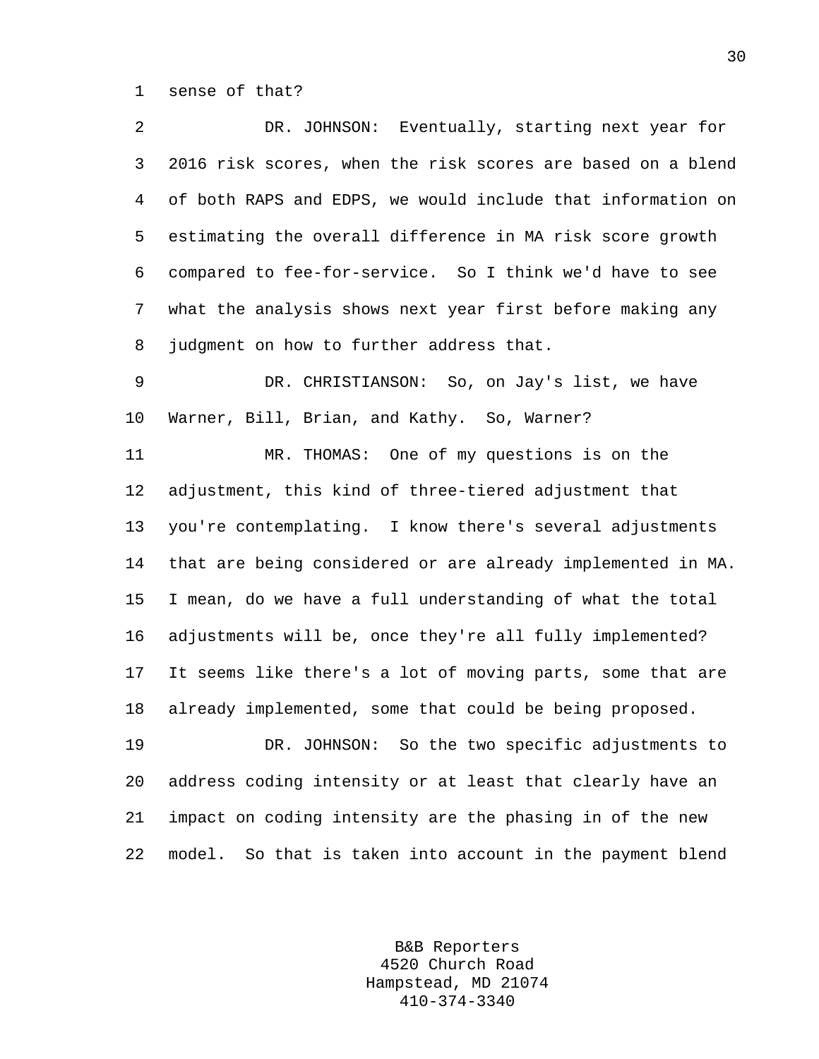sense of that?

DR. JOHNSON: Eventually, starting next year for 2016 risk scores, when the risk scores are based on a blend of both RAPS and EDPS, we would include that information on estimating the overall difference in MA risk score growth compared to fee-for-service. So I think we'd have to see what the analysis shows next year first before making any judgment on how to further address that.

DR. CHRISTIANSON: So, on Jay's list, we have Warner, Bill, Brian, and Kathy. So, Warner?

MR. THOMAS: One of my questions is on the adjustment, this kind of three-tiered adjustment that you're contemplating. I know there's several adjustments that are being considered or are already implemented in MA. I mean, do we have a full understanding of what the total adjustments will be, once they're all fully implemented? It seems like there's a lot of moving parts, some that are already implemented, some that could be being proposed.

DR. JOHNSON: So the two specific adjustments to address coding intensity or at least that clearly have an impact on coding intensity are the phasing in of the new model. So that is taken into account in the payment blend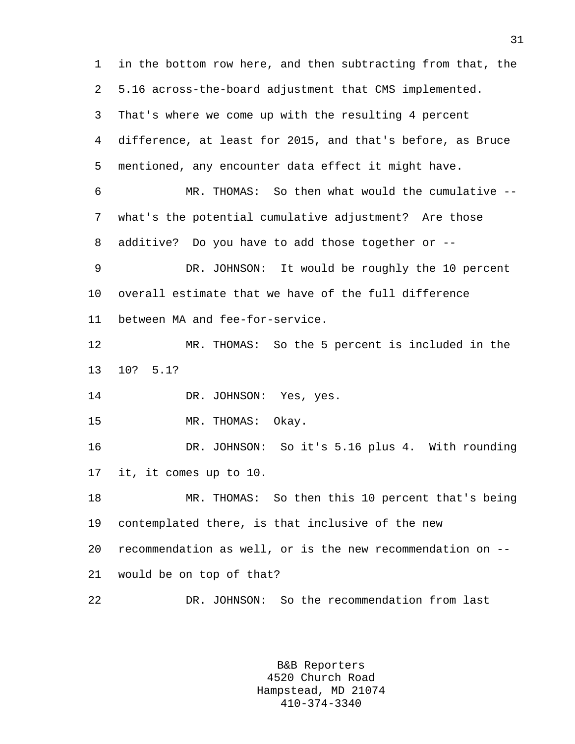in the bottom row here, and then subtracting from that, the 5.16 across-the-board adjustment that CMS implemented. That's where we come up with the resulting 4 percent difference, at least for 2015, and that's before, as Bruce mentioned, any encounter data effect it might have.

MR. THOMAS: So then what would the cumulative -- what's the potential cumulative adjustment? Are those additive? Do you have to add those together or --

DR. JOHNSON: It would be roughly the 10 percent overall estimate that we have of the full difference between MA and fee-for-service.

MR. THOMAS: So the 5 percent is included in the 10? 5.1?

DR. JOHNSON: Yes, yes.

MR. THOMAS: Okay.

DR. JOHNSON: So it's 5.16 plus 4. With rounding it, it comes up to 10.

MR. THOMAS: So then this 10 percent that's being contemplated there, is that inclusive of the new recommendation as well, or is the new recommendation on -- would be on top of that?

DR. JOHNSON: So the recommendation from last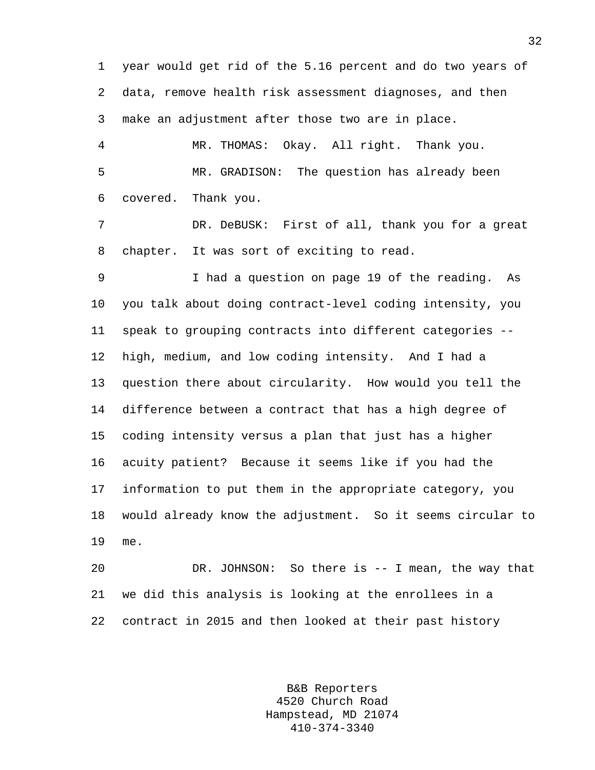year would get rid of the 5.16 percent and do two years of data, remove health risk assessment diagnoses, and then make an adjustment after those two are in place.

MR. THOMAS: Okay. All right. Thank you.

MR. GRADISON: The question has already been covered. Thank you.

DR. DeBUSK: First of all, thank you for a great chapter. It was sort of exciting to read.

I had a question on page 19 of the reading. As you talk about doing contract-level coding intensity, you speak to grouping contracts into different categories -- high, medium, and low coding intensity. And I had a question there about circularity. How would you tell the difference between a contract that has a high degree of coding intensity versus a plan that just has a higher acuity patient? Because it seems like if you had the information to put them in the appropriate category, you would already know the adjustment. So it seems circular to me.

DR. JOHNSON: So there is -- I mean, the way that we did this analysis is looking at the enrollees in a contract in 2015 and then looked at their past history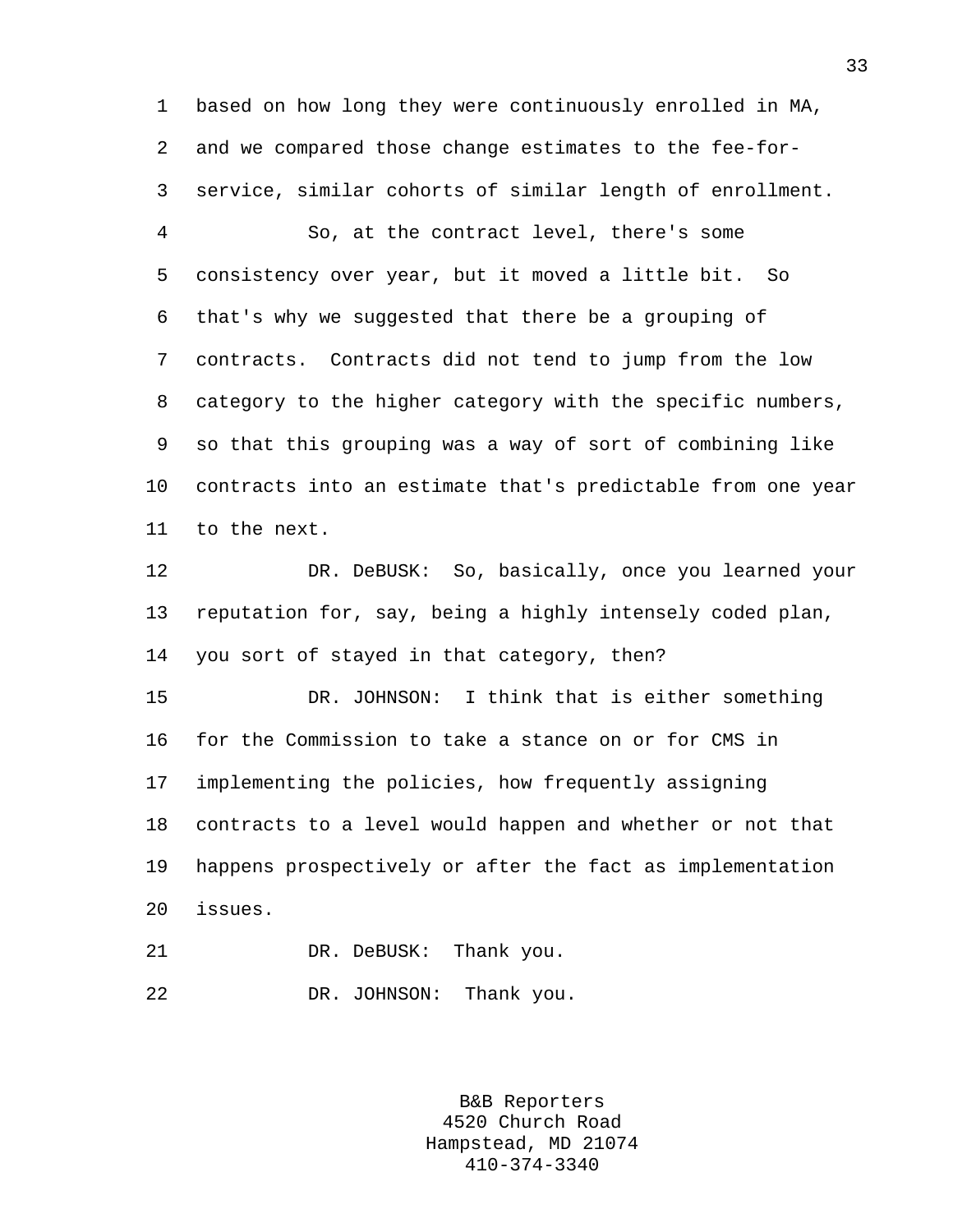based on how long they were continuously enrolled in MA, and we compared those change estimates to the fee-for-service, similar cohorts of similar length of enrollment.

So, at the contract level, there's some consistency over year, but it moved a little bit. So that's why we suggested that there be a grouping of contracts. Contracts did not tend to jump from the low category to the higher category with the specific numbers, so that this grouping was a way of sort of combining like contracts into an estimate that's predictable from one year to the next.

DR. DeBUSK: So, basically, once you learned your reputation for, say, being a highly intensely coded plan, you sort of stayed in that category, then?

DR. JOHNSON: I think that is either something for the Commission to take a stance on or for CMS in implementing the policies, how frequently assigning contracts to a level would happen and whether or not that happens prospectively or after the fact as implementation issues.

DR. DeBUSK: Thank you.

DR. JOHNSON: Thank you.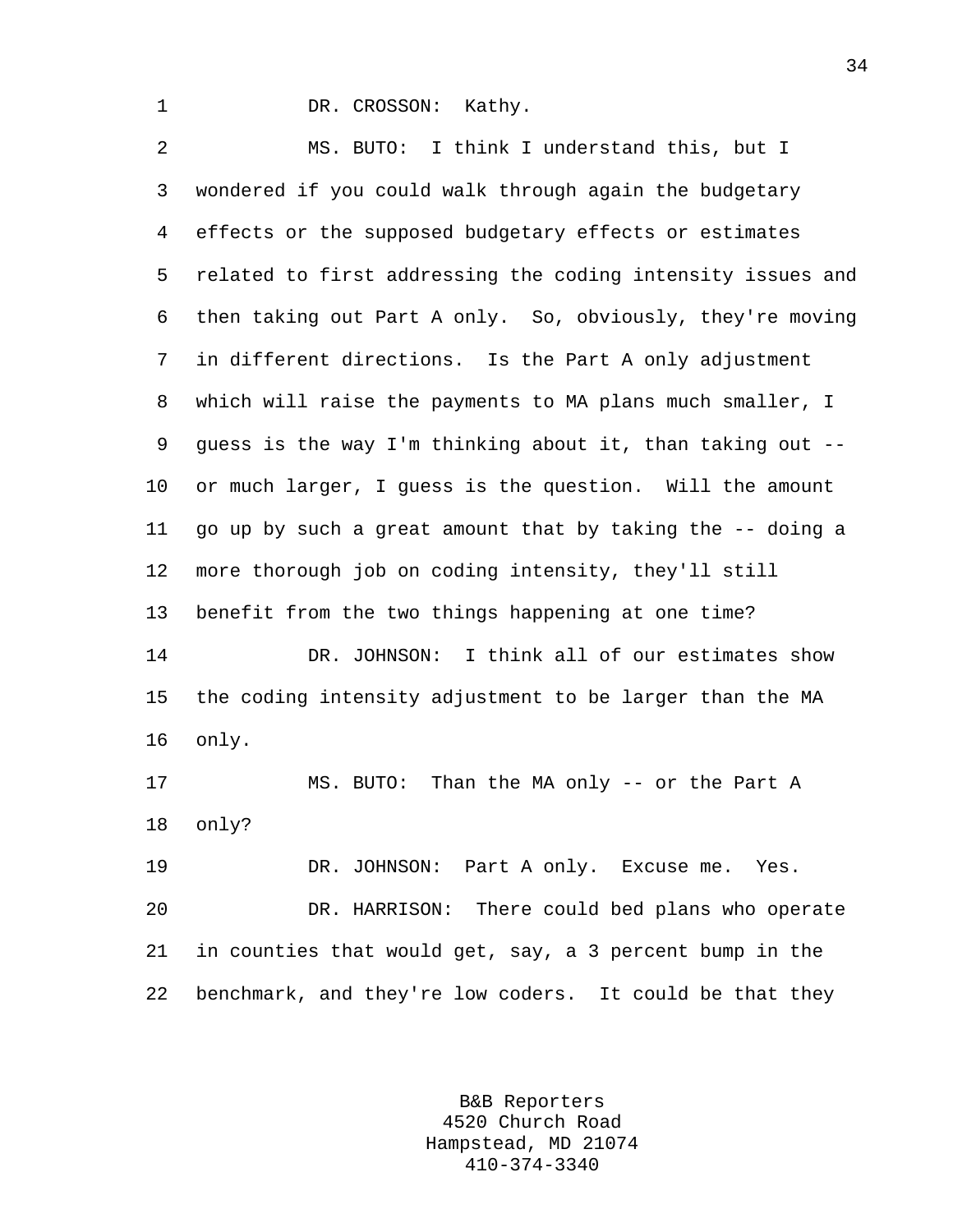DR. CROSSON: Kathy.

MS. BUTO: I think I understand this, but I wondered if you could walk through again the budgetary effects or the supposed budgetary effects or estimates related to first addressing the coding intensity issues and then taking out Part A only. So, obviously, they're moving in different directions. Is the Part A only adjustment which will raise the payments to MA plans much smaller, I guess is the way I'm thinking about it, than taking out -- or much larger, I guess is the question. Will the amount go up by such a great amount that by taking the -- doing a more thorough job on coding intensity, they'll still benefit from the two things happening at one time?

DR. JOHNSON: I think all of our estimates show the coding intensity adjustment to be larger than the MA only.

MS. BUTO: Than the MA only -- or the Part A only?

DR. JOHNSON: Part A only. Excuse me. Yes.

DR. HARRISON: There could bed plans who operate in counties that would get, say, a 3 percent bump in the benchmark, and they're low coders. It could be that they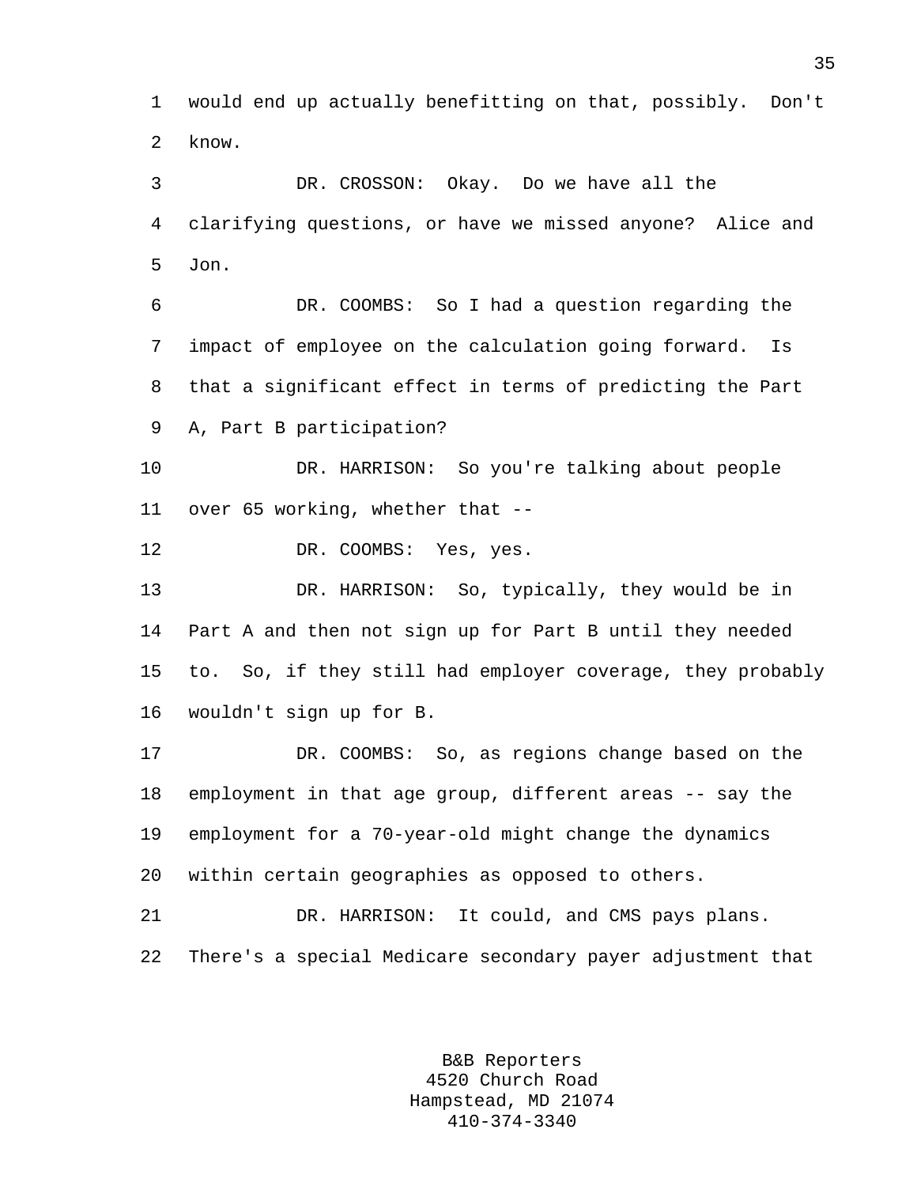would end up actually benefitting on that, possibly. Don't know.

DR. CROSSON: Okay. Do we have all the clarifying questions, or have we missed anyone? Alice and Jon.

DR. COOMBS: So I had a question regarding the impact of employee on the calculation going forward. Is that a significant effect in terms of predicting the Part A, Part B participation?

DR. HARRISON: So you're talking about people over 65 working, whether that --

DR. COOMBS: Yes, yes.

DR. HARRISON: So, typically, they would be in Part A and then not sign up for Part B until they needed to. So, if they still had employer coverage, they probably wouldn't sign up for B.

DR. COOMBS: So, as regions change based on the employment in that age group, different areas -- say the employment for a 70-year-old might change the dynamics within certain geographies as opposed to others.

DR. HARRISON: It could, and CMS pays plans. There's a special Medicare secondary payer adjustment that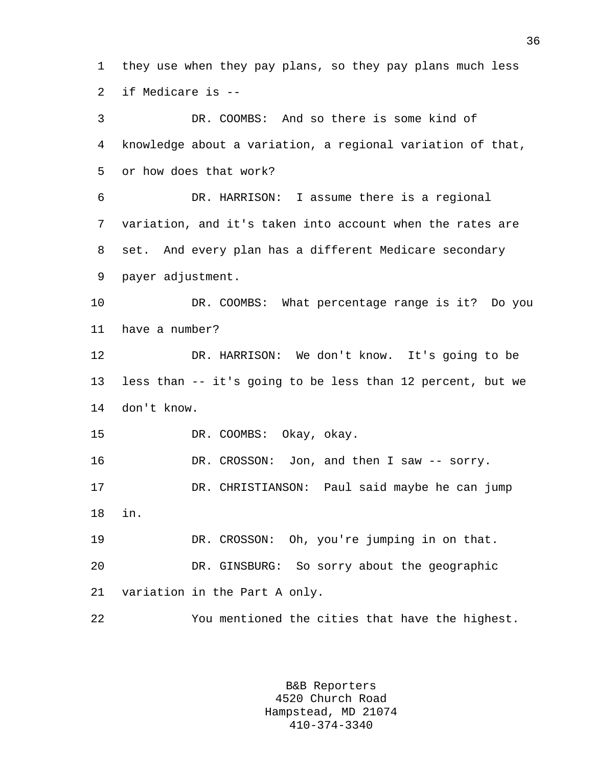they use when they pay plans, so they pay plans much less if Medicare is --

DR. COOMBS: And so there is some kind of knowledge about a variation, a regional variation of that, or how does that work?

DR. HARRISON: I assume there is a regional variation, and it's taken into account when the rates are set. And every plan has a different Medicare secondary payer adjustment.

DR. COOMBS: What percentage range is it? Do you have a number?

DR. HARRISON: We don't know. It's going to be less than -- it's going to be less than 12 percent, but we don't know.

DR. COOMBS: Okay, okay.

DR. CROSSON: Jon, and then I saw -- sorry.

DR. CHRISTIANSON: Paul said maybe he can jump in.

DR. CROSSON: Oh, you're jumping in on that.

DR. GINSBURG: So sorry about the geographic variation in the Part A only.

You mentioned the cities that have the highest.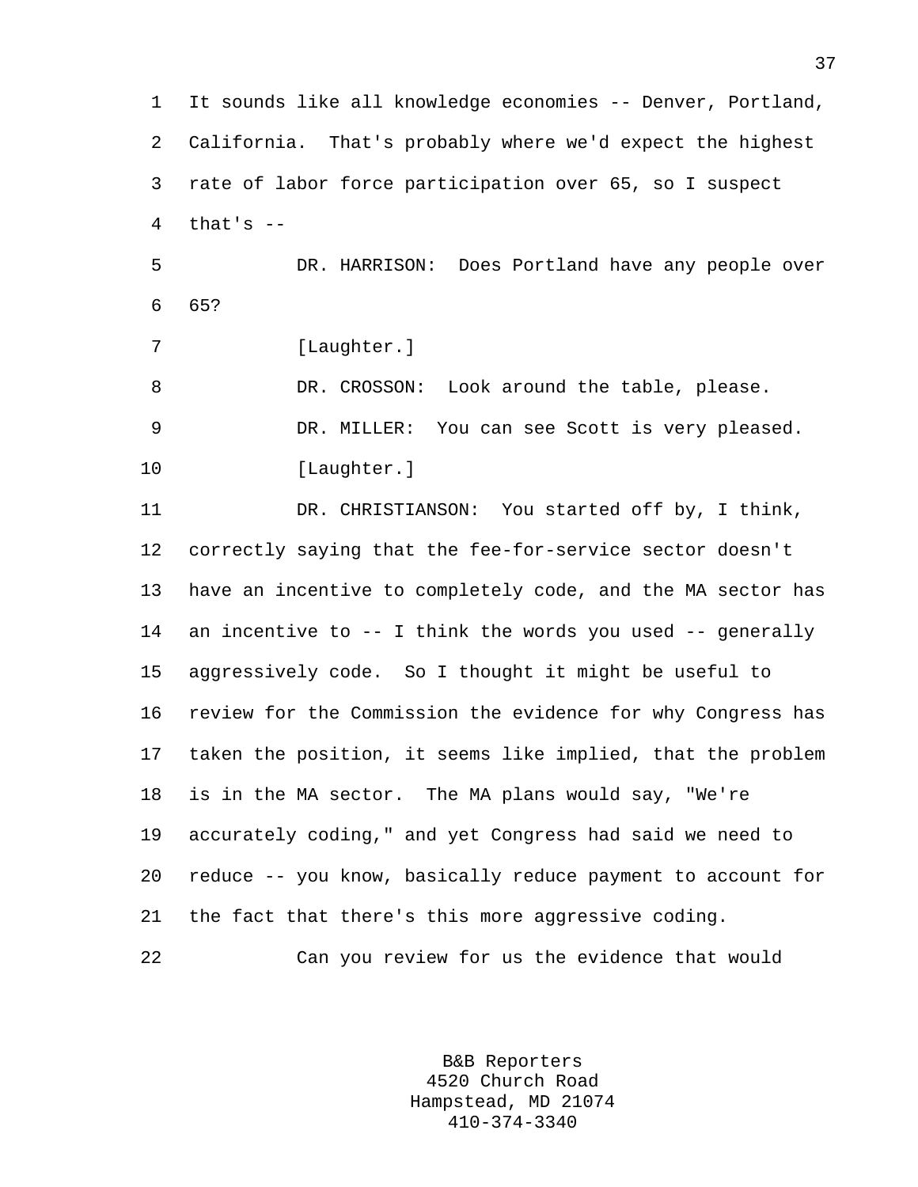It sounds like all knowledge economies -- Denver, Portland, California. That's probably where we'd expect the highest rate of labor force participation over 65, so I suspect that's --

DR. HARRISON: Does Portland have any people over 65?

[Laughter.]

DR. CROSSON: Look around the table, please.

DR. MILLER: You can see Scott is very pleased.

[Laughter.]

DR. CHRISTIANSON: You started off by, I think, correctly saying that the fee-for-service sector doesn't have an incentive to completely code, and the MA sector has an incentive to -- I think the words you used -- generally aggressively code. So I thought it might be useful to review for the Commission the evidence for why Congress has taken the position, it seems like implied, that the problem is in the MA sector. The MA plans would say, "We're accurately coding," and yet Congress had said we need to reduce -- you know, basically reduce payment to account for the fact that there's this more aggressive coding.

Can you review for us the evidence that would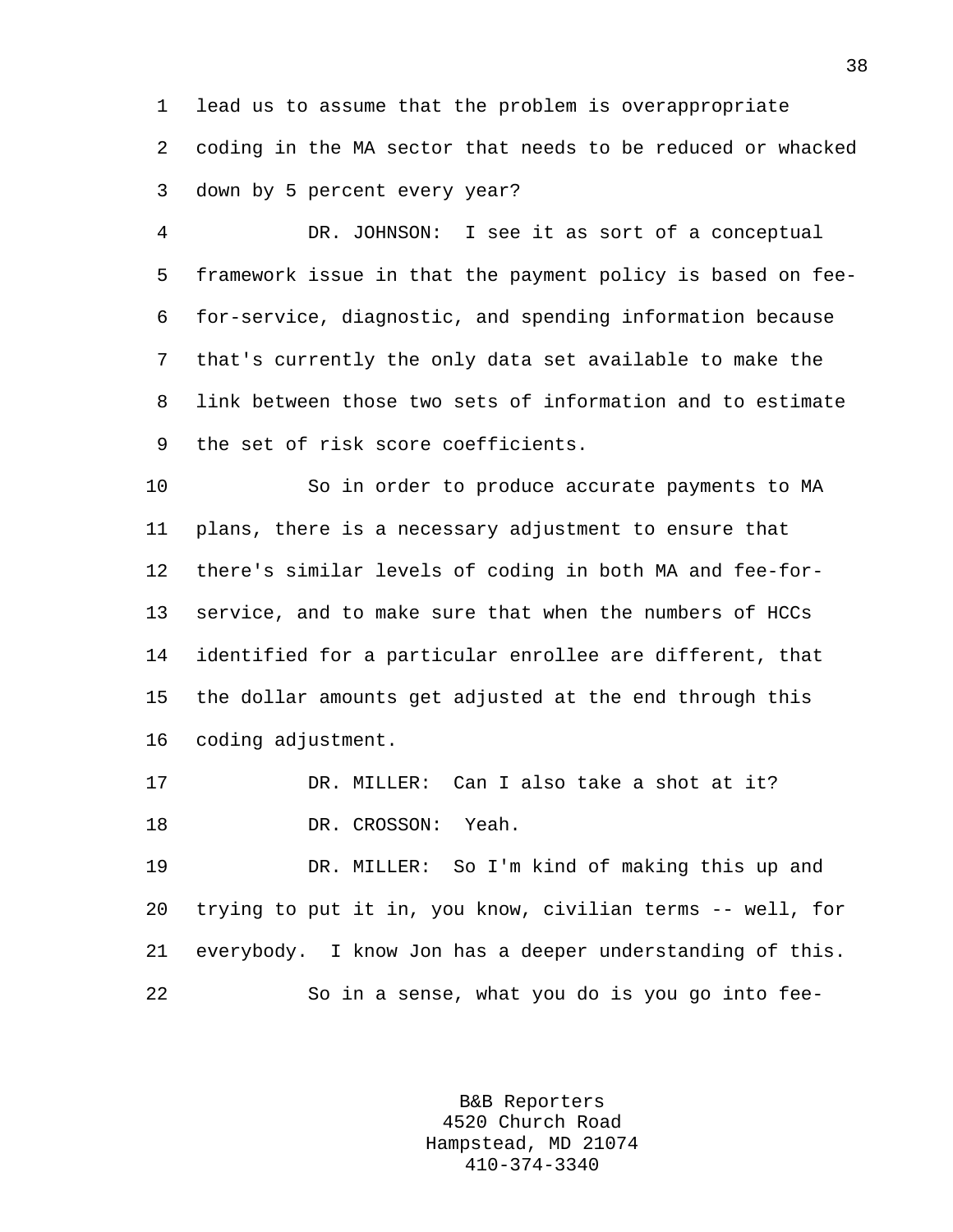lead us to assume that the problem is overappropriate coding in the MA sector that needs to be reduced or whacked down by 5 percent every year?

DR. JOHNSON: I see it as sort of a conceptual framework issue in that the payment policy is based on fee-for-service, diagnostic, and spending information because that's currently the only data set available to make the link between those two sets of information and to estimate the set of risk score coefficients.

So in order to produce accurate payments to MA plans, there is a necessary adjustment to ensure that there's similar levels of coding in both MA and fee-for-service, and to make sure that when the numbers of HCCs identified for a particular enrollee are different, that the dollar amounts get adjusted at the end through this coding adjustment.

DR. MILLER: Can I also take a shot at it?

DR. CROSSON: Yeah.

DR. MILLER: So I'm kind of making this up and trying to put it in, you know, civilian terms -- well, for everybody. I know Jon has a deeper understanding of this.

So in a sense, what you do is you go into fee-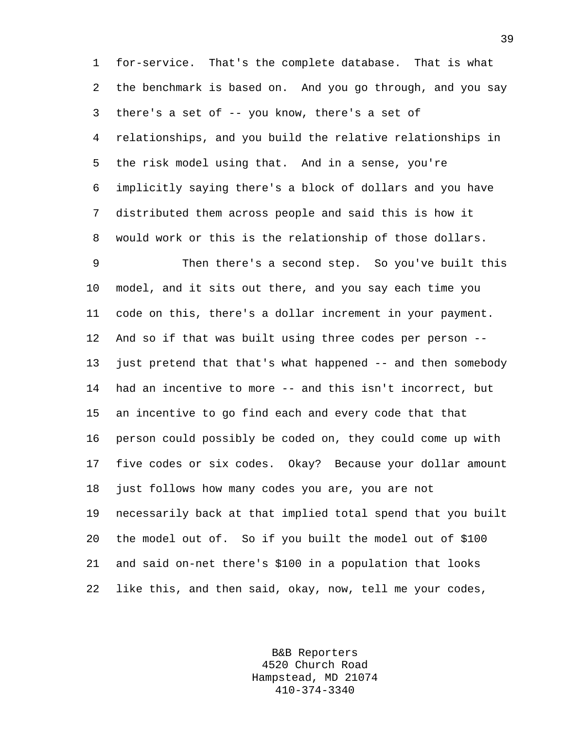for-service. That's the complete database. That is what the benchmark is based on. And you go through, and you say there's a set of -- you know, there's a set of relationships, and you build the relative relationships in the risk model using that. And in a sense, you're implicitly saying there's a block of dollars and you have distributed them across people and said this is how it would work or this is the relationship of those dollars.

Then there's a second step. So you've built this model, and it sits out there, and you say each time you code on this, there's a dollar increment in your payment. And so if that was built using three codes per person -- just pretend that that's what happened -- and then somebody had an incentive to more -- and this isn't incorrect, but an incentive to go find each and every code that that person could possibly be coded on, they could come up with five codes or six codes. Okay? Because your dollar amount just follows how many codes you are, you are not necessarily back at that implied total spend that you built the model out of. So if you built the model out of $100 and said on-net there's $100 in a population that looks like this, and then said, okay, now, tell me your codes,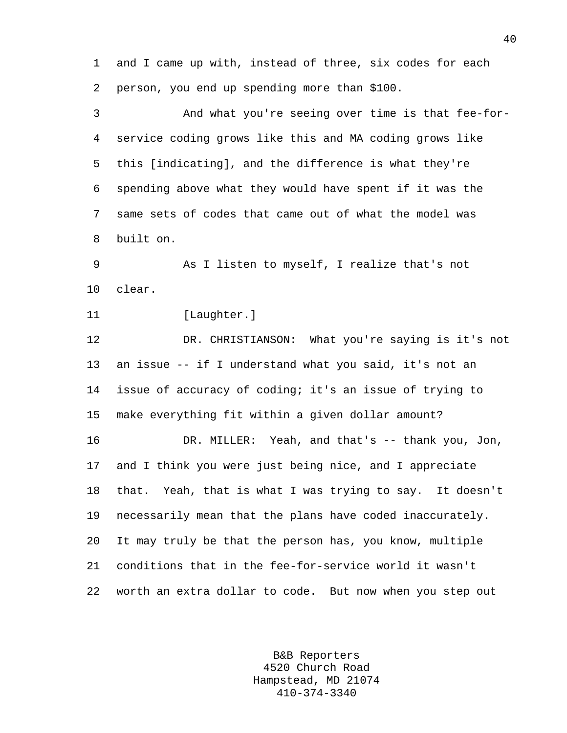and I came up with, instead of three, six codes for each person, you end up spending more than $100.

And what you're seeing over time is that fee-for-service coding grows like this and MA coding grows like this [indicating], and the difference is what they're spending above what they would have spent if it was the same sets of codes that came out of what the model was built on.

As I listen to myself, I realize that's not clear.

[Laughter.]

DR. CHRISTIANSON: What you're saying is it's not an issue -- if I understand what you said, it's not an issue of accuracy of coding; it's an issue of trying to make everything fit within a given dollar amount?

DR. MILLER: Yeah, and that's -- thank you, Jon, and I think you were just being nice, and I appreciate that. Yeah, that is what I was trying to say. It doesn't necessarily mean that the plans have coded inaccurately. It may truly be that the person has, you know, multiple conditions that in the fee-for-service world it wasn't worth an extra dollar to code. But now when you step out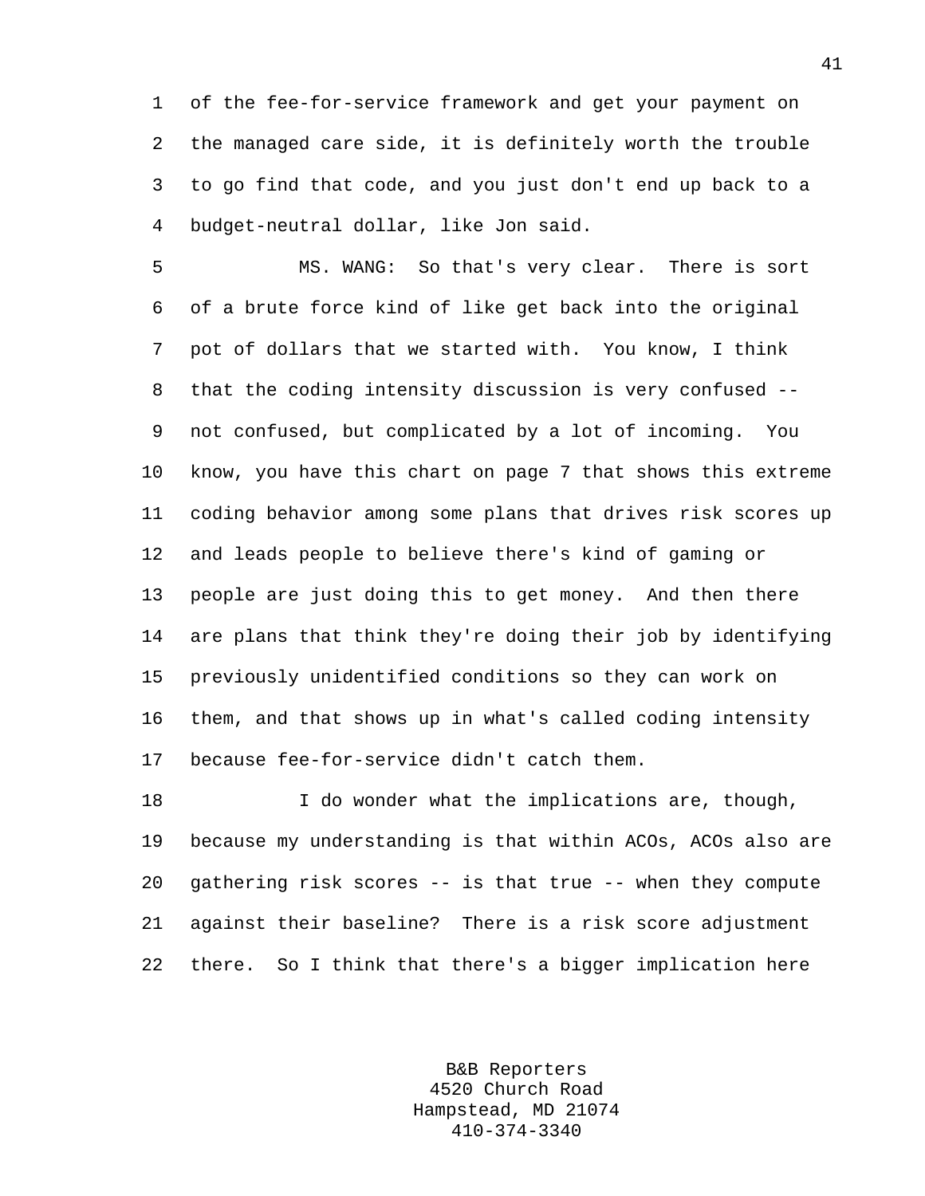of the fee-for-service framework and get your payment on the managed care side, it is definitely worth the trouble to go find that code, and you just don't end up back to a budget-neutral dollar, like Jon said.

MS. WANG: So that's very clear. There is sort of a brute force kind of like get back into the original pot of dollars that we started with. You know, I think that the coding intensity discussion is very confused -- not confused, but complicated by a lot of incoming. You know, you have this chart on page 7 that shows this extreme coding behavior among some plans that drives risk scores up and leads people to believe there's kind of gaming or people are just doing this to get money. And then there are plans that think they're doing their job by identifying previously unidentified conditions so they can work on them, and that shows up in what's called coding intensity because fee-for-service didn't catch them.

I do wonder what the implications are, though, because my understanding is that within ACOs, ACOs also are gathering risk scores -- is that true -- when they compute against their baseline? There is a risk score adjustment there. So I think that there's a bigger implication here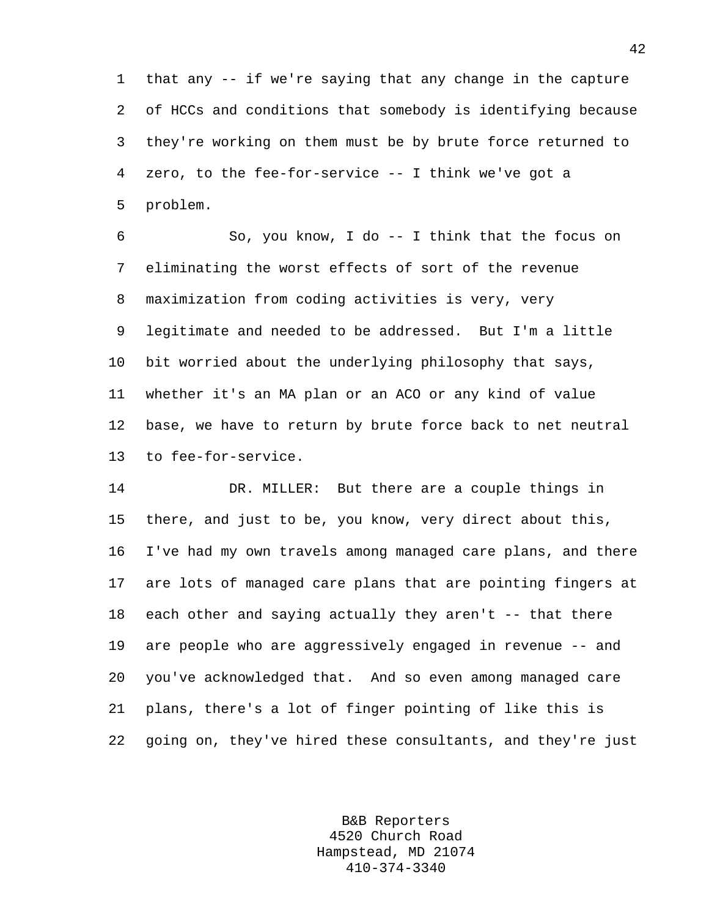that any -- if we're saying that any change in the capture of HCCs and conditions that somebody is identifying because they're working on them must be by brute force returned to zero, to the fee-for-service -- I think we've got a problem.

So, you know, I do -- I think that the focus on eliminating the worst effects of sort of the revenue maximization from coding activities is very, very legitimate and needed to be addressed. But I'm a little bit worried about the underlying philosophy that says, whether it's an MA plan or an ACO or any kind of value base, we have to return by brute force back to net neutral to fee-for-service.

DR. MILLER: But there are a couple things in there, and just to be, you know, very direct about this, I've had my own travels among managed care plans, and there are lots of managed care plans that are pointing fingers at each other and saying actually they aren't -- that there are people who are aggressively engaged in revenue -- and you've acknowledged that. And so even among managed care plans, there's a lot of finger pointing of like this is going on, they've hired these consultants, and they're just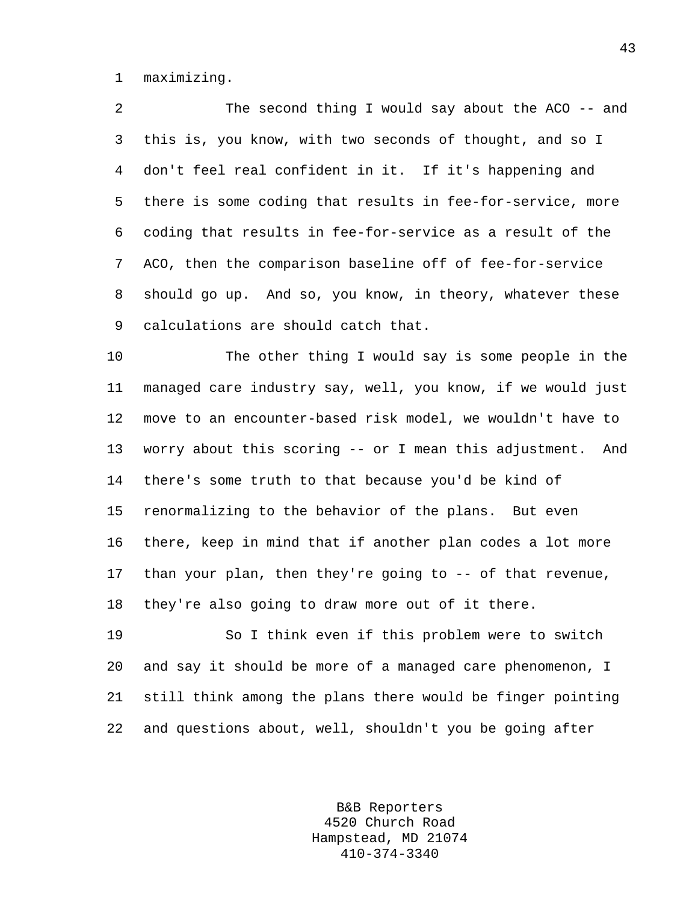maximizing.

The second thing I would say about the ACO -- and this is, you know, with two seconds of thought, and so I don't feel real confident in it. If it's happening and there is some coding that results in fee-for-service, more coding that results in fee-for-service as a result of the ACO, then the comparison baseline off of fee-for-service should go up. And so, you know, in theory, whatever these calculations are should catch that.

The other thing I would say is some people in the managed care industry say, well, you know, if we would just move to an encounter-based risk model, we wouldn't have to worry about this scoring -- or I mean this adjustment. And there's some truth to that because you'd be kind of renormalizing to the behavior of the plans. But even there, keep in mind that if another plan codes a lot more than your plan, then they're going to -- of that revenue, they're also going to draw more out of it there.

So I think even if this problem were to switch and say it should be more of a managed care phenomenon, I still think among the plans there would be finger pointing and questions about, well, shouldn't you be going after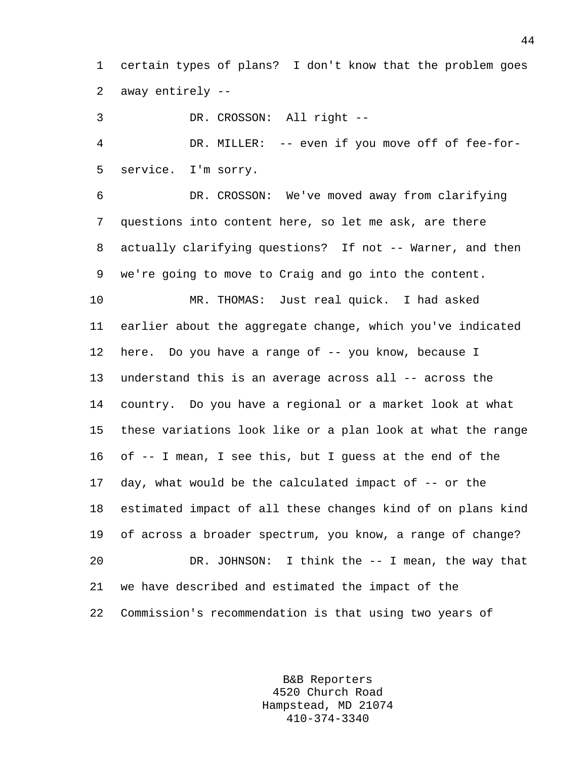certain types of plans? I don't know that the problem goes away entirely --

DR. CROSSON: All right --

DR. MILLER: -- even if you move off of fee-for-service. I'm sorry.

DR. CROSSON: We've moved away from clarifying questions into content here, so let me ask, are there actually clarifying questions? If not -- Warner, and then we're going to move to Craig and go into the content.

MR. THOMAS: Just real quick. I had asked earlier about the aggregate change, which you've indicated here. Do you have a range of -- you know, because I understand this is an average across all -- across the country. Do you have a regional or a market look at what these variations look like or a plan look at what the range of -- I mean, I see this, but I guess at the end of the day, what would be the calculated impact of -- or the estimated impact of all these changes kind of on plans kind of across a broader spectrum, you know, a range of change?

DR. JOHNSON: I think the -- I mean, the way that we have described and estimated the impact of the Commission's recommendation is that using two years of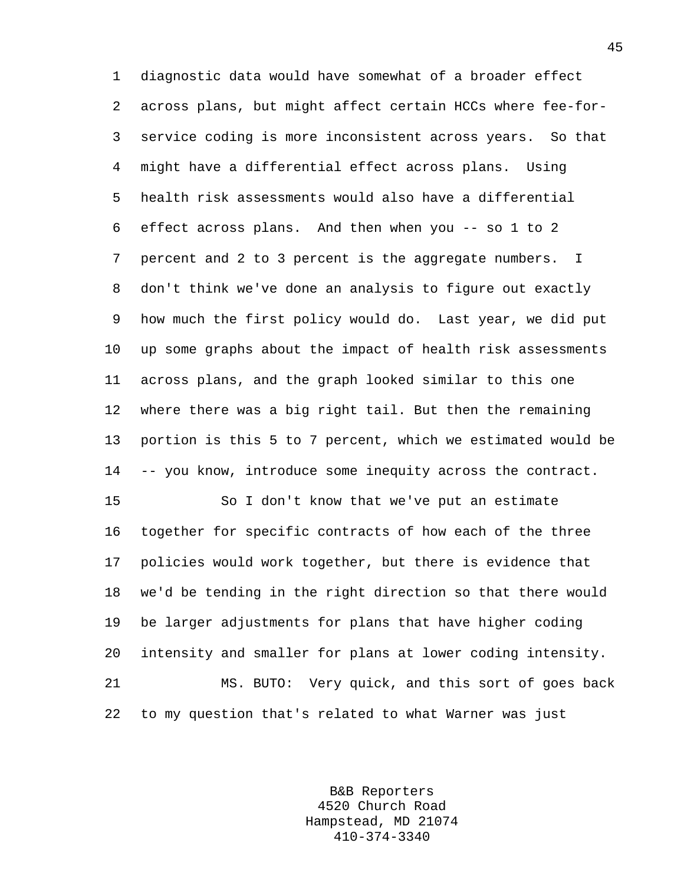diagnostic data would have somewhat of a broader effect across plans, but might affect certain HCCs where fee-for-service coding is more inconsistent across years. So that might have a differential effect across plans. Using health risk assessments would also have a differential effect across plans. And then when you -- so 1 to 2 percent and 2 to 3 percent is the aggregate numbers. I don't think we've done an analysis to figure out exactly how much the first policy would do. Last year, we did put up some graphs about the impact of health risk assessments across plans, and the graph looked similar to this one where there was a big right tail. But then the remaining portion is this 5 to 7 percent, which we estimated would be -- you know, introduce some inequity across the contract.

So I don't know that we've put an estimate together for specific contracts of how each of the three policies would work together, but there is evidence that we'd be tending in the right direction so that there would be larger adjustments for plans that have higher coding intensity and smaller for plans at lower coding intensity.

MS. BUTO: Very quick, and this sort of goes back to my question that's related to what Warner was just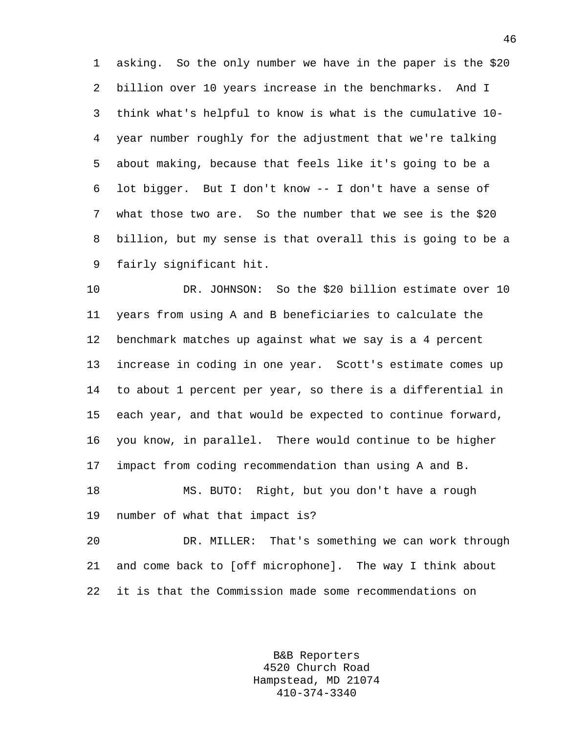asking. So the only number we have in the paper is the $20 billion over 10 years increase in the benchmarks. And I think what's helpful to know is what is the cumulative 10-year number roughly for the adjustment that we're talking about making, because that feels like it's going to be a lot bigger. But I don't know -- I don't have a sense of what those two are. So the number that we see is the $20 billion, but my sense is that overall this is going to be a fairly significant hit.

DR. JOHNSON: So the $20 billion estimate over 10 years from using A and B beneficiaries to calculate the benchmark matches up against what we say is a 4 percent increase in coding in one year. Scott's estimate comes up to about 1 percent per year, so there is a differential in each year, and that would be expected to continue forward, you know, in parallel. There would continue to be higher impact from coding recommendation than using A and B.

MS. BUTO: Right, but you don't have a rough number of what that impact is?

DR. MILLER: That's something we can work through and come back to [off microphone]. The way I think about it is that the Commission made some recommendations on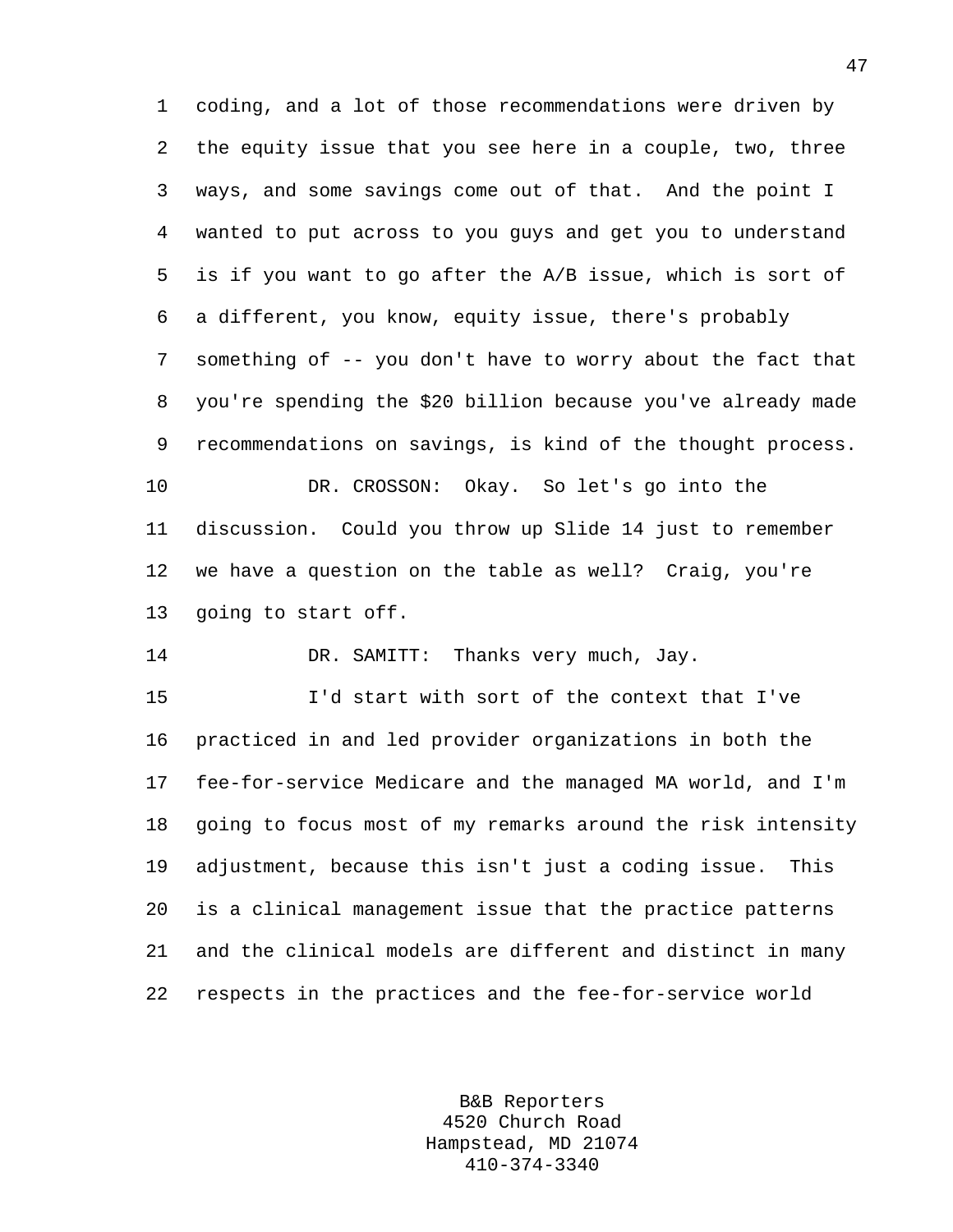coding, and a lot of those recommendations were driven by the equity issue that you see here in a couple, two, three ways, and some savings come out of that. And the point I wanted to put across to you guys and get you to understand is if you want to go after the A/B issue, which is sort of a different, you know, equity issue, there's probably something of -- you don't have to worry about the fact that you're spending the $20 billion because you've already made recommendations on savings, is kind of the thought process.

DR. CROSSON: Okay. So let's go into the discussion. Could you throw up Slide 14 just to remember we have a question on the table as well? Craig, you're going to start off.

DR. SAMITT: Thanks very much, Jay.

I'd start with sort of the context that I've practiced in and led provider organizations in both the fee-for-service Medicare and the managed MA world, and I'm going to focus most of my remarks around the risk intensity adjustment, because this isn't just a coding issue. This is a clinical management issue that the practice patterns and the clinical models are different and distinct in many respects in the practices and the fee-for-service world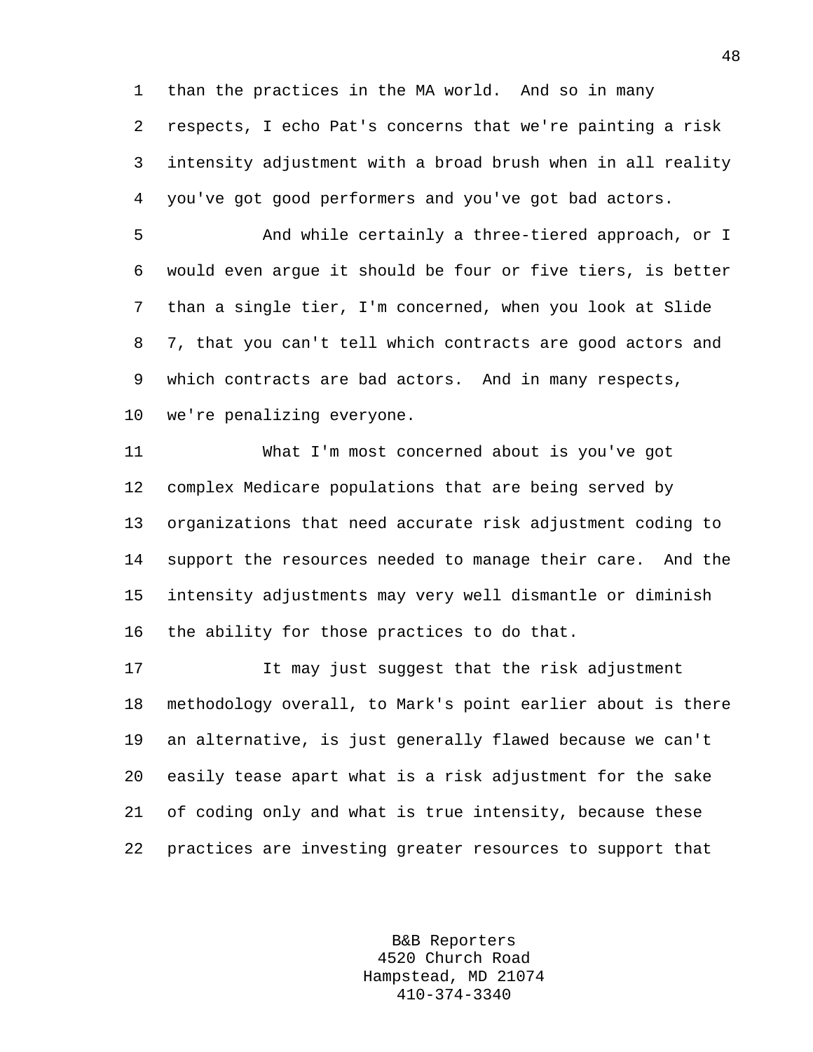than the practices in the MA world. And so in many respects, I echo Pat's concerns that we're painting a risk intensity adjustment with a broad brush when in all reality you've got good performers and you've got bad actors.

And while certainly a three-tiered approach, or I would even argue it should be four or five tiers, is better than a single tier, I'm concerned, when you look at Slide 7, that you can't tell which contracts are good actors and which contracts are bad actors. And in many respects, we're penalizing everyone.

What I'm most concerned about is you've got complex Medicare populations that are being served by organizations that need accurate risk adjustment coding to support the resources needed to manage their care. And the intensity adjustments may very well dismantle or diminish the ability for those practices to do that.

It may just suggest that the risk adjustment methodology overall, to Mark's point earlier about is there an alternative, is just generally flawed because we can't easily tease apart what is a risk adjustment for the sake of coding only and what is true intensity, because these practices are investing greater resources to support that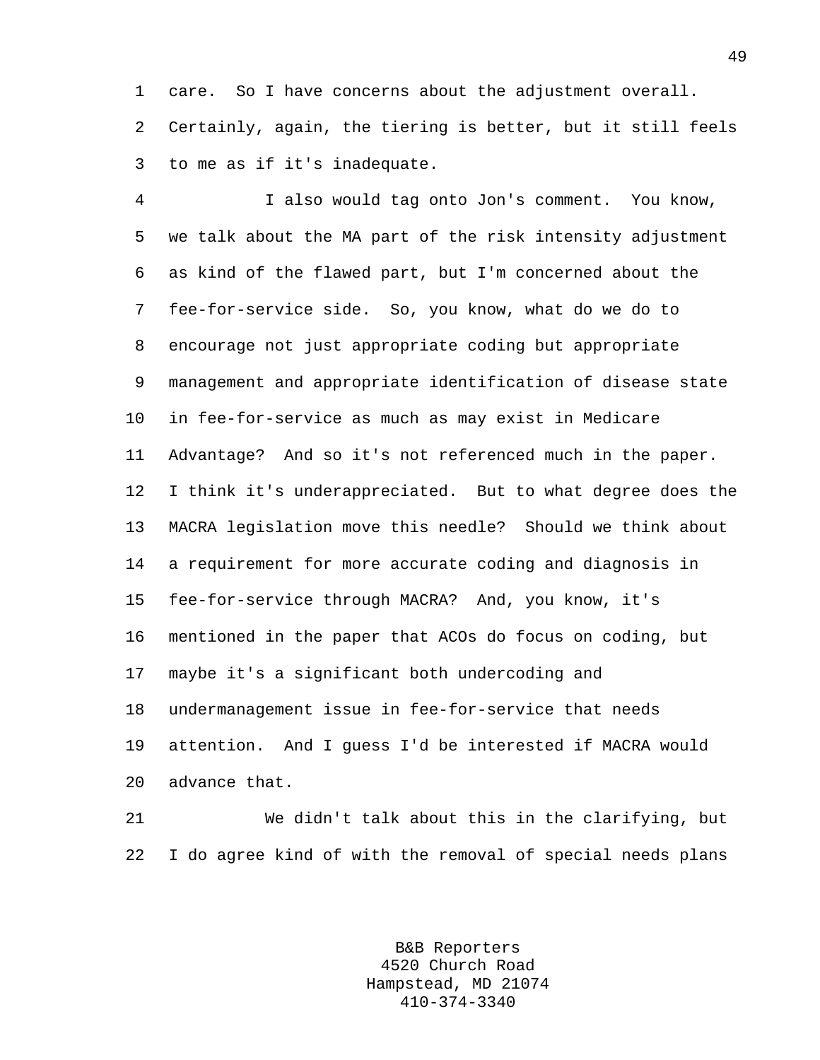care. So I have concerns about the adjustment overall. Certainly, again, the tiering is better, but it still feels to me as if it's inadequate.

I also would tag onto Jon's comment. You know, we talk about the MA part of the risk intensity adjustment as kind of the flawed part, but I'm concerned about the fee-for-service side. So, you know, what do we do to encourage not just appropriate coding but appropriate management and appropriate identification of disease state in fee-for-service as much as may exist in Medicare Advantage? And so it's not referenced much in the paper. I think it's underappreciated. But to what degree does the MACRA legislation move this needle? Should we think about a requirement for more accurate coding and diagnosis in fee-for-service through MACRA? And, you know, it's mentioned in the paper that ACOs do focus on coding, but maybe it's a significant both undercoding and undermanagement issue in fee-for-service that needs attention. And I guess I'd be interested if MACRA would advance that.

We didn't talk about this in the clarifying, but I do agree kind of with the removal of special needs plans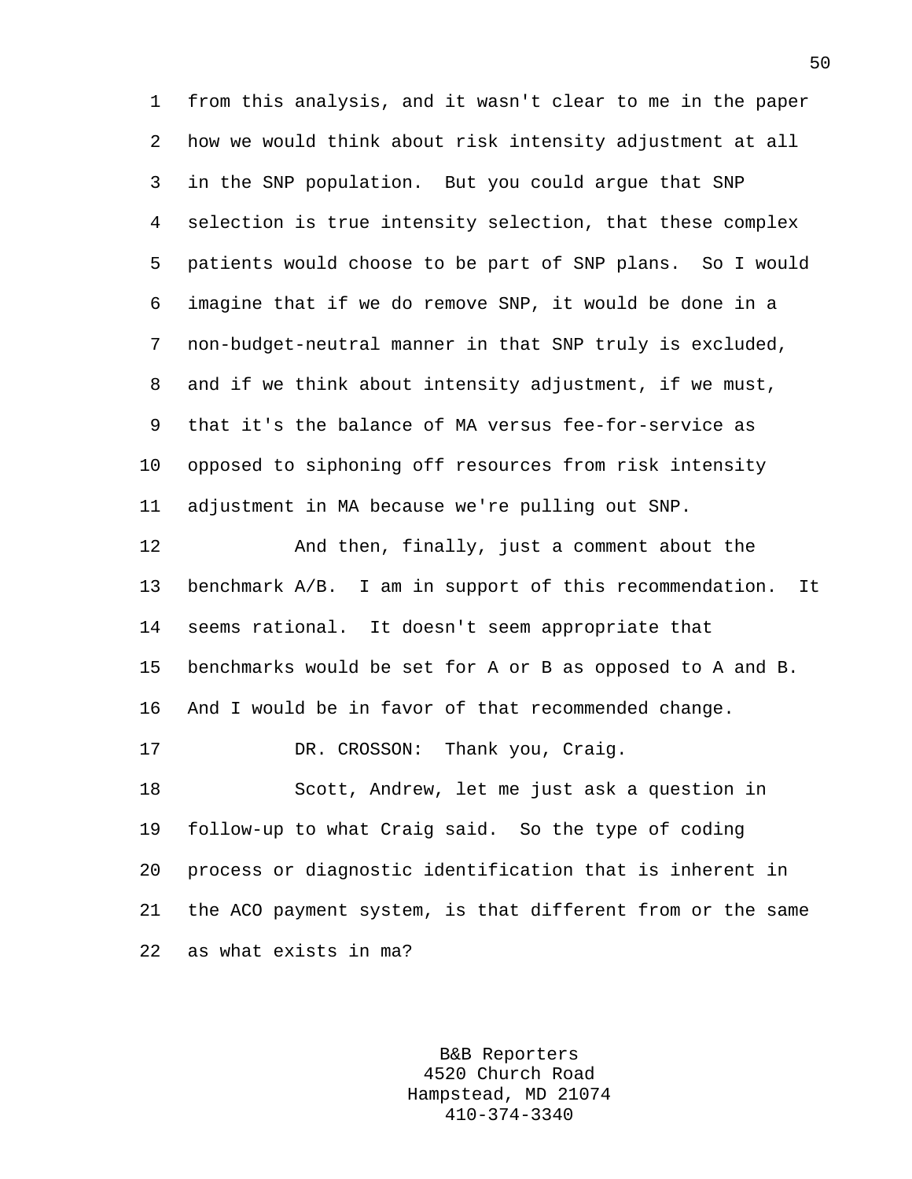from this analysis, and it wasn't clear to me in the paper how we would think about risk intensity adjustment at all in the SNP population. But you could argue that SNP selection is true intensity selection, that these complex patients would choose to be part of SNP plans. So I would imagine that if we do remove SNP, it would be done in a non-budget-neutral manner in that SNP truly is excluded, and if we think about intensity adjustment, if we must, that it's the balance of MA versus fee-for-service as opposed to siphoning off resources from risk intensity adjustment in MA because we're pulling out SNP.

And then, finally, just a comment about the benchmark A/B. I am in support of this recommendation. It seems rational. It doesn't seem appropriate that benchmarks would be set for A or B as opposed to A and B. And I would be in favor of that recommended change.

DR. CROSSON: Thank you, Craig.

Scott, Andrew, let me just ask a question in follow-up to what Craig said. So the type of coding process or diagnostic identification that is inherent in the ACO payment system, is that different from or the same as what exists in ma?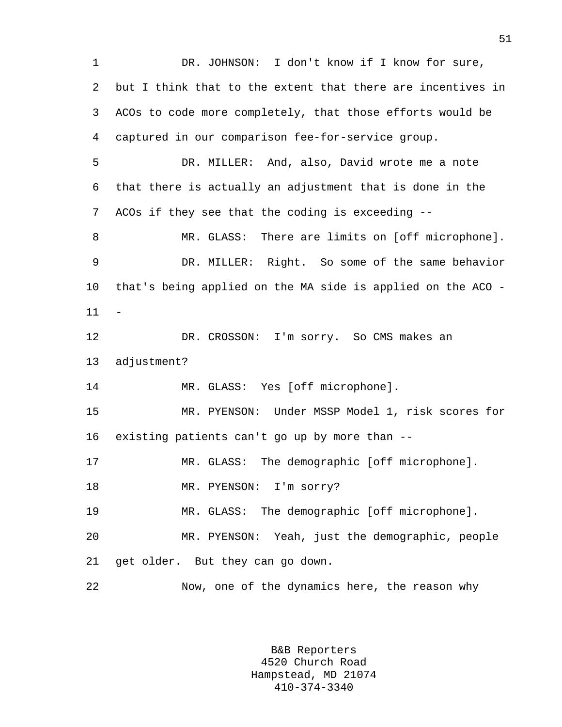DR. JOHNSON: I don't know if I know for sure, but I think that to the extent that there are incentives in ACOs to code more completely, that those efforts would be captured in our comparison fee-for-service group.

DR. MILLER: And, also, David wrote me a note that there is actually an adjustment that is done in the ACOs if they see that the coding is exceeding --

MR. GLASS: There are limits on [off microphone].

DR. MILLER: Right. So some of the same behavior that's being applied on the MA side is applied on the ACO --

DR. CROSSON: I'm sorry. So CMS makes an adjustment?

MR. GLASS: Yes [off microphone].

MR. PYENSON: Under MSSP Model 1, risk scores for existing patients can't go up by more than --

MR. GLASS: The demographic [off microphone].

MR. PYENSON: I'm sorry?

MR. GLASS: The demographic [off microphone].

MR. PYENSON: Yeah, just the demographic, people get older. But they can go down.

Now, one of the dynamics here, the reason why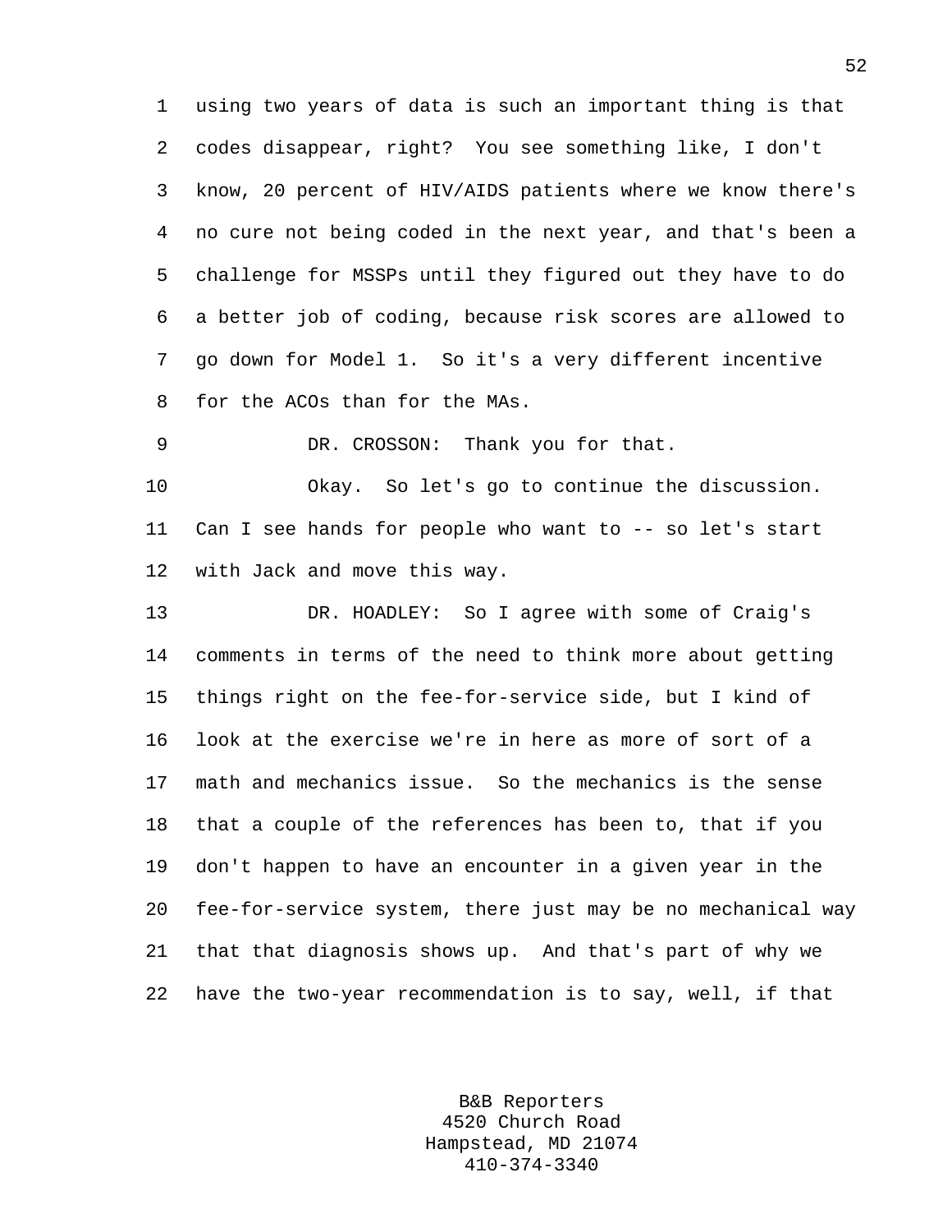using two years of data is such an important thing is that codes disappear, right? You see something like, I don't know, 20 percent of HIV/AIDS patients where we know there's no cure not being coded in the next year, and that's been a challenge for MSSPs until they figured out they have to do a better job of coding, because risk scores are allowed to go down for Model 1. So it's a very different incentive for the ACOs than for the MAs.

DR. CROSSON: Thank you for that.

Okay. So let's go to continue the discussion. Can I see hands for people who want to -- so let's start with Jack and move this way.

DR. HOADLEY: So I agree with some of Craig's comments in terms of the need to think more about getting things right on the fee-for-service side, but I kind of look at the exercise we're in here as more of sort of a math and mechanics issue. So the mechanics is the sense that a couple of the references has been to, that if you don't happen to have an encounter in a given year in the fee-for-service system, there just may be no mechanical way that that diagnosis shows up. And that's part of why we have the two-year recommendation is to say, well, if that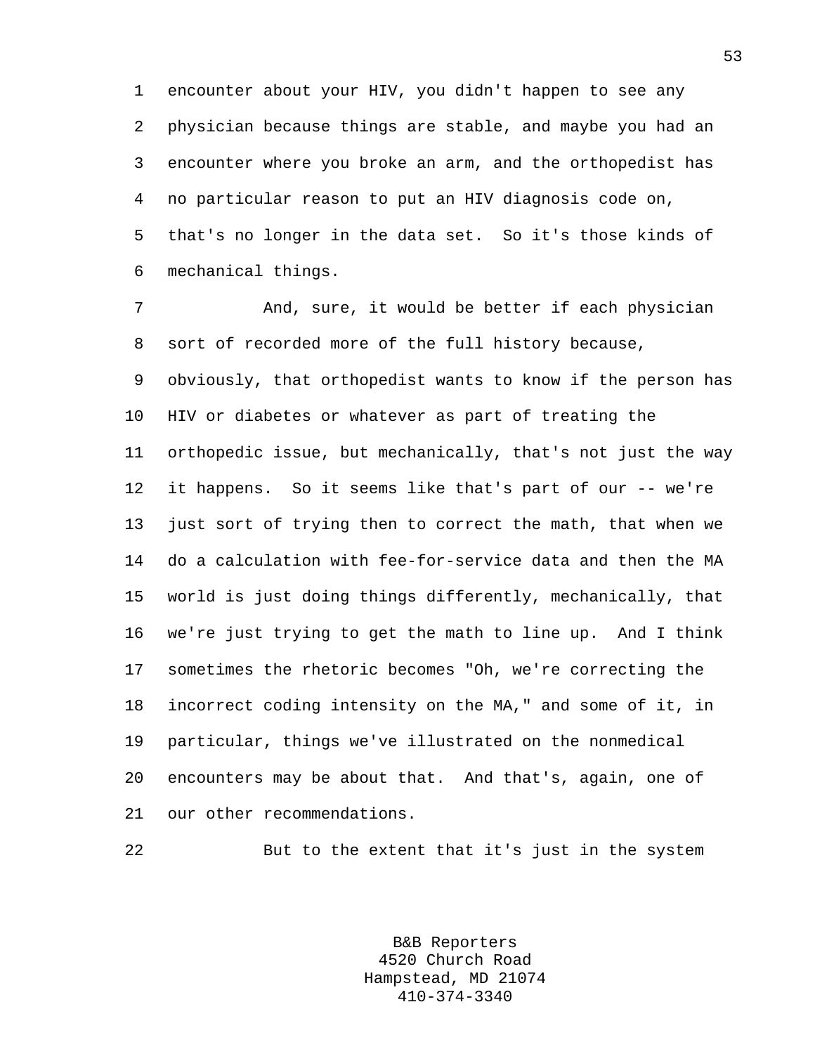encounter about your HIV, you didn't happen to see any physician because things are stable, and maybe you had an encounter where you broke an arm, and the orthopedist has no particular reason to put an HIV diagnosis code on, that's no longer in the data set. So it's those kinds of mechanical things.

And, sure, it would be better if each physician sort of recorded more of the full history because, obviously, that orthopedist wants to know if the person has HIV or diabetes or whatever as part of treating the orthopedic issue, but mechanically, that's not just the way it happens. So it seems like that's part of our -- we're just sort of trying then to correct the math, that when we do a calculation with fee-for-service data and then the MA world is just doing things differently, mechanically, that we're just trying to get the math to line up. And I think sometimes the rhetoric becomes "Oh, we're correcting the incorrect coding intensity on the MA," and some of it, in particular, things we've illustrated on the nonmedical encounters may be about that. And that's, again, one of our other recommendations.

But to the extent that it's just in the system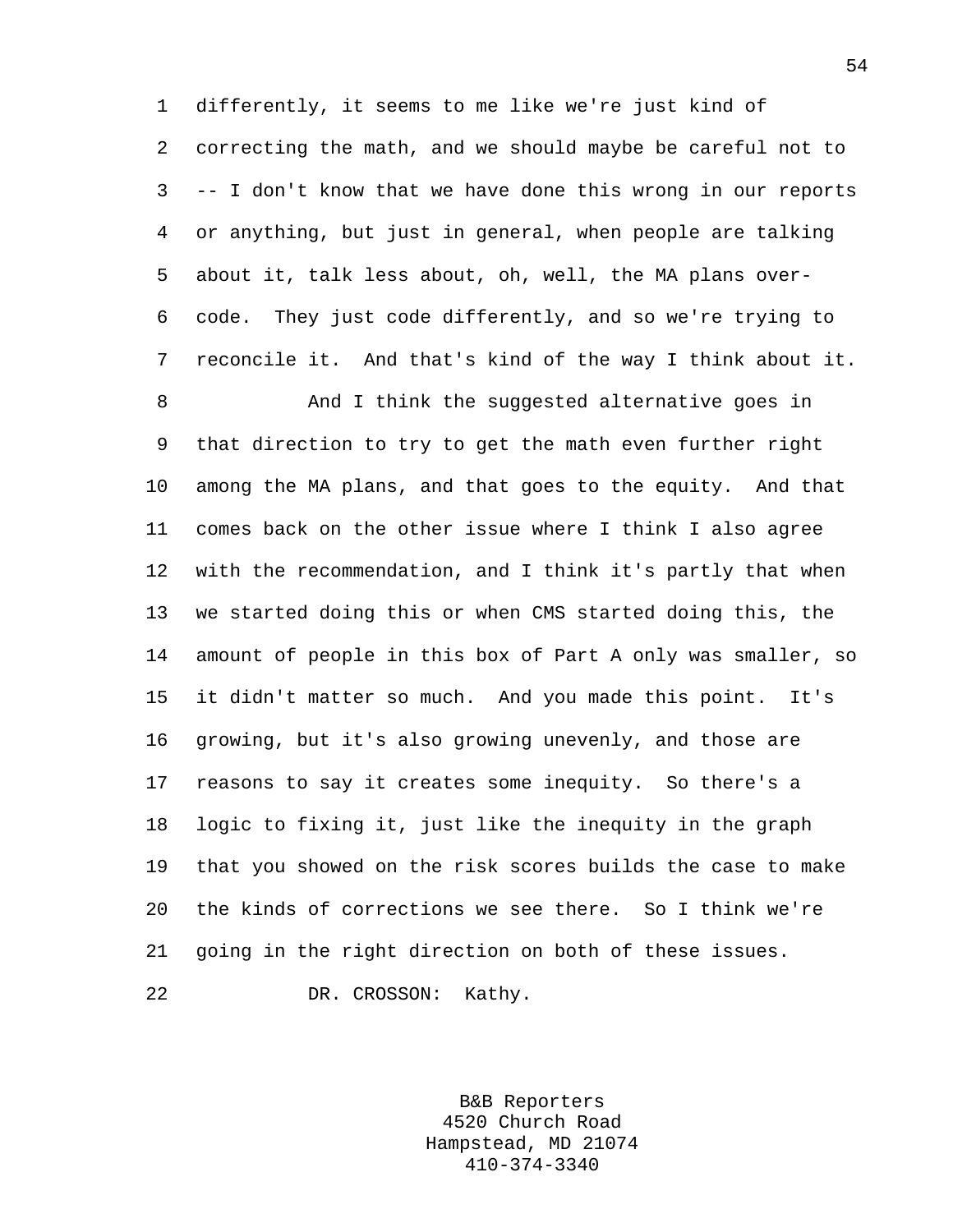differently, it seems to me like we're just kind of correcting the math, and we should maybe be careful not to -- I don't know that we have done this wrong in our reports or anything, but just in general, when people are talking about it, talk less about, oh, well, the MA plans over-code. They just code differently, and so we're trying to reconcile it. And that's kind of the way I think about it.

And I think the suggested alternative goes in that direction to try to get the math even further right among the MA plans, and that goes to the equity. And that comes back on the other issue where I think I also agree with the recommendation, and I think it's partly that when we started doing this or when CMS started doing this, the amount of people in this box of Part A only was smaller, so it didn't matter so much. And you made this point. It's growing, but it's also growing unevenly, and those are reasons to say it creates some inequity. So there's a logic to fixing it, just like the inequity in the graph that you showed on the risk scores builds the case to make the kinds of corrections we see there. So I think we're going in the right direction on both of these issues.

DR. CROSSON: Kathy.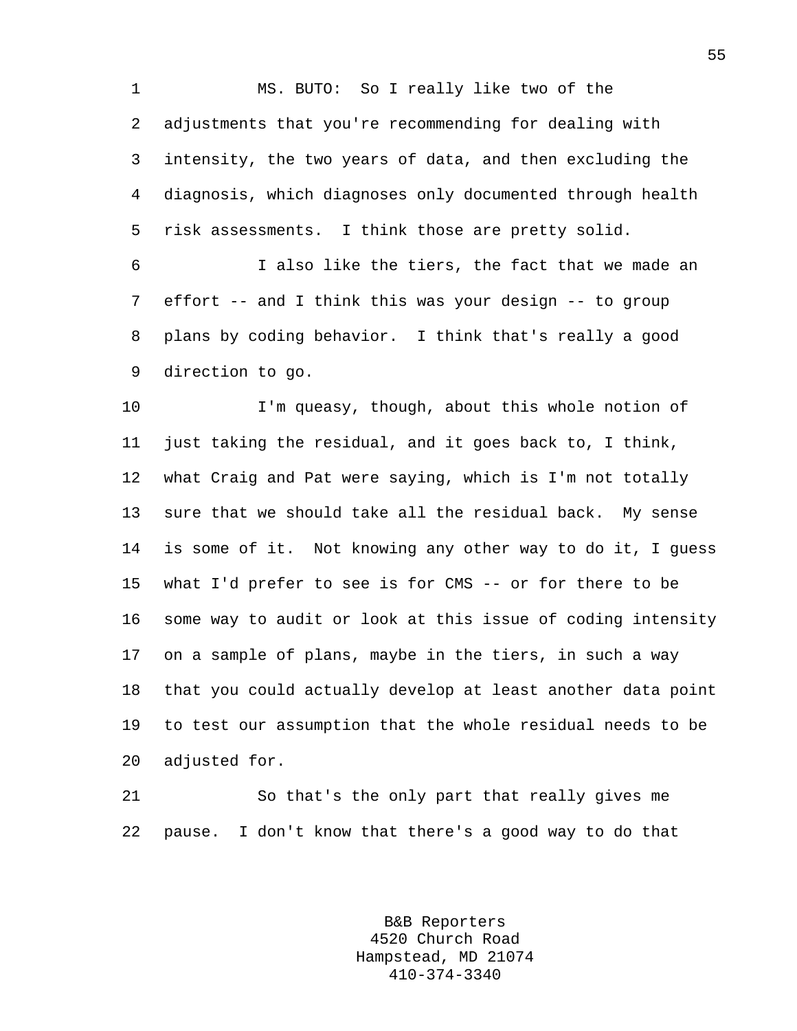MS. BUTO: So I really like two of the adjustments that you're recommending for dealing with intensity, the two years of data, and then excluding the diagnosis, which diagnoses only documented through health risk assessments. I think those are pretty solid.

I also like the tiers, the fact that we made an effort -- and I think this was your design -- to group plans by coding behavior. I think that's really a good direction to go.

I'm queasy, though, about this whole notion of just taking the residual, and it goes back to, I think, what Craig and Pat were saying, which is I'm not totally sure that we should take all the residual back. My sense is some of it. Not knowing any other way to do it, I guess what I'd prefer to see is for CMS -- or for there to be some way to audit or look at this issue of coding intensity on a sample of plans, maybe in the tiers, in such a way that you could actually develop at least another data point to test our assumption that the whole residual needs to be adjusted for.

So that's the only part that really gives me pause. I don't know that there's a good way to do that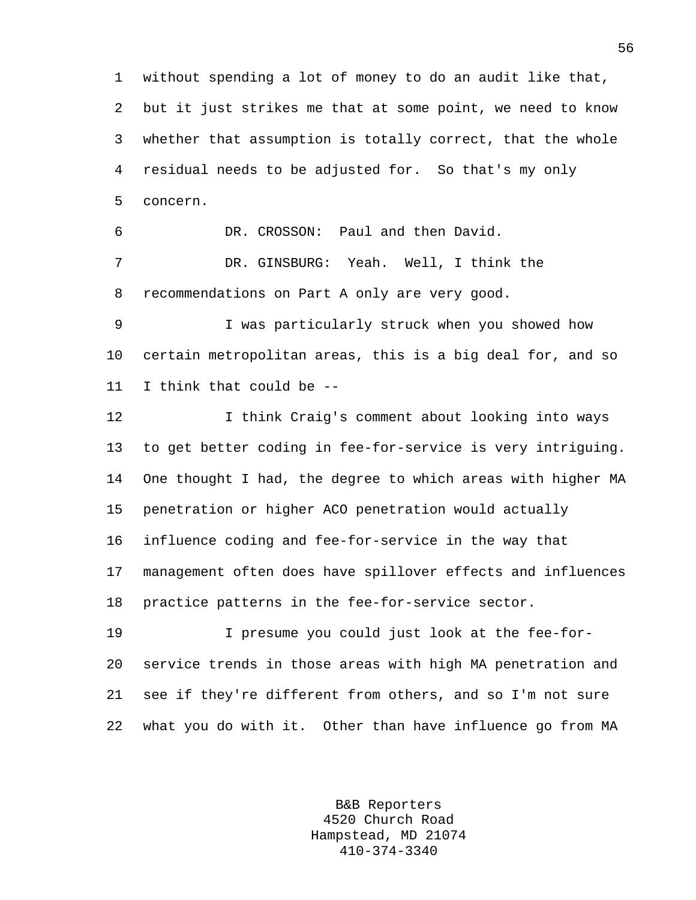without spending a lot of money to do an audit like that, but it just strikes me that at some point, we need to know whether that assumption is totally correct, that the whole residual needs to be adjusted for. So that's my only concern.

DR. CROSSON: Paul and then David.

DR. GINSBURG: Yeah. Well, I think the recommendations on Part A only are very good.

I was particularly struck when you showed how certain metropolitan areas, this is a big deal for, and so I think that could be --

I think Craig's comment about looking into ways to get better coding in fee-for-service is very intriguing. One thought I had, the degree to which areas with higher MA penetration or higher ACO penetration would actually influence coding and fee-for-service in the way that management often does have spillover effects and influences practice patterns in the fee-for-service sector.

I presume you could just look at the fee-for-service trends in those areas with high MA penetration and see if they're different from others, and so I'm not sure what you do with it. Other than have influence go from MA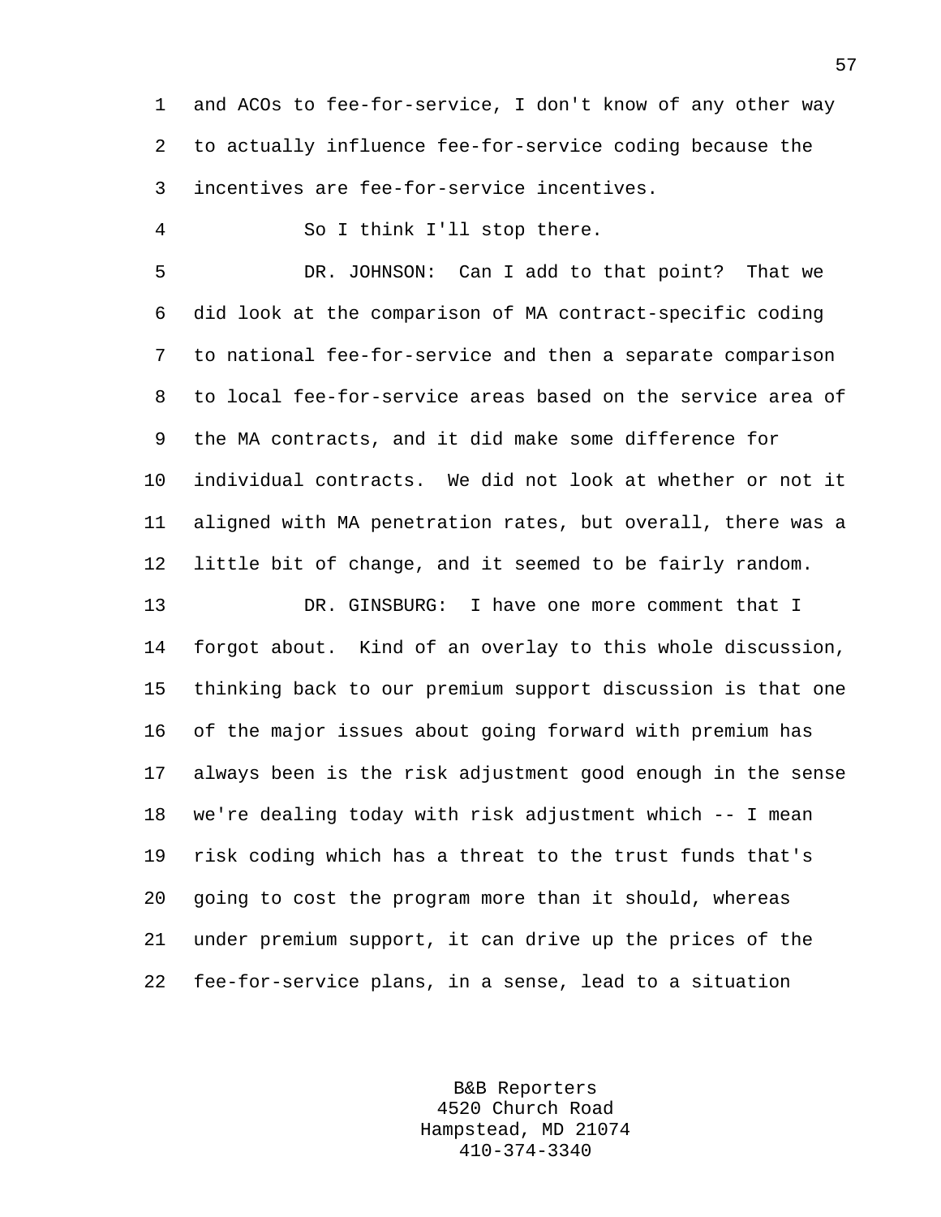and ACOs to fee-for-service, I don't know of any other way to actually influence fee-for-service coding because the incentives are fee-for-service incentives.

So I think I'll stop there.

DR. JOHNSON: Can I add to that point? That we did look at the comparison of MA contract-specific coding to national fee-for-service and then a separate comparison to local fee-for-service areas based on the service area of the MA contracts, and it did make some difference for individual contracts. We did not look at whether or not it aligned with MA penetration rates, but overall, there was a little bit of change, and it seemed to be fairly random.

DR. GINSBURG: I have one more comment that I forgot about. Kind of an overlay to this whole discussion, thinking back to our premium support discussion is that one of the major issues about going forward with premium has always been is the risk adjustment good enough in the sense we're dealing today with risk adjustment which -- I mean risk coding which has a threat to the trust funds that's going to cost the program more than it should, whereas under premium support, it can drive up the prices of the fee-for-service plans, in a sense, lead to a situation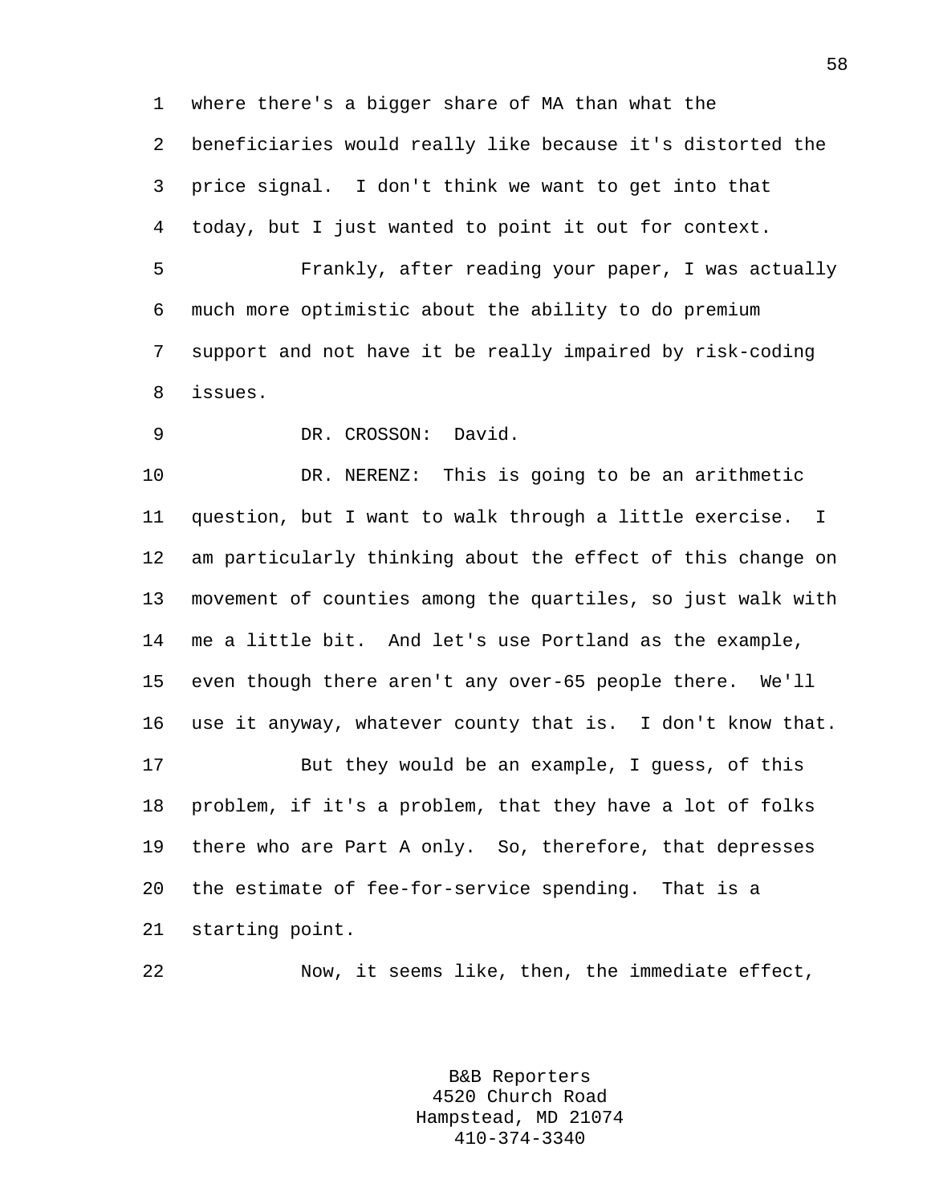where there's a bigger share of MA than what the beneficiaries would really like because it's distorted the price signal. I don't think we want to get into that today, but I just wanted to point it out for context.

Frankly, after reading your paper, I was actually much more optimistic about the ability to do premium support and not have it be really impaired by risk-coding issues.

DR. CROSSON: David.

DR. NERENZ: This is going to be an arithmetic question, but I want to walk through a little exercise. I am particularly thinking about the effect of this change on movement of counties among the quartiles, so just walk with me a little bit. And let's use Portland as the example, even though there aren't any over-65 people there. We'll use it anyway, whatever county that is. I don't know that.

But they would be an example, I guess, of this problem, if it's a problem, that they have a lot of folks there who are Part A only. So, therefore, that depresses the estimate of fee-for-service spending. That is a starting point.

Now, it seems like, then, the immediate effect,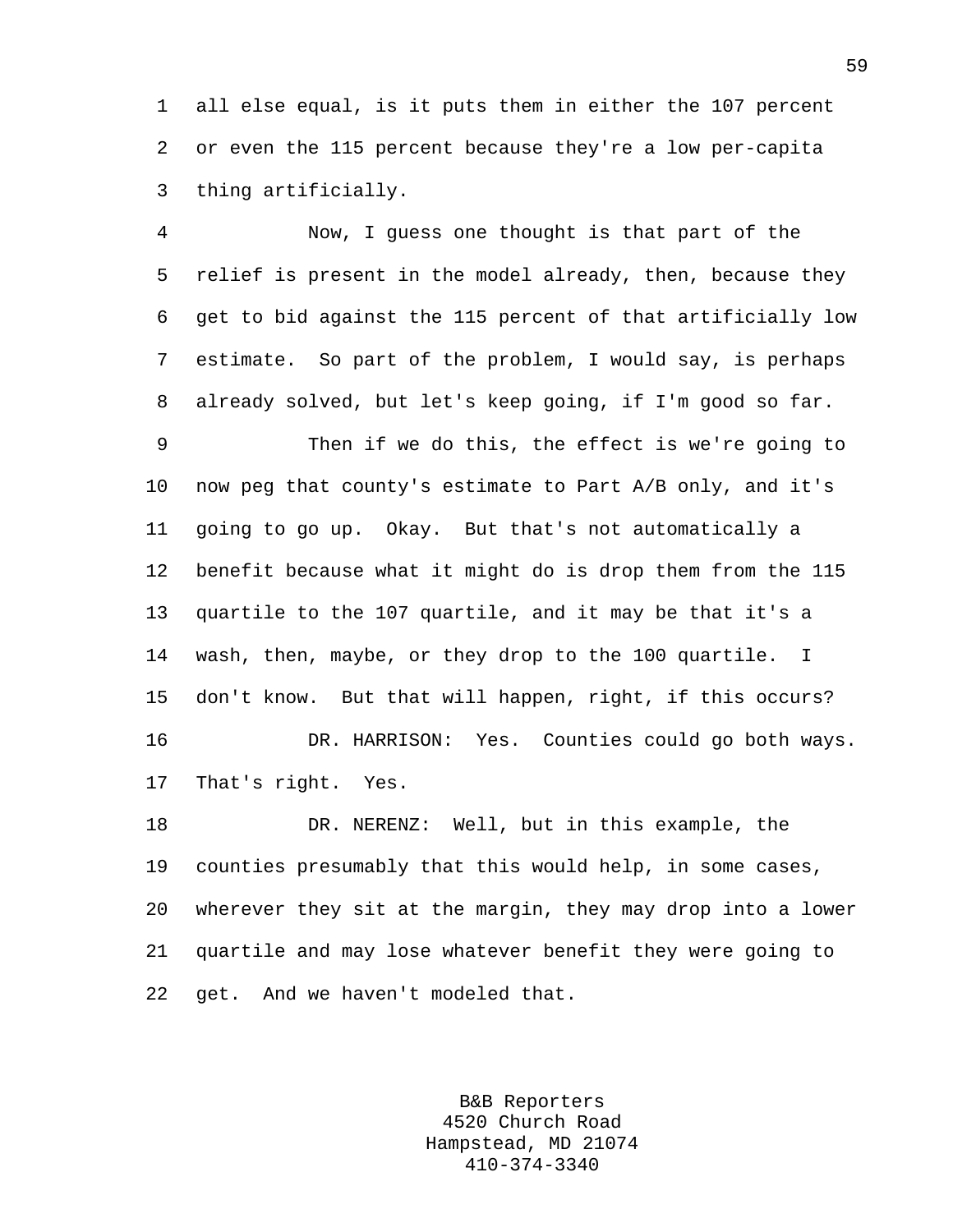all else equal, is it puts them in either the 107 percent or even the 115 percent because they're a low per-capita thing artificially.

Now, I guess one thought is that part of the relief is present in the model already, then, because they get to bid against the 115 percent of that artificially low estimate. So part of the problem, I would say, is perhaps already solved, but let's keep going, if I'm good so far.

Then if we do this, the effect is we're going to now peg that county's estimate to Part A/B only, and it's going to go up. Okay. But that's not automatically a benefit because what it might do is drop them from the 115 quartile to the 107 quartile, and it may be that it's a wash, then, maybe, or they drop to the 100 quartile. I don't know. But that will happen, right, if this occurs?

DR. HARRISON: Yes. Counties could go both ways. That's right. Yes.

DR. NERENZ: Well, but in this example, the counties presumably that this would help, in some cases, wherever they sit at the margin, they may drop into a lower quartile and may lose whatever benefit they were going to get. And we haven't modeled that.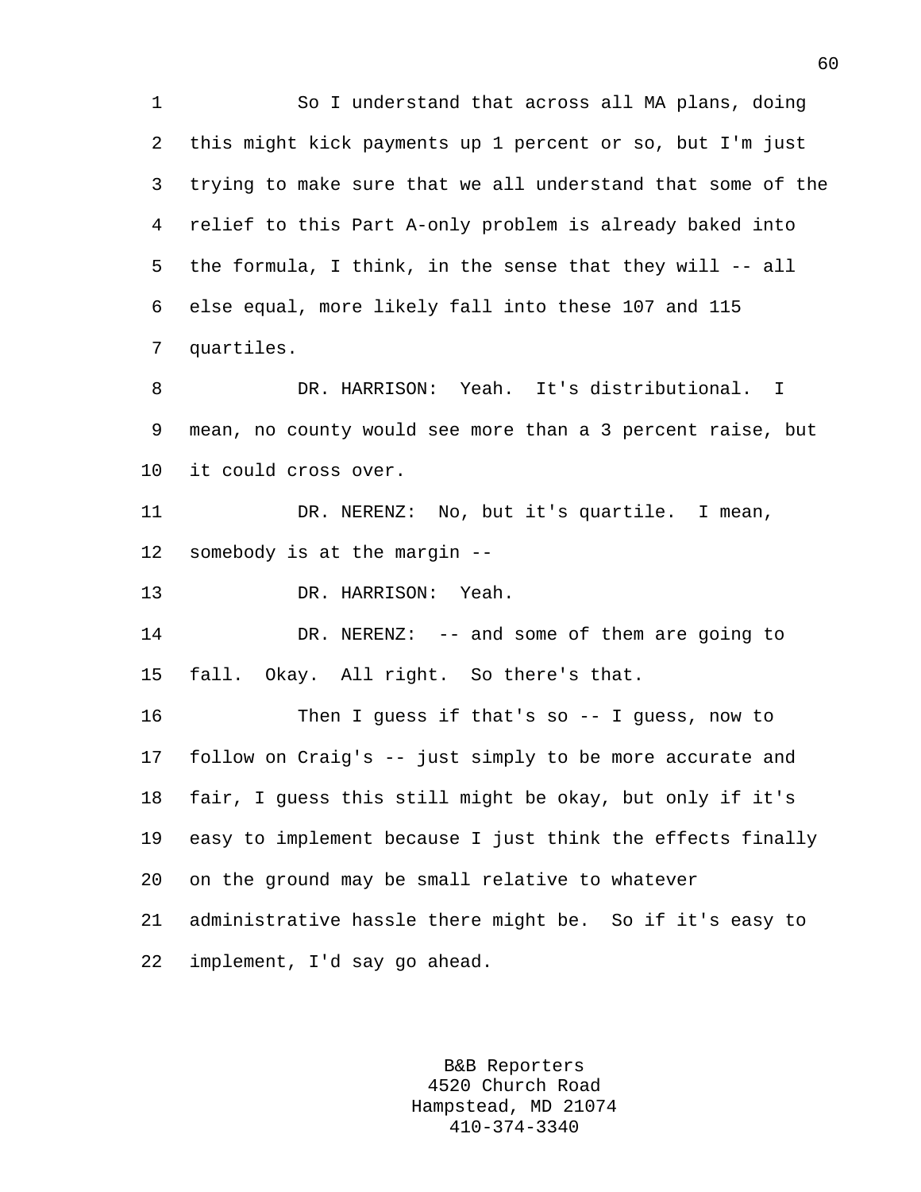So I understand that across all MA plans, doing this might kick payments up 1 percent or so, but I'm just trying to make sure that we all understand that some of the relief to this Part A-only problem is already baked into the formula, I think, in the sense that they will -- all else equal, more likely fall into these 107 and 115 quartiles.

DR. HARRISON: Yeah. It's distributional. I mean, no county would see more than a 3 percent raise, but it could cross over.

DR. NERENZ: No, but it's quartile. I mean, somebody is at the margin --

DR. HARRISON: Yeah.

DR. NERENZ: -- and some of them are going to fall. Okay. All right. So there's that.

Then I guess if that's so -- I guess, now to follow on Craig's -- just simply to be more accurate and fair, I guess this still might be okay, but only if it's easy to implement because I just think the effects finally on the ground may be small relative to whatever administrative hassle there might be. So if it's easy to implement, I'd say go ahead.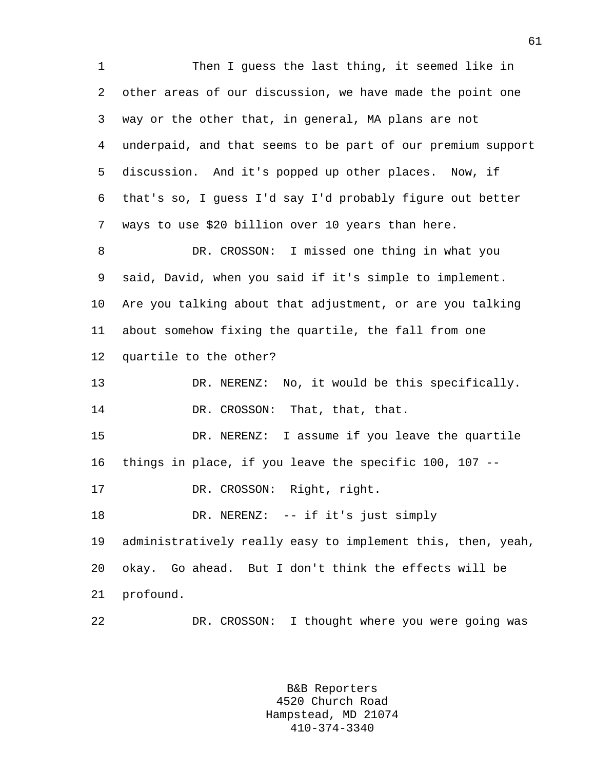Then I guess the last thing, it seemed like in other areas of our discussion, we have made the point one way or the other that, in general, MA plans are not underpaid, and that seems to be part of our premium support discussion. And it's popped up other places. Now, if that's so, I guess I'd say I'd probably figure out better ways to use $20 billion over 10 years than here.

DR. CROSSON: I missed one thing in what you said, David, when you said if it's simple to implement. Are you talking about that adjustment, or are you talking about somehow fixing the quartile, the fall from one quartile to the other?

DR. NERENZ: No, it would be this specifically.

DR. CROSSON: That, that, that.

DR. NERENZ: I assume if you leave the quartile things in place, if you leave the specific 100, 107 --

DR. CROSSON: Right, right.

DR. NERENZ: -- if it's just simply administratively really easy to implement this, then, yeah, okay. Go ahead. But I don't think the effects will be profound.

DR. CROSSON: I thought where you were going was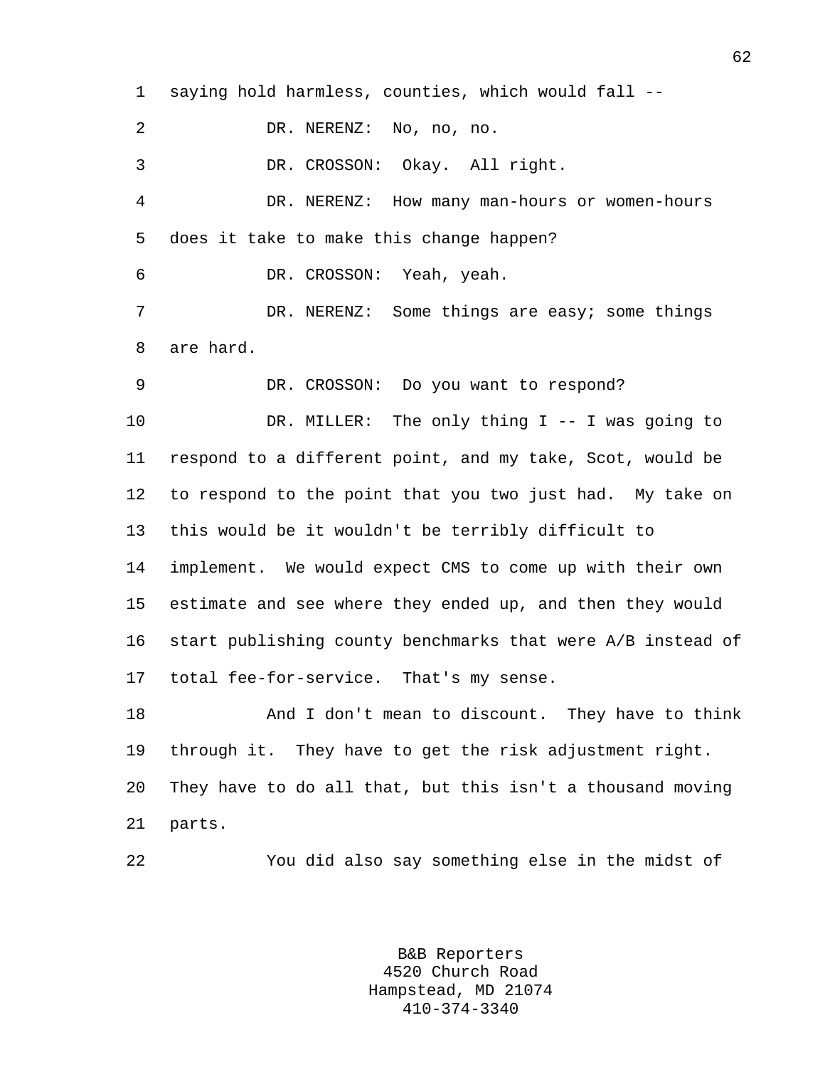saying hold harmless, counties, which would fall --

DR. NERENZ: No, no, no.

DR. CROSSON: Okay. All right.

DR. NERENZ: How many man-hours or women-hours does it take to make this change happen?

DR. CROSSON: Yeah, yeah.

DR. NERENZ: Some things are easy; some things are hard.

DR. CROSSON: Do you want to respond?

DR. MILLER: The only thing I -- I was going to respond to a different point, and my take, Scot, would be to respond to the point that you two just had. My take on this would be it wouldn't be terribly difficult to implement. We would expect CMS to come up with their own estimate and see where they ended up, and then they would start publishing county benchmarks that were A/B instead of total fee-for-service. That's my sense.

And I don't mean to discount. They have to think through it. They have to get the risk adjustment right. They have to do all that, but this isn't a thousand moving parts.

You did also say something else in the midst of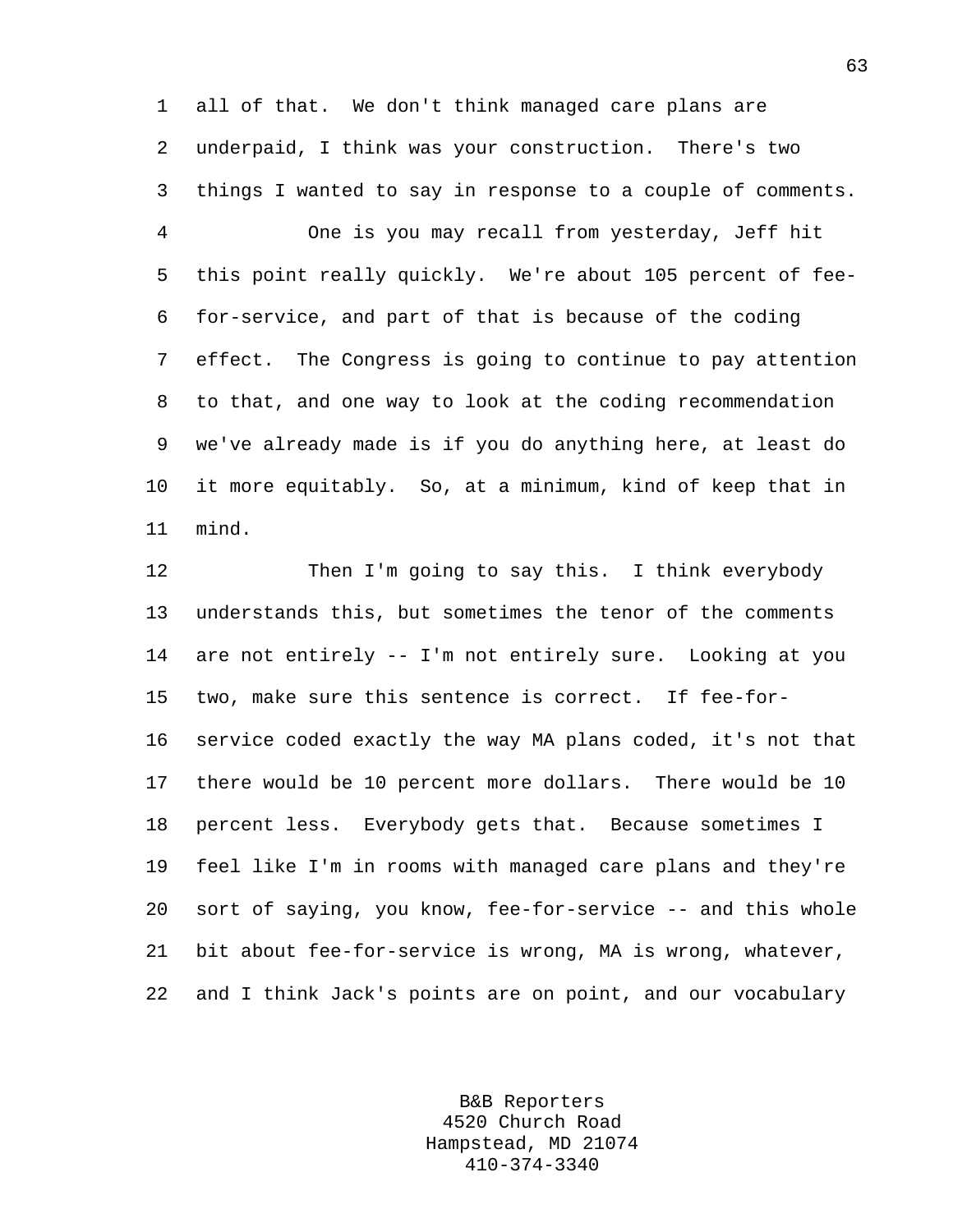all of that. We don't think managed care plans are underpaid, I think was your construction. There's two things I wanted to say in response to a couple of comments.

One is you may recall from yesterday, Jeff hit this point really quickly. We're about 105 percent of fee-for-service, and part of that is because of the coding effect. The Congress is going to continue to pay attention to that, and one way to look at the coding recommendation we've already made is if you do anything here, at least do it more equitably. So, at a minimum, kind of keep that in mind.

Then I'm going to say this. I think everybody understands this, but sometimes the tenor of the comments are not entirely -- I'm not entirely sure. Looking at you two, make sure this sentence is correct. If fee-for-service coded exactly the way MA plans coded, it's not that there would be 10 percent more dollars. There would be 10 percent less. Everybody gets that. Because sometimes I feel like I'm in rooms with managed care plans and they're sort of saying, you know, fee-for-service -- and this whole bit about fee-for-service is wrong, MA is wrong, whatever, and I think Jack's points are on point, and our vocabulary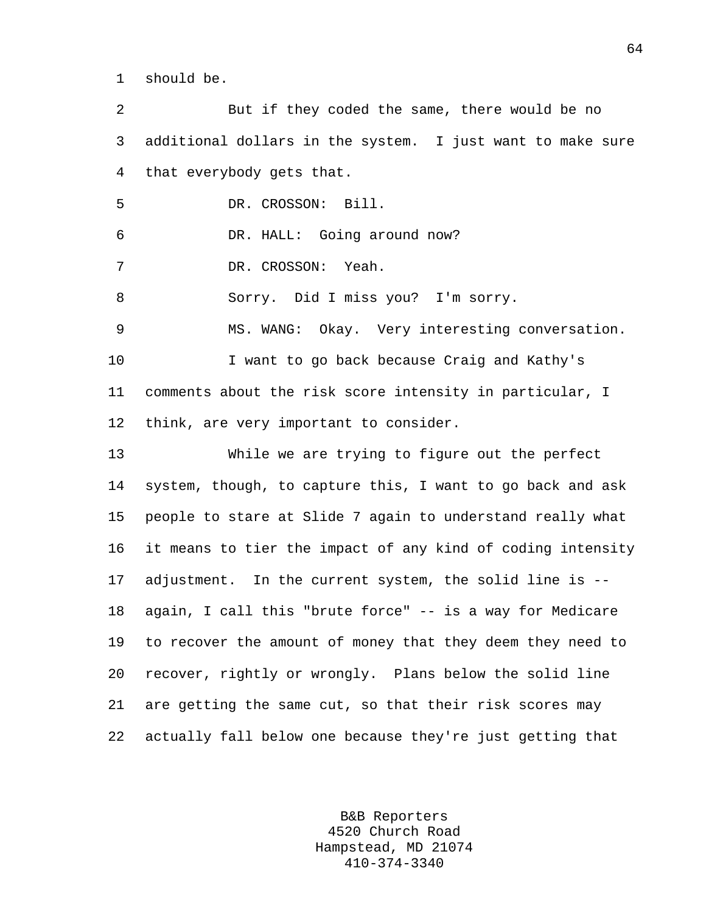should be.

But if they coded the same, there would be no additional dollars in the system. I just want to make sure that everybody gets that.

DR. CROSSON: Bill.

DR. HALL: Going around now?

DR. CROSSON: Yeah.

Sorry. Did I miss you? I'm sorry.

MS. WANG: Okay. Very interesting conversation.

I want to go back because Craig and Kathy's comments about the risk score intensity in particular, I think, are very important to consider.

While we are trying to figure out the perfect system, though, to capture this, I want to go back and ask people to stare at Slide 7 again to understand really what it means to tier the impact of any kind of coding intensity adjustment. In the current system, the solid line is -- again, I call this "brute force" -- is a way for Medicare to recover the amount of money that they deem they need to recover, rightly or wrongly. Plans below the solid line are getting the same cut, so that their risk scores may actually fall below one because they're just getting that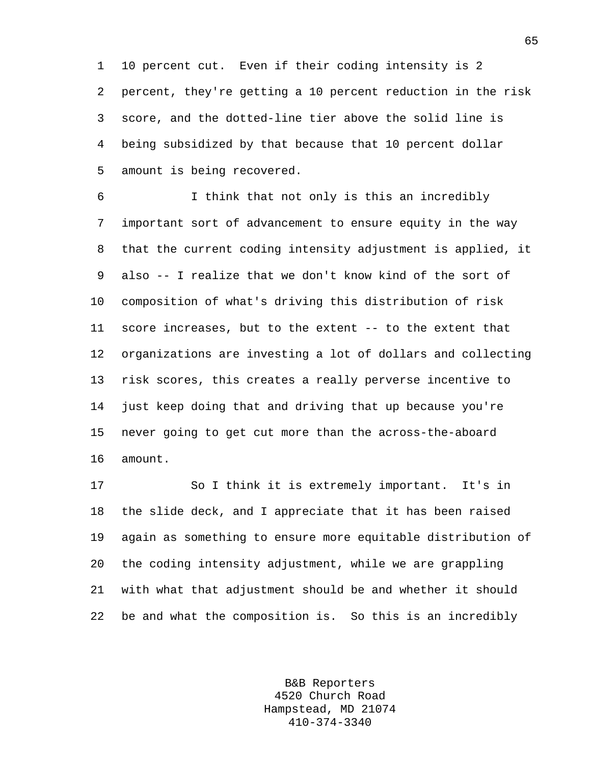10 percent cut. Even if their coding intensity is 2 percent, they're getting a 10 percent reduction in the risk score, and the dotted-line tier above the solid line is being subsidized by that because that 10 percent dollar amount is being recovered.

I think that not only is this an incredibly important sort of advancement to ensure equity in the way that the current coding intensity adjustment is applied, it also -- I realize that we don't know kind of the sort of composition of what's driving this distribution of risk score increases, but to the extent -- to the extent that organizations are investing a lot of dollars and collecting risk scores, this creates a really perverse incentive to just keep doing that and driving that up because you're never going to get cut more than the across-the-aboard amount.

So I think it is extremely important. It's in the slide deck, and I appreciate that it has been raised again as something to ensure more equitable distribution of the coding intensity adjustment, while we are grappling with what that adjustment should be and whether it should be and what the composition is. So this is an incredibly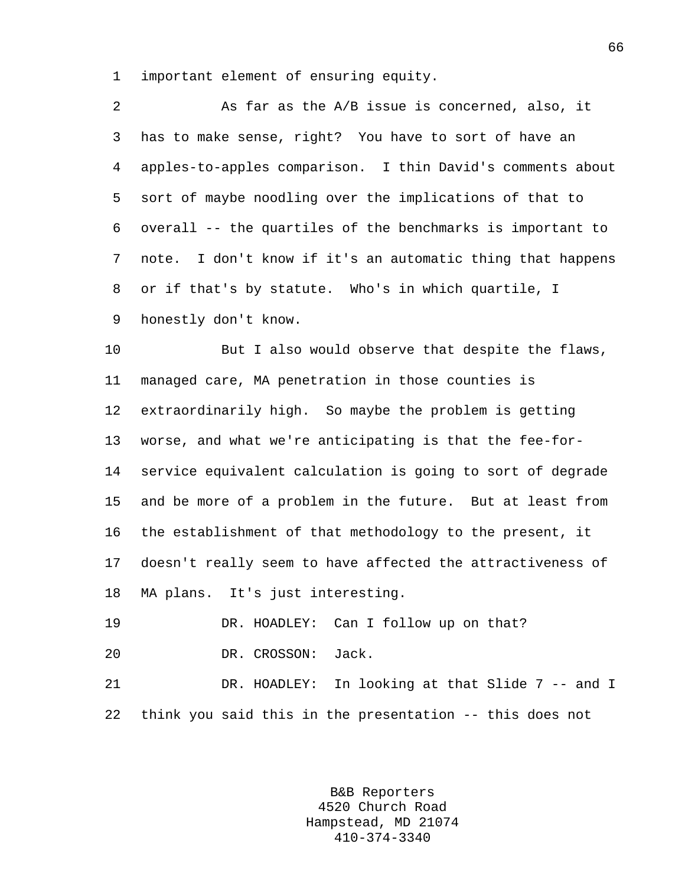important element of ensuring equity.

As far as the A/B issue is concerned, also, it has to make sense, right? You have to sort of have an apples-to-apples comparison. I thin David's comments about sort of maybe noodling over the implications of that to overall -- the quartiles of the benchmarks is important to note. I don't know if it's an automatic thing that happens or if that's by statute. Who's in which quartile, I honestly don't know.

But I also would observe that despite the flaws, managed care, MA penetration in those counties is extraordinarily high. So maybe the problem is getting worse, and what we're anticipating is that the fee-for-service equivalent calculation is going to sort of degrade and be more of a problem in the future. But at least from the establishment of that methodology to the present, it doesn't really seem to have affected the attractiveness of MA plans. It's just interesting.

DR. HOADLEY: Can I follow up on that?

DR. CROSSON: Jack.

DR. HOADLEY: In looking at that Slide 7 -- and I think you said this in the presentation -- this does not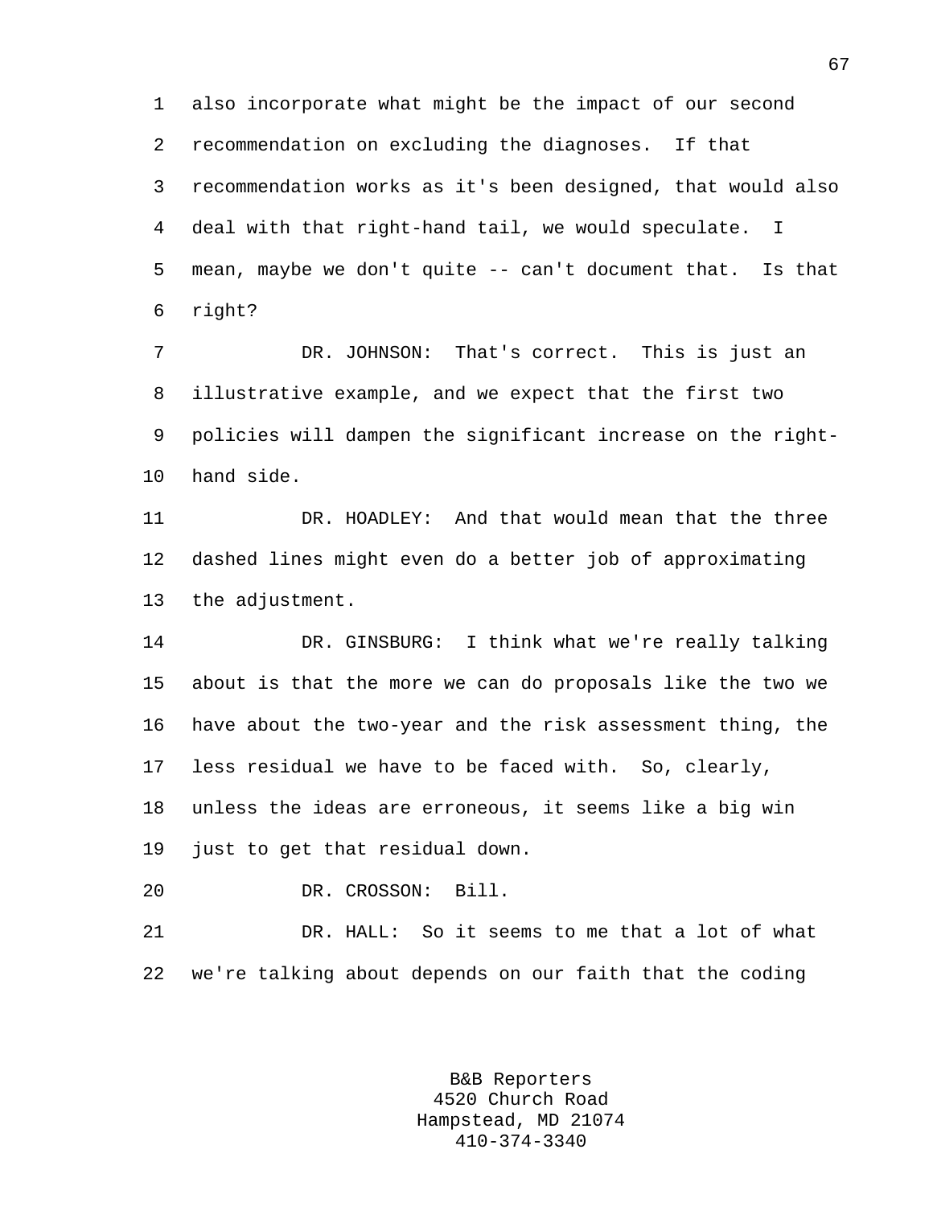also incorporate what might be the impact of our second recommendation on excluding the diagnoses. If that recommendation works as it's been designed, that would also deal with that right-hand tail, we would speculate. I mean, maybe we don't quite -- can't document that. Is that right?

DR. JOHNSON: That's correct. This is just an illustrative example, and we expect that the first two policies will dampen the significant increase on the right-hand side.

DR. HOADLEY: And that would mean that the three dashed lines might even do a better job of approximating the adjustment.

DR. GINSBURG: I think what we're really talking about is that the more we can do proposals like the two we have about the two-year and the risk assessment thing, the less residual we have to be faced with. So, clearly, unless the ideas are erroneous, it seems like a big win just to get that residual down.

DR. CROSSON: Bill.

DR. HALL: So it seems to me that a lot of what we're talking about depends on our faith that the coding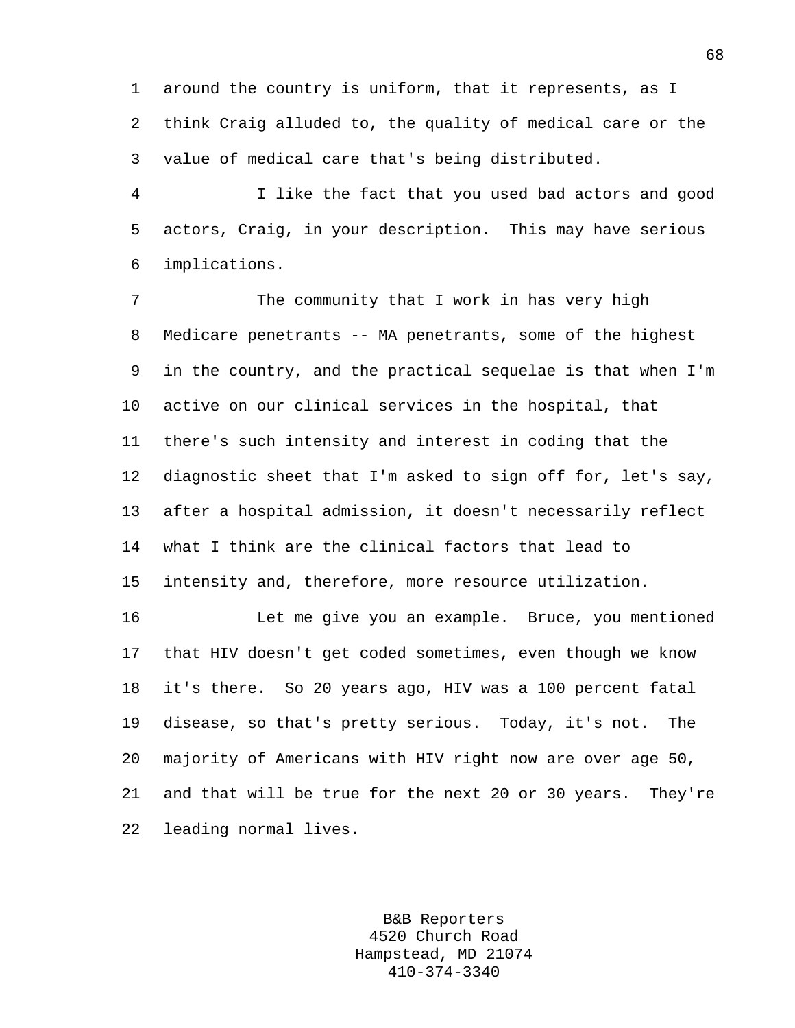around the country is uniform, that it represents, as I think Craig alluded to, the quality of medical care or the value of medical care that's being distributed.

I like the fact that you used bad actors and good actors, Craig, in your description. This may have serious implications.

The community that I work in has very high Medicare penetrants -- MA penetrants, some of the highest in the country, and the practical sequelae is that when I'm active on our clinical services in the hospital, that there's such intensity and interest in coding that the diagnostic sheet that I'm asked to sign off for, let's say, after a hospital admission, it doesn't necessarily reflect what I think are the clinical factors that lead to intensity and, therefore, more resource utilization.

Let me give you an example. Bruce, you mentioned that HIV doesn't get coded sometimes, even though we know it's there. So 20 years ago, HIV was a 100 percent fatal disease, so that's pretty serious. Today, it's not. The majority of Americans with HIV right now are over age 50, and that will be true for the next 20 or 30 years. They're leading normal lives.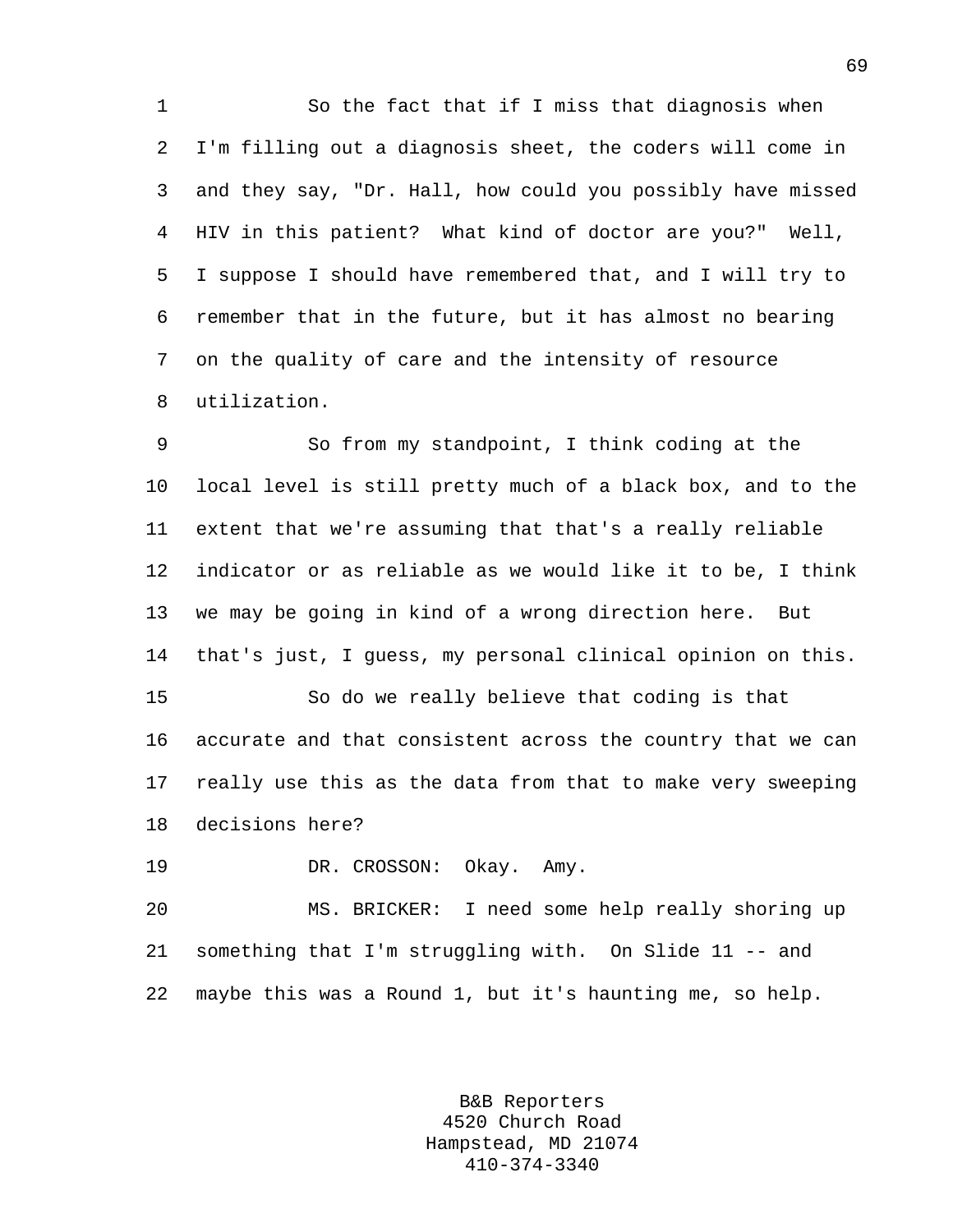So the fact that if I miss that diagnosis when I'm filling out a diagnosis sheet, the coders will come in and they say, "Dr. Hall, how could you possibly have missed HIV in this patient? What kind of doctor are you?" Well, I suppose I should have remembered that, and I will try to remember that in the future, but it has almost no bearing on the quality of care and the intensity of resource utilization.

So from my standpoint, I think coding at the local level is still pretty much of a black box, and to the extent that we're assuming that that's a really reliable indicator or as reliable as we would like it to be, I think we may be going in kind of a wrong direction here. But that's just, I guess, my personal clinical opinion on this.

So do we really believe that coding is that accurate and that consistent across the country that we can really use this as the data from that to make very sweeping decisions here?

DR. CROSSON: Okay. Amy.

MS. BRICKER: I need some help really shoring up something that I'm struggling with. On Slide 11 -- and maybe this was a Round 1, but it's haunting me, so help.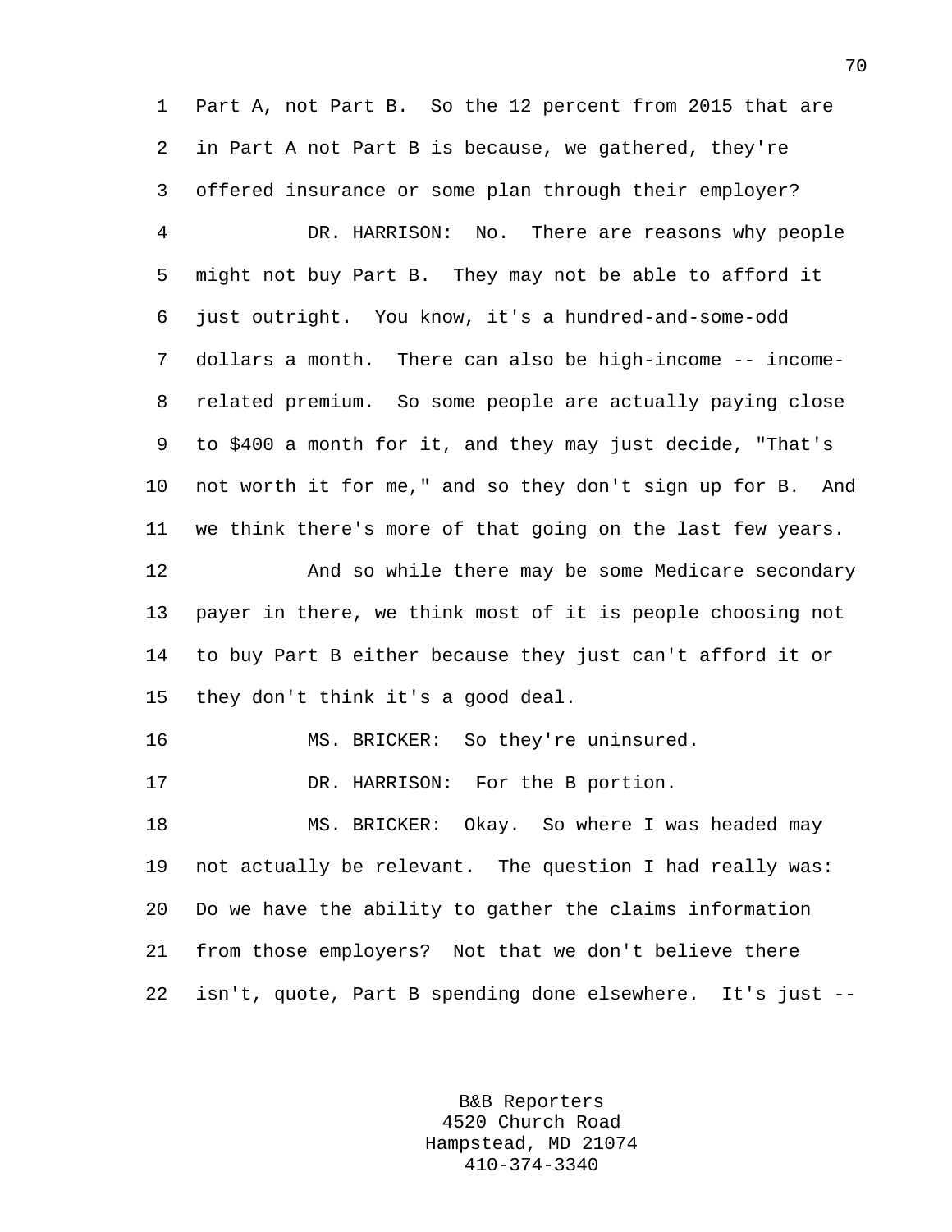Part A, not Part B. So the 12 percent from 2015 that are in Part A not Part B is because, we gathered, they're offered insurance or some plan through their employer?

DR. HARRISON: No. There are reasons why people might not buy Part B. They may not be able to afford it just outright. You know, it's a hundred-and-some-odd dollars a month. There can also be high-income -- income-related premium. So some people are actually paying close to $400 a month for it, and they may just decide, "That's not worth it for me," and so they don't sign up for B. And we think there's more of that going on the last few years.

And so while there may be some Medicare secondary payer in there, we think most of it is people choosing not to buy Part B either because they just can't afford it or they don't think it's a good deal.

MS. BRICKER: So they're uninsured.

DR. HARRISON: For the B portion.

MS. BRICKER: Okay. So where I was headed may not actually be relevant. The question I had really was: Do we have the ability to gather the claims information from those employers? Not that we don't believe there isn't, quote, Part B spending done elsewhere. It's just --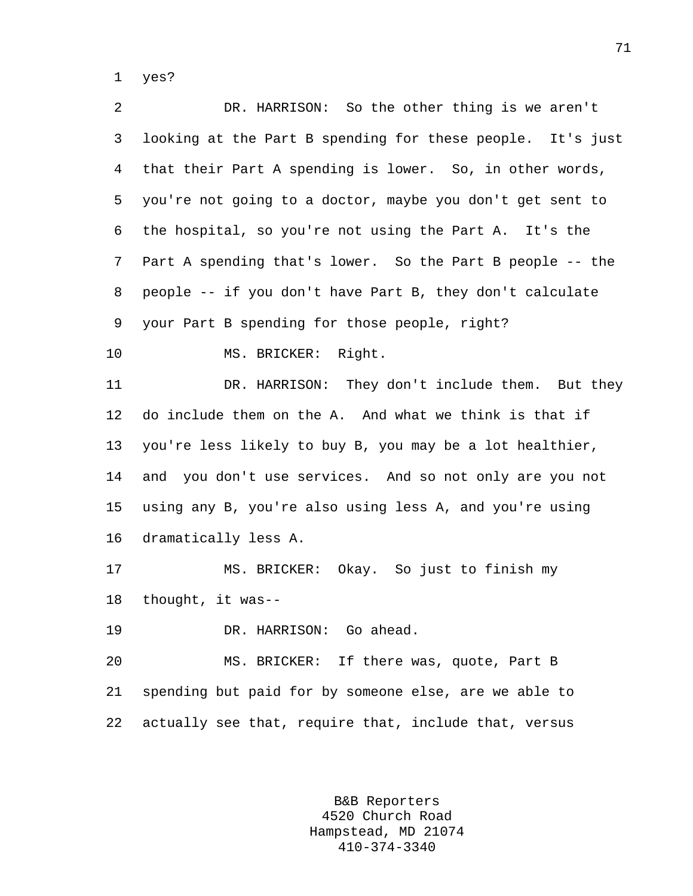yes?

DR. HARRISON: So the other thing is we aren't looking at the Part B spending for these people. It's just that their Part A spending is lower. So, in other words, you're not going to a doctor, maybe you don't get sent to the hospital, so you're not using the Part A. It's the Part A spending that's lower. So the Part B people -- the people -- if you don't have Part B, they don't calculate your Part B spending for those people, right?

MS. BRICKER: Right.

DR. HARRISON: They don't include them. But they do include them on the A. And what we think is that if you're less likely to buy B, you may be a lot healthier, and you don't use services. And so not only are you not using any B, you're also using less A, and you're using dramatically less A.

MS. BRICKER: Okay. So just to finish my thought, it was--

DR. HARRISON: Go ahead.

MS. BRICKER: If there was, quote, Part B spending but paid for by someone else, are we able to actually see that, require that, include that, versus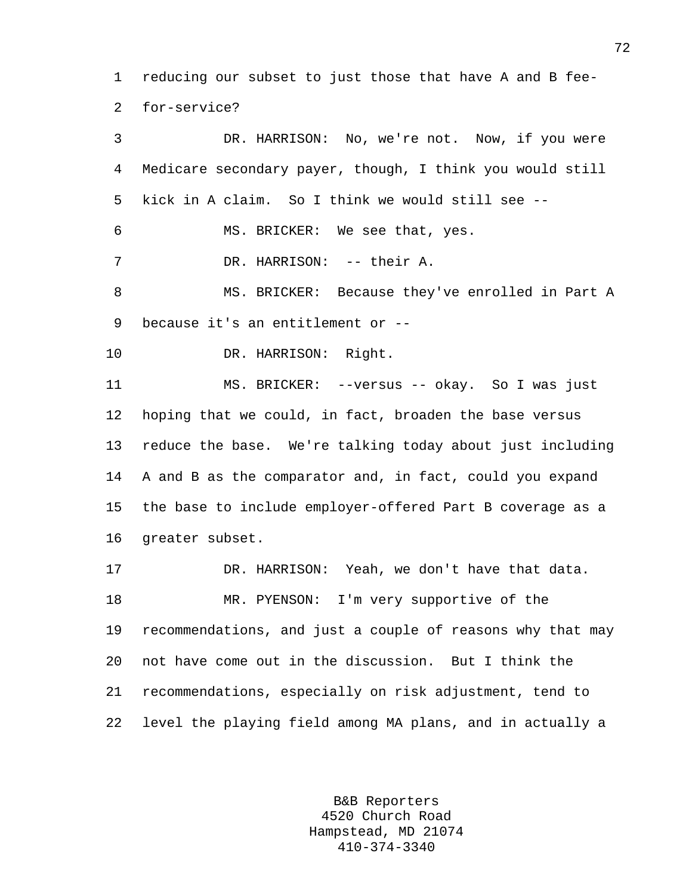reducing our subset to just those that have A and B fee-for-service?

DR. HARRISON: No, we're not. Now, if you were Medicare secondary payer, though, I think you would still kick in A claim. So I think we would still see --

MS. BRICKER: We see that, yes.

DR. HARRISON: -- their A.

MS. BRICKER: Because they've enrolled in Part A because it's an entitlement or --

DR. HARRISON: Right.

MS. BRICKER: --versus -- okay. So I was just hoping that we could, in fact, broaden the base versus reduce the base. We're talking today about just including A and B as the comparator and, in fact, could you expand the base to include employer-offered Part B coverage as a greater subset.

DR. HARRISON: Yeah, we don't have that data.

MR. PYENSON: I'm very supportive of the recommendations, and just a couple of reasons why that may not have come out in the discussion. But I think the recommendations, especially on risk adjustment, tend to level the playing field among MA plans, and in actually a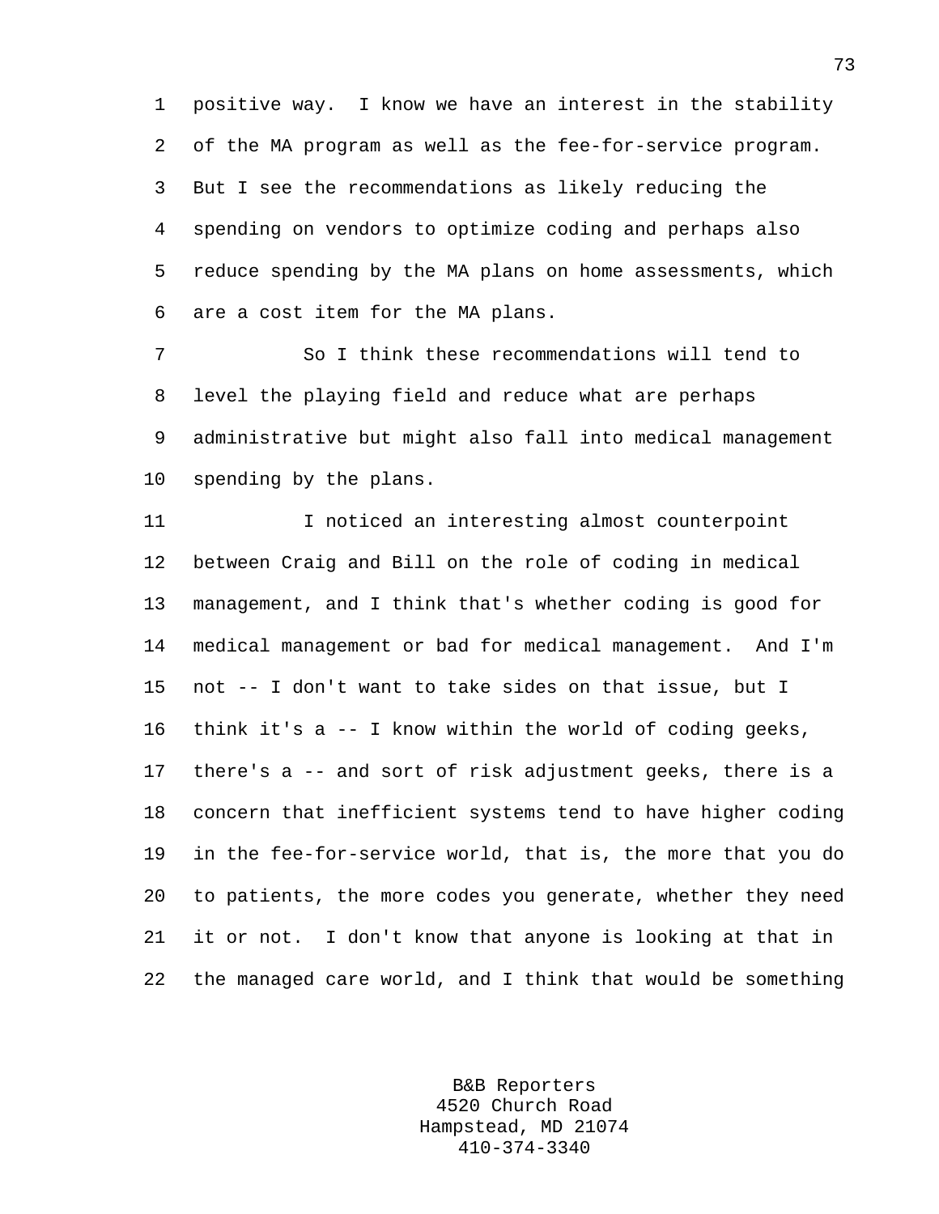positive way. I know we have an interest in the stability of the MA program as well as the fee-for-service program. But I see the recommendations as likely reducing the spending on vendors to optimize coding and perhaps also reduce spending by the MA plans on home assessments, which are a cost item for the MA plans.

So I think these recommendations will tend to level the playing field and reduce what are perhaps administrative but might also fall into medical management spending by the plans.

I noticed an interesting almost counterpoint between Craig and Bill on the role of coding in medical management, and I think that's whether coding is good for medical management or bad for medical management. And I'm not -- I don't want to take sides on that issue, but I think it's a -- I know within the world of coding geeks, there's a -- and sort of risk adjustment geeks, there is a concern that inefficient systems tend to have higher coding in the fee-for-service world, that is, the more that you do to patients, the more codes you generate, whether they need it or not. I don't know that anyone is looking at that in the managed care world, and I think that would be something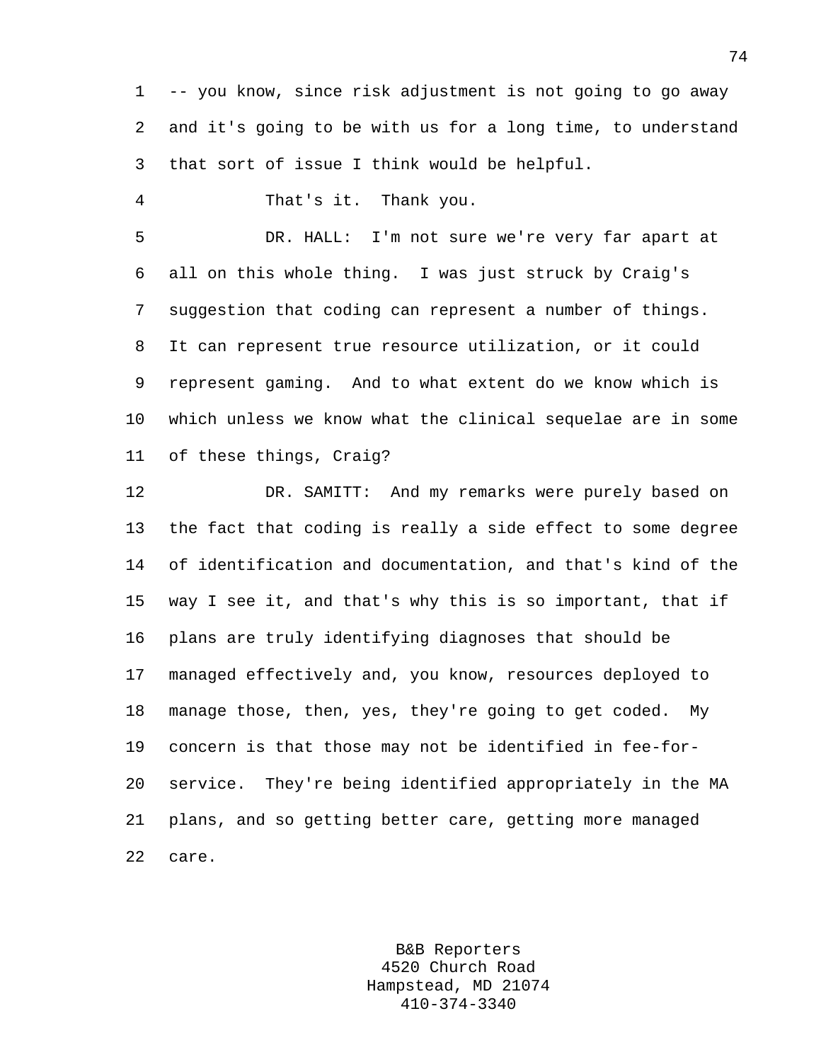-- you know, since risk adjustment is not going to go away and it's going to be with us for a long time, to understand that sort of issue I think would be helpful.

That's it. Thank you.

DR. HALL: I'm not sure we're very far apart at all on this whole thing. I was just struck by Craig's suggestion that coding can represent a number of things. It can represent true resource utilization, or it could represent gaming. And to what extent do we know which is which unless we know what the clinical sequelae are in some of these things, Craig?

DR. SAMITT: And my remarks were purely based on the fact that coding is really a side effect to some degree of identification and documentation, and that's kind of the way I see it, and that's why this is so important, that if plans are truly identifying diagnoses that should be managed effectively and, you know, resources deployed to manage those, then, yes, they're going to get coded. My concern is that those may not be identified in fee-for-service. They're being identified appropriately in the MA plans, and so getting better care, getting more managed care.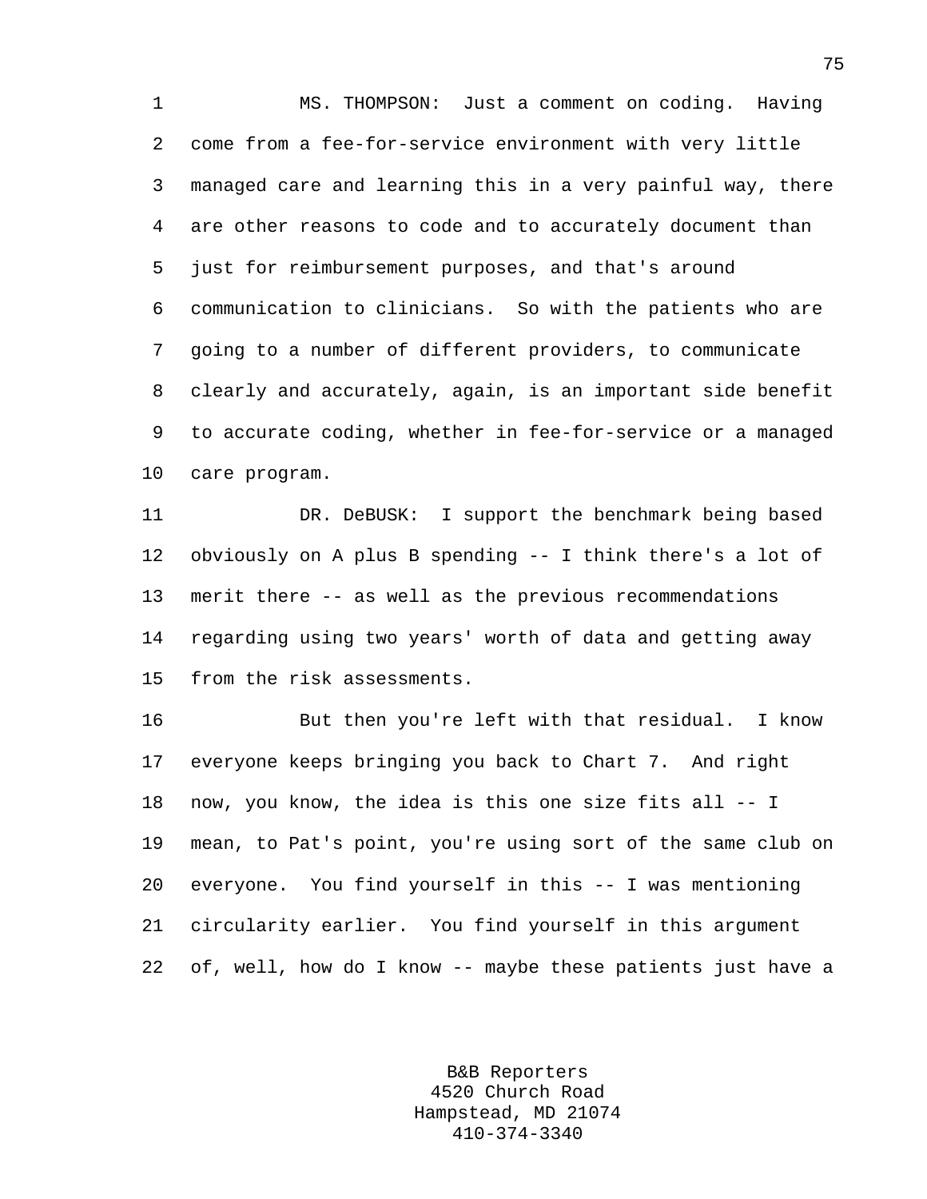MS. THOMPSON: Just a comment on coding. Having come from a fee-for-service environment with very little managed care and learning this in a very painful way, there are other reasons to code and to accurately document than just for reimbursement purposes, and that's around communication to clinicians. So with the patients who are going to a number of different providers, to communicate clearly and accurately, again, is an important side benefit to accurate coding, whether in fee-for-service or a managed care program.

DR. DeBUSK: I support the benchmark being based obviously on A plus B spending -- I think there's a lot of merit there -- as well as the previous recommendations regarding using two years' worth of data and getting away from the risk assessments.

But then you're left with that residual. I know everyone keeps bringing you back to Chart 7. And right now, you know, the idea is this one size fits all -- I mean, to Pat's point, you're using sort of the same club on everyone. You find yourself in this -- I was mentioning circularity earlier. You find yourself in this argument of, well, how do I know -- maybe these patients just have a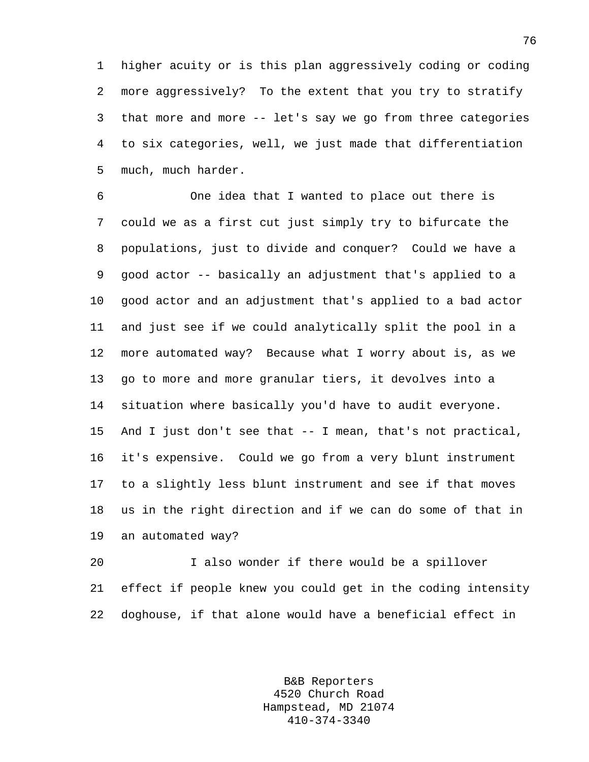higher acuity or is this plan aggressively coding or coding more aggressively? To the extent that you try to stratify that more and more -- let's say we go from three categories to six categories, well, we just made that differentiation much, much harder.

One idea that I wanted to place out there is could we as a first cut just simply try to bifurcate the populations, just to divide and conquer? Could we have a good actor -- basically an adjustment that's applied to a good actor and an adjustment that's applied to a bad actor and just see if we could analytically split the pool in a more automated way? Because what I worry about is, as we go to more and more granular tiers, it devolves into a situation where basically you'd have to audit everyone. And I just don't see that -- I mean, that's not practical, it's expensive. Could we go from a very blunt instrument to a slightly less blunt instrument and see if that moves us in the right direction and if we can do some of that in an automated way?

I also wonder if there would be a spillover effect if people knew you could get in the coding intensity doghouse, if that alone would have a beneficial effect in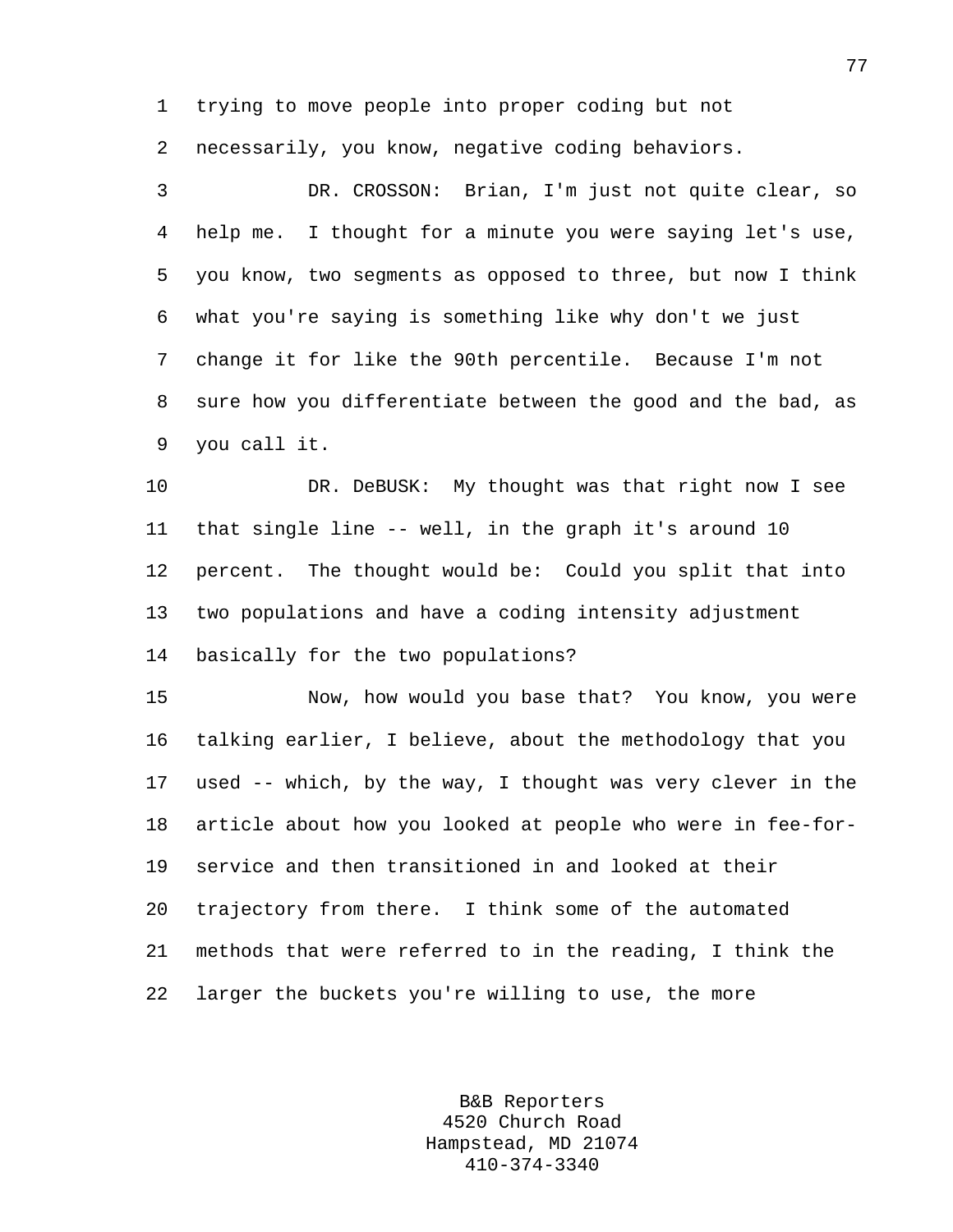trying to move people into proper coding but not necessarily, you know, negative coding behaviors.

DR. CROSSON: Brian, I'm just not quite clear, so help me. I thought for a minute you were saying let's use, you know, two segments as opposed to three, but now I think what you're saying is something like why don't we just change it for like the 90th percentile. Because I'm not sure how you differentiate between the good and the bad, as you call it.

DR. DeBUSK: My thought was that right now I see that single line -- well, in the graph it's around 10 percent. The thought would be: Could you split that into two populations and have a coding intensity adjustment basically for the two populations?

Now, how would you base that? You know, you were talking earlier, I believe, about the methodology that you used -- which, by the way, I thought was very clever in the article about how you looked at people who were in fee-for-service and then transitioned in and looked at their trajectory from there. I think some of the automated methods that were referred to in the reading, I think the larger the buckets you're willing to use, the more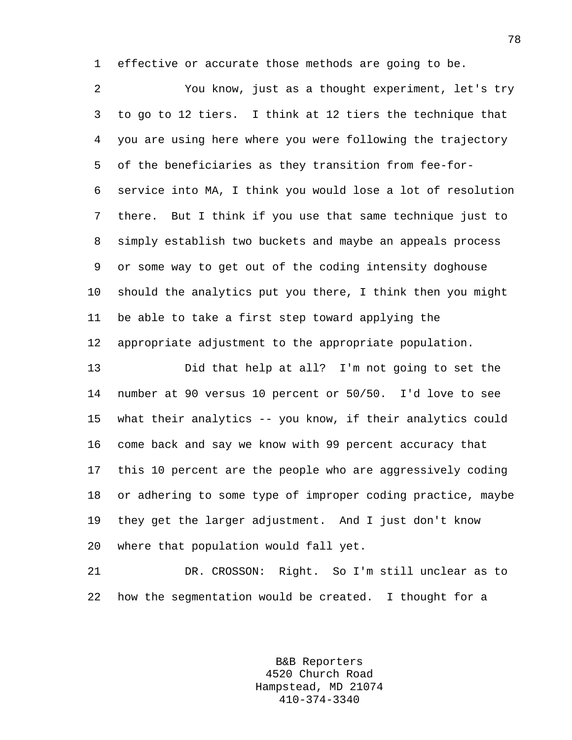effective or accurate those methods are going to be.

You know, just as a thought experiment, let's try to go to 12 tiers. I think at 12 tiers the technique that you are using here where you were following the trajectory of the beneficiaries as they transition from fee-for-service into MA, I think you would lose a lot of resolution there. But I think if you use that same technique just to simply establish two buckets and maybe an appeals process or some way to get out of the coding intensity doghouse should the analytics put you there, I think then you might be able to take a first step toward applying the appropriate adjustment to the appropriate population.

Did that help at all? I'm not going to set the number at 90 versus 10 percent or 50/50. I'd love to see what their analytics -- you know, if their analytics could come back and say we know with 99 percent accuracy that this 10 percent are the people who are aggressively coding or adhering to some type of improper coding practice, maybe they get the larger adjustment. And I just don't know where that population would fall yet.

DR. CROSSON: Right. So I'm still unclear as to how the segmentation would be created. I thought for a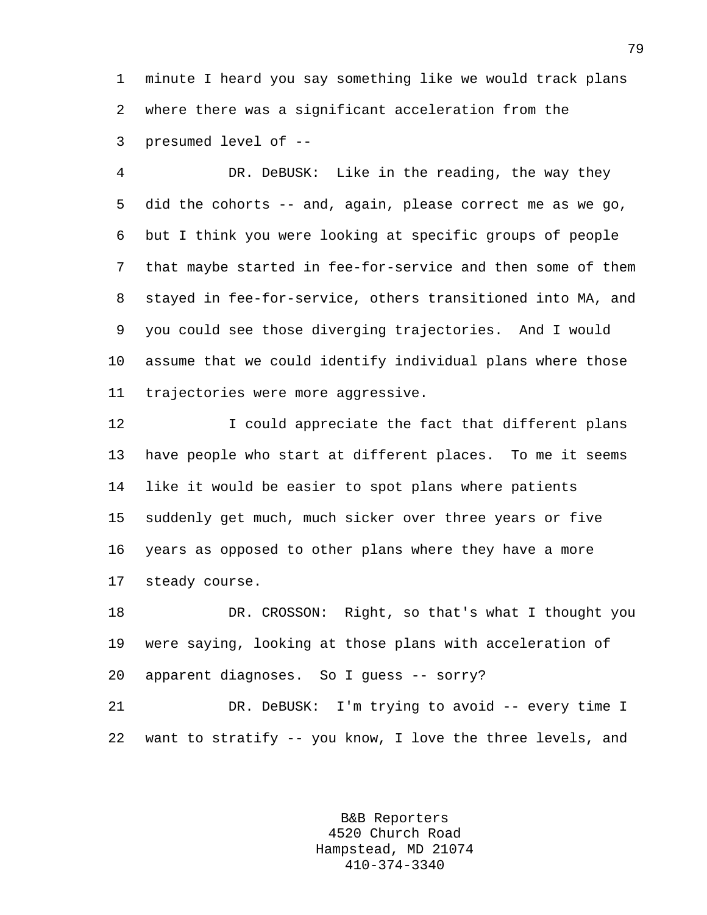minute I heard you say something like we would track plans where there was a significant acceleration from the presumed level of --

DR. DeBUSK: Like in the reading, the way they did the cohorts -- and, again, please correct me as we go, but I think you were looking at specific groups of people that maybe started in fee-for-service and then some of them stayed in fee-for-service, others transitioned into MA, and you could see those diverging trajectories. And I would assume that we could identify individual plans where those trajectories were more aggressive.

I could appreciate the fact that different plans have people who start at different places. To me it seems like it would be easier to spot plans where patients suddenly get much, much sicker over three years or five years as opposed to other plans where they have a more steady course.

DR. CROSSON: Right, so that's what I thought you were saying, looking at those plans with acceleration of apparent diagnoses. So I guess -- sorry?

DR. DeBUSK: I'm trying to avoid -- every time I want to stratify -- you know, I love the three levels, and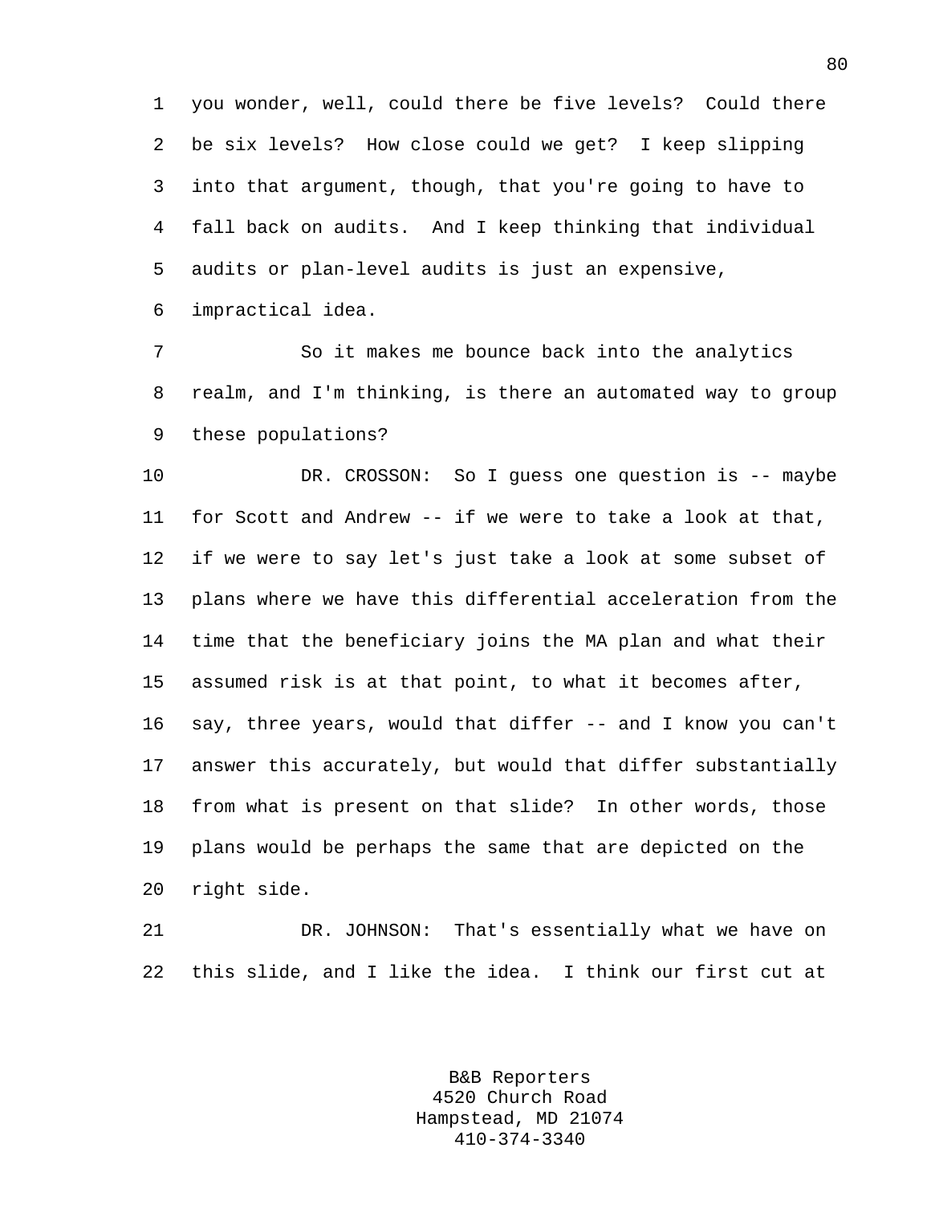you wonder, well, could there be five levels? Could there be six levels? How close could we get? I keep slipping into that argument, though, that you're going to have to fall back on audits. And I keep thinking that individual audits or plan-level audits is just an expensive, impractical idea.

So it makes me bounce back into the analytics realm, and I'm thinking, is there an automated way to group these populations?

DR. CROSSON: So I guess one question is -- maybe for Scott and Andrew -- if we were to take a look at that, if we were to say let's just take a look at some subset of plans where we have this differential acceleration from the time that the beneficiary joins the MA plan and what their assumed risk is at that point, to what it becomes after, say, three years, would that differ -- and I know you can't answer this accurately, but would that differ substantially from what is present on that slide? In other words, those plans would be perhaps the same that are depicted on the right side.

DR. JOHNSON: That's essentially what we have on this slide, and I like the idea. I think our first cut at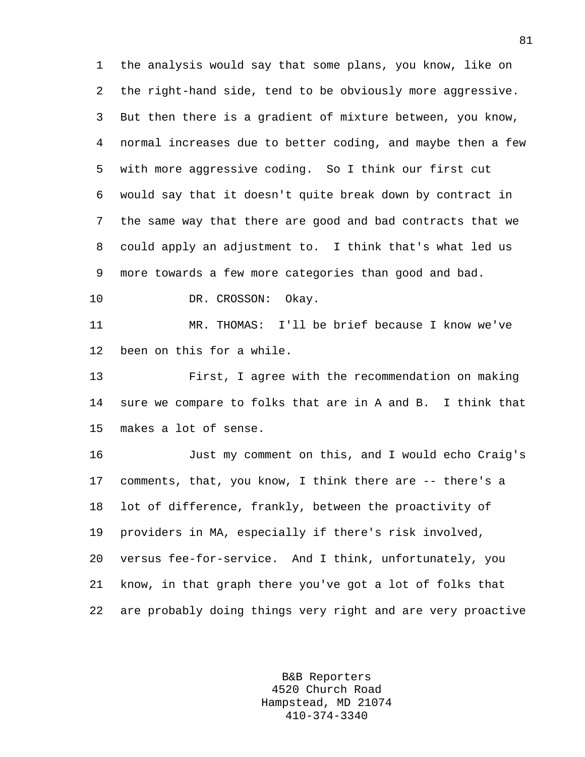the analysis would say that some plans, you know, like on the right-hand side, tend to be obviously more aggressive. But then there is a gradient of mixture between, you know, normal increases due to better coding, and maybe then a few with more aggressive coding. So I think our first cut would say that it doesn't quite break down by contract in the same way that there are good and bad contracts that we could apply an adjustment to. I think that's what led us more towards a few more categories than good and bad.

DR. CROSSON: Okay.

MR. THOMAS: I'll be brief because I know we've been on this for a while.

First, I agree with the recommendation on making sure we compare to folks that are in A and B. I think that makes a lot of sense.

Just my comment on this, and I would echo Craig's comments, that, you know, I think there are -- there's a lot of difference, frankly, between the proactivity of providers in MA, especially if there's risk involved, versus fee-for-service. And I think, unfortunately, you know, in that graph there you've got a lot of folks that are probably doing things very right and are very proactive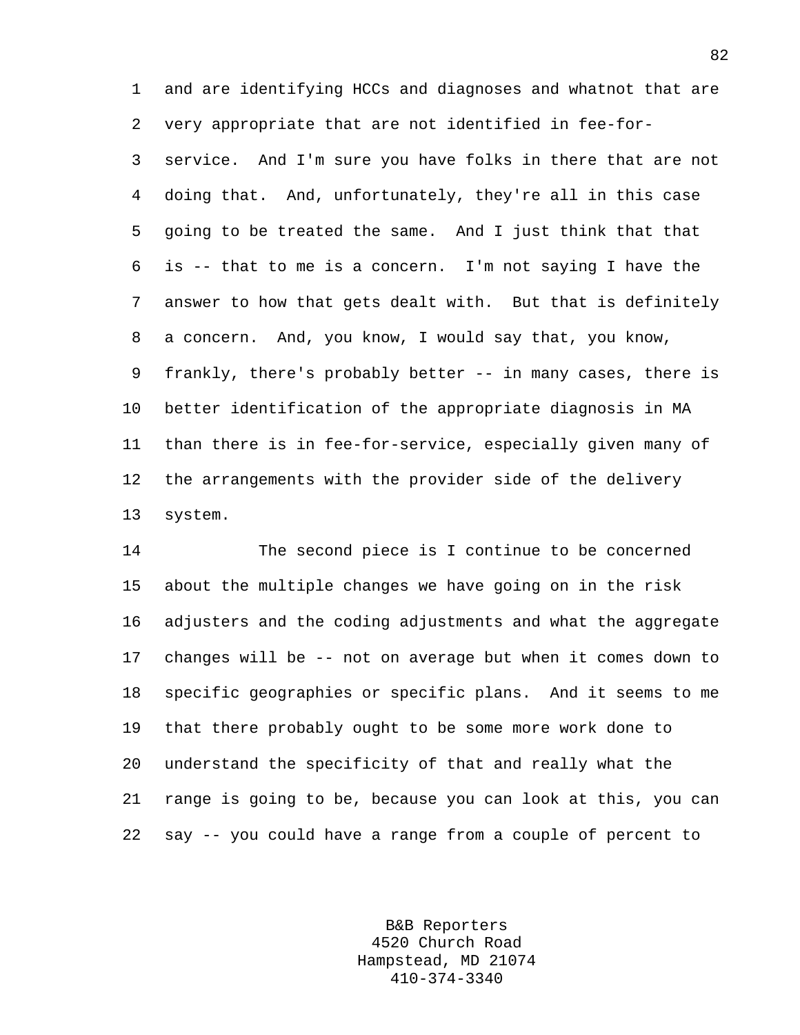and are identifying HCCs and diagnoses and whatnot that are very appropriate that are not identified in fee-for-service. And I'm sure you have folks in there that are not doing that. And, unfortunately, they're all in this case going to be treated the same. And I just think that that is -- that to me is a concern. I'm not saying I have the answer to how that gets dealt with. But that is definitely a concern. And, you know, I would say that, you know, frankly, there's probably better -- in many cases, there is better identification of the appropriate diagnosis in MA than there is in fee-for-service, especially given many of the arrangements with the provider side of the delivery system.

The second piece is I continue to be concerned about the multiple changes we have going on in the risk adjusters and the coding adjustments and what the aggregate changes will be -- not on average but when it comes down to specific geographies or specific plans. And it seems to me that there probably ought to be some more work done to understand the specificity of that and really what the range is going to be, because you can look at this, you can say -- you could have a range from a couple of percent to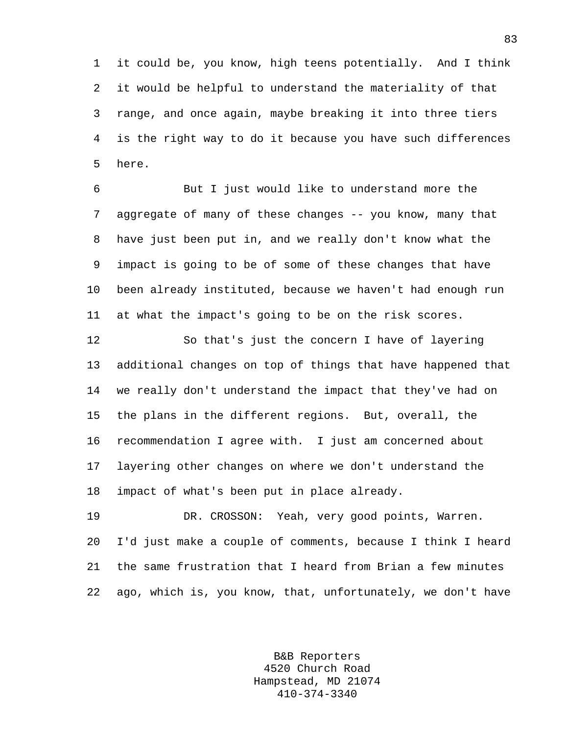it could be, you know, high teens potentially. And I think it would be helpful to understand the materiality of that range, and once again, maybe breaking it into three tiers is the right way to do it because you have such differences here.

But I just would like to understand more the aggregate of many of these changes -- you know, many that have just been put in, and we really don't know what the impact is going to be of some of these changes that have been already instituted, because we haven't had enough run at what the impact's going to be on the risk scores.

So that's just the concern I have of layering additional changes on top of things that have happened that we really don't understand the impact that they've had on the plans in the different regions. But, overall, the recommendation I agree with. I just am concerned about layering other changes on where we don't understand the impact of what's been put in place already.

DR. CROSSON: Yeah, very good points, Warren. I'd just make a couple of comments, because I think I heard the same frustration that I heard from Brian a few minutes ago, which is, you know, that, unfortunately, we don't have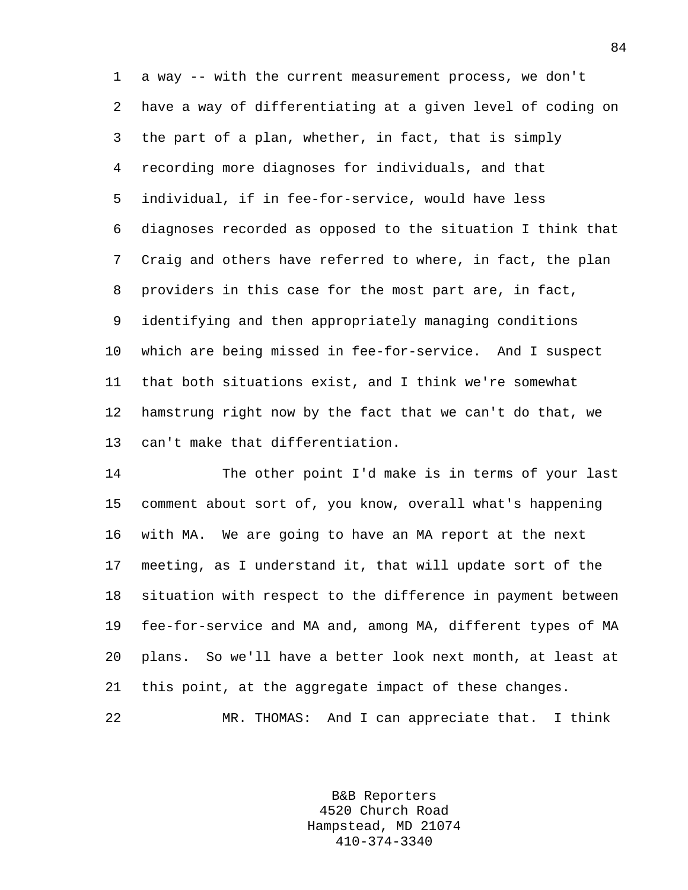a way -- with the current measurement process, we don't have a way of differentiating at a given level of coding on the part of a plan, whether, in fact, that is simply recording more diagnoses for individuals, and that individual, if in fee-for-service, would have less diagnoses recorded as opposed to the situation I think that Craig and others have referred to where, in fact, the plan providers in this case for the most part are, in fact, identifying and then appropriately managing conditions which are being missed in fee-for-service. And I suspect that both situations exist, and I think we're somewhat hamstrung right now by the fact that we can't do that, we can't make that differentiation.

The other point I'd make is in terms of your last comment about sort of, you know, overall what's happening with MA. We are going to have an MA report at the next meeting, as I understand it, that will update sort of the situation with respect to the difference in payment between fee-for-service and MA and, among MA, different types of MA plans. So we'll have a better look next month, at least at this point, at the aggregate impact of these changes.

MR. THOMAS: And I can appreciate that. I think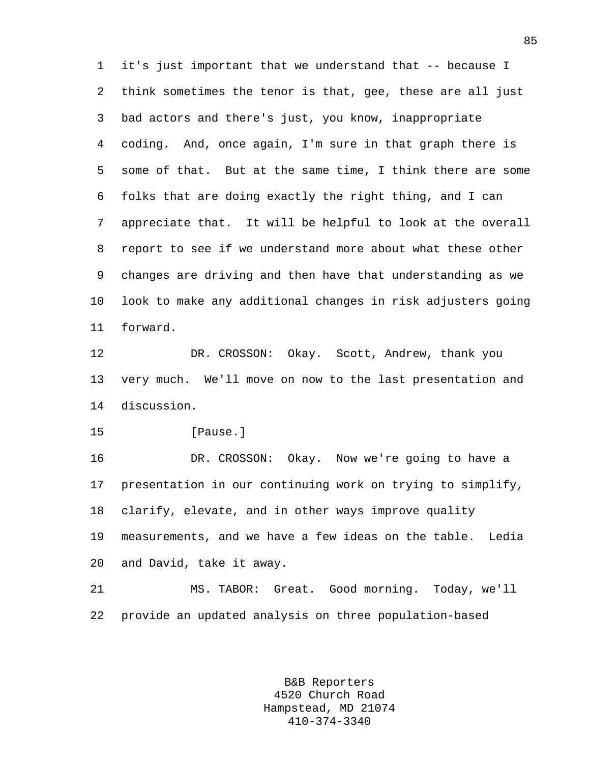it's just important that we understand that -- because I think sometimes the tenor is that, gee, these are all just bad actors and there's just, you know, inappropriate coding. And, once again, I'm sure in that graph there is some of that. But at the same time, I think there are some folks that are doing exactly the right thing, and I can appreciate that. It will be helpful to look at the overall report to see if we understand more about what these other changes are driving and then have that understanding as we look to make any additional changes in risk adjusters going forward.

DR. CROSSON: Okay. Scott, Andrew, thank you very much. We'll move on now to the last presentation and discussion.

[Pause.]

DR. CROSSON: Okay. Now we're going to have a presentation in our continuing work on trying to simplify, clarify, elevate, and in other ways improve quality measurements, and we have a few ideas on the table. Ledia and David, take it away.

MS. TABOR: Great. Good morning. Today, we'll provide an updated analysis on three population-based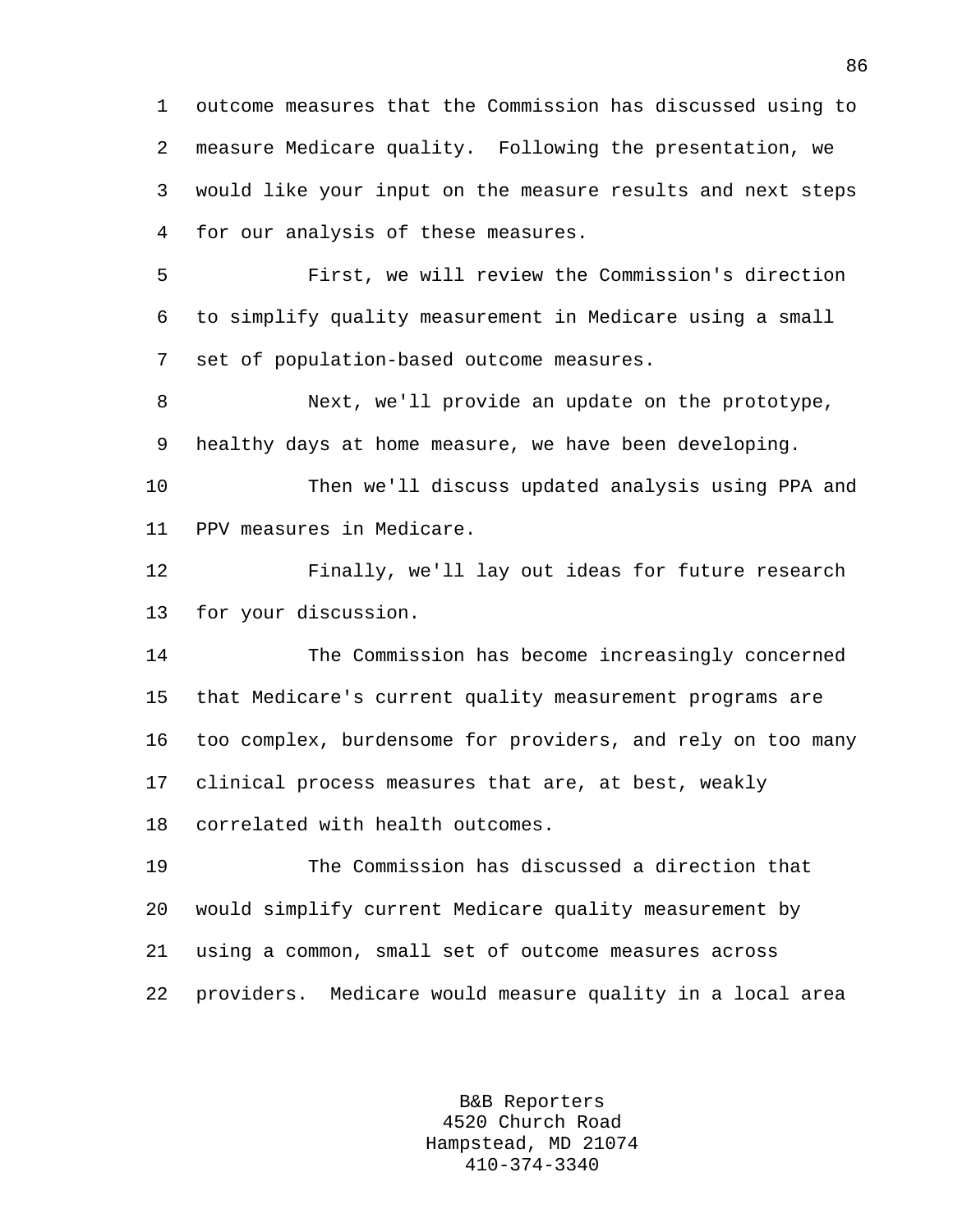outcome measures that the Commission has discussed using to measure Medicare quality. Following the presentation, we would like your input on the measure results and next steps for our analysis of these measures.

First, we will review the Commission's direction to simplify quality measurement in Medicare using a small set of population-based outcome measures.

Next, we'll provide an update on the prototype, healthy days at home measure, we have been developing.

Then we'll discuss updated analysis using PPA and PPV measures in Medicare.

Finally, we'll lay out ideas for future research for your discussion.

The Commission has become increasingly concerned that Medicare's current quality measurement programs are too complex, burdensome for providers, and rely on too many clinical process measures that are, at best, weakly correlated with health outcomes.

The Commission has discussed a direction that would simplify current Medicare quality measurement by using a common, small set of outcome measures across providers. Medicare would measure quality in a local area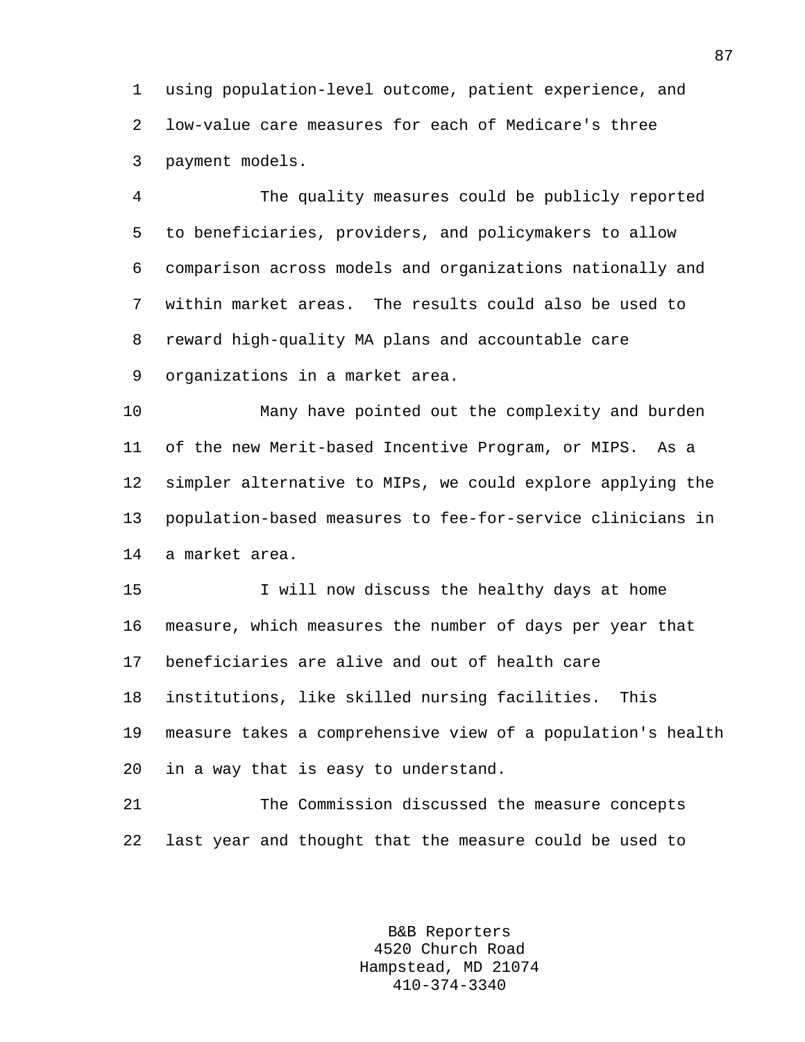using population-level outcome, patient experience, and low-value care measures for each of Medicare's three payment models.

The quality measures could be publicly reported to beneficiaries, providers, and policymakers to allow comparison across models and organizations nationally and within market areas. The results could also be used to reward high-quality MA plans and accountable care organizations in a market area.

Many have pointed out the complexity and burden of the new Merit-based Incentive Program, or MIPS. As a simpler alternative to MIPs, we could explore applying the population-based measures to fee-for-service clinicians in a market area.

I will now discuss the healthy days at home measure, which measures the number of days per year that beneficiaries are alive and out of health care institutions, like skilled nursing facilities. This measure takes a comprehensive view of a population's health in a way that is easy to understand.

The Commission discussed the measure concepts last year and thought that the measure could be used to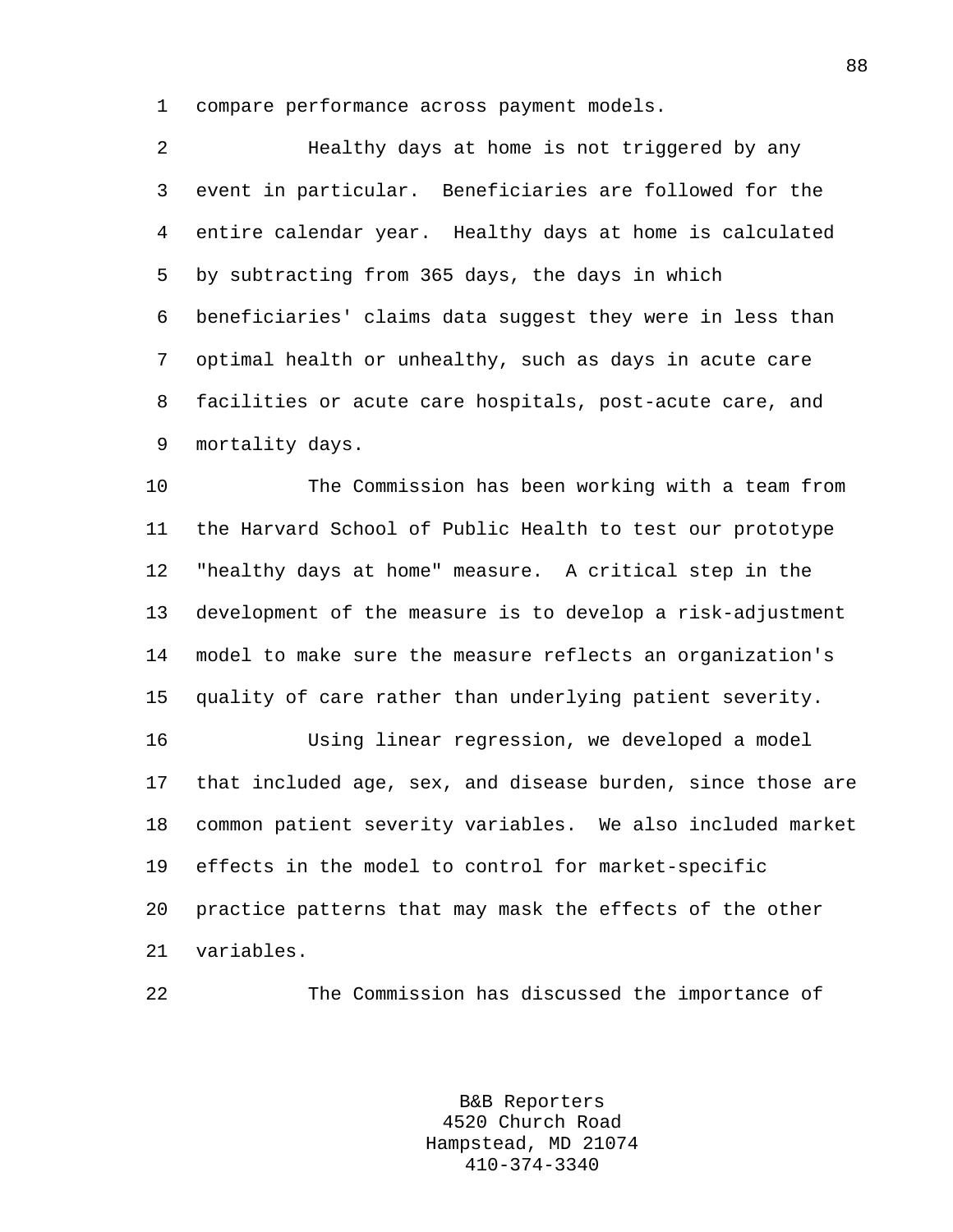compare performance across payment models.

Healthy days at home is not triggered by any event in particular. Beneficiaries are followed for the entire calendar year. Healthy days at home is calculated by subtracting from 365 days, the days in which beneficiaries' claims data suggest they were in less than optimal health or unhealthy, such as days in acute care facilities or acute care hospitals, post-acute care, and mortality days.

The Commission has been working with a team from the Harvard School of Public Health to test our prototype "healthy days at home" measure. A critical step in the development of the measure is to develop a risk-adjustment model to make sure the measure reflects an organization's quality of care rather than underlying patient severity.

Using linear regression, we developed a model that included age, sex, and disease burden, since those are common patient severity variables. We also included market effects in the model to control for market-specific practice patterns that may mask the effects of the other variables.

The Commission has discussed the importance of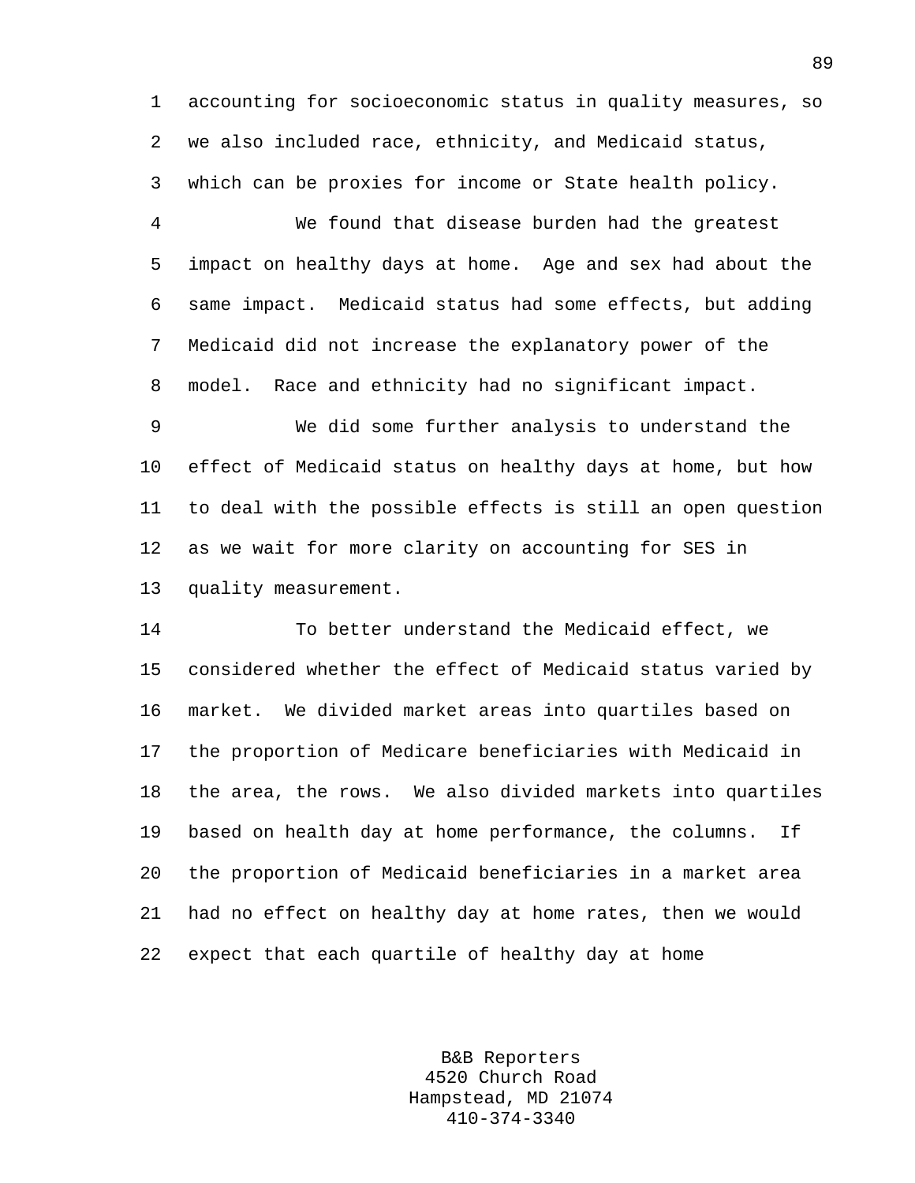accounting for socioeconomic status in quality measures, so we also included race, ethnicity, and Medicaid status, which can be proxies for income or State health policy.

We found that disease burden had the greatest impact on healthy days at home. Age and sex had about the same impact. Medicaid status had some effects, but adding Medicaid did not increase the explanatory power of the model. Race and ethnicity had no significant impact.

We did some further analysis to understand the effect of Medicaid status on healthy days at home, but how to deal with the possible effects is still an open question as we wait for more clarity on accounting for SES in quality measurement.

To better understand the Medicaid effect, we considered whether the effect of Medicaid status varied by market. We divided market areas into quartiles based on the proportion of Medicare beneficiaries with Medicaid in the area, the rows. We also divided markets into quartiles based on health day at home performance, the columns. If the proportion of Medicaid beneficiaries in a market area had no effect on healthy day at home rates, then we would expect that each quartile of healthy day at home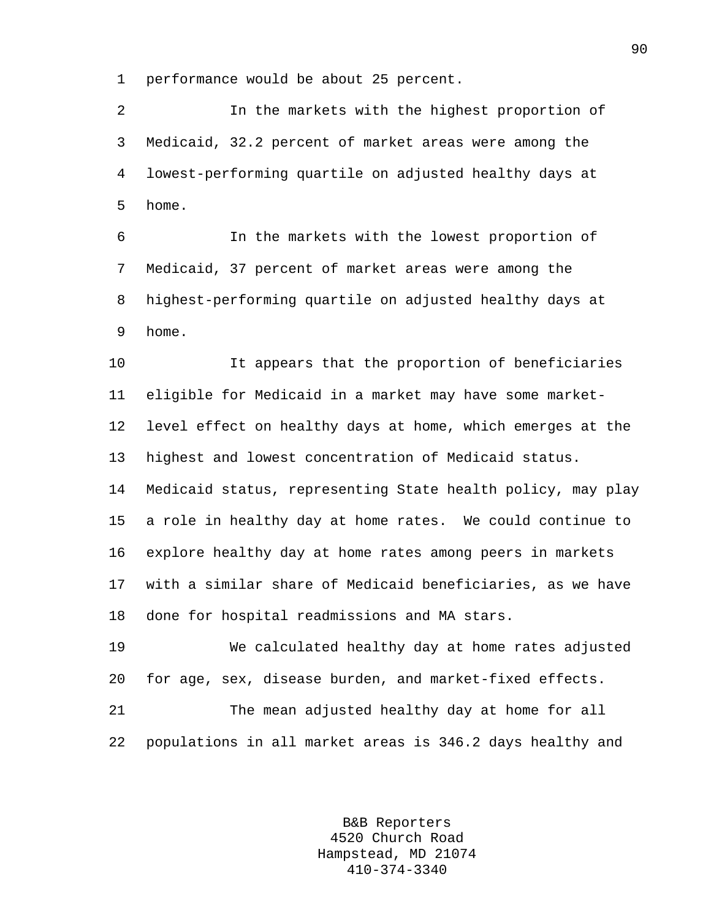performance would be about 25 percent.

In the markets with the highest proportion of Medicaid, 32.2 percent of market areas were among the lowest-performing quartile on adjusted healthy days at home.

In the markets with the lowest proportion of Medicaid, 37 percent of market areas were among the highest-performing quartile on adjusted healthy days at home.

It appears that the proportion of beneficiaries eligible for Medicaid in a market may have some market-level effect on healthy days at home, which emerges at the highest and lowest concentration of Medicaid status. Medicaid status, representing State health policy, may play a role in healthy day at home rates. We could continue to explore healthy day at home rates among peers in markets with a similar share of Medicaid beneficiaries, as we have done for hospital readmissions and MA stars.

We calculated healthy day at home rates adjusted for age, sex, disease burden, and market-fixed effects.

The mean adjusted healthy day at home for all populations in all market areas is 346.2 days healthy and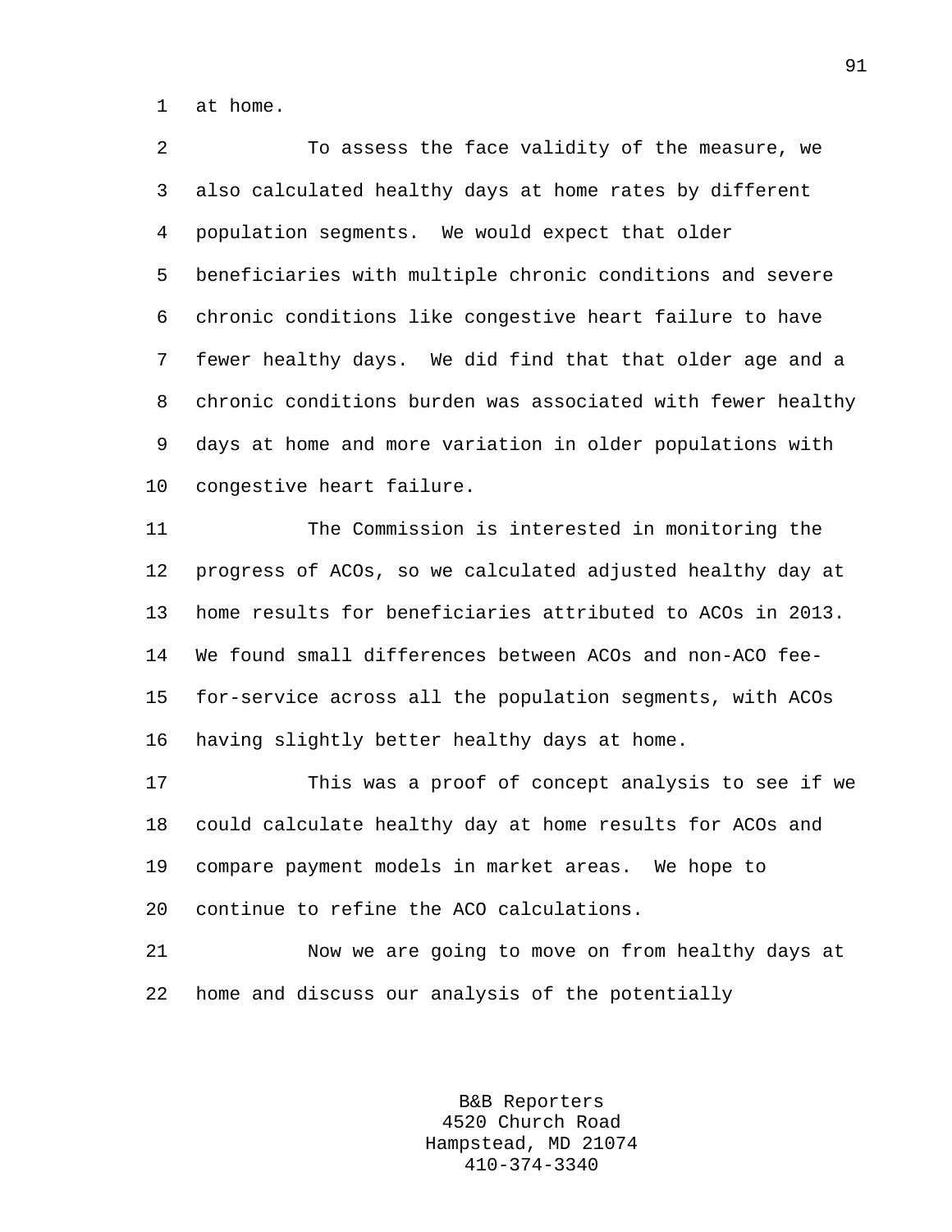at home.

To assess the face validity of the measure, we also calculated healthy days at home rates by different population segments. We would expect that older beneficiaries with multiple chronic conditions and severe chronic conditions like congestive heart failure to have fewer healthy days. We did find that that older age and a chronic conditions burden was associated with fewer healthy days at home and more variation in older populations with congestive heart failure.

The Commission is interested in monitoring the progress of ACOs, so we calculated adjusted healthy day at home results for beneficiaries attributed to ACOs in 2013. We found small differences between ACOs and non-ACO fee-for-service across all the population segments, with ACOs having slightly better healthy days at home.

This was a proof of concept analysis to see if we could calculate healthy day at home results for ACOs and compare payment models in market areas. We hope to continue to refine the ACO calculations.

Now we are going to move on from healthy days at home and discuss our analysis of the potentially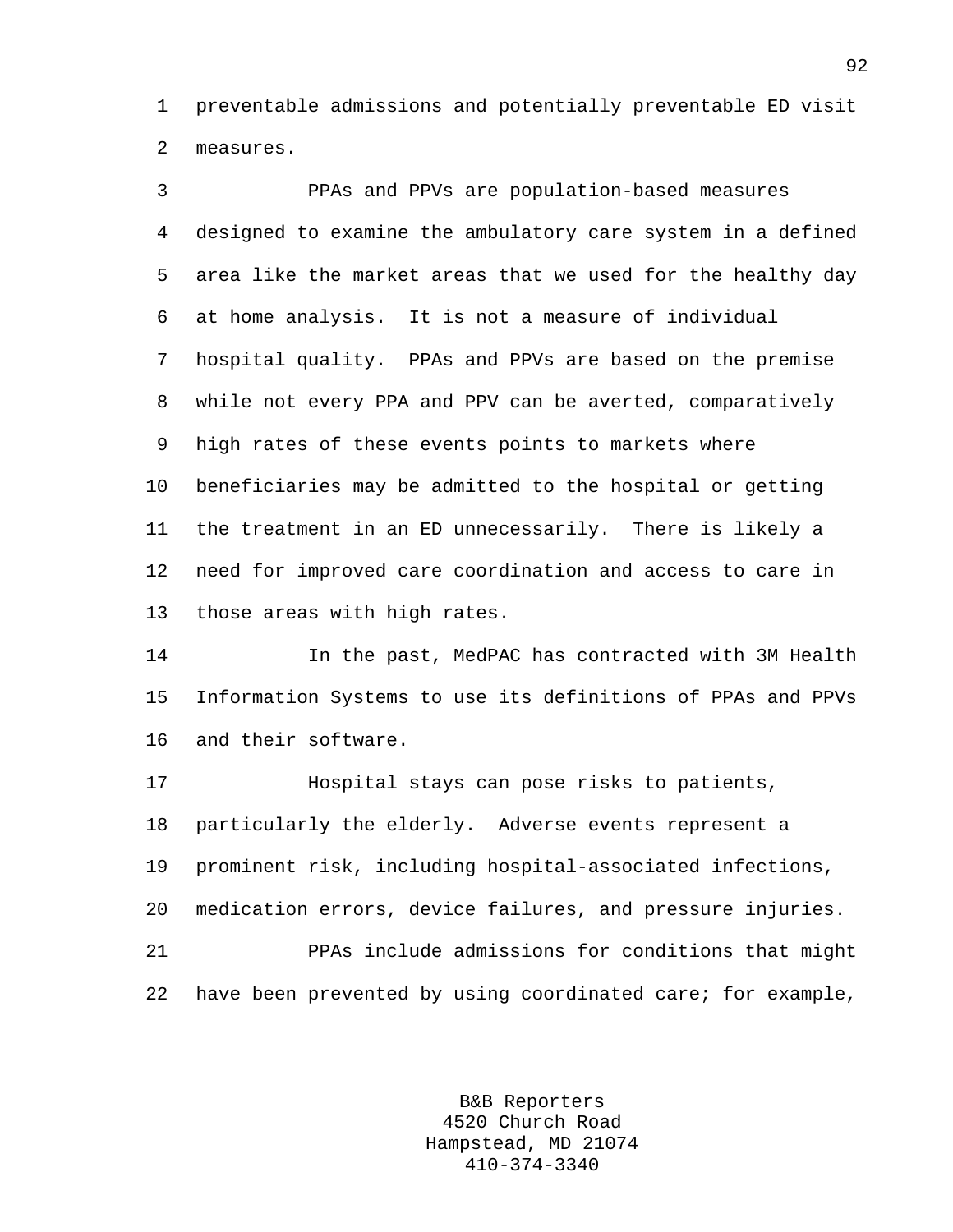preventable admissions and potentially preventable ED visit measures.

PPAs and PPVs are population-based measures designed to examine the ambulatory care system in a defined area like the market areas that we used for the healthy day at home analysis. It is not a measure of individual hospital quality. PPAs and PPVs are based on the premise while not every PPA and PPV can be averted, comparatively high rates of these events points to markets where beneficiaries may be admitted to the hospital or getting the treatment in an ED unnecessarily. There is likely a need for improved care coordination and access to care in those areas with high rates.

In the past, MedPAC has contracted with 3M Health Information Systems to use its definitions of PPAs and PPVs and their software.

Hospital stays can pose risks to patients, particularly the elderly. Adverse events represent a prominent risk, including hospital-associated infections, medication errors, device failures, and pressure injuries.

PPAs include admissions for conditions that might have been prevented by using coordinated care; for example,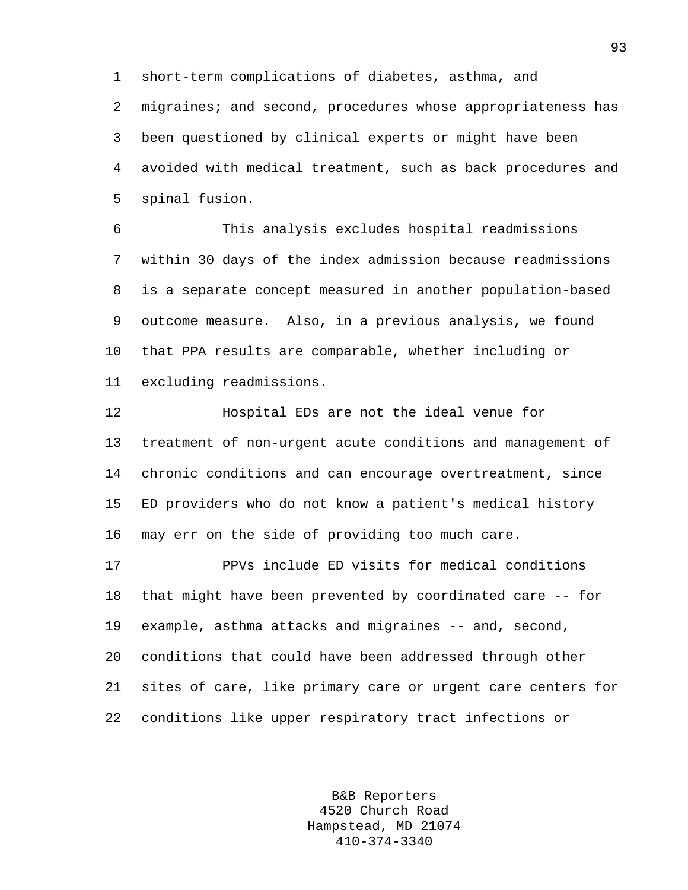short-term complications of diabetes, asthma, and migraines; and second, procedures whose appropriateness has been questioned by clinical experts or might have been avoided with medical treatment, such as back procedures and spinal fusion.

This analysis excludes hospital readmissions within 30 days of the index admission because readmissions is a separate concept measured in another population-based outcome measure. Also, in a previous analysis, we found that PPA results are comparable, whether including or excluding readmissions.

Hospital EDs are not the ideal venue for treatment of non-urgent acute conditions and management of chronic conditions and can encourage overtreatment, since ED providers who do not know a patient's medical history may err on the side of providing too much care.

PPVs include ED visits for medical conditions that might have been prevented by coordinated care -- for example, asthma attacks and migraines -- and, second, conditions that could have been addressed through other sites of care, like primary care or urgent care centers for conditions like upper respiratory tract infections or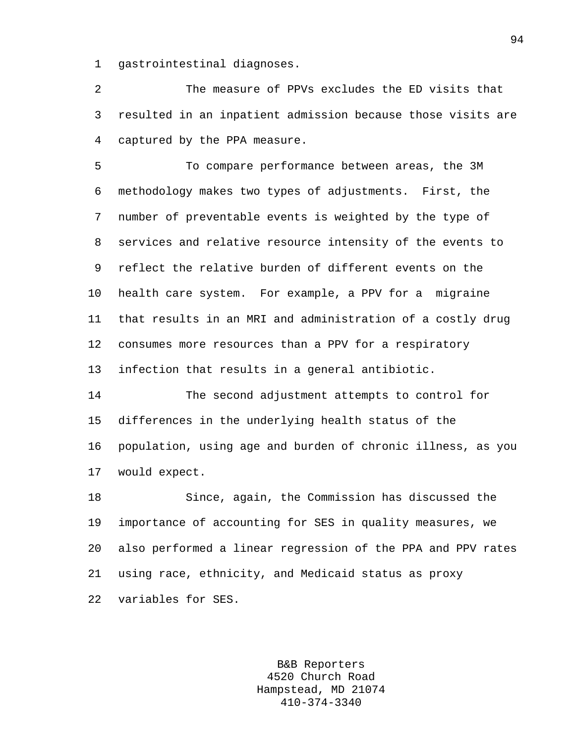gastrointestinal diagnoses.

The measure of PPVs excludes the ED visits that resulted in an inpatient admission because those visits are captured by the PPA measure.

To compare performance between areas, the 3M methodology makes two types of adjustments. First, the number of preventable events is weighted by the type of services and relative resource intensity of the events to reflect the relative burden of different events on the health care system. For example, a PPV for a migraine that results in an MRI and administration of a costly drug consumes more resources than a PPV for a respiratory infection that results in a general antibiotic.

The second adjustment attempts to control for differences in the underlying health status of the population, using age and burden of chronic illness, as you would expect.

Since, again, the Commission has discussed the importance of accounting for SES in quality measures, we also performed a linear regression of the PPA and PPV rates using race, ethnicity, and Medicaid status as proxy variables for SES.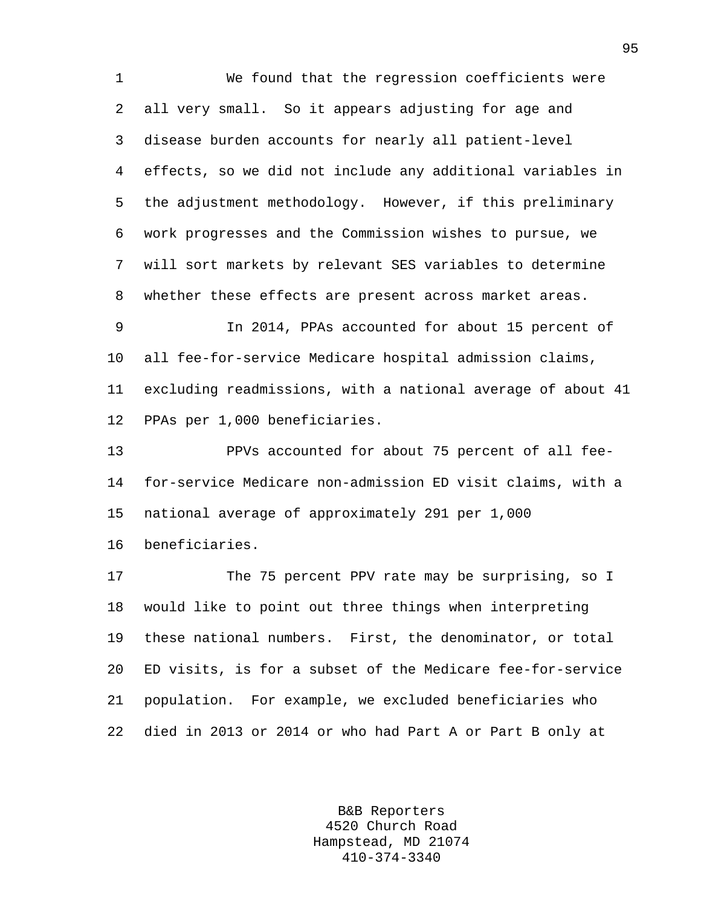We found that the regression coefficients were all very small. So it appears adjusting for age and disease burden accounts for nearly all patient-level effects, so we did not include any additional variables in the adjustment methodology. However, if this preliminary work progresses and the Commission wishes to pursue, we will sort markets by relevant SES variables to determine whether these effects are present across market areas.

In 2014, PPAs accounted for about 15 percent of all fee-for-service Medicare hospital admission claims, excluding readmissions, with a national average of about 41 PPAs per 1,000 beneficiaries.

PPVs accounted for about 75 percent of all fee-for-service Medicare non-admission ED visit claims, with a national average of approximately 291 per 1,000 beneficiaries.

The 75 percent PPV rate may be surprising, so I would like to point out three things when interpreting these national numbers. First, the denominator, or total ED visits, is for a subset of the Medicare fee-for-service population. For example, we excluded beneficiaries who died in 2013 or 2014 or who had Part A or Part B only at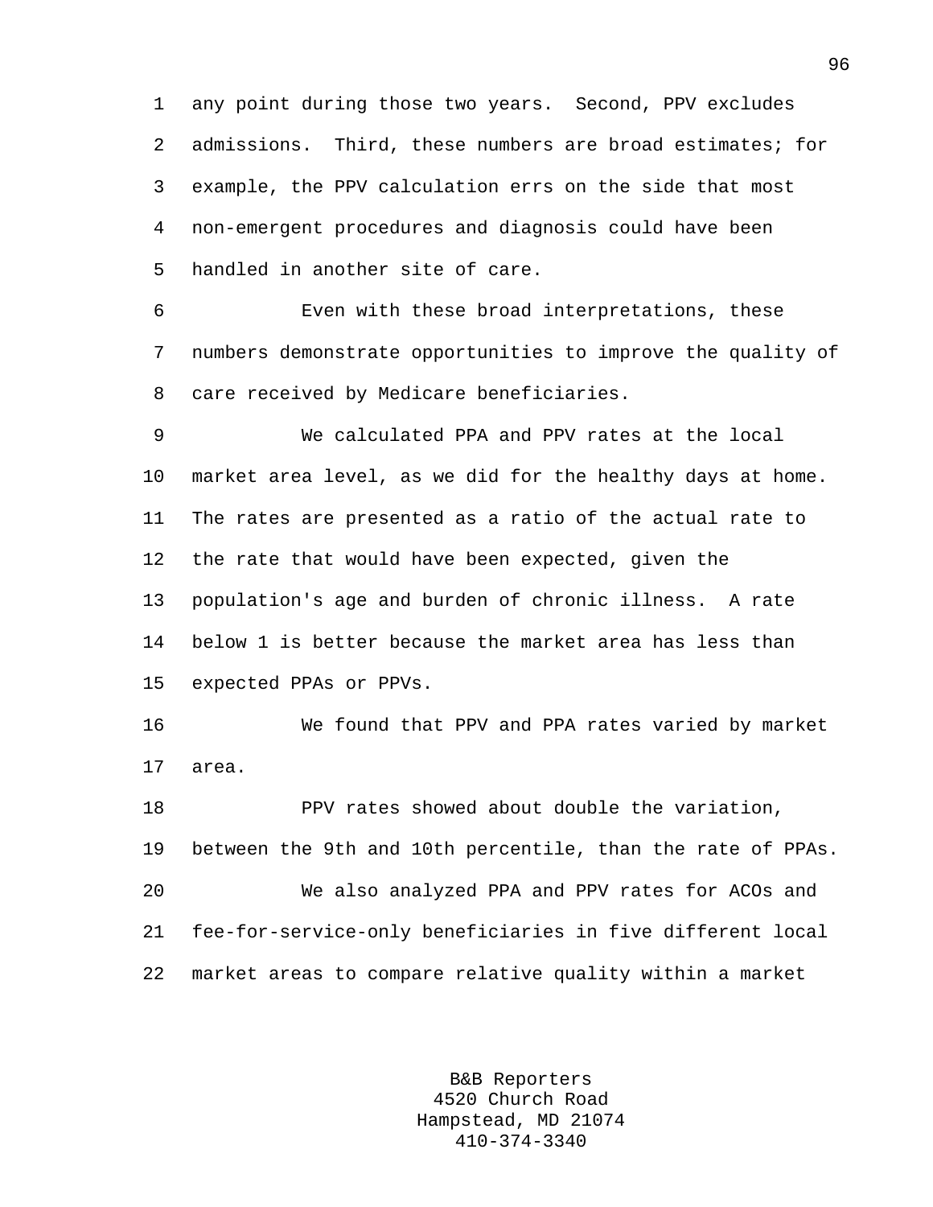any point during those two years. Second, PPV excludes admissions. Third, these numbers are broad estimates; for example, the PPV calculation errs on the side that most non-emergent procedures and diagnosis could have been handled in another site of care.

Even with these broad interpretations, these numbers demonstrate opportunities to improve the quality of care received by Medicare beneficiaries.

We calculated PPA and PPV rates at the local market area level, as we did for the healthy days at home. The rates are presented as a ratio of the actual rate to the rate that would have been expected, given the population's age and burden of chronic illness. A rate below 1 is better because the market area has less than expected PPAs or PPVs.

We found that PPV and PPA rates varied by market area.

PPV rates showed about double the variation, between the 9th and 10th percentile, than the rate of PPAs.

We also analyzed PPA and PPV rates for ACOs and fee-for-service-only beneficiaries in five different local market areas to compare relative quality within a market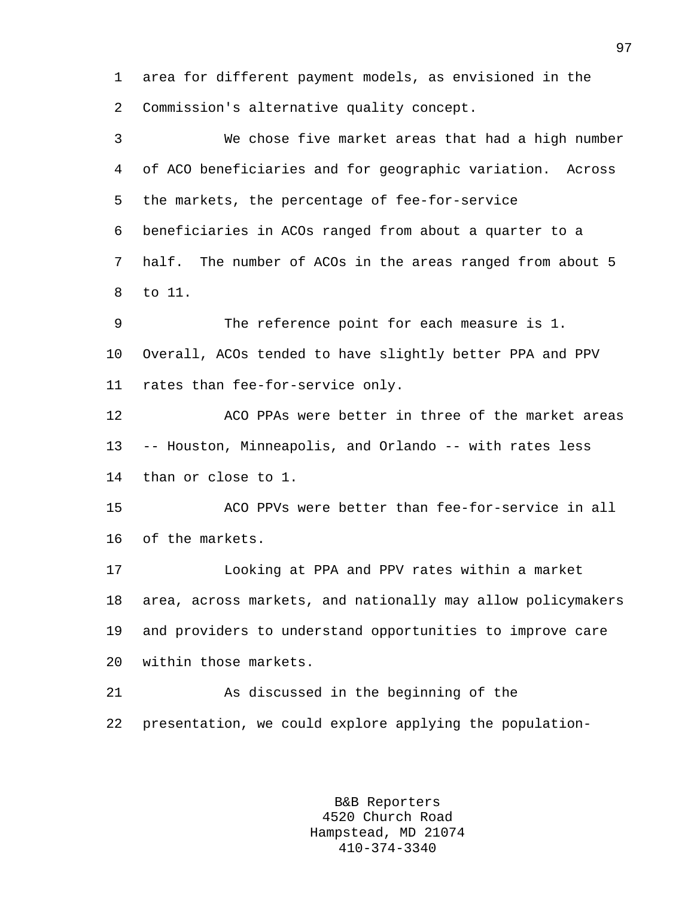area for different payment models, as envisioned in the Commission's alternative quality concept.

We chose five market areas that had a high number of ACO beneficiaries and for geographic variation. Across the markets, the percentage of fee-for-service beneficiaries in ACOs ranged from about a quarter to a half. The number of ACOs in the areas ranged from about 5 to 11.

The reference point for each measure is 1. Overall, ACOs tended to have slightly better PPA and PPV rates than fee-for-service only.

ACO PPAs were better in three of the market areas -- Houston, Minneapolis, and Orlando -- with rates less than or close to 1.

ACO PPVs were better than fee-for-service in all of the markets.

Looking at PPA and PPV rates within a market area, across markets, and nationally may allow policymakers and providers to understand opportunities to improve care within those markets.

As discussed in the beginning of the presentation, we could explore applying the population-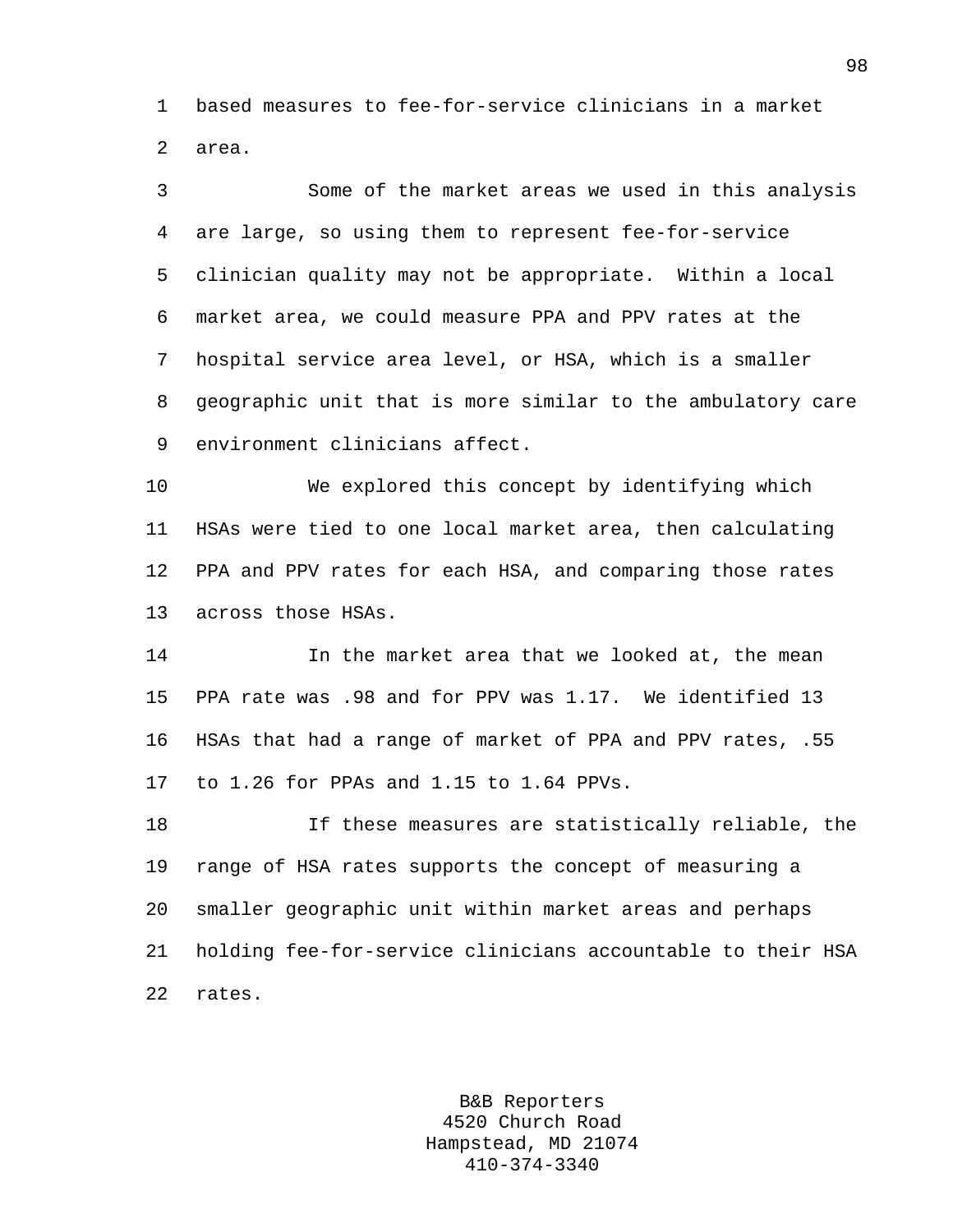based measures to fee-for-service clinicians in a market area.

Some of the market areas we used in this analysis are large, so using them to represent fee-for-service clinician quality may not be appropriate. Within a local market area, we could measure PPA and PPV rates at the hospital service area level, or HSA, which is a smaller geographic unit that is more similar to the ambulatory care environment clinicians affect.

We explored this concept by identifying which HSAs were tied to one local market area, then calculating PPA and PPV rates for each HSA, and comparing those rates across those HSAs.

In the market area that we looked at, the mean PPA rate was .98 and for PPV was 1.17. We identified 13 HSAs that had a range of market of PPA and PPV rates, .55 to 1.26 for PPAs and 1.15 to 1.64 PPVs.

If these measures are statistically reliable, the range of HSA rates supports the concept of measuring a smaller geographic unit within market areas and perhaps holding fee-for-service clinicians accountable to their HSA rates.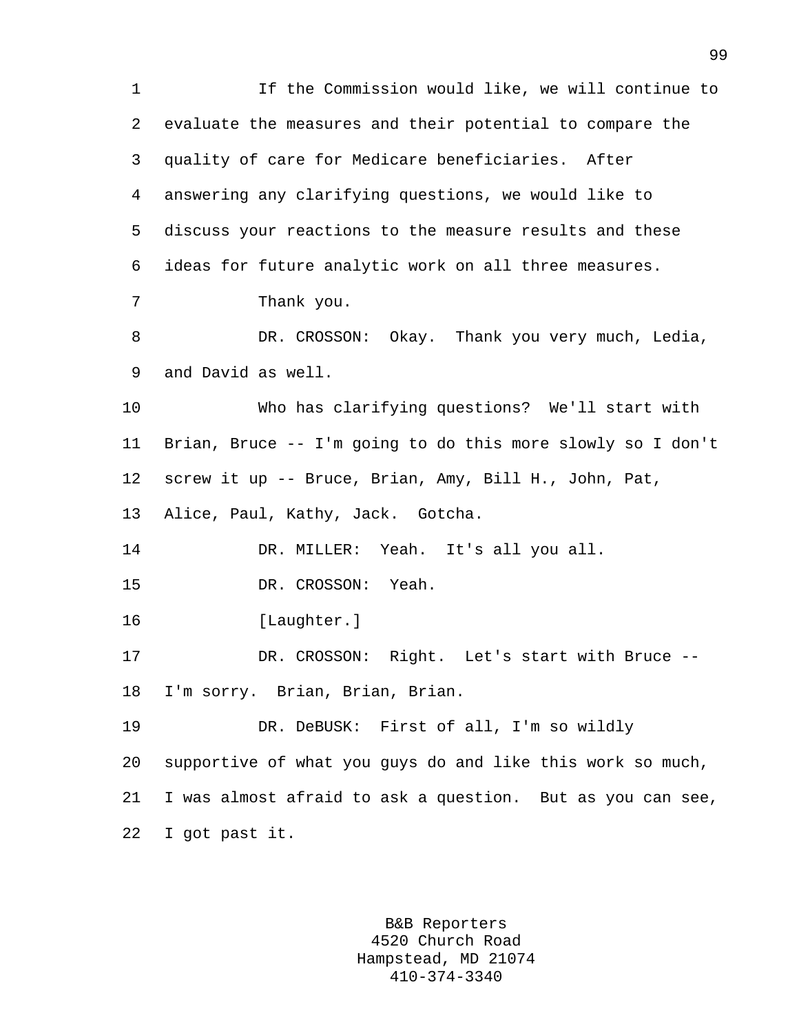If the Commission would like, we will continue to evaluate the measures and their potential to compare the quality of care for Medicare beneficiaries. After answering any clarifying questions, we would like to discuss your reactions to the measure results and these ideas for future analytic work on all three measures.

Thank you.

DR. CROSSON: Okay. Thank you very much, Ledia, and David as well.

Who has clarifying questions? We'll start with Brian, Bruce -- I'm going to do this more slowly so I don't screw it up -- Bruce, Brian, Amy, Bill H., John, Pat, Alice, Paul, Kathy, Jack. Gotcha.

DR. MILLER: Yeah. It's all you all.

DR. CROSSON: Yeah.

[Laughter.]

DR. CROSSON: Right. Let's start with Bruce -- I'm sorry. Brian, Brian, Brian.

DR. DeBUSK: First of all, I'm so wildly supportive of what you guys do and like this work so much, I was almost afraid to ask a question. But as you can see, I got past it.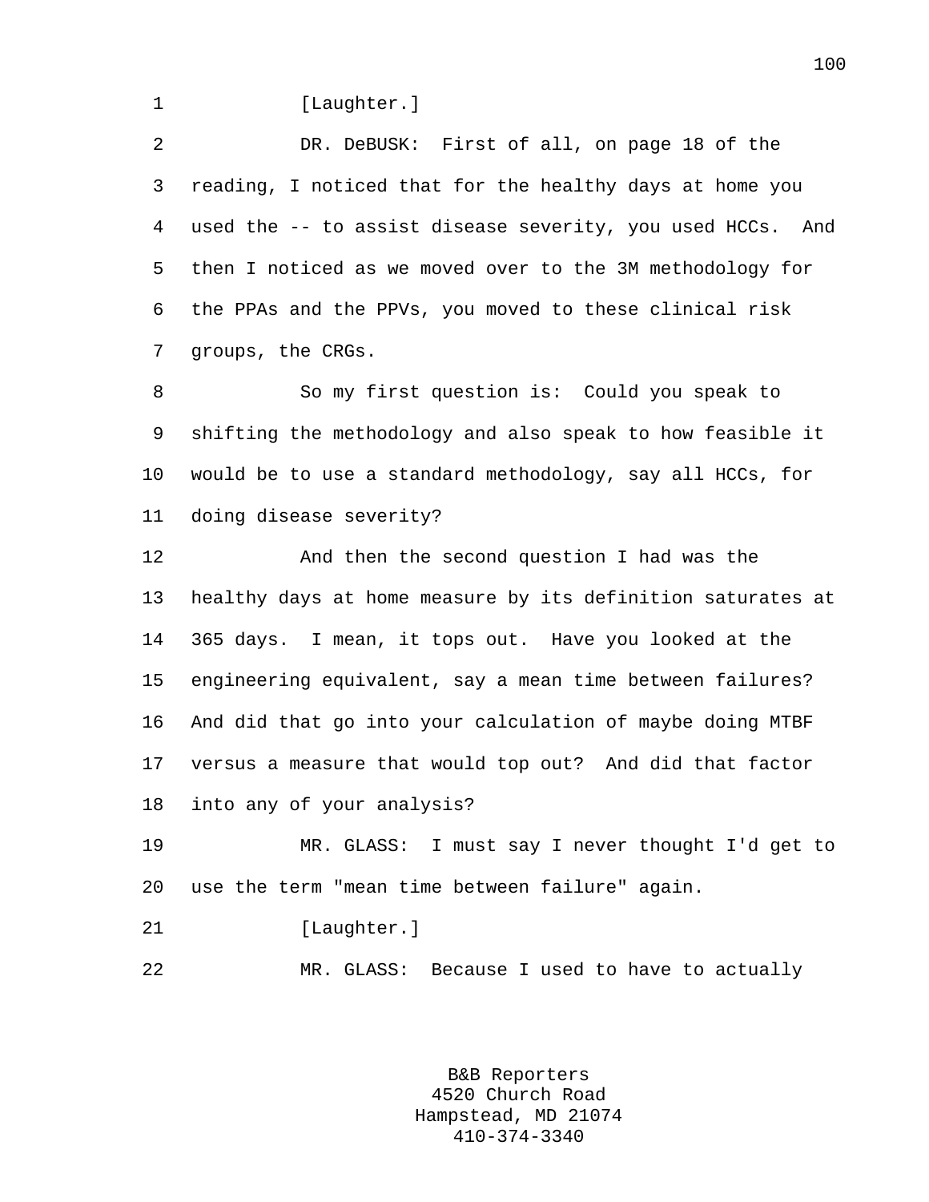[Laughter.]

DR. DeBUSK: First of all, on page 18 of the reading, I noticed that for the healthy days at home you used the -- to assist disease severity, you used HCCs. And then I noticed as we moved over to the 3M methodology for the PPAs and the PPVs, you moved to these clinical risk groups, the CRGs.

So my first question is: Could you speak to shifting the methodology and also speak to how feasible it would be to use a standard methodology, say all HCCs, for doing disease severity?

And then the second question I had was the healthy days at home measure by its definition saturates at 365 days. I mean, it tops out. Have you looked at the engineering equivalent, say a mean time between failures? And did that go into your calculation of maybe doing MTBF versus a measure that would top out? And did that factor into any of your analysis?

MR. GLASS: I must say I never thought I'd get to use the term "mean time between failure" again.

[Laughter.]

MR. GLASS: Because I used to have to actually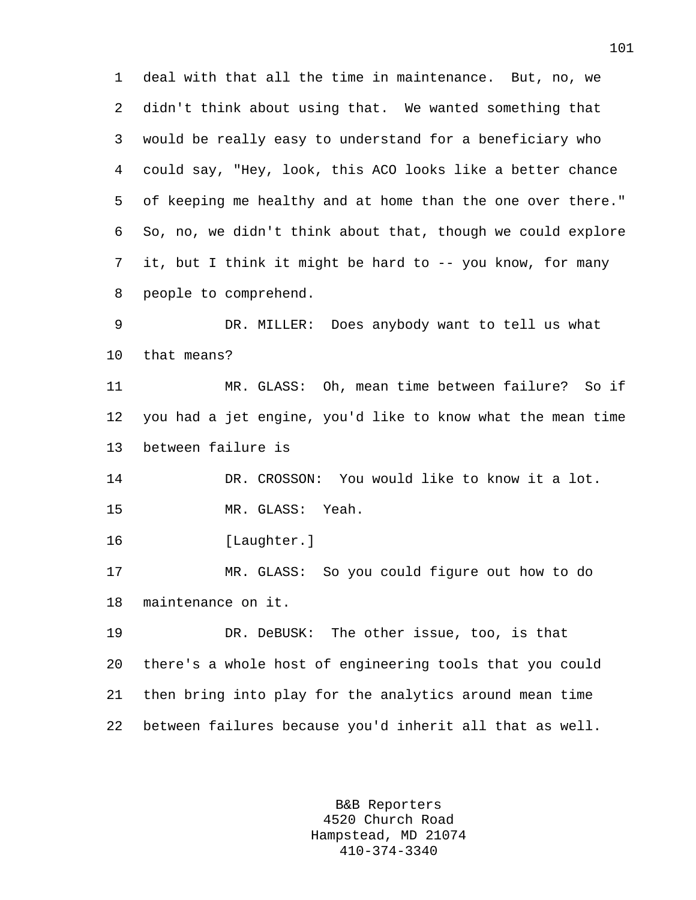deal with that all the time in maintenance. But, no, we didn't think about using that. We wanted something that would be really easy to understand for a beneficiary who could say, "Hey, look, this ACO looks like a better chance of keeping me healthy and at home than the one over there." So, no, we didn't think about that, though we could explore it, but I think it might be hard to -- you know, for many people to comprehend.

DR. MILLER: Does anybody want to tell us what that means?

MR. GLASS: Oh, mean time between failure? So if you had a jet engine, you'd like to know what the mean time between failure is

DR. CROSSON: You would like to know it a lot.

MR. GLASS: Yeah.

[Laughter.]

MR. GLASS: So you could figure out how to do maintenance on it.

DR. DeBUSK: The other issue, too, is that there's a whole host of engineering tools that you could then bring into play for the analytics around mean time between failures because you'd inherit all that as well.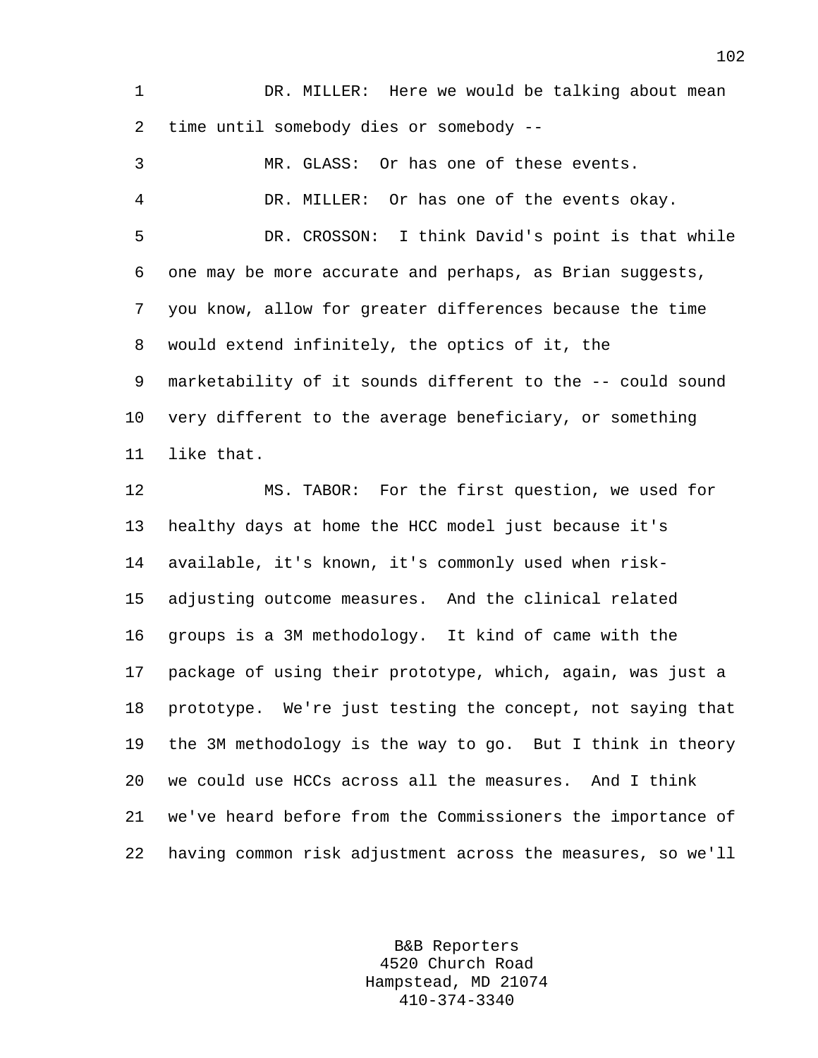DR. MILLER: Here we would be talking about mean time until somebody dies or somebody --

MR. GLASS: Or has one of these events.

DR. MILLER: Or has one of the events okay.

DR. CROSSON: I think David's point is that while one may be more accurate and perhaps, as Brian suggests, you know, allow for greater differences because the time would extend infinitely, the optics of it, the marketability of it sounds different to the -- could sound very different to the average beneficiary, or something like that.

MS. TABOR: For the first question, we used for healthy days at home the HCC model just because it's available, it's known, it's commonly used when risk-adjusting outcome measures. And the clinical related groups is a 3M methodology. It kind of came with the package of using their prototype, which, again, was just a prototype. We're just testing the concept, not saying that the 3M methodology is the way to go. But I think in theory we could use HCCs across all the measures. And I think we've heard before from the Commissioners the importance of having common risk adjustment across the measures, so we'll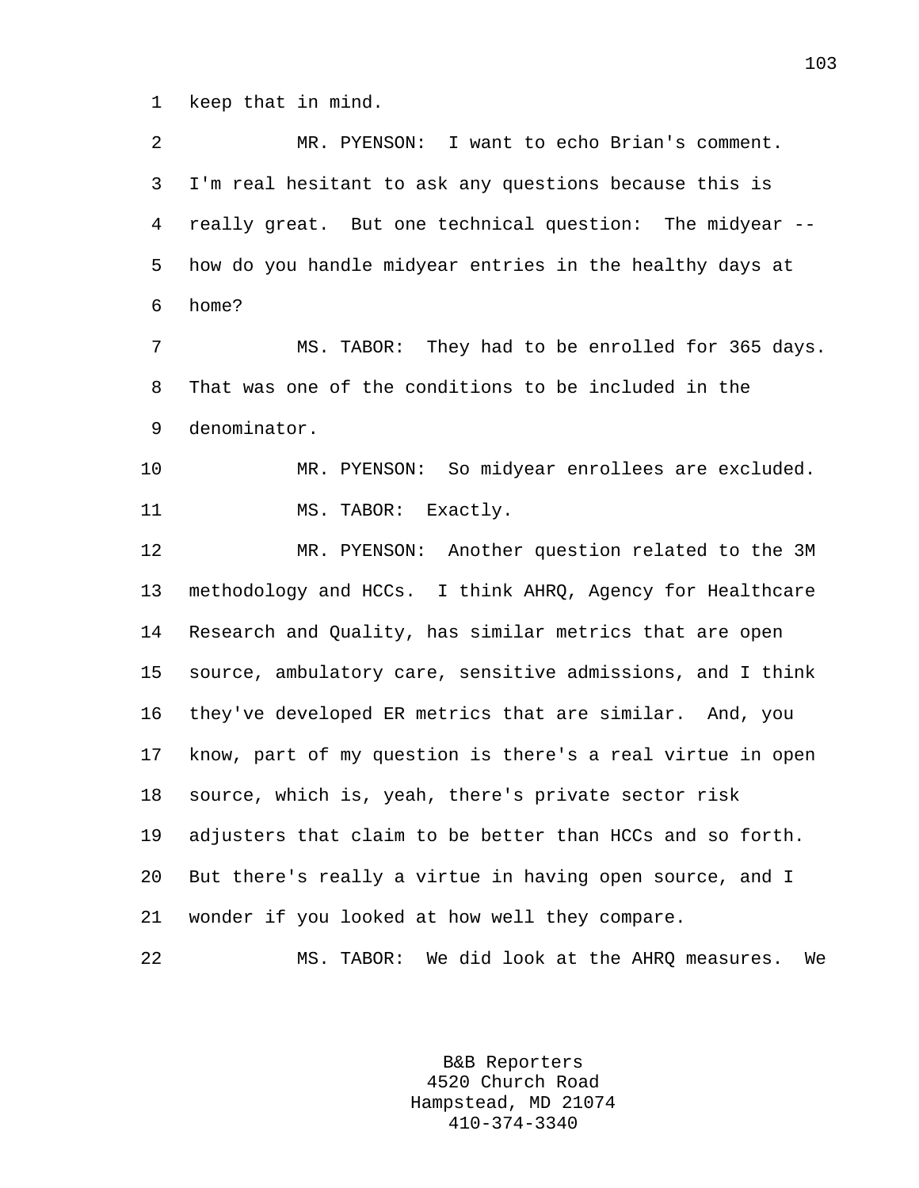keep that in mind.

MR. PYENSON: I want to echo Brian's comment. I'm real hesitant to ask any questions because this is really great. But one technical question: The midyear -- how do you handle midyear entries in the healthy days at home?

MS. TABOR: They had to be enrolled for 365 days. That was one of the conditions to be included in the denominator.

MR. PYENSON: So midyear enrollees are excluded.

MS. TABOR: Exactly.

MR. PYENSON: Another question related to the 3M methodology and HCCs. I think AHRQ, Agency for Healthcare Research and Quality, has similar metrics that are open source, ambulatory care, sensitive admissions, and I think they've developed ER metrics that are similar. And, you know, part of my question is there's a real virtue in open source, which is, yeah, there's private sector risk adjusters that claim to be better than HCCs and so forth. But there's really a virtue in having open source, and I wonder if you looked at how well they compare.

MS. TABOR: We did look at the AHRQ measures. We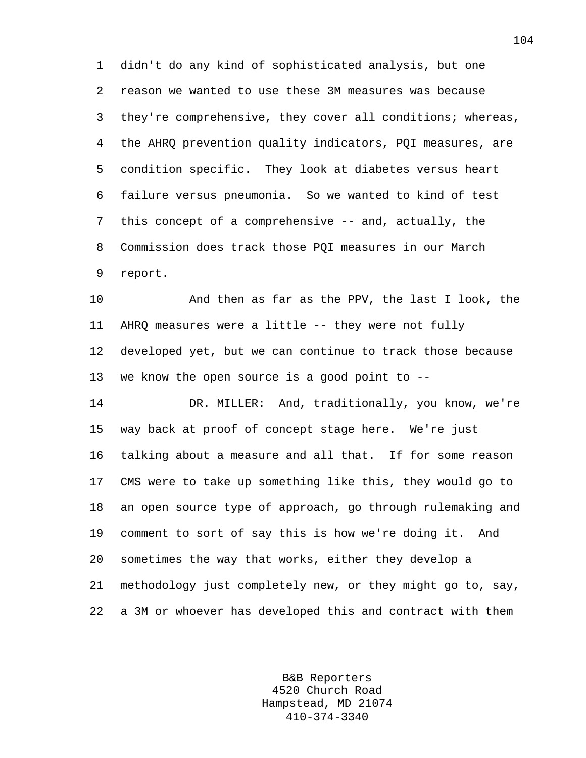didn't do any kind of sophisticated analysis, but one reason we wanted to use these 3M measures was because they're comprehensive, they cover all conditions; whereas, the AHRQ prevention quality indicators, PQI measures, are condition specific. They look at diabetes versus heart failure versus pneumonia. So we wanted to kind of test this concept of a comprehensive -- and, actually, the Commission does track those PQI measures in our March report.

And then as far as the PPV, the last I look, the AHRQ measures were a little -- they were not fully developed yet, but we can continue to track those because we know the open source is a good point to --

DR. MILLER: And, traditionally, you know, we're way back at proof of concept stage here. We're just talking about a measure and all that. If for some reason CMS were to take up something like this, they would go to an open source type of approach, go through rulemaking and comment to sort of say this is how we're doing it. And sometimes the way that works, either they develop a methodology just completely new, or they might go to, say, a 3M or whoever has developed this and contract with them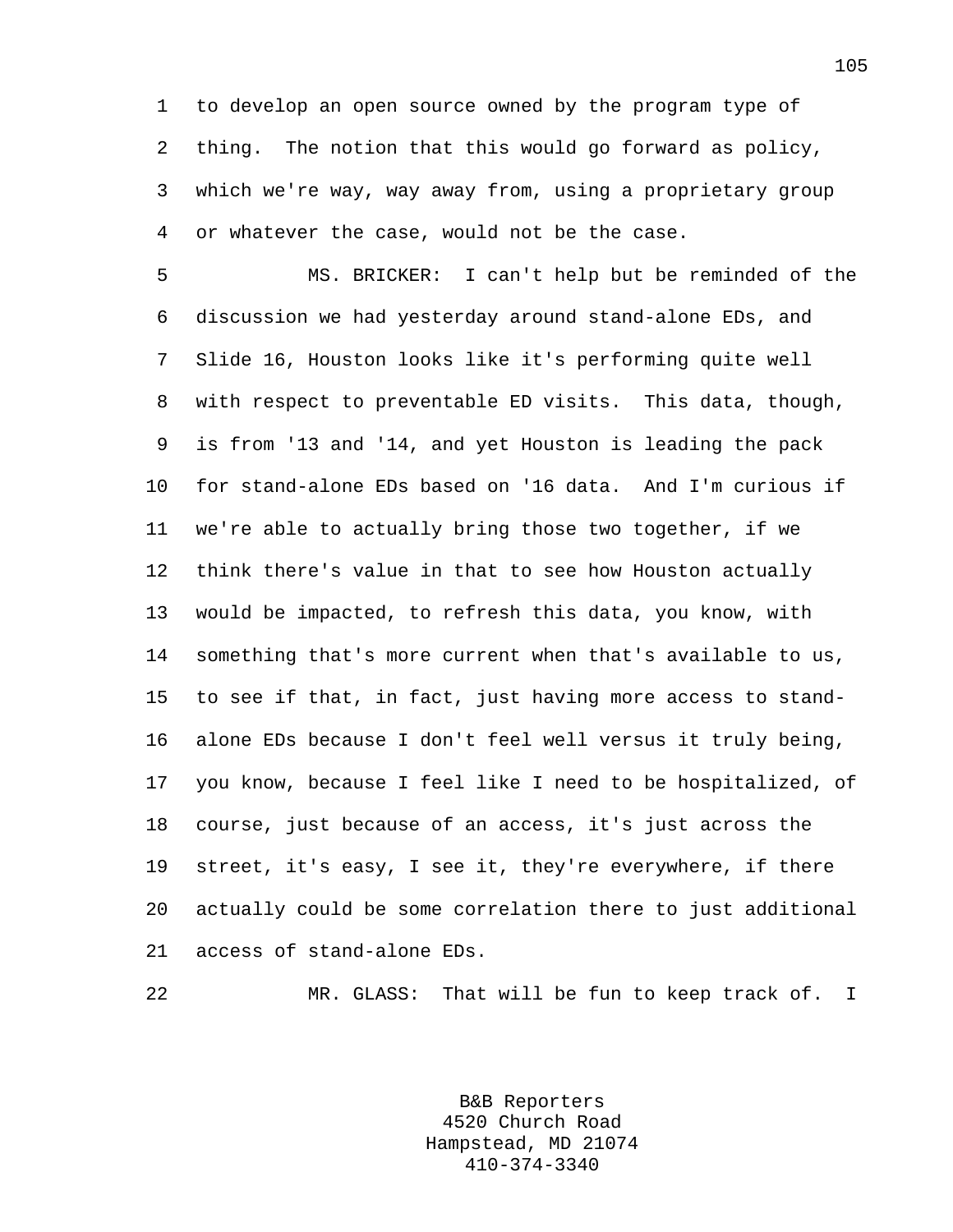to develop an open source owned by the program type of thing. The notion that this would go forward as policy, which we're way, way away from, using a proprietary group or whatever the case, would not be the case.

MS. BRICKER: I can't help but be reminded of the discussion we had yesterday around stand-alone EDs, and Slide 16, Houston looks like it's performing quite well with respect to preventable ED visits. This data, though, is from '13 and '14, and yet Houston is leading the pack for stand-alone EDs based on '16 data. And I'm curious if we're able to actually bring those two together, if we think there's value in that to see how Houston actually would be impacted, to refresh this data, you know, with something that's more current when that's available to us, to see if that, in fact, just having more access to stand-alone EDs because I don't feel well versus it truly being, you know, because I feel like I need to be hospitalized, of course, just because of an access, it's just across the street, it's easy, I see it, they're everywhere, if there actually could be some correlation there to just additional access of stand-alone EDs.

MR. GLASS: That will be fun to keep track of. I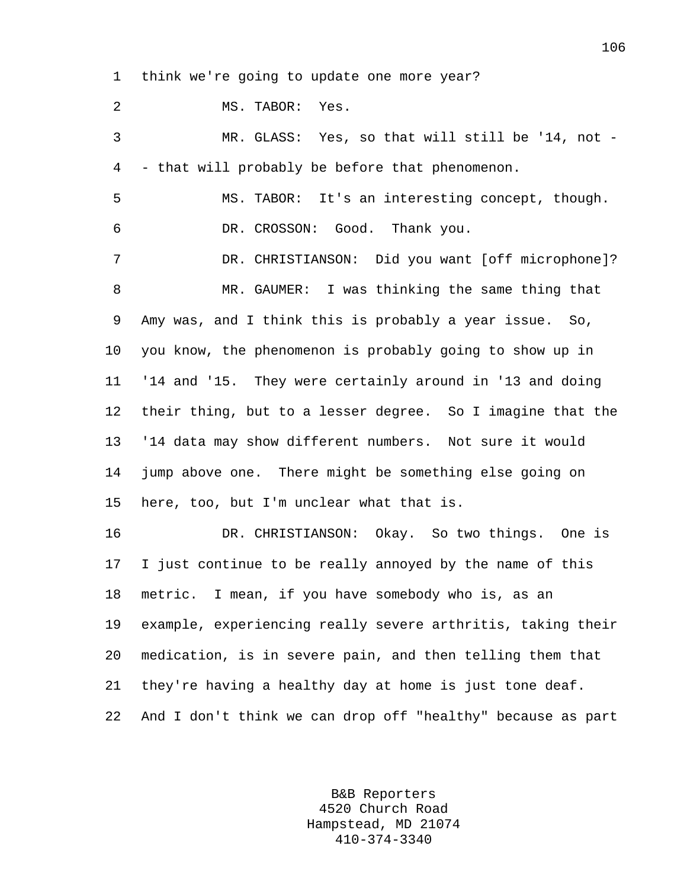think we're going to update one more year?

MS. TABOR: Yes.

MR. GLASS: Yes, so that will still be '14, not -- that will probably be before that phenomenon.

MS. TABOR: It's an interesting concept, though.

DR. CROSSON: Good. Thank you.

DR. CHRISTIANSON: Did you want [off microphone]?

MR. GAUMER: I was thinking the same thing that Amy was, and I think this is probably a year issue. So, you know, the phenomenon is probably going to show up in '14 and '15. They were certainly around in '13 and doing their thing, but to a lesser degree. So I imagine that the '14 data may show different numbers. Not sure it would jump above one. There might be something else going on here, too, but I'm unclear what that is.

DR. CHRISTIANSON: Okay. So two things. One is I just continue to be really annoyed by the name of this metric. I mean, if you have somebody who is, as an example, experiencing really severe arthritis, taking their medication, is in severe pain, and then telling them that they're having a healthy day at home is just tone deaf. And I don't think we can drop off "healthy" because as part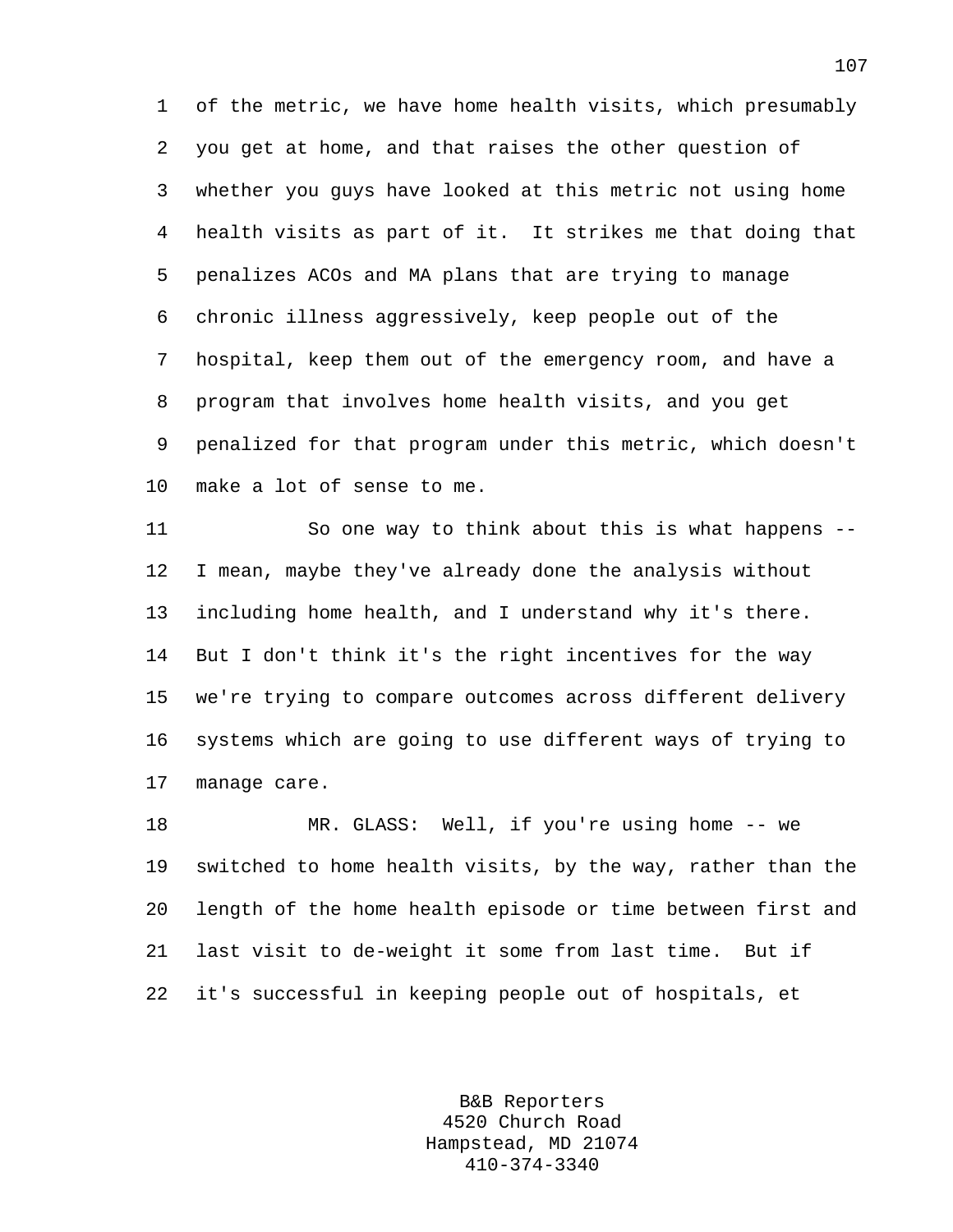of the metric, we have home health visits, which presumably you get at home, and that raises the other question of whether you guys have looked at this metric not using home health visits as part of it. It strikes me that doing that penalizes ACOs and MA plans that are trying to manage chronic illness aggressively, keep people out of the hospital, keep them out of the emergency room, and have a program that involves home health visits, and you get penalized for that program under this metric, which doesn't make a lot of sense to me.

So one way to think about this is what happens -- I mean, maybe they've already done the analysis without including home health, and I understand why it's there. But I don't think it's the right incentives for the way we're trying to compare outcomes across different delivery systems which are going to use different ways of trying to manage care.

MR. GLASS: Well, if you're using home -- we switched to home health visits, by the way, rather than the length of the home health episode or time between first and last visit to de-weight it some from last time. But if it's successful in keeping people out of hospitals, et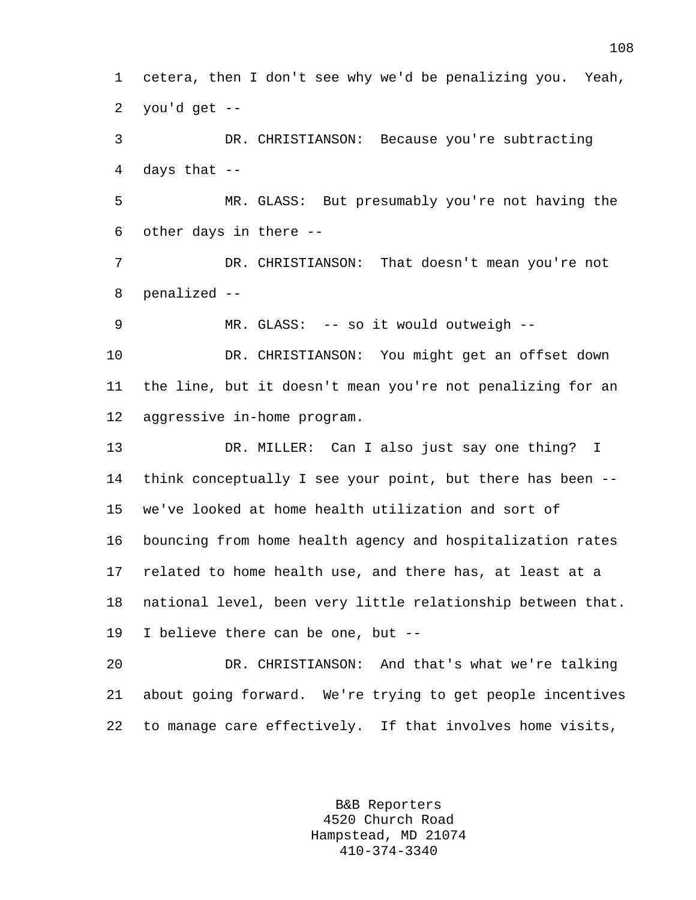cetera, then I don't see why we'd be penalizing you. Yeah, you'd get --

DR. CHRISTIANSON: Because you're subtracting days that --

MR. GLASS: But presumably you're not having the other days in there --

DR. CHRISTIANSON: That doesn't mean you're not penalized --

MR. GLASS: -- so it would outweigh --

DR. CHRISTIANSON: You might get an offset down the line, but it doesn't mean you're not penalizing for an aggressive in-home program.

DR. MILLER: Can I also just say one thing? I think conceptually I see your point, but there has been -- we've looked at home health utilization and sort of bouncing from home health agency and hospitalization rates related to home health use, and there has, at least at a national level, been very little relationship between that. I believe there can be one, but --

DR. CHRISTIANSON: And that's what we're talking about going forward. We're trying to get people incentives to manage care effectively. If that involves home visits,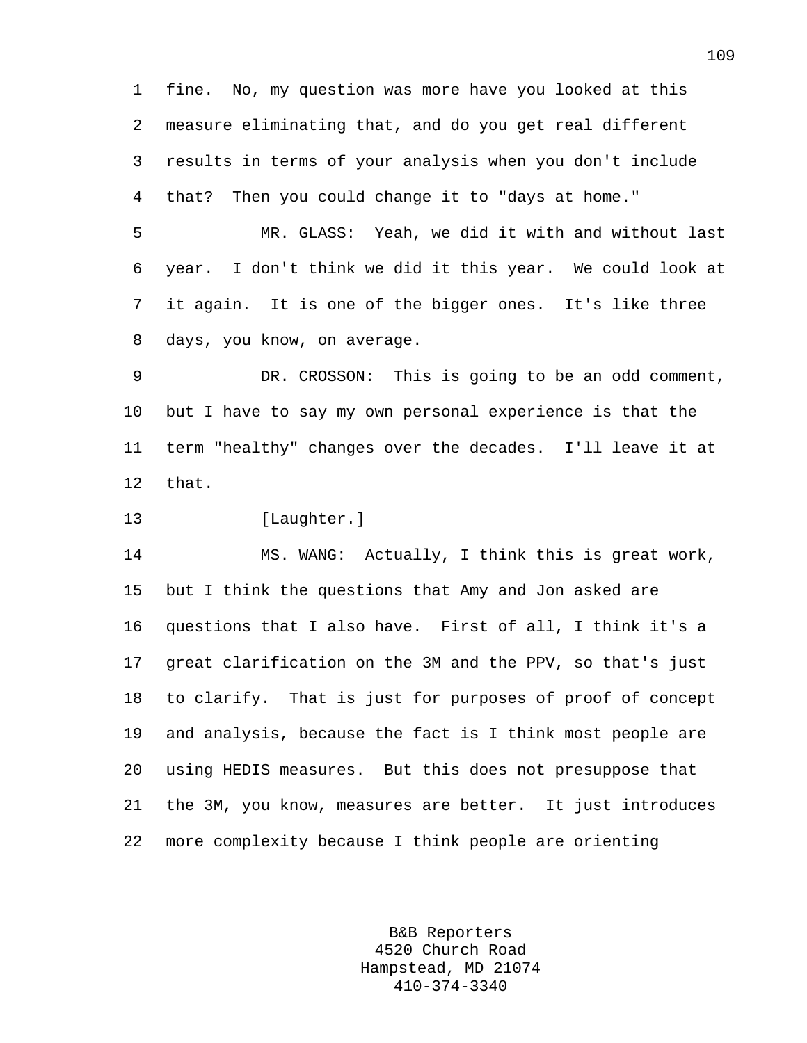fine. No, my question was more have you looked at this measure eliminating that, and do you get real different results in terms of your analysis when you don't include that? Then you could change it to "days at home."

MR. GLASS: Yeah, we did it with and without last year. I don't think we did it this year. We could look at it again. It is one of the bigger ones. It's like three days, you know, on average.

DR. CROSSON: This is going to be an odd comment, but I have to say my own personal experience is that the term "healthy" changes over the decades. I'll leave it at that.

[Laughter.]

MS. WANG: Actually, I think this is great work, but I think the questions that Amy and Jon asked are questions that I also have. First of all, I think it's a great clarification on the 3M and the PPV, so that's just to clarify. That is just for purposes of proof of concept and analysis, because the fact is I think most people are using HEDIS measures. But this does not presuppose that the 3M, you know, measures are better. It just introduces more complexity because I think people are orienting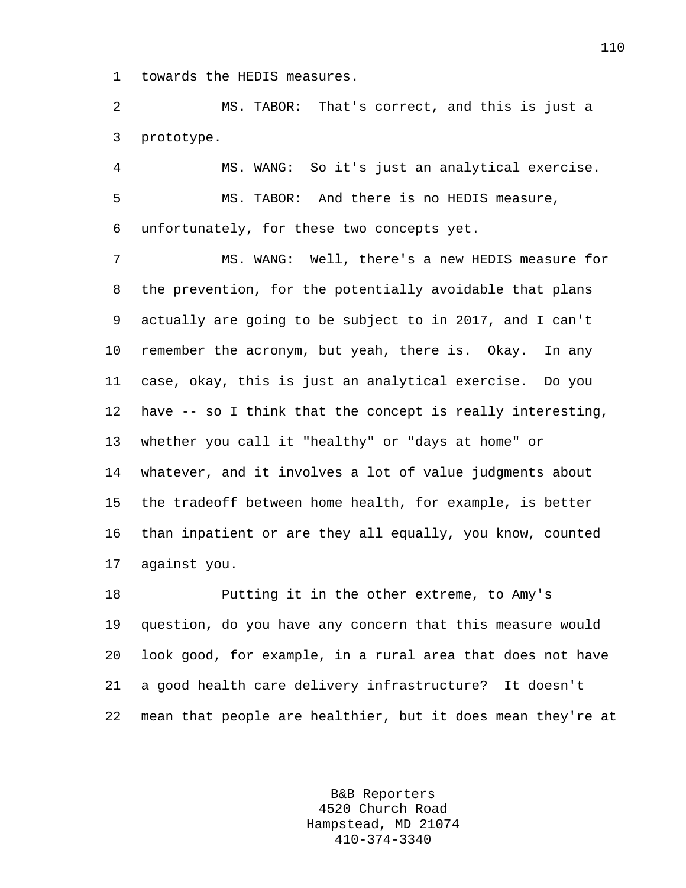towards the HEDIS measures.

MS. TABOR: That's correct, and this is just a prototype.

MS. WANG: So it's just an analytical exercise.

MS. TABOR: And there is no HEDIS measure, unfortunately, for these two concepts yet.

MS. WANG: Well, there's a new HEDIS measure for the prevention, for the potentially avoidable that plans actually are going to be subject to in 2017, and I can't remember the acronym, but yeah, there is. Okay. In any case, okay, this is just an analytical exercise. Do you have -- so I think that the concept is really interesting, whether you call it "healthy" or "days at home" or whatever, and it involves a lot of value judgments about the tradeoff between home health, for example, is better than inpatient or are they all equally, you know, counted against you.

Putting it in the other extreme, to Amy's question, do you have any concern that this measure would look good, for example, in a rural area that does not have a good health care delivery infrastructure? It doesn't mean that people are healthier, but it does mean they're at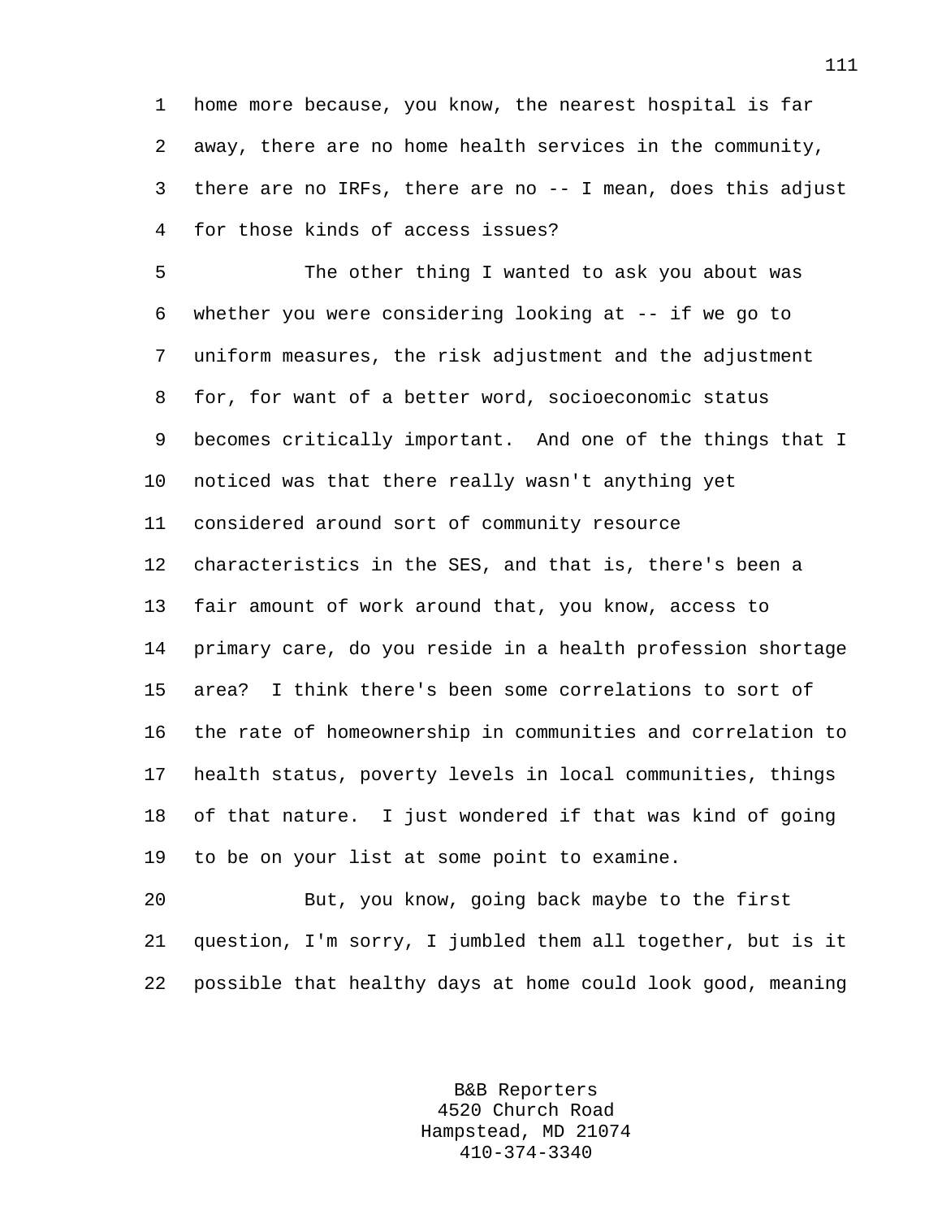home more because, you know, the nearest hospital is far away, there are no home health services in the community, there are no IRFs, there are no -- I mean, does this adjust for those kinds of access issues?

The other thing I wanted to ask you about was whether you were considering looking at -- if we go to uniform measures, the risk adjustment and the adjustment for, for want of a better word, socioeconomic status becomes critically important. And one of the things that I noticed was that there really wasn't anything yet considered around sort of community resource characteristics in the SES, and that is, there's been a fair amount of work around that, you know, access to primary care, do you reside in a health profession shortage area? I think there's been some correlations to sort of the rate of homeownership in communities and correlation to health status, poverty levels in local communities, things of that nature. I just wondered if that was kind of going to be on your list at some point to examine.

But, you know, going back maybe to the first question, I'm sorry, I jumbled them all together, but is it possible that healthy days at home could look good, meaning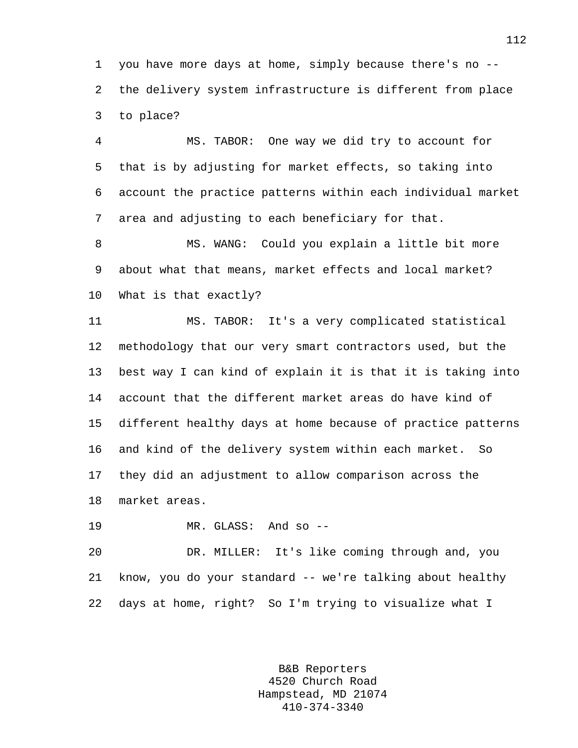you have more days at home, simply because there's no -- the delivery system infrastructure is different from place to place?

MS. TABOR: One way we did try to account for that is by adjusting for market effects, so taking into account the practice patterns within each individual market area and adjusting to each beneficiary for that.

MS. WANG: Could you explain a little bit more about what that means, market effects and local market? What is that exactly?

MS. TABOR: It's a very complicated statistical methodology that our very smart contractors used, but the best way I can kind of explain it is that it is taking into account that the different market areas do have kind of different healthy days at home because of practice patterns and kind of the delivery system within each market. So they did an adjustment to allow comparison across the market areas.

MR. GLASS: And so --

DR. MILLER: It's like coming through and, you know, you do your standard -- we're talking about healthy days at home, right? So I'm trying to visualize what I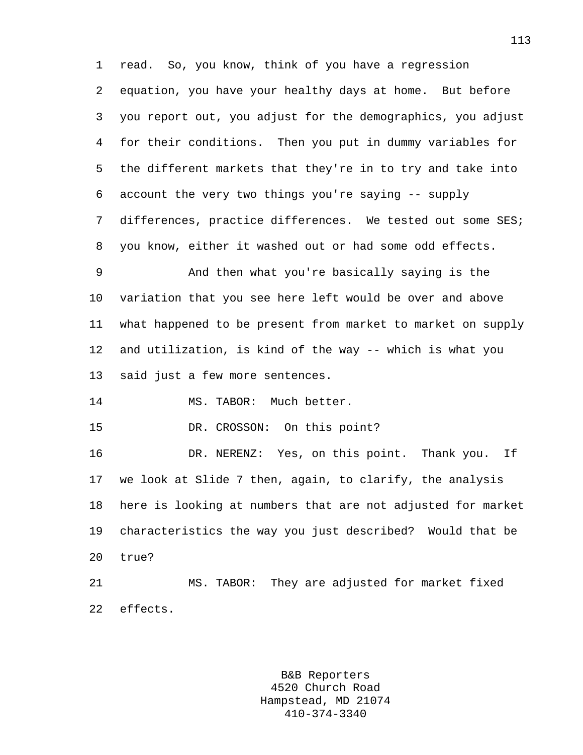read. So, you know, think of you have a regression equation, you have your healthy days at home. But before you report out, you adjust for the demographics, you adjust for their conditions. Then you put in dummy variables for the different markets that they're in to try and take into account the very two things you're saying -- supply differences, practice differences. We tested out some SES; you know, either it washed out or had some odd effects.

And then what you're basically saying is the variation that you see here left would be over and above what happened to be present from market to market on supply and utilization, is kind of the way -- which is what you said just a few more sentences.

MS. TABOR: Much better.

DR. CROSSON: On this point?

DR. NERENZ: Yes, on this point. Thank you. If we look at Slide 7 then, again, to clarify, the analysis here is looking at numbers that are not adjusted for market characteristics the way you just described? Would that be true?

MS. TABOR: They are adjusted for market fixed effects.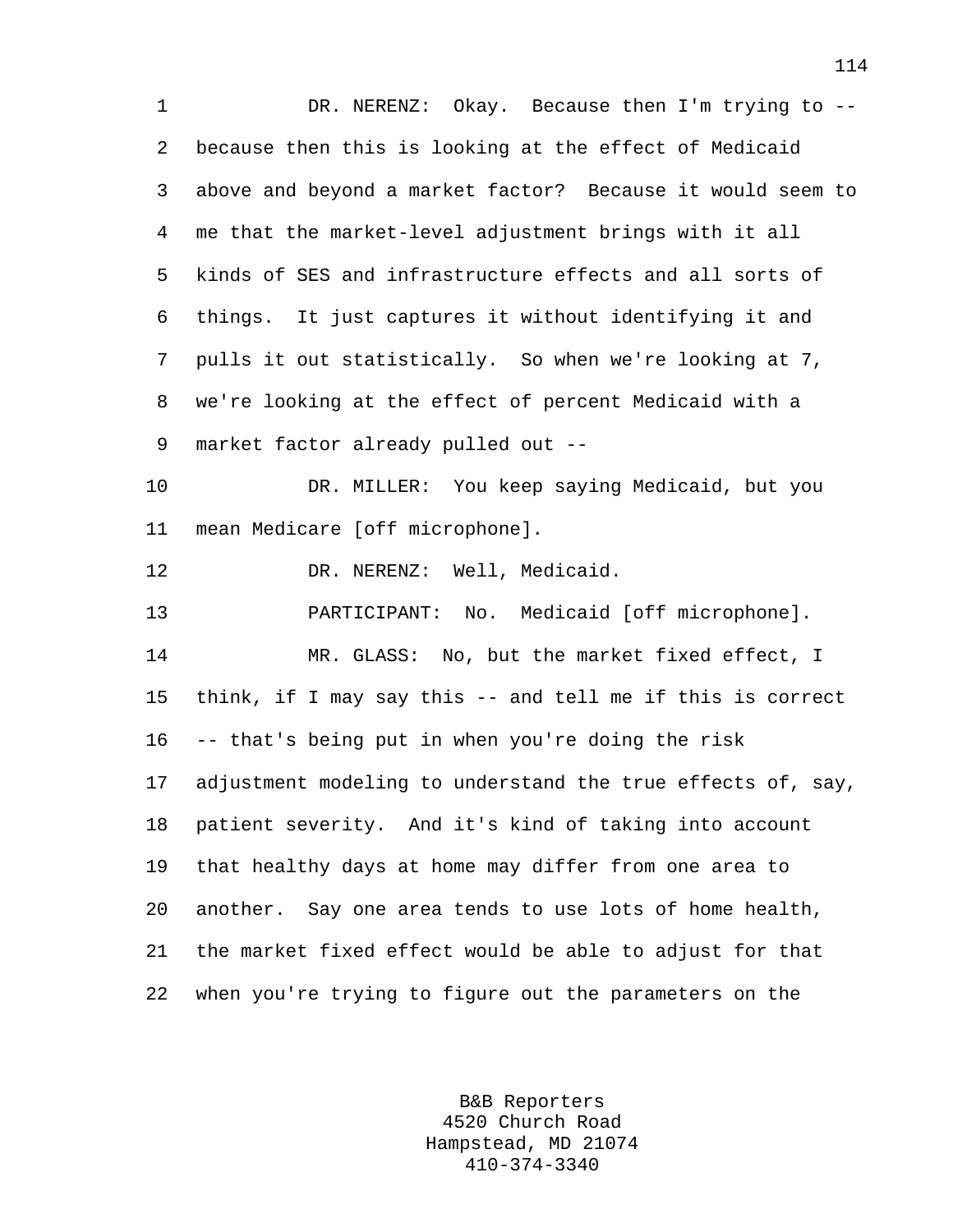DR. NERENZ: Okay. Because then I'm trying to -- because then this is looking at the effect of Medicaid above and beyond a market factor? Because it would seem to me that the market-level adjustment brings with it all kinds of SES and infrastructure effects and all sorts of things. It just captures it without identifying it and pulls it out statistically. So when we're looking at 7, we're looking at the effect of percent Medicaid with a market factor already pulled out --

DR. MILLER: You keep saying Medicaid, but you mean Medicare [off microphone].

DR. NERENZ: Well, Medicaid.

PARTICIPANT: No. Medicaid [off microphone].

MR. GLASS: No, but the market fixed effect, I think, if I may say this -- and tell me if this is correct -- that's being put in when you're doing the risk adjustment modeling to understand the true effects of, say, patient severity. And it's kind of taking into account that healthy days at home may differ from one area to another. Say one area tends to use lots of home health, the market fixed effect would be able to adjust for that when you're trying to figure out the parameters on the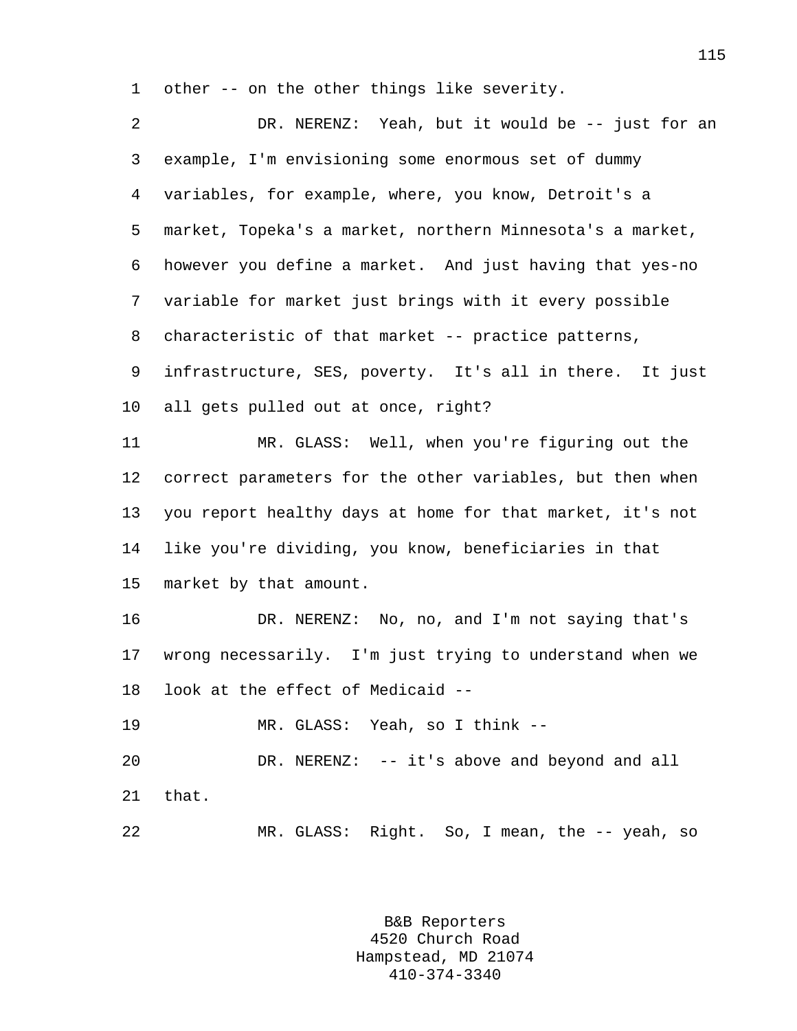other -- on the other things like severity.

DR. NERENZ: Yeah, but it would be -- just for an example, I'm envisioning some enormous set of dummy variables, for example, where, you know, Detroit's a market, Topeka's a market, northern Minnesota's a market, however you define a market. And just having that yes-no variable for market just brings with it every possible characteristic of that market -- practice patterns, infrastructure, SES, poverty. It's all in there. It just all gets pulled out at once, right?

MR. GLASS: Well, when you're figuring out the correct parameters for the other variables, but then when you report healthy days at home for that market, it's not like you're dividing, you know, beneficiaries in that market by that amount.

DR. NERENZ: No, no, and I'm not saying that's wrong necessarily. I'm just trying to understand when we look at the effect of Medicaid --

MR. GLASS: Yeah, so I think --

DR. NERENZ: -- it's above and beyond and all that.

MR. GLASS: Right. So, I mean, the -- yeah, so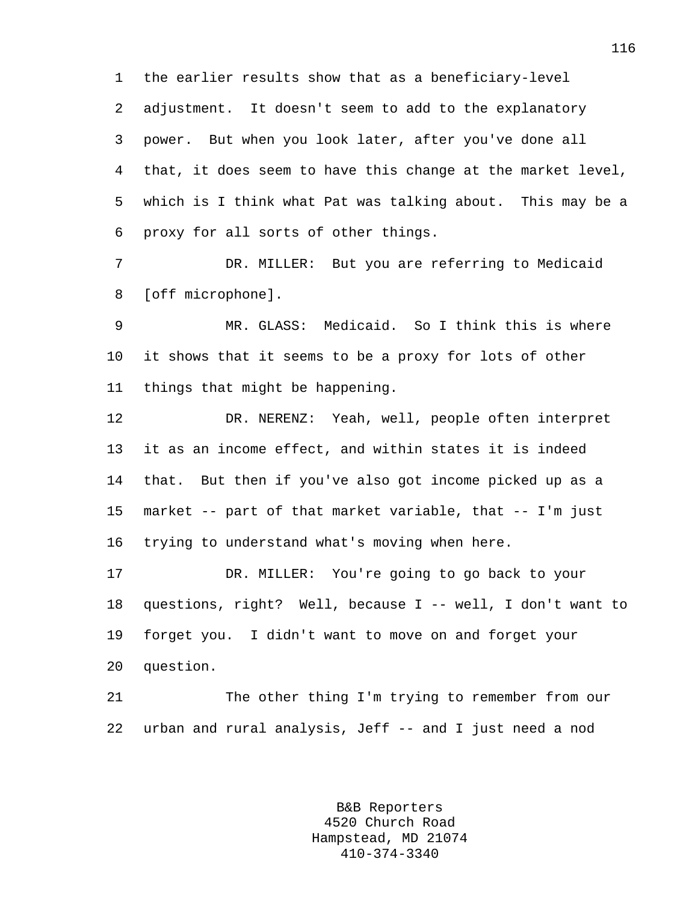the earlier results show that as a beneficiary-level adjustment. It doesn't seem to add to the explanatory power. But when you look later, after you've done all that, it does seem to have this change at the market level, which is I think what Pat was talking about. This may be a proxy for all sorts of other things.

DR. MILLER: But you are referring to Medicaid [off microphone].

MR. GLASS: Medicaid. So I think this is where it shows that it seems to be a proxy for lots of other things that might be happening.

DR. NERENZ: Yeah, well, people often interpret it as an income effect, and within states it is indeed that. But then if you've also got income picked up as a market -- part of that market variable, that -- I'm just trying to understand what's moving when here.

DR. MILLER: You're going to go back to your questions, right? Well, because I -- well, I don't want to forget you. I didn't want to move on and forget your question.

The other thing I'm trying to remember from our urban and rural analysis, Jeff -- and I just need a nod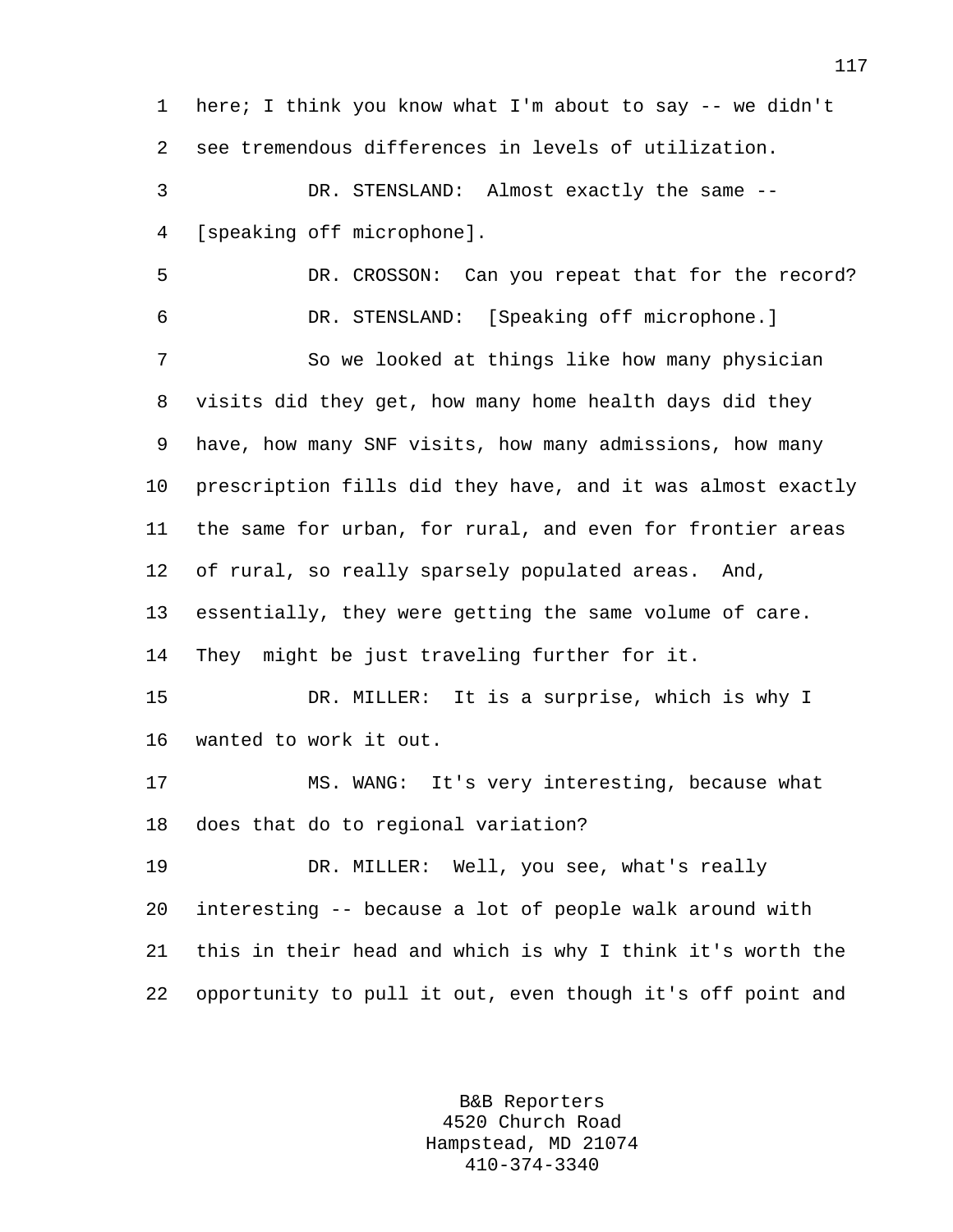here; I think you know what I'm about to say -- we didn't see tremendous differences in levels of utilization.

DR. STENSLAND: Almost exactly the same -- [speaking off microphone].

DR. CROSSON: Can you repeat that for the record?

DR. STENSLAND: [Speaking off microphone.]

So we looked at things like how many physician visits did they get, how many home health days did they have, how many SNF visits, how many admissions, how many prescription fills did they have, and it was almost exactly the same for urban, for rural, and even for frontier areas of rural, so really sparsely populated areas. And, essentially, they were getting the same volume of care. They might be just traveling further for it.

DR. MILLER: It is a surprise, which is why I wanted to work it out.

MS. WANG: It's very interesting, because what does that do to regional variation?

DR. MILLER: Well, you see, what's really interesting -- because a lot of people walk around with this in their head and which is why I think it's worth the opportunity to pull it out, even though it's off point and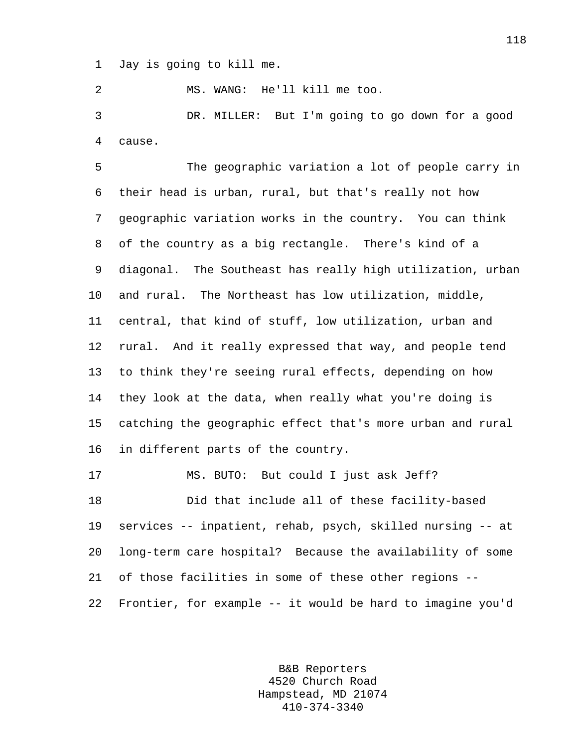Jay is going to kill me.

MS. WANG: He'll kill me too.

DR. MILLER: But I'm going to go down for a good cause.

The geographic variation a lot of people carry in their head is urban, rural, but that's really not how geographic variation works in the country. You can think of the country as a big rectangle. There's kind of a diagonal. The Southeast has really high utilization, urban and rural. The Northeast has low utilization, middle, central, that kind of stuff, low utilization, urban and rural. And it really expressed that way, and people tend to think they're seeing rural effects, depending on how they look at the data, when really what you're doing is catching the geographic effect that's more urban and rural in different parts of the country.

MS. BUTO: But could I just ask Jeff?

Did that include all of these facility-based services -- inpatient, rehab, psych, skilled nursing -- at long-term care hospital? Because the availability of some of those facilities in some of these other regions -- Frontier, for example -- it would be hard to imagine you'd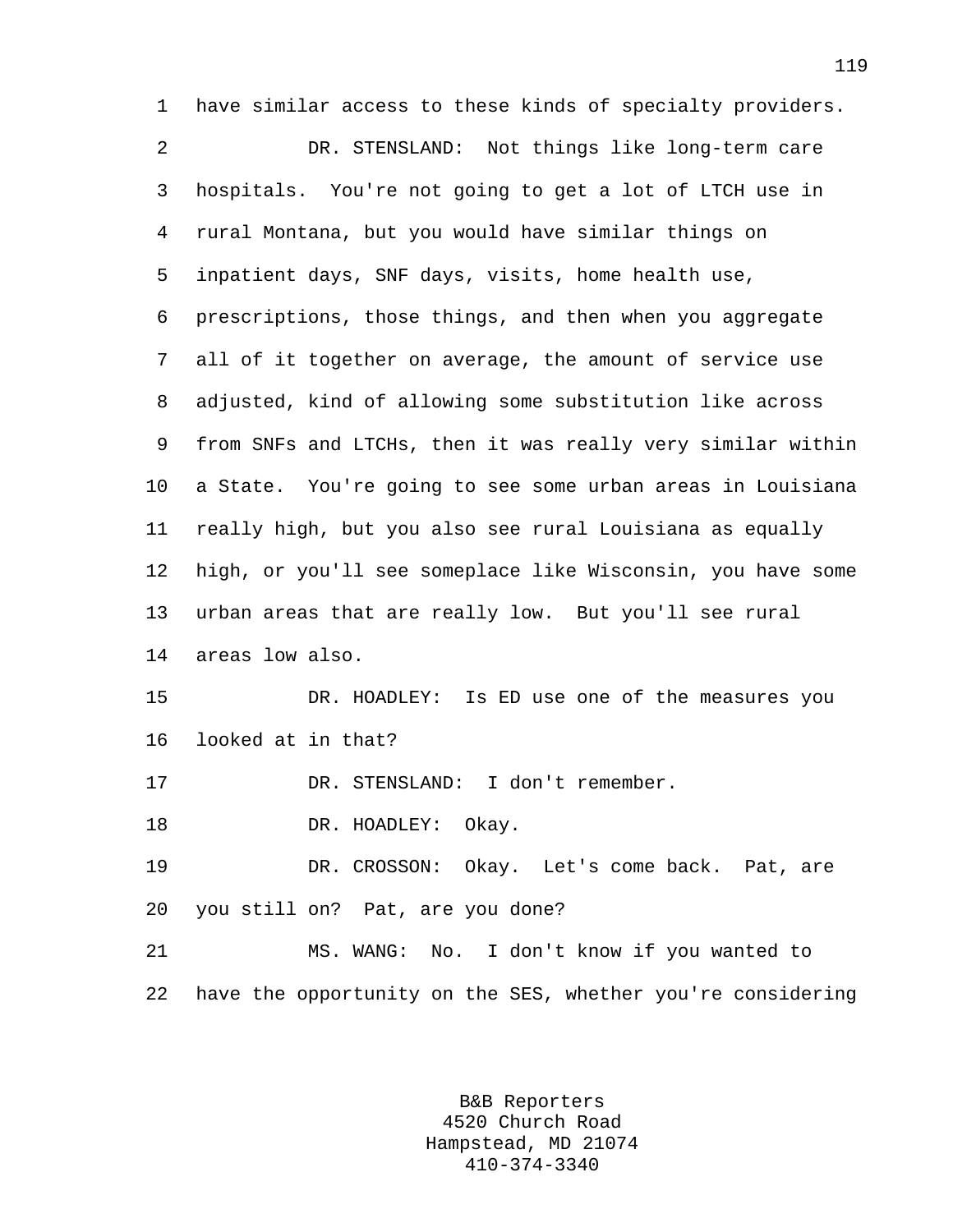have similar access to these kinds of specialty providers.

DR. STENSLAND: Not things like long-term care hospitals. You're not going to get a lot of LTCH use in rural Montana, but you would have similar things on inpatient days, SNF days, visits, home health use, prescriptions, those things, and then when you aggregate all of it together on average, the amount of service use adjusted, kind of allowing some substitution like across from SNFs and LTCHs, then it was really very similar within a State. You're going to see some urban areas in Louisiana really high, but you also see rural Louisiana as equally high, or you'll see someplace like Wisconsin, you have some urban areas that are really low. But you'll see rural areas low also.

DR. HOADLEY: Is ED use one of the measures you looked at in that?

DR. STENSLAND: I don't remember.

DR. HOADLEY: Okay.

DR. CROSSON: Okay. Let's come back. Pat, are you still on? Pat, are you done?

MS. WANG: No. I don't know if you wanted to have the opportunity on the SES, whether you're considering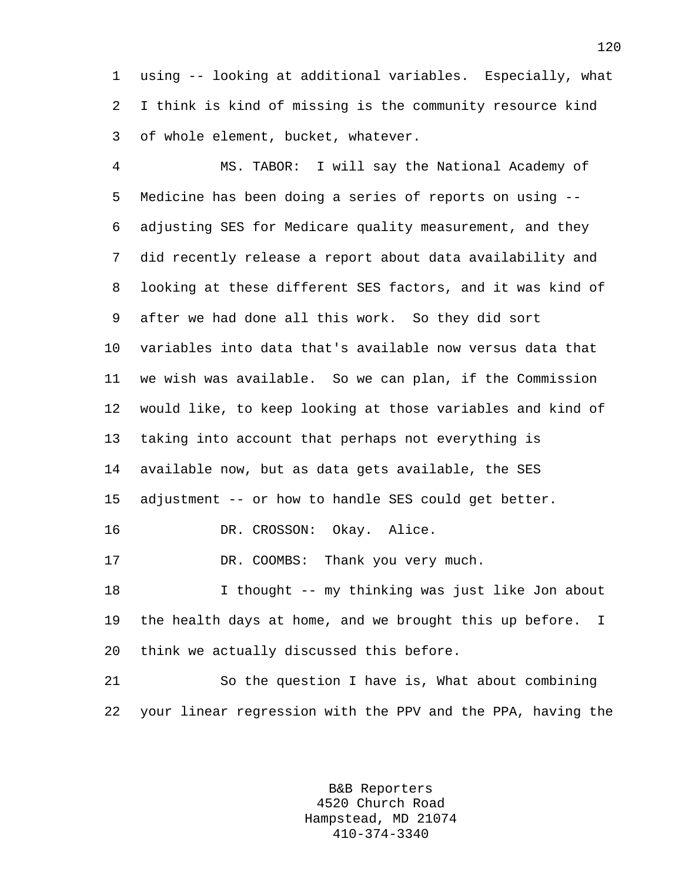using -- looking at additional variables. Especially, what I think is kind of missing is the community resource kind of whole element, bucket, whatever.

MS. TABOR: I will say the National Academy of Medicine has been doing a series of reports on using -- adjusting SES for Medicare quality measurement, and they did recently release a report about data availability and looking at these different SES factors, and it was kind of after we had done all this work. So they did sort variables into data that's available now versus data that we wish was available. So we can plan, if the Commission would like, to keep looking at those variables and kind of taking into account that perhaps not everything is available now, but as data gets available, the SES adjustment -- or how to handle SES could get better.

DR. CROSSON: Okay. Alice.

DR. COOMBS: Thank you very much.

I thought -- my thinking was just like Jon about the health days at home, and we brought this up before. I think we actually discussed this before.

So the question I have is, What about combining your linear regression with the PPV and the PPA, having the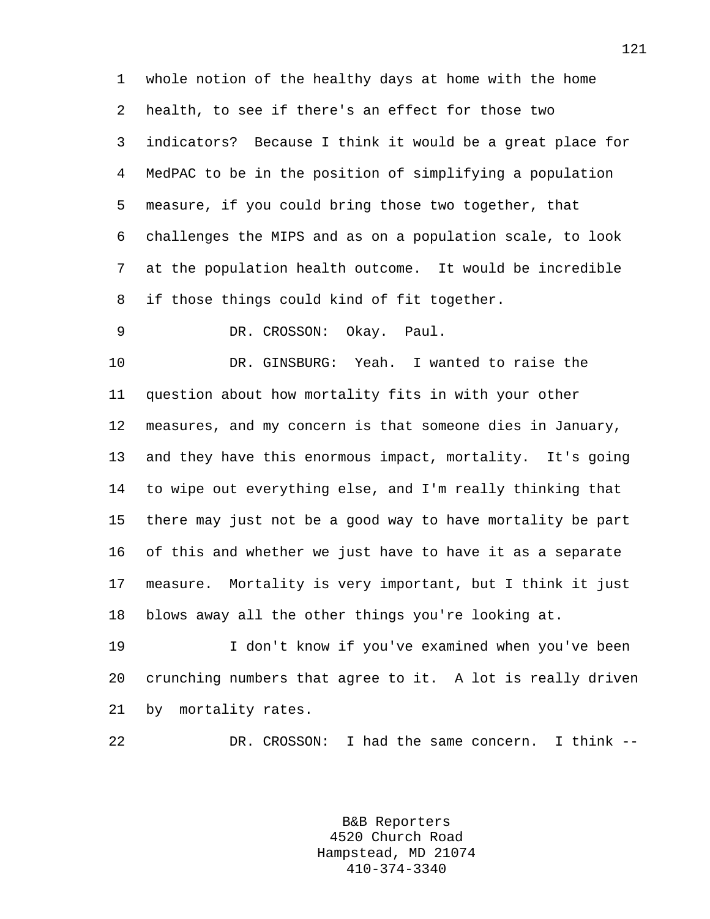whole notion of the healthy days at home with the home health, to see if there's an effect for those two indicators? Because I think it would be a great place for MedPAC to be in the position of simplifying a population measure, if you could bring those two together, that challenges the MIPS and as on a population scale, to look at the population health outcome. It would be incredible if those things could kind of fit together.

DR. CROSSON: Okay. Paul.

DR. GINSBURG: Yeah. I wanted to raise the question about how mortality fits in with your other measures, and my concern is that someone dies in January, and they have this enormous impact, mortality. It's going to wipe out everything else, and I'm really thinking that there may just not be a good way to have mortality be part of this and whether we just have to have it as a separate measure. Mortality is very important, but I think it just blows away all the other things you're looking at.

I don't know if you've examined when you've been crunching numbers that agree to it. A lot is really driven by mortality rates.

DR. CROSSON: I had the same concern. I think --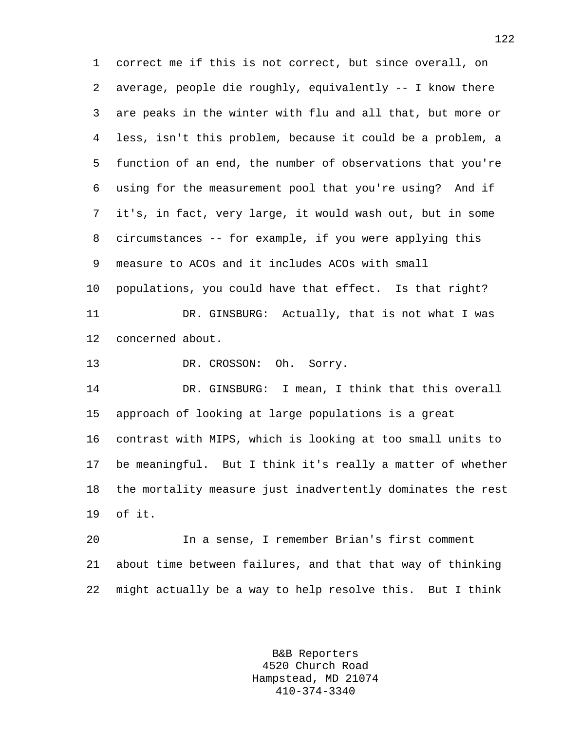correct me if this is not correct, but since overall, on average, people die roughly, equivalently -- I know there are peaks in the winter with flu and all that, but more or less, isn't this problem, because it could be a problem, a function of an end, the number of observations that you're using for the measurement pool that you're using? And if it's, in fact, very large, it would wash out, but in some circumstances -- for example, if you were applying this measure to ACOs and it includes ACOs with small populations, you could have that effect. Is that right?

DR. GINSBURG: Actually, that is not what I was concerned about.

DR. CROSSON: Oh. Sorry.

DR. GINSBURG: I mean, I think that this overall approach of looking at large populations is a great contrast with MIPS, which is looking at too small units to be meaningful. But I think it's really a matter of whether the mortality measure just inadvertently dominates the rest of it.

In a sense, I remember Brian's first comment about time between failures, and that that way of thinking might actually be a way to help resolve this. But I think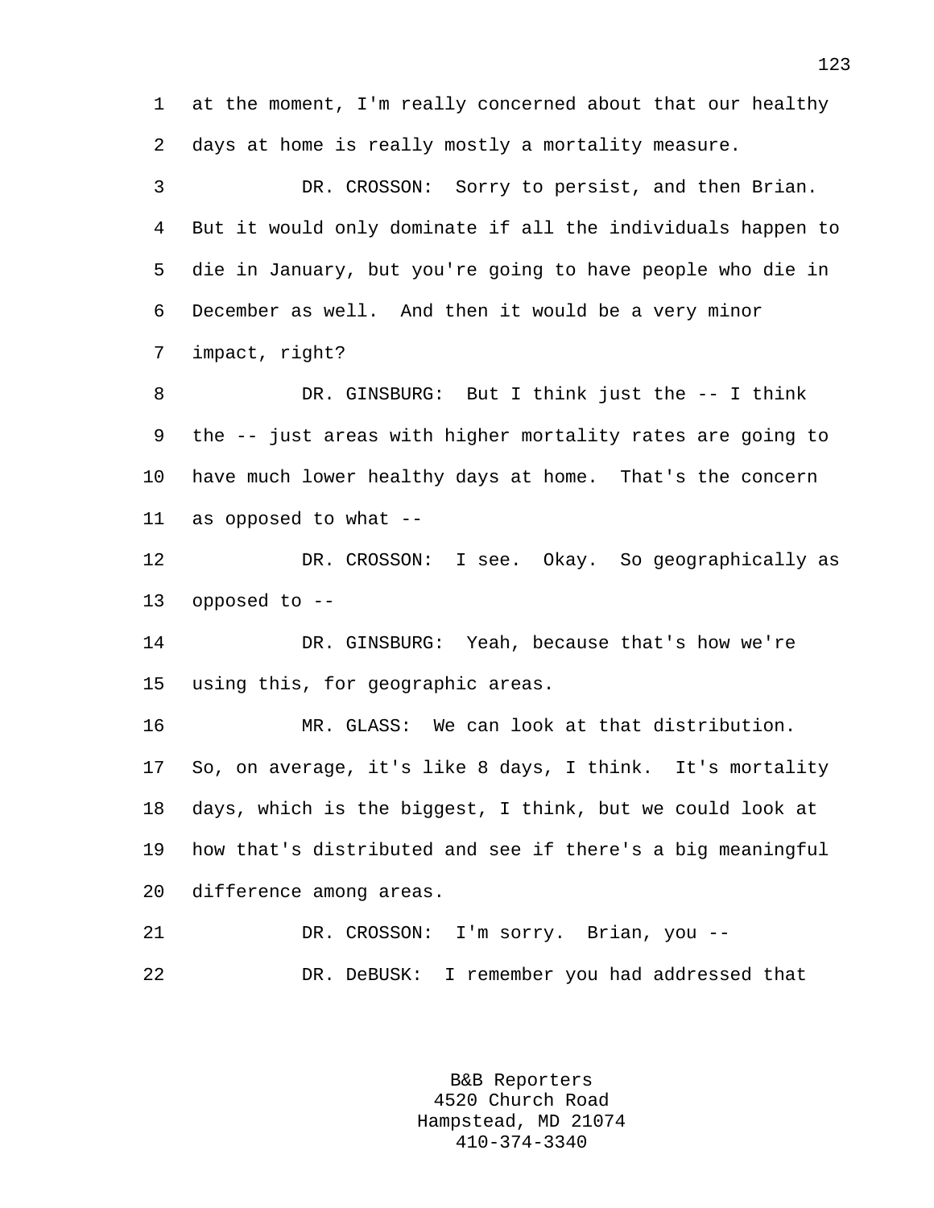at the moment, I'm really concerned about that our healthy days at home is really mostly a mortality measure.

DR. CROSSON: Sorry to persist, and then Brian. But it would only dominate if all the individuals happen to die in January, but you're going to have people who die in December as well. And then it would be a very minor impact, right?

DR. GINSBURG: But I think just the -- I think the -- just areas with higher mortality rates are going to have much lower healthy days at home. That's the concern as opposed to what --

DR. CROSSON: I see. Okay. So geographically as opposed to --

DR. GINSBURG: Yeah, because that's how we're using this, for geographic areas.

MR. GLASS: We can look at that distribution. So, on average, it's like 8 days, I think. It's mortality days, which is the biggest, I think, but we could look at how that's distributed and see if there's a big meaningful difference among areas.

DR. CROSSON: I'm sorry. Brian, you --

DR. DeBUSK: I remember you had addressed that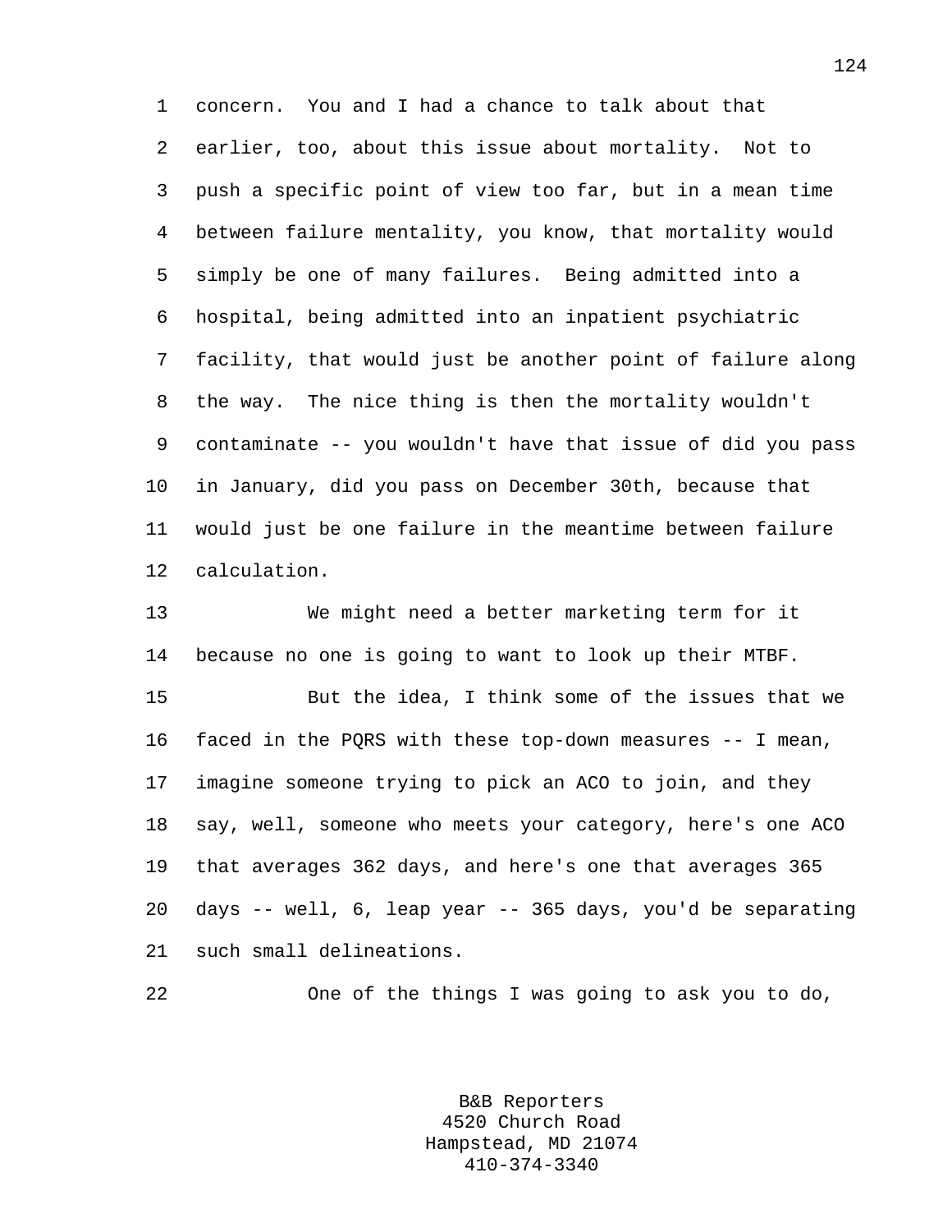concern. You and I had a chance to talk about that earlier, too, about this issue about mortality. Not to push a specific point of view too far, but in a mean time between failure mentality, you know, that mortality would simply be one of many failures. Being admitted into a hospital, being admitted into an inpatient psychiatric facility, that would just be another point of failure along the way. The nice thing is then the mortality wouldn't contaminate -- you wouldn't have that issue of did you pass in January, did you pass on December 30th, because that would just be one failure in the meantime between failure calculation.

We might need a better marketing term for it because no one is going to want to look up their MTBF.

But the idea, I think some of the issues that we faced in the PQRS with these top-down measures -- I mean, imagine someone trying to pick an ACO to join, and they say, well, someone who meets your category, here's one ACO that averages 362 days, and here's one that averages 365 days -- well, 6, leap year -- 365 days, you'd be separating such small delineations.

One of the things I was going to ask you to do,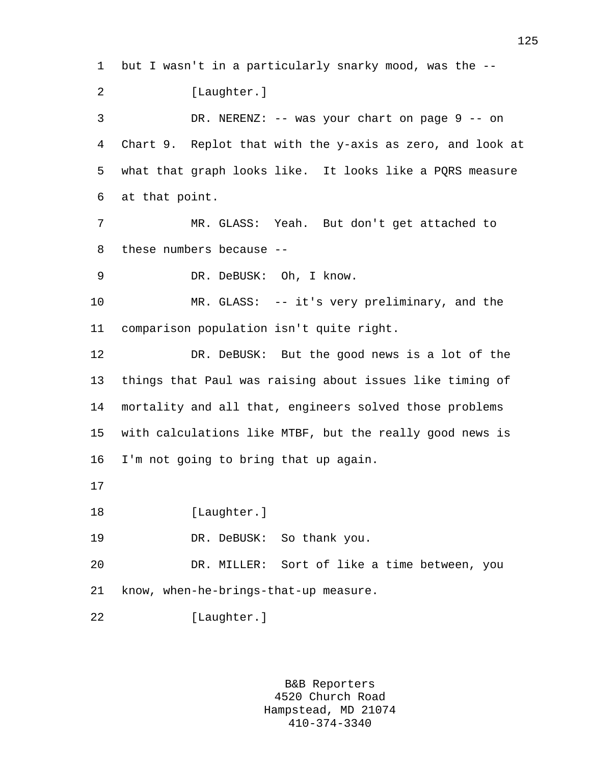but I wasn't in a particularly snarky mood, was the --

[Laughter.]

DR. NERENZ: -- was your chart on page 9 -- on Chart 9. Replot that with the y-axis as zero, and look at what that graph looks like. It looks like a PQRS measure at that point.

MR. GLASS: Yeah. But don't get attached to these numbers because --

DR. DeBUSK: Oh, I know.

MR. GLASS: -- it's very preliminary, and the comparison population isn't quite right.

DR. DeBUSK: But the good news is a lot of the things that Paul was raising about issues like timing of mortality and all that, engineers solved those problems with calculations like MTBF, but the really good news is I'm not going to bring that up again.

[Laughter.]

DR. DeBUSK: So thank you.

DR. MILLER: Sort of like a time between, you know, when-he-brings-that-up measure.

[Laughter.]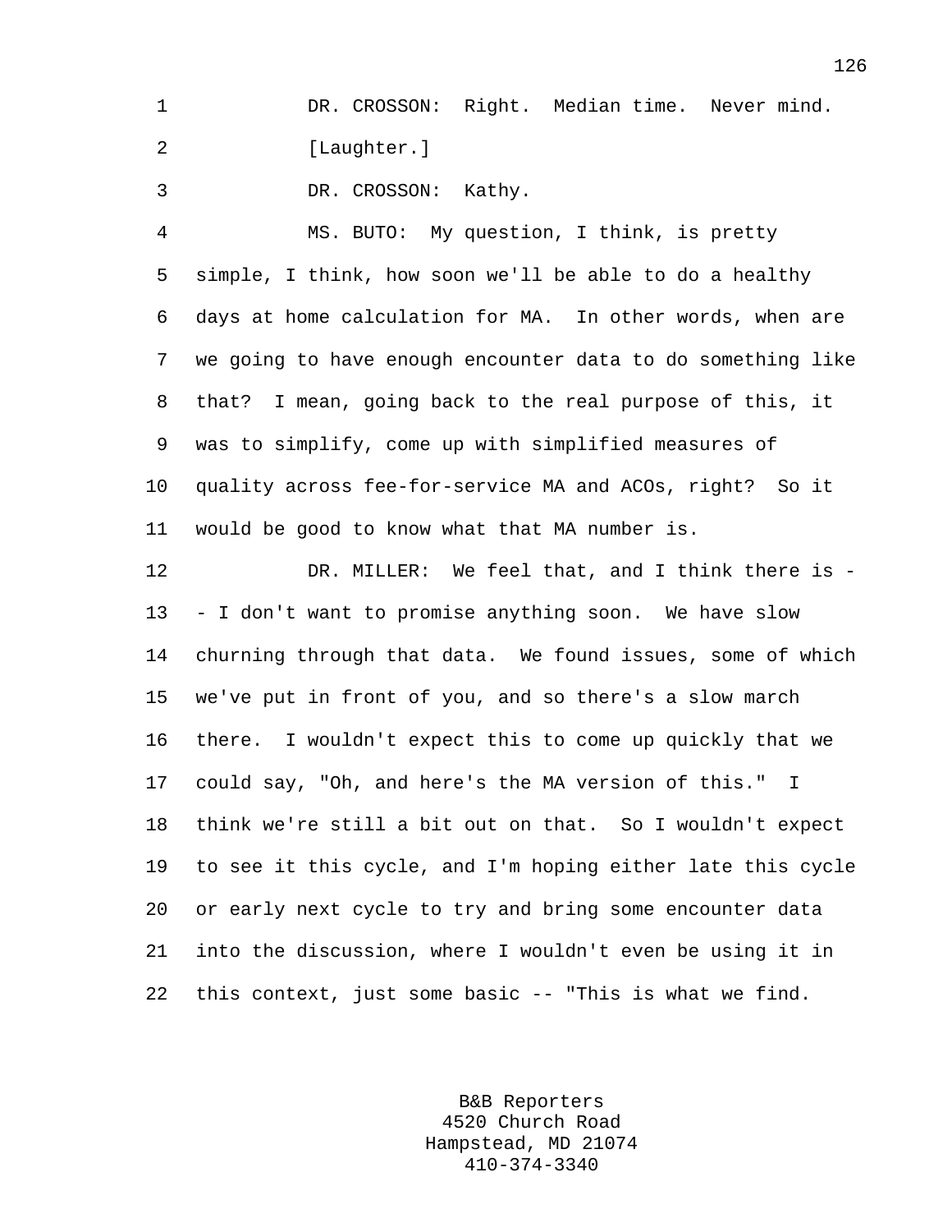DR. CROSSON: Right. Median time. Never mind.

[Laughter.]

DR. CROSSON: Kathy.

MS. BUTO: My question, I think, is pretty simple, I think, how soon we'll be able to do a healthy days at home calculation for MA. In other words, when are we going to have enough encounter data to do something like that? I mean, going back to the real purpose of this, it was to simplify, come up with simplified measures of quality across fee-for-service MA and ACOs, right? So it would be good to know what that MA number is.

DR. MILLER: We feel that, and I think there is -- I don't want to promise anything soon. We have slow churning through that data. We found issues, some of which we've put in front of you, and so there's a slow march there. I wouldn't expect this to come up quickly that we could say, "Oh, and here's the MA version of this." I think we're still a bit out on that. So I wouldn't expect to see it this cycle, and I'm hoping either late this cycle or early next cycle to try and bring some encounter data into the discussion, where I wouldn't even be using it in this context, just some basic -- "This is what we find.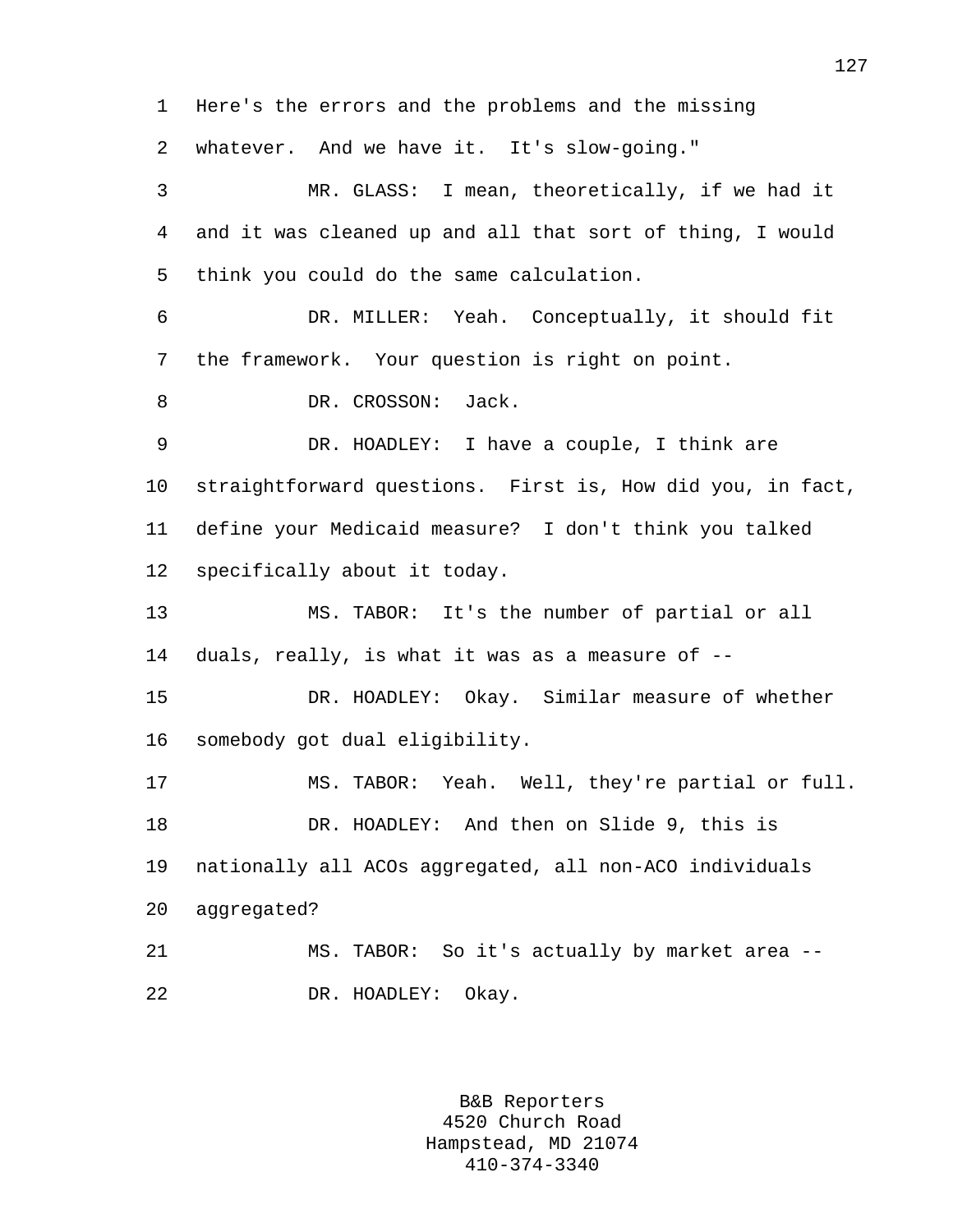Here's the errors and the problems and the missing whatever. And we have it. It's slow-going."

MR. GLASS: I mean, theoretically, if we had it and it was cleaned up and all that sort of thing, I would think you could do the same calculation.

DR. MILLER: Yeah. Conceptually, it should fit the framework. Your question is right on point.

DR. CROSSON: Jack.

DR. HOADLEY: I have a couple, I think are straightforward questions. First is, How did you, in fact, define your Medicaid measure? I don't think you talked specifically about it today.

MS. TABOR: It's the number of partial or all duals, really, is what it was as a measure of --

DR. HOADLEY: Okay. Similar measure of whether somebody got dual eligibility.

MS. TABOR: Yeah. Well, they're partial or full.

DR. HOADLEY: And then on Slide 9, this is nationally all ACOs aggregated, all non-ACO individuals aggregated?

MS. TABOR: So it's actually by market area --

DR. HOADLEY: Okay.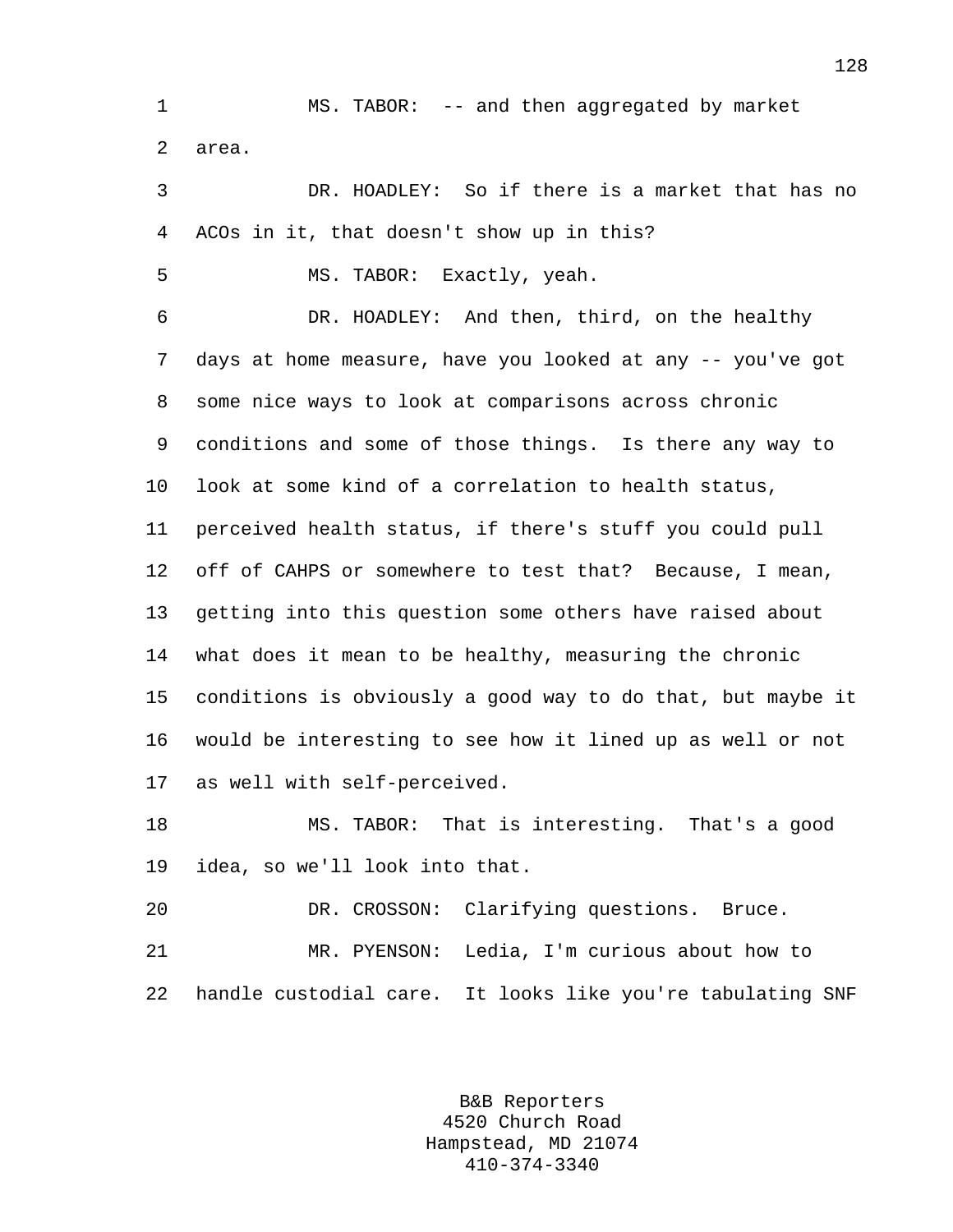MS. TABOR: -- and then aggregated by market area.

DR. HOADLEY: So if there is a market that has no ACOs in it, that doesn't show up in this?

MS. TABOR: Exactly, yeah.

DR. HOADLEY: And then, third, on the healthy days at home measure, have you looked at any -- you've got some nice ways to look at comparisons across chronic conditions and some of those things. Is there any way to look at some kind of a correlation to health status, perceived health status, if there's stuff you could pull off of CAHPS or somewhere to test that? Because, I mean, getting into this question some others have raised about what does it mean to be healthy, measuring the chronic conditions is obviously a good way to do that, but maybe it would be interesting to see how it lined up as well or not as well with self-perceived.

MS. TABOR: That is interesting. That's a good idea, so we'll look into that.

DR. CROSSON: Clarifying questions. Bruce.

MR. PYENSON: Ledia, I'm curious about how to handle custodial care. It looks like you're tabulating SNF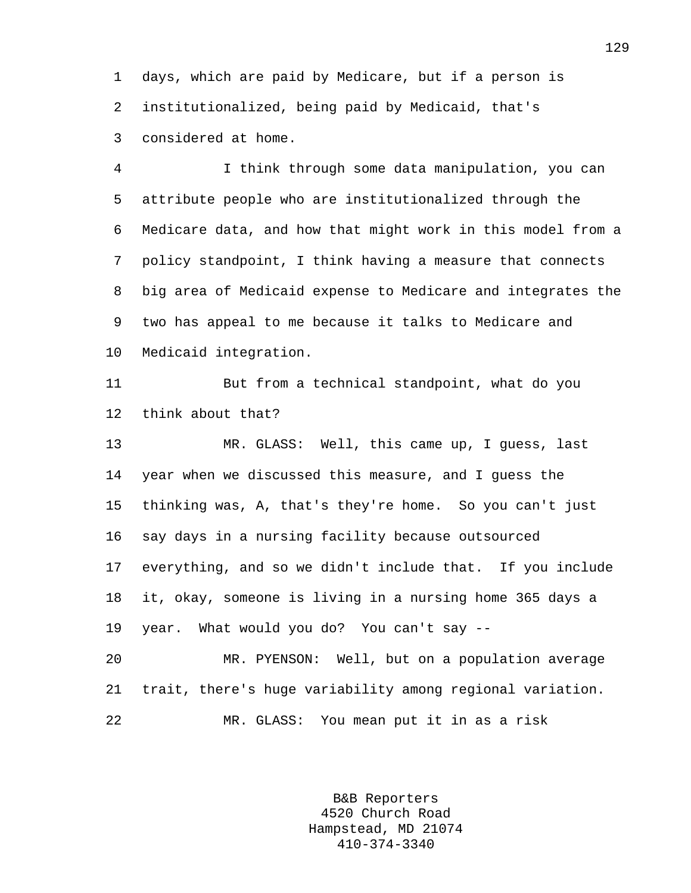days, which are paid by Medicare, but if a person is institutionalized, being paid by Medicaid, that's considered at home.

I think through some data manipulation, you can attribute people who are institutionalized through the Medicare data, and how that might work in this model from a policy standpoint, I think having a measure that connects big area of Medicaid expense to Medicare and integrates the two has appeal to me because it talks to Medicare and Medicaid integration.

But from a technical standpoint, what do you think about that?

MR. GLASS: Well, this came up, I guess, last year when we discussed this measure, and I guess the thinking was, A, that's they're home. So you can't just say days in a nursing facility because outsourced everything, and so we didn't include that. If you include it, okay, someone is living in a nursing home 365 days a year. What would you do? You can't say --

MR. PYENSON: Well, but on a population average trait, there's huge variability among regional variation.

MR. GLASS: You mean put it in as a risk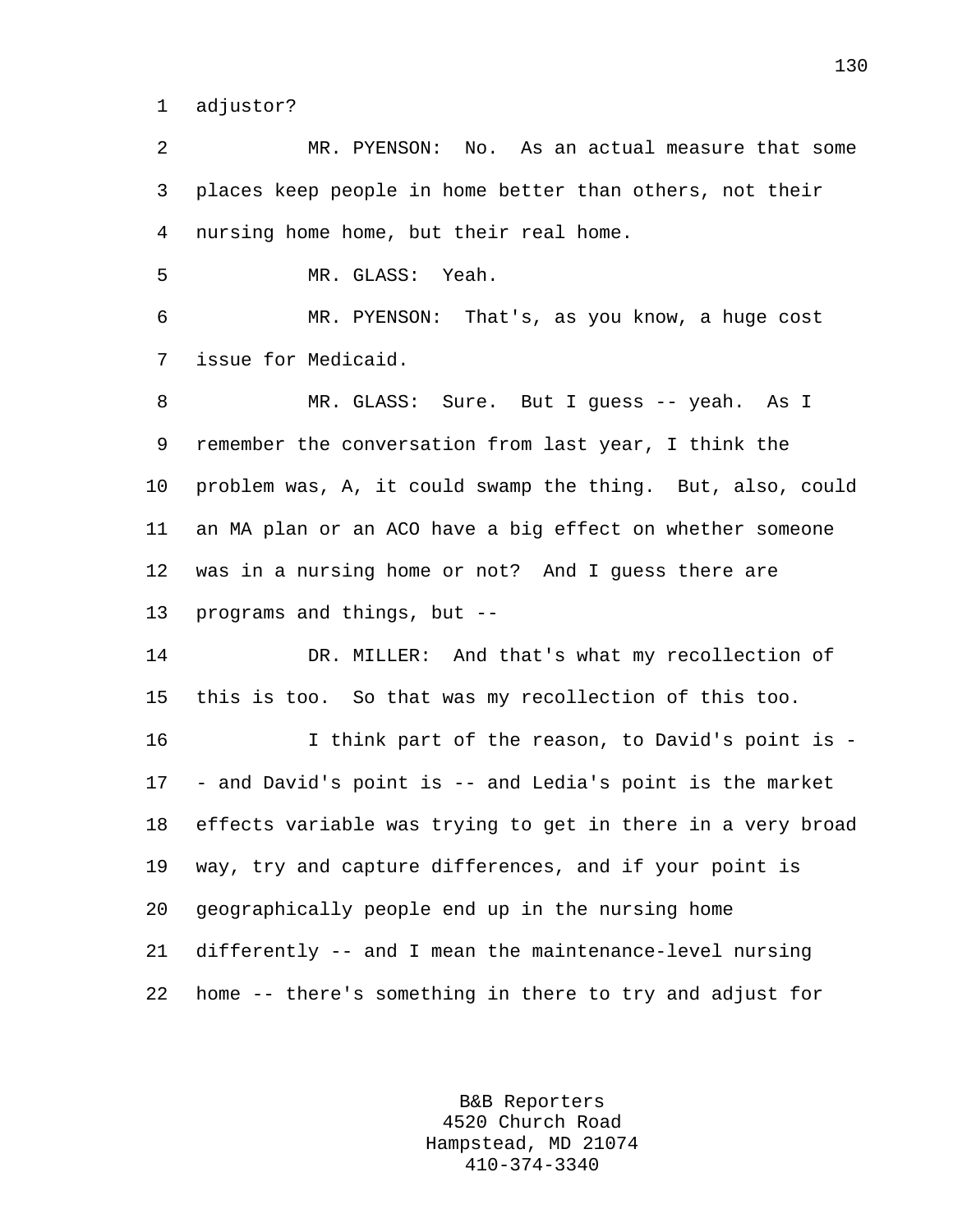adjustor?

MR. PYENSON: No. As an actual measure that some places keep people in home better than others, not their nursing home home, but their real home.

MR. GLASS: Yeah.

MR. PYENSON: That's, as you know, a huge cost issue for Medicaid.

MR. GLASS: Sure. But I guess -- yeah. As I remember the conversation from last year, I think the problem was, A, it could swamp the thing. But, also, could an MA plan or an ACO have a big effect on whether someone was in a nursing home or not? And I guess there are programs and things, but --

DR. MILLER: And that's what my recollection of this is too. So that was my recollection of this too.

I think part of the reason, to David's point is -- and David's point is -- and Ledia's point is the market effects variable was trying to get in there in a very broad way, try and capture differences, and if your point is geographically people end up in the nursing home differently -- and I mean the maintenance-level nursing home -- there's something in there to try and adjust for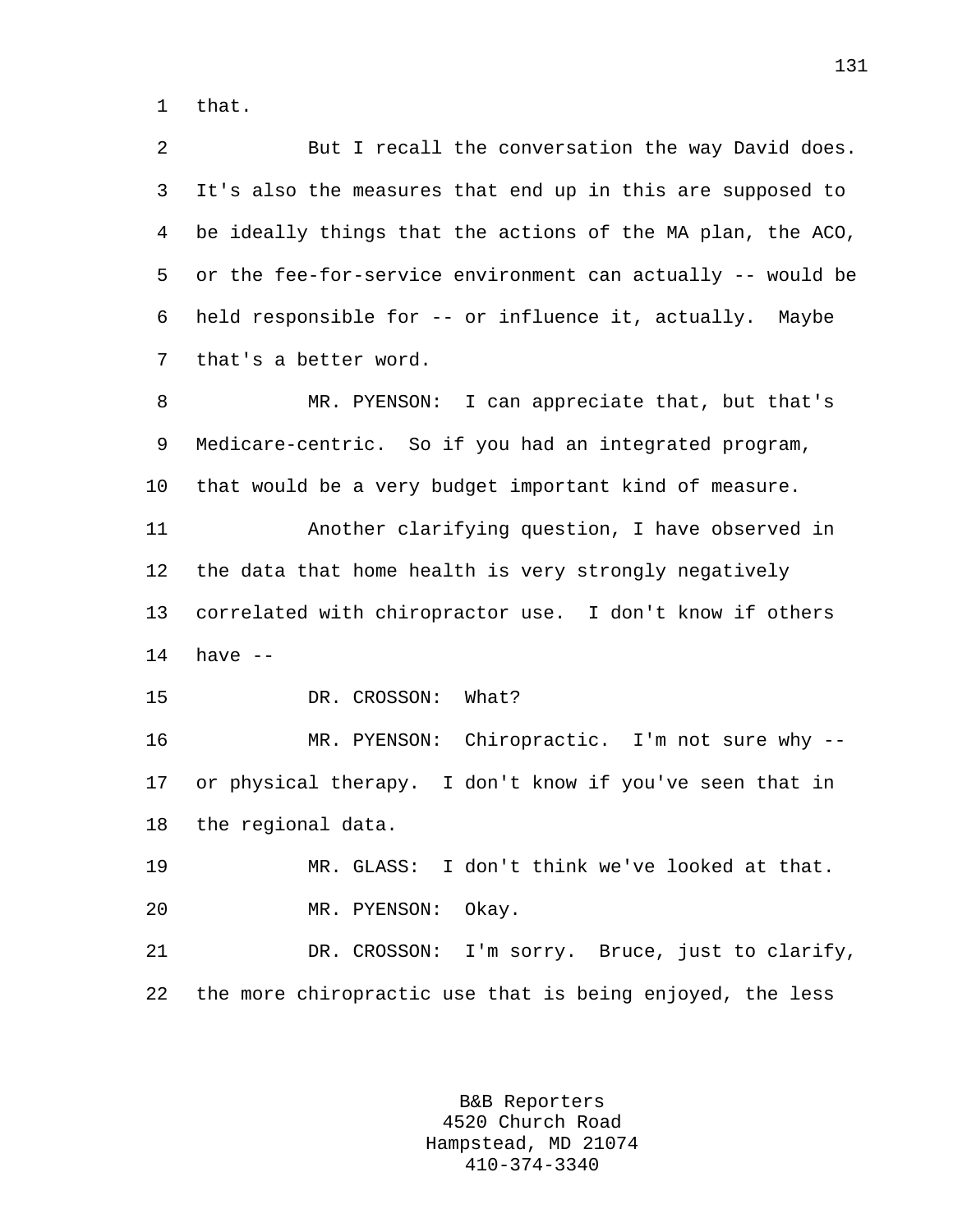that.

But I recall the conversation the way David does. It's also the measures that end up in this are supposed to be ideally things that the actions of the MA plan, the ACO, or the fee-for-service environment can actually -- would be held responsible for -- or influence it, actually. Maybe that's a better word.

MR. PYENSON: I can appreciate that, but that's Medicare-centric. So if you had an integrated program, that would be a very budget important kind of measure.

Another clarifying question, I have observed in the data that home health is very strongly negatively correlated with chiropractor use. I don't know if others have --

DR. CROSSON: What?

MR. PYENSON: Chiropractic. I'm not sure why -- or physical therapy. I don't know if you've seen that in the regional data.

MR. GLASS: I don't think we've looked at that.

MR. PYENSON: Okay.

DR. CROSSON: I'm sorry. Bruce, just to clarify, the more chiropractic use that is being enjoyed, the less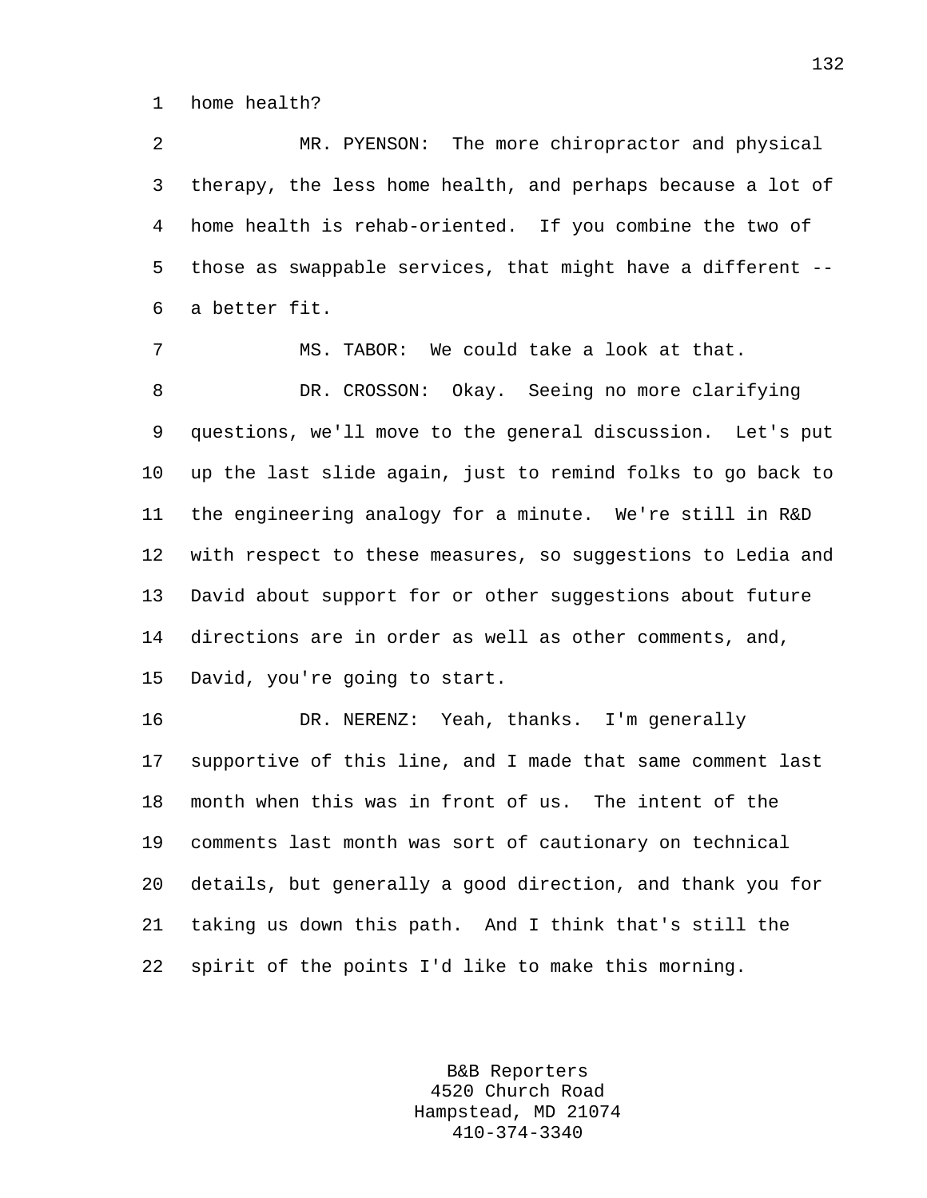home health?

MR. PYENSON: The more chiropractor and physical therapy, the less home health, and perhaps because a lot of home health is rehab-oriented. If you combine the two of those as swappable services, that might have a different -- a better fit.

MS. TABOR: We could take a look at that.

DR. CROSSON: Okay. Seeing no more clarifying questions, we'll move to the general discussion. Let's put up the last slide again, just to remind folks to go back to the engineering analogy for a minute. We're still in R&D with respect to these measures, so suggestions to Ledia and David about support for or other suggestions about future directions are in order as well as other comments, and, David, you're going to start.

DR. NERENZ: Yeah, thanks. I'm generally supportive of this line, and I made that same comment last month when this was in front of us. The intent of the comments last month was sort of cautionary on technical details, but generally a good direction, and thank you for taking us down this path. And I think that's still the spirit of the points I'd like to make this morning.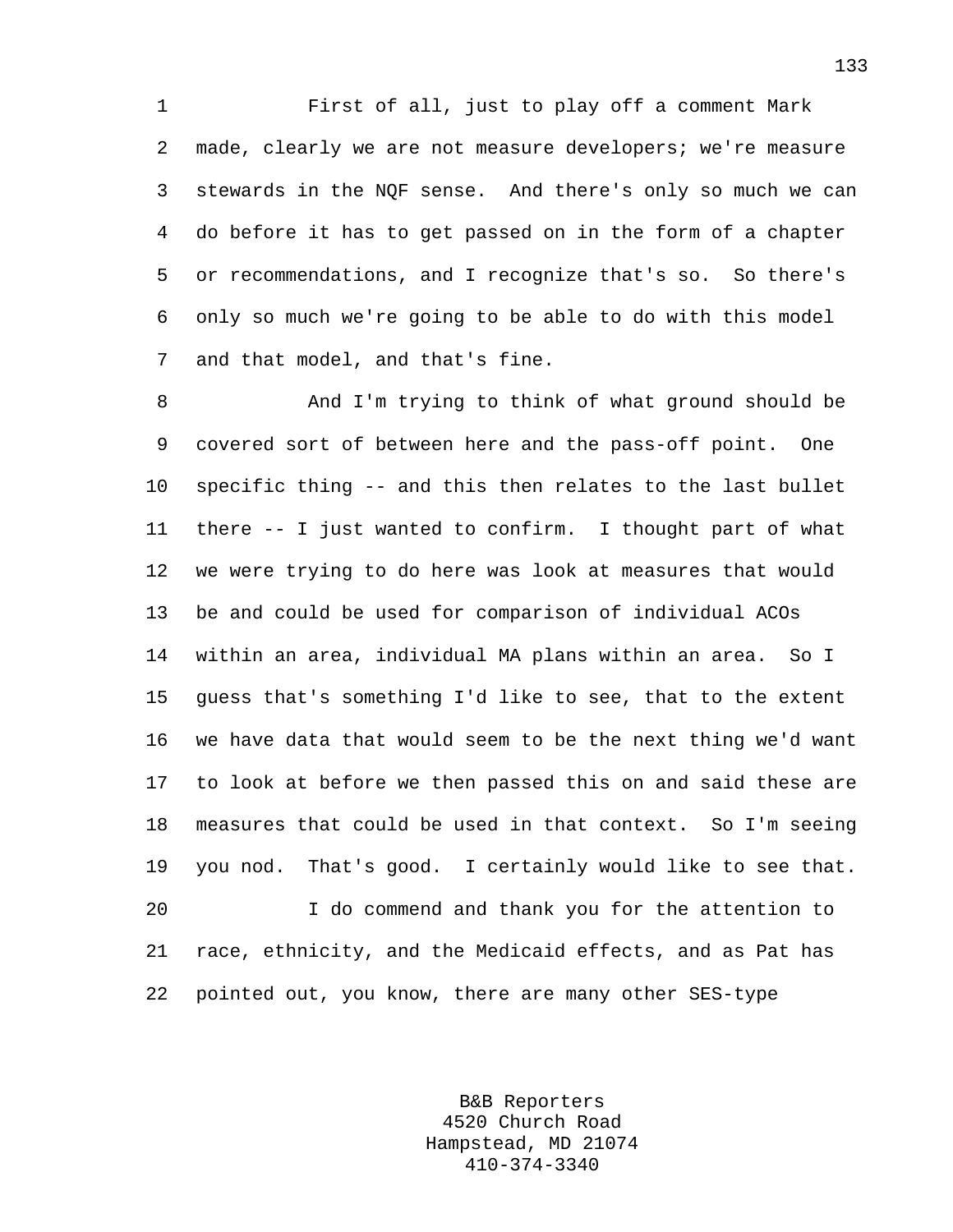First of all, just to play off a comment Mark made, clearly we are not measure developers; we're measure stewards in the NQF sense. And there's only so much we can do before it has to get passed on in the form of a chapter or recommendations, and I recognize that's so. So there's only so much we're going to be able to do with this model and that model, and that's fine.

And I'm trying to think of what ground should be covered sort of between here and the pass-off point. One specific thing -- and this then relates to the last bullet there -- I just wanted to confirm. I thought part of what we were trying to do here was look at measures that would be and could be used for comparison of individual ACOs within an area, individual MA plans within an area. So I guess that's something I'd like to see, that to the extent we have data that would seem to be the next thing we'd want to look at before we then passed this on and said these are measures that could be used in that context. So I'm seeing you nod. That's good. I certainly would like to see that.

I do commend and thank you for the attention to race, ethnicity, and the Medicaid effects, and as Pat has pointed out, you know, there are many other SES-type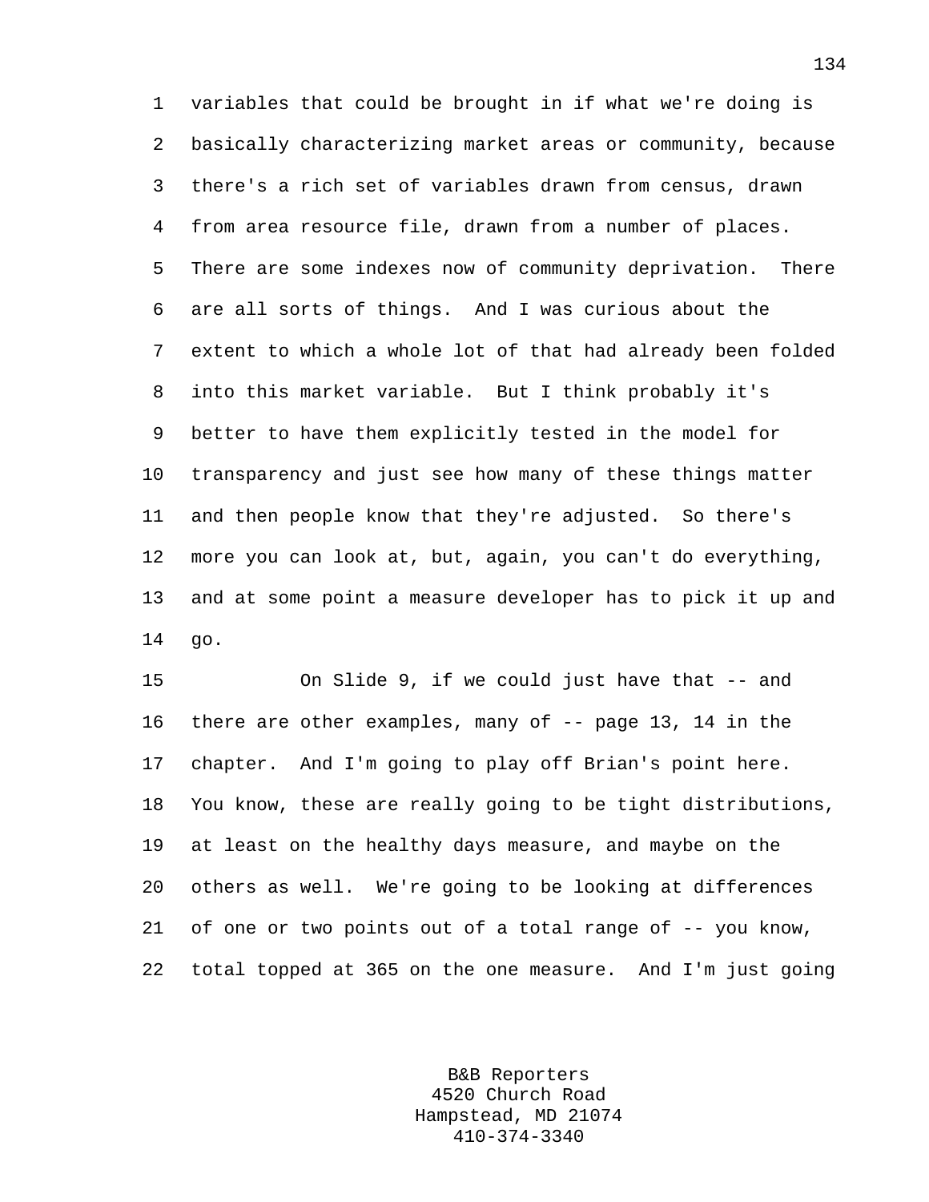variables that could be brought in if what we're doing is basically characterizing market areas or community, because there's a rich set of variables drawn from census, drawn from area resource file, drawn from a number of places. There are some indexes now of community deprivation. There are all sorts of things. And I was curious about the extent to which a whole lot of that had already been folded into this market variable. But I think probably it's better to have them explicitly tested in the model for transparency and just see how many of these things matter and then people know that they're adjusted. So there's more you can look at, but, again, you can't do everything, and at some point a measure developer has to pick it up and go.

On Slide 9, if we could just have that -- and there are other examples, many of -- page 13, 14 in the chapter. And I'm going to play off Brian's point here. You know, these are really going to be tight distributions, at least on the healthy days measure, and maybe on the others as well. We're going to be looking at differences of one or two points out of a total range of -- you know, total topped at 365 on the one measure. And I'm just going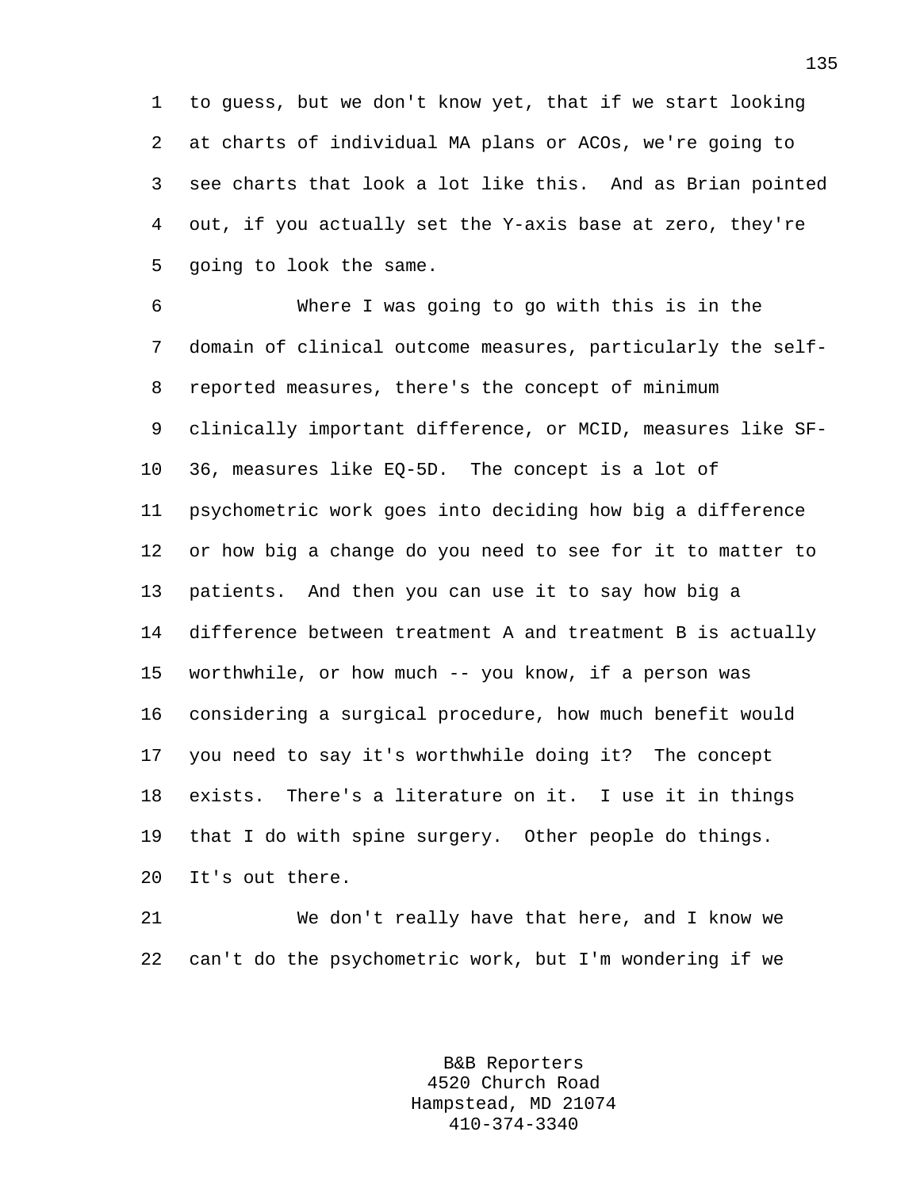to guess, but we don't know yet, that if we start looking at charts of individual MA plans or ACOs, we're going to see charts that look a lot like this. And as Brian pointed out, if you actually set the Y-axis base at zero, they're going to look the same.

Where I was going to go with this is in the domain of clinical outcome measures, particularly the self-reported measures, there's the concept of minimum clinically important difference, or MCID, measures like SF-36, measures like EQ-5D. The concept is a lot of psychometric work goes into deciding how big a difference or how big a change do you need to see for it to matter to patients. And then you can use it to say how big a difference between treatment A and treatment B is actually worthwhile, or how much -- you know, if a person was considering a surgical procedure, how much benefit would you need to say it's worthwhile doing it? The concept exists. There's a literature on it. I use it in things that I do with spine surgery. Other people do things. It's out there.

We don't really have that here, and I know we can't do the psychometric work, but I'm wondering if we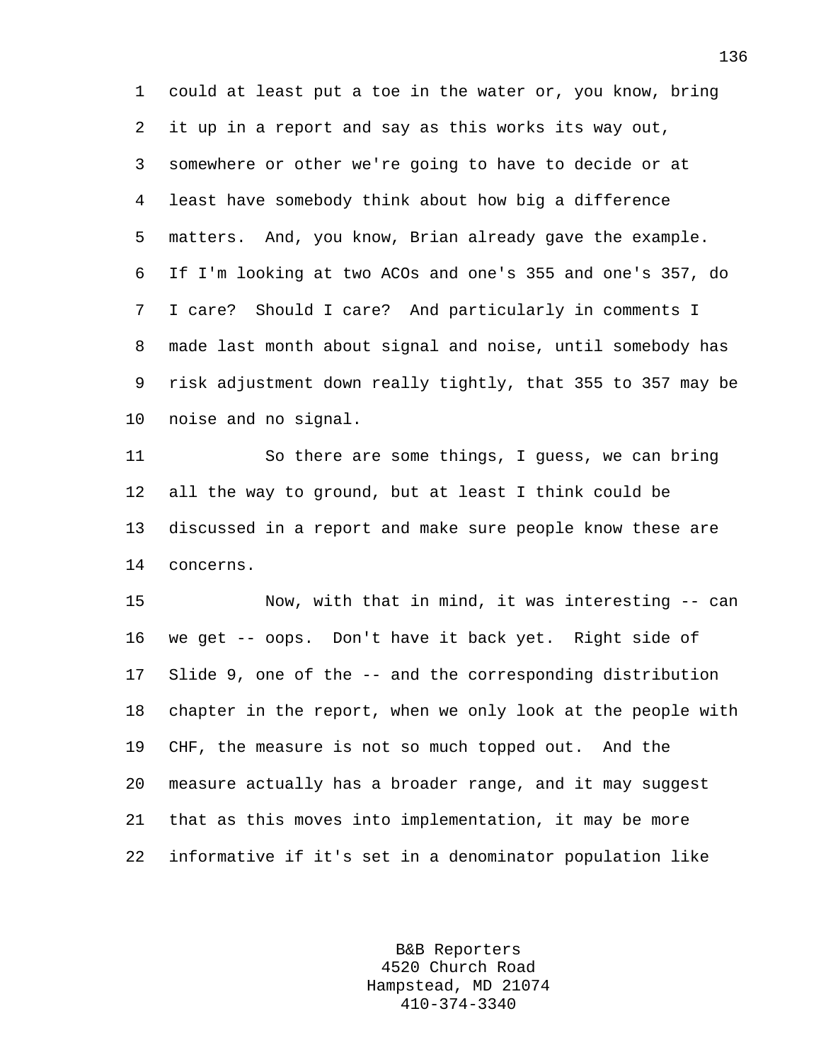could at least put a toe in the water or, you know, bring it up in a report and say as this works its way out, somewhere or other we're going to have to decide or at least have somebody think about how big a difference matters. And, you know, Brian already gave the example. If I'm looking at two ACOs and one's 355 and one's 357, do I care? Should I care? And particularly in comments I made last month about signal and noise, until somebody has risk adjustment down really tightly, that 355 to 357 may be noise and no signal.

So there are some things, I guess, we can bring all the way to ground, but at least I think could be discussed in a report and make sure people know these are concerns.

Now, with that in mind, it was interesting -- can we get -- oops. Don't have it back yet. Right side of Slide 9, one of the -- and the corresponding distribution chapter in the report, when we only look at the people with CHF, the measure is not so much topped out. And the measure actually has a broader range, and it may suggest that as this moves into implementation, it may be more informative if it's set in a denominator population like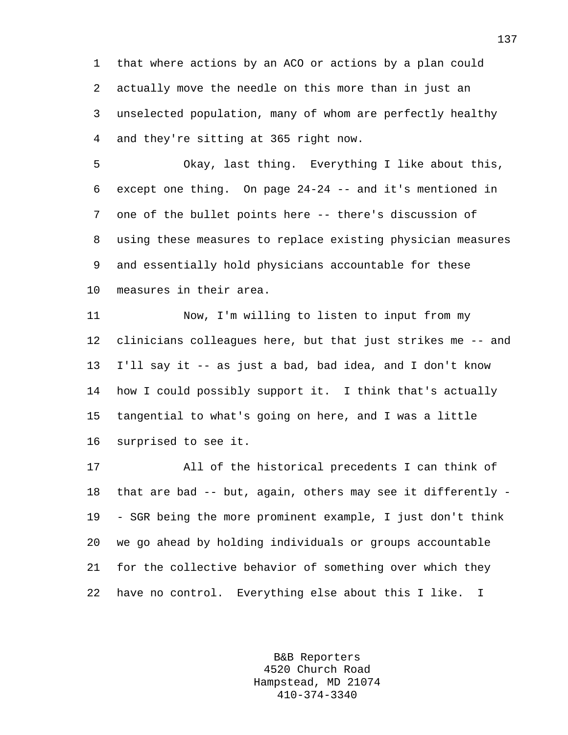that where actions by an ACO or actions by a plan could actually move the needle on this more than in just an unselected population, many of whom are perfectly healthy and they're sitting at 365 right now.

Okay, last thing. Everything I like about this, except one thing. On page 24-24 -- and it's mentioned in one of the bullet points here -- there's discussion of using these measures to replace existing physician measures and essentially hold physicians accountable for these measures in their area.

Now, I'm willing to listen to input from my clinicians colleagues here, but that just strikes me -- and I'll say it -- as just a bad, bad idea, and I don't know how I could possibly support it. I think that's actually tangential to what's going on here, and I was a little surprised to see it.

All of the historical precedents I can think of that are bad -- but, again, others may see it differently -- SGR being the more prominent example, I just don't think we go ahead by holding individuals or groups accountable for the collective behavior of something over which they have no control. Everything else about this I like. I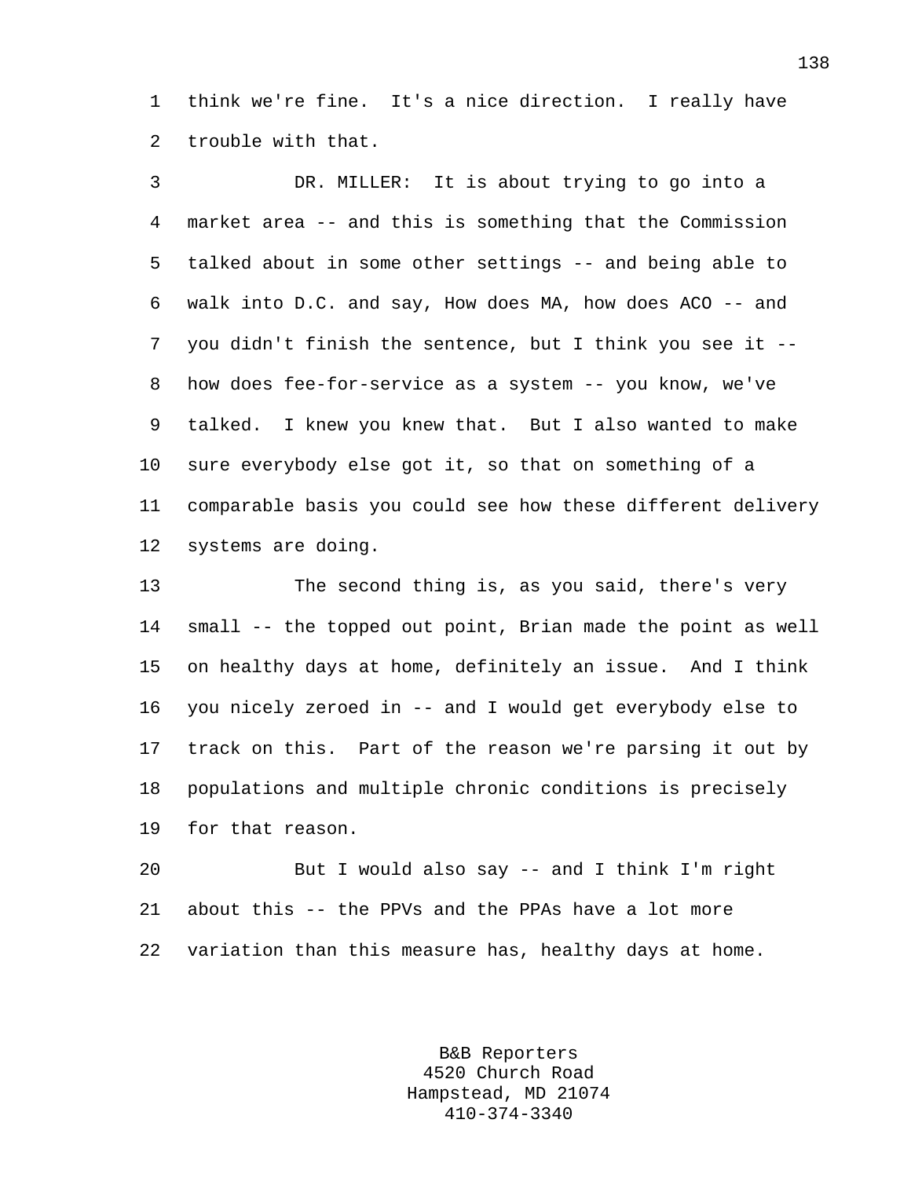think we're fine. It's a nice direction. I really have trouble with that.

DR. MILLER: It is about trying to go into a market area -- and this is something that the Commission talked about in some other settings -- and being able to walk into D.C. and say, How does MA, how does ACO -- and you didn't finish the sentence, but I think you see it -- how does fee-for-service as a system -- you know, we've talked. I knew you knew that. But I also wanted to make sure everybody else got it, so that on something of a comparable basis you could see how these different delivery systems are doing.

The second thing is, as you said, there's very small -- the topped out point, Brian made the point as well on healthy days at home, definitely an issue. And I think you nicely zeroed in -- and I would get everybody else to track on this. Part of the reason we're parsing it out by populations and multiple chronic conditions is precisely for that reason.

But I would also say -- and I think I'm right about this -- the PPVs and the PPAs have a lot more variation than this measure has, healthy days at home.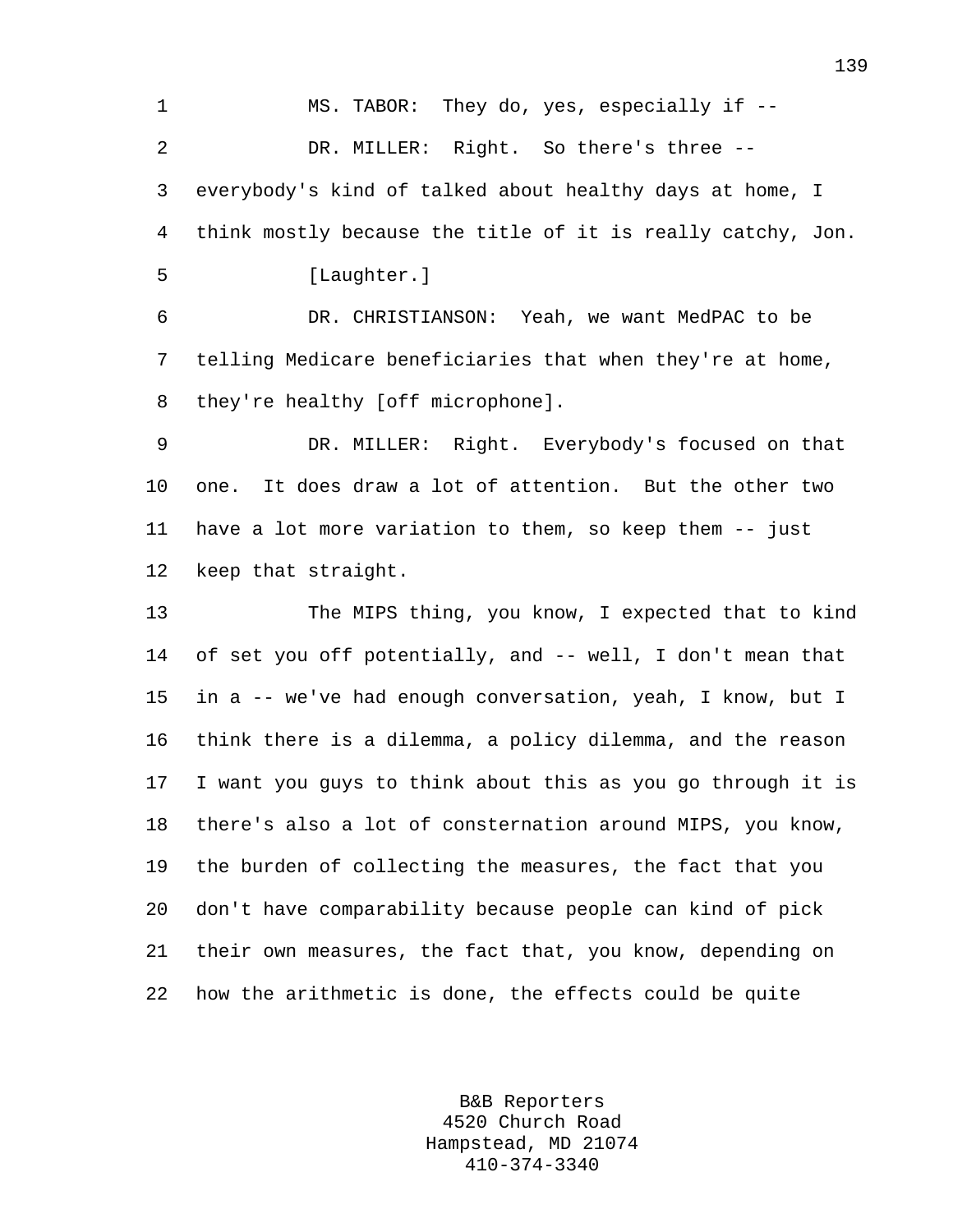MS. TABOR: They do, yes, especially if --

DR. MILLER: Right. So there's three -- everybody's kind of talked about healthy days at home, I think mostly because the title of it is really catchy, Jon.

[Laughter.]

DR. CHRISTIANSON: Yeah, we want MedPAC to be telling Medicare beneficiaries that when they're at home, they're healthy [off microphone].

DR. MILLER: Right. Everybody's focused on that one. It does draw a lot of attention. But the other two have a lot more variation to them, so keep them -- just keep that straight.

The MIPS thing, you know, I expected that to kind of set you off potentially, and -- well, I don't mean that in a -- we've had enough conversation, yeah, I know, but I think there is a dilemma, a policy dilemma, and the reason I want you guys to think about this as you go through it is there's also a lot of consternation around MIPS, you know, the burden of collecting the measures, the fact that you don't have comparability because people can kind of pick their own measures, the fact that, you know, depending on how the arithmetic is done, the effects could be quite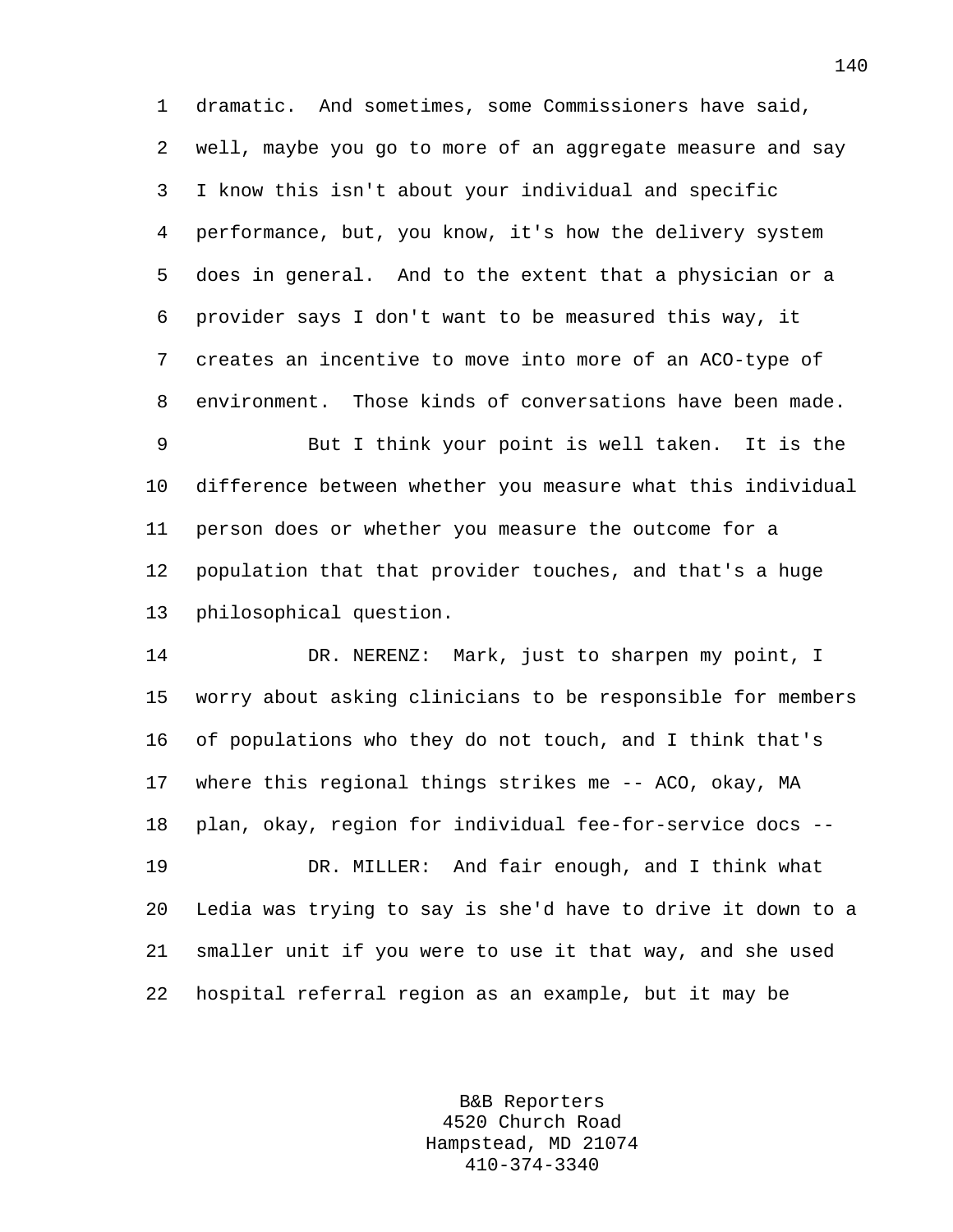dramatic. And sometimes, some Commissioners have said, well, maybe you go to more of an aggregate measure and say I know this isn't about your individual and specific performance, but, you know, it's how the delivery system does in general. And to the extent that a physician or a provider says I don't want to be measured this way, it creates an incentive to move into more of an ACO-type of environment. Those kinds of conversations have been made.

But I think your point is well taken. It is the difference between whether you measure what this individual person does or whether you measure the outcome for a population that that provider touches, and that's a huge philosophical question.

DR. NERENZ: Mark, just to sharpen my point, I worry about asking clinicians to be responsible for members of populations who they do not touch, and I think that's where this regional things strikes me -- ACO, okay, MA plan, okay, region for individual fee-for-service docs --

DR. MILLER: And fair enough, and I think what Ledia was trying to say is she'd have to drive it down to a smaller unit if you were to use it that way, and she used hospital referral region as an example, but it may be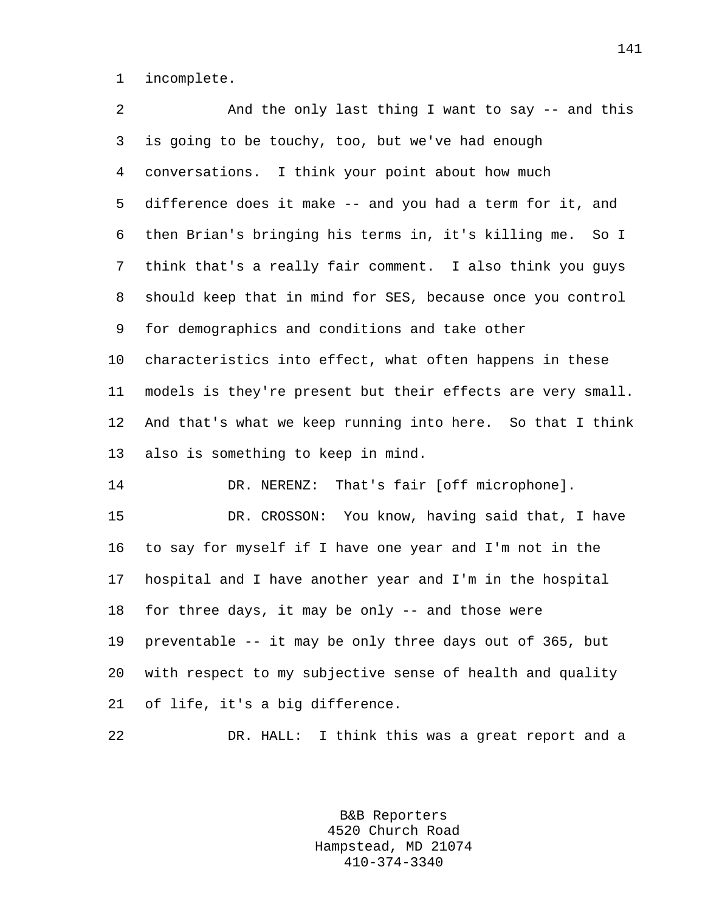incomplete.

And the only last thing I want to say -- and this is going to be touchy, too, but we've had enough conversations. I think your point about how much difference does it make -- and you had a term for it, and then Brian's bringing his terms in, it's killing me. So I think that's a really fair comment. I also think you guys should keep that in mind for SES, because once you control for demographics and conditions and take other characteristics into effect, what often happens in these models is they're present but their effects are very small. And that's what we keep running into here. So that I think also is something to keep in mind.

DR. NERENZ: That's fair [off microphone].

DR. CROSSON: You know, having said that, I have to say for myself if I have one year and I'm not in the hospital and I have another year and I'm in the hospital for three days, it may be only -- and those were preventable -- it may be only three days out of 365, but with respect to my subjective sense of health and quality of life, it's a big difference.

DR. HALL: I think this was a great report and a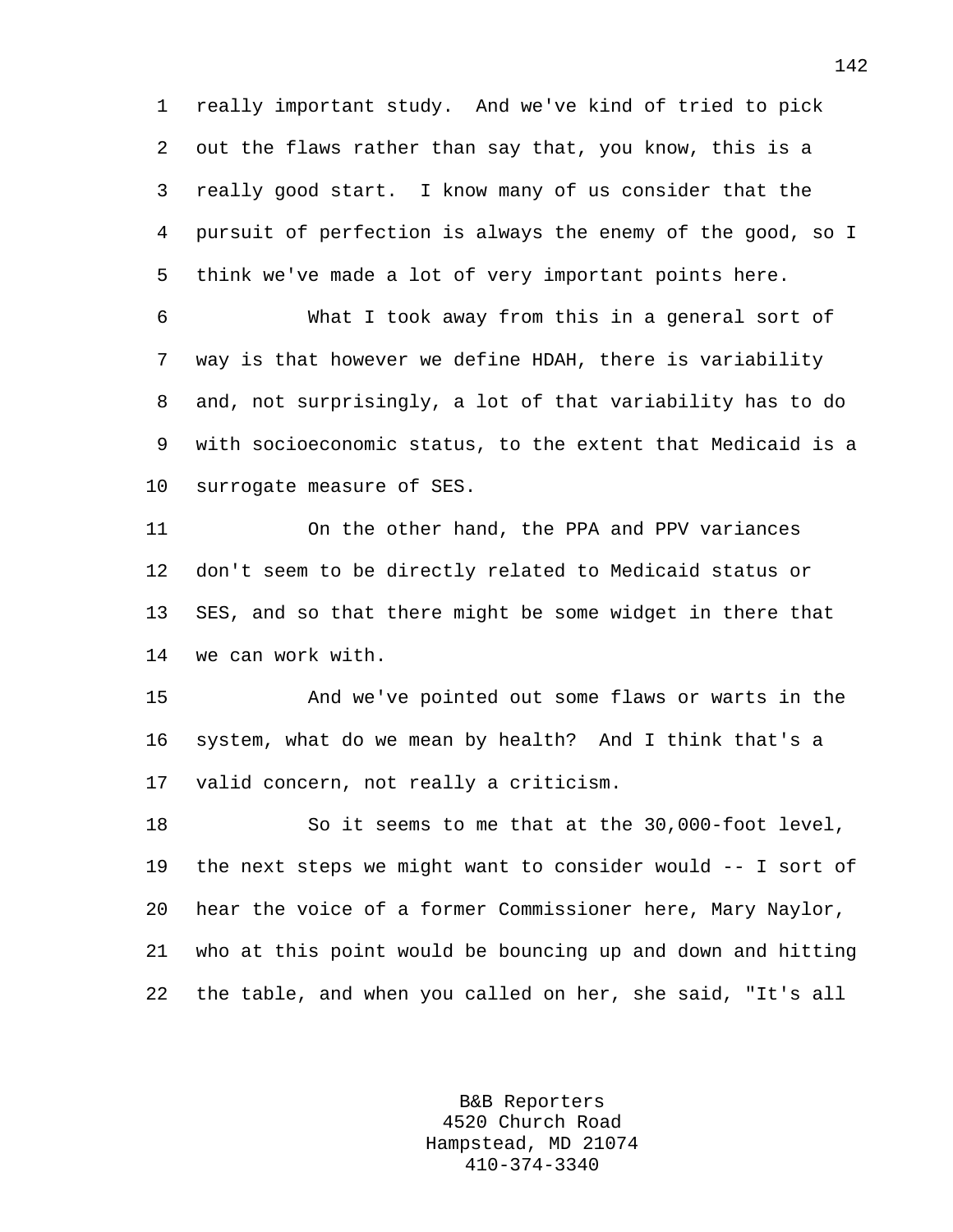really important study. And we've kind of tried to pick out the flaws rather than say that, you know, this is a really good start. I know many of us consider that the pursuit of perfection is always the enemy of the good, so I think we've made a lot of very important points here.

What I took away from this in a general sort of way is that however we define HDAH, there is variability and, not surprisingly, a lot of that variability has to do with socioeconomic status, to the extent that Medicaid is a surrogate measure of SES.

On the other hand, the PPA and PPV variances don't seem to be directly related to Medicaid status or SES, and so that there might be some widget in there that we can work with.

And we've pointed out some flaws or warts in the system, what do we mean by health? And I think that's a valid concern, not really a criticism.

So it seems to me that at the 30,000-foot level, the next steps we might want to consider would -- I sort of hear the voice of a former Commissioner here, Mary Naylor, who at this point would be bouncing up and down and hitting the table, and when you called on her, she said, "It's all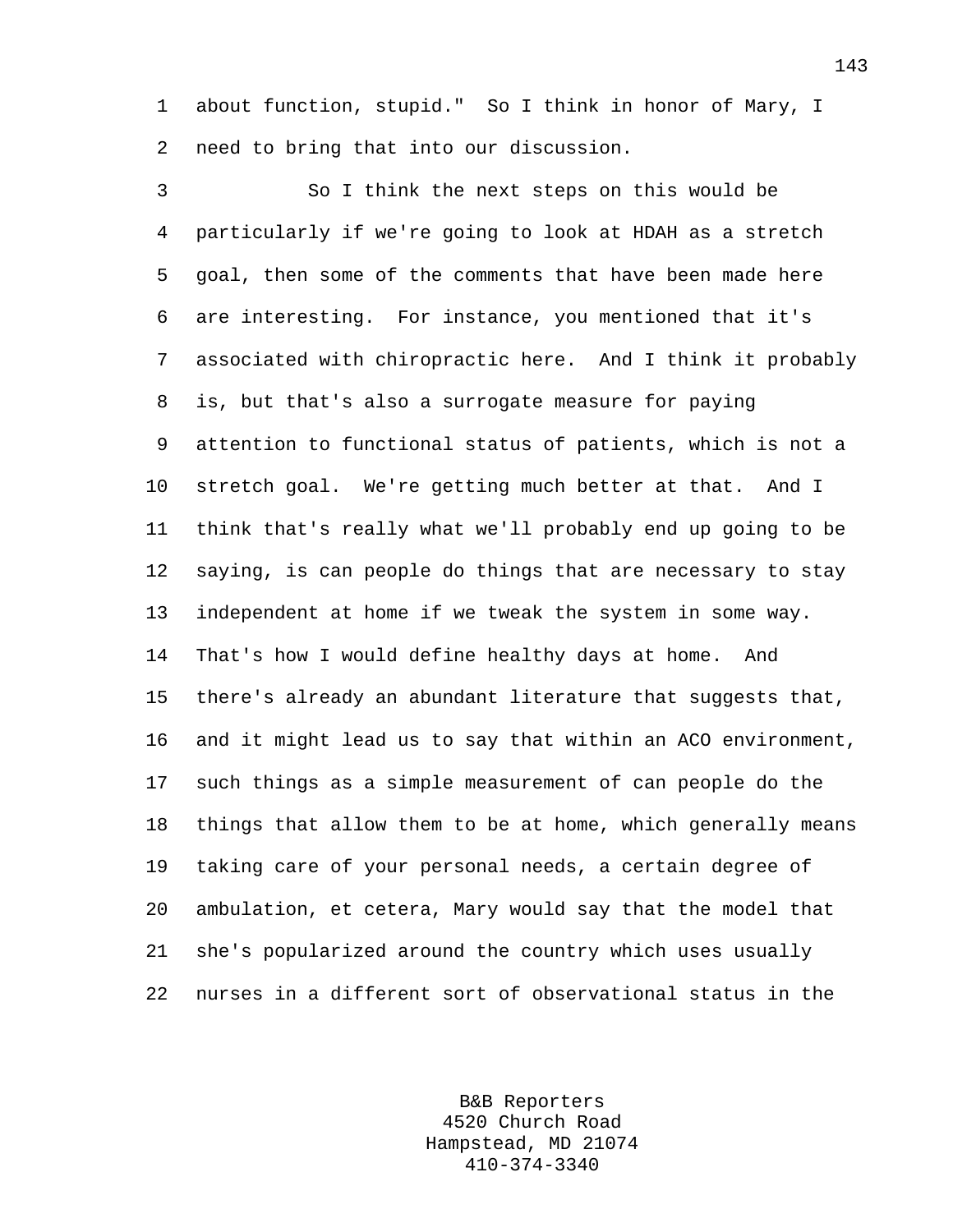about function, stupid." So I think in honor of Mary, I need to bring that into our discussion.

So I think the next steps on this would be particularly if we're going to look at HDAH as a stretch goal, then some of the comments that have been made here are interesting. For instance, you mentioned that it's associated with chiropractic here. And I think it probably is, but that's also a surrogate measure for paying attention to functional status of patients, which is not a stretch goal. We're getting much better at that. And I think that's really what we'll probably end up going to be saying, is can people do things that are necessary to stay independent at home if we tweak the system in some way. That's how I would define healthy days at home. And there's already an abundant literature that suggests that, and it might lead us to say that within an ACO environment, such things as a simple measurement of can people do the things that allow them to be at home, which generally means taking care of your personal needs, a certain degree of ambulation, et cetera, Mary would say that the model that she's popularized around the country which uses usually nurses in a different sort of observational status in the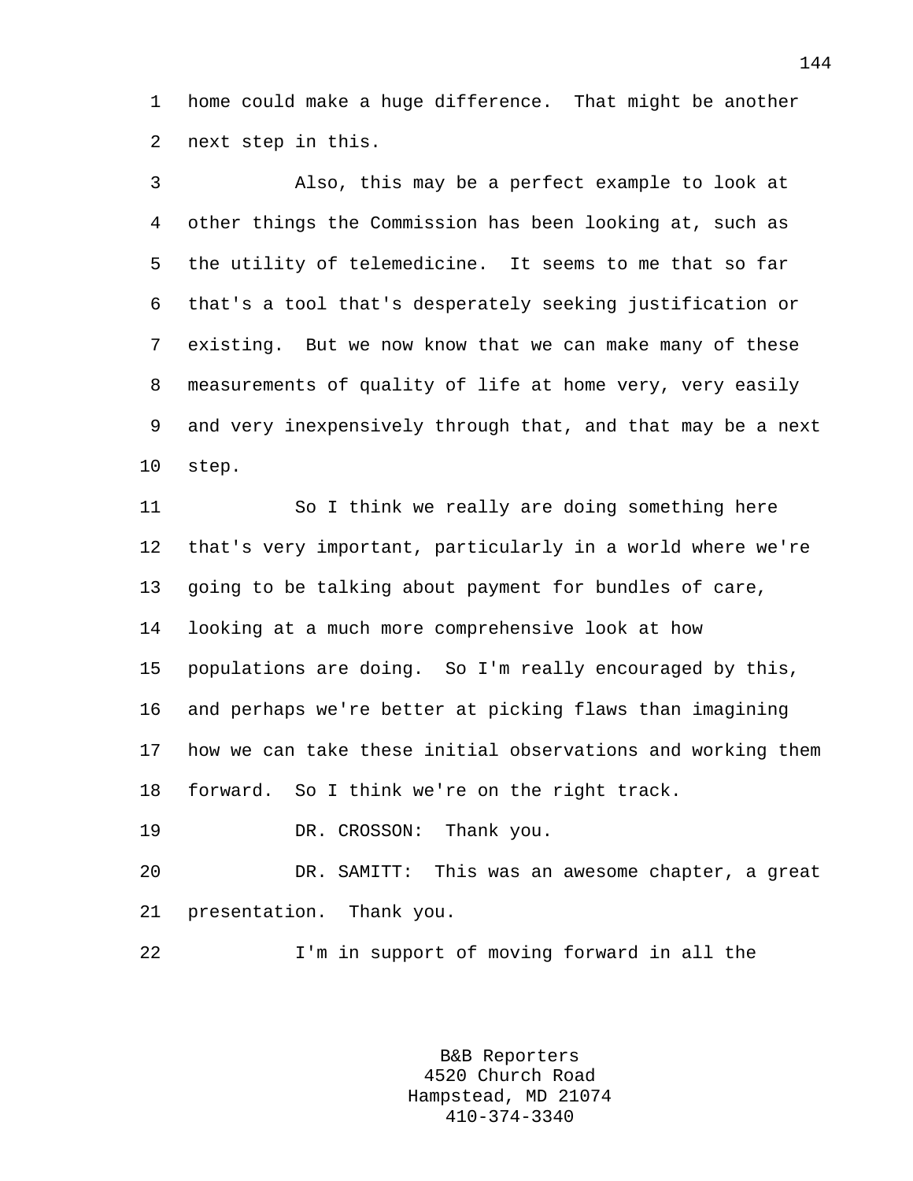home could make a huge difference. That might be another next step in this.

Also, this may be a perfect example to look at other things the Commission has been looking at, such as the utility of telemedicine. It seems to me that so far that's a tool that's desperately seeking justification or existing. But we now know that we can make many of these measurements of quality of life at home very, very easily and very inexpensively through that, and that may be a next step.

So I think we really are doing something here that's very important, particularly in a world where we're going to be talking about payment for bundles of care, looking at a much more comprehensive look at how populations are doing. So I'm really encouraged by this, and perhaps we're better at picking flaws than imagining how we can take these initial observations and working them forward. So I think we're on the right track.

DR. CROSSON: Thank you.

DR. SAMITT: This was an awesome chapter, a great presentation. Thank you.

I'm in support of moving forward in all the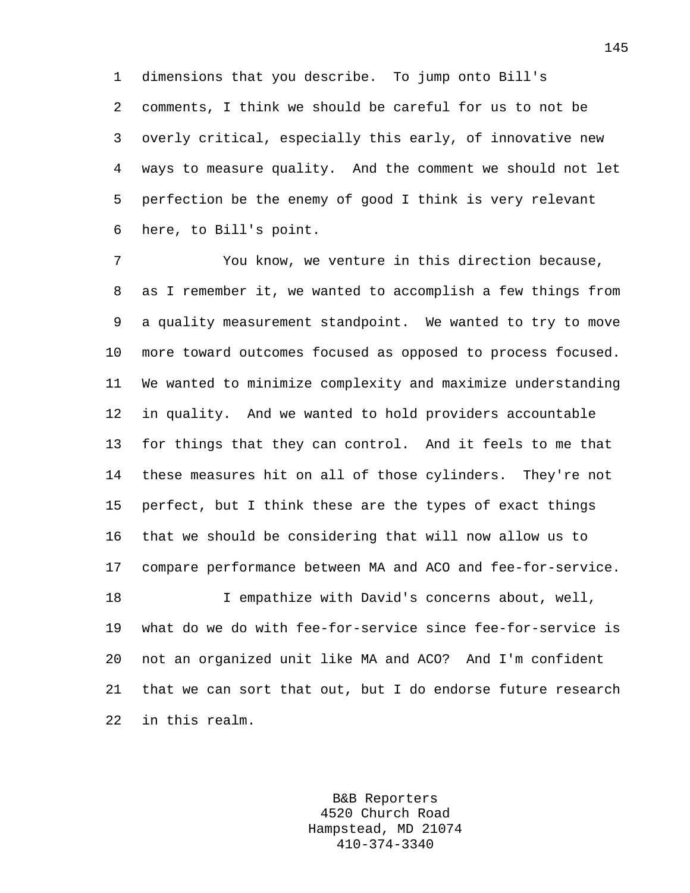dimensions that you describe. To jump onto Bill's comments, I think we should be careful for us to not be overly critical, especially this early, of innovative new ways to measure quality. And the comment we should not let perfection be the enemy of good I think is very relevant here, to Bill's point.

You know, we venture in this direction because, as I remember it, we wanted to accomplish a few things from a quality measurement standpoint. We wanted to try to move more toward outcomes focused as opposed to process focused. We wanted to minimize complexity and maximize understanding in quality. And we wanted to hold providers accountable for things that they can control. And it feels to me that these measures hit on all of those cylinders. They're not perfect, but I think these are the types of exact things that we should be considering that will now allow us to compare performance between MA and ACO and fee-for-service.

I empathize with David's concerns about, well, what do we do with fee-for-service since fee-for-service is not an organized unit like MA and ACO? And I'm confident that we can sort that out, but I do endorse future research in this realm.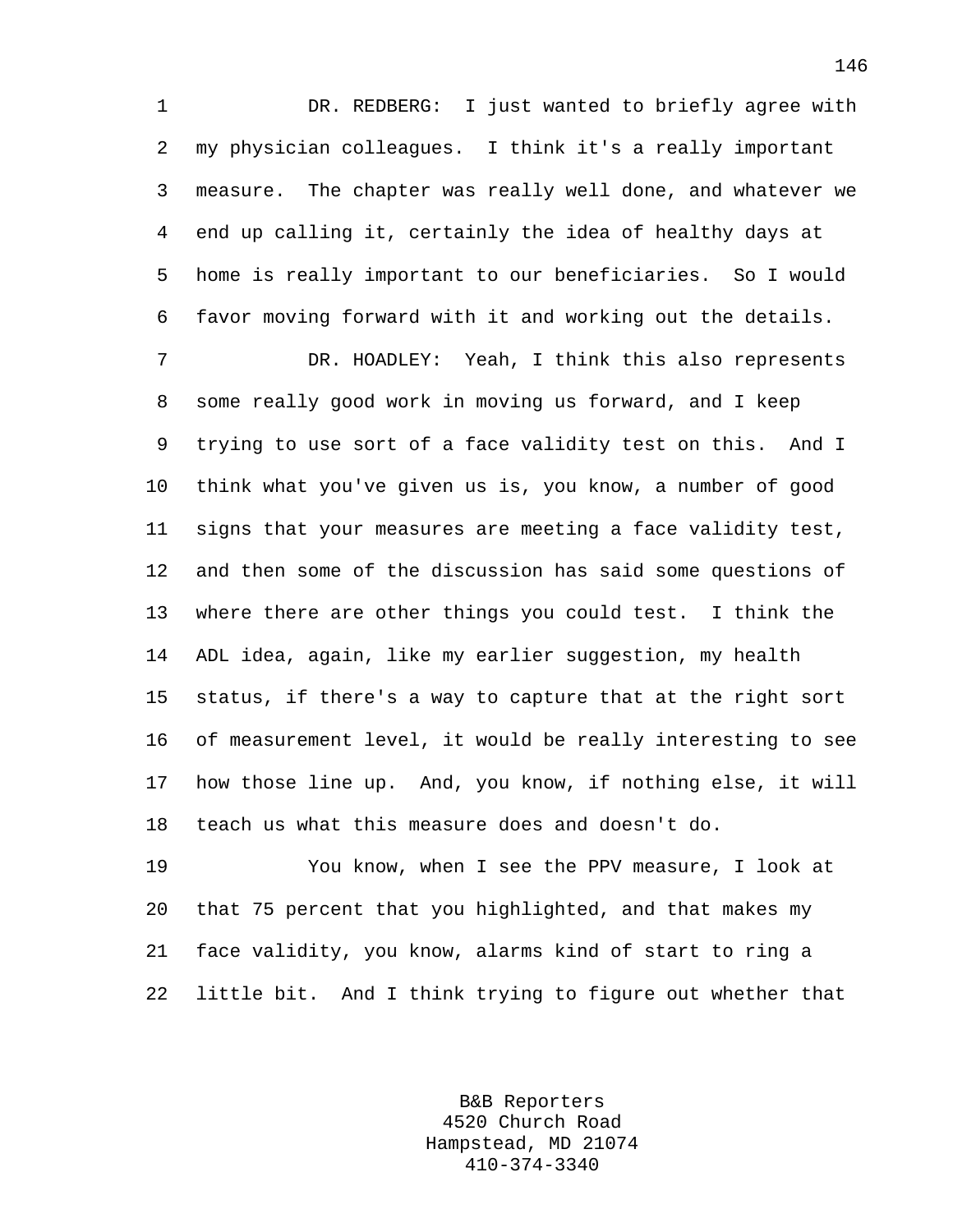DR. REDBERG: I just wanted to briefly agree with my physician colleagues. I think it's a really important measure. The chapter was really well done, and whatever we end up calling it, certainly the idea of healthy days at home is really important to our beneficiaries. So I would favor moving forward with it and working out the details.

DR. HOADLEY: Yeah, I think this also represents some really good work in moving us forward, and I keep trying to use sort of a face validity test on this. And I think what you've given us is, you know, a number of good signs that your measures are meeting a face validity test, and then some of the discussion has said some questions of where there are other things you could test. I think the ADL idea, again, like my earlier suggestion, my health status, if there's a way to capture that at the right sort of measurement level, it would be really interesting to see how those line up. And, you know, if nothing else, it will teach us what this measure does and doesn't do.

You know, when I see the PPV measure, I look at that 75 percent that you highlighted, and that makes my face validity, you know, alarms kind of start to ring a little bit. And I think trying to figure out whether that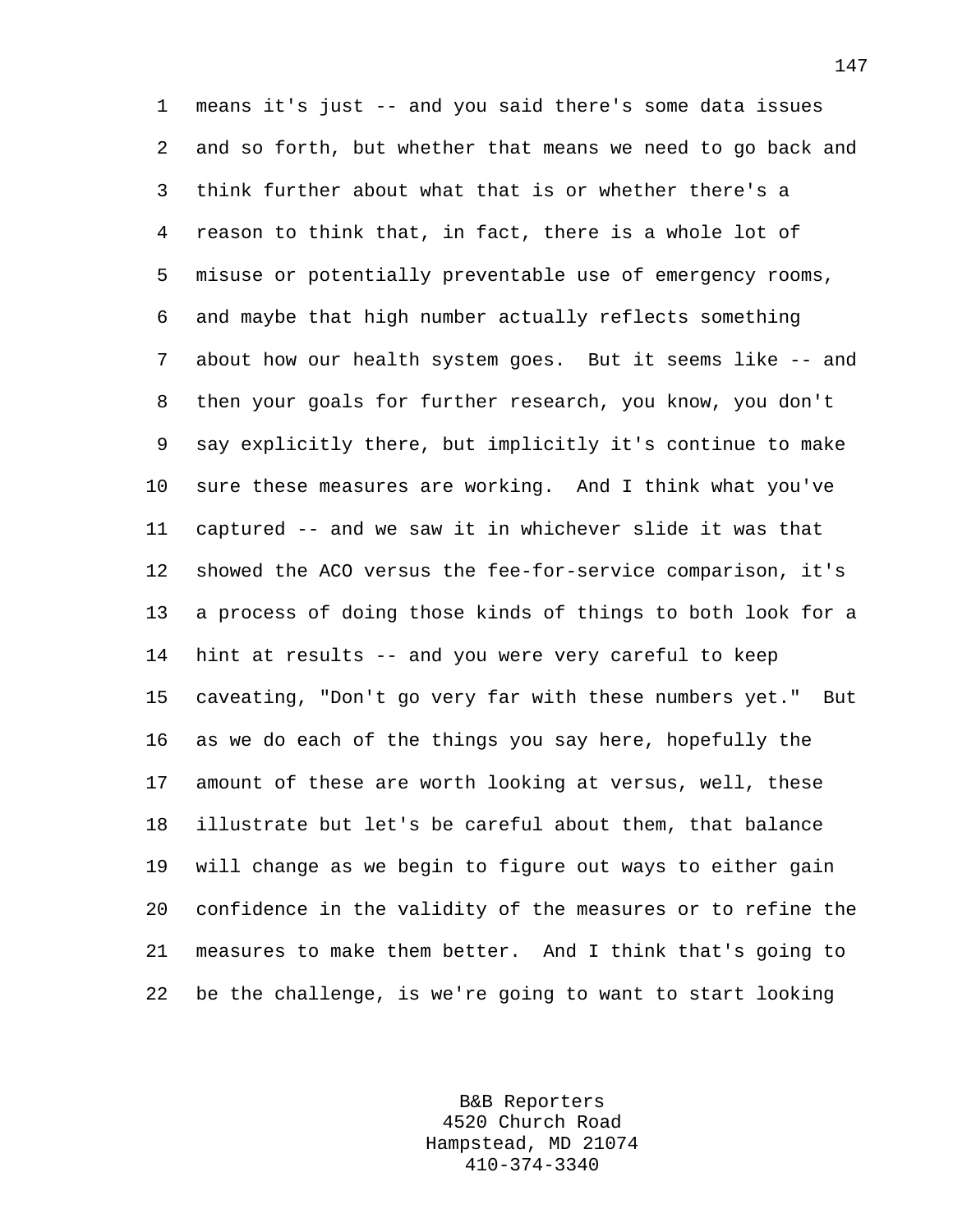means it's just -- and you said there's some data issues and so forth, but whether that means we need to go back and think further about what that is or whether there's a reason to think that, in fact, there is a whole lot of misuse or potentially preventable use of emergency rooms, and maybe that high number actually reflects something about how our health system goes. But it seems like -- and then your goals for further research, you know, you don't say explicitly there, but implicitly it's continue to make sure these measures are working. And I think what you've captured -- and we saw it in whichever slide it was that showed the ACO versus the fee-for-service comparison, it's a process of doing those kinds of things to both look for a hint at results -- and you were very careful to keep caveating, "Don't go very far with these numbers yet." But as we do each of the things you say here, hopefully the amount of these are worth looking at versus, well, these illustrate but let's be careful about them, that balance will change as we begin to figure out ways to either gain confidence in the validity of the measures or to refine the measures to make them better. And I think that's going to be the challenge, is we're going to want to start looking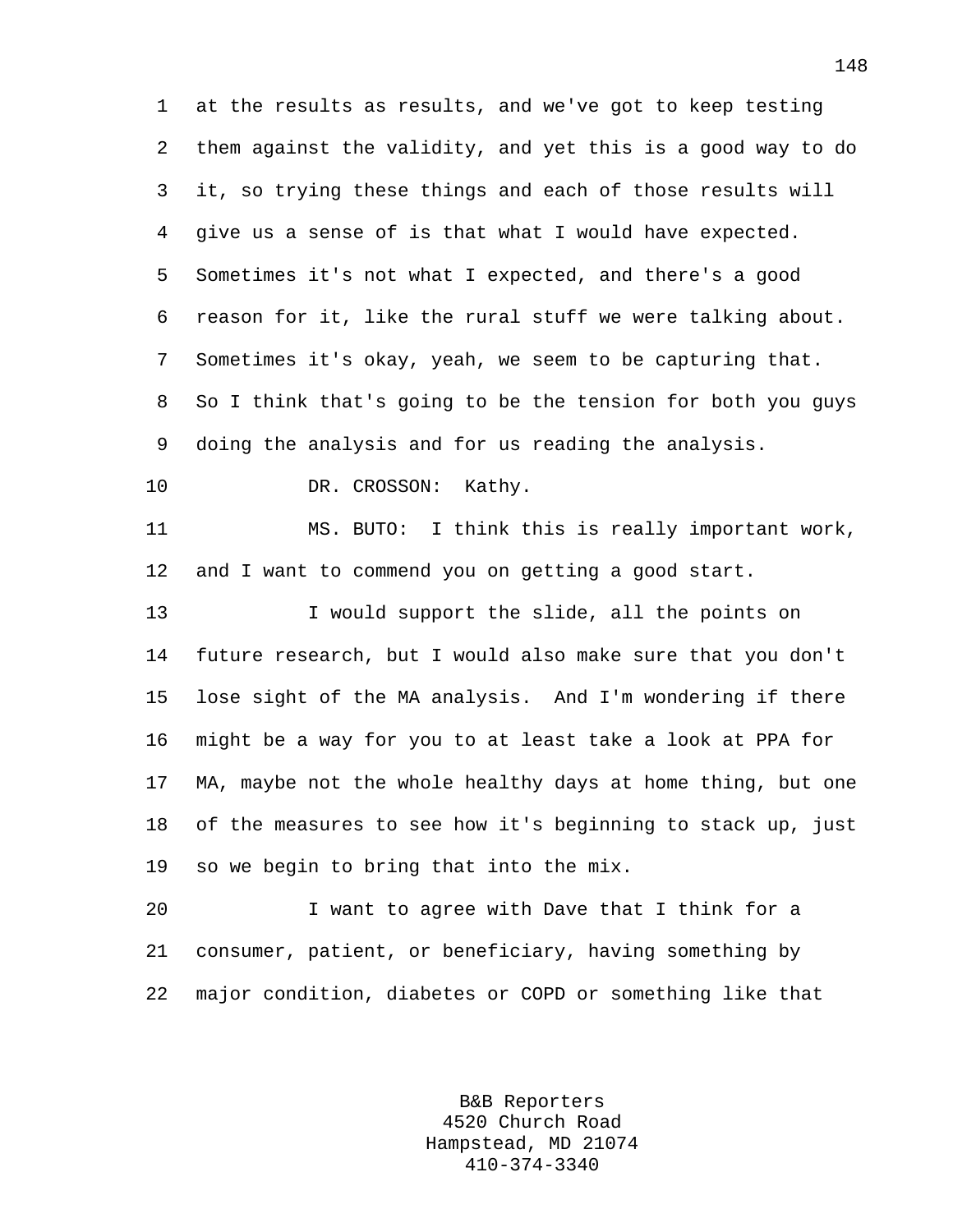at the results as results, and we've got to keep testing them against the validity, and yet this is a good way to do it, so trying these things and each of those results will give us a sense of is that what I would have expected. Sometimes it's not what I expected, and there's a good reason for it, like the rural stuff we were talking about. Sometimes it's okay, yeah, we seem to be capturing that. So I think that's going to be the tension for both you guys doing the analysis and for us reading the analysis.

DR. CROSSON: Kathy.

MS. BUTO: I think this is really important work, and I want to commend you on getting a good start.

I would support the slide, all the points on future research, but I would also make sure that you don't lose sight of the MA analysis. And I'm wondering if there might be a way for you to at least take a look at PPA for MA, maybe not the whole healthy days at home thing, but one of the measures to see how it's beginning to stack up, just so we begin to bring that into the mix.

I want to agree with Dave that I think for a consumer, patient, or beneficiary, having something by major condition, diabetes or COPD or something like that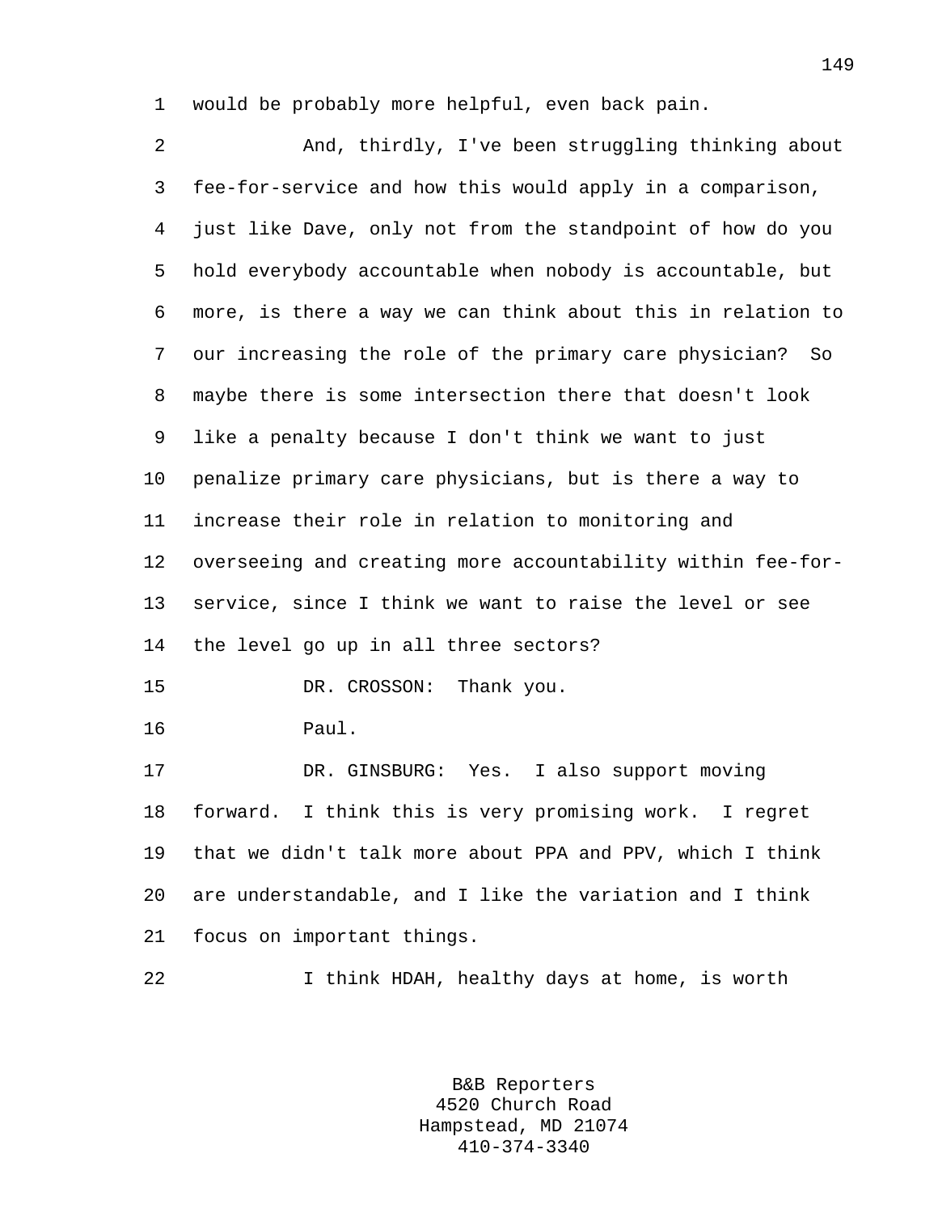would be probably more helpful, even back pain.

And, thirdly, I've been struggling thinking about fee-for-service and how this would apply in a comparison, just like Dave, only not from the standpoint of how do you hold everybody accountable when nobody is accountable, but more, is there a way we can think about this in relation to our increasing the role of the primary care physician? So maybe there is some intersection there that doesn't look like a penalty because I don't think we want to just penalize primary care physicians, but is there a way to increase their role in relation to monitoring and overseeing and creating more accountability within fee-for-service, since I think we want to raise the level or see the level go up in all three sectors?

DR. CROSSON: Thank you.

Paul.

DR. GINSBURG: Yes. I also support moving forward. I think this is very promising work. I regret that we didn't talk more about PPA and PPV, which I think are understandable, and I like the variation and I think focus on important things.

I think HDAH, healthy days at home, is worth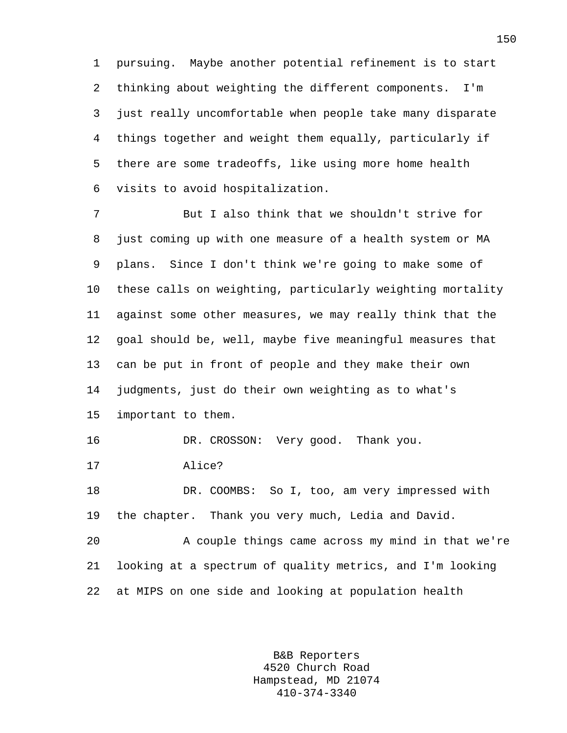pursuing. Maybe another potential refinement is to start thinking about weighting the different components. I'm just really uncomfortable when people take many disparate things together and weight them equally, particularly if there are some tradeoffs, like using more home health visits to avoid hospitalization.

But I also think that we shouldn't strive for just coming up with one measure of a health system or MA plans. Since I don't think we're going to make some of these calls on weighting, particularly weighting mortality against some other measures, we may really think that the goal should be, well, maybe five meaningful measures that can be put in front of people and they make their own judgments, just do their own weighting as to what's important to them.

DR. CROSSON: Very good. Thank you.

Alice?

DR. COOMBS: So I, too, am very impressed with the chapter. Thank you very much, Ledia and David.

A couple things came across my mind in that we're looking at a spectrum of quality metrics, and I'm looking at MIPS on one side and looking at population health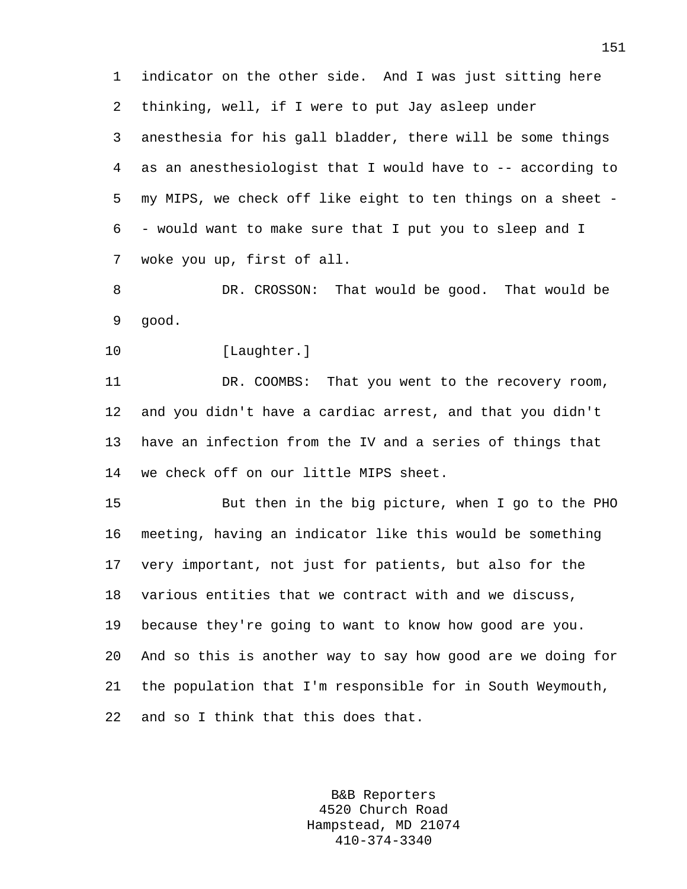indicator on the other side. And I was just sitting here thinking, well, if I were to put Jay asleep under anesthesia for his gall bladder, there will be some things as an anesthesiologist that I would have to -- according to my MIPS, we check off like eight to ten things on a sheet -- would want to make sure that I put you to sleep and I woke you up, first of all.

DR. CROSSON: That would be good. That would be good.

[Laughter.]

DR. COOMBS: That you went to the recovery room, and you didn't have a cardiac arrest, and that you didn't have an infection from the IV and a series of things that we check off on our little MIPS sheet.

But then in the big picture, when I go to the PHO meeting, having an indicator like this would be something very important, not just for patients, but also for the various entities that we contract with and we discuss, because they're going to want to know how good are you. And so this is another way to say how good are we doing for the population that I'm responsible for in South Weymouth, and so I think that this does that.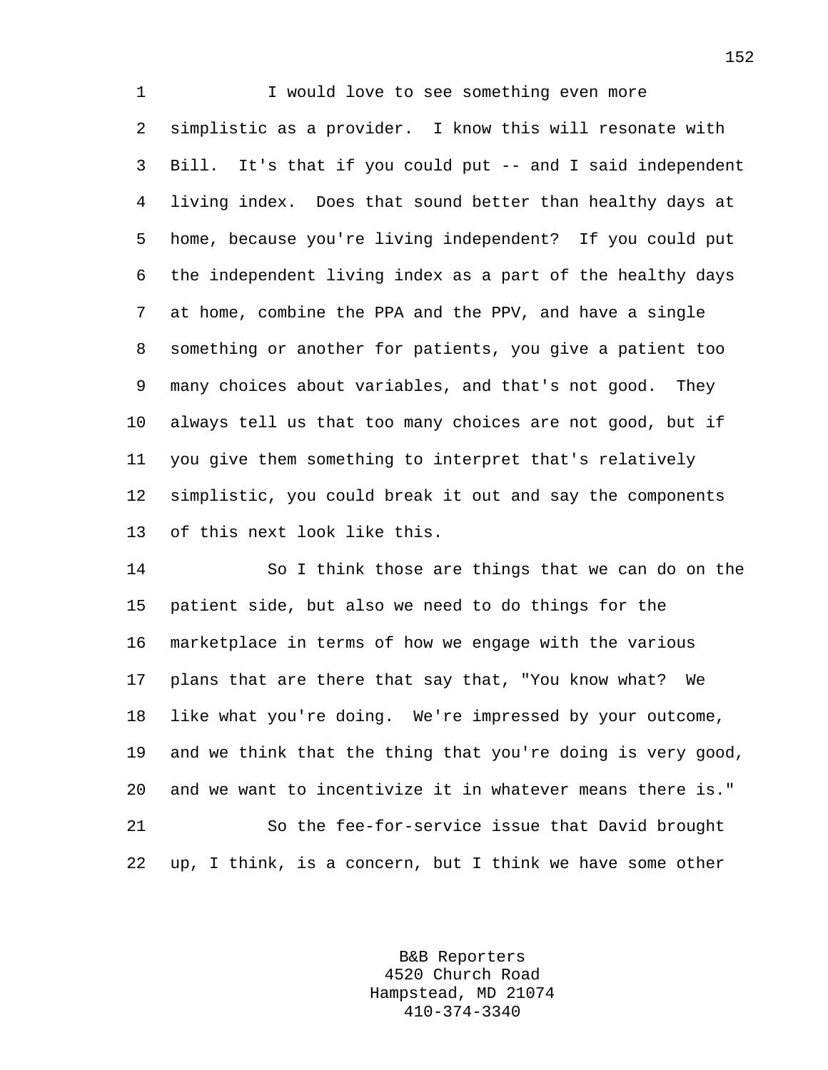I would love to see something even more simplistic as a provider. I know this will resonate with Bill. It's that if you could put -- and I said independent living index. Does that sound better than healthy days at home, because you're living independent? If you could put the independent living index as a part of the healthy days at home, combine the PPA and the PPV, and have a single something or another for patients, you give a patient too many choices about variables, and that's not good. They always tell us that too many choices are not good, but if you give them something to interpret that's relatively simplistic, you could break it out and say the components of this next look like this.

So I think those are things that we can do on the patient side, but also we need to do things for the marketplace in terms of how we engage with the various plans that are there that say that, "You know what? We like what you're doing. We're impressed by your outcome, and we think that the thing that you're doing is very good, and we want to incentivize it in whatever means there is."

So the fee-for-service issue that David brought up, I think, is a concern, but I think we have some other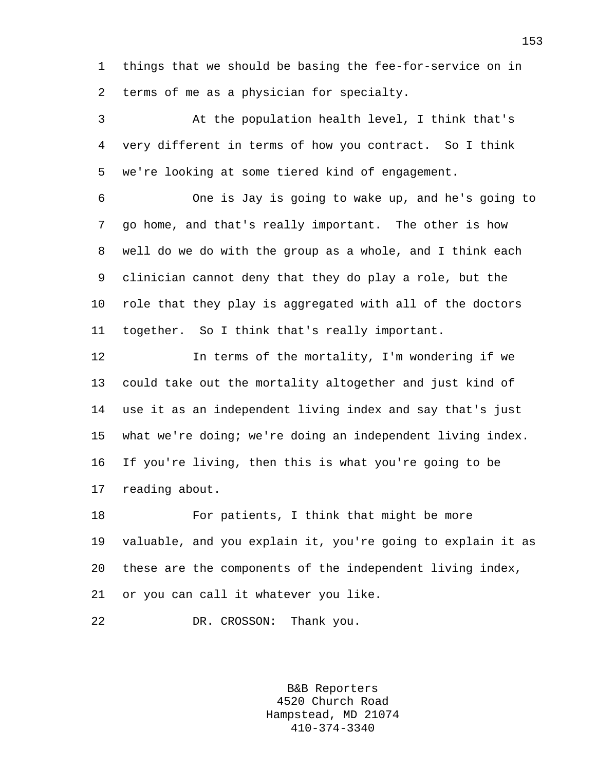things that we should be basing the fee-for-service on in terms of me as a physician for specialty.

At the population health level, I think that's very different in terms of how you contract. So I think we're looking at some tiered kind of engagement.

One is Jay is going to wake up, and he's going to go home, and that's really important. The other is how well do we do with the group as a whole, and I think each clinician cannot deny that they do play a role, but the role that they play is aggregated with all of the doctors together. So I think that's really important.

In terms of the mortality, I'm wondering if we could take out the mortality altogether and just kind of use it as an independent living index and say that's just what we're doing; we're doing an independent living index. If you're living, then this is what you're going to be reading about.

For patients, I think that might be more valuable, and you explain it, you're going to explain it as these are the components of the independent living index, or you can call it whatever you like.

DR. CROSSON: Thank you.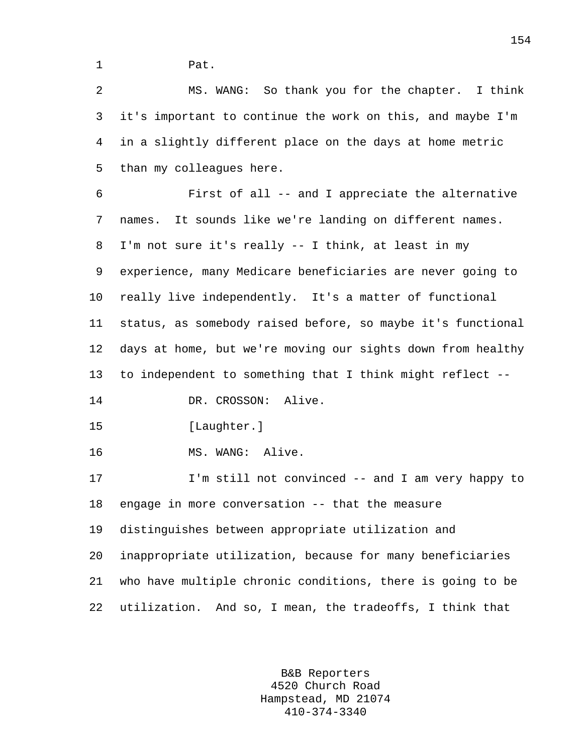Pat.

MS. WANG: So thank you for the chapter. I think it's important to continue the work on this, and maybe I'm in a slightly different place on the days at home metric than my colleagues here.

First of all -- and I appreciate the alternative names. It sounds like we're landing on different names. I'm not sure it's really -- I think, at least in my experience, many Medicare beneficiaries are never going to really live independently. It's a matter of functional status, as somebody raised before, so maybe it's functional days at home, but we're moving our sights down from healthy to independent to something that I think might reflect --

DR. CROSSON: Alive.

[Laughter.]

MS. WANG: Alive.

I'm still not convinced -- and I am very happy to engage in more conversation -- that the measure distinguishes between appropriate utilization and inappropriate utilization, because for many beneficiaries who have multiple chronic conditions, there is going to be utilization. And so, I mean, the tradeoffs, I think that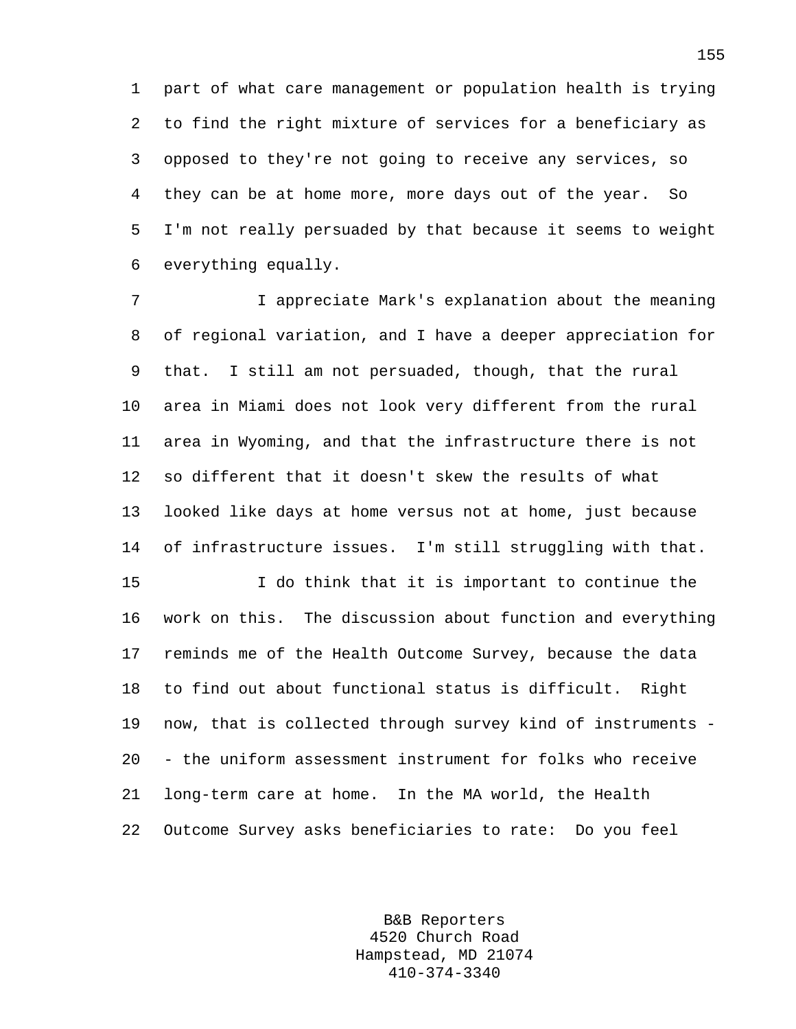part of what care management or population health is trying to find the right mixture of services for a beneficiary as opposed to they're not going to receive any services, so they can be at home more, more days out of the year. So I'm not really persuaded by that because it seems to weight everything equally.

I appreciate Mark's explanation about the meaning of regional variation, and I have a deeper appreciation for that. I still am not persuaded, though, that the rural area in Miami does not look very different from the rural area in Wyoming, and that the infrastructure there is not so different that it doesn't skew the results of what looked like days at home versus not at home, just because of infrastructure issues. I'm still struggling with that.

I do think that it is important to continue the work on this. The discussion about function and everything reminds me of the Health Outcome Survey, because the data to find out about functional status is difficult. Right now, that is collected through survey kind of instruments -- the uniform assessment instrument for folks who receive long-term care at home. In the MA world, the Health Outcome Survey asks beneficiaries to rate: Do you feel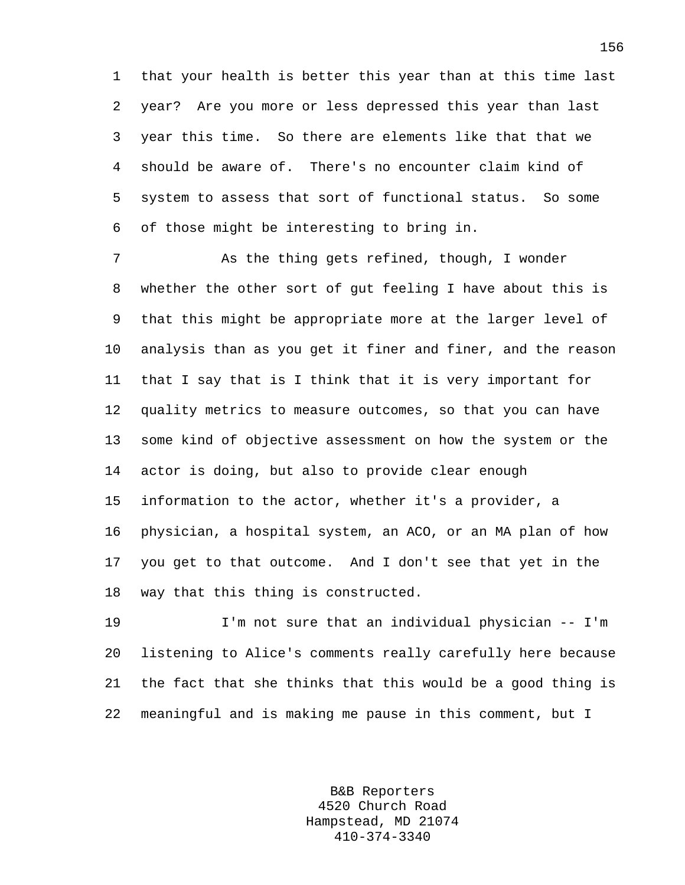that your health is better this year than at this time last year? Are you more or less depressed this year than last year this time. So there are elements like that that we should be aware of. There's no encounter claim kind of system to assess that sort of functional status. So some of those might be interesting to bring in.

As the thing gets refined, though, I wonder whether the other sort of gut feeling I have about this is that this might be appropriate more at the larger level of analysis than as you get it finer and finer, and the reason that I say that is I think that it is very important for quality metrics to measure outcomes, so that you can have some kind of objective assessment on how the system or the actor is doing, but also to provide clear enough information to the actor, whether it's a provider, a physician, a hospital system, an ACO, or an MA plan of how you get to that outcome. And I don't see that yet in the way that this thing is constructed.

I'm not sure that an individual physician -- I'm listening to Alice's comments really carefully here because the fact that she thinks that this would be a good thing is meaningful and is making me pause in this comment, but I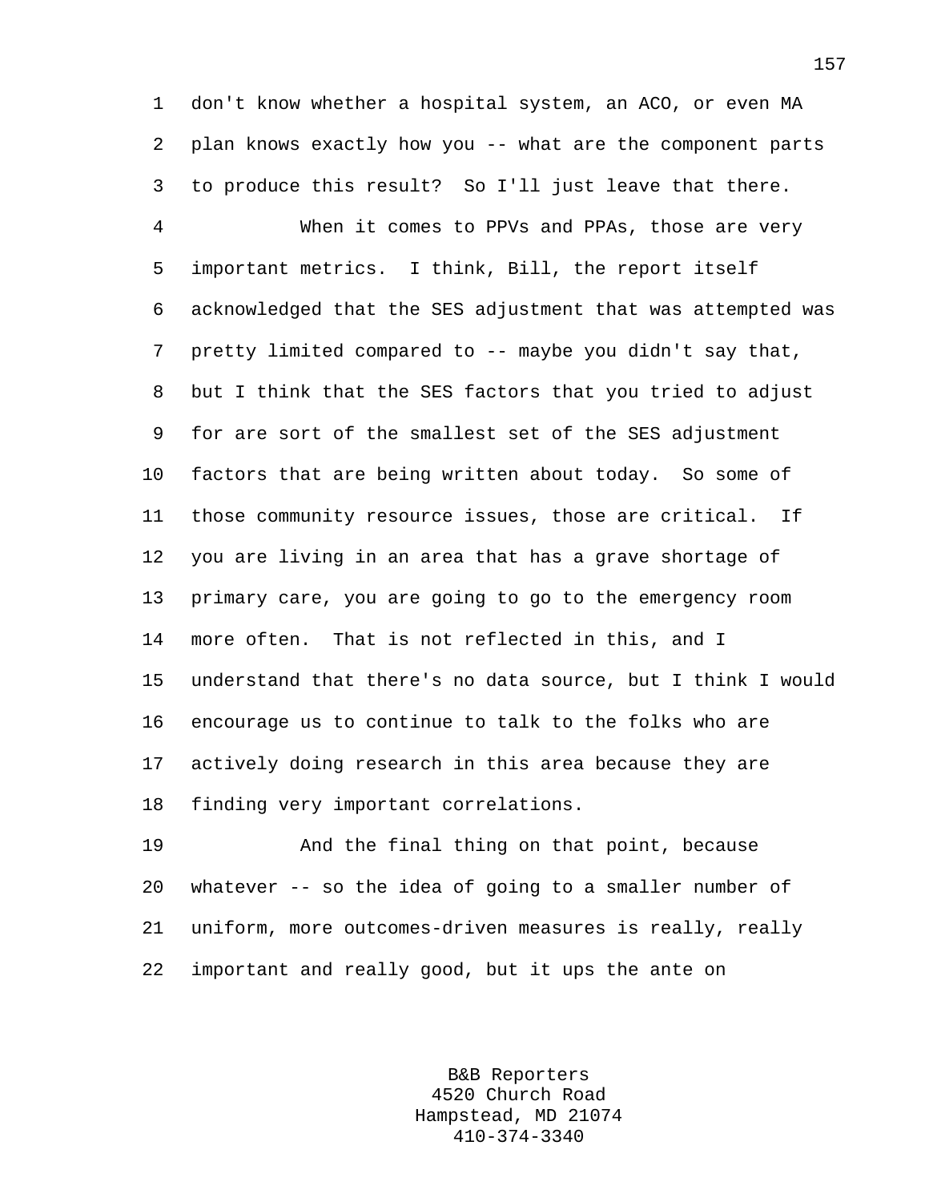don't know whether a hospital system, an ACO, or even MA plan knows exactly how you -- what are the component parts to produce this result? So I'll just leave that there.

When it comes to PPVs and PPAs, those are very important metrics. I think, Bill, the report itself acknowledged that the SES adjustment that was attempted was pretty limited compared to -- maybe you didn't say that, but I think that the SES factors that you tried to adjust for are sort of the smallest set of the SES adjustment factors that are being written about today. So some of those community resource issues, those are critical. If you are living in an area that has a grave shortage of primary care, you are going to go to the emergency room more often. That is not reflected in this, and I understand that there's no data source, but I think I would encourage us to continue to talk to the folks who are actively doing research in this area because they are finding very important correlations.

And the final thing on that point, because whatever -- so the idea of going to a smaller number of uniform, more outcomes-driven measures is really, really important and really good, but it ups the ante on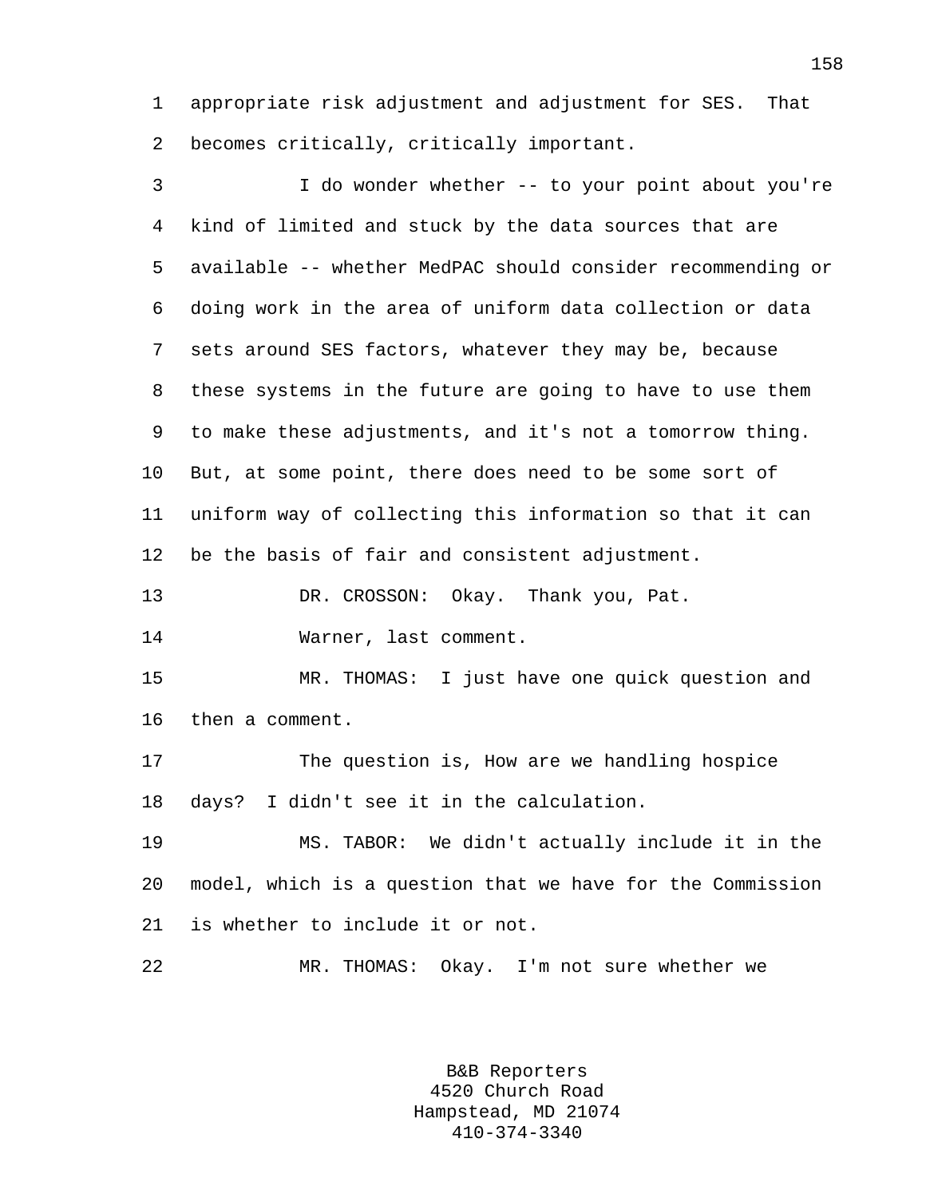appropriate risk adjustment and adjustment for SES. That becomes critically, critically important.

I do wonder whether -- to your point about you're kind of limited and stuck by the data sources that are available -- whether MedPAC should consider recommending or doing work in the area of uniform data collection or data sets around SES factors, whatever they may be, because these systems in the future are going to have to use them to make these adjustments, and it's not a tomorrow thing. But, at some point, there does need to be some sort of uniform way of collecting this information so that it can be the basis of fair and consistent adjustment.

DR. CROSSON: Okay. Thank you, Pat.

Warner, last comment.

MR. THOMAS: I just have one quick question and then a comment.

The question is, How are we handling hospice days? I didn't see it in the calculation.

MS. TABOR: We didn't actually include it in the model, which is a question that we have for the Commission is whether to include it or not.

MR. THOMAS: Okay. I'm not sure whether we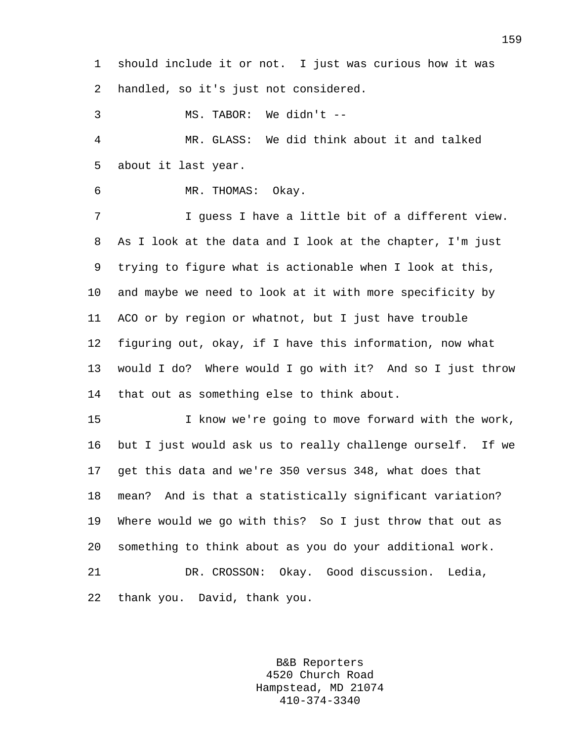should include it or not. I just was curious how it was handled, so it's just not considered.

MS. TABOR: We didn't --

MR. GLASS: We did think about it and talked about it last year.

MR. THOMAS: Okay.

I guess I have a little bit of a different view. As I look at the data and I look at the chapter, I'm just trying to figure what is actionable when I look at this, and maybe we need to look at it with more specificity by ACO or by region or whatnot, but I just have trouble figuring out, okay, if I have this information, now what would I do? Where would I go with it? And so I just throw that out as something else to think about.

I know we're going to move forward with the work, but I just would ask us to really challenge ourself. If we get this data and we're 350 versus 348, what does that mean? And is that a statistically significant variation? Where would we go with this? So I just throw that out as something to think about as you do your additional work.

DR. CROSSON: Okay. Good discussion. Ledia, thank you. David, thank you.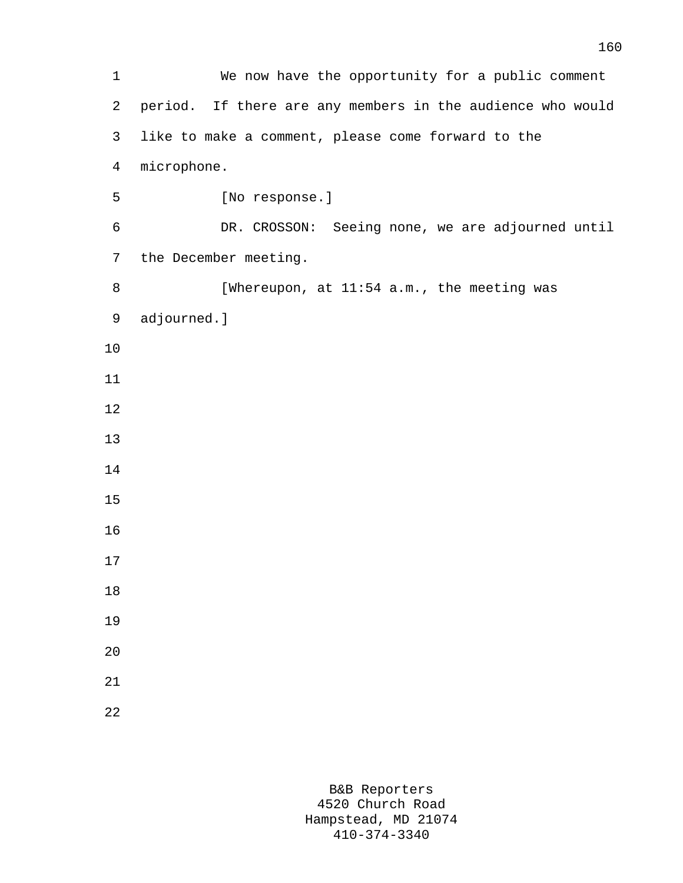We now have the opportunity for a public comment period. If there are any members in the audience who would like to make a comment, please come forward to the microphone.

[No response.]

DR. CROSSON: Seeing none, we are adjourned until the December meeting.

[Whereupon, at 11:54 a.m., the meeting was adjourned.]

B&B Reporters
4520 Church Road
Hampstead, MD 21074
410-374-3340